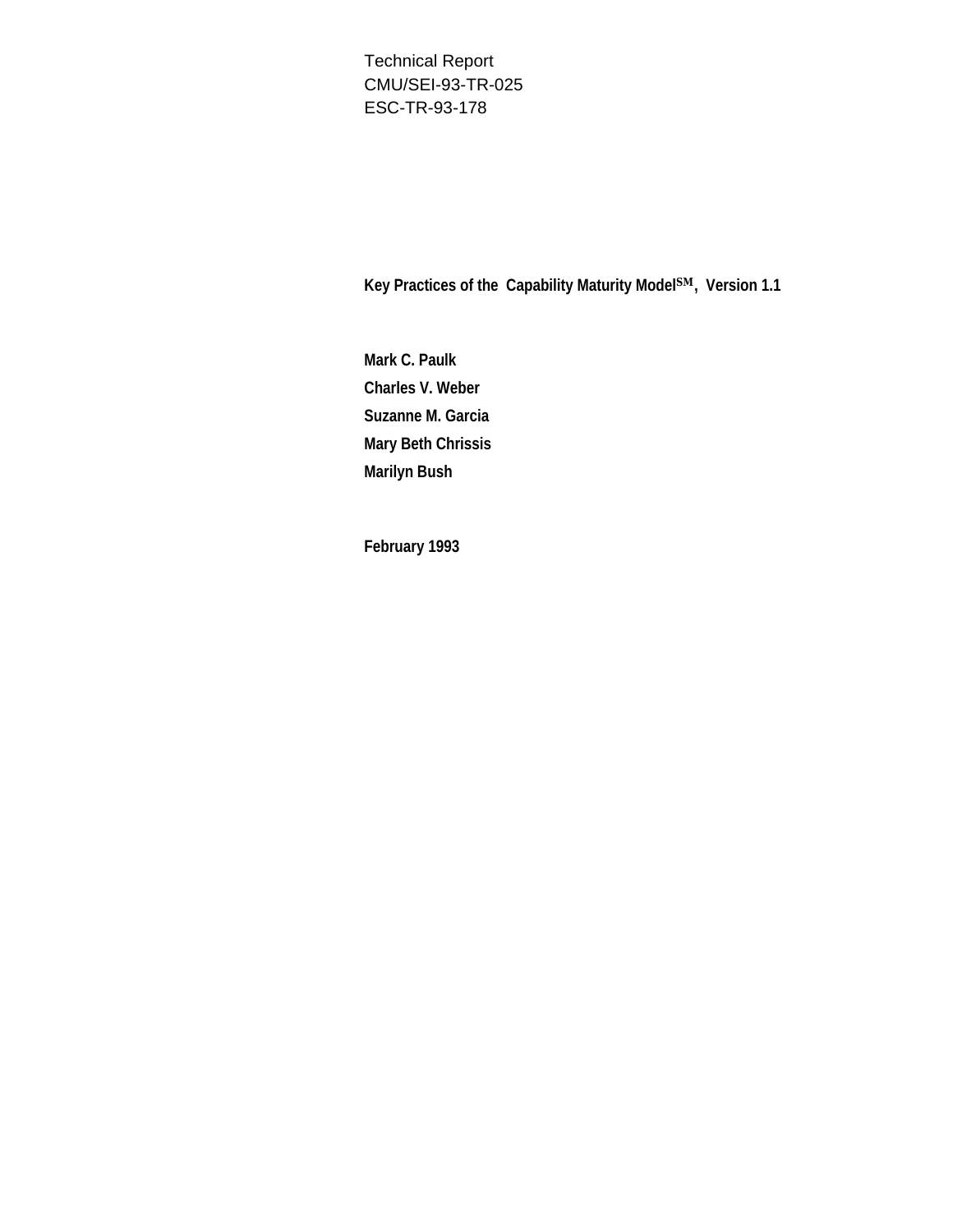Technical Report
CMU/SEI-93-TR-025
ESC-TR-93-178

# Key Practices of the Capability Maturity Model[SM], Version 1.1

**Mark C. Paulk**

**Charles V. Weber**

**Suzanne M. Garcia**

**Mary Beth Chrissis**

**Marilyn Bush**

**February 1993**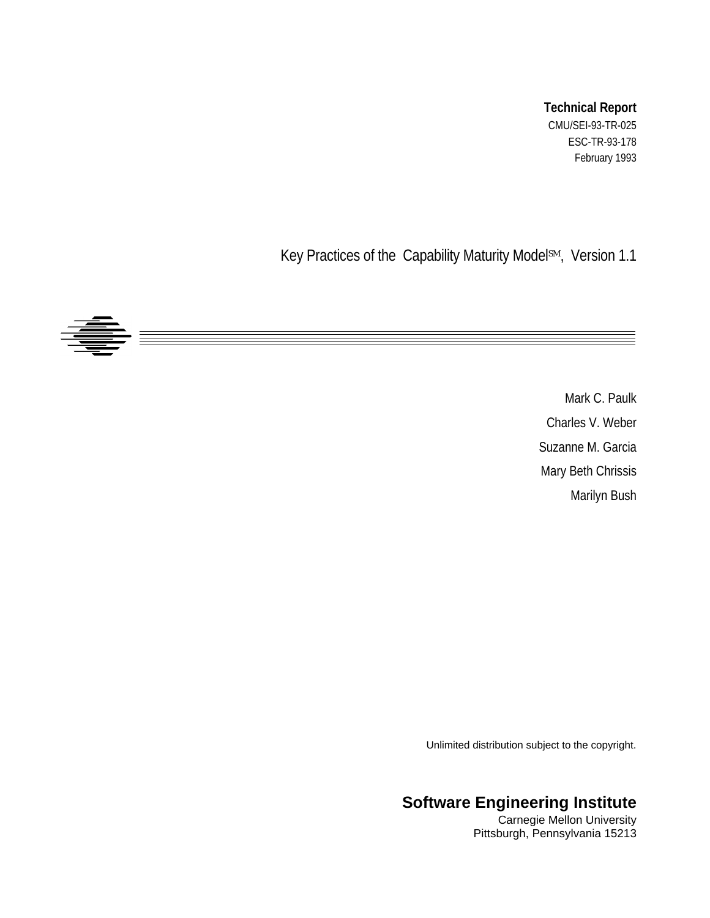**Technical Report**

CMU/SEI-93-TR-025

ESC-TR-93-178

February 1993

# Key Practices of the Capability Maturity Model[SM], Version 1.1

Mark C. Paulk

Charles V. Weber

Suzanne M. Garcia

Mary Beth Chrissis

Marilyn Bush

Unlimited distribution subject to the copyright.

**Software Engineering Institute**

Carnegie Mellon University

Pittsburgh, Pennsylvania 15213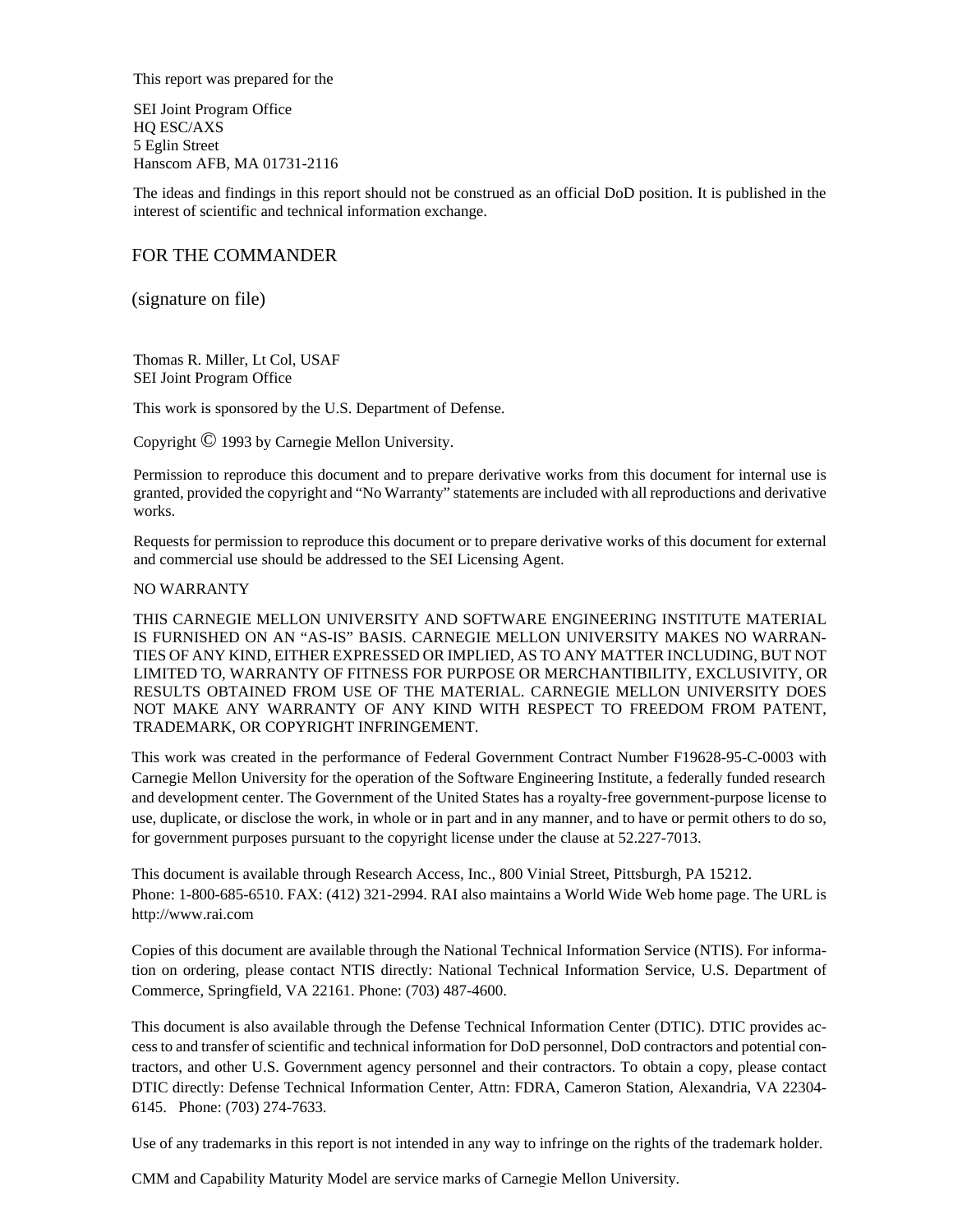This report was prepared for the

SEI Joint Program Office
HQ ESC/AXS
5 Eglin Street
Hanscom AFB, MA 01731-2116

The ideas and findings in this report should not be construed as an official DoD position. It is published in the interest of scientific and technical information exchange.

FOR THE COMMANDER

(signature on file)

Thomas R. Miller, Lt Col, USAF
SEI Joint Program Office

This work is sponsored by the U.S. Department of Defense.

Copyright © 1993 by Carnegie Mellon University.

Permission to reproduce this document and to prepare derivative works from this document for internal use is granted, provided the copyright and "No Warranty" statements are included with all reproductions and derivative works.

Requests for permission to reproduce this document or to prepare derivative works of this document for external and commercial use should be addressed to the SEI Licensing Agent.

NO WARRANTY

THIS CARNEGIE MELLON UNIVERSITY AND SOFTWARE ENGINEERING INSTITUTE MATERIAL IS FURNISHED ON AN "AS-IS" BASIS. CARNEGIE MELLON UNIVERSITY MAKES NO WARRANTIES OF ANY KIND, EITHER EXPRESSED OR IMPLIED, AS TO ANY MATTER INCLUDING, BUT NOT LIMITED TO, WARRANTY OF FITNESS FOR PURPOSE OR MERCHANTIBILITY, EXCLUSIVITY, OR RESULTS OBTAINED FROM USE OF THE MATERIAL. CARNEGIE MELLON UNIVERSITY DOES NOT MAKE ANY WARRANTY OF ANY KIND WITH RESPECT TO FREEDOM FROM PATENT, TRADEMARK, OR COPYRIGHT INFRINGEMENT.

This work was created in the performance of Federal Government Contract Number F19628-95-C-0003 with Carnegie Mellon University for the operation of the Software Engineering Institute, a federally funded research and development center. The Government of the United States has a royalty-free government-purpose license to use, duplicate, or disclose the work, in whole or in part and in any manner, and to have or permit others to do so, for government purposes pursuant to the copyright license under the clause at 52.227-7013.

This document is available through Research Access, Inc., 800 Vinial Street, Pittsburgh, PA 15212.
Phone: 1-800-685-6510. FAX: (412) 321-2994. RAI also maintains a World Wide Web home page. The URL is http://www.rai.com

Copies of this document are available through the National Technical Information Service (NTIS). For information on ordering, please contact NTIS directly: National Technical Information Service, U.S. Department of Commerce, Springfield, VA 22161. Phone: (703) 487-4600.

This document is also available through the Defense Technical Information Center (DTIC). DTIC provides access to and transfer of scientific and technical information for DoD personnel, DoD contractors and potential contractors, and other U.S. Government agency personnel and their contractors. To obtain a copy, please contact DTIC directly: Defense Technical Information Center, Attn: FDRA, Cameron Station, Alexandria, VA 22304-6145. Phone: (703) 274-7633.

Use of any trademarks in this report is not intended in any way to infringe on the rights of the trademark holder.

CMM and Capability Maturity Model are service marks of Carnegie Mellon University.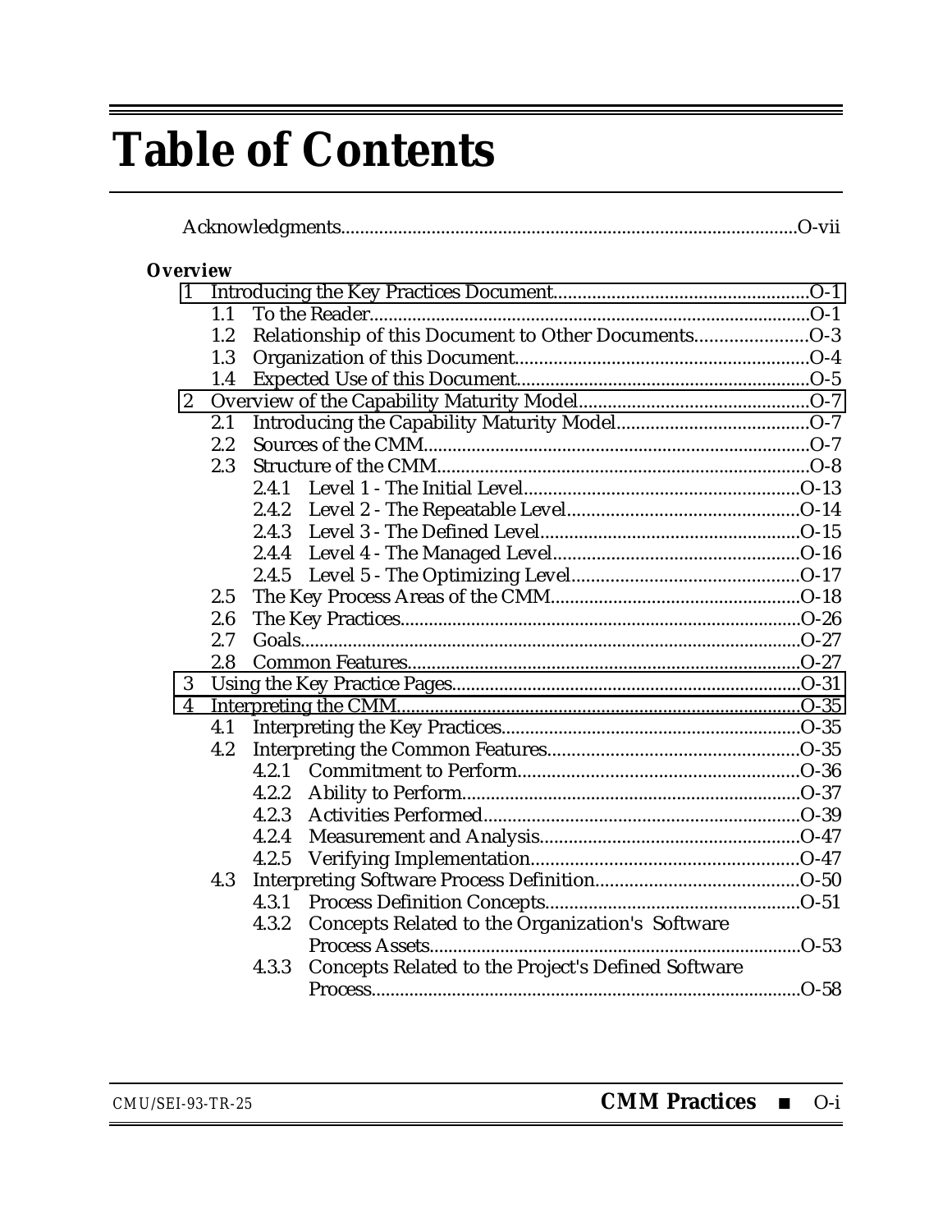# Table of Contents

Acknowledgments...............................................................................................O-vii

**Overview**

1 Introducing the Key Practices Document.....................................................O-1
- 1.1 To the Reader...........................................................................................O-1
- 1.2 Relationship of this Document to Other Documents.......................O-3
- 1.3 Organization of this Document............................................................O-4
- 1.4 Expected Use of this Document............................................................O-5

2 Overview of the Capability Maturity Model................................................O-7
- 2.1 Introducing the Capability Maturity Model........................................O-7
- 2.2 Sources of the CMM................................................................................O-7
- 2.3 Structure of the CMM.............................................................................O-8
  - 2.4.1 Level 1 - The Initial Level.........................................................O-13
  - 2.4.2 Level 2 - The Repeatable Level................................................O-14
  - 2.4.3 Level 3 - The Defined Level......................................................O-15
  - 2.4.4 Level 4 - The Managed Level...................................................O-16
  - 2.4.5 Level 5 - The Optimizing Level...............................................O-17
- 2.5 The Key Process Areas of the CMM....................................................O-18
- 2.6 The Key Practices....................................................................................O-26
- 2.7 Goals.........................................................................................................O-27
- 2.8 Common Features..................................................................................O-27

3 Using the Key Practice Pages.........................................................................O-31

4 Interpreting the CMM.....................................................................................O-35
- 4.1 Interpreting the Key Practices..............................................................O-35
- 4.2 Interpreting the Common Features....................................................O-35
  - 4.2.1 Commitment to Perform..........................................................O-36
  - 4.2.2 Ability to Perform......................................................................O-37
  - 4.2.3 Activities Performed.................................................................O-39
  - 4.2.4 Measurement and Analysis......................................................O-47
  - 4.2.5 Verifying Implementation.......................................................O-47
- 4.3 Interpreting Software Process Definition..........................................O-50
  - 4.3.1 Process Definition Concepts.....................................................O-51
  - 4.3.2 Concepts Related to the Organization's Software Process Assets..............................................................................O-53
  - 4.3.3 Concepts Related to the Project's Defined Software Process..........................................................................................O-58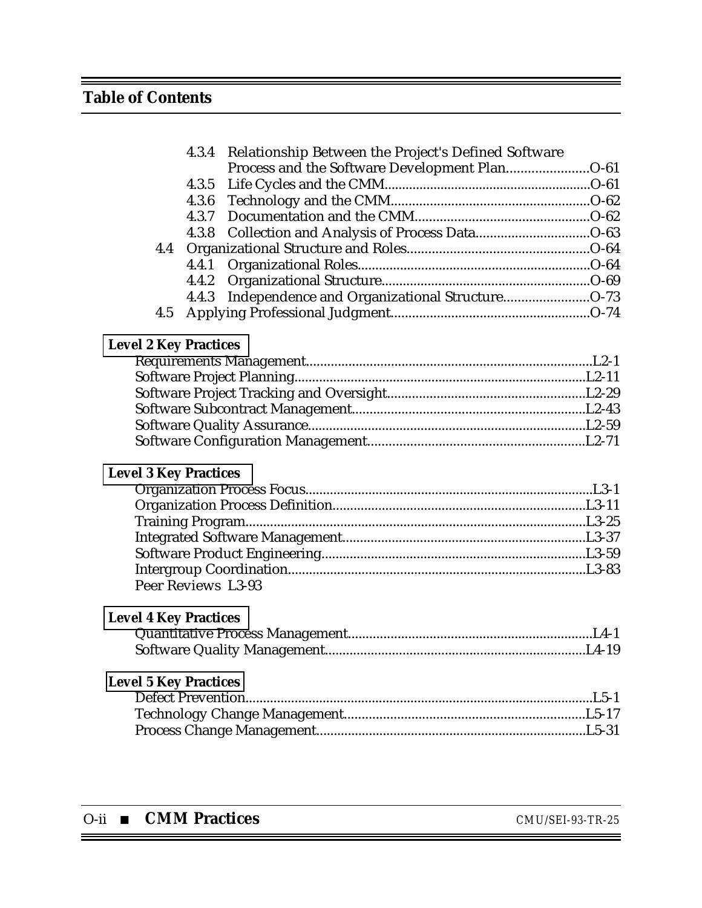## Table of Contents

- 4.3.4 Relationship Between the Project's Defined Software Process and the Software Development Plan.......................O-61
- 4.3.5 Life Cycles and the CMM..........................................................O-61
- 4.3.6 Technology and the CMM.........................................................O-62
- 4.3.7 Documentation and the CMM.................................................O-62
- 4.3.8 Collection and Analysis of Process Data................................O-63
- 4.4 Organizational Structure and Roles...................................................O-64
  - 4.4.1 Organizational Roles.................................................................O-64
  - 4.4.2 Organizational Structure..........................................................O-69
  - 4.4.3 Independence and Organizational Structure........................O-73
- 4.5 Applying Professional Judgment.......................................................O-74

**Level 2 Key Practices**

- Requirements Management..............................................................................L2-1
- Software Project Planning................................................................................L2-11
- Software Project Tracking and Oversight.......................................................L2-29
- Software Subcontract Management................................................................L2-43
- Software Quality Assurance.............................................................................L2-59
- Software Configuration Management.............................................................L2-71

**Level 3 Key Practices**

- Organization Process Focus...............................................................................L3-1
- Organization Process Definition......................................................................L3-11
- Training Program...............................................................................................L3-25
- Integrated Software Management....................................................................L3-37
- Software Product Engineering..........................................................................L3-59
- Intergroup Coordination...................................................................................L3-83
- Peer Reviews L3-93

**Level 4 Key Practices**

- Quantitative Process Management....................................................................L4-1
- Software Quality Management.........................................................................L4-19

**Level 5 Key Practices**

- Defect Prevention.................................................................................................L5-1
- Technology Change Management....................................................................L5-17
- Process Change Management...........................................................................L5-31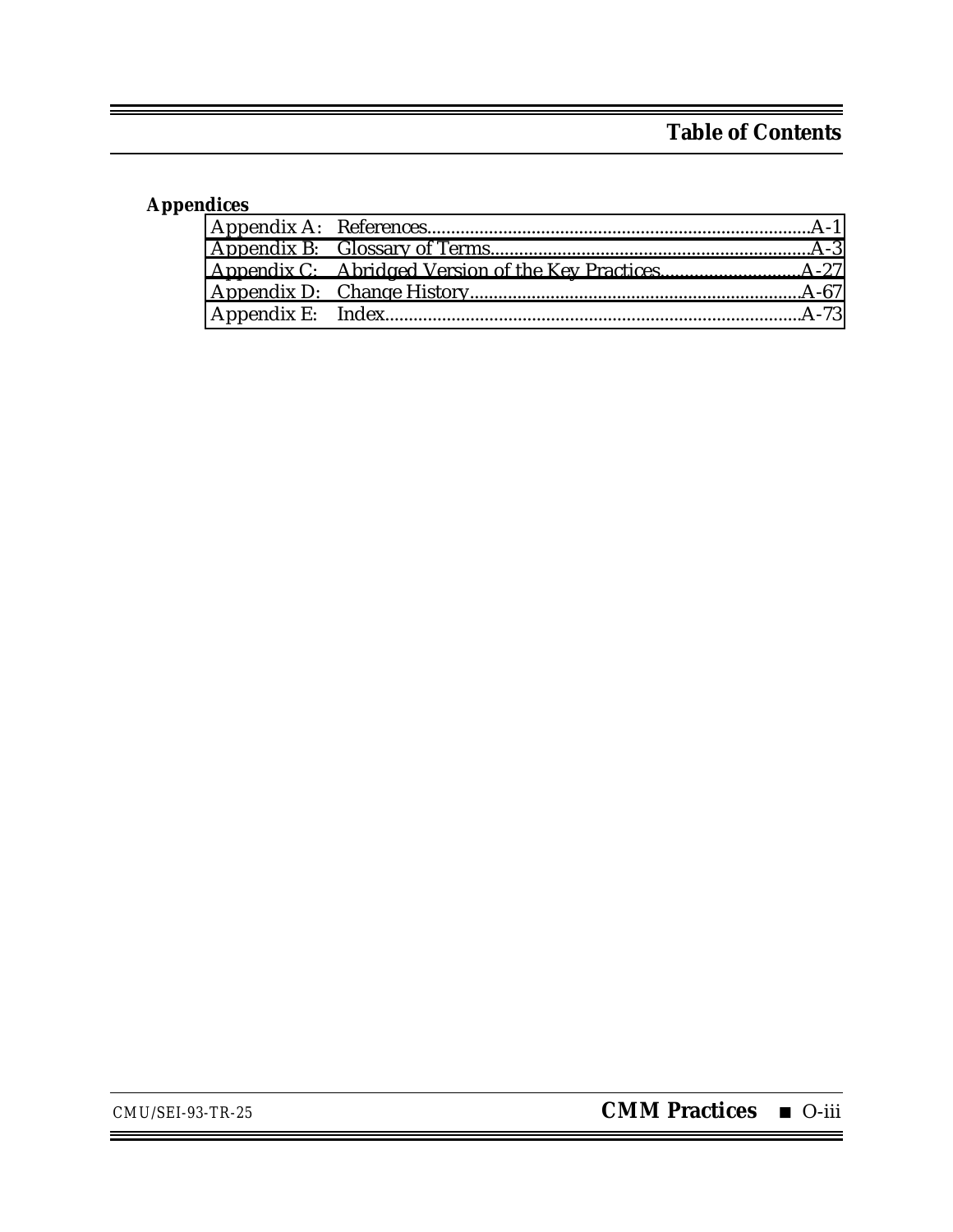# Table of Contents

**Appendices**

| | | |
|---|---|---|
| Appendix A: | References | A-1 |
| Appendix B: | Glossary of Terms | A-3 |
| Appendix C: | Abridged Version of the Key Practices | A-27 |
| Appendix D: | Change History | A-67 |
| Appendix E: | Index | A-73 |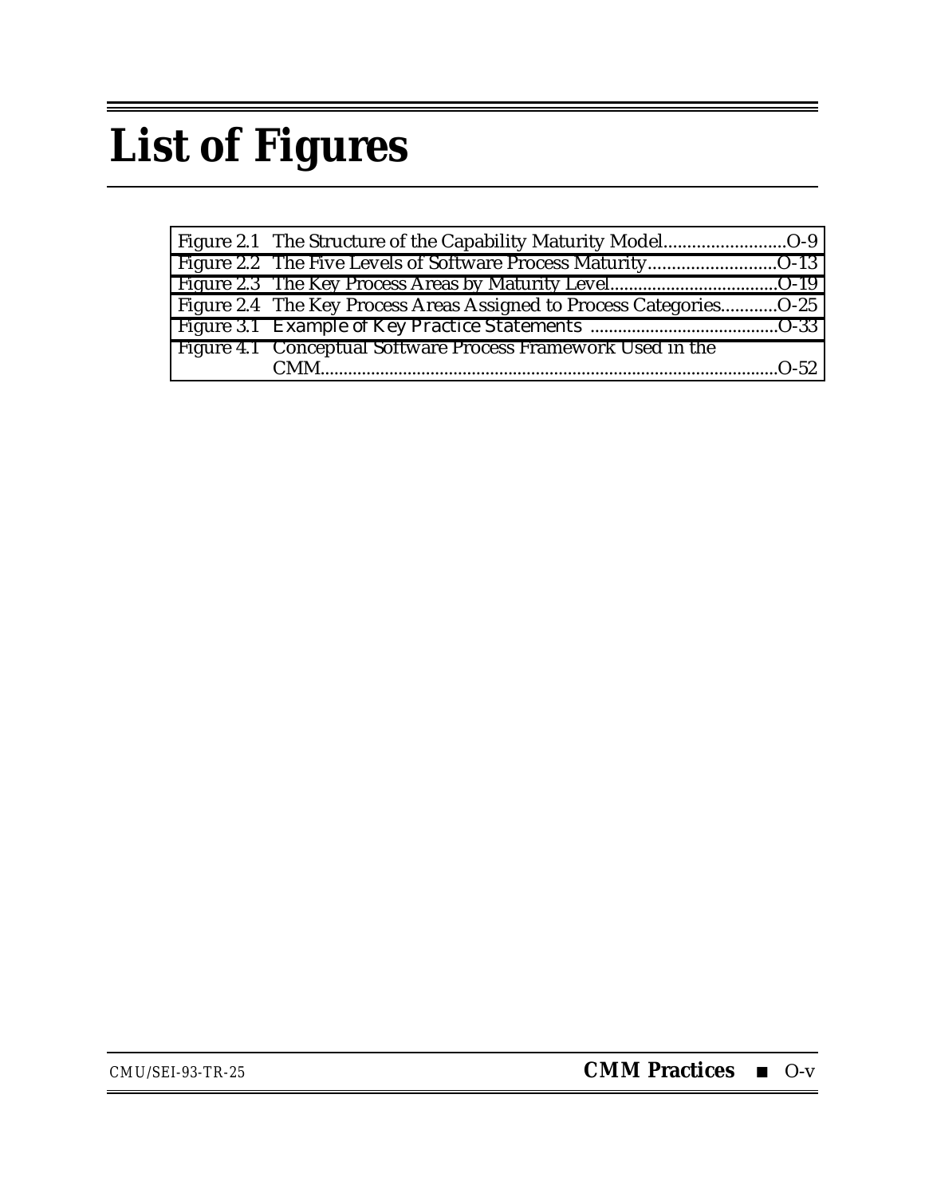# List of Figures

| | |
|---|---|
| Figure 2.1 The Structure of the Capability Maturity Model | O-9 |
| Figure 2.2 The Five Levels of Software Process Maturity | O-13 |
| Figure 2.3 The Key Process Areas by Maturity Level | O-19 |
| Figure 2.4 The Key Process Areas Assigned to Process Categories | O-25 |
| Figure 3.1 Example of Key Practice Statements | O-33 |
| Figure 4.1 Conceptual Software Process Framework Used in the CMM | O-52 |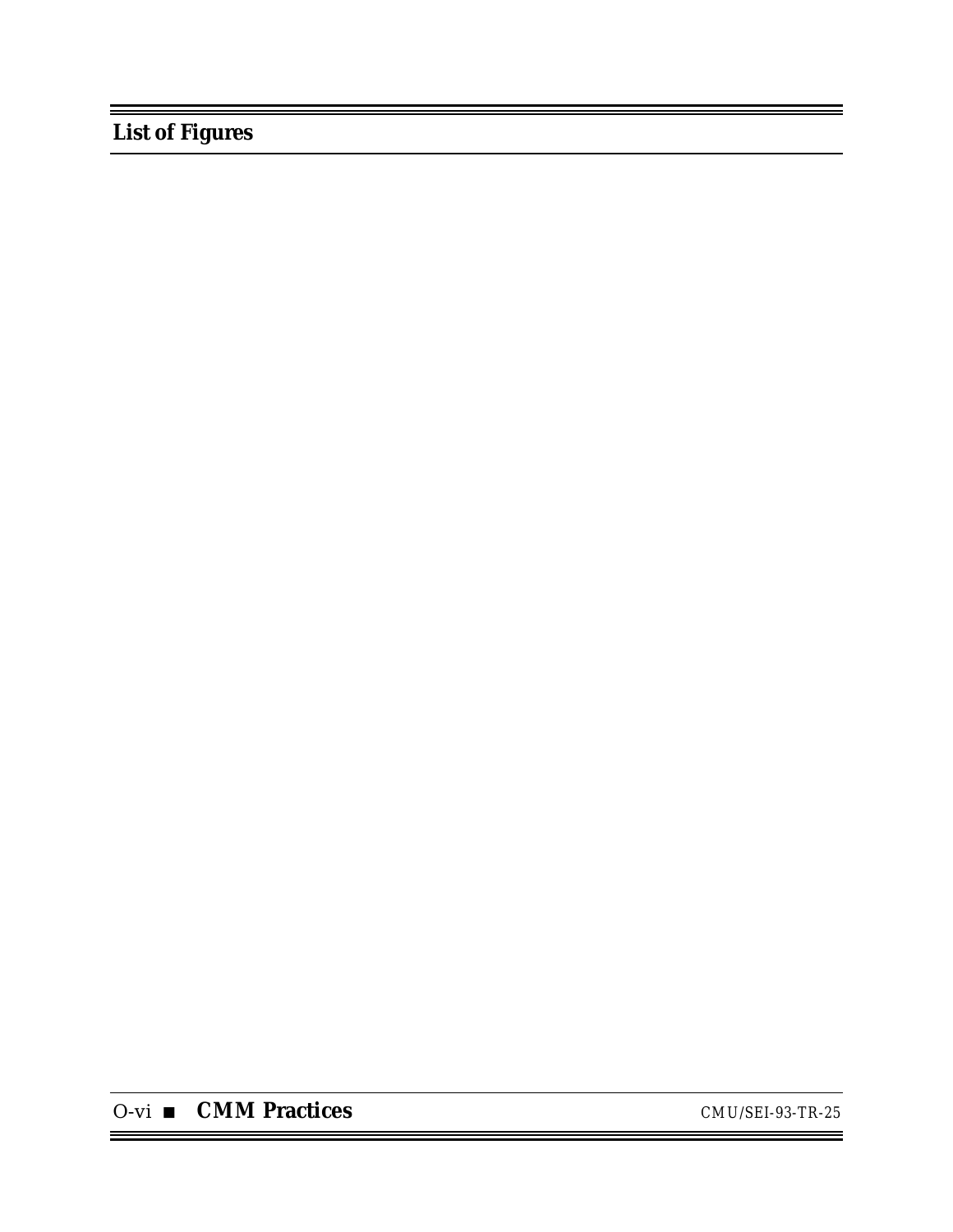## List of Figures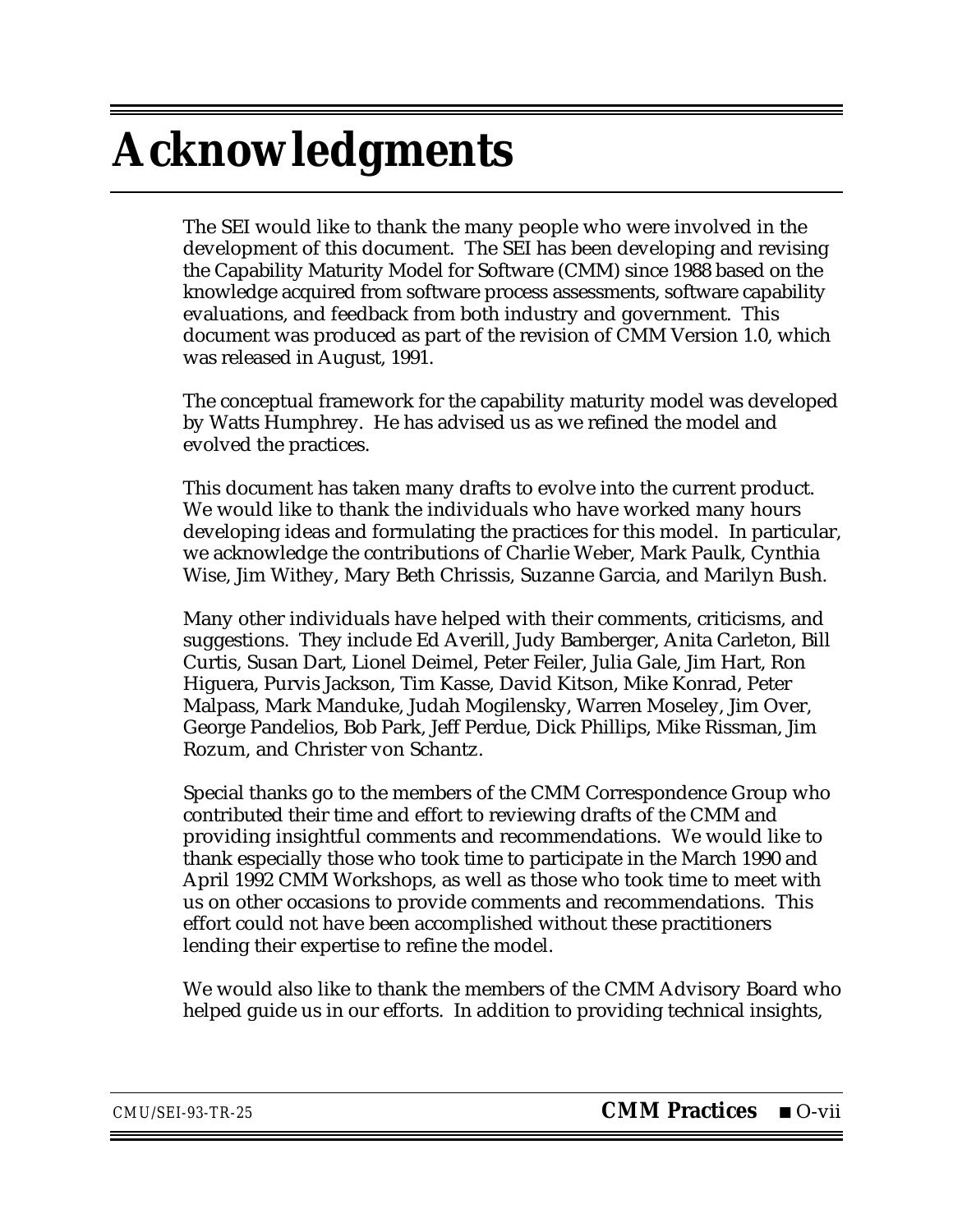# Acknowledgments

The SEI would like to thank the many people who were involved in the development of this document. The SEI has been developing and revising the Capability Maturity Model for Software (CMM) since 1988 based on the knowledge acquired from software process assessments, software capability evaluations, and feedback from both industry and government. This document was produced as part of the revision of CMM Version 1.0, which was released in August, 1991.

The conceptual framework for the capability maturity model was developed by Watts Humphrey. He has advised us as we refined the model and evolved the practices.

This document has taken many drafts to evolve into the current product. We would like to thank the individuals who have worked many hours developing ideas and formulating the practices for this model. In particular, we acknowledge the contributions of Charlie Weber, Mark Paulk, Cynthia Wise, Jim Withey, Mary Beth Chrissis, Suzanne Garcia, and Marilyn Bush.

Many other individuals have helped with their comments, criticisms, and suggestions. They include Ed Averill, Judy Bamberger, Anita Carleton, Bill Curtis, Susan Dart, Lionel Deimel, Peter Feiler, Julia Gale, Jim Hart, Ron Higuera, Purvis Jackson, Tim Kasse, David Kitson, Mike Konrad, Peter Malpass, Mark Manduke, Judah Mogilensky, Warren Moseley, Jim Over, George Pandelios, Bob Park, Jeff Perdue, Dick Phillips, Mike Rissman, Jim Rozum, and Christer von Schantz.

Special thanks go to the members of the CMM Correspondence Group who contributed their time and effort to reviewing drafts of the CMM and providing insightful comments and recommendations. We would like to thank especially those who took time to participate in the March 1990 and April 1992 CMM Workshops, as well as those who took time to meet with us on other occasions to provide comments and recommendations. This effort could not have been accomplished without these practitioners lending their expertise to refine the model.

We would also like to thank the members of the CMM Advisory Board who helped guide us in our efforts. In addition to providing technical insights,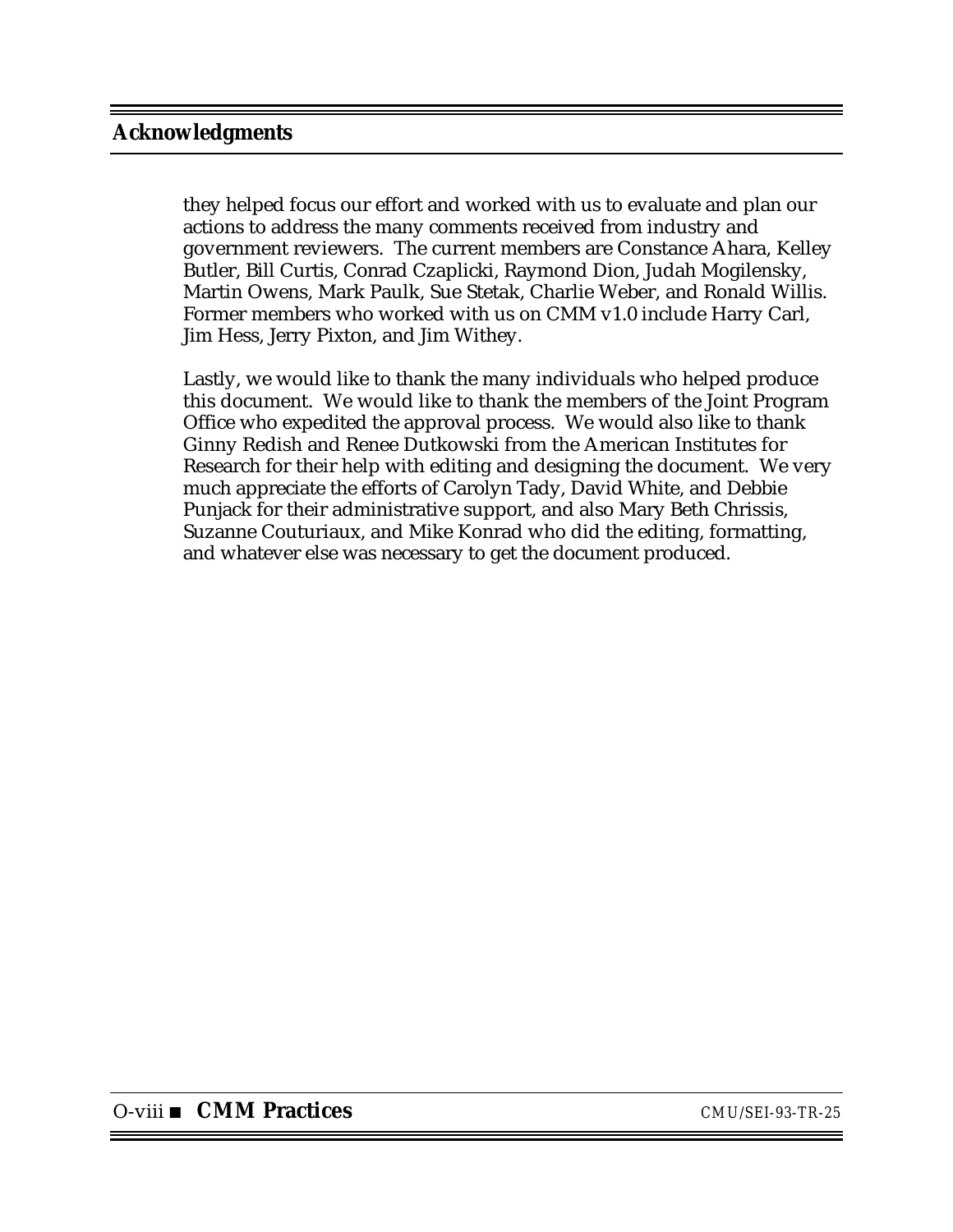## Acknowledgments

they helped focus our effort and worked with us to evaluate and plan our actions to address the many comments received from industry and government reviewers. The current members are Constance Ahara, Kelley Butler, Bill Curtis, Conrad Czaplicki, Raymond Dion, Judah Mogilensky, Martin Owens, Mark Paulk, Sue Stetak, Charlie Weber, and Ronald Willis. Former members who worked with us on CMM v1.0 include Harry Carl, Jim Hess, Jerry Pixton, and Jim Withey.

Lastly, we would like to thank the many individuals who helped produce this document. We would like to thank the members of the Joint Program Office who expedited the approval process. We would also like to thank Ginny Redish and Renee Dutkowski from the American Institutes for Research for their help with editing and designing the document. We very much appreciate the efforts of Carolyn Tady, David White, and Debbie Punjack for their administrative support, and also Mary Beth Chrissis, Suzanne Couturiaux, and Mike Konrad who did the editing, formatting, and whatever else was necessary to get the document produced.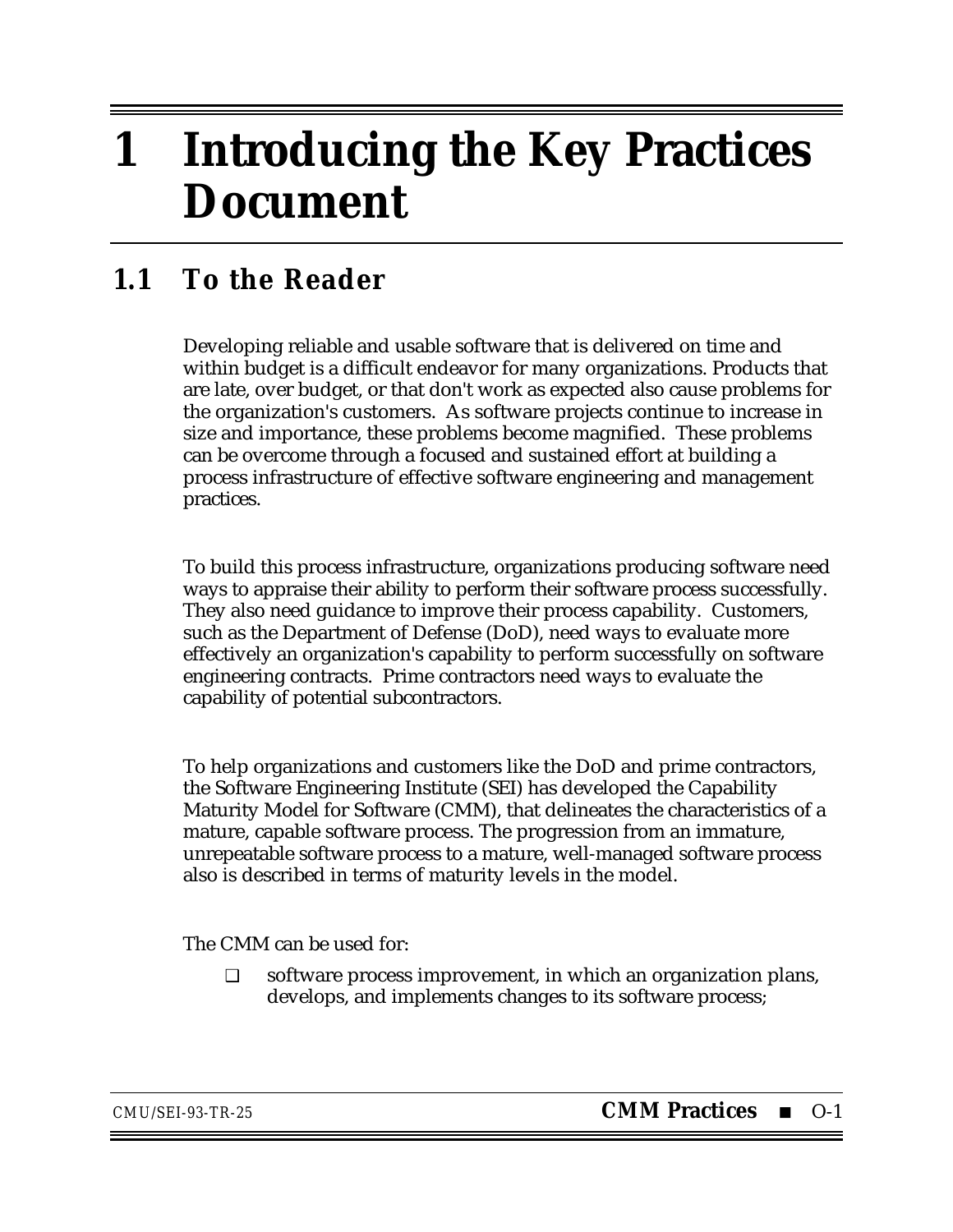# 1 Introducing the Key Practices Document

## 1.1 To the Reader

Developing reliable and usable software that is delivered on time and within budget is a difficult endeavor for many organizations. Products that are late, over budget, or that don't work as expected also cause problems for the organization's customers. As software projects continue to increase in size and importance, these problems become magnified. These problems can be overcome through a focused and sustained effort at building a process infrastructure of effective software engineering and management practices.

To build this process infrastructure, organizations producing software need ways to appraise their ability to perform their software process successfully. They also need guidance to improve their process capability. Customers, such as the Department of Defense (DoD), need ways to evaluate more effectively an organization's capability to perform successfully on software engineering contracts. Prime contractors need ways to evaluate the capability of potential subcontractors.

To help organizations and customers like the DoD and prime contractors, the Software Engineering Institute (SEI) has developed the Capability Maturity Model for Software (CMM), that delineates the characteristics of a mature, capable software process. The progression from an immature, unrepeatable software process to a mature, well-managed software process also is described in terms of maturity levels in the model.

The CMM can be used for:

- software process improvement, in which an organization plans, develops, and implements changes to its software process;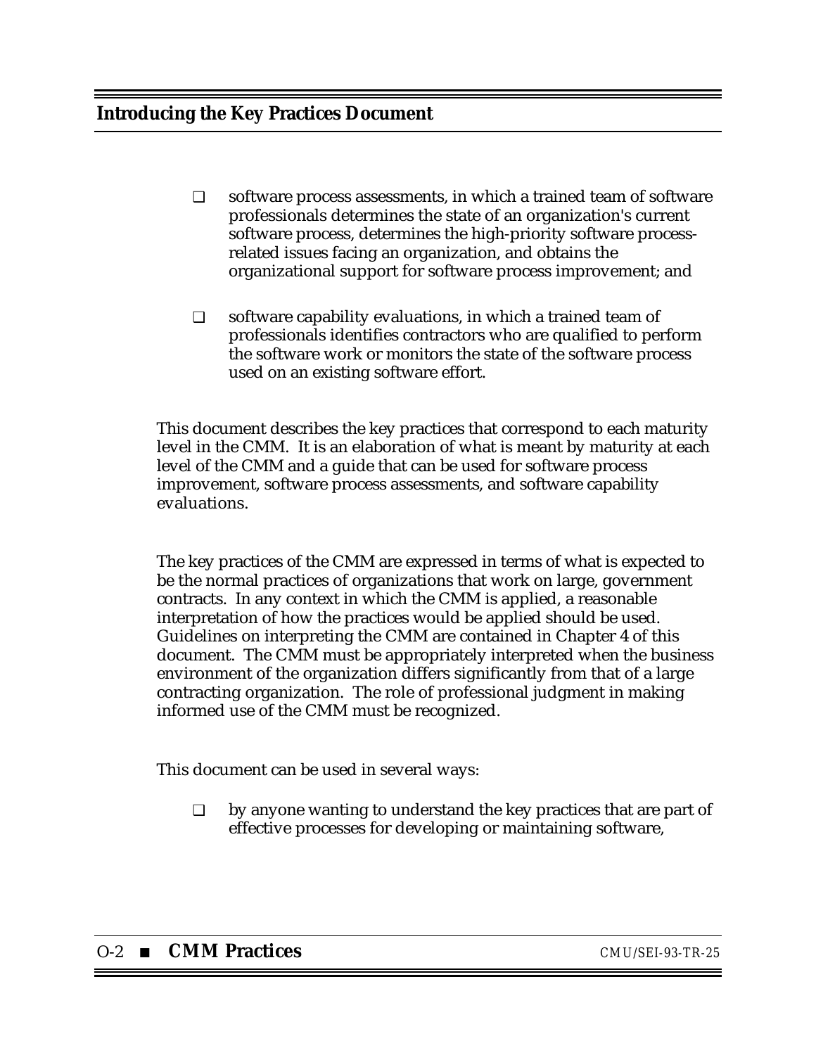- software process assessments, in which a trained team of software professionals determines the state of an organization's current software process, determines the high-priority software process-related issues facing an organization, and obtains the organizational support for software process improvement; and

- software capability evaluations, in which a trained team of professionals identifies contractors who are qualified to perform the software work or monitors the state of the software process used on an existing software effort.

This document describes the key practices that correspond to each maturity level in the CMM. It is an elaboration of what is meant by maturity at each level of the CMM and a guide that can be used for software process improvement, software process assessments, and software capability evaluations.

The key practices of the CMM are expressed in terms of what is expected to be the normal practices of organizations that work on large, government contracts. In any context in which the CMM is applied, a reasonable interpretation of how the practices would be applied should be used. Guidelines on interpreting the CMM are contained in Chapter 4 of this document. The CMM must be appropriately interpreted when the business environment of the organization differs significantly from that of a large contracting organization. The role of professional judgment in making informed use of the CMM must be recognized.

This document can be used in several ways:

- by anyone wanting to understand the key practices that are part of effective processes for developing or maintaining software,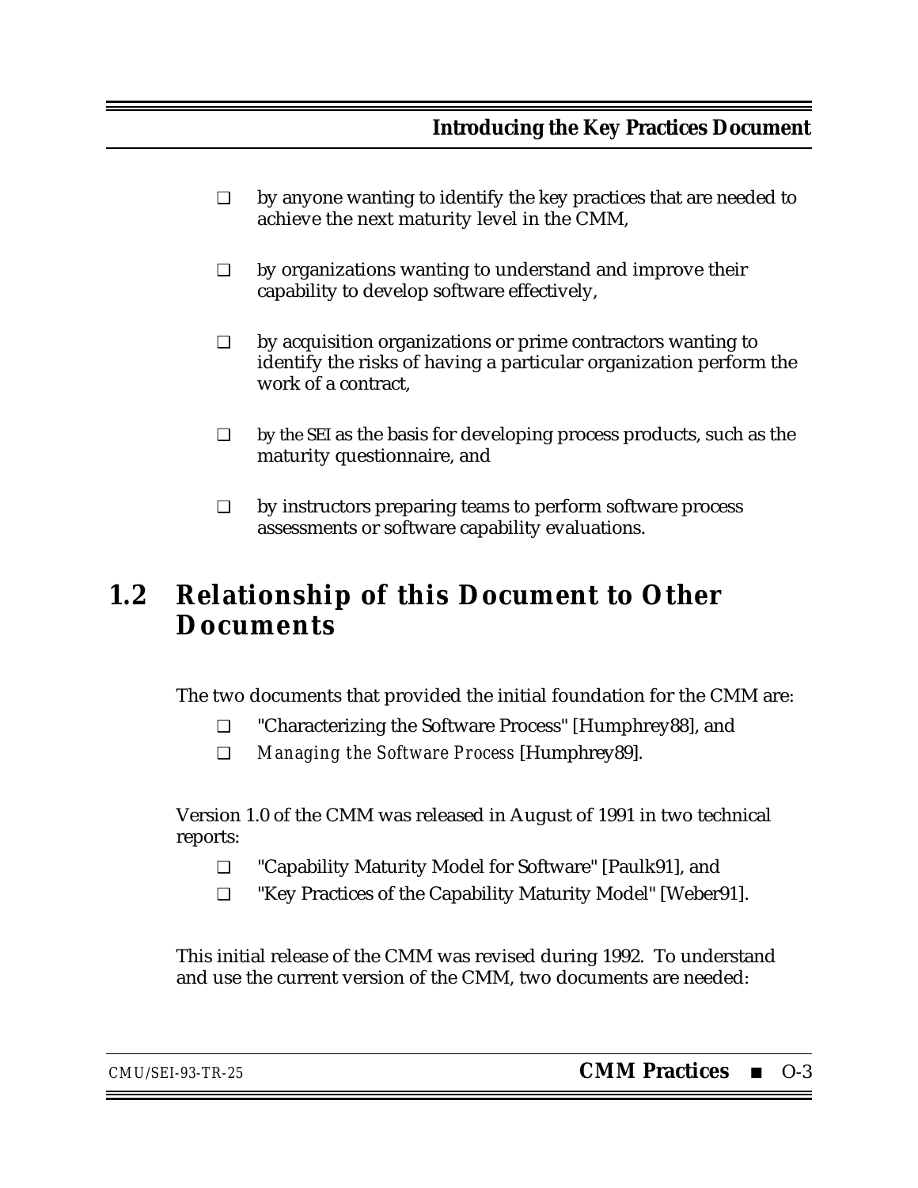- by anyone wanting to identify the key practices that are needed to achieve the next maturity level in the CMM,
- by organizations wanting to understand and improve their capability to develop software effectively,
- by acquisition organizations or prime contractors wanting to identify the risks of having a particular organization perform the work of a contract,
- by the SEI as the basis for developing process products, such as the maturity questionnaire, and
- by instructors preparing teams to perform software process assessments or software capability evaluations.

## 1.2 Relationship of this Document to Other Documents

The two documents that provided the initial foundation for the CMM are:

- "Characterizing the Software Process" [Humphrey88], and
- *Managing the Software Process* [Humphrey89].

Version 1.0 of the CMM was released in August of 1991 in two technical reports:

- "Capability Maturity Model for Software" [Paulk91], and
- "Key Practices of the Capability Maturity Model" [Weber91].

This initial release of the CMM was revised during 1992. To understand and use the current version of the CMM, two documents are needed: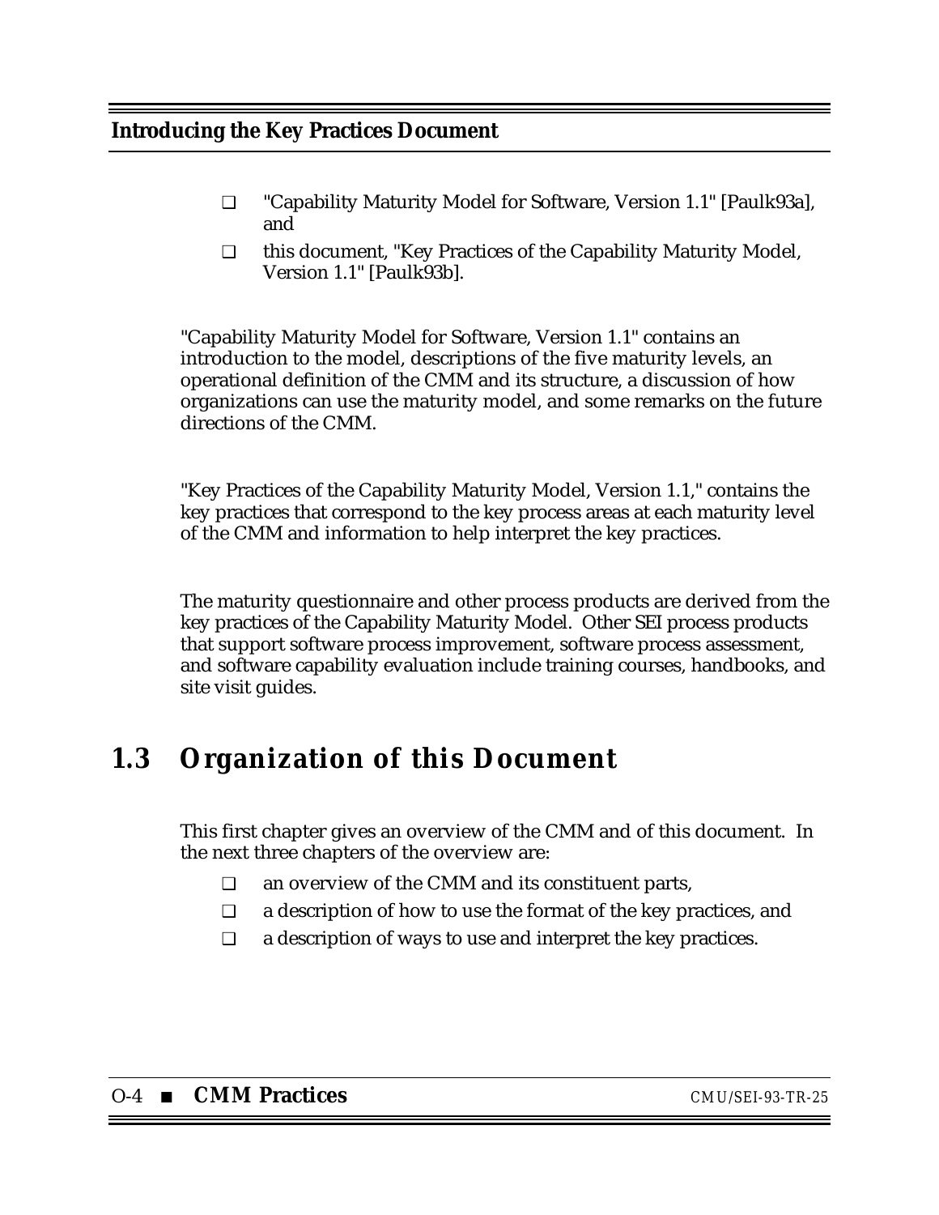- "Capability Maturity Model for Software, Version 1.1" [Paulk93a], and
- this document, "Key Practices of the Capability Maturity Model, Version 1.1" [Paulk93b].

"Capability Maturity Model for Software, Version 1.1" contains an introduction to the model, descriptions of the five maturity levels, an operational definition of the CMM and its structure, a discussion of how organizations can use the maturity model, and some remarks on the future directions of the CMM.

"Key Practices of the Capability Maturity Model, Version 1.1," contains the key practices that correspond to the key process areas at each maturity level of the CMM and information to help interpret the key practices.

The maturity questionnaire and other process products are derived from the key practices of the Capability Maturity Model. Other SEI process products that support software process improvement, software process assessment, and software capability evaluation include training courses, handbooks, and site visit guides.

## 1.3 Organization of this Document

This first chapter gives an overview of the CMM and of this document. In the next three chapters of the overview are:

- an overview of the CMM and its constituent parts,
- a description of how to use the format of the key practices, and
- a description of ways to use and interpret the key practices.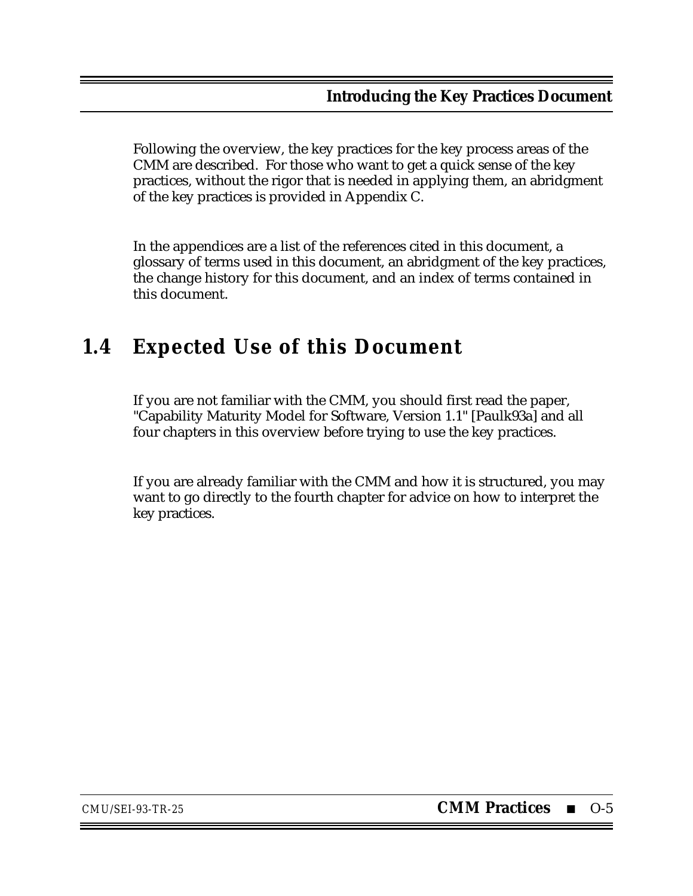Following the overview, the key practices for the key process areas of the CMM are described. For those who want to get a quick sense of the key practices, without the rigor that is needed in applying them, an abridgment of the key practices is provided in Appendix C.

In the appendices are a list of the references cited in this document, a glossary of terms used in this document, an abridgment of the key practices, the change history for this document, and an index of terms contained in this document.

## 1.4 Expected Use of this Document

If you are not familiar with the CMM, you should first read the paper, "Capability Maturity Model for Software, Version 1.1" [Paulk93a] and all four chapters in this overview before trying to use the key practices.

If you are already familiar with the CMM and how it is structured, you may want to go directly to the fourth chapter for advice on how to interpret the key practices.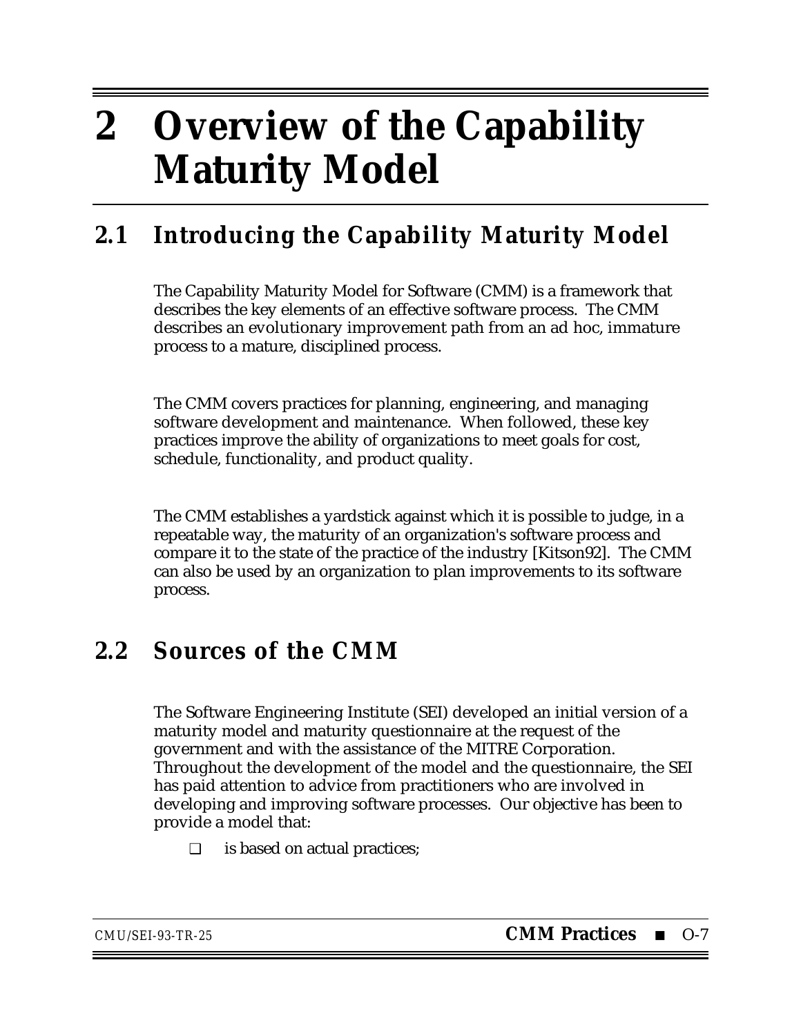# 2 Overview of the Capability Maturity Model

## 2.1 Introducing the Capability Maturity Model

The Capability Maturity Model for Software (CMM) is a framework that describes the key elements of an effective software process. The CMM describes an evolutionary improvement path from an ad hoc, immature process to a mature, disciplined process.

The CMM covers practices for planning, engineering, and managing software development and maintenance. When followed, these key practices improve the ability of organizations to meet goals for cost, schedule, functionality, and product quality.

The CMM establishes a yardstick against which it is possible to judge, in a repeatable way, the maturity of an organization's software process and compare it to the state of the practice of the industry [Kitson92]. The CMM can also be used by an organization to plan improvements to its software process.

## 2.2 Sources of the CMM

The Software Engineering Institute (SEI) developed an initial version of a maturity model and maturity questionnaire at the request of the government and with the assistance of the MITRE Corporation. Throughout the development of the model and the questionnaire, the SEI has paid attention to advice from practitioners who are involved in developing and improving software processes. Our objective has been to provide a model that:

- is based on actual practices;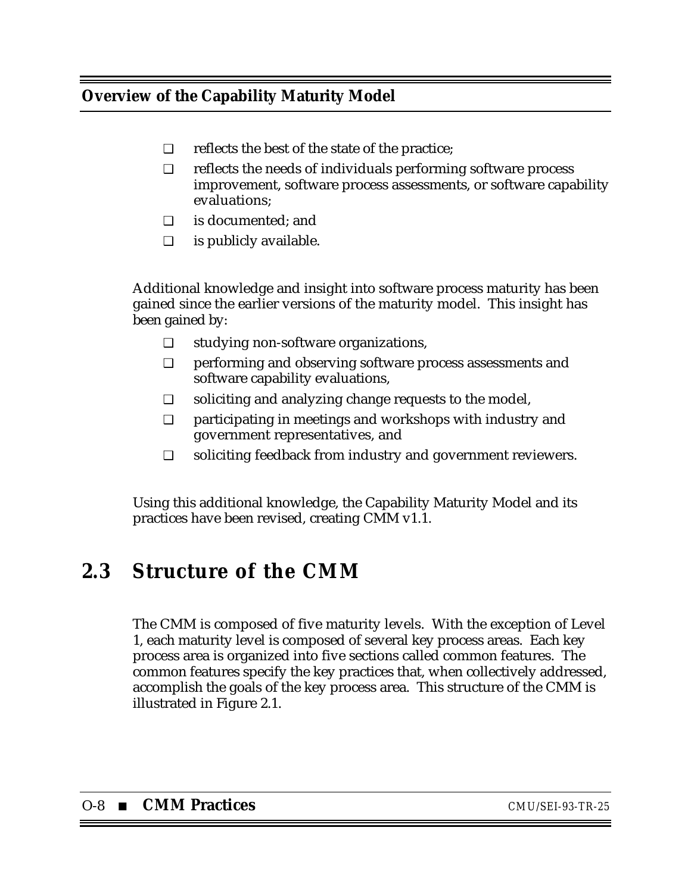- reflects the best of the state of the practice;
- reflects the needs of individuals performing software process improvement, software process assessments, or software capability evaluations;
- is documented; and
- is publicly available.

Additional knowledge and insight into software process maturity has been gained since the earlier versions of the maturity model. This insight has been gained by:

- studying non-software organizations,
- performing and observing software process assessments and software capability evaluations,
- soliciting and analyzing change requests to the model,
- participating in meetings and workshops with industry and government representatives, and
- soliciting feedback from industry and government reviewers.

Using this additional knowledge, the Capability Maturity Model and its practices have been revised, creating CMM v1.1.

## 2.3 Structure of the CMM

The CMM is composed of five maturity levels. With the exception of Level 1, each maturity level is composed of several key process areas. Each key process area is organized into five sections called common features. The common features specify the key practices that, when collectively addressed, accomplish the goals of the key process area. This structure of the CMM is illustrated in Figure 2.1.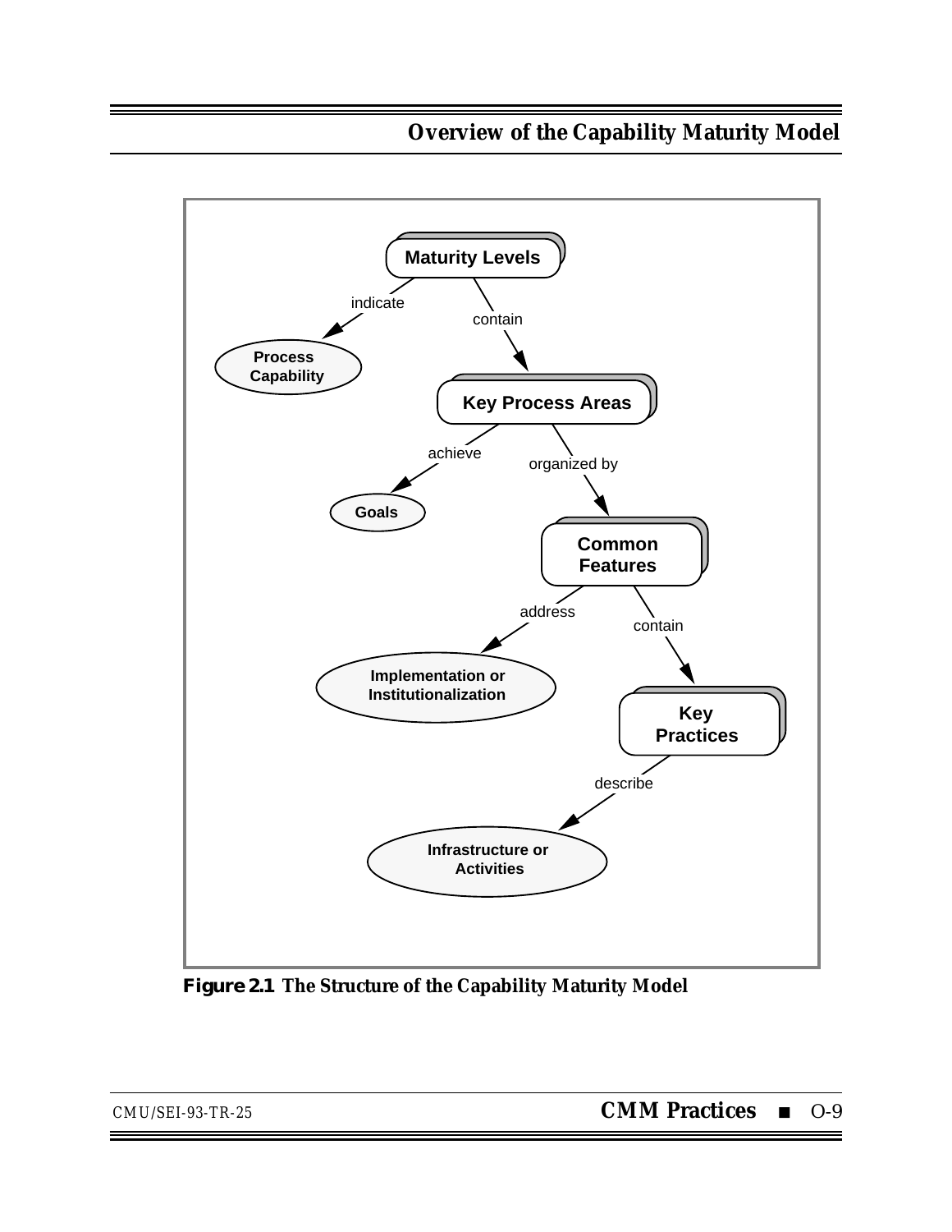Maturity Levels

indicate → Process Capability

contain → Key Process Areas

achieve → Goals

organized by → Common Features

address → Implementation or Institutionalization

contain → Key Practices

describe → Infrastructure or Activities

**Figure 2.1 The Structure of the Capability Maturity Model**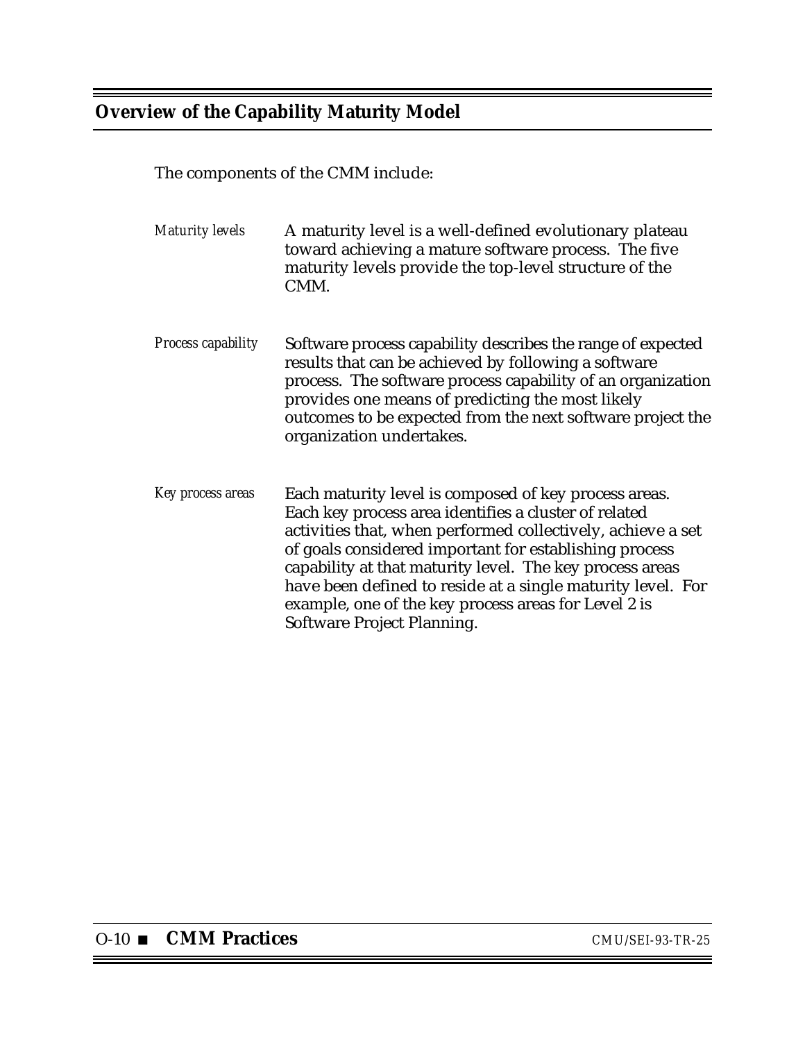## Overview of the Capability Maturity Model

The components of the CMM include:

*Maturity levels*

A maturity level is a well-defined evolutionary plateau toward achieving a mature software process. The five maturity levels provide the top-level structure of the CMM.

*Process capability*

Software process capability describes the range of expected results that can be achieved by following a software process. The software process capability of an organization provides one means of predicting the most likely outcomes to be expected from the next software project the organization undertakes.

*Key process areas*

Each maturity level is composed of key process areas. Each key process area identifies a cluster of related activities that, when performed collectively, achieve a set of goals considered important for establishing process capability at that maturity level. The key process areas have been defined to reside at a single maturity level. For example, one of the key process areas for Level 2 is Software Project Planning.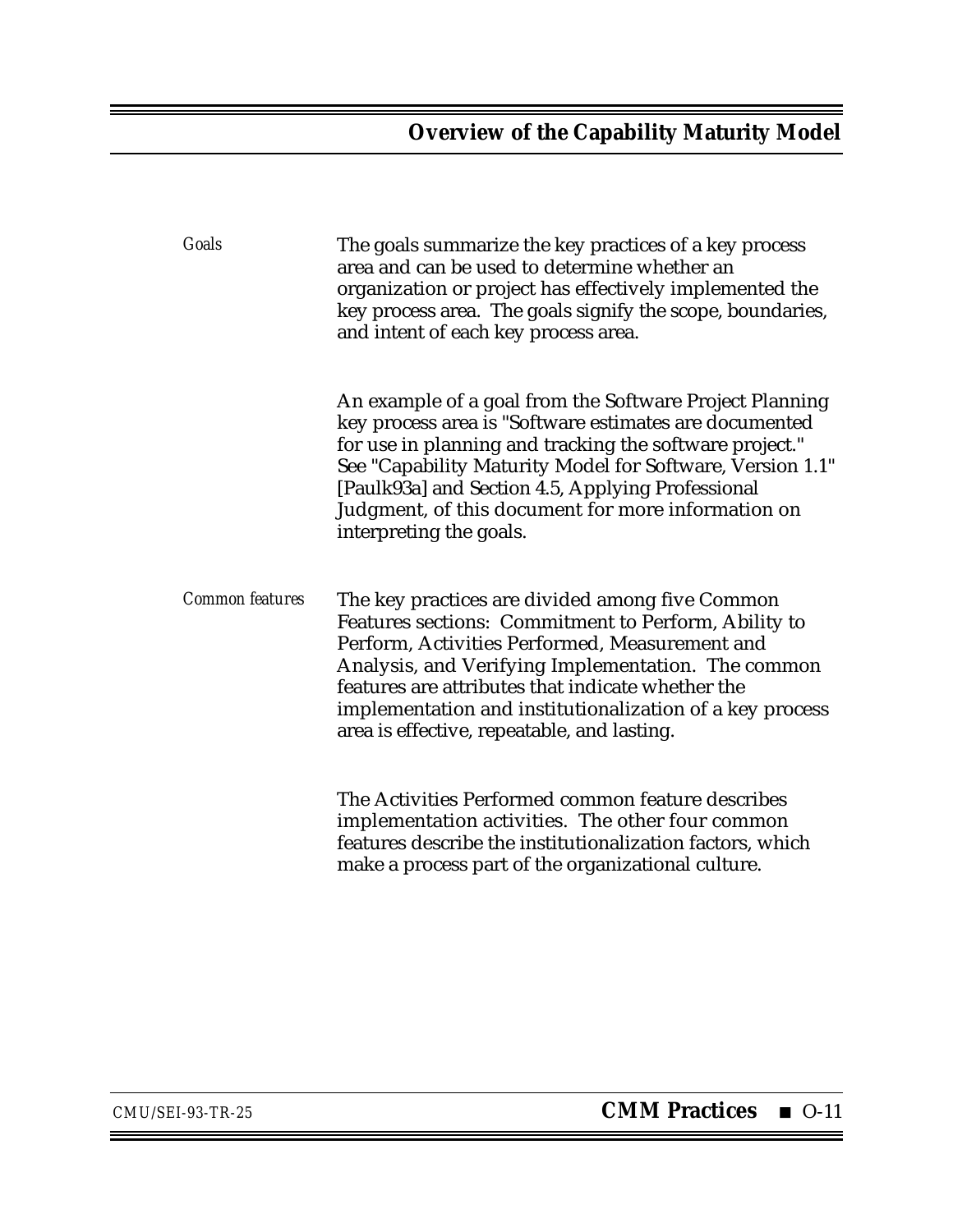*Goals*

The goals summarize the key practices of a key process area and can be used to determine whether an organization or project has effectively implemented the key process area. The goals signify the scope, boundaries, and intent of each key process area.

An example of a goal from the Software Project Planning key process area is "Software estimates are documented for use in planning and tracking the software project." See "Capability Maturity Model for Software, Version 1.1" [Paulk93a] and Section 4.5, Applying Professional Judgment, of this document for more information on interpreting the goals.

*Common features*

The key practices are divided among five Common Features sections: Commitment to Perform, Ability to Perform, Activities Performed, Measurement and Analysis, and Verifying Implementation. The common features are attributes that indicate whether the implementation and institutionalization of a key process area is effective, repeatable, and lasting.

The Activities Performed common feature describes implementation activities. The other four common features describe the institutionalization factors, which make a process part of the organizational culture.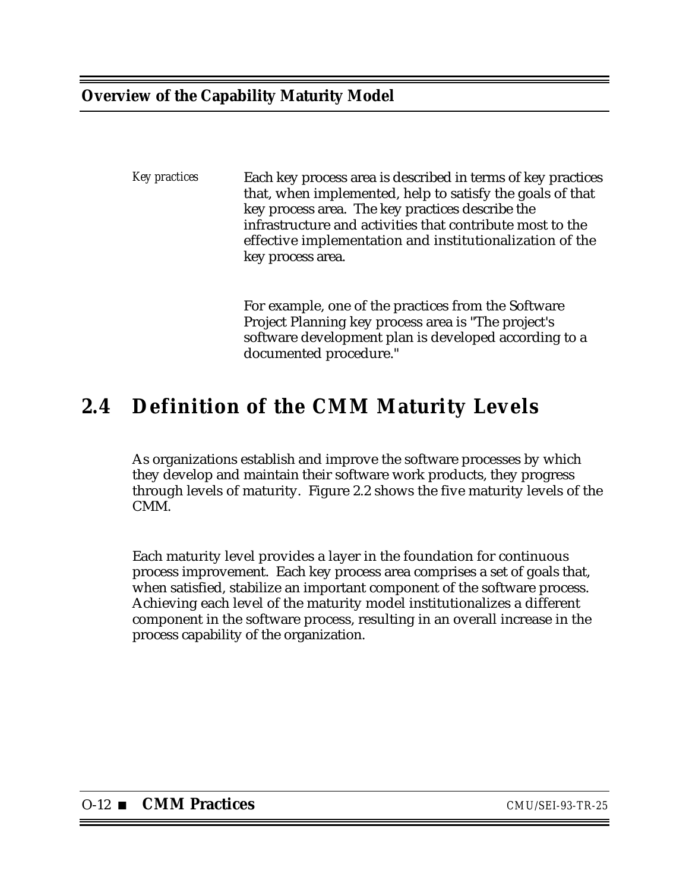*Key practices*

Each key process area is described in terms of key practices that, when implemented, help to satisfy the goals of that key process area. The key practices describe the infrastructure and activities that contribute most to the effective implementation and institutionalization of the key process area.

For example, one of the practices from the Software Project Planning key process area is "The project's software development plan is developed according to a documented procedure."

## 2.4 Definition of the CMM Maturity Levels

As organizations establish and improve the software processes by which they develop and maintain their software work products, they progress through levels of maturity. Figure 2.2 shows the five maturity levels of the CMM.

Each maturity level provides a layer in the foundation for continuous process improvement. Each key process area comprises a set of goals that, when satisfied, stabilize an important component of the software process. Achieving each level of the maturity model institutionalizes a different component in the software process, resulting in an overall increase in the process capability of the organization.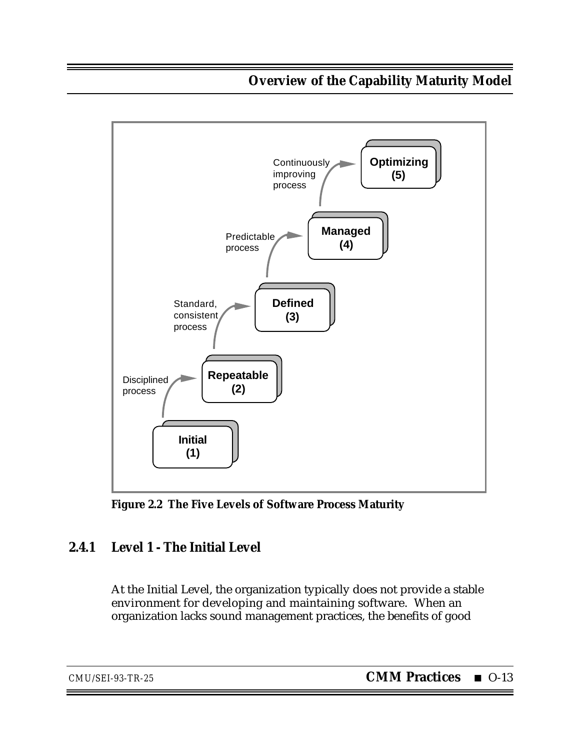Figure 2.2 The Five Levels of Software Process Maturity

### 2.4.1 Level 1 - The Initial Level

At the Initial Level, the organization typically does not provide a stable environment for developing and maintaining software. When an organization lacks sound management practices, the benefits of good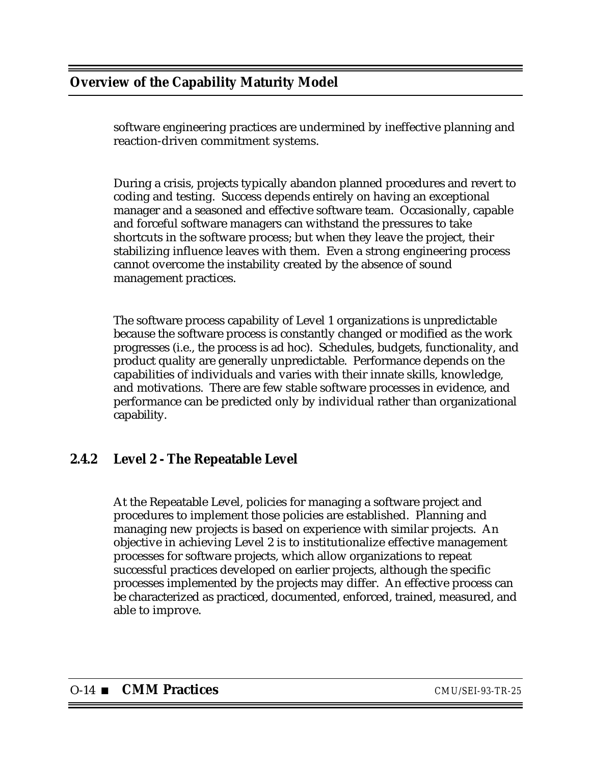software engineering practices are undermined by ineffective planning and reaction-driven commitment systems.

During a crisis, projects typically abandon planned procedures and revert to coding and testing. Success depends entirely on having an exceptional manager and a seasoned and effective software team. Occasionally, capable and forceful software managers can withstand the pressures to take shortcuts in the software process; but when they leave the project, their stabilizing influence leaves with them. Even a strong engineering process cannot overcome the instability created by the absence of sound management practices.

The software process capability of Level 1 organizations is unpredictable because the software process is constantly changed or modified as the work progresses (i.e., the process is ad hoc). Schedules, budgets, functionality, and product quality are generally unpredictable. Performance depends on the capabilities of individuals and varies with their innate skills, knowledge, and motivations. There are few stable software processes in evidence, and performance can be predicted only by individual rather than organizational capability.

### 2.4.2 Level 2 - The Repeatable Level

At the Repeatable Level, policies for managing a software project and procedures to implement those policies are established. Planning and managing new projects is based on experience with similar projects. An objective in achieving Level 2 is to institutionalize effective management processes for software projects, which allow organizations to repeat successful practices developed on earlier projects, although the specific processes implemented by the projects may differ. An effective process can be characterized as practiced, documented, enforced, trained, measured, and able to improve.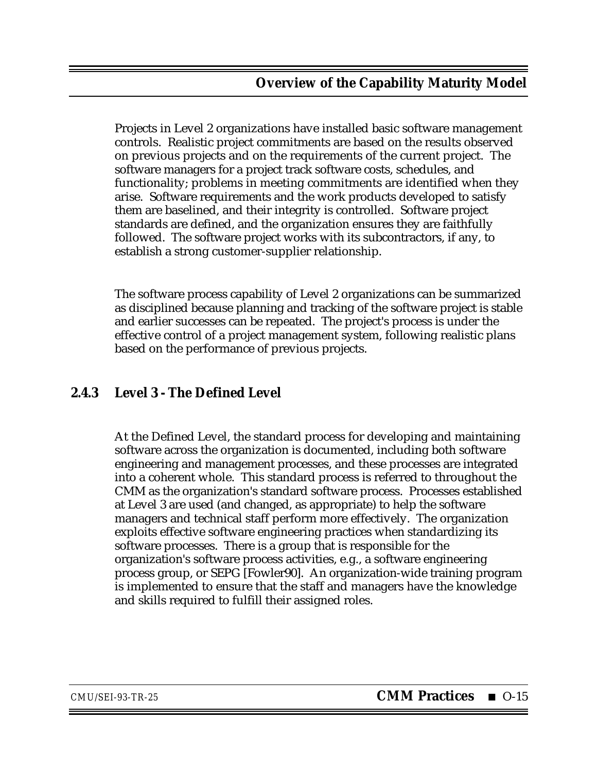Projects in Level 2 organizations have installed basic software management controls. Realistic project commitments are based on the results observed on previous projects and on the requirements of the current project. The software managers for a project track software costs, schedules, and functionality; problems in meeting commitments are identified when they arise. Software requirements and the work products developed to satisfy them are baselined, and their integrity is controlled. Software project standards are defined, and the organization ensures they are faithfully followed. The software project works with its subcontractors, if any, to establish a strong customer-supplier relationship.

The software process capability of Level 2 organizations can be summarized as disciplined because planning and tracking of the software project is stable and earlier successes can be repeated. The project's process is under the effective control of a project management system, following realistic plans based on the performance of previous projects.

### 2.4.3 Level 3 - The Defined Level

At the Defined Level, the standard process for developing and maintaining software across the organization is documented, including both software engineering and management processes, and these processes are integrated into a coherent whole. This standard process is referred to throughout the CMM as the organization's standard software process. Processes established at Level 3 are used (and changed, as appropriate) to help the software managers and technical staff perform more effectively. The organization exploits effective software engineering practices when standardizing its software processes. There is a group that is responsible for the organization's software process activities, e.g., a software engineering process group, or SEPG [Fowler90]. An organization-wide training program is implemented to ensure that the staff and managers have the knowledge and skills required to fulfill their assigned roles.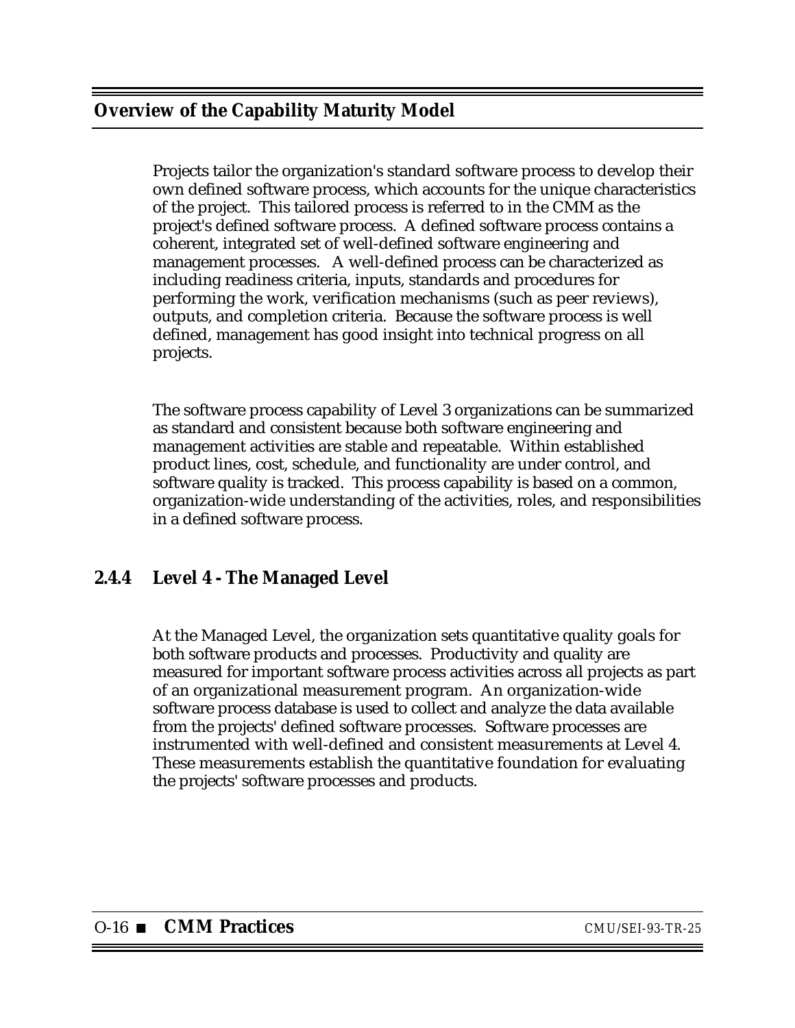Projects tailor the organization's standard software process to develop their own defined software process, which accounts for the unique characteristics of the project. This tailored process is referred to in the CMM as the project's defined software process. A defined software process contains a coherent, integrated set of well-defined software engineering and management processes. A well-defined process can be characterized as including readiness criteria, inputs, standards and procedures for performing the work, verification mechanisms (such as peer reviews), outputs, and completion criteria. Because the software process is well defined, management has good insight into technical progress on all projects.

The software process capability of Level 3 organizations can be summarized as standard and consistent because both software engineering and management activities are stable and repeatable. Within established product lines, cost, schedule, and functionality are under control, and software quality is tracked. This process capability is based on a common, organization-wide understanding of the activities, roles, and responsibilities in a defined software process.

### 2.4.4 Level 4 - The Managed Level

At the Managed Level, the organization sets quantitative quality goals for both software products and processes. Productivity and quality are measured for important software process activities across all projects as part of an organizational measurement program. An organization-wide software process database is used to collect and analyze the data available from the projects' defined software processes. Software processes are instrumented with well-defined and consistent measurements at Level 4. These measurements establish the quantitative foundation for evaluating the projects' software processes and products.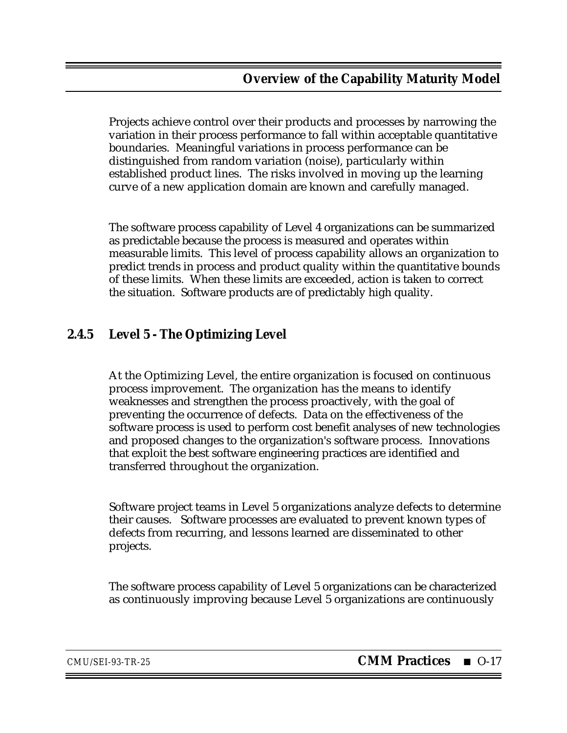Projects achieve control over their products and processes by narrowing the variation in their process performance to fall within acceptable quantitative boundaries. Meaningful variations in process performance can be distinguished from random variation (noise), particularly within established product lines. The risks involved in moving up the learning curve of a new application domain are known and carefully managed.

The software process capability of Level 4 organizations can be summarized as predictable because the process is measured and operates within measurable limits. This level of process capability allows an organization to predict trends in process and product quality within the quantitative bounds of these limits. When these limits are exceeded, action is taken to correct the situation. Software products are of predictably high quality.

### 2.4.5 Level 5 - The Optimizing Level

At the Optimizing Level, the entire organization is focused on continuous process improvement. The organization has the means to identify weaknesses and strengthen the process proactively, with the goal of preventing the occurrence of defects. Data on the effectiveness of the software process is used to perform cost benefit analyses of new technologies and proposed changes to the organization's software process. Innovations that exploit the best software engineering practices are identified and transferred throughout the organization.

Software project teams in Level 5 organizations analyze defects to determine their causes. Software processes are evaluated to prevent known types of defects from recurring, and lessons learned are disseminated to other projects.

The software process capability of Level 5 organizations can be characterized as continuously improving because Level 5 organizations are continuously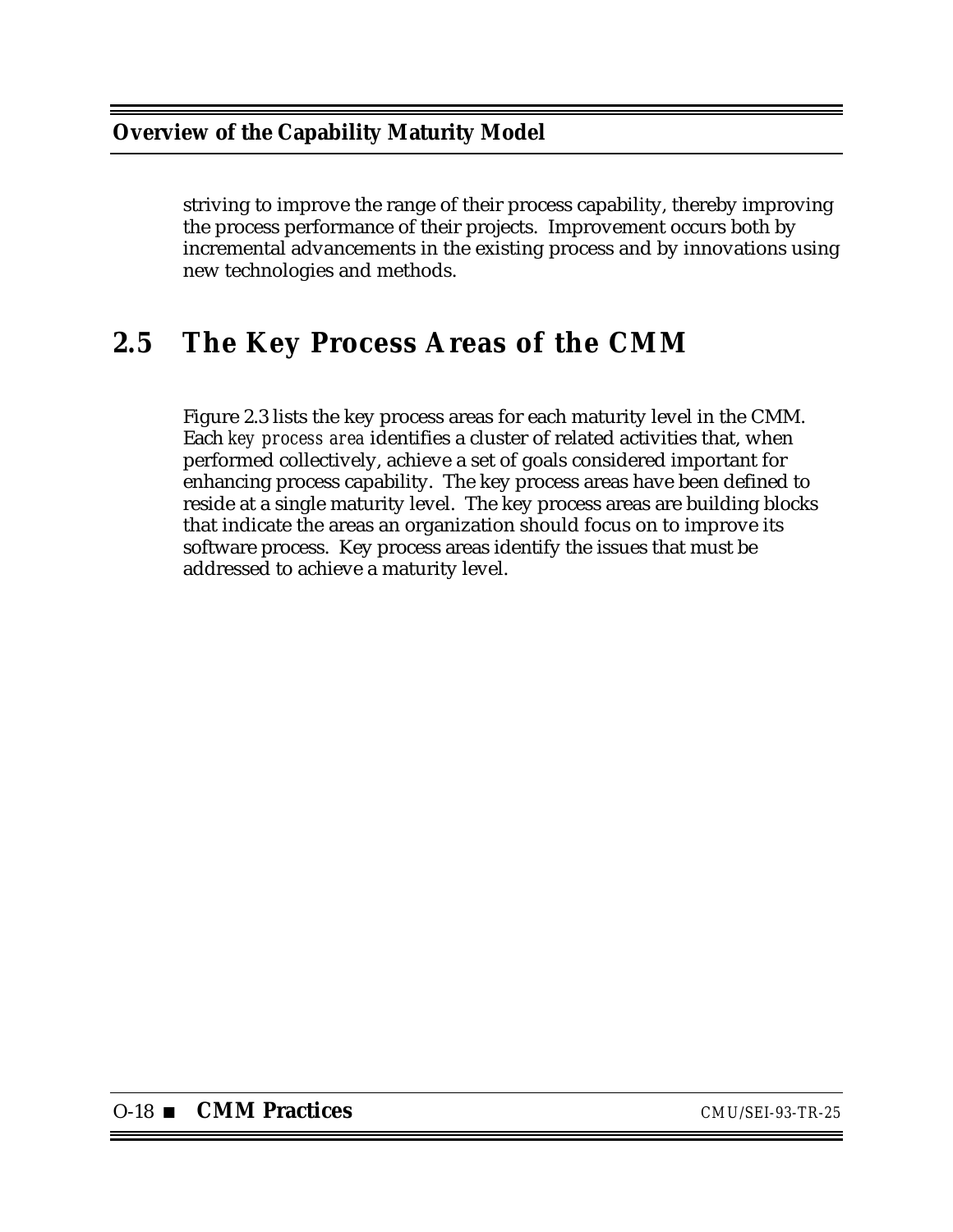striving to improve the range of their process capability, thereby improving the process performance of their projects. Improvement occurs both by incremental advancements in the existing process and by innovations using new technologies and methods.

## 2.5 The Key Process Areas of the CMM

Figure 2.3 lists the key process areas for each maturity level in the CMM. Each *key process area* identifies a cluster of related activities that, when performed collectively, achieve a set of goals considered important for enhancing process capability. The key process areas have been defined to reside at a single maturity level. The key process areas are building blocks that indicate the areas an organization should focus on to improve its software process. Key process areas identify the issues that must be addressed to achieve a maturity level.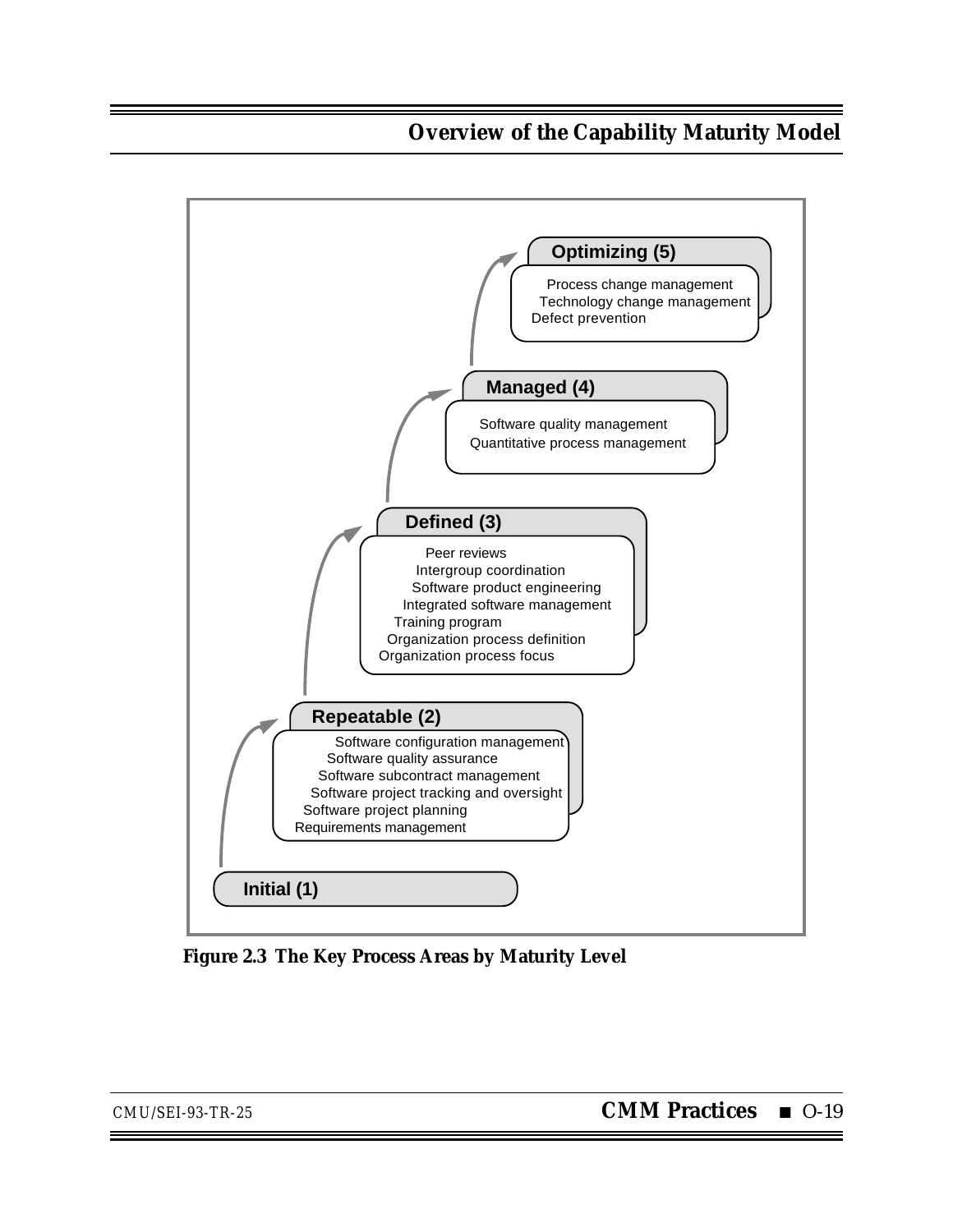**Optimizing (5)**

- Process change management
- Technology change management
- Defect prevention

**Managed (4)**

- Software quality management
- Quantitative process management

**Defined (3)**

- Peer reviews
- Intergroup coordination
- Software product engineering
- Integrated software management
- Training program
- Organization process definition
- Organization process focus

**Repeatable (2)**

- Software configuration management
- Software quality assurance
- Software subcontract management
- Software project tracking and oversight
- Software project planning
- Requirements management

**Initial (1)**

**Figure 2.3 The Key Process Areas by Maturity Level**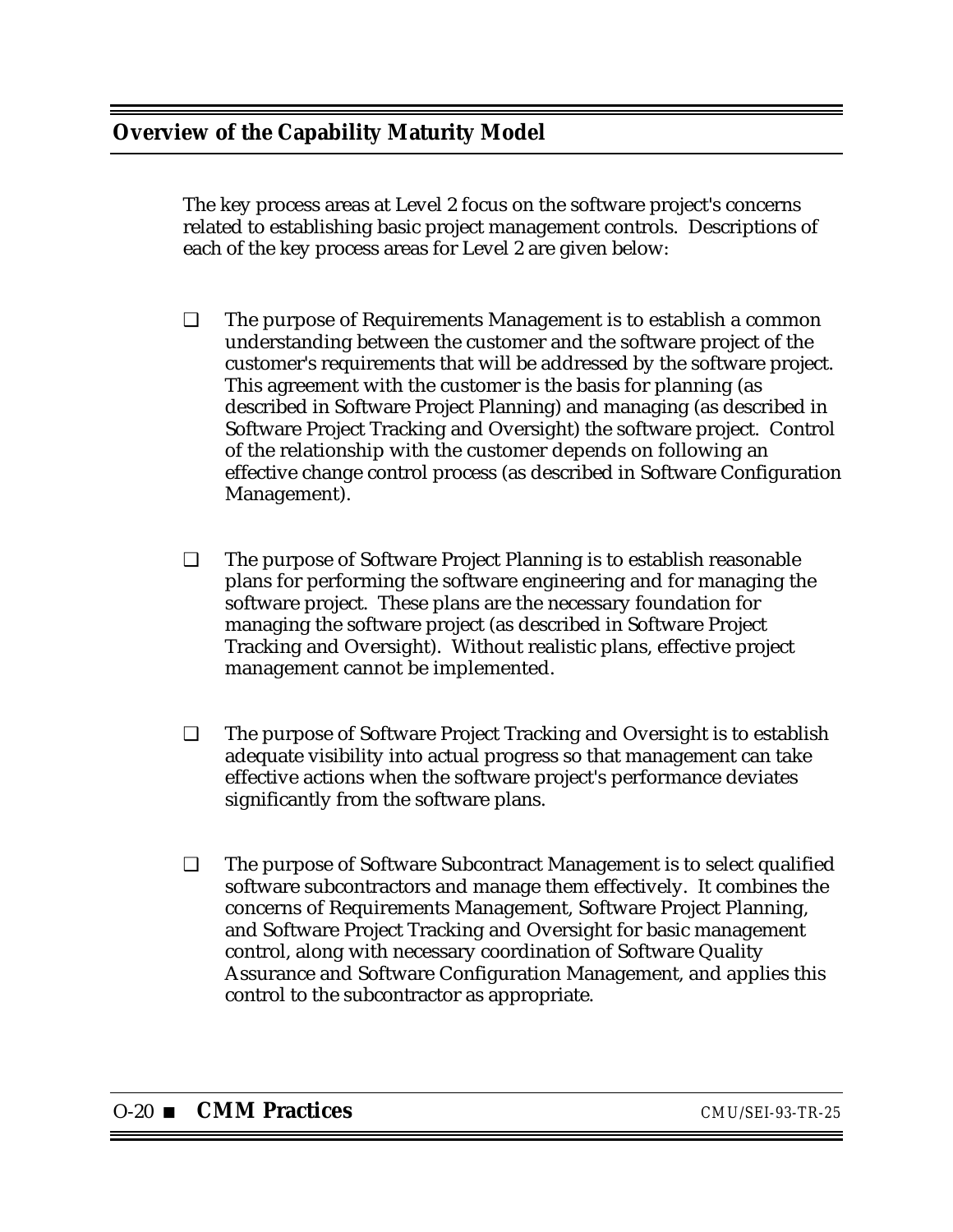## Overview of the Capability Maturity Model

The key process areas at Level 2 focus on the software project's concerns related to establishing basic project management controls. Descriptions of each of the key process areas for Level 2 are given below:

- The purpose of Requirements Management is to establish a common understanding between the customer and the software project of the customer's requirements that will be addressed by the software project. This agreement with the customer is the basis for planning (as described in Software Project Planning) and managing (as described in Software Project Tracking and Oversight) the software project. Control of the relationship with the customer depends on following an effective change control process (as described in Software Configuration Management).

- The purpose of Software Project Planning is to establish reasonable plans for performing the software engineering and for managing the software project. These plans are the necessary foundation for managing the software project (as described in Software Project Tracking and Oversight). Without realistic plans, effective project management cannot be implemented.

- The purpose of Software Project Tracking and Oversight is to establish adequate visibility into actual progress so that management can take effective actions when the software project's performance deviates significantly from the software plans.

- The purpose of Software Subcontract Management is to select qualified software subcontractors and manage them effectively. It combines the concerns of Requirements Management, Software Project Planning, and Software Project Tracking and Oversight for basic management control, along with necessary coordination of Software Quality Assurance and Software Configuration Management, and applies this control to the subcontractor as appropriate.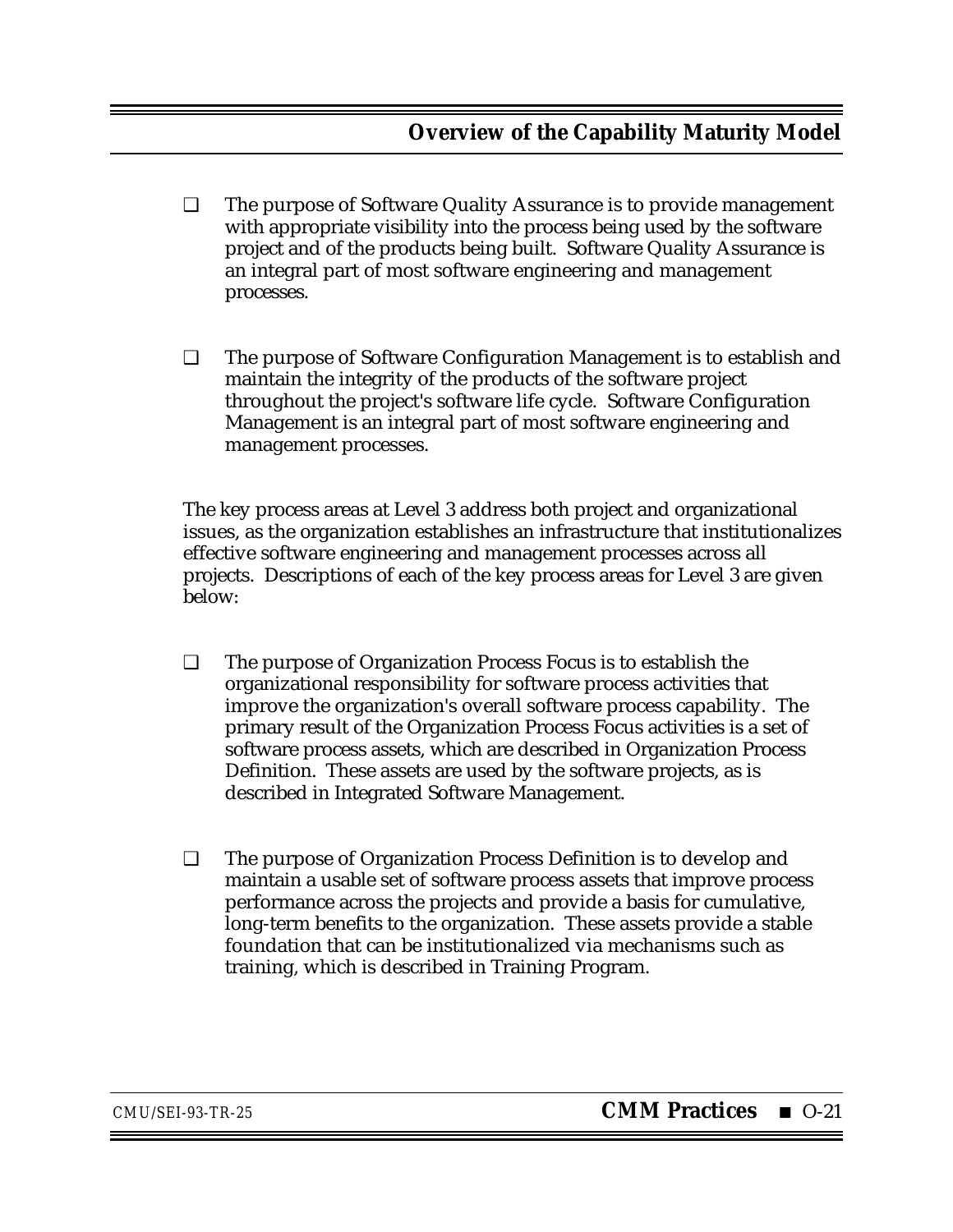- The purpose of Software Quality Assurance is to provide management with appropriate visibility into the process being used by the software project and of the products being built. Software Quality Assurance is an integral part of most software engineering and management processes.

- The purpose of Software Configuration Management is to establish and maintain the integrity of the products of the software project throughout the project's software life cycle. Software Configuration Management is an integral part of most software engineering and management processes.

The key process areas at Level 3 address both project and organizational issues, as the organization establishes an infrastructure that institutionalizes effective software engineering and management processes across all projects. Descriptions of each of the key process areas for Level 3 are given below:

- The purpose of Organization Process Focus is to establish the organizational responsibility for software process activities that improve the organization's overall software process capability. The primary result of the Organization Process Focus activities is a set of software process assets, which are described in Organization Process Definition. These assets are used by the software projects, as is described in Integrated Software Management.

- The purpose of Organization Process Definition is to develop and maintain a usable set of software process assets that improve process performance across the projects and provide a basis for cumulative, long-term benefits to the organization. These assets provide a stable foundation that can be institutionalized via mechanisms such as training, which is described in Training Program.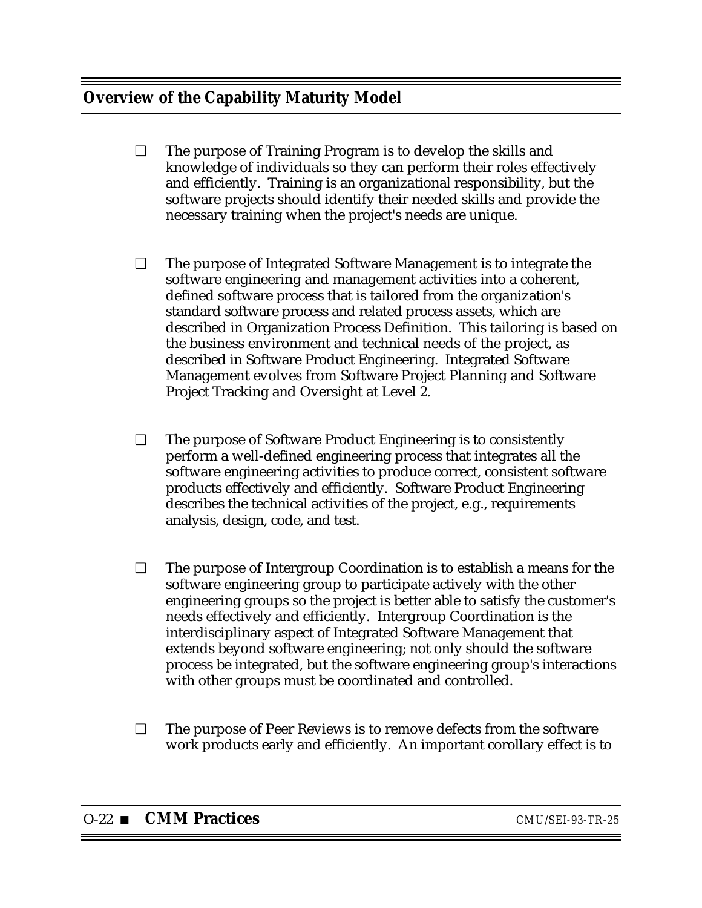- The purpose of Training Program is to develop the skills and knowledge of individuals so they can perform their roles effectively and efficiently. Training is an organizational responsibility, but the software projects should identify their needed skills and provide the necessary training when the project's needs are unique.

- The purpose of Integrated Software Management is to integrate the software engineering and management activities into a coherent, defined software process that is tailored from the organization's standard software process and related process assets, which are described in Organization Process Definition. This tailoring is based on the business environment and technical needs of the project, as described in Software Product Engineering. Integrated Software Management evolves from Software Project Planning and Software Project Tracking and Oversight at Level 2.

- The purpose of Software Product Engineering is to consistently perform a well-defined engineering process that integrates all the software engineering activities to produce correct, consistent software products effectively and efficiently. Software Product Engineering describes the technical activities of the project, e.g., requirements analysis, design, code, and test.

- The purpose of Intergroup Coordination is to establish a means for the software engineering group to participate actively with the other engineering groups so the project is better able to satisfy the customer's needs effectively and efficiently. Intergroup Coordination is the interdisciplinary aspect of Integrated Software Management that extends beyond software engineering; not only should the software process be integrated, but the software engineering group's interactions with other groups must be coordinated and controlled.

- The purpose of Peer Reviews is to remove defects from the software work products early and efficiently. An important corollary effect is to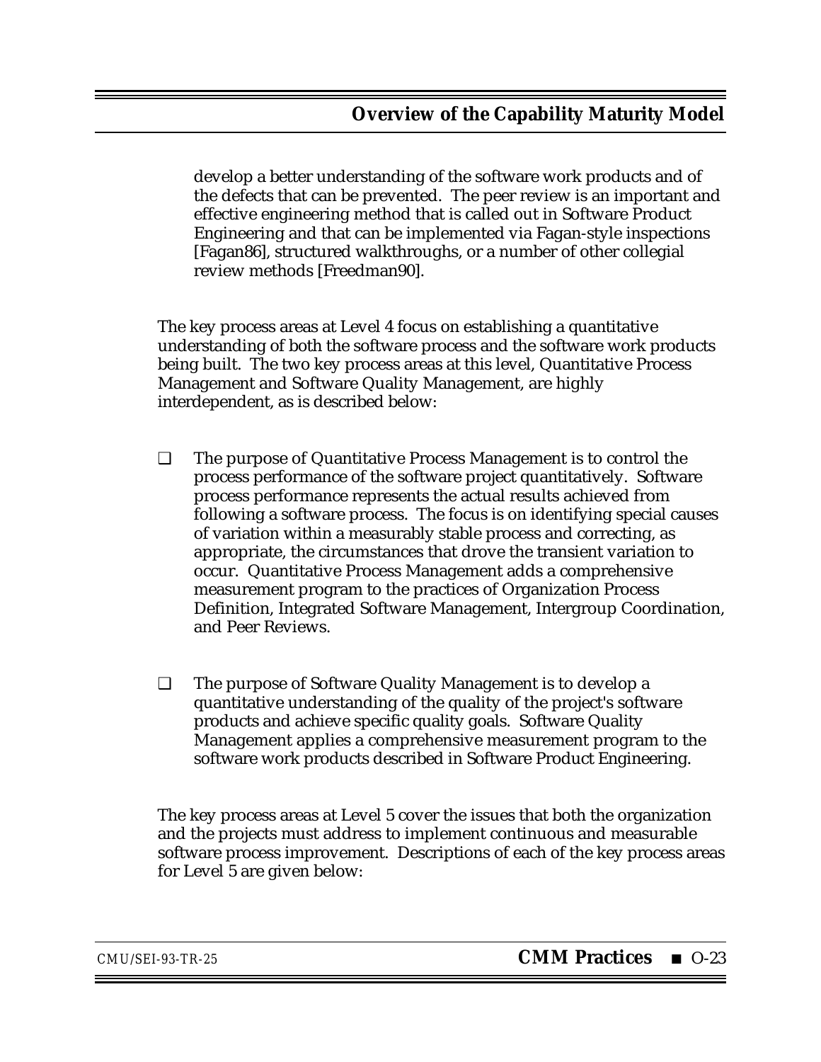develop a better understanding of the software work products and of the defects that can be prevented. The peer review is an important and effective engineering method that is called out in Software Product Engineering and that can be implemented via Fagan-style inspections [Fagan86], structured walkthroughs, or a number of other collegial review methods [Freedman90].

The key process areas at Level 4 focus on establishing a quantitative understanding of both the software process and the software work products being built. The two key process areas at this level, Quantitative Process Management and Software Quality Management, are highly interdependent, as is described below:

- ❑ The purpose of Quantitative Process Management is to control the process performance of the software project quantitatively. Software process performance represents the actual results achieved from following a software process. The focus is on identifying special causes of variation within a measurably stable process and correcting, as appropriate, the circumstances that drove the transient variation to occur. Quantitative Process Management adds a comprehensive measurement program to the practices of Organization Process Definition, Integrated Software Management, Intergroup Coordination, and Peer Reviews.

- ❑ The purpose of Software Quality Management is to develop a quantitative understanding of the quality of the project's software products and achieve specific quality goals. Software Quality Management applies a comprehensive measurement program to the software work products described in Software Product Engineering.

The key process areas at Level 5 cover the issues that both the organization and the projects must address to implement continuous and measurable software process improvement. Descriptions of each of the key process areas for Level 5 are given below: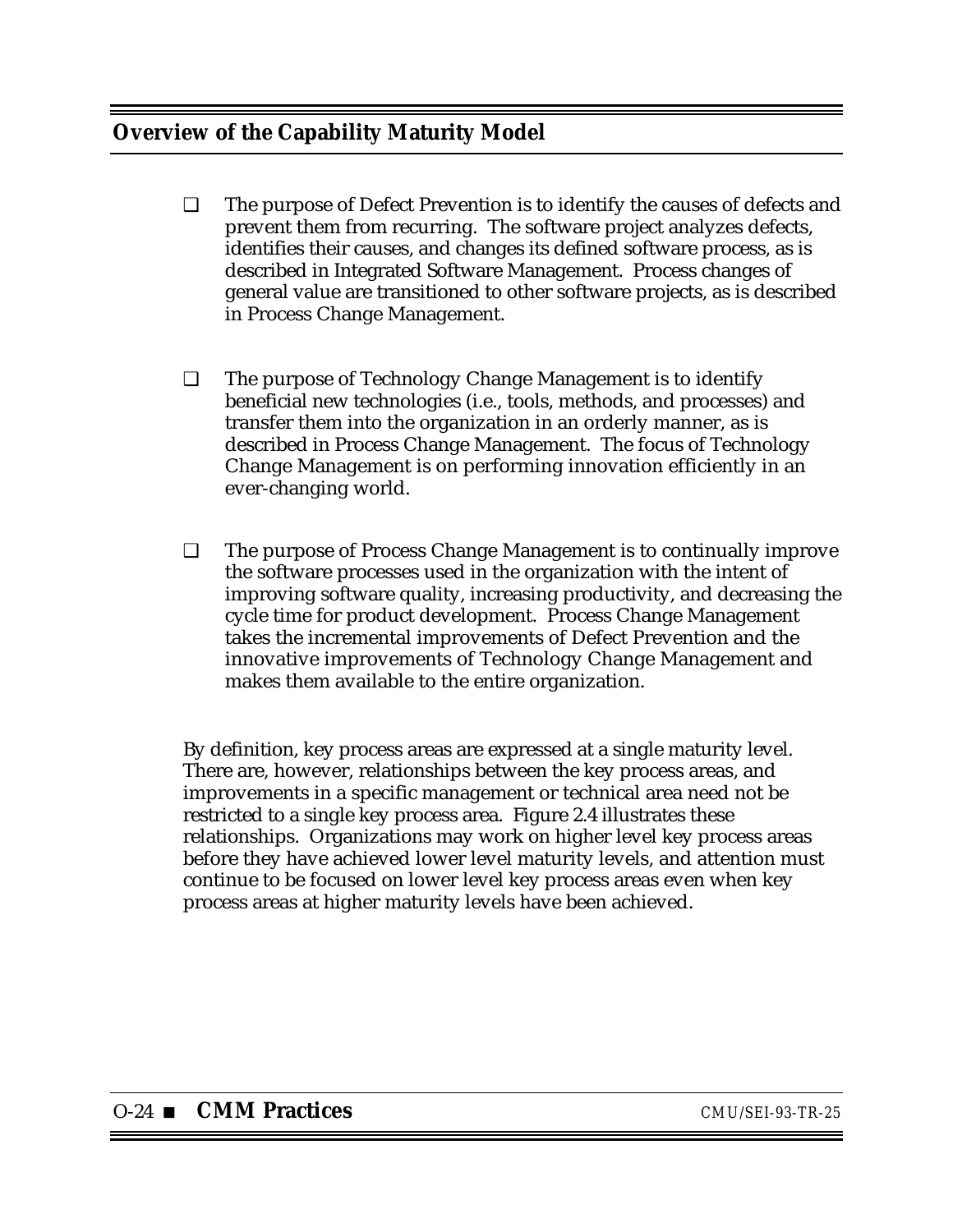- The purpose of Defect Prevention is to identify the causes of defects and prevent them from recurring. The software project analyzes defects, identifies their causes, and changes its defined software process, as is described in Integrated Software Management. Process changes of general value are transitioned to other software projects, as is described in Process Change Management.

- The purpose of Technology Change Management is to identify beneficial new technologies (i.e., tools, methods, and processes) and transfer them into the organization in an orderly manner, as is described in Process Change Management. The focus of Technology Change Management is on performing innovation efficiently in an ever-changing world.

- The purpose of Process Change Management is to continually improve the software processes used in the organization with the intent of improving software quality, increasing productivity, and decreasing the cycle time for product development. Process Change Management takes the incremental improvements of Defect Prevention and the innovative improvements of Technology Change Management and makes them available to the entire organization.

By definition, key process areas are expressed at a single maturity level. There are, however, relationships between the key process areas, and improvements in a specific management or technical area need not be restricted to a single key process area. Figure 2.4 illustrates these relationships. Organizations may work on higher level key process areas before they have achieved lower level maturity levels, and attention must continue to be focused on lower level key process areas even when key process areas at higher maturity levels have been achieved.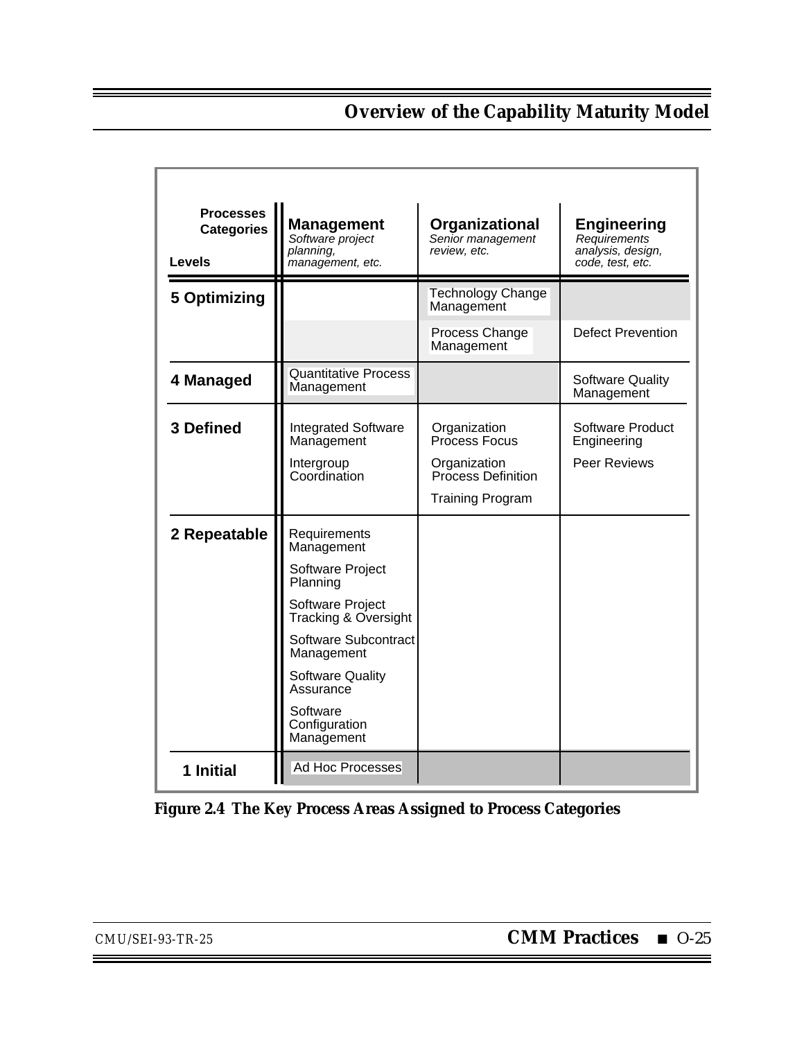| Processes Categories / Levels | **Management** *Software project planning, management, etc.* | **Organizational** *Senior management review, etc.* | **Engineering** *Requirements analysis, design, code, test, etc.* |
|---|---|---|---|
| **5 Optimizing** | | Technology Change Management | |
| | | Process Change Management | Defect Prevention |
| **4 Managed** | Quantitative Process Management | | Software Quality Management |
| **3 Defined** | Integrated Software Management | Organization Process Focus | Software Product Engineering |
| | Intergroup Coordination | Organization Process Definition | Peer Reviews |
| | | Training Program | |
| **2 Repeatable** | Requirements Management | | |
| | Software Project Planning | | |
| | Software Project Tracking & Oversight | | |
| | Software Subcontract Management | | |
| | Software Quality Assurance | | |
| | Software Configuration Management | | |
| **1 Initial** | Ad Hoc Processes | | |

**Figure 2.4 The Key Process Areas Assigned to Process Categories**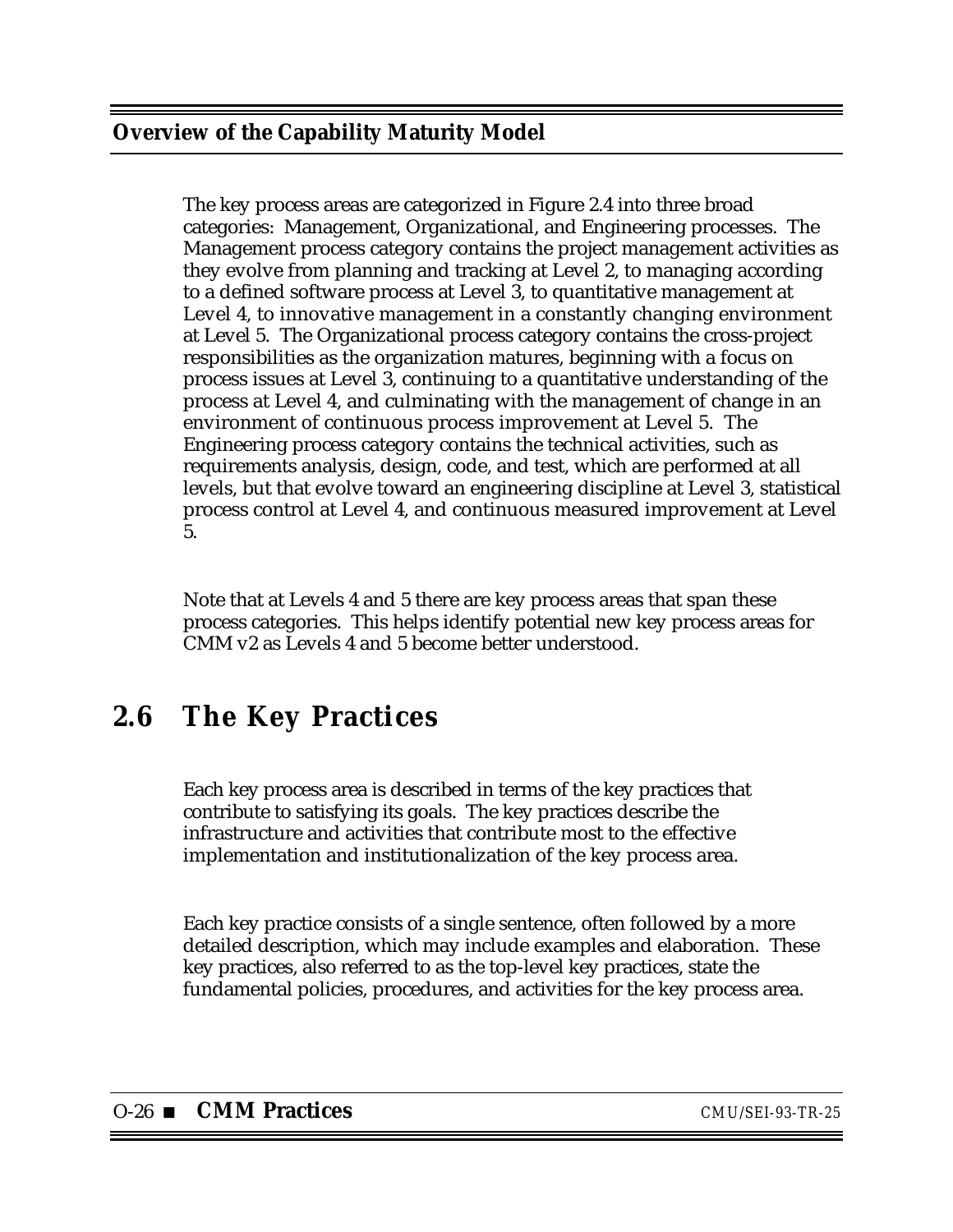The key process areas are categorized in Figure 2.4 into three broad categories: Management, Organizational, and Engineering processes. The Management process category contains the project management activities as they evolve from planning and tracking at Level 2, to managing according to a defined software process at Level 3, to quantitative management at Level 4, to innovative management in a constantly changing environment at Level 5. The Organizational process category contains the cross-project responsibilities as the organization matures, beginning with a focus on process issues at Level 3, continuing to a quantitative understanding of the process at Level 4, and culminating with the management of change in an environment of continuous process improvement at Level 5. The Engineering process category contains the technical activities, such as requirements analysis, design, code, and test, which are performed at all levels, but that evolve toward an engineering discipline at Level 3, statistical process control at Level 4, and continuous measured improvement at Level 5.

Note that at Levels 4 and 5 there are key process areas that span these process categories. This helps identify potential new key process areas for CMM v2 as Levels 4 and 5 become better understood.

## 2.6 The Key Practices

Each key process area is described in terms of the key practices that contribute to satisfying its goals. The key practices describe the infrastructure and activities that contribute most to the effective implementation and institutionalization of the key process area.

Each key practice consists of a single sentence, often followed by a more detailed description, which may include examples and elaboration. These key practices, also referred to as the top-level key practices, state the fundamental policies, procedures, and activities for the key process area.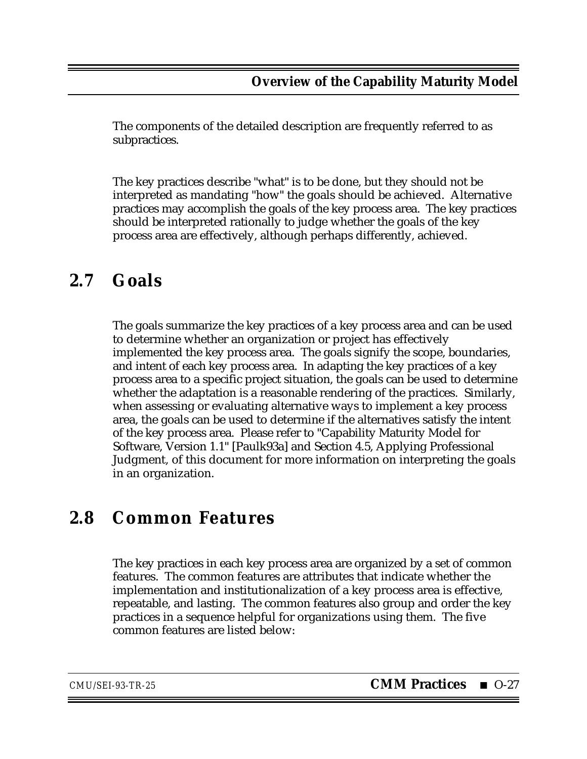The components of the detailed description are frequently referred to as subpractices.

The key practices describe "what" is to be done, but they should not be interpreted as mandating "how" the goals should be achieved. Alternative practices may accomplish the goals of the key process area. The key practices should be interpreted rationally to judge whether the goals of the key process area are effectively, although perhaps differently, achieved.

## 2.7 Goals

The goals summarize the key practices of a key process area and can be used to determine whether an organization or project has effectively implemented the key process area. The goals signify the scope, boundaries, and intent of each key process area. In adapting the key practices of a key process area to a specific project situation, the goals can be used to determine whether the adaptation is a reasonable rendering of the practices. Similarly, when assessing or evaluating alternative ways to implement a key process area, the goals can be used to determine if the alternatives satisfy the intent of the key process area. Please refer to "Capability Maturity Model for Software, Version 1.1" [Paulk93a] and Section 4.5, Applying Professional Judgment, of this document for more information on interpreting the goals in an organization.

## 2.8 Common Features

The key practices in each key process area are organized by a set of common features. The common features are attributes that indicate whether the implementation and institutionalization of a key process area is effective, repeatable, and lasting. The common features also group and order the key practices in a sequence helpful for organizations using them. The five common features are listed below: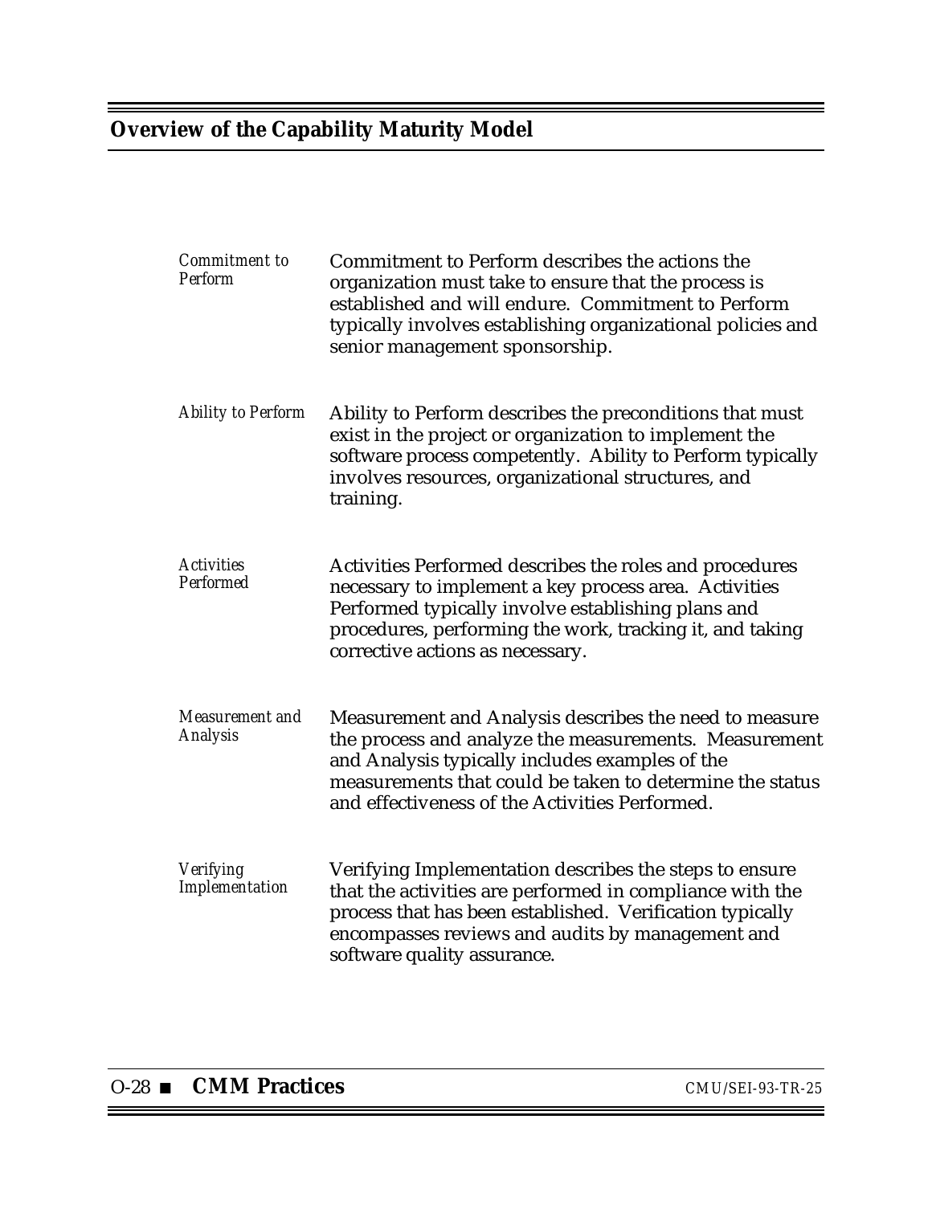*Commitment to Perform*

Commitment to Perform describes the actions the organization must take to ensure that the process is established and will endure. Commitment to Perform typically involves establishing organizational policies and senior management sponsorship.

*Ability to Perform*

Ability to Perform describes the preconditions that must exist in the project or organization to implement the software process competently. Ability to Perform typically involves resources, organizational structures, and training.

*Activities Performed*

Activities Performed describes the roles and procedures necessary to implement a key process area. Activities Performed typically involve establishing plans and procedures, performing the work, tracking it, and taking corrective actions as necessary.

*Measurement and Analysis*

Measurement and Analysis describes the need to measure the process and analyze the measurements. Measurement and Analysis typically includes examples of the measurements that could be taken to determine the status and effectiveness of the Activities Performed.

*Verifying Implementation*

Verifying Implementation describes the steps to ensure that the activities are performed in compliance with the process that has been established. Verification typically encompasses reviews and audits by management and software quality assurance.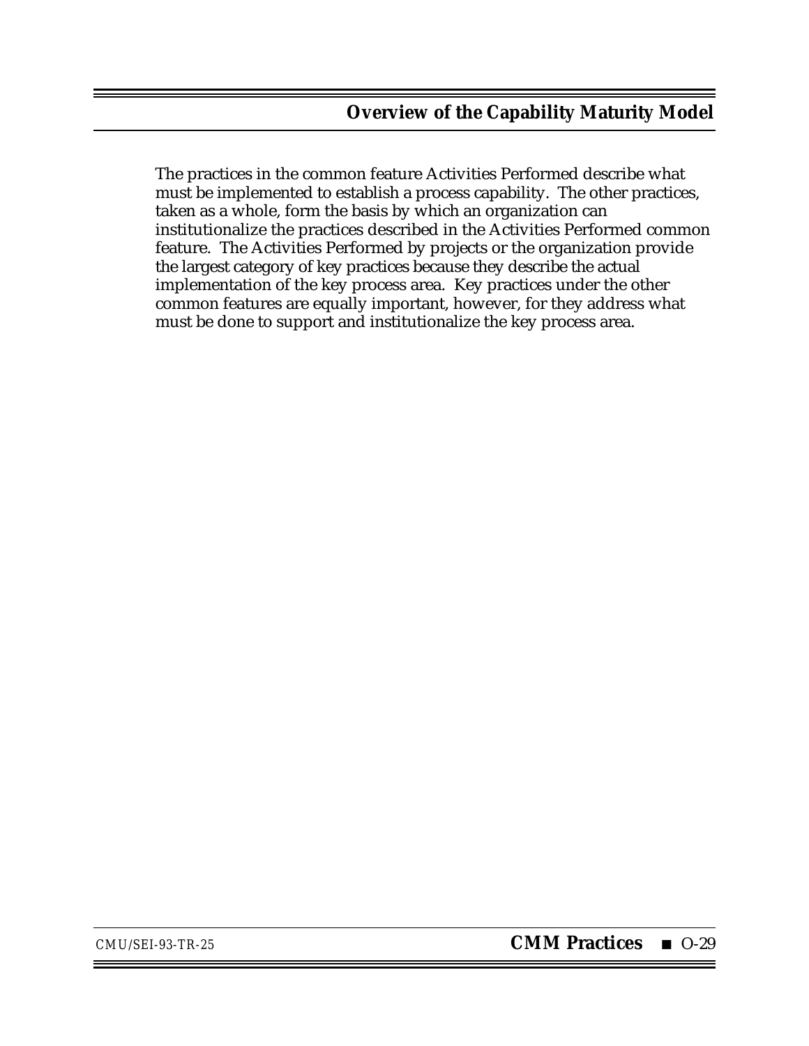The practices in the common feature Activities Performed describe what must be implemented to establish a process capability. The other practices, taken as a whole, form the basis by which an organization can institutionalize the practices described in the Activities Performed common feature. The Activities Performed by projects or the organization provide the largest category of key practices because they describe the actual implementation of the key process area. Key practices under the other common features are equally important, however, for they address what must be done to support and institutionalize the key process area.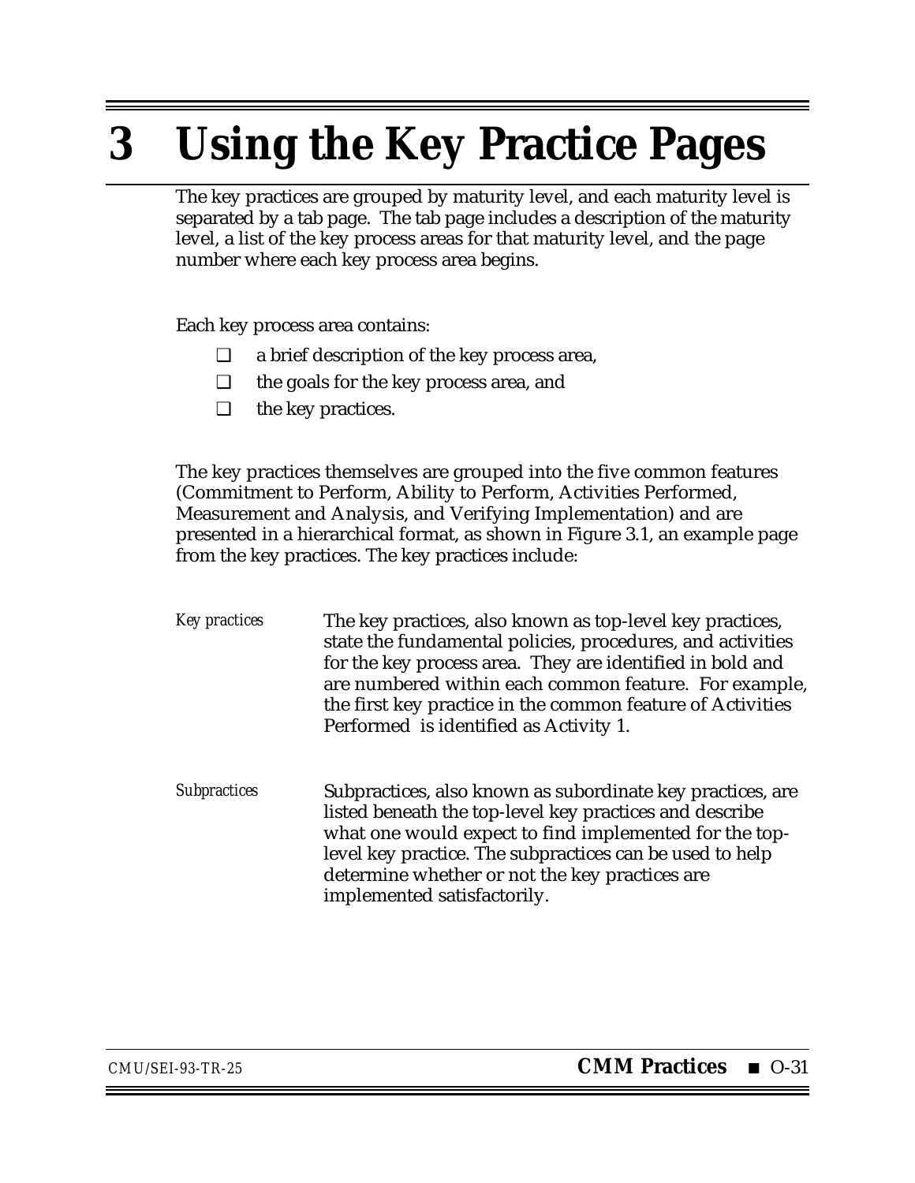# 3 Using the Key Practice Pages

The key practices are grouped by maturity level, and each maturity level is separated by a tab page. The tab page includes a description of the maturity level, a list of the key process areas for that maturity level, and the page number where each key process area begins.

Each key process area contains:

- a brief description of the key process area,
- the goals for the key process area, and
- the key practices.

The key practices themselves are grouped into the five common features (Commitment to Perform, Ability to Perform, Activities Performed, Measurement and Analysis, and Verifying Implementation) and are presented in a hierarchical format, as shown in Figure 3.1, an example page from the key practices. The key practices include:

*Key practices* — The key practices, also known as top-level key practices, state the fundamental policies, procedures, and activities for the key process area. They are identified in bold and are numbered within each common feature. For example, the first key practice in the common feature of Activities Performed is identified as Activity 1.

*Subpractices* — Subpractices, also known as subordinate key practices, are listed beneath the top-level key practices and describe what one would expect to find implemented for the top-level key practice. The subpractices can be used to help determine whether or not the key practices are implemented satisfactorily.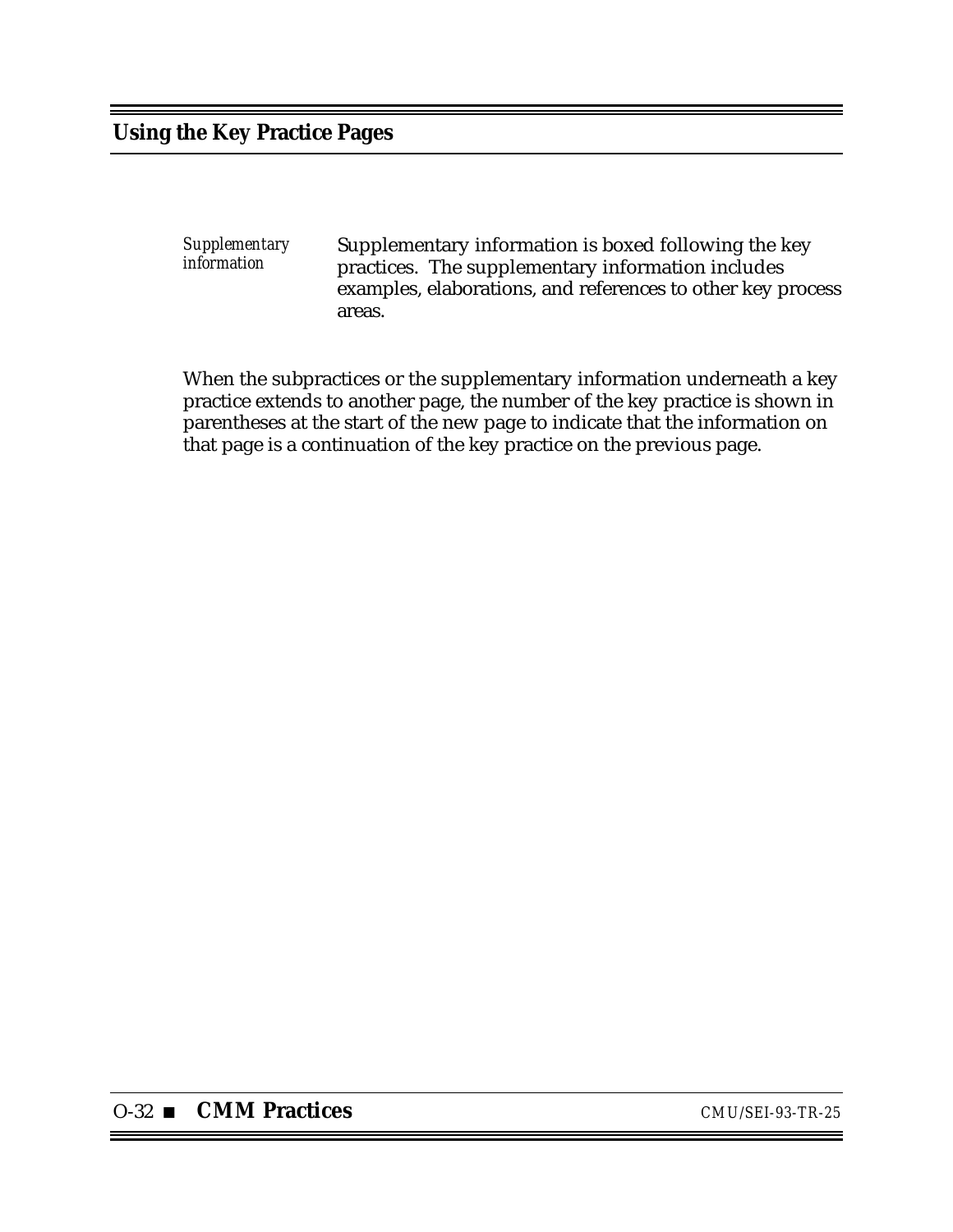*Supplementary information*

Supplementary information is boxed following the key practices. The supplementary information includes examples, elaborations, and references to other key process areas.

When the subpractices or the supplementary information underneath a key practice extends to another page, the number of the key practice is shown in parentheses at the start of the new page to indicate that the information on that page is a continuation of the key practice on the previous page.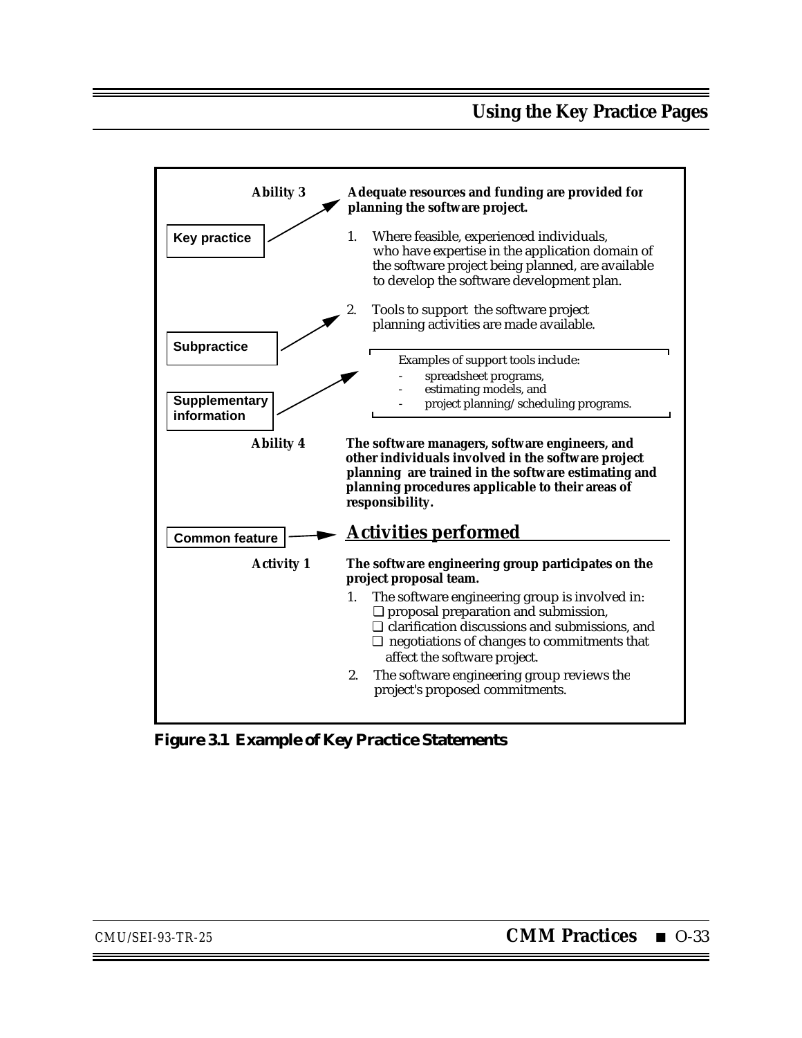Key practice

Subpractice

Supplementary information

Common feature

**Ability 3** **Adequate resources and funding are provided for planning the software project.**

1. Where feasible, experienced individuals, who have expertise in the application domain of the software project being planned, are available to develop the software development plan.

2. Tools to support the software project planning activities are made available.

   > Examples of support tools include:
   > - spreadsheet programs,
   > - estimating models, and
   > - project planning/scheduling programs.

**Ability 4** **The software managers, software engineers, and other individuals involved in the software project planning are trained in the software estimating and planning procedures applicable to their areas of responsibility.**

## Activities performed

**Activity 1** **The software engineering group participates on the project proposal team.**

1. The software engineering group is involved in:
   - ❑ proposal preparation and submission,
   - ❑ clarification discussions and submissions, and
   - ❑ negotiations of changes to commitments that affect the software project.

2. The software engineering group reviews the project's proposed commitments.

**Figure 3.1 Example of Key Practice Statements**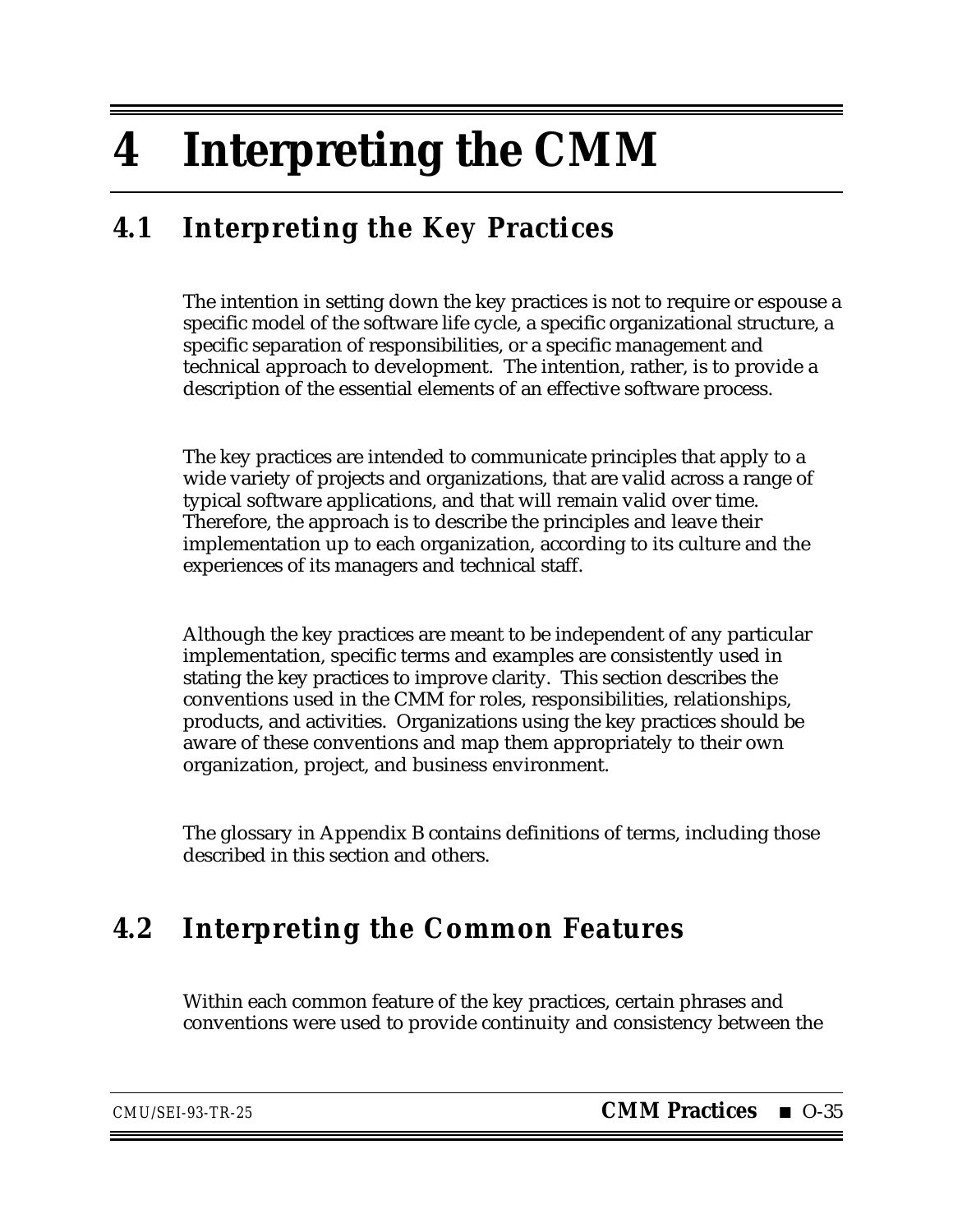# 4 Interpreting the CMM

## 4.1 Interpreting the Key Practices

The intention in setting down the key practices is not to require or espouse a specific model of the software life cycle, a specific organizational structure, a specific separation of responsibilities, or a specific management and technical approach to development. The intention, rather, is to provide a description of the essential elements of an effective software process.

The key practices are intended to communicate principles that apply to a wide variety of projects and organizations, that are valid across a range of typical software applications, and that will remain valid over time. Therefore, the approach is to describe the principles and leave their implementation up to each organization, according to its culture and the experiences of its managers and technical staff.

Although the key practices are meant to be independent of any particular implementation, specific terms and examples are consistently used in stating the key practices to improve clarity. This section describes the conventions used in the CMM for roles, responsibilities, relationships, products, and activities. Organizations using the key practices should be aware of these conventions and map them appropriately to their own organization, project, and business environment.

The glossary in Appendix B contains definitions of terms, including those described in this section and others.

## 4.2 Interpreting the Common Features

Within each common feature of the key practices, certain phrases and conventions were used to provide continuity and consistency between the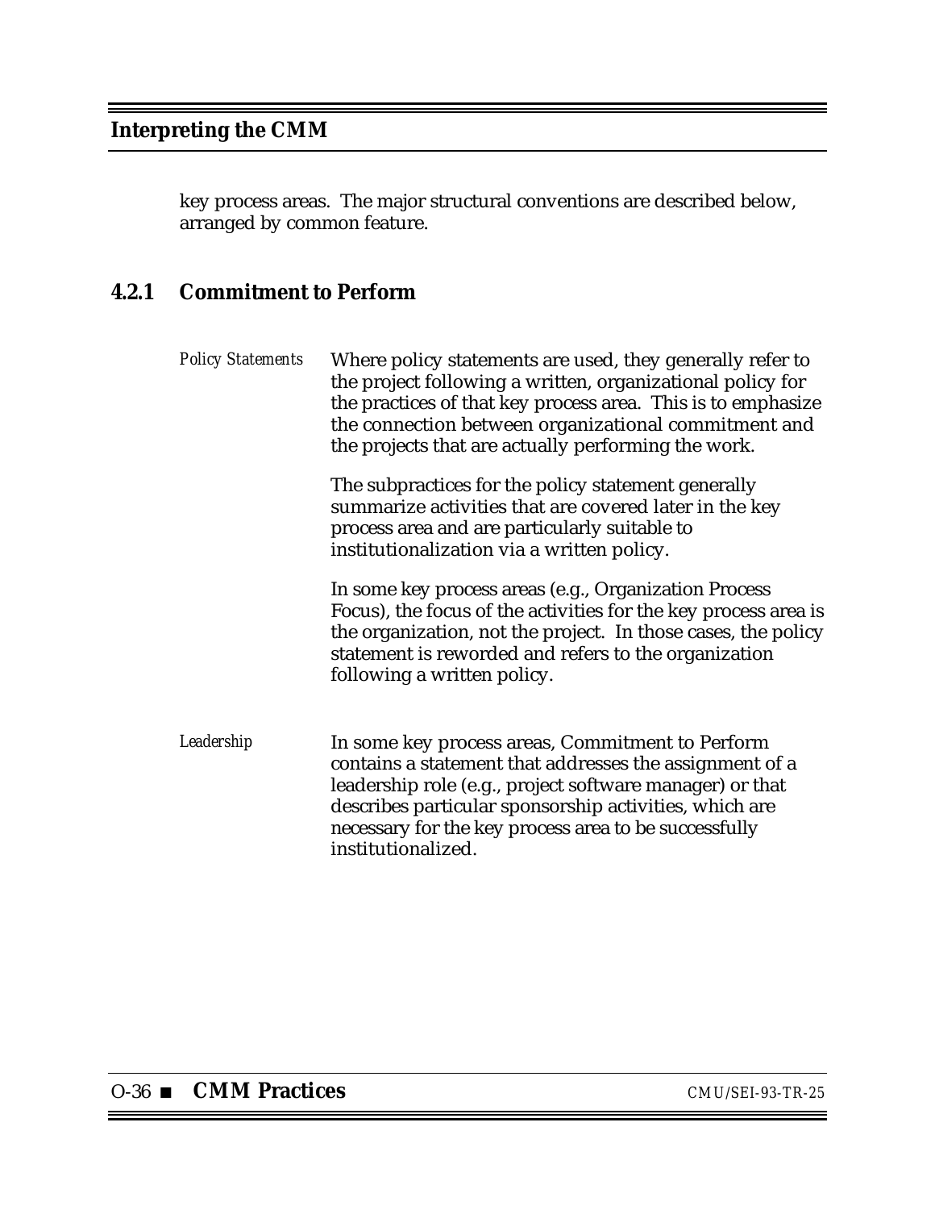key process areas. The major structural conventions are described below, arranged by common feature.

### 4.2.1 Commitment to Perform

*Policy Statements*

Where policy statements are used, they generally refer to the project following a written, organizational policy for the practices of that key process area. This is to emphasize the connection between organizational commitment and the projects that are actually performing the work.

The subpractices for the policy statement generally summarize activities that are covered later in the key process area and are particularly suitable to institutionalization via a written policy.

In some key process areas (e.g., Organization Process Focus), the focus of the activities for the key process area is the organization, not the project. In those cases, the policy statement is reworded and refers to the organization following a written policy.

*Leadership*

In some key process areas, Commitment to Perform contains a statement that addresses the assignment of a leadership role (e.g., project software manager) or that describes particular sponsorship activities, which are necessary for the key process area to be successfully institutionalized.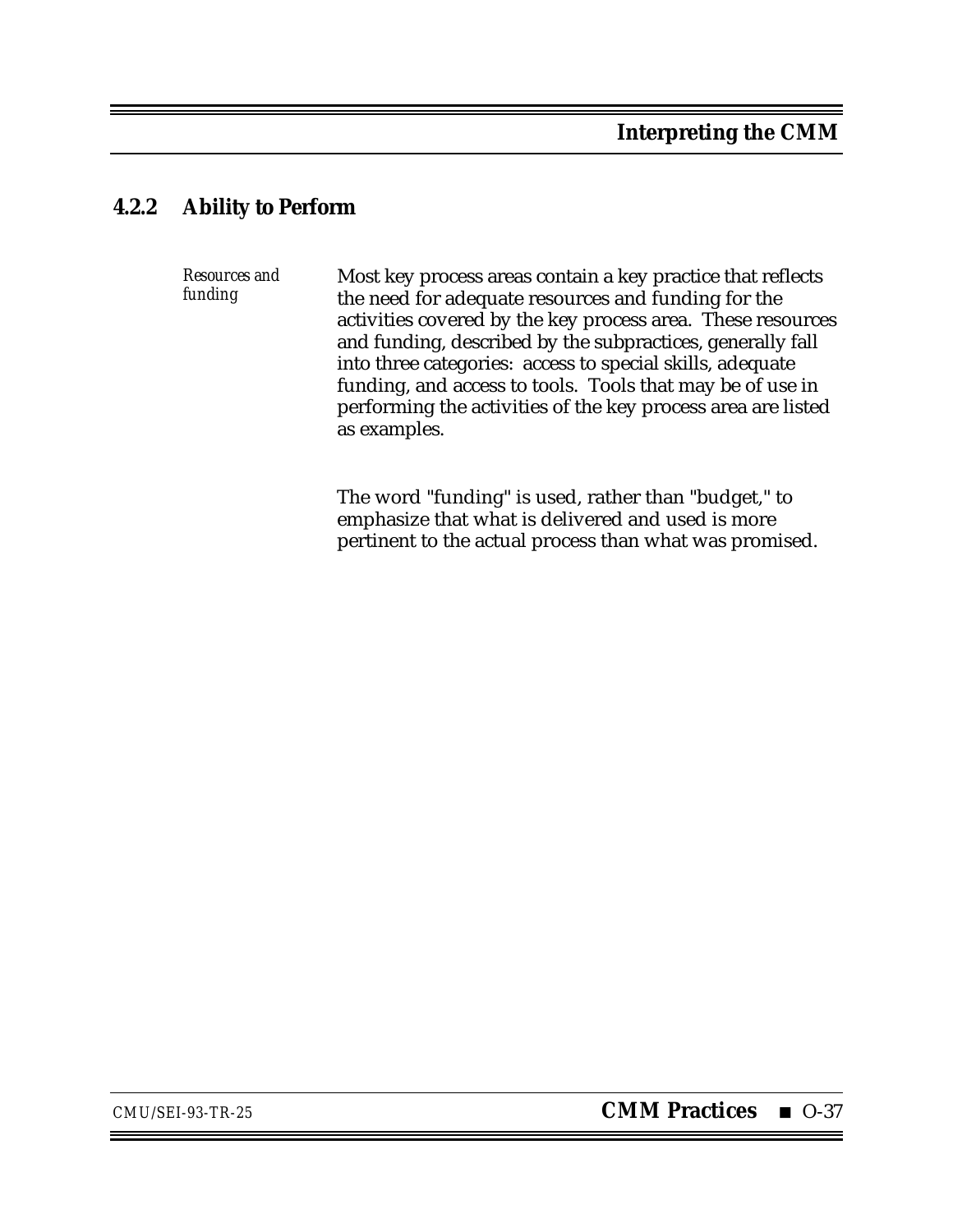### 4.2.2 Ability to Perform

*Resources and funding*

Most key process areas contain a key practice that reflects the need for adequate resources and funding for the activities covered by the key process area. These resources and funding, described by the subpractices, generally fall into three categories: access to special skills, adequate funding, and access to tools. Tools that may be of use in performing the activities of the key process area are listed as examples.

The word "funding" is used, rather than "budget," to emphasize that what is delivered and used is more pertinent to the actual process than what was promised.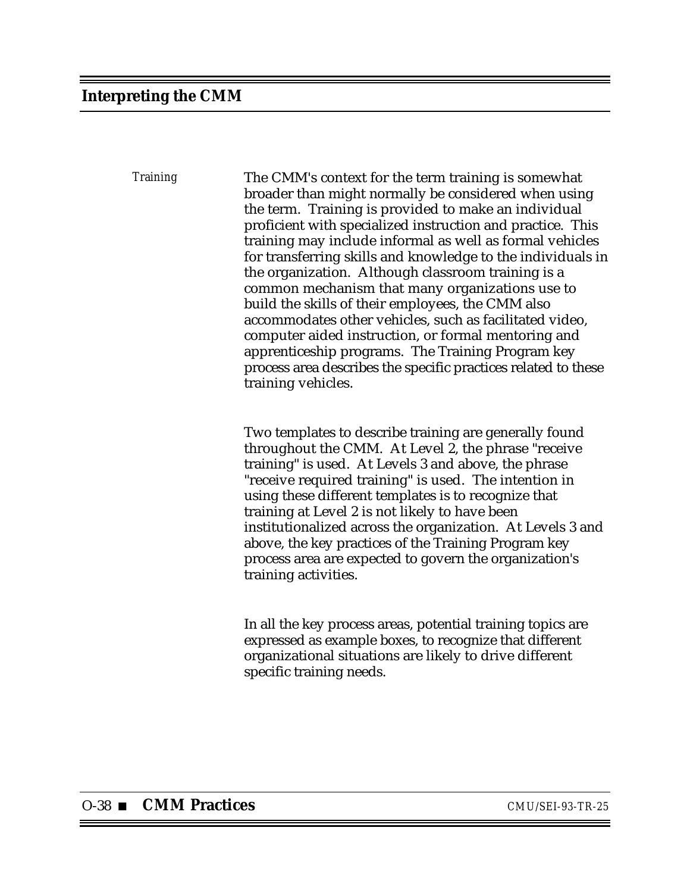*Training*

The CMM's context for the term training is somewhat broader than might normally be considered when using the term. Training is provided to make an individual proficient with specialized instruction and practice. This training may include informal as well as formal vehicles for transferring skills and knowledge to the individuals in the organization. Although classroom training is a common mechanism that many organizations use to build the skills of their employees, the CMM also accommodates other vehicles, such as facilitated video, computer aided instruction, or formal mentoring and apprenticeship programs. The Training Program key process area describes the specific practices related to these training vehicles.

Two templates to describe training are generally found throughout the CMM. At Level 2, the phrase "receive training" is used. At Levels 3 and above, the phrase "receive required training" is used. The intention in using these different templates is to recognize that training at Level 2 is not likely to have been institutionalized across the organization. At Levels 3 and above, the key practices of the Training Program key process area are expected to govern the organization's training activities.

In all the key process areas, potential training topics are expressed as example boxes, to recognize that different organizational situations are likely to drive different specific training needs.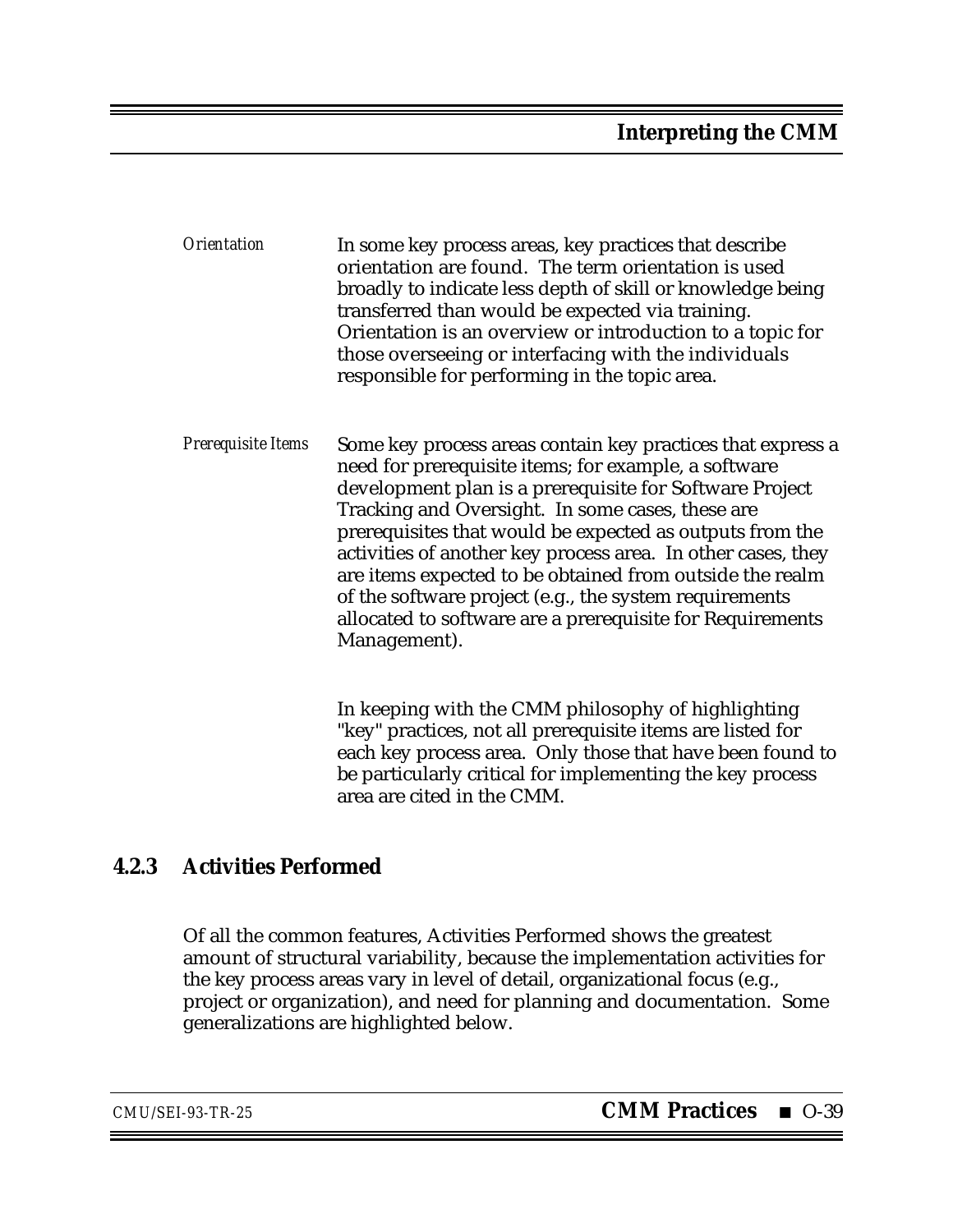*Orientation*

In some key process areas, key practices that describe orientation are found. The term orientation is used broadly to indicate less depth of skill or knowledge being transferred than would be expected via training. Orientation is an overview or introduction to a topic for those overseeing or interfacing with the individuals responsible for performing in the topic area.

*Prerequisite Items*

Some key process areas contain key practices that express a need for prerequisite items; for example, a software development plan is a prerequisite for Software Project Tracking and Oversight. In some cases, these are prerequisites that would be expected as outputs from the activities of another key process area. In other cases, they are items expected to be obtained from outside the realm of the software project (e.g., the system requirements allocated to software are a prerequisite for Requirements Management).

In keeping with the CMM philosophy of highlighting "key" practices, not all prerequisite items are listed for each key process area. Only those that have been found to be particularly critical for implementing the key process area are cited in the CMM.

### 4.2.3 Activities Performed

Of all the common features, Activities Performed shows the greatest amount of structural variability, because the implementation activities for the key process areas vary in level of detail, organizational focus (e.g., project or organization), and need for planning and documentation. Some generalizations are highlighted below.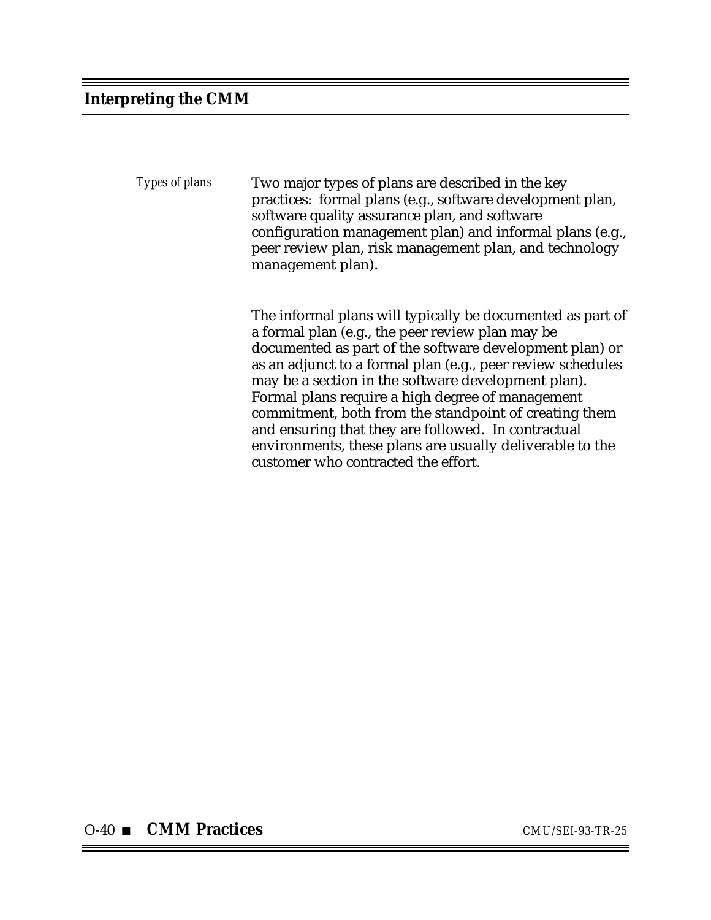*Types of plans*

Two major types of plans are described in the key practices: formal plans (e.g., software development plan, software quality assurance plan, and software configuration management plan) and informal plans (e.g., peer review plan, risk management plan, and technology management plan).

The informal plans will typically be documented as part of a formal plan (e.g., the peer review plan may be documented as part of the software development plan) or as an adjunct to a formal plan (e.g., peer review schedules may be a section in the software development plan). Formal plans require a high degree of management commitment, both from the standpoint of creating them and ensuring that they are followed. In contractual environments, these plans are usually deliverable to the customer who contracted the effort.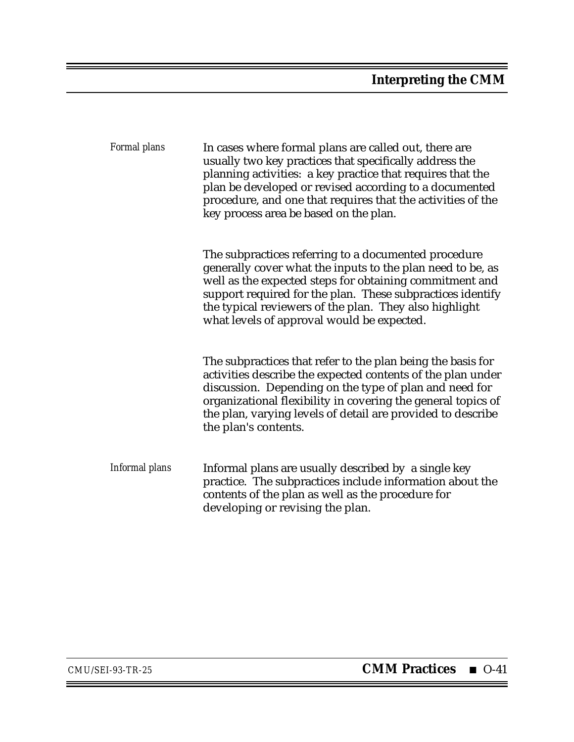*Formal plans*

In cases where formal plans are called out, there are usually two key practices that specifically address the planning activities: a key practice that requires that the plan be developed or revised according to a documented procedure, and one that requires that the activities of the key process area be based on the plan.

The subpractices referring to a documented procedure generally cover what the inputs to the plan need to be, as well as the expected steps for obtaining commitment and support required for the plan. These subpractices identify the typical reviewers of the plan. They also highlight what levels of approval would be expected.

The subpractices that refer to the plan being the basis for activities describe the expected contents of the plan under discussion. Depending on the type of plan and need for organizational flexibility in covering the general topics of the plan, varying levels of detail are provided to describe the plan's contents.

*Informal plans*

Informal plans are usually described by a single key practice. The subpractices include information about the contents of the plan as well as the procedure for developing or revising the plan.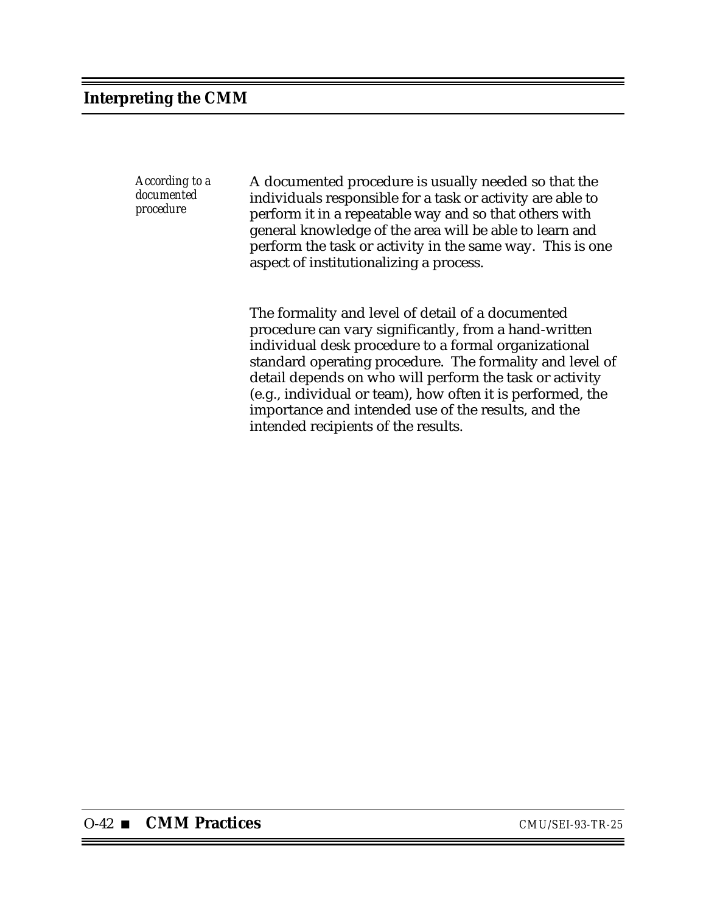*According to a documented procedure*

A documented procedure is usually needed so that the individuals responsible for a task or activity are able to perform it in a repeatable way and so that others with general knowledge of the area will be able to learn and perform the task or activity in the same way. This is one aspect of institutionalizing a process.

The formality and level of detail of a documented procedure can vary significantly, from a hand-written individual desk procedure to a formal organizational standard operating procedure. The formality and level of detail depends on who will perform the task or activity (e.g., individual or team), how often it is performed, the importance and intended use of the results, and the intended recipients of the results.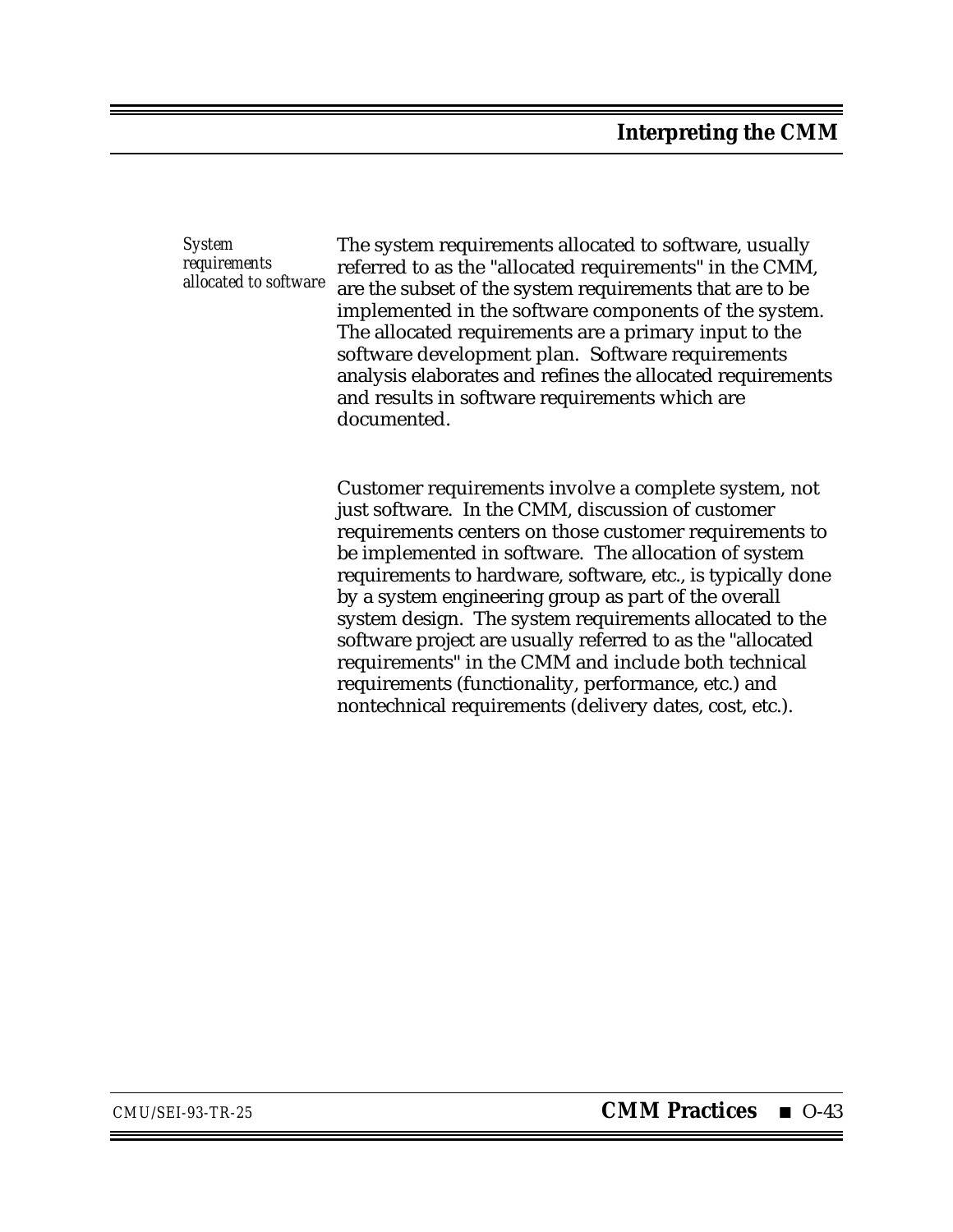*System requirements allocated to software*

The system requirements allocated to software, usually referred to as the "allocated requirements" in the CMM, are the subset of the system requirements that are to be implemented in the software components of the system. The allocated requirements are a primary input to the software development plan. Software requirements analysis elaborates and refines the allocated requirements and results in software requirements which are documented.

Customer requirements involve a complete system, not just software. In the CMM, discussion of customer requirements centers on those customer requirements to be implemented in software. The allocation of system requirements to hardware, software, etc., is typically done by a system engineering group as part of the overall system design. The system requirements allocated to the software project are usually referred to as the "allocated requirements" in the CMM and include both technical requirements (functionality, performance, etc.) and nontechnical requirements (delivery dates, cost, etc.).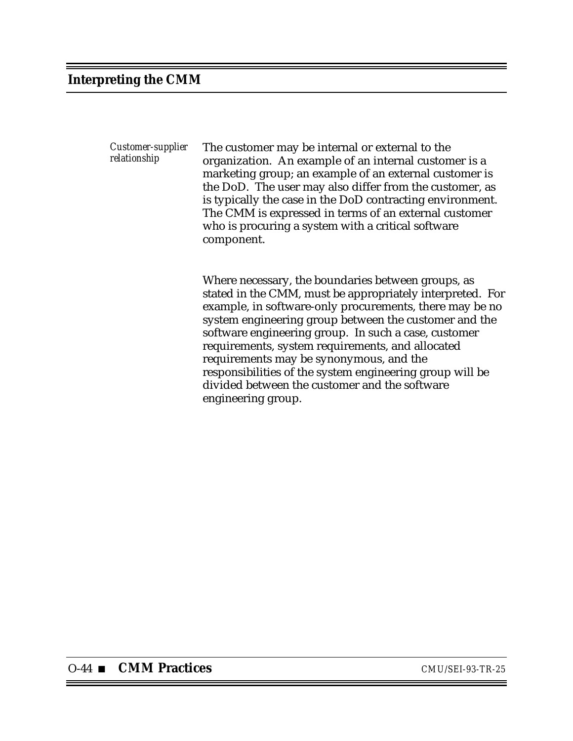*Customer-supplier relationship*

The customer may be internal or external to the organization. An example of an internal customer is a marketing group; an example of an external customer is the DoD. The user may also differ from the customer, as is typically the case in the DoD contracting environment. The CMM is expressed in terms of an external customer who is procuring a system with a critical software component.

Where necessary, the boundaries between groups, as stated in the CMM, must be appropriately interpreted. For example, in software-only procurements, there may be no system engineering group between the customer and the software engineering group. In such a case, customer requirements, system requirements, and allocated requirements may be synonymous, and the responsibilities of the system engineering group will be divided between the customer and the software engineering group.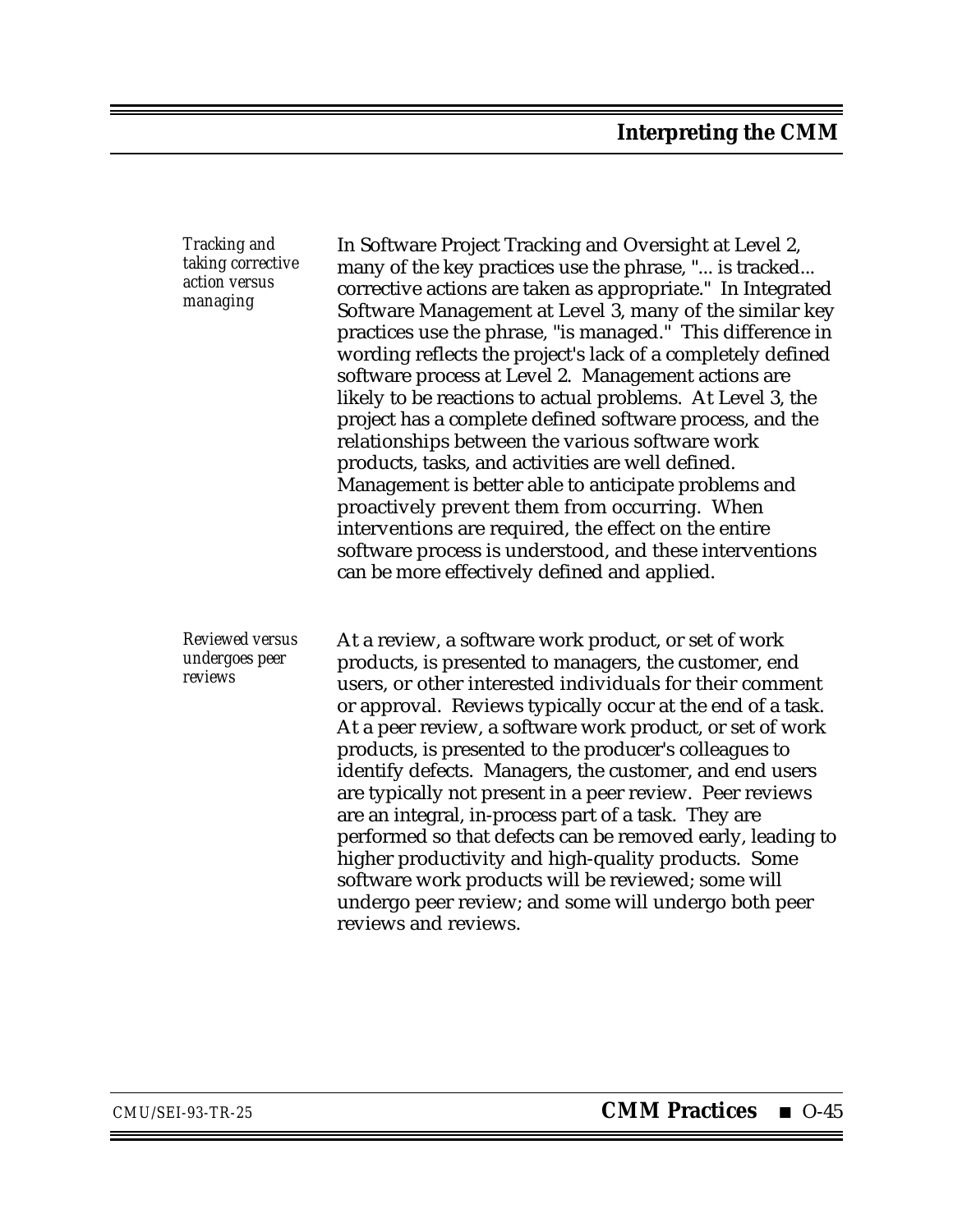*Tracking and taking corrective action versus managing*

In Software Project Tracking and Oversight at Level 2, many of the key practices use the phrase, "... is tracked... corrective actions are taken as appropriate." In Integrated Software Management at Level 3, many of the similar key practices use the phrase, "is managed." This difference in wording reflects the project's lack of a completely defined software process at Level 2. Management actions are likely to be reactions to actual problems. At Level 3, the project has a complete defined software process, and the relationships between the various software work products, tasks, and activities are well defined. Management is better able to anticipate problems and proactively prevent them from occurring. When interventions are required, the effect on the entire software process is understood, and these interventions can be more effectively defined and applied.

*Reviewed versus undergoes peer reviews*

At a review, a software work product, or set of work products, is presented to managers, the customer, end users, or other interested individuals for their comment or approval. Reviews typically occur at the end of a task. At a peer review, a software work product, or set of work products, is presented to the producer's colleagues to identify defects. Managers, the customer, and end users are typically not present in a peer review. Peer reviews are an integral, in-process part of a task. They are performed so that defects can be removed early, leading to higher productivity and high-quality products. Some software work products will be reviewed; some will undergo peer review; and some will undergo both peer reviews and reviews.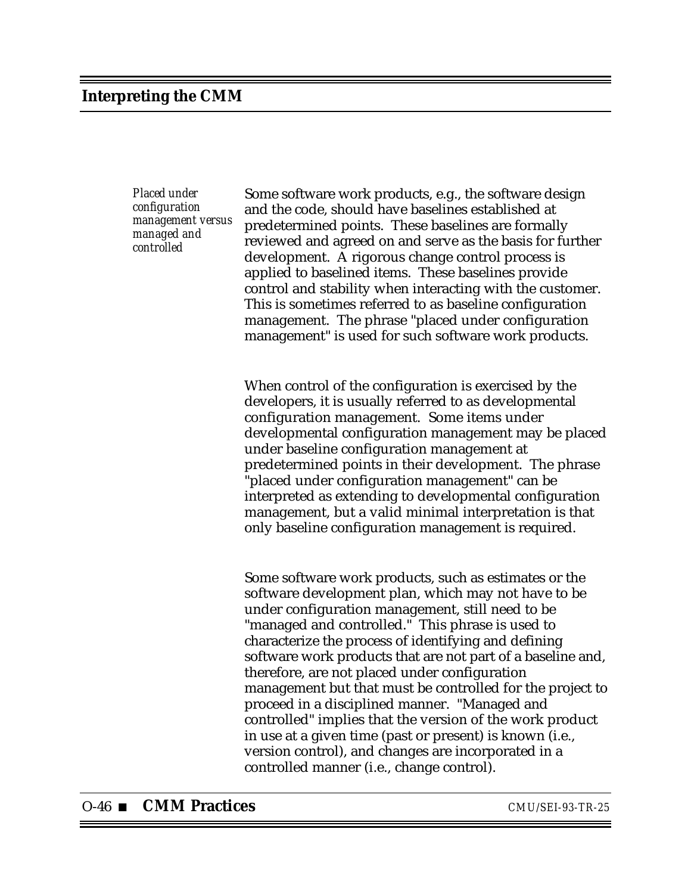*Placed under configuration management versus managed and controlled*

Some software work products, e.g., the software design and the code, should have baselines established at predetermined points. These baselines are formally reviewed and agreed on and serve as the basis for further development. A rigorous change control process is applied to baselined items. These baselines provide control and stability when interacting with the customer. This is sometimes referred to as baseline configuration management. The phrase "placed under configuration management" is used for such software work products.

When control of the configuration is exercised by the developers, it is usually referred to as developmental configuration management. Some items under developmental configuration management may be placed under baseline configuration management at predetermined points in their development. The phrase "placed under configuration management" can be interpreted as extending to developmental configuration management, but a valid minimal interpretation is that only baseline configuration management is required.

Some software work products, such as estimates or the software development plan, which may not have to be under configuration management, still need to be "managed and controlled." This phrase is used to characterize the process of identifying and defining software work products that are not part of a baseline and, therefore, are not placed under configuration management but that must be controlled for the project to proceed in a disciplined manner. "Managed and controlled" implies that the version of the work product in use at a given time (past or present) is known (i.e., version control), and changes are incorporated in a controlled manner (i.e., change control).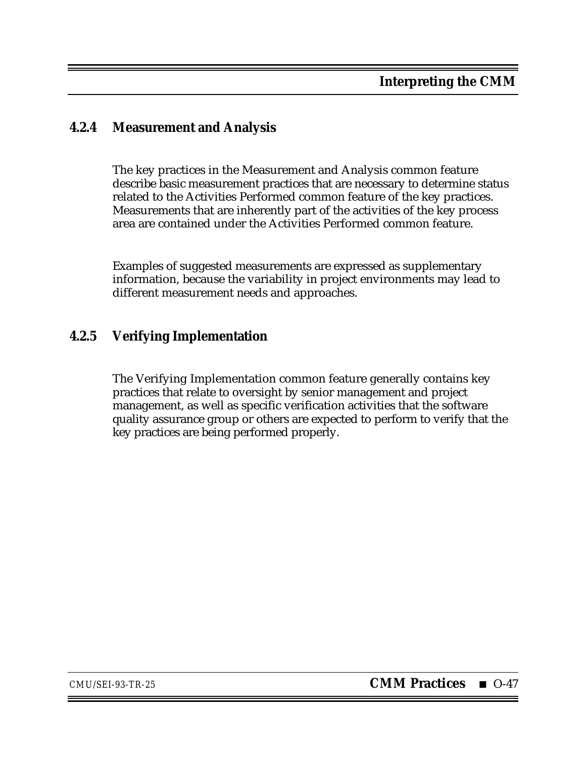### 4.2.4 Measurement and Analysis

The key practices in the Measurement and Analysis common feature describe basic measurement practices that are necessary to determine status related to the Activities Performed common feature of the key practices. Measurements that are inherently part of the activities of the key process area are contained under the Activities Performed common feature.

Examples of suggested measurements are expressed as supplementary information, because the variability in project environments may lead to different measurement needs and approaches.

### 4.2.5 Verifying Implementation

The Verifying Implementation common feature generally contains key practices that relate to oversight by senior management and project management, as well as specific verification activities that the software quality assurance group or others are expected to perform to verify that the key practices are being performed properly.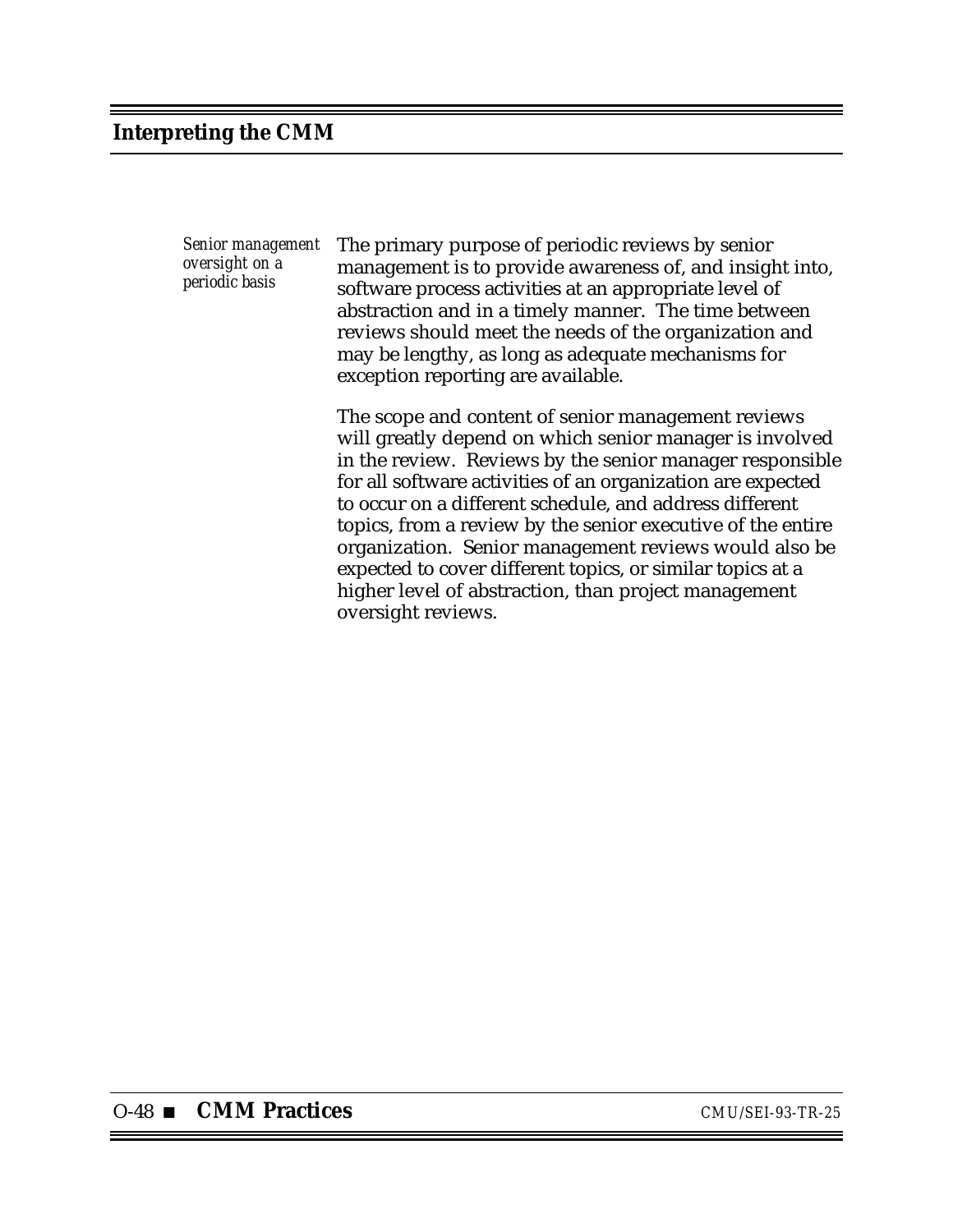*Senior management oversight on a periodic basis*

The primary purpose of periodic reviews by senior management is to provide awareness of, and insight into, software process activities at an appropriate level of abstraction and in a timely manner. The time between reviews should meet the needs of the organization and may be lengthy, as long as adequate mechanisms for exception reporting are available.

The scope and content of senior management reviews will greatly depend on which senior manager is involved in the review. Reviews by the senior manager responsible for all software activities of an organization are expected to occur on a different schedule, and address different topics, from a review by the senior executive of the entire organization. Senior management reviews would also be expected to cover different topics, or similar topics at a higher level of abstraction, than project management oversight reviews.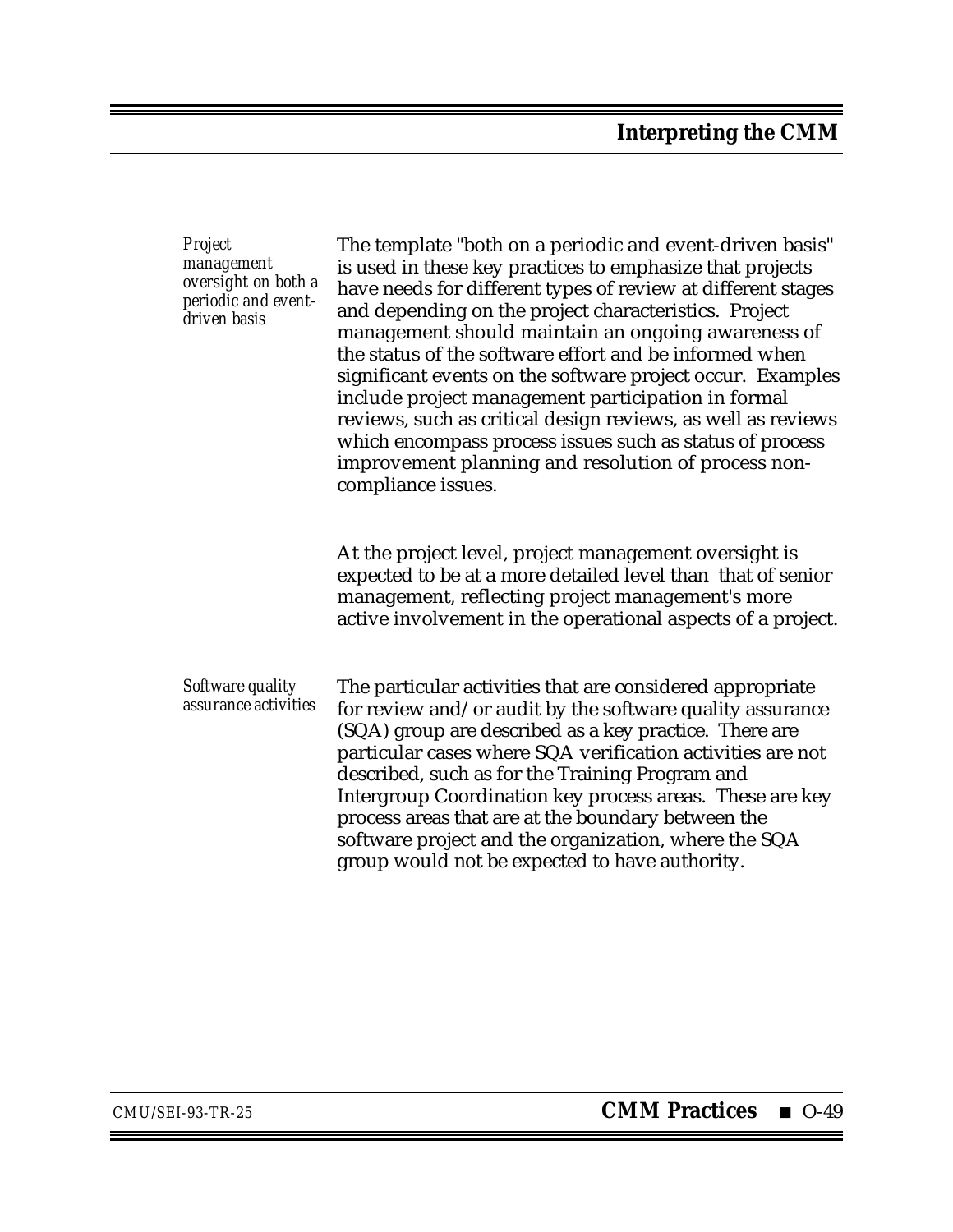*Project management oversight on both a periodic and event-driven basis*

The template "both on a periodic and event-driven basis" is used in these key practices to emphasize that projects have needs for different types of review at different stages and depending on the project characteristics. Project management should maintain an ongoing awareness of the status of the software effort and be informed when significant events on the software project occur. Examples include project management participation in formal reviews, such as critical design reviews, as well as reviews which encompass process issues such as status of process improvement planning and resolution of process non-compliance issues.

At the project level, project management oversight is expected to be at a more detailed level than that of senior management, reflecting project management's more active involvement in the operational aspects of a project.

*Software quality assurance activities*

The particular activities that are considered appropriate for review and/or audit by the software quality assurance (SQA) group are described as a key practice. There are particular cases where SQA verification activities are not described, such as for the Training Program and Intergroup Coordination key process areas. These are key process areas that are at the boundary between the software project and the organization, where the SQA group would not be expected to have authority.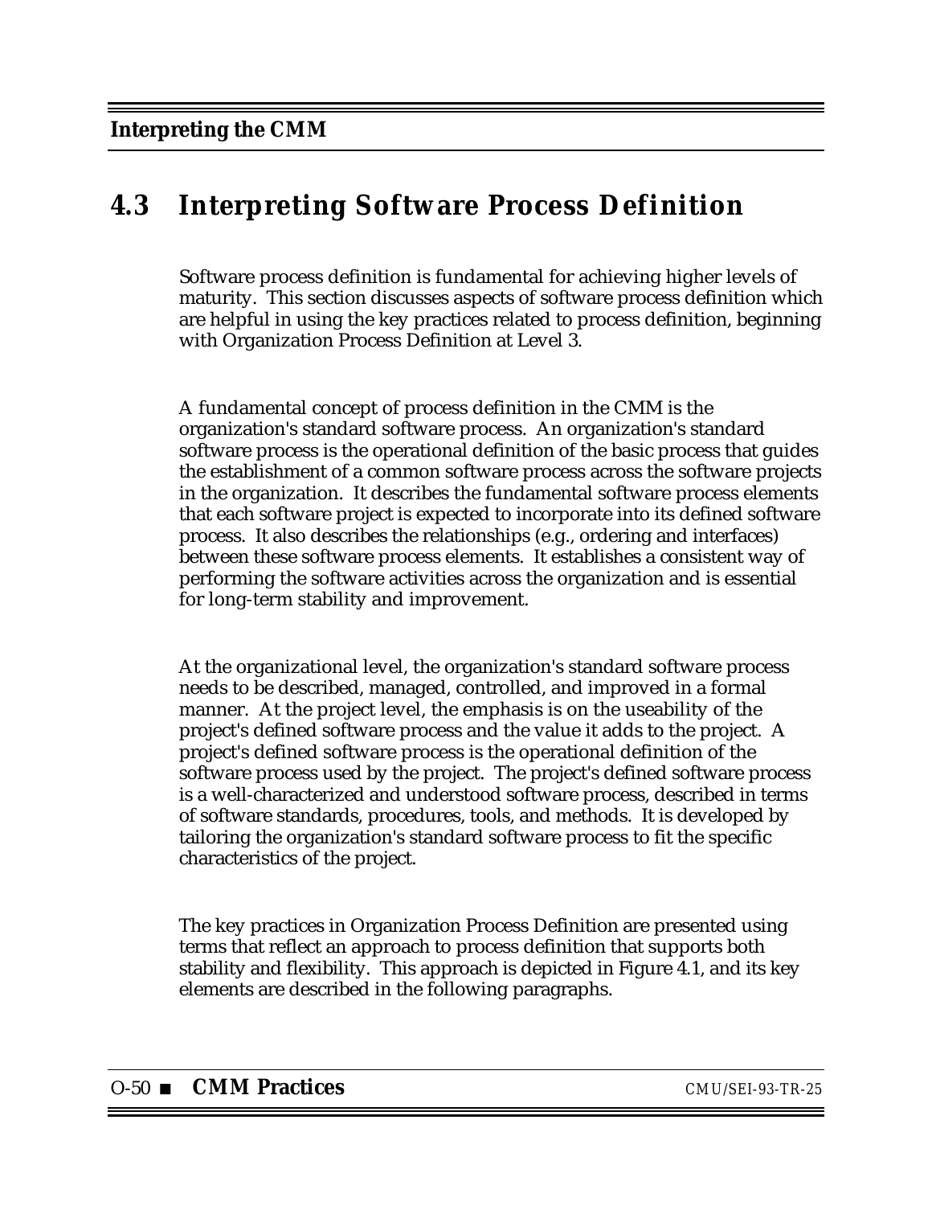## 4.3 Interpreting Software Process Definition

Software process definition is fundamental for achieving higher levels of maturity. This section discusses aspects of software process definition which are helpful in using the key practices related to process definition, beginning with Organization Process Definition at Level 3.

A fundamental concept of process definition in the CMM is the organization's standard software process. An organization's standard software process is the operational definition of the basic process that guides the establishment of a common software process across the software projects in the organization. It describes the fundamental software process elements that each software project is expected to incorporate into its defined software process. It also describes the relationships (e.g., ordering and interfaces) between these software process elements. It establishes a consistent way of performing the software activities across the organization and is essential for long-term stability and improvement.

At the organizational level, the organization's standard software process needs to be described, managed, controlled, and improved in a formal manner. At the project level, the emphasis is on the useability of the project's defined software process and the value it adds to the project. A project's defined software process is the operational definition of the software process used by the project. The project's defined software process is a well-characterized and understood software process, described in terms of software standards, procedures, tools, and methods. It is developed by tailoring the organization's standard software process to fit the specific characteristics of the project.

The key practices in Organization Process Definition are presented using terms that reflect an approach to process definition that supports both stability and flexibility. This approach is depicted in Figure 4.1, and its key elements are described in the following paragraphs.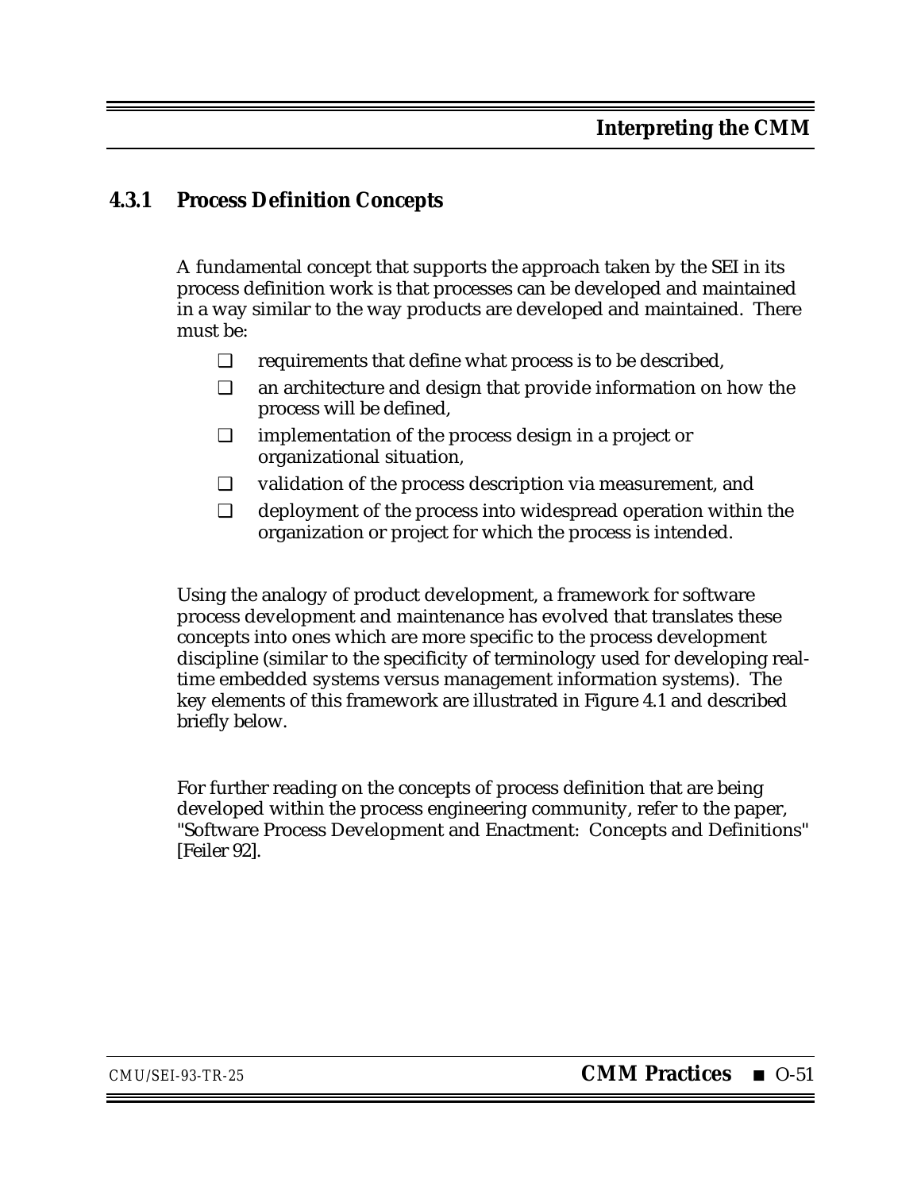### 4.3.1 Process Definition Concepts

A fundamental concept that supports the approach taken by the SEI in its process definition work is that processes can be developed and maintained in a way similar to the way products are developed and maintained. There must be:

- requirements that define what process is to be described,
- an architecture and design that provide information on how the process will be defined,
- implementation of the process design in a project or organizational situation,
- validation of the process description via measurement, and
- deployment of the process into widespread operation within the organization or project for which the process is intended.

Using the analogy of product development, a framework for software process development and maintenance has evolved that translates these concepts into ones which are more specific to the process development discipline (similar to the specificity of terminology used for developing real-time embedded systems versus management information systems). The key elements of this framework are illustrated in Figure 4.1 and described briefly below.

For further reading on the concepts of process definition that are being developed within the process engineering community, refer to the paper, "Software Process Development and Enactment: Concepts and Definitions" [Feiler 92].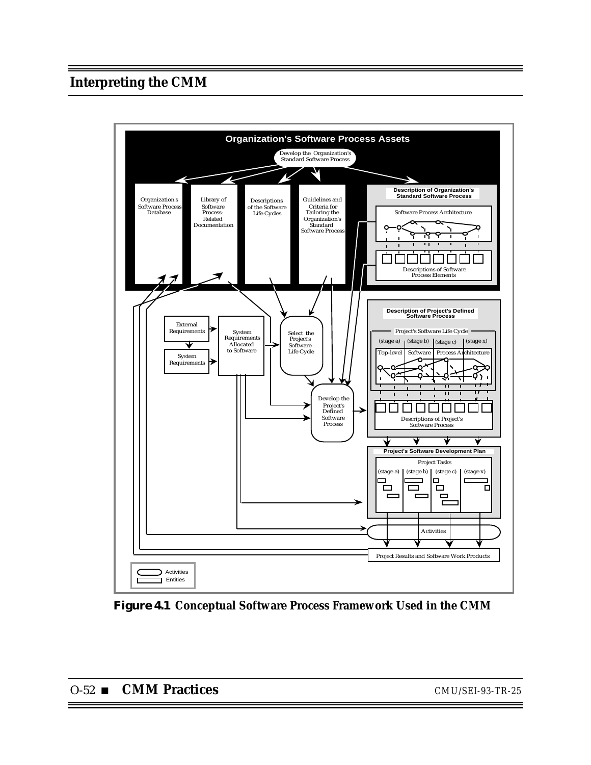**Figure 4.1 Conceptual Software Process Framework Used in the CMM**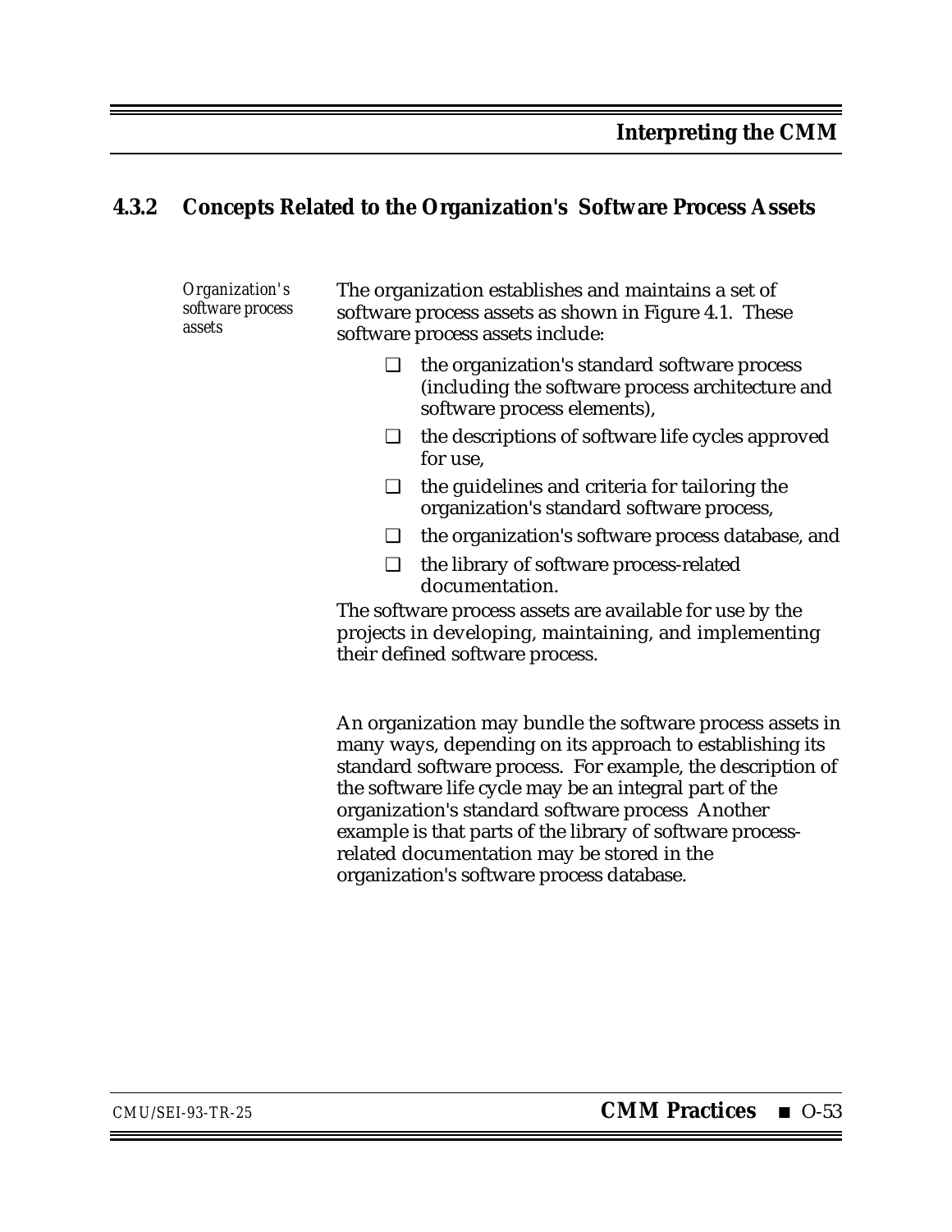### 4.3.2 Concepts Related to the Organization's Software Process Assets

*Organization's software process assets*

The organization establishes and maintains a set of software process assets as shown in Figure 4.1. These software process assets include:

- the organization's standard software process (including the software process architecture and software process elements),
- the descriptions of software life cycles approved for use,
- the guidelines and criteria for tailoring the organization's standard software process,
- the organization's software process database, and
- the library of software process-related documentation.

The software process assets are available for use by the projects in developing, maintaining, and implementing their defined software process.

An organization may bundle the software process assets in many ways, depending on its approach to establishing its standard software process. For example, the description of the software life cycle may be an integral part of the organization's standard software process Another example is that parts of the library of software process-related documentation may be stored in the organization's software process database.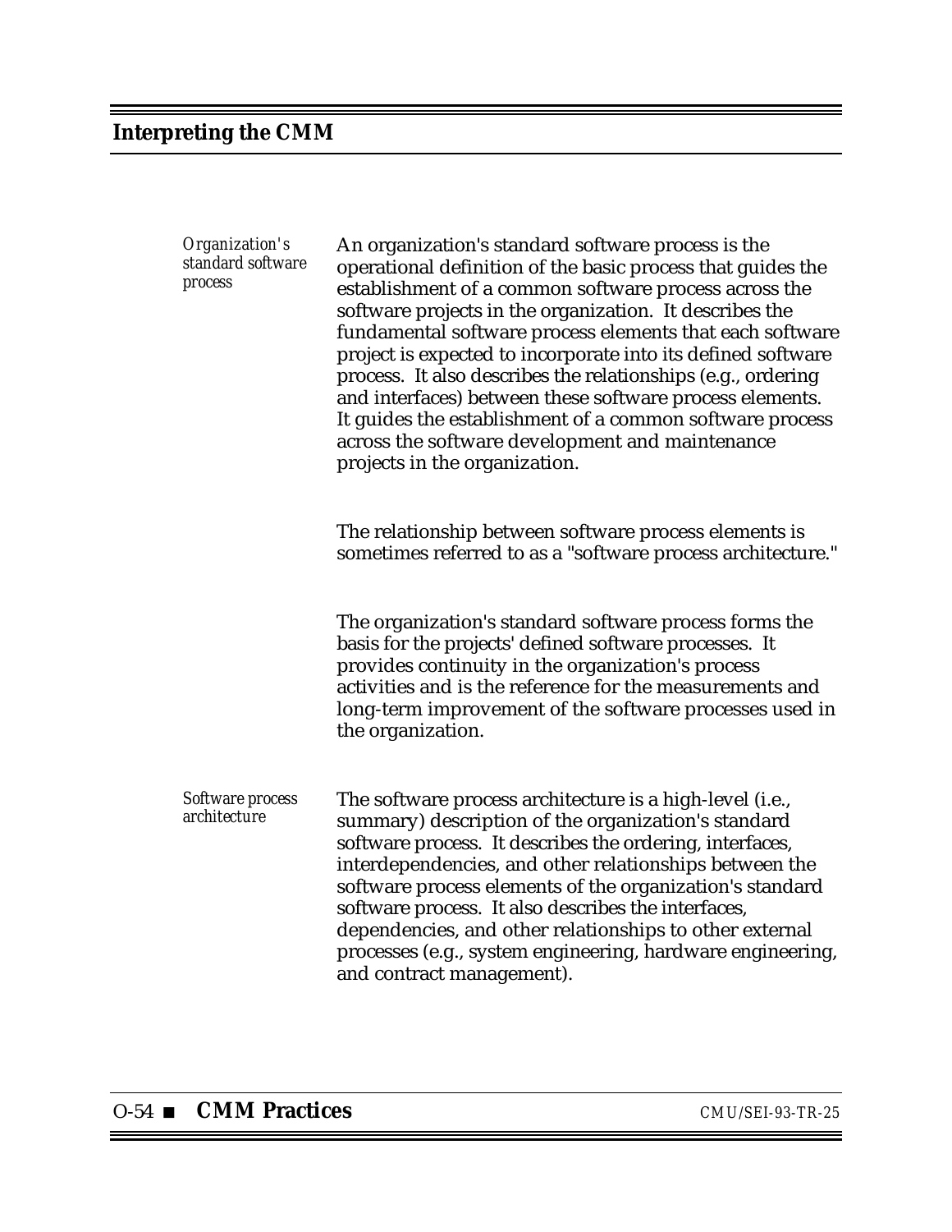*Organization's standard software process*

An organization's standard software process is the operational definition of the basic process that guides the establishment of a common software process across the software projects in the organization. It describes the fundamental software process elements that each software project is expected to incorporate into its defined software process. It also describes the relationships (e.g., ordering and interfaces) between these software process elements. It guides the establishment of a common software process across the software development and maintenance projects in the organization.

The relationship between software process elements is sometimes referred to as a "software process architecture."

The organization's standard software process forms the basis for the projects' defined software processes. It provides continuity in the organization's process activities and is the reference for the measurements and long-term improvement of the software processes used in the organization.

*Software process architecture*

The software process architecture is a high-level (i.e., summary) description of the organization's standard software process. It describes the ordering, interfaces, interdependencies, and other relationships between the software process elements of the organization's standard software process. It also describes the interfaces, dependencies, and other relationships to other external processes (e.g., system engineering, hardware engineering, and contract management).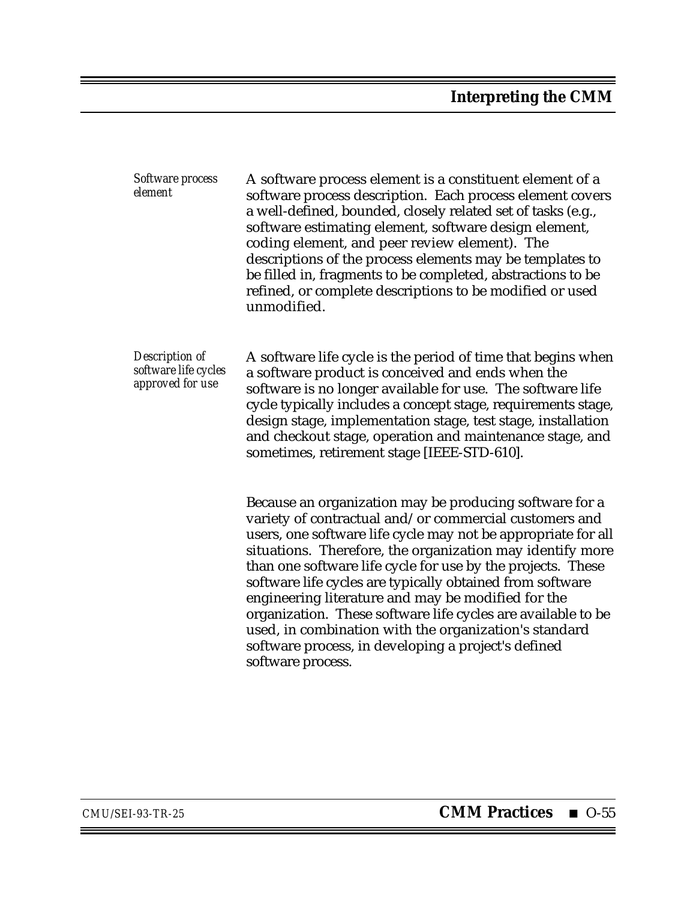*Software process element*

A software process element is a constituent element of a software process description. Each process element covers a well-defined, bounded, closely related set of tasks (e.g., software estimating element, software design element, coding element, and peer review element). The descriptions of the process elements may be templates to be filled in, fragments to be completed, abstractions to be refined, or complete descriptions to be modified or used unmodified.

*Description of software life cycles approved for use*

A software life cycle is the period of time that begins when a software product is conceived and ends when the software is no longer available for use. The software life cycle typically includes a concept stage, requirements stage, design stage, implementation stage, test stage, installation and checkout stage, operation and maintenance stage, and sometimes, retirement stage [IEEE-STD-610].

Because an organization may be producing software for a variety of contractual and/or commercial customers and users, one software life cycle may not be appropriate for all situations. Therefore, the organization may identify more than one software life cycle for use by the projects. These software life cycles are typically obtained from software engineering literature and may be modified for the organization. These software life cycles are available to be used, in combination with the organization's standard software process, in developing a project's defined software process.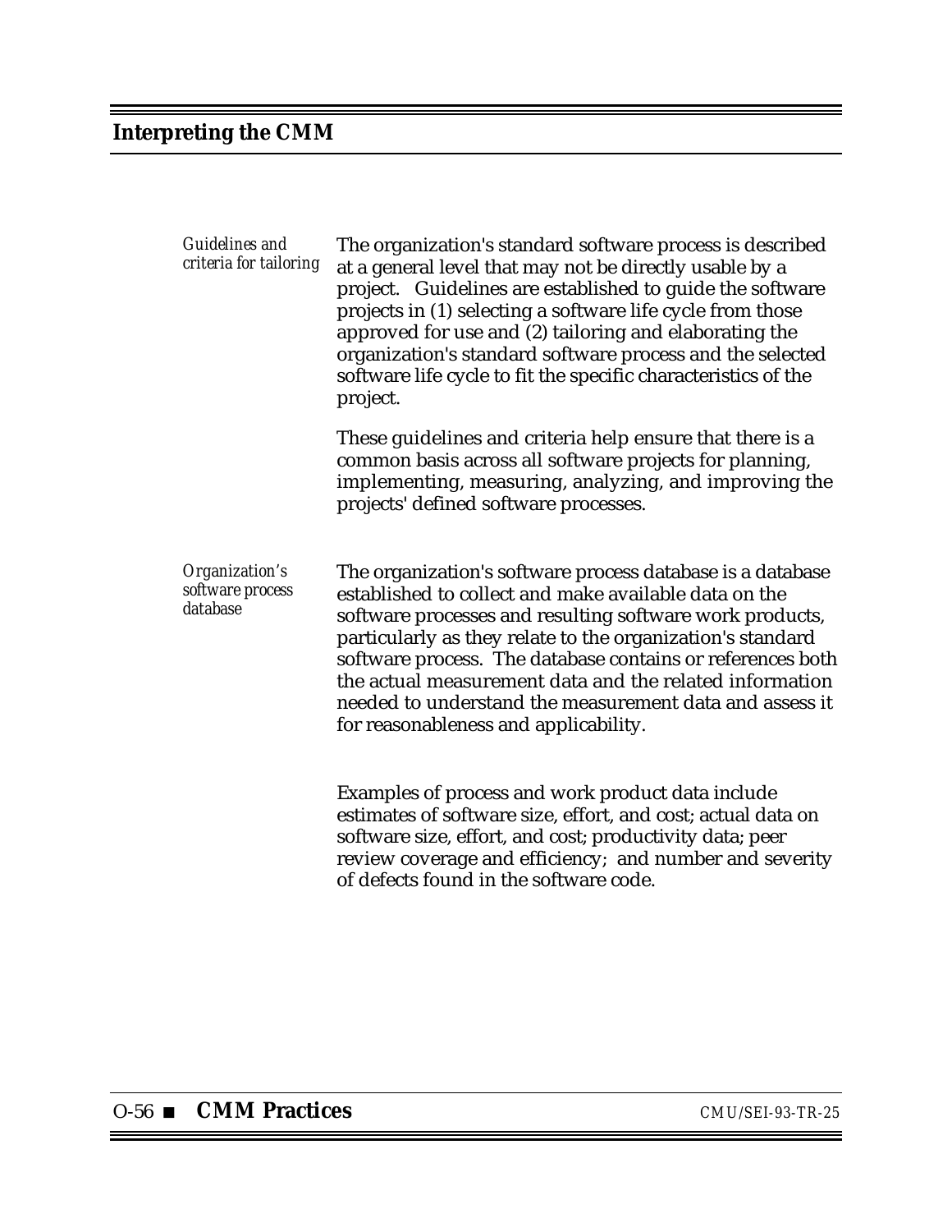*Guidelines and criteria for tailoring*

The organization's standard software process is described at a general level that may not be directly usable by a project. Guidelines are established to guide the software projects in (1) selecting a software life cycle from those approved for use and (2) tailoring and elaborating the organization's standard software process and the selected software life cycle to fit the specific characteristics of the project.

These guidelines and criteria help ensure that there is a common basis across all software projects for planning, implementing, measuring, analyzing, and improving the projects' defined software processes.

*Organization's software process database*

The organization's software process database is a database established to collect and make available data on the software processes and resulting software work products, particularly as they relate to the organization's standard software process. The database contains or references both the actual measurement data and the related information needed to understand the measurement data and assess it for reasonableness and applicability.

Examples of process and work product data include estimates of software size, effort, and cost; actual data on software size, effort, and cost; productivity data; peer review coverage and efficiency; and number and severity of defects found in the software code.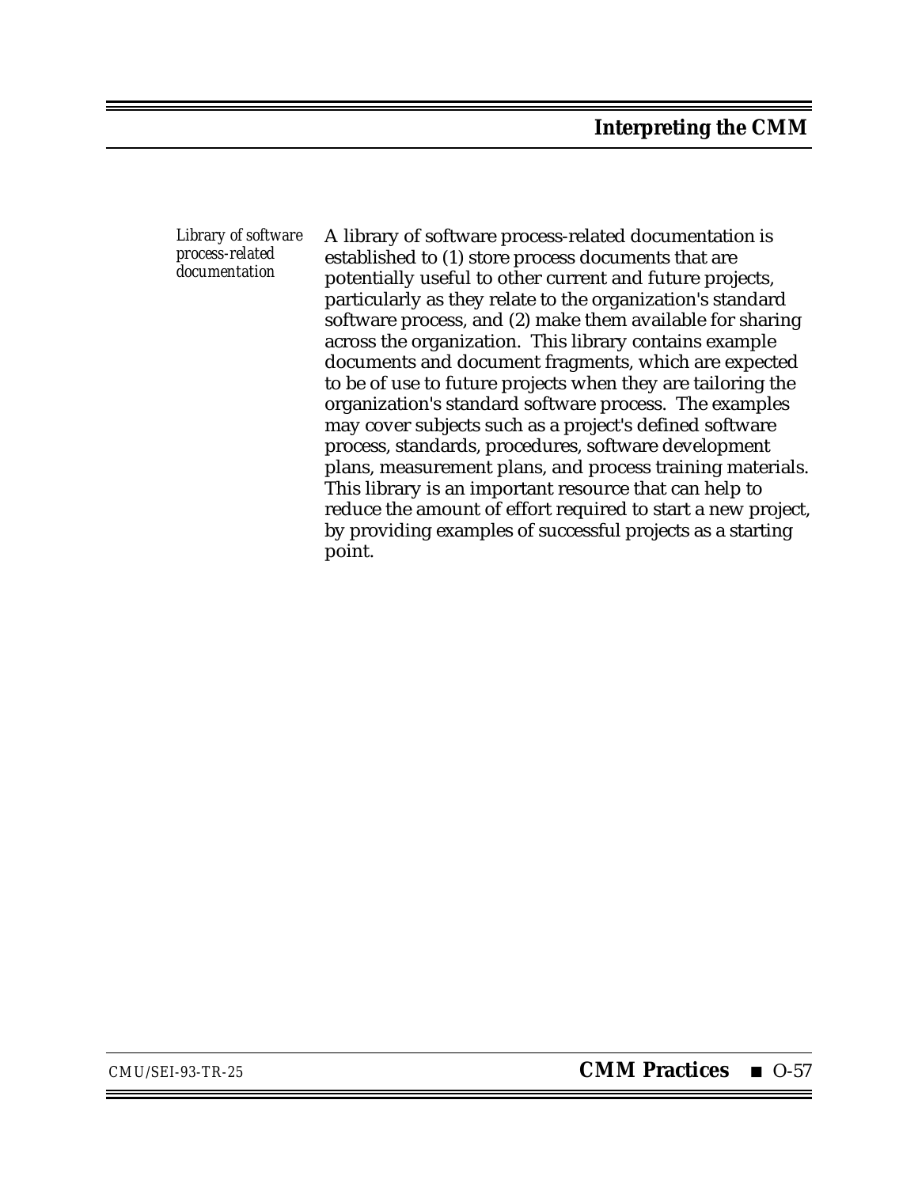*Library of software process-related documentation*

A library of software process-related documentation is established to (1) store process documents that are potentially useful to other current and future projects, particularly as they relate to the organization's standard software process, and (2) make them available for sharing across the organization. This library contains example documents and document fragments, which are expected to be of use to future projects when they are tailoring the organization's standard software process. The examples may cover subjects such as a project's defined software process, standards, procedures, software development plans, measurement plans, and process training materials. This library is an important resource that can help to reduce the amount of effort required to start a new project, by providing examples of successful projects as a starting point.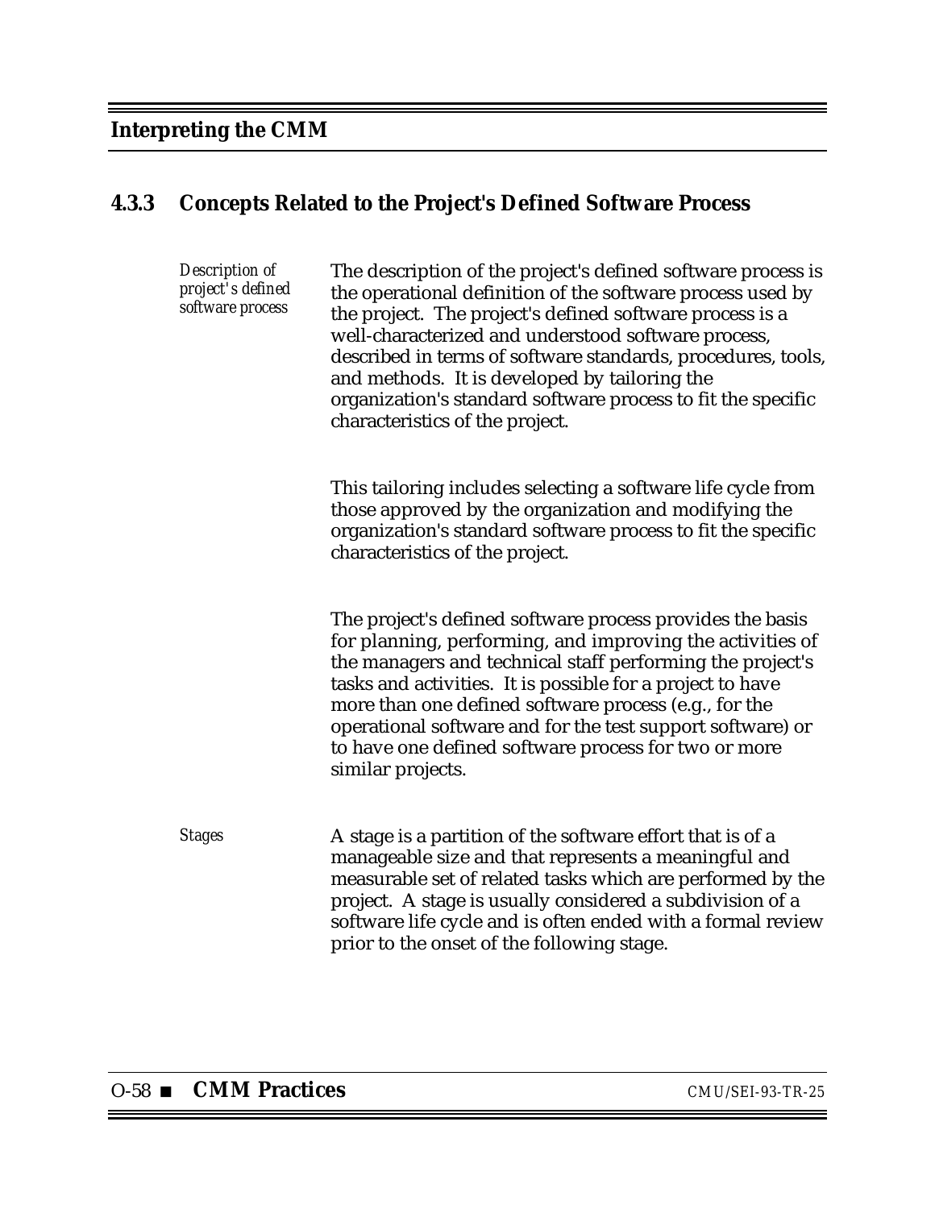### 4.3.3 Concepts Related to the Project's Defined Software Process

*Description of project's defined software process*

The description of the project's defined software process is the operational definition of the software process used by the project. The project's defined software process is a well-characterized and understood software process, described in terms of software standards, procedures, tools, and methods. It is developed by tailoring the organization's standard software process to fit the specific characteristics of the project.

This tailoring includes selecting a software life cycle from those approved by the organization and modifying the organization's standard software process to fit the specific characteristics of the project.

The project's defined software process provides the basis for planning, performing, and improving the activities of the managers and technical staff performing the project's tasks and activities. It is possible for a project to have more than one defined software process (e.g., for the operational software and for the test support software) or to have one defined software process for two or more similar projects.

*Stages*

A stage is a partition of the software effort that is of a manageable size and that represents a meaningful and measurable set of related tasks which are performed by the project. A stage is usually considered a subdivision of a software life cycle and is often ended with a formal review prior to the onset of the following stage.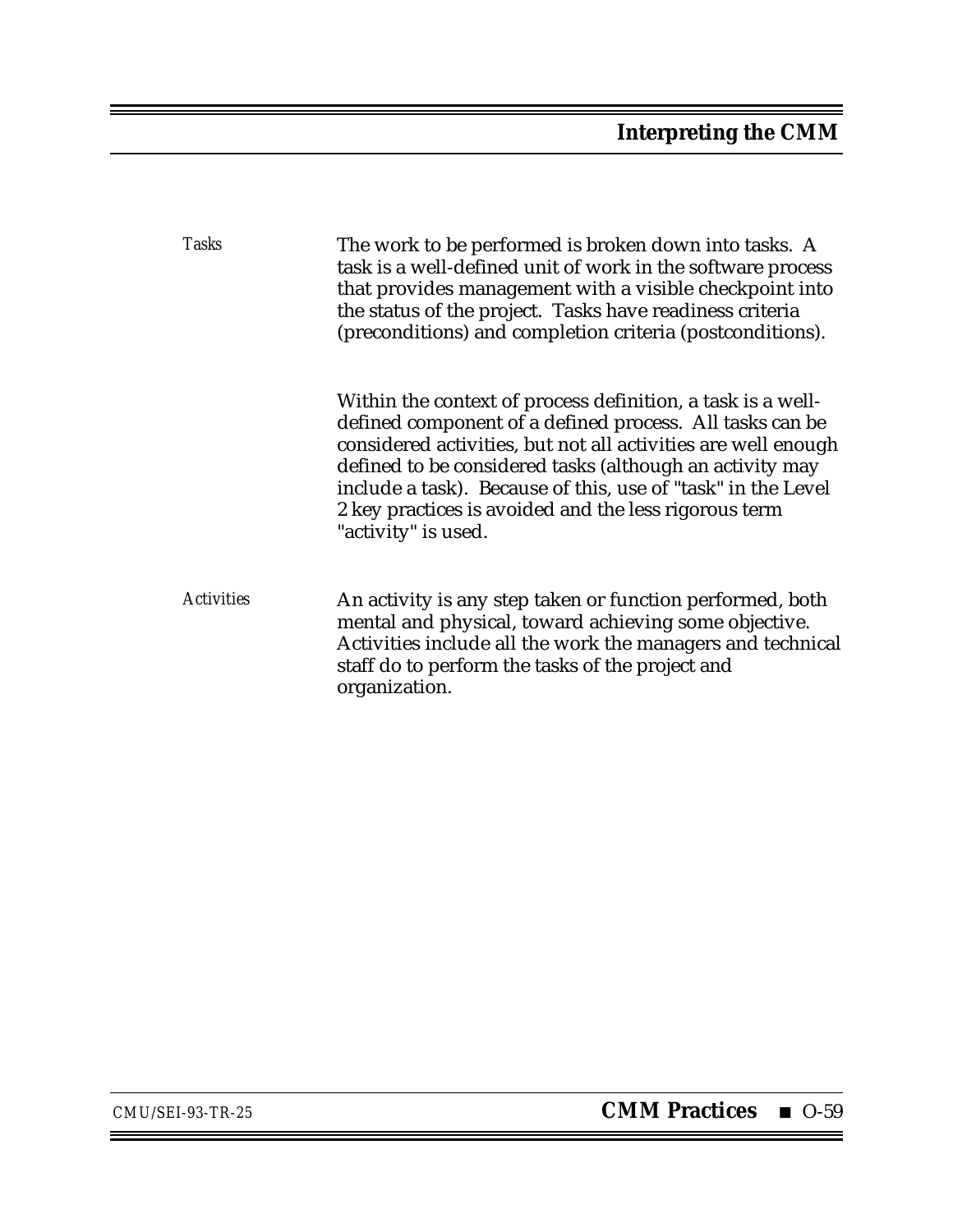*Tasks*

The work to be performed is broken down into tasks. A task is a well-defined unit of work in the software process that provides management with a visible checkpoint into the status of the project. Tasks have readiness criteria (preconditions) and completion criteria (postconditions).

Within the context of process definition, a task is a well-defined component of a defined process. All tasks can be considered activities, but not all activities are well enough defined to be considered tasks (although an activity may include a task). Because of this, use of "task" in the Level 2 key practices is avoided and the less rigorous term "activity" is used.

*Activities*

An activity is any step taken or function performed, both mental and physical, toward achieving some objective. Activities include all the work the managers and technical staff do to perform the tasks of the project and organization.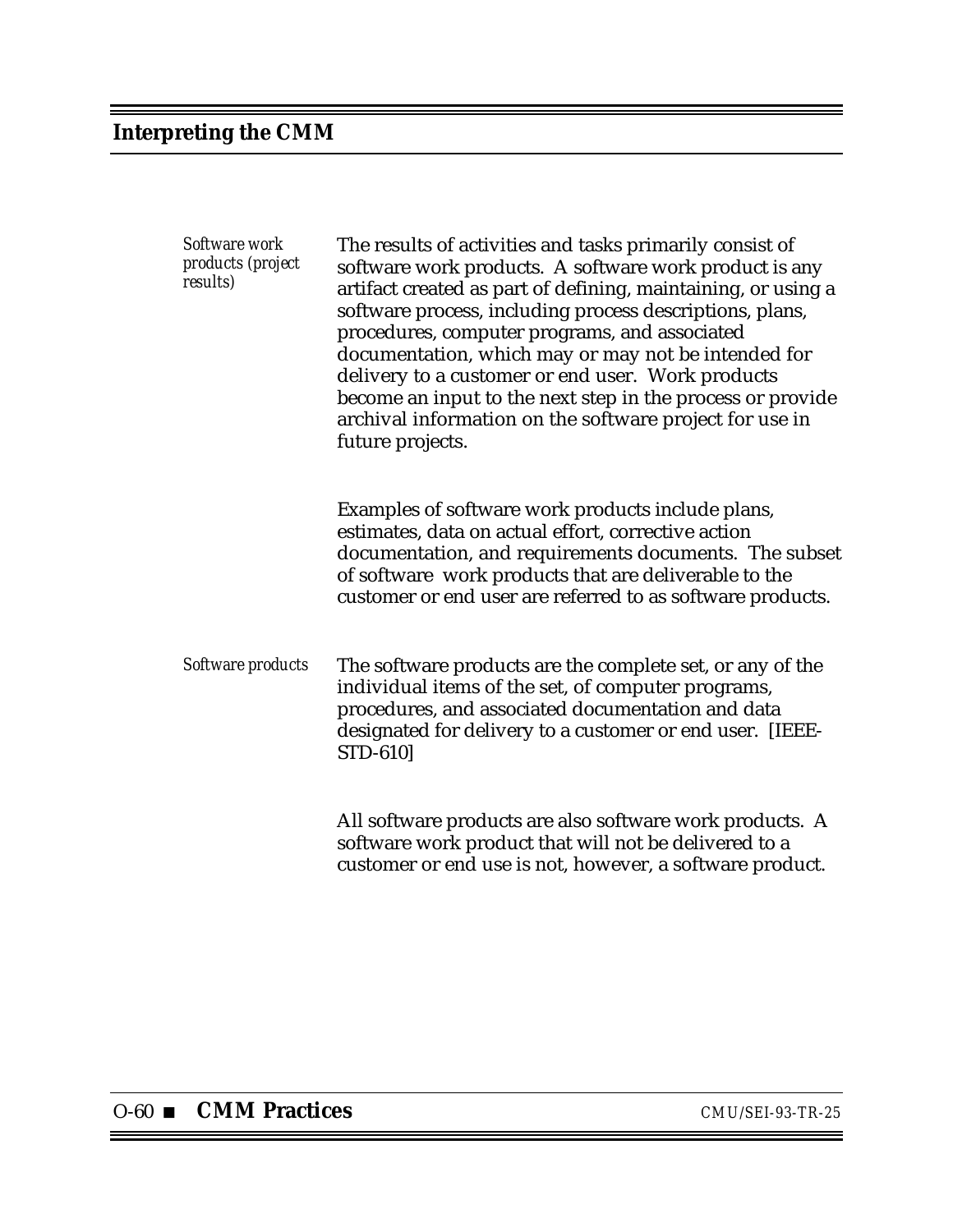*Software work products (project results)*

The results of activities and tasks primarily consist of software work products. A software work product is any artifact created as part of defining, maintaining, or using a software process, including process descriptions, plans, procedures, computer programs, and associated documentation, which may or may not be intended for delivery to a customer or end user. Work products become an input to the next step in the process or provide archival information on the software project for use in future projects.

Examples of software work products include plans, estimates, data on actual effort, corrective action documentation, and requirements documents. The subset of software work products that are deliverable to the customer or end user are referred to as software products.

*Software products*

The software products are the complete set, or any of the individual items of the set, of computer programs, procedures, and associated documentation and data designated for delivery to a customer or end user. [IEEE-STD-610]

All software products are also software work products. A software work product that will not be delivered to a customer or end use is not, however, a software product.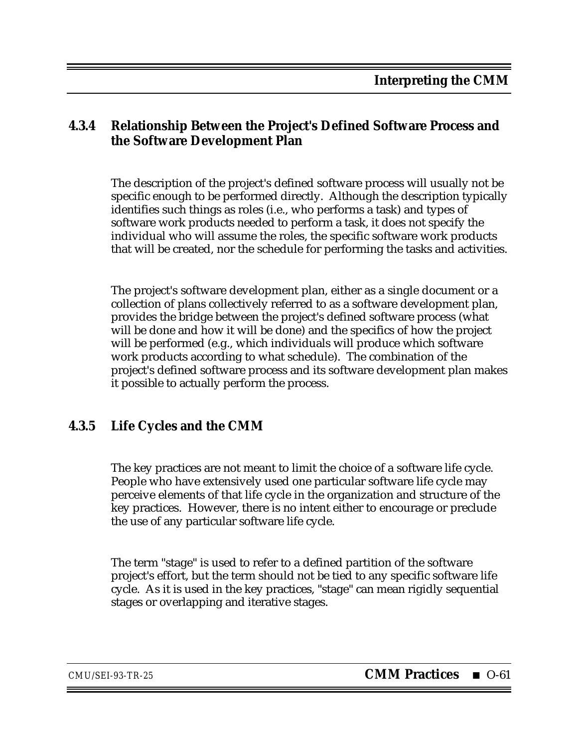### 4.3.4 Relationship Between the Project's Defined Software Process and the Software Development Plan

The description of the project's defined software process will usually not be specific enough to be performed directly. Although the description typically identifies such things as roles (i.e., who performs a task) and types of software work products needed to perform a task, it does not specify the individual who will assume the roles, the specific software work products that will be created, nor the schedule for performing the tasks and activities.

The project's software development plan, either as a single document or a collection of plans collectively referred to as a software development plan, provides the bridge between the project's defined software process (what will be done and how it will be done) and the specifics of how the project will be performed (e.g., which individuals will produce which software work products according to what schedule). The combination of the project's defined software process and its software development plan makes it possible to actually perform the process.

### 4.3.5 Life Cycles and the CMM

The key practices are not meant to limit the choice of a software life cycle. People who have extensively used one particular software life cycle may perceive elements of that life cycle in the organization and structure of the key practices. However, there is no intent either to encourage or preclude the use of any particular software life cycle.

The term "stage" is used to refer to a defined partition of the software project's effort, but the term should not be tied to any specific software life cycle. As it is used in the key practices, "stage" can mean rigidly sequential stages or overlapping and iterative stages.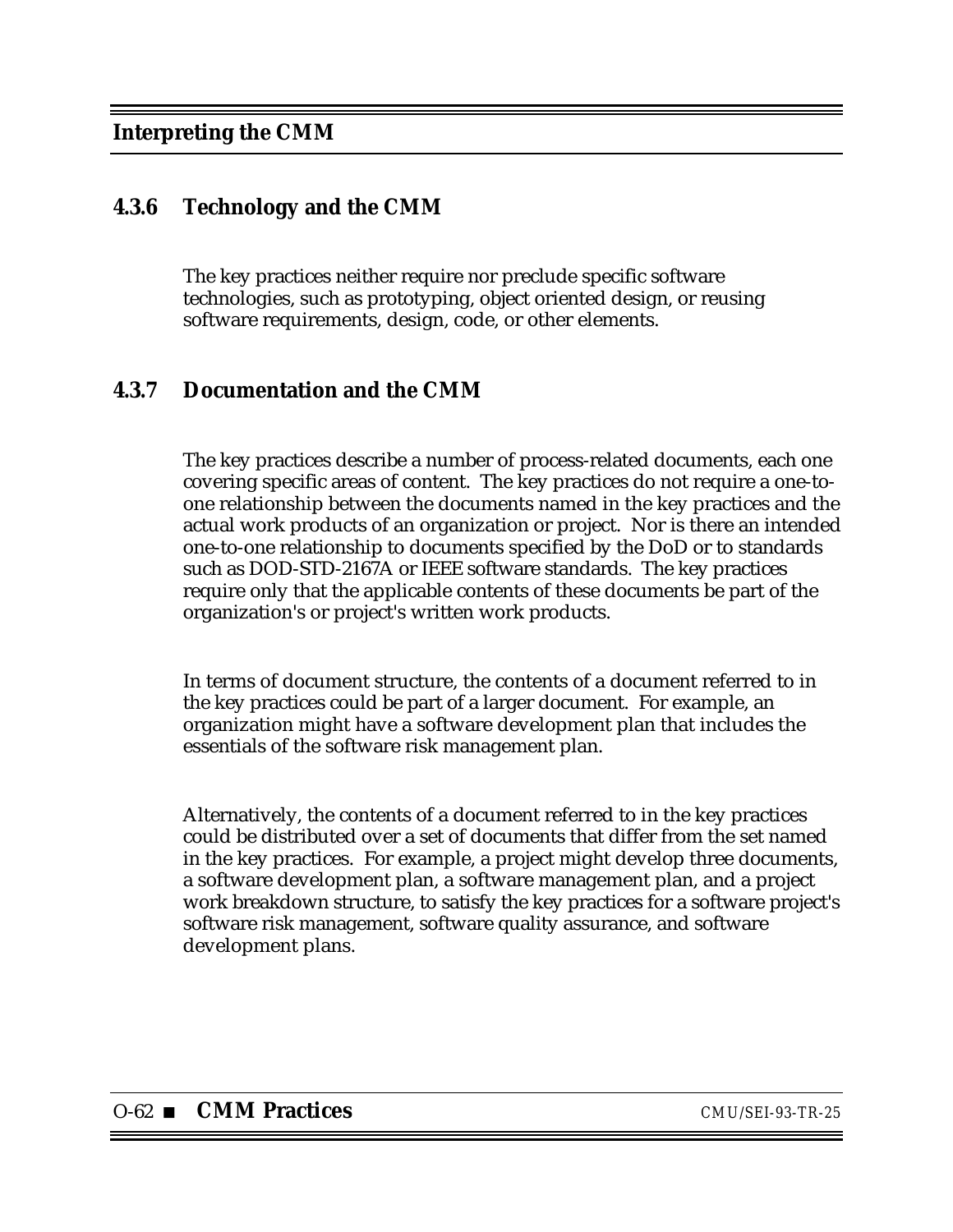### 4.3.6 Technology and the CMM

The key practices neither require nor preclude specific software technologies, such as prototyping, object oriented design, or reusing software requirements, design, code, or other elements.

### 4.3.7 Documentation and the CMM

The key practices describe a number of process-related documents, each one covering specific areas of content. The key practices do not require a one-to-one relationship between the documents named in the key practices and the actual work products of an organization or project. Nor is there an intended one-to-one relationship to documents specified by the DoD or to standards such as DOD-STD-2167A or IEEE software standards. The key practices require only that the applicable contents of these documents be part of the organization's or project's written work products.

In terms of document structure, the contents of a document referred to in the key practices could be part of a larger document. For example, an organization might have a software development plan that includes the essentials of the software risk management plan.

Alternatively, the contents of a document referred to in the key practices could be distributed over a set of documents that differ from the set named in the key practices. For example, a project might develop three documents, a software development plan, a software management plan, and a project work breakdown structure, to satisfy the key practices for a software project's software risk management, software quality assurance, and software development plans.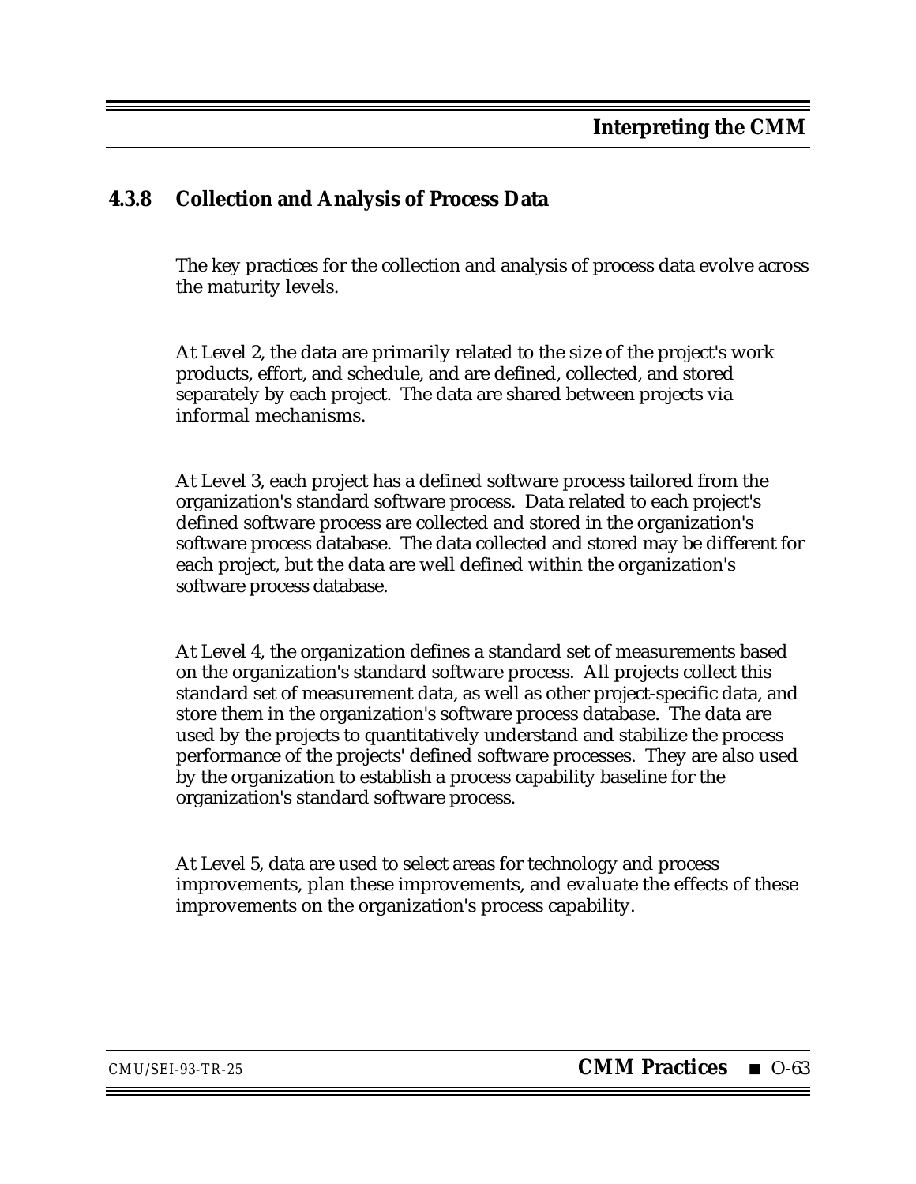### 4.3.8 Collection and Analysis of Process Data

The key practices for the collection and analysis of process data evolve across the maturity levels.

At Level 2, the data are primarily related to the size of the project's work products, effort, and schedule, and are defined, collected, and stored separately by each project. The data are shared between projects via informal mechanisms.

At Level 3, each project has a defined software process tailored from the organization's standard software process. Data related to each project's defined software process are collected and stored in the organization's software process database. The data collected and stored may be different for each project, but the data are well defined within the organization's software process database.

At Level 4, the organization defines a standard set of measurements based on the organization's standard software process. All projects collect this standard set of measurement data, as well as other project-specific data, and store them in the organization's software process database. The data are used by the projects to quantitatively understand and stabilize the process performance of the projects' defined software processes. They are also used by the organization to establish a process capability baseline for the organization's standard software process.

At Level 5, data are used to select areas for technology and process improvements, plan these improvements, and evaluate the effects of these improvements on the organization's process capability.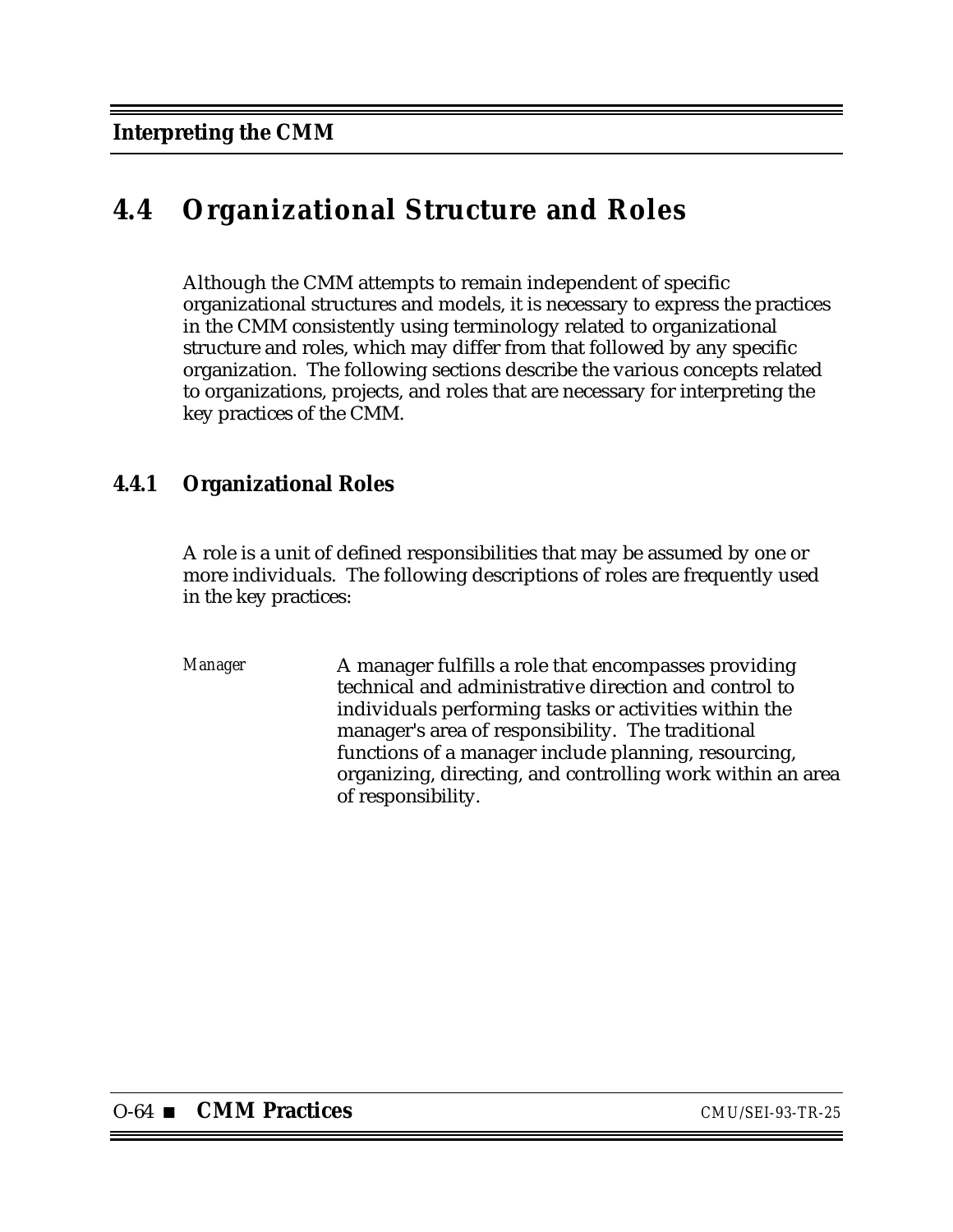## 4.4 Organizational Structure and Roles

Although the CMM attempts to remain independent of specific organizational structures and models, it is necessary to express the practices in the CMM consistently using terminology related to organizational structure and roles, which may differ from that followed by any specific organization. The following sections describe the various concepts related to organizations, projects, and roles that are necessary for interpreting the key practices of the CMM.

### 4.4.1 Organizational Roles

A role is a unit of defined responsibilities that may be assumed by one or more individuals. The following descriptions of roles are frequently used in the key practices:

*Manager* A manager fulfills a role that encompasses providing technical and administrative direction and control to individuals performing tasks or activities within the manager's area of responsibility. The traditional functions of a manager include planning, resourcing, organizing, directing, and controlling work within an area of responsibility.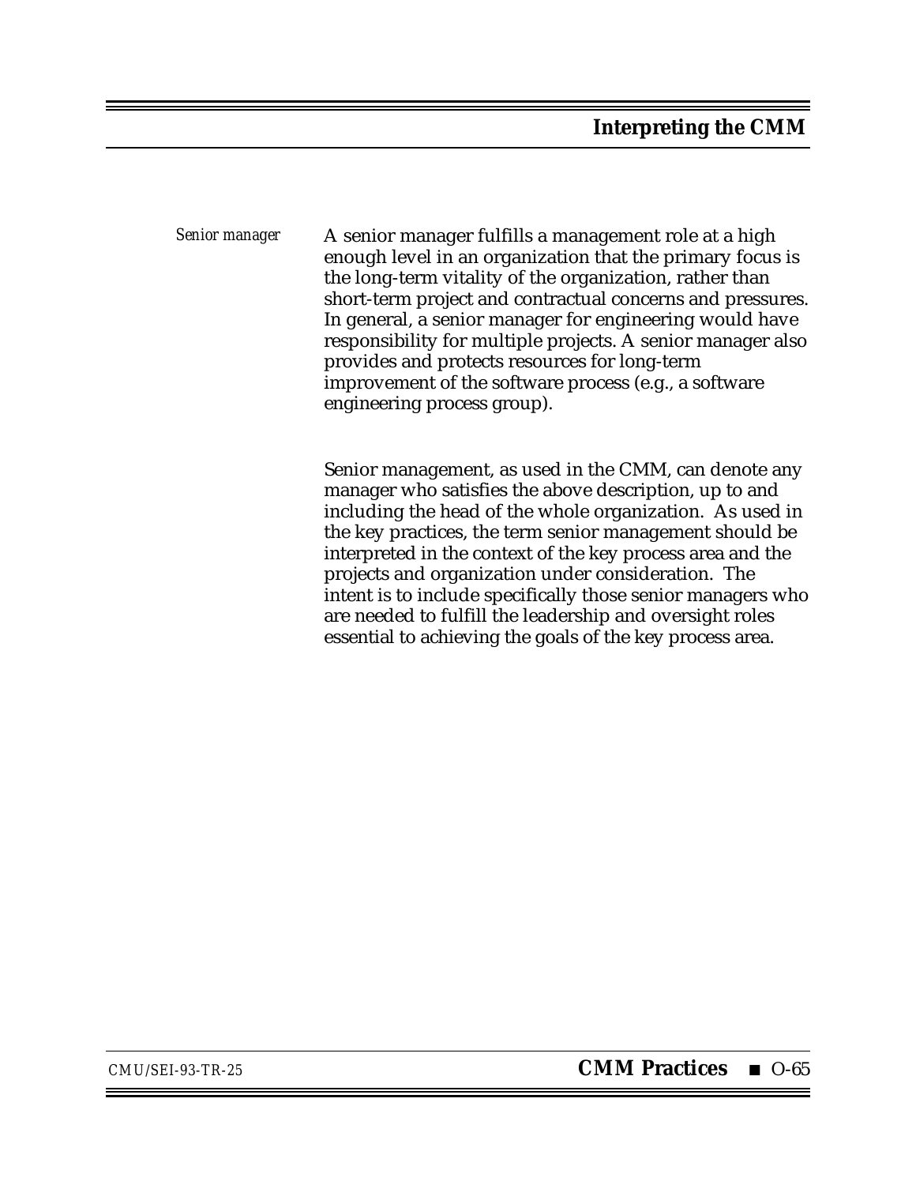*Senior manager*

A senior manager fulfills a management role at a high enough level in an organization that the primary focus is the long-term vitality of the organization, rather than short-term project and contractual concerns and pressures. In general, a senior manager for engineering would have responsibility for multiple projects. A senior manager also provides and protects resources for long-term improvement of the software process (e.g., a software engineering process group).

Senior management, as used in the CMM, can denote any manager who satisfies the above description, up to and including the head of the whole organization. As used in the key practices, the term senior management should be interpreted in the context of the key process area and the projects and organization under consideration. The intent is to include specifically those senior managers who are needed to fulfill the leadership and oversight roles essential to achieving the goals of the key process area.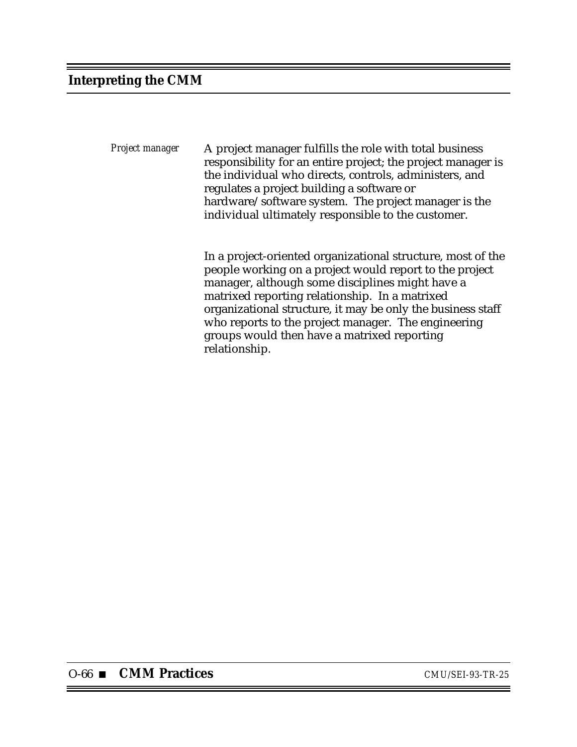*Project manager*

A project manager fulfills the role with total business responsibility for an entire project; the project manager is the individual who directs, controls, administers, and regulates a project building a software or hardware/software system. The project manager is the individual ultimately responsible to the customer.

In a project-oriented organizational structure, most of the people working on a project would report to the project manager, although some disciplines might have a matrixed reporting relationship. In a matrixed organizational structure, it may be only the business staff who reports to the project manager. The engineering groups would then have a matrixed reporting relationship.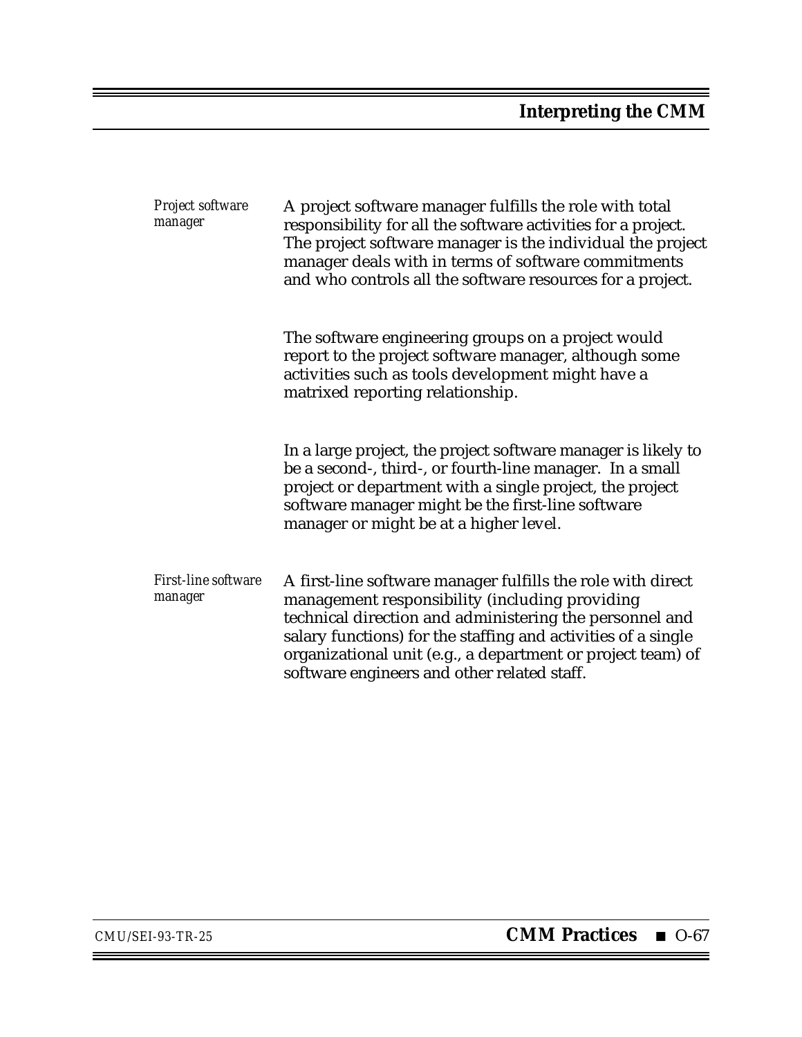*Project software manager*

A project software manager fulfills the role with total responsibility for all the software activities for a project. The project software manager is the individual the project manager deals with in terms of software commitments and who controls all the software resources for a project.

The software engineering groups on a project would report to the project software manager, although some activities such as tools development might have a matrixed reporting relationship.

In a large project, the project software manager is likely to be a second-, third-, or fourth-line manager. In a small project or department with a single project, the project software manager might be the first-line software manager or might be at a higher level.

*First-line software manager*

A first-line software manager fulfills the role with direct management responsibility (including providing technical direction and administering the personnel and salary functions) for the staffing and activities of a single organizational unit (e.g., a department or project team) of software engineers and other related staff.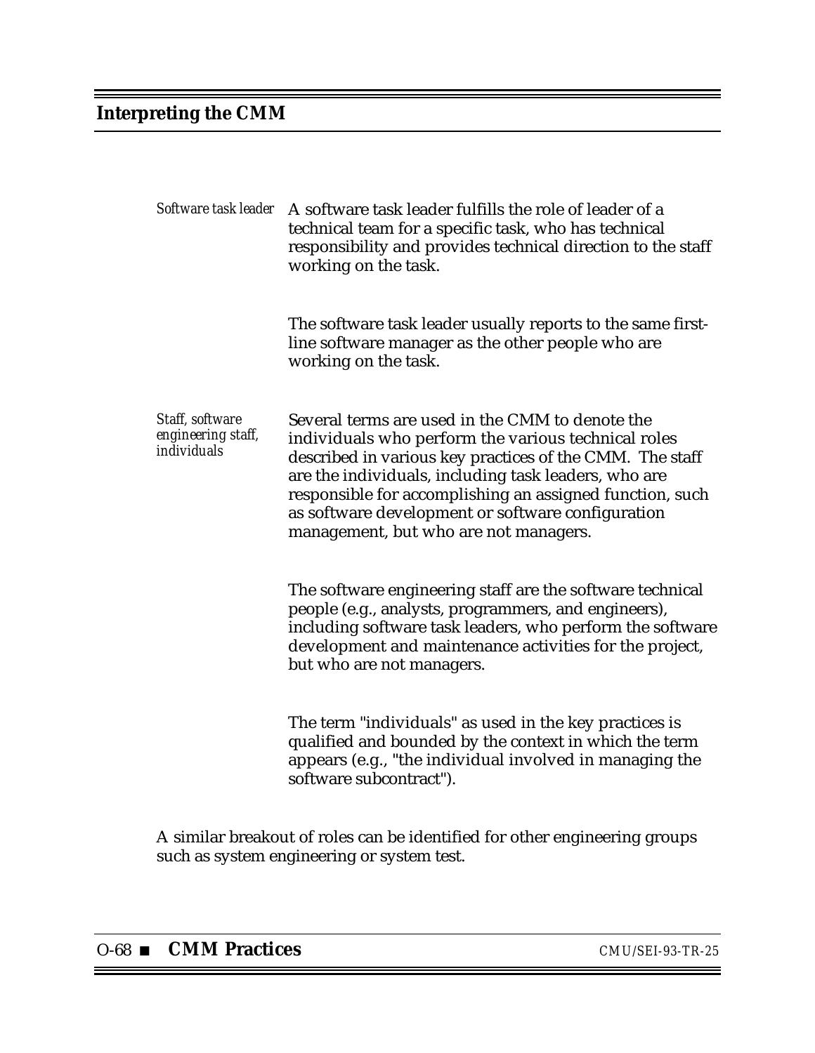*Software task leader*

A software task leader fulfills the role of leader of a technical team for a specific task, who has technical responsibility and provides technical direction to the staff working on the task.

The software task leader usually reports to the same first-line software manager as the other people who are working on the task.

*Staff, software engineering staff, individuals*

Several terms are used in the CMM to denote the individuals who perform the various technical roles described in various key practices of the CMM. The staff are the individuals, including task leaders, who are responsible for accomplishing an assigned function, such as software development or software configuration management, but who are not managers.

The software engineering staff are the software technical people (e.g., analysts, programmers, and engineers), including software task leaders, who perform the software development and maintenance activities for the project, but who are not managers.

The term "individuals" as used in the key practices is qualified and bounded by the context in which the term appears (e.g., "the individual involved in managing the software subcontract").

A similar breakout of roles can be identified for other engineering groups such as system engineering or system test.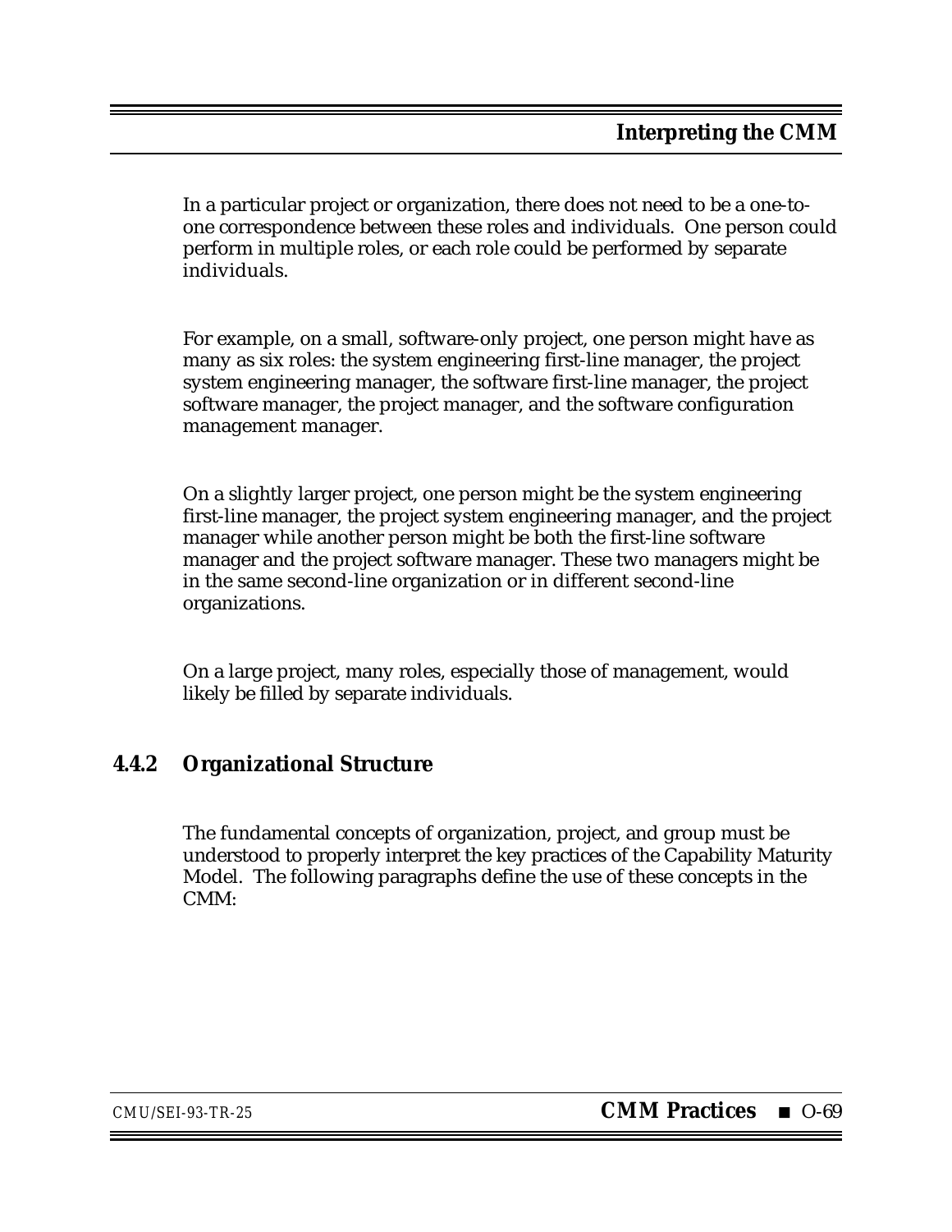In a particular project or organization, there does not need to be a one-to-one correspondence between these roles and individuals. One person could perform in multiple roles, or each role could be performed by separate individuals.

For example, on a small, software-only project, one person might have as many as six roles: the system engineering first-line manager, the project system engineering manager, the software first-line manager, the project software manager, the project manager, and the software configuration management manager.

On a slightly larger project, one person might be the system engineering first-line manager, the project system engineering manager, and the project manager while another person might be both the first-line software manager and the project software manager. These two managers might be in the same second-line organization or in different second-line organizations.

On a large project, many roles, especially those of management, would likely be filled by separate individuals.

### 4.4.2 Organizational Structure

The fundamental concepts of organization, project, and group must be understood to properly interpret the key practices of the Capability Maturity Model. The following paragraphs define the use of these concepts in the CMM: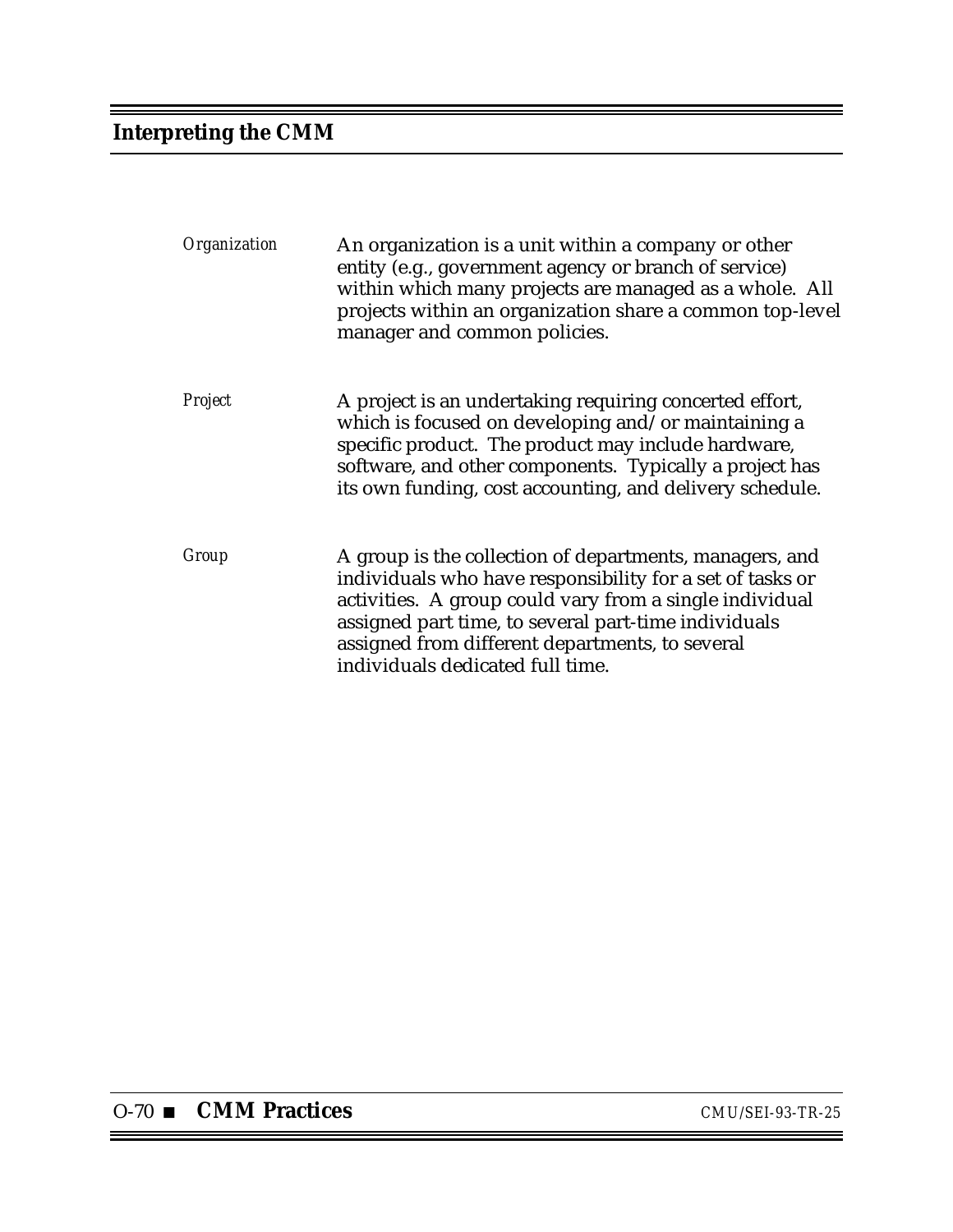*Organization*

An organization is a unit within a company or other entity (e.g., government agency or branch of service) within which many projects are managed as a whole. All projects within an organization share a common top-level manager and common policies.

*Project*

A project is an undertaking requiring concerted effort, which is focused on developing and/or maintaining a specific product. The product may include hardware, software, and other components. Typically a project has its own funding, cost accounting, and delivery schedule.

*Group*

A group is the collection of departments, managers, and individuals who have responsibility for a set of tasks or activities. A group could vary from a single individual assigned part time, to several part-time individuals assigned from different departments, to several individuals dedicated full time.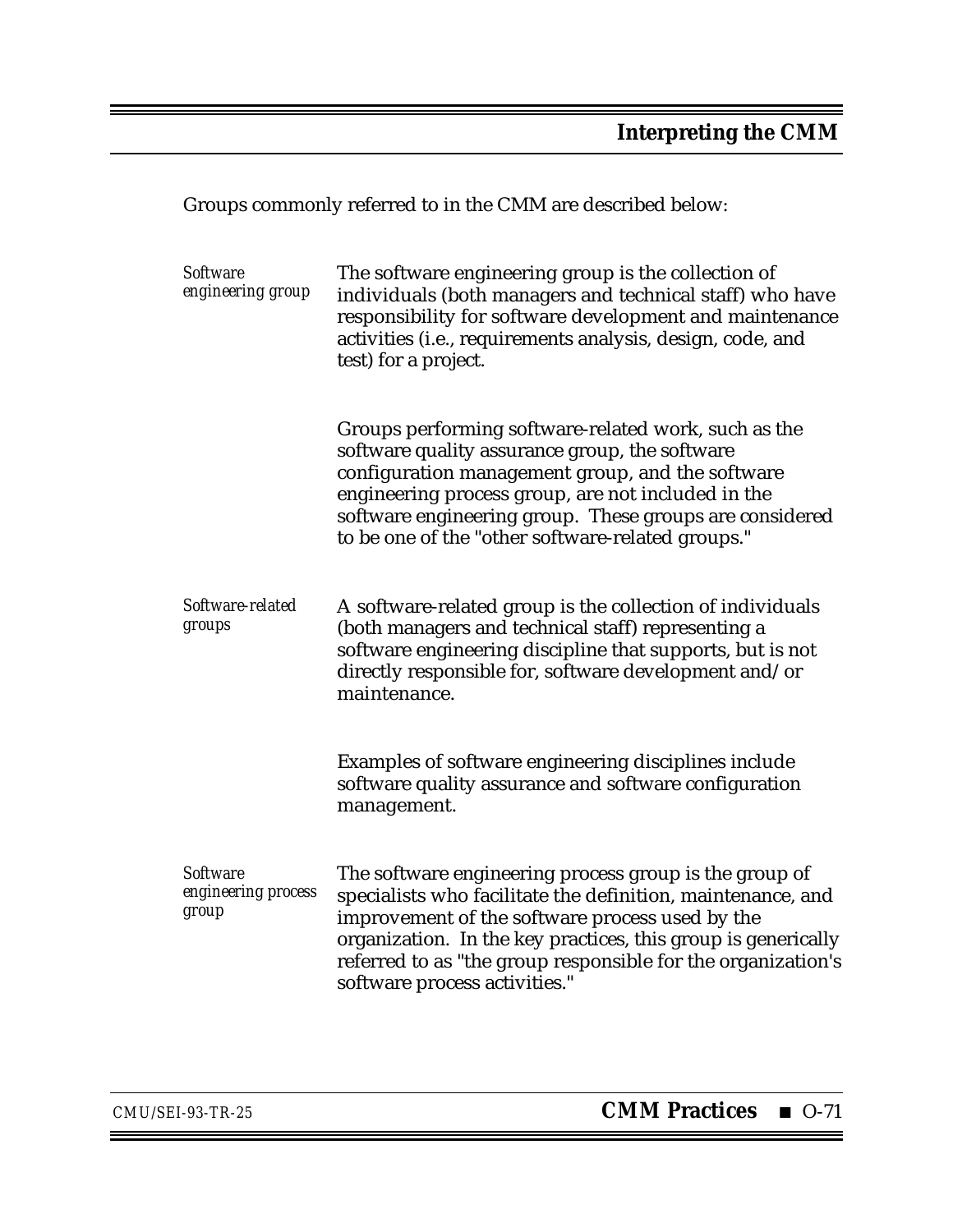Groups commonly referred to in the CMM are described below:

*Software engineering group*

The software engineering group is the collection of individuals (both managers and technical staff) who have responsibility for software development and maintenance activities (i.e., requirements analysis, design, code, and test) for a project.

Groups performing software-related work, such as the software quality assurance group, the software configuration management group, and the software engineering process group, are not included in the software engineering group. These groups are considered to be one of the "other software-related groups."

*Software-related groups*

A software-related group is the collection of individuals (both managers and technical staff) representing a software engineering discipline that supports, but is not directly responsible for, software development and/or maintenance.

Examples of software engineering disciplines include software quality assurance and software configuration management.

*Software engineering process group*

The software engineering process group is the group of specialists who facilitate the definition, maintenance, and improvement of the software process used by the organization. In the key practices, this group is generically referred to as "the group responsible for the organization's software process activities."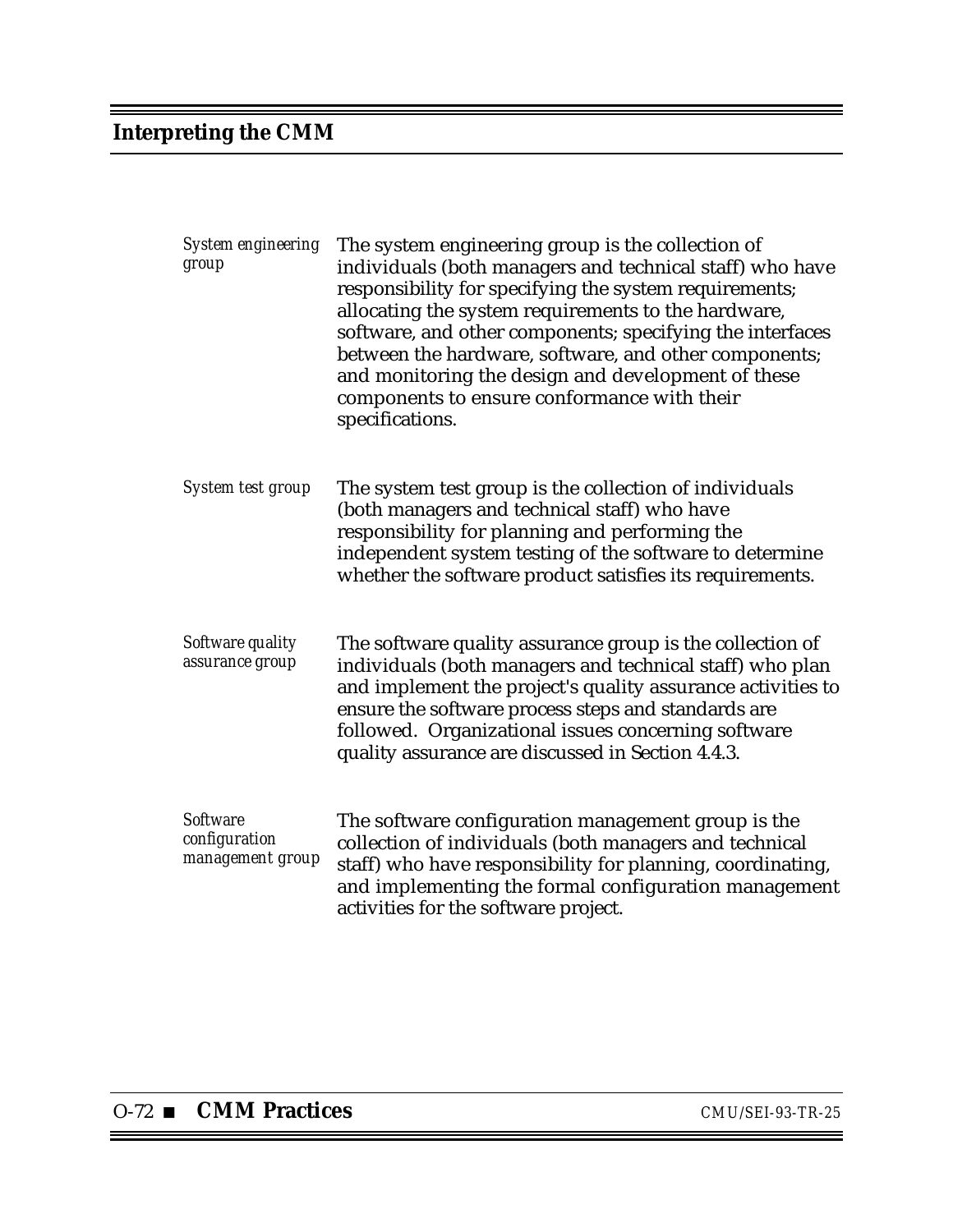*System engineering group*

The system engineering group is the collection of individuals (both managers and technical staff) who have responsibility for specifying the system requirements; allocating the system requirements to the hardware, software, and other components; specifying the interfaces between the hardware, software, and other components; and monitoring the design and development of these components to ensure conformance with their specifications.

*System test group*

The system test group is the collection of individuals (both managers and technical staff) who have responsibility for planning and performing the independent system testing of the software to determine whether the software product satisfies its requirements.

*Software quality assurance group*

The software quality assurance group is the collection of individuals (both managers and technical staff) who plan and implement the project's quality assurance activities to ensure the software process steps and standards are followed. Organizational issues concerning software quality assurance are discussed in Section 4.4.3.

*Software configuration management group*

The software configuration management group is the collection of individuals (both managers and technical staff) who have responsibility for planning, coordinating, and implementing the formal configuration management activities for the software project.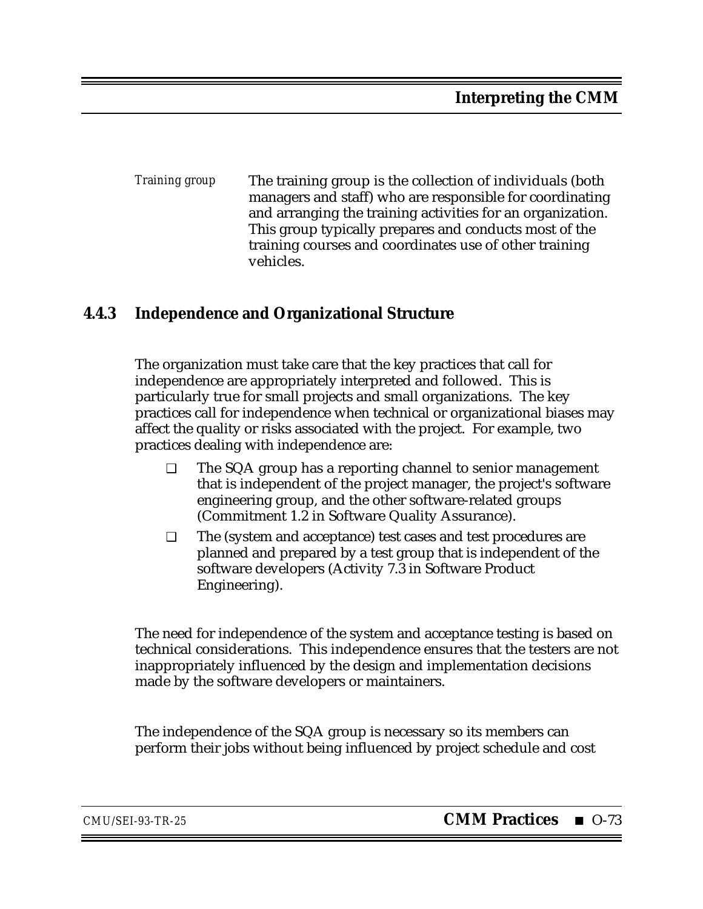*Training group* The training group is the collection of individuals (both managers and staff) who are responsible for coordinating and arranging the training activities for an organization. This group typically prepares and conducts most of the training courses and coordinates use of other training vehicles.

### 4.4.3 Independence and Organizational Structure

The organization must take care that the key practices that call for independence are appropriately interpreted and followed. This is particularly true for small projects and small organizations. The key practices call for independence when technical or organizational biases may affect the quality or risks associated with the project. For example, two practices dealing with independence are:

- ❑ The SQA group has a reporting channel to senior management that is independent of the project manager, the project's software engineering group, and the other software-related groups (Commitment 1.2 in Software Quality Assurance).
- ❑ The (system and acceptance) test cases and test procedures are planned and prepared by a test group that is independent of the software developers (Activity 7.3 in Software Product Engineering).

The need for independence of the system and acceptance testing is based on technical considerations. This independence ensures that the testers are not inappropriately influenced by the design and implementation decisions made by the software developers or maintainers.

The independence of the SQA group is necessary so its members can perform their jobs without being influenced by project schedule and cost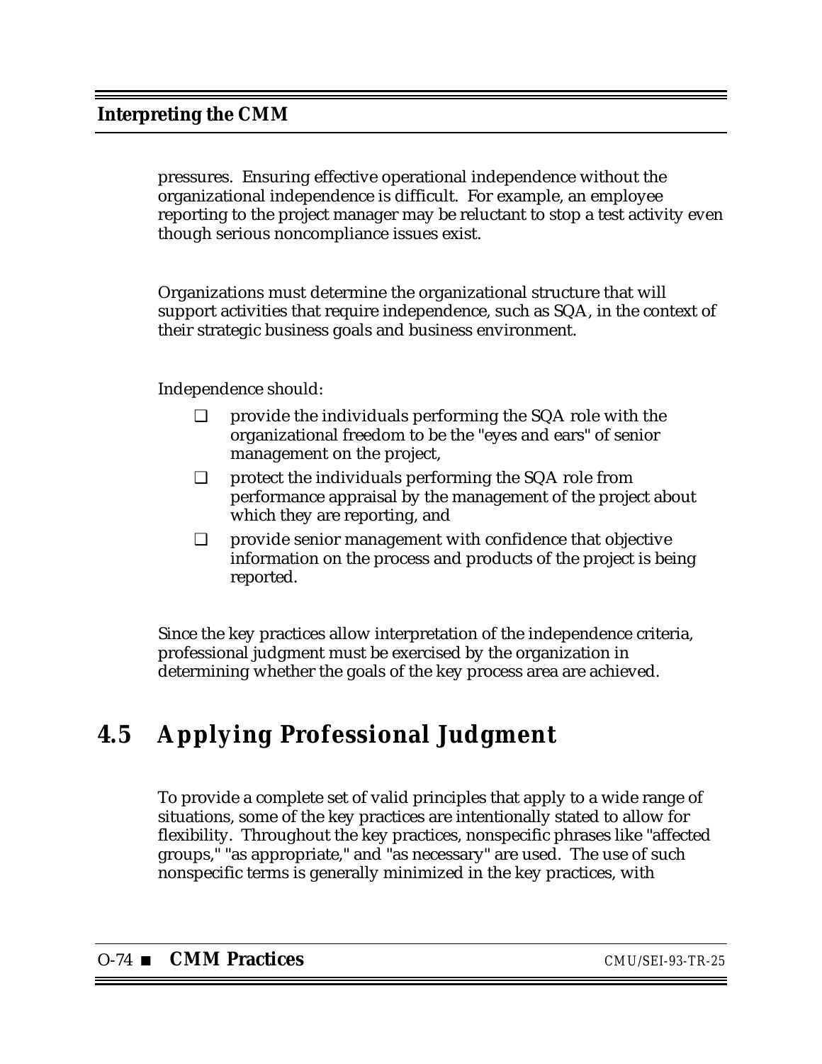pressures. Ensuring effective operational independence without the organizational independence is difficult. For example, an employee reporting to the project manager may be reluctant to stop a test activity even though serious noncompliance issues exist.

Organizations must determine the organizational structure that will support activities that require independence, such as SQA, in the context of their strategic business goals and business environment.

Independence should:

- provide the individuals performing the SQA role with the organizational freedom to be the "eyes and ears" of senior management on the project,
- protect the individuals performing the SQA role from performance appraisal by the management of the project about which they are reporting, and
- provide senior management with confidence that objective information on the process and products of the project is being reported.

Since the key practices allow interpretation of the independence criteria, professional judgment must be exercised by the organization in determining whether the goals of the key process area are achieved.

## 4.5 Applying Professional Judgment

To provide a complete set of valid principles that apply to a wide range of situations, some of the key practices are intentionally stated to allow for flexibility. Throughout the key practices, nonspecific phrases like "affected groups," "as appropriate," and "as necessary" are used. The use of such nonspecific terms is generally minimized in the key practices, with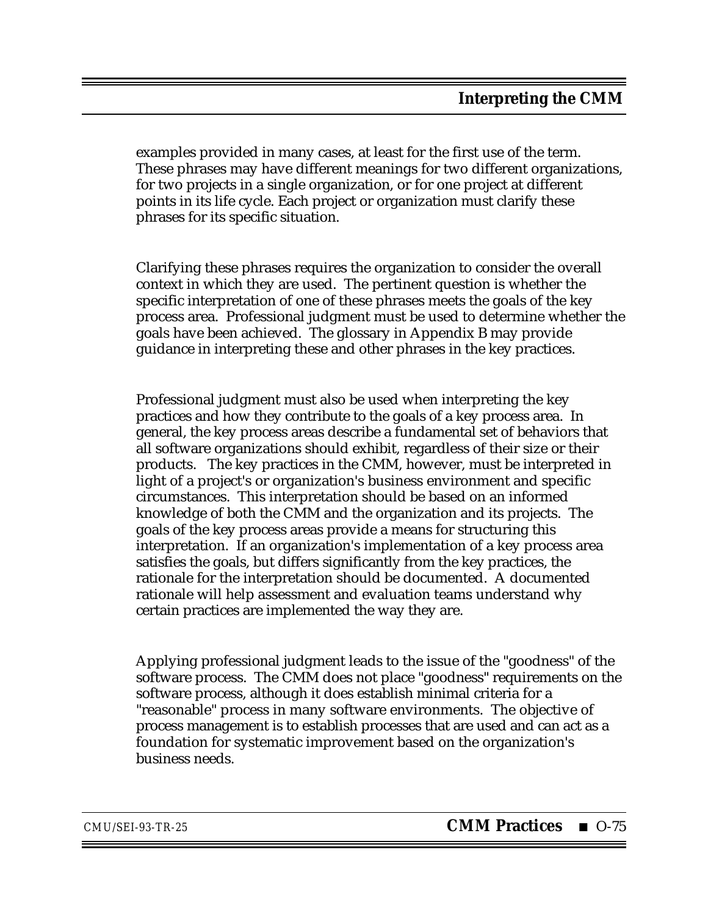examples provided in many cases, at least for the first use of the term. These phrases may have different meanings for two different organizations, for two projects in a single organization, or for one project at different points in its life cycle. Each project or organization must clarify these phrases for its specific situation.

Clarifying these phrases requires the organization to consider the overall context in which they are used. The pertinent question is whether the specific interpretation of one of these phrases meets the goals of the key process area. Professional judgment must be used to determine whether the goals have been achieved. The glossary in Appendix B may provide guidance in interpreting these and other phrases in the key practices.

Professional judgment must also be used when interpreting the key practices and how they contribute to the goals of a key process area. In general, the key process areas describe a fundamental set of behaviors that all software organizations should exhibit, regardless of their size or their products. The key practices in the CMM, however, must be interpreted in light of a project's or organization's business environment and specific circumstances. This interpretation should be based on an informed knowledge of both the CMM and the organization and its projects. The goals of the key process areas provide a means for structuring this interpretation. If an organization's implementation of a key process area satisfies the goals, but differs significantly from the key practices, the rationale for the interpretation should be documented. A documented rationale will help assessment and evaluation teams understand why certain practices are implemented the way they are.

Applying professional judgment leads to the issue of the "goodness" of the software process. The CMM does not place "goodness" requirements on the software process, although it does establish minimal criteria for a "reasonable" process in many software environments. The objective of process management is to establish processes that are used and can act as a foundation for systematic improvement based on the organization's business needs.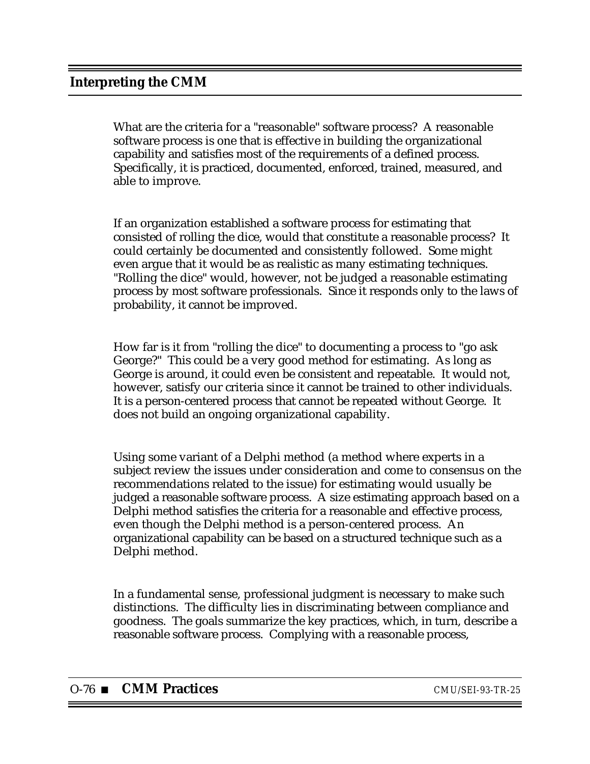What are the criteria for a "reasonable" software process? A reasonable software process is one that is effective in building the organizational capability and satisfies most of the requirements of a defined process. Specifically, it is practiced, documented, enforced, trained, measured, and able to improve.

If an organization established a software process for estimating that consisted of rolling the dice, would that constitute a reasonable process? It could certainly be documented and consistently followed. Some might even argue that it would be as realistic as many estimating techniques. "Rolling the dice" would, however, not be judged a reasonable estimating process by most software professionals. Since it responds only to the laws of probability, it cannot be improved.

How far is it from "rolling the dice" to documenting a process to "go ask George?" This could be a very good method for estimating. As long as George is around, it could even be consistent and repeatable. It would not, however, satisfy our criteria since it cannot be trained to other individuals. It is a person-centered process that cannot be repeated without George. It does not build an ongoing organizational capability.

Using some variant of a Delphi method (a method where experts in a subject review the issues under consideration and come to consensus on the recommendations related to the issue) for estimating would usually be judged a reasonable software process. A size estimating approach based on a Delphi method satisfies the criteria for a reasonable and effective process, even though the Delphi method is a person-centered process. An organizational capability can be based on a structured technique such as a Delphi method.

In a fundamental sense, professional judgment is necessary to make such distinctions. The difficulty lies in discriminating between compliance and goodness. The goals summarize the key practices, which, in turn, describe a reasonable software process. Complying with a reasonable process,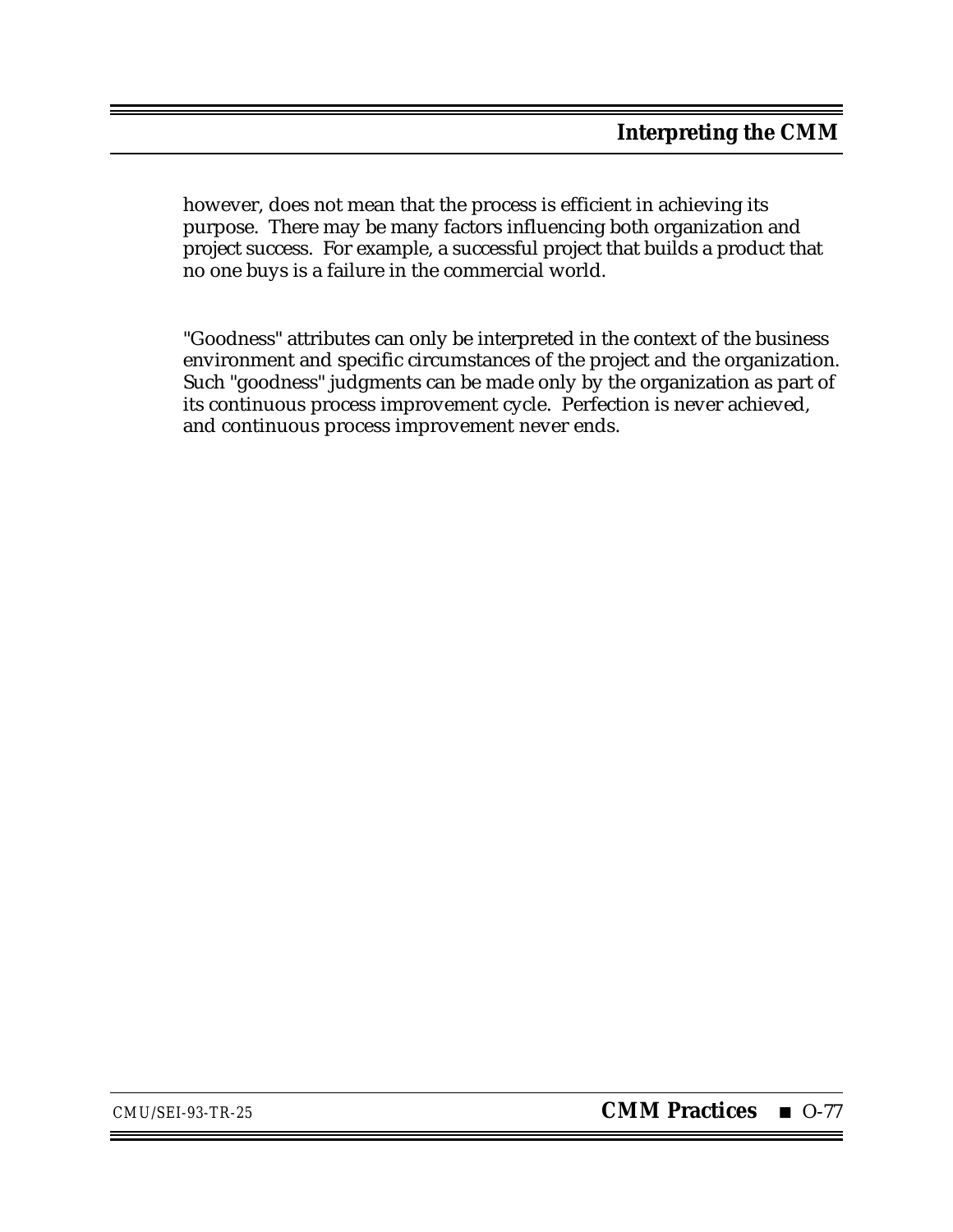however, does not mean that the process is efficient in achieving its purpose. There may be many factors influencing both organization and project success. For example, a successful project that builds a product that no one buys is a failure in the commercial world.

"Goodness" attributes can only be interpreted in the context of the business environment and specific circumstances of the project and the organization. Such "goodness" judgments can be made only by the organization as part of its continuous process improvement cycle. Perfection is never achieved, and continuous process improvement never ends.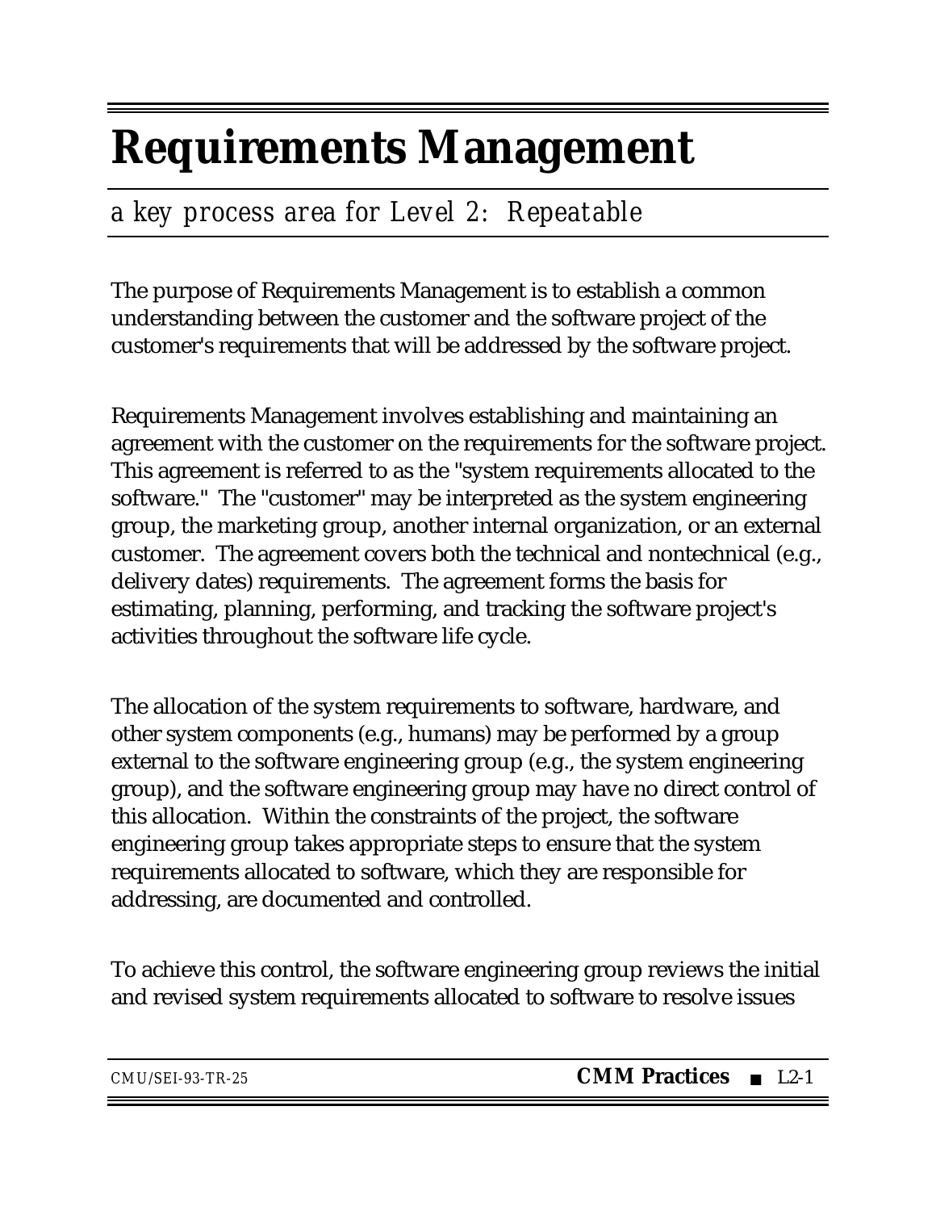# Requirements Management

*a key process area for Level 2: Repeatable*

The purpose of Requirements Management is to establish a common understanding between the customer and the software project of the customer's requirements that will be addressed by the software project.

Requirements Management involves establishing and maintaining an agreement with the customer on the requirements for the software project. This agreement is referred to as the "system requirements allocated to the software." The "customer" may be interpreted as the system engineering group, the marketing group, another internal organization, or an external customer. The agreement covers both the technical and nontechnical (e.g., delivery dates) requirements. The agreement forms the basis for estimating, planning, performing, and tracking the software project's activities throughout the software life cycle.

The allocation of the system requirements to software, hardware, and other system components (e.g., humans) may be performed by a group external to the software engineering group (e.g., the system engineering group), and the software engineering group may have no direct control of this allocation. Within the constraints of the project, the software engineering group takes appropriate steps to ensure that the system requirements allocated to software, which they are responsible for addressing, are documented and controlled.

To achieve this control, the software engineering group reviews the initial and revised system requirements allocated to software to resolve issues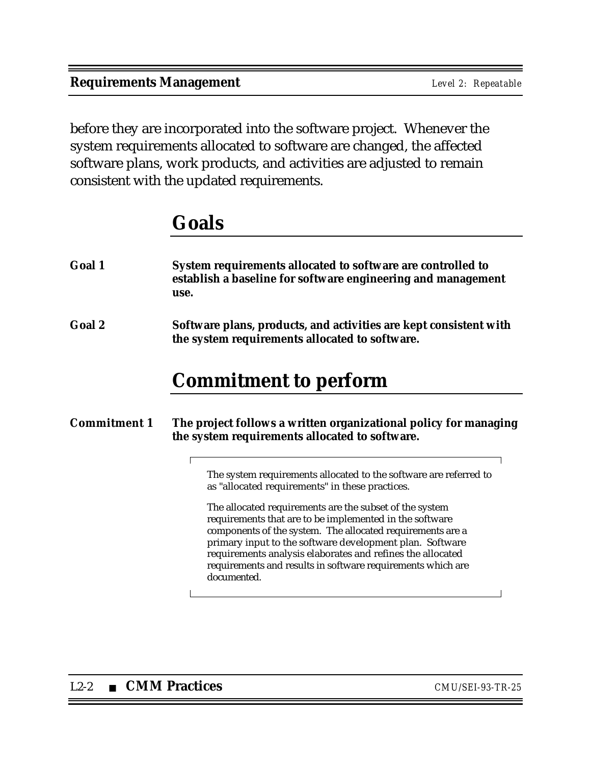before they are incorporated into the software project. Whenever the system requirements allocated to software are changed, the affected software plans, work products, and activities are adjusted to remain consistent with the updated requirements.

## Goals

**Goal 1** **System requirements allocated to software are controlled to establish a baseline for software engineering and management use.**

**Goal 2** **Software plans, products, and activities are kept consistent with the system requirements allocated to software.**

## Commitment to perform

**Commitment 1** **The project follows a written organizational policy for managing the system requirements allocated to software.**

> The system requirements allocated to the software are referred to as "allocated requirements" in these practices.
>
> The allocated requirements are the subset of the system requirements that are to be implemented in the software components of the system. The allocated requirements are a primary input to the software development plan. Software requirements analysis elaborates and refines the allocated requirements and results in software requirements which are documented.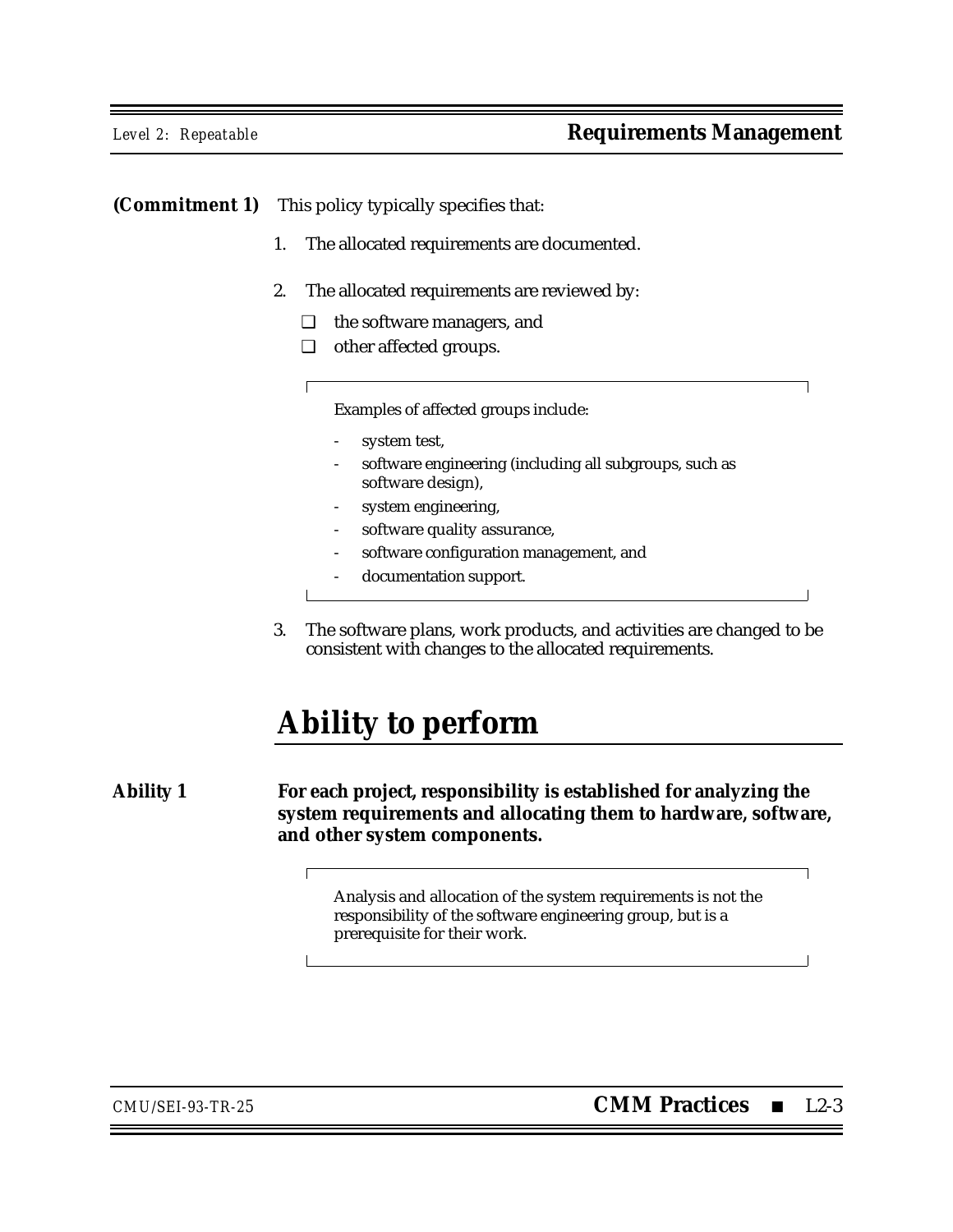**(Commitment 1)** This policy typically specifies that:

1. The allocated requirements are documented.

2. The allocated requirements are reviewed by:

   ❑ the software managers, and
   
   ❑ other affected groups.

   > Examples of affected groups include:
   >
   > - system test,
   > - software engineering (including all subgroups, such as software design),
   > - system engineering,
   > - software quality assurance,
   > - software configuration management, and
   > - documentation support.

3. The software plans, work products, and activities are changed to be consistent with changes to the allocated requirements.

# Ability to perform

**Ability 1** **For each project, responsibility is established for analyzing the system requirements and allocating them to hardware, software, and other system components.**

> Analysis and allocation of the system requirements is not the responsibility of the software engineering group, but is a prerequisite for their work.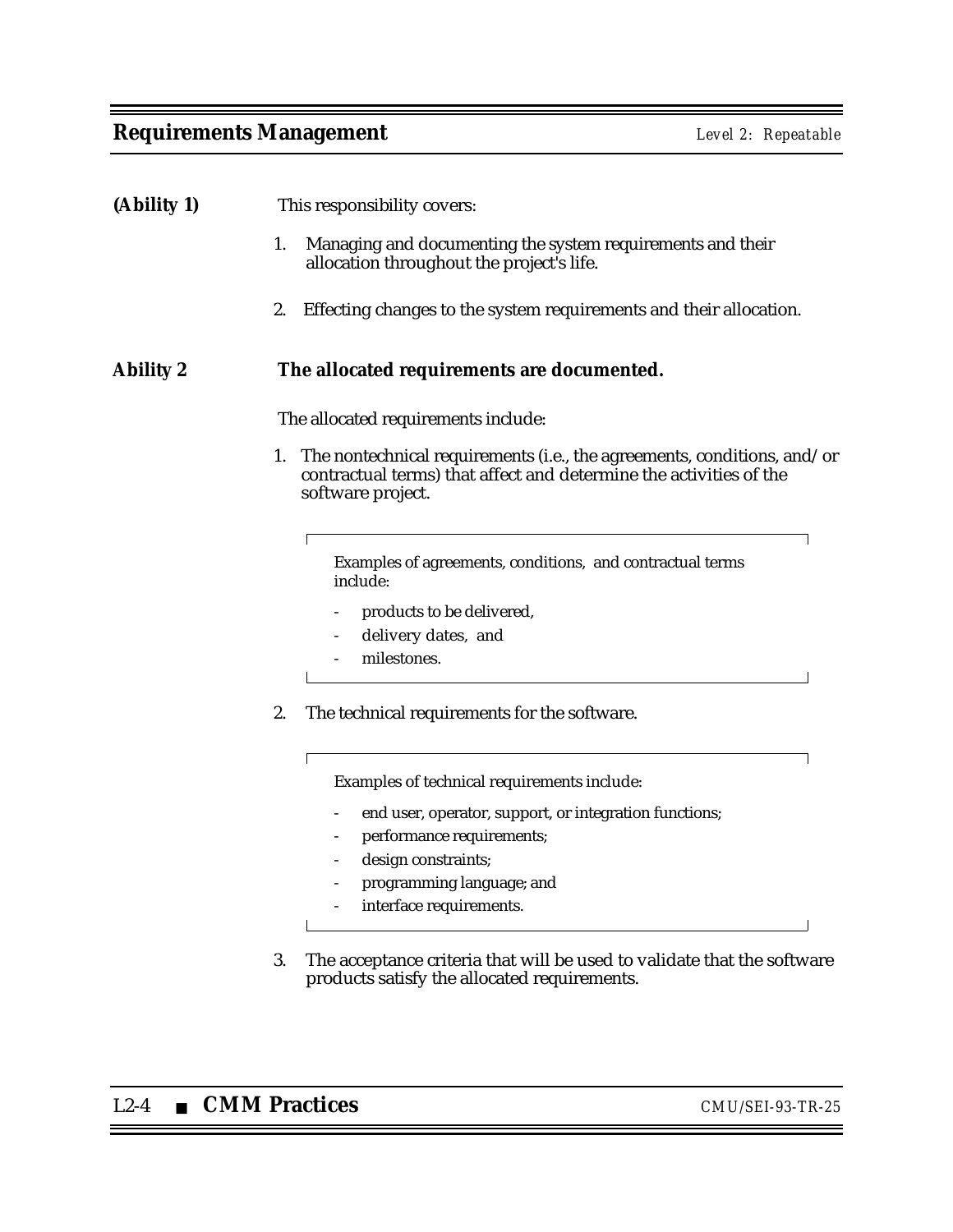**(Ability 1)** This responsibility covers:

1. Managing and documenting the system requirements and their allocation throughout the project's life.
2. Effecting changes to the system requirements and their allocation.

**Ability 2** **The allocated requirements are documented.**

The allocated requirements include:

1. The nontechnical requirements (i.e., the agreements, conditions, and/or contractual terms) that affect and determine the activities of the software project.

> Examples of agreements, conditions, and contractual terms include:
>
> - products to be delivered,
> - delivery dates, and
> - milestones.

2. The technical requirements for the software.

> Examples of technical requirements include:
>
> - end user, operator, support, or integration functions;
> - performance requirements;
> - design constraints;
> - programming language; and
> - interface requirements.

3. The acceptance criteria that will be used to validate that the software products satisfy the allocated requirements.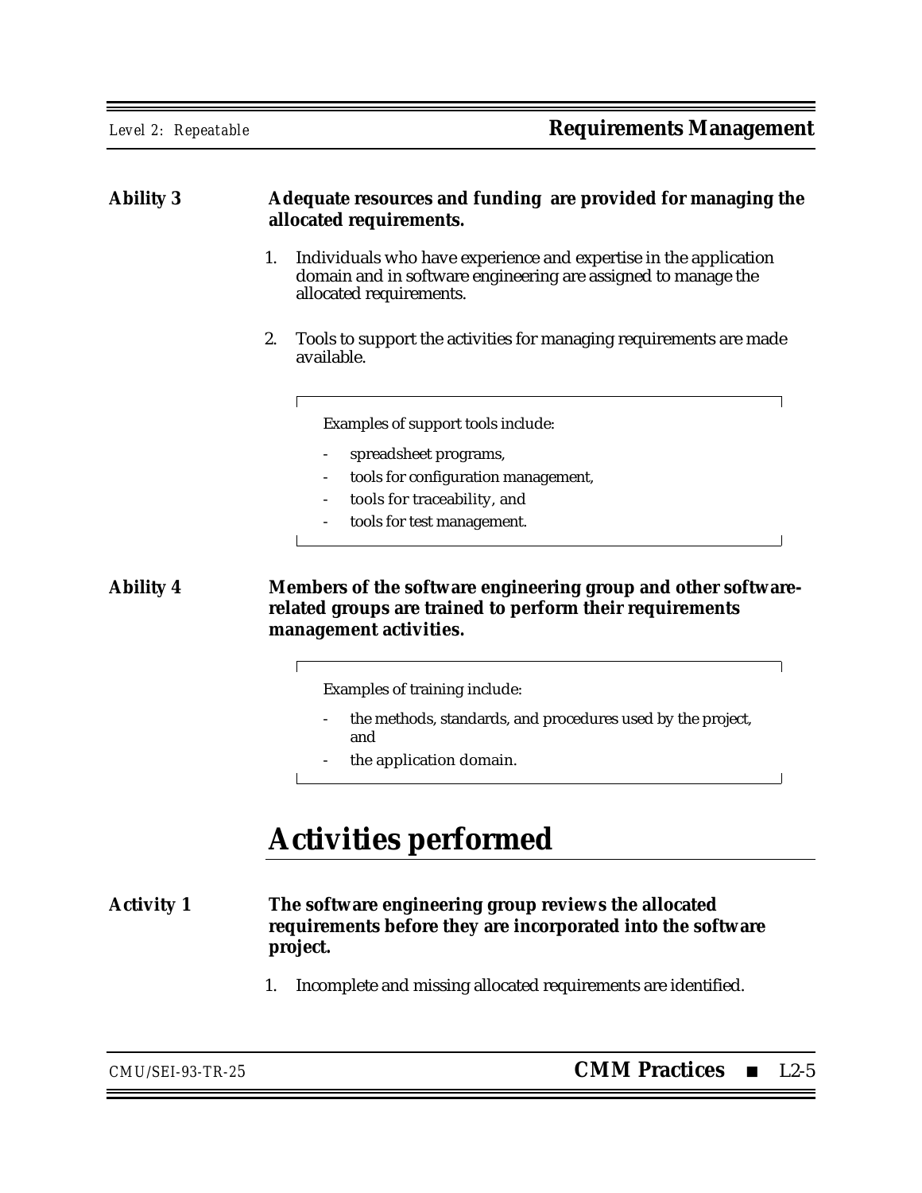**Ability 3** **Adequate resources and funding are provided for managing the allocated requirements.**

1. Individuals who have experience and expertise in the application domain and in software engineering are assigned to manage the allocated requirements.

2. Tools to support the activities for managing requirements are made available.

> Examples of support tools include:
>
> - spreadsheet programs,
> - tools for configuration management,
> - tools for traceability, and
> - tools for test management.

**Ability 4** **Members of the software engineering group and other software-related groups are trained to perform their requirements management activities.**

> Examples of training include:
>
> - the methods, standards, and procedures used by the project, and
> - the application domain.

# Activities performed

**Activity 1** **The software engineering group reviews the allocated requirements before they are incorporated into the software project.**

1. Incomplete and missing allocated requirements are identified.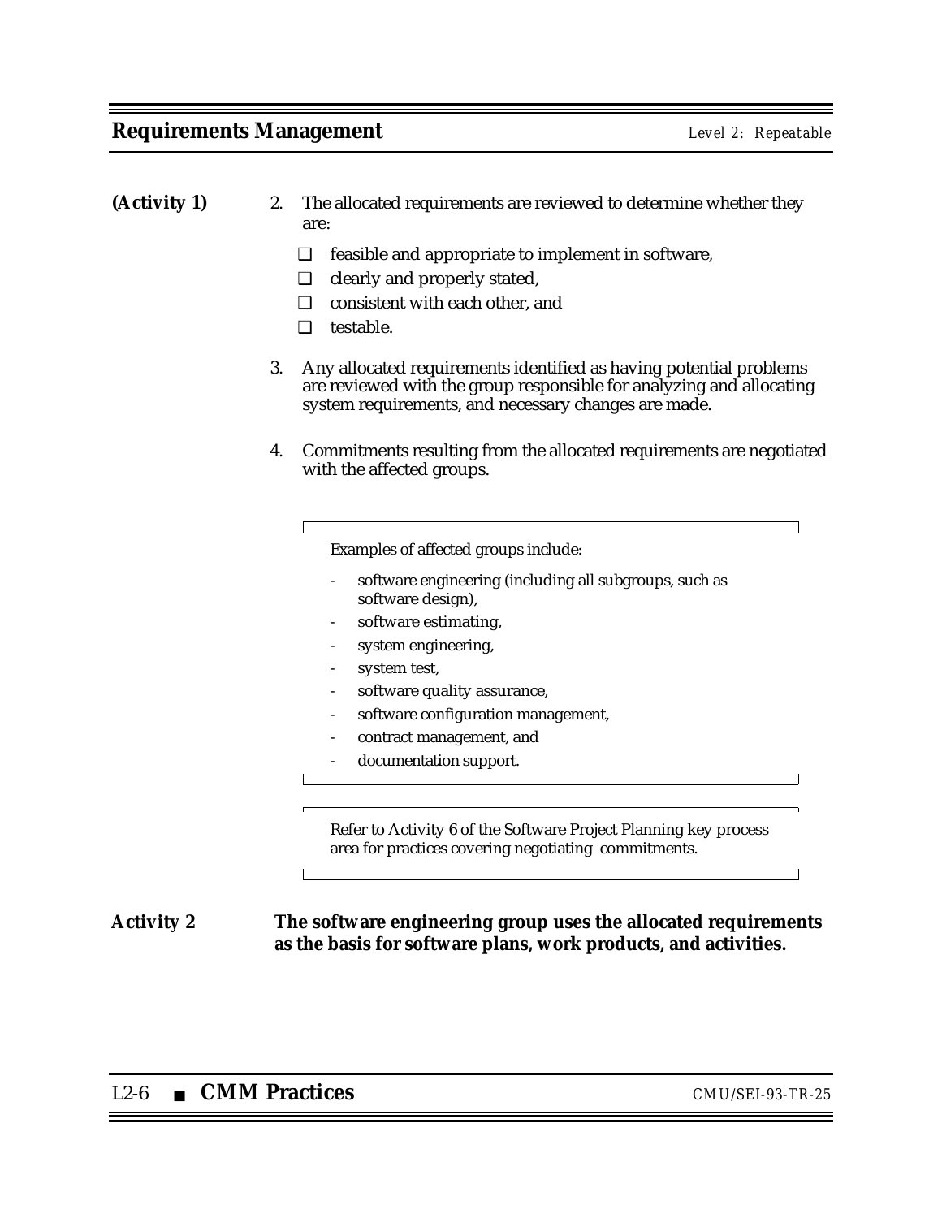**(Activity 1)**

2. The allocated requirements are reviewed to determine whether they are:
   - ❑ feasible and appropriate to implement in software,
   - ❑ clearly and properly stated,
   - ❑ consistent with each other, and
   - ❑ testable.

3. Any allocated requirements identified as having potential problems are reviewed with the group responsible for analyzing and allocating system requirements, and necessary changes are made.

4. Commitments resulting from the allocated requirements are negotiated with the affected groups.

> Examples of affected groups include:
>
> - software engineering (including all subgroups, such as software design),
> - software estimating,
> - system engineering,
> - system test,
> - software quality assurance,
> - software configuration management,
> - contract management, and
> - documentation support.

> Refer to Activity 6 of the Software Project Planning key process area for practices covering negotiating commitments.

**Activity 2** **The software engineering group uses the allocated requirements as the basis for software plans, work products, and activities.**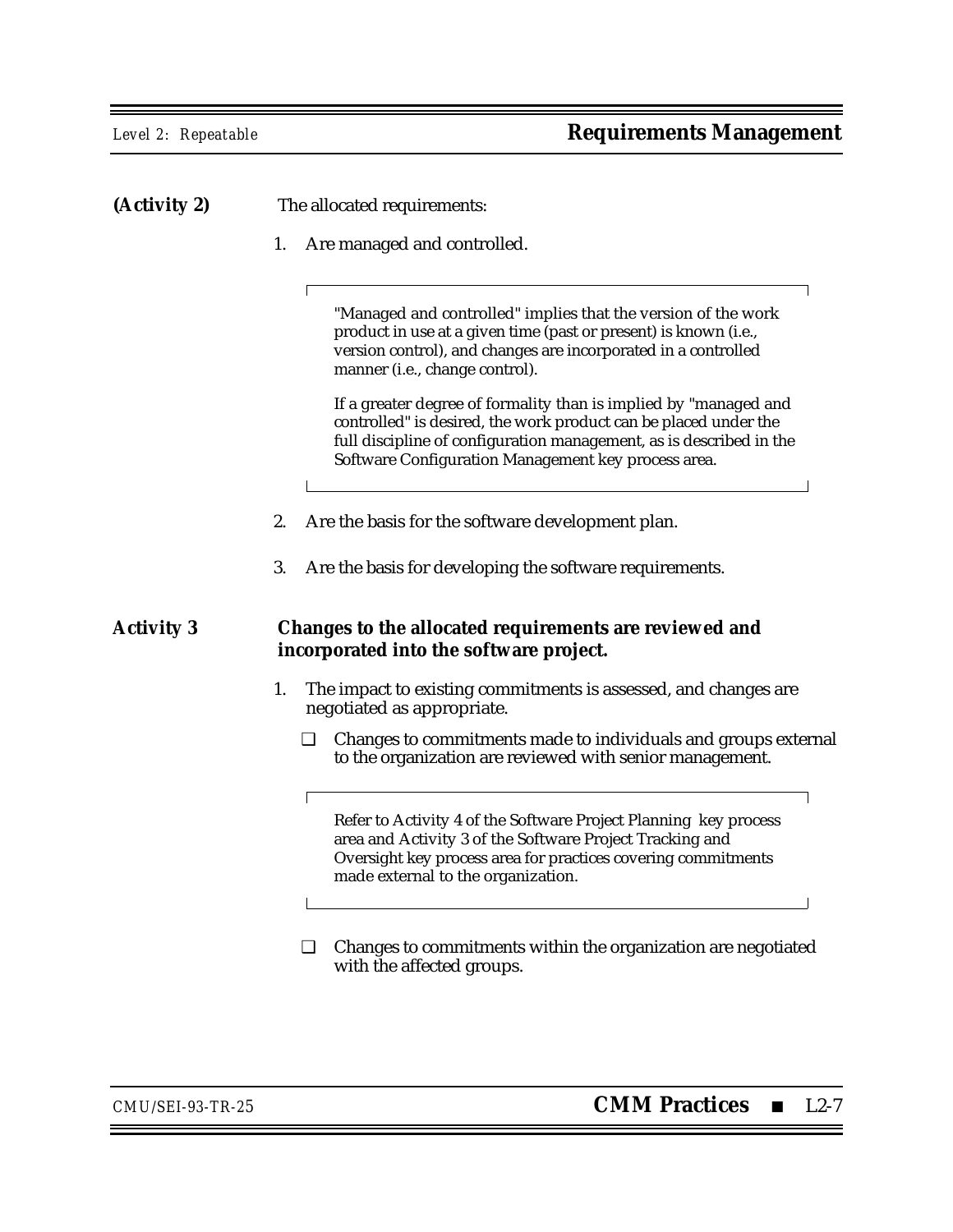**(Activity 2)** The allocated requirements:

1. Are managed and controlled.

 > "Managed and controlled" implies that the version of the work product in use at a given time (past or present) is known (i.e., version control), and changes are incorporated in a controlled manner (i.e., change control).
 >
 > If a greater degree of formality than is implied by "managed and controlled" is desired, the work product can be placed under the full discipline of configuration management, as is described in the Software Configuration Management key process area.

2. Are the basis for the software development plan.

3. Are the basis for developing the software requirements.

**Activity 3** **Changes to the allocated requirements are reviewed and incorporated into the software project.**

1. The impact to existing commitments is assessed, and changes are negotiated as appropriate.

 - ❑ Changes to commitments made to individuals and groups external to the organization are reviewed with senior management.

 > Refer to Activity 4 of the Software Project Planning key process area and Activity 3 of the Software Project Tracking and Oversight key process area for practices covering commitments made external to the organization.

 - ❑ Changes to commitments within the organization are negotiated with the affected groups.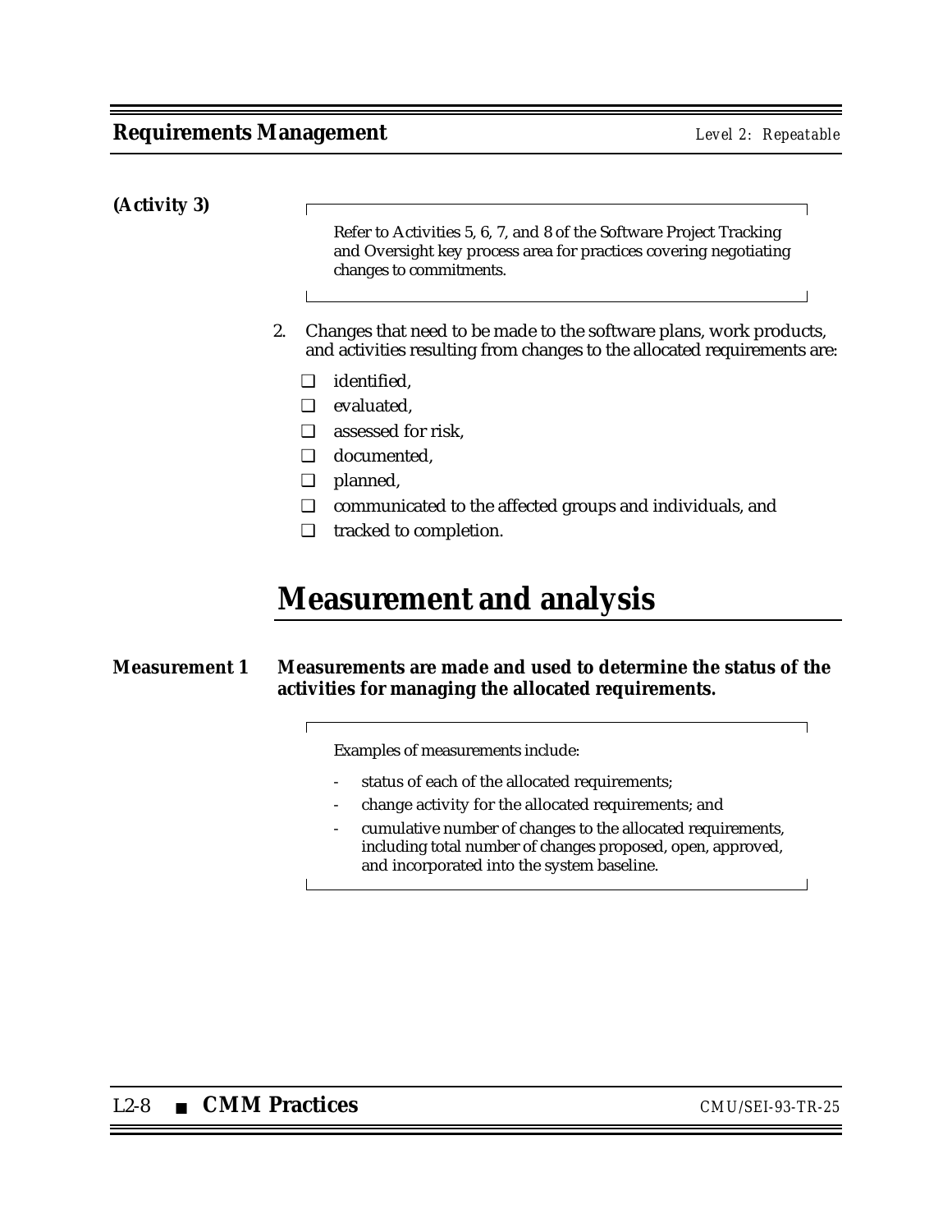**(Activity 3)**

> Refer to Activities 5, 6, 7, and 8 of the Software Project Tracking and Oversight key process area for practices covering negotiating changes to commitments.

2. Changes that need to be made to the software plans, work products, and activities resulting from changes to the allocated requirements are:

   - ❑ identified,
   - ❑ evaluated,
   - ❑ assessed for risk,
   - ❑ documented,
   - ❑ planned,
   - ❑ communicated to the affected groups and individuals, and
   - ❑ tracked to completion.

# Measurement and analysis

**Measurement 1** **Measurements are made and used to determine the status of the activities for managing the allocated requirements.**

> Examples of measurements include:
>
> - status of each of the allocated requirements;
> - change activity for the allocated requirements; and
> - cumulative number of changes to the allocated requirements, including total number of changes proposed, open, approved, and incorporated into the system baseline.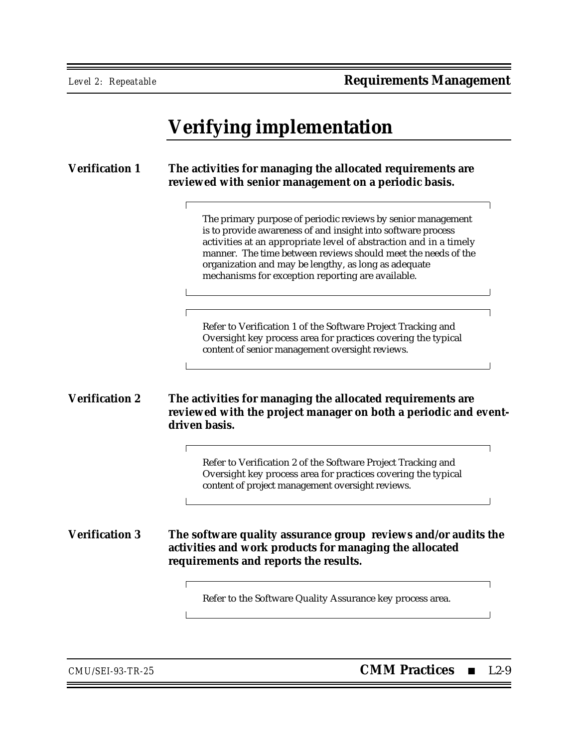# Verifying implementation

**Verification 1** **The activities for managing the allocated requirements are reviewed with senior management on a periodic basis.**

> The primary purpose of periodic reviews by senior management is to provide awareness of and insight into software process activities at an appropriate level of abstraction and in a timely manner. The time between reviews should meet the needs of the organization and may be lengthy, as long as adequate mechanisms for exception reporting are available.

> Refer to Verification 1 of the Software Project Tracking and Oversight key process area for practices covering the typical content of senior management oversight reviews.

**Verification 2** **The activities for managing the allocated requirements are reviewed with the project manager on both a periodic and event-driven basis.**

> Refer to Verification 2 of the Software Project Tracking and Oversight key process area for practices covering the typical content of project management oversight reviews.

**Verification 3** **The software quality assurance group reviews and/or audits the activities and work products for managing the allocated requirements and reports the results.**

> Refer to the Software Quality Assurance key process area.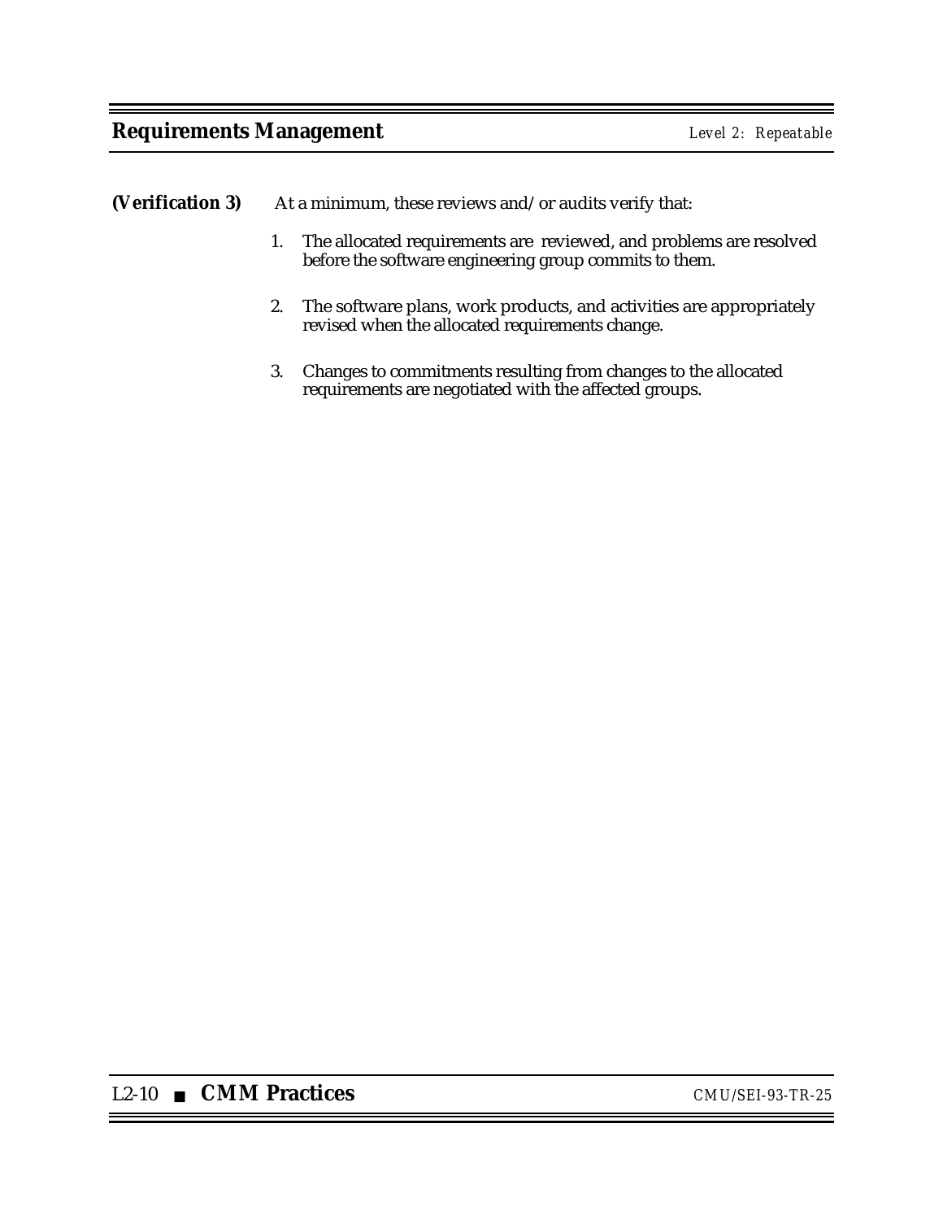**(Verification 3)** At a minimum, these reviews and/or audits verify that:

1. The allocated requirements are reviewed, and problems are resolved before the software engineering group commits to them.

2. The software plans, work products, and activities are appropriately revised when the allocated requirements change.

3. Changes to commitments resulting from changes to the allocated requirements are negotiated with the affected groups.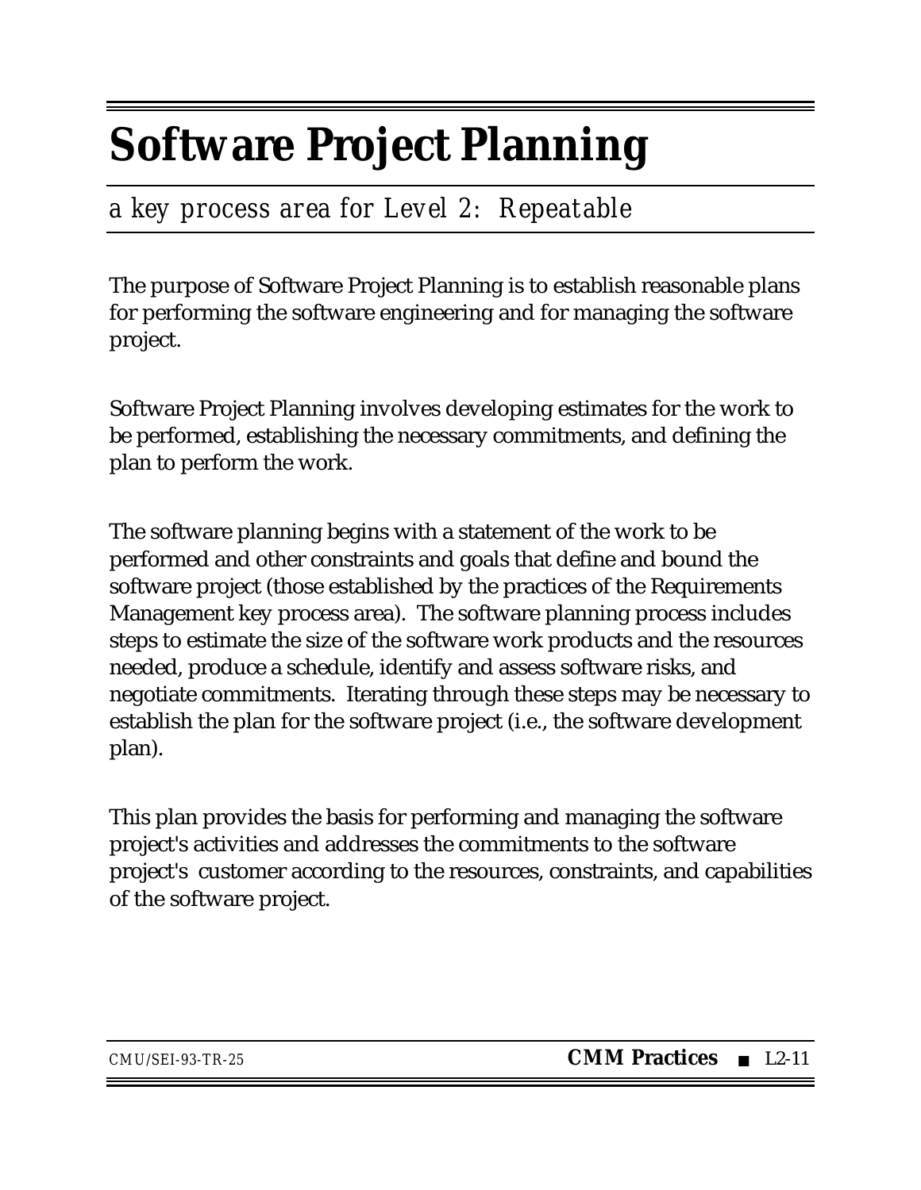# Software Project Planning

*a key process area for Level 2: Repeatable*

The purpose of Software Project Planning is to establish reasonable plans for performing the software engineering and for managing the software project.

Software Project Planning involves developing estimates for the work to be performed, establishing the necessary commitments, and defining the plan to perform the work.

The software planning begins with a statement of the work to be performed and other constraints and goals that define and bound the software project (those established by the practices of the Requirements Management key process area). The software planning process includes steps to estimate the size of the software work products and the resources needed, produce a schedule, identify and assess software risks, and negotiate commitments. Iterating through these steps may be necessary to establish the plan for the software project (i.e., the software development plan).

This plan provides the basis for performing and managing the software project's activities and addresses the commitments to the software project's customer according to the resources, constraints, and capabilities of the software project.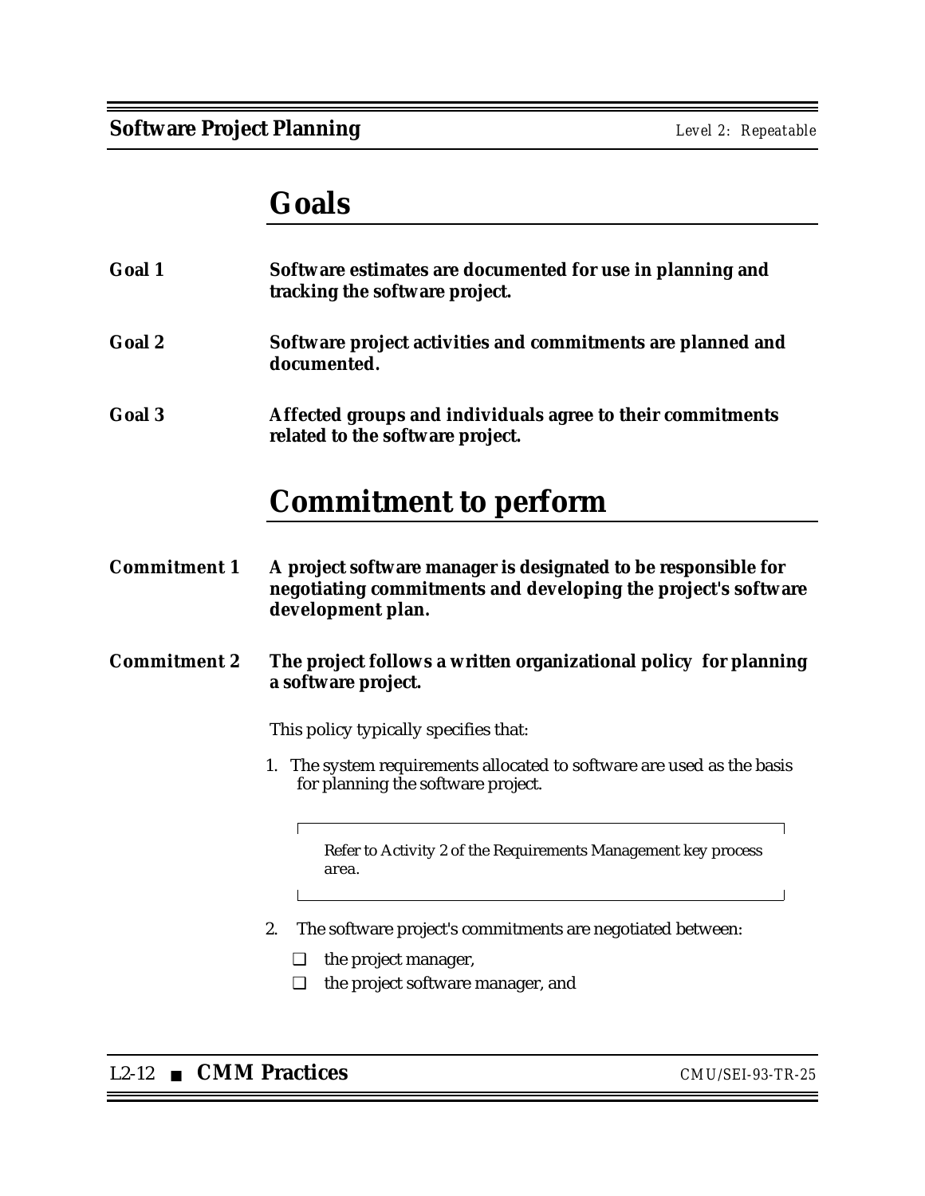## Goals

**Goal 1** **Software estimates are documented for use in planning and tracking the software project.**

**Goal 2** **Software project activities and commitments are planned and documented.**

**Goal 3** **Affected groups and individuals agree to their commitments related to the software project.**

## Commitment to perform

**Commitment 1** **A project software manager is designated to be responsible for negotiating commitments and developing the project's software development plan.**

**Commitment 2** **The project follows a written organizational policy for planning a software project.**

This policy typically specifies that:

1. The system requirements allocated to software are used as the basis for planning the software project.

   > Refer to Activity 2 of the Requirements Management key process area.

2. The software project's commitments are negotiated between:
   - ❑ the project manager,
   - ❑ the project software manager, and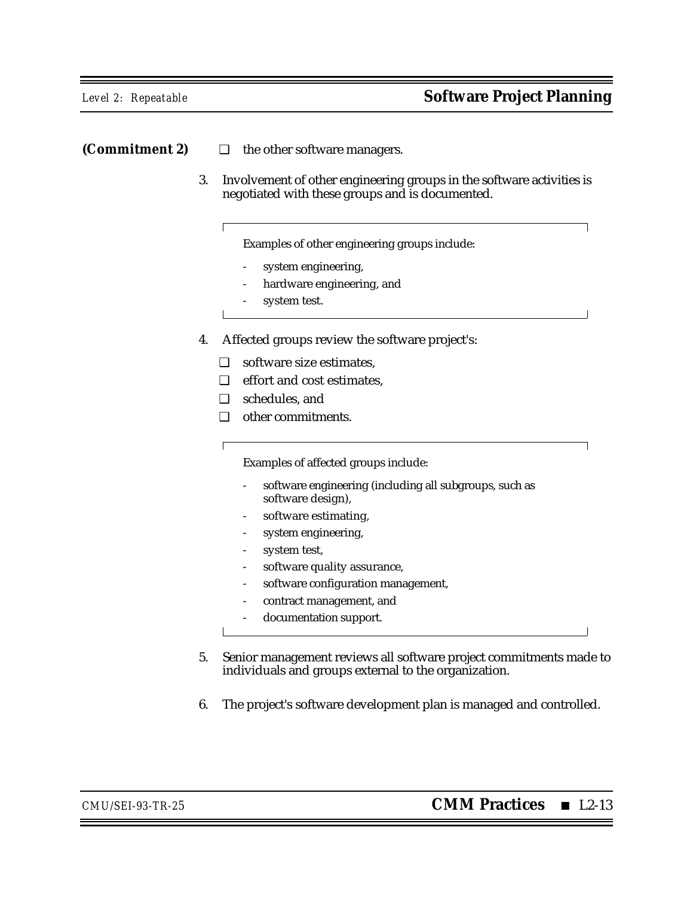**(Commitment 2)**

- ❑ the other software managers.

3. Involvement of other engineering groups in the software activities is negotiated with these groups and is documented.

   > Examples of other engineering groups include:
   >
   > - system engineering,
   > - hardware engineering, and
   > - system test.

4. Affected groups review the software project's:

   - ❑ software size estimates,
   - ❑ effort and cost estimates,
   - ❑ schedules, and
   - ❑ other commitments.

   > Examples of affected groups include:
   >
   > - software engineering (including all subgroups, such as software design),
   > - software estimating,
   > - system engineering,
   > - system test,
   > - software quality assurance,
   > - software configuration management,
   > - contract management, and
   > - documentation support.

5. Senior management reviews all software project commitments made to individuals and groups external to the organization.

6. The project's software development plan is managed and controlled.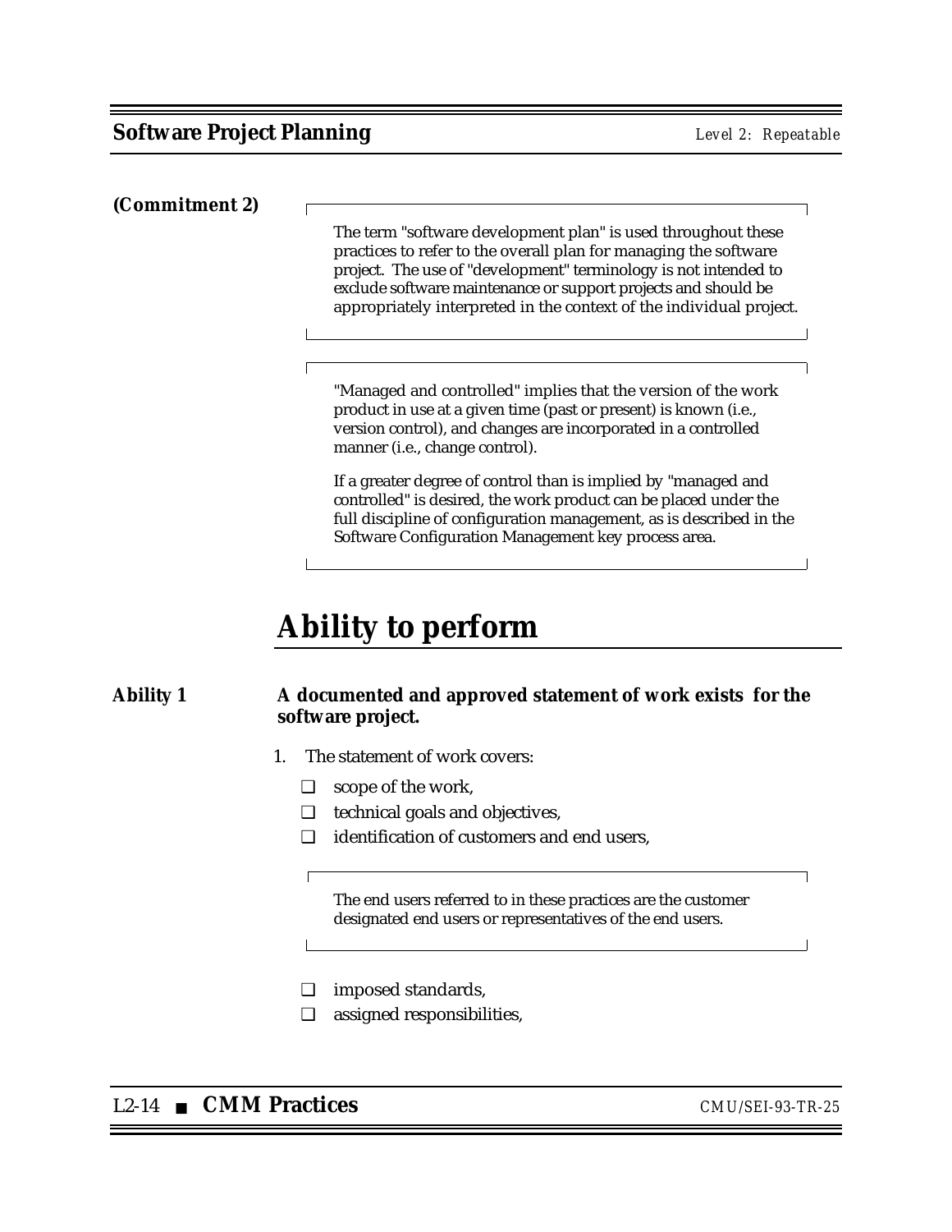**(Commitment 2)**

> The term "software development plan" is used throughout these practices to refer to the overall plan for managing the software project. The use of "development" terminology is not intended to exclude software maintenance or support projects and should be appropriately interpreted in the context of the individual project.

> "Managed and controlled" implies that the version of the work product in use at a given time (past or present) is known (i.e., version control), and changes are incorporated in a controlled manner (i.e., change control).
>
> If a greater degree of control than is implied by "managed and controlled" is desired, the work product can be placed under the full discipline of configuration management, as is described in the Software Configuration Management key process area.

# Ability to perform

**Ability 1** **A documented and approved statement of work exists for the software project.**

1. The statement of work covers:

   - ❑ scope of the work,
   - ❑ technical goals and objectives,
   - ❑ identification of customers and end users,

   > The end users referred to in these practices are the customer designated end users or representatives of the end users.

   - ❑ imposed standards,
   - ❑ assigned responsibilities,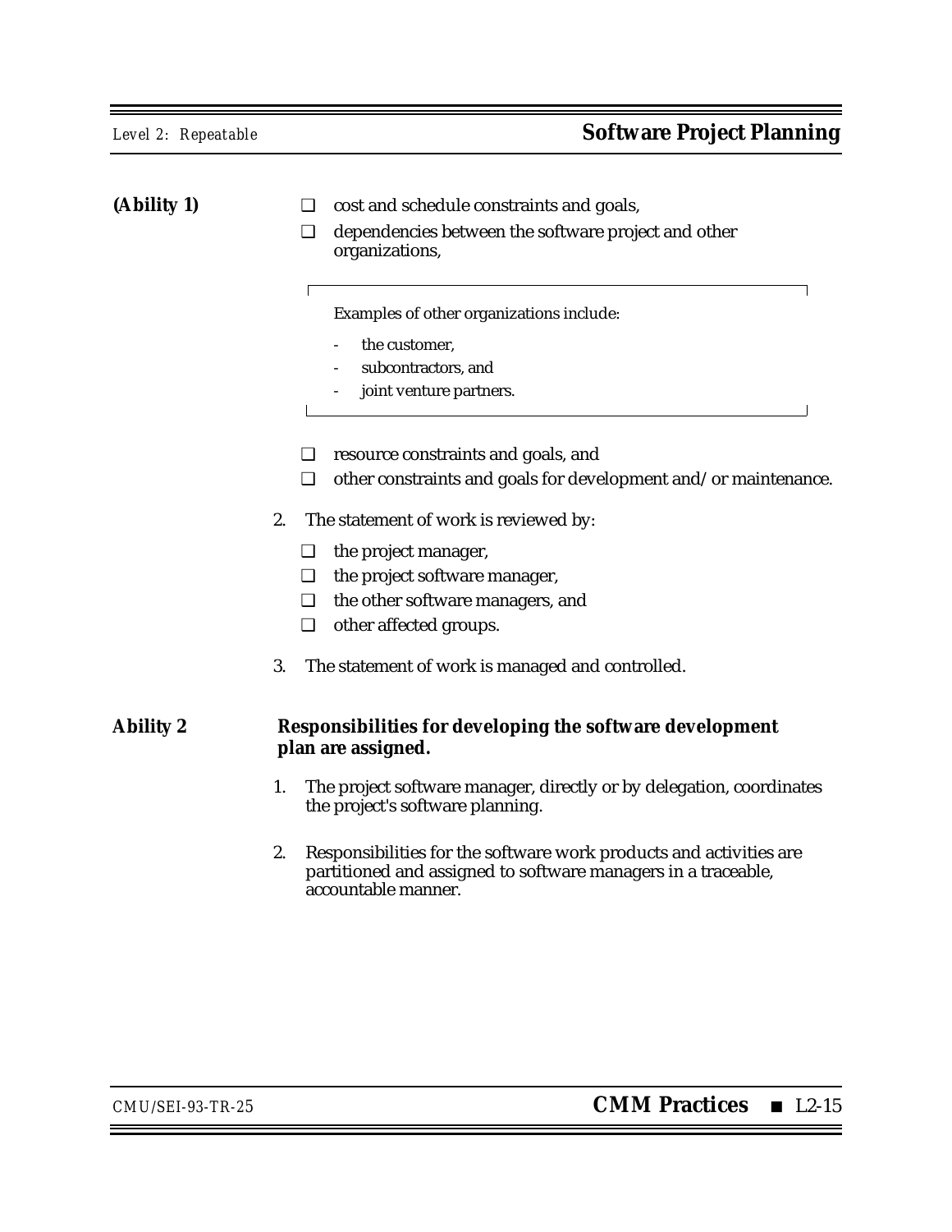**(Ability 1)**

- ❑ cost and schedule constraints and goals,
- ❑ dependencies between the software project and other organizations,

> Examples of other organizations include:
>
> - the customer,
> - subcontractors, and
> - joint venture partners.

- ❑ resource constraints and goals, and
- ❑ other constraints and goals for development and/or maintenance.

2. The statement of work is reviewed by:
   - ❑ the project manager,
   - ❑ the project software manager,
   - ❑ the other software managers, and
   - ❑ other affected groups.

3. The statement of work is managed and controlled.

**Ability 2** **Responsibilities for developing the software development plan are assigned.**

1. The project software manager, directly or by delegation, coordinates the project's software planning.

2. Responsibilities for the software work products and activities are partitioned and assigned to software managers in a traceable, accountable manner.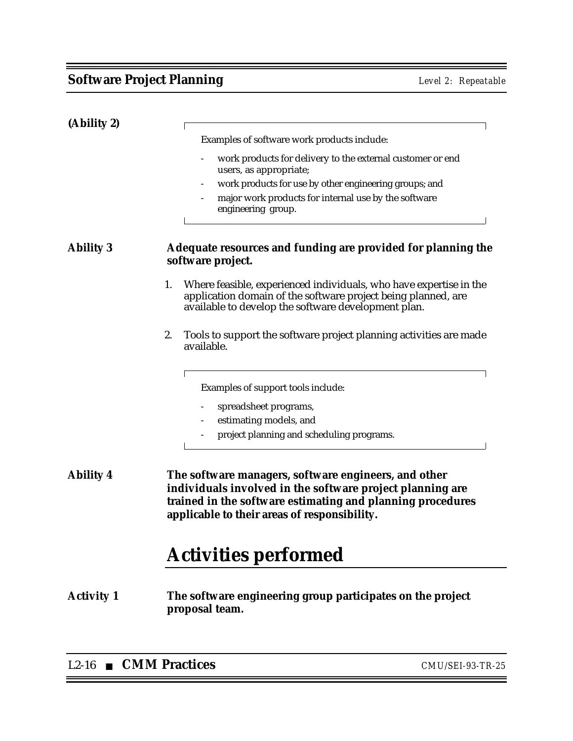**(Ability 2)**

> Examples of software work products include:
>
> - work products for delivery to the external customer or end users, as appropriate;
> - work products for use by other engineering groups; and
> - major work products for internal use by the software engineering group.

**Ability 3** **Adequate resources and funding are provided for planning the software project.**

1. Where feasible, experienced individuals, who have expertise in the application domain of the software project being planned, are available to develop the software development plan.

2. Tools to support the software project planning activities are made available.

> Examples of support tools include:
>
> - spreadsheet programs,
> - estimating models, and
> - project planning and scheduling programs.

**Ability 4** **The software managers, software engineers, and other individuals involved in the software project planning are trained in the software estimating and planning procedures applicable to their areas of responsibility.**

# Activities performed

**Activity 1** **The software engineering group participates on the project proposal team.**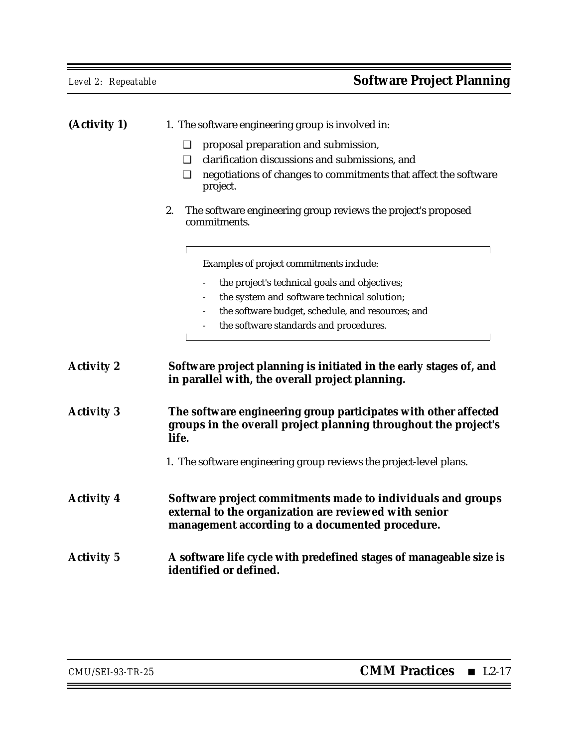**(Activity 1)**

1. The software engineering group is involved in:

   ❑ proposal preparation and submission,

   ❑ clarification discussions and submissions, and

   ❑ negotiations of changes to commitments that affect the software project.

2. The software engineering group reviews the project's proposed commitments.

> Examples of project commitments include:
>
> - the project's technical goals and objectives;
> - the system and software technical solution;
> - the software budget, schedule, and resources; and
> - the software standards and procedures.

**Activity 2** **Software project planning is initiated in the early stages of, and in parallel with, the overall project planning.**

**Activity 3** **The software engineering group participates with other affected groups in the overall project planning throughout the project's life.**

1. The software engineering group reviews the project-level plans.

**Activity 4** **Software project commitments made to individuals and groups external to the organization are reviewed with senior management according to a documented procedure.**

**Activity 5** **A software life cycle with predefined stages of manageable size is identified or defined.**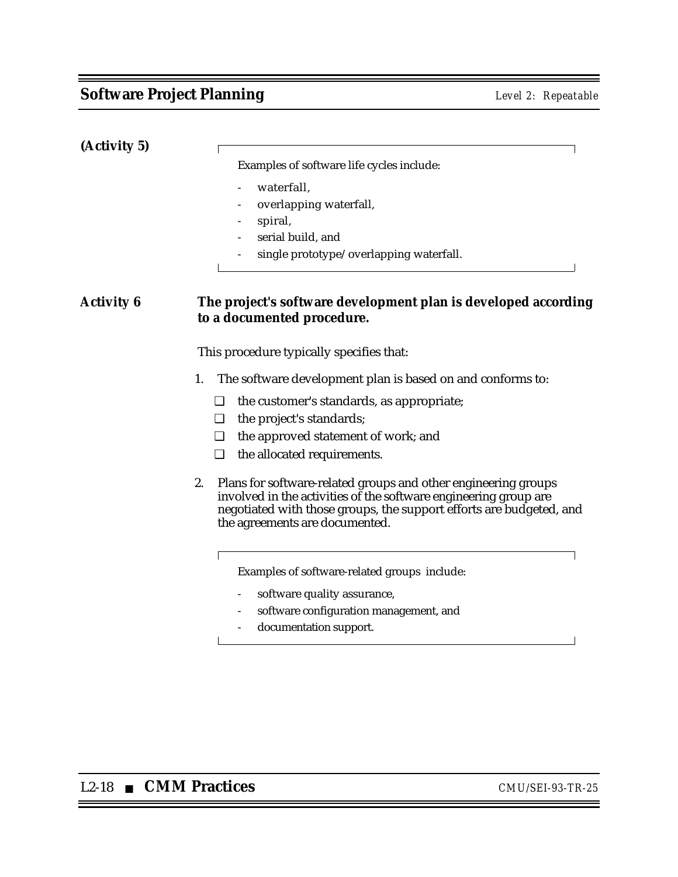**(Activity 5)**

> Examples of software life cycles include:
>
> - waterfall,
> - overlapping waterfall,
> - spiral,
> - serial build, and
> - single prototype/overlapping waterfall.

**Activity 6** **The project's software development plan is developed according to a documented procedure.**

This procedure typically specifies that:

1. The software development plan is based on and conforms to:
   - ❑ the customer's standards, as appropriate;
   - ❑ the project's standards;
   - ❑ the approved statement of work; and
   - ❑ the allocated requirements.

2. Plans for software-related groups and other engineering groups involved in the activities of the software engineering group are negotiated with those groups, the support efforts are budgeted, and the agreements are documented.

> Examples of software-related groups include:
>
> - software quality assurance,
> - software configuration management, and
> - documentation support.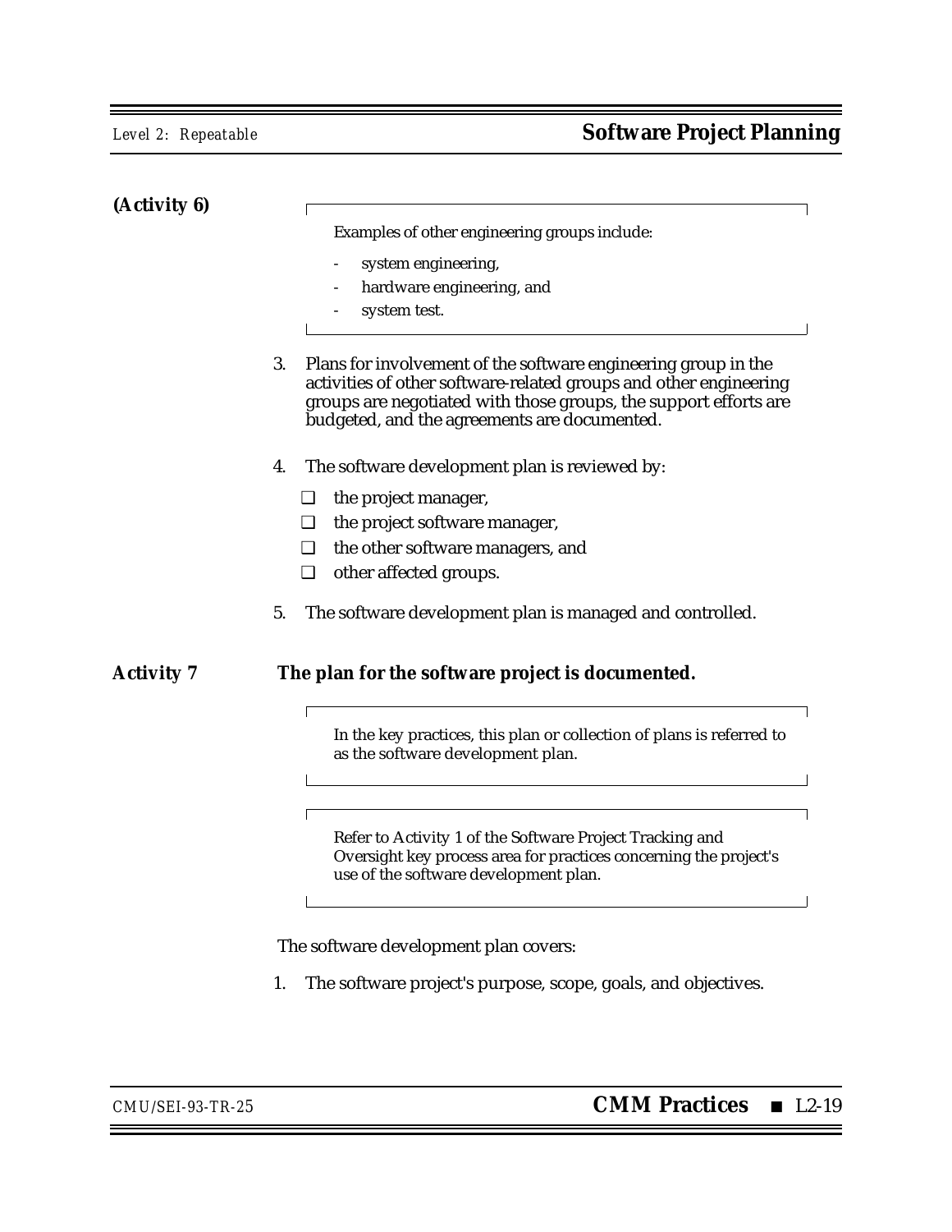**(Activity 6)**

> Examples of other engineering groups include:
>
> - system engineering,
> - hardware engineering, and
> - system test.

3. Plans for involvement of the software engineering group in the activities of other software-related groups and other engineering groups are negotiated with those groups, the support efforts are budgeted, and the agreements are documented.

4. The software development plan is reviewed by:

   - ❑ the project manager,
   - ❑ the project software manager,
   - ❑ the other software managers, and
   - ❑ other affected groups.

5. The software development plan is managed and controlled.

**Activity 7 The plan for the software project is documented.**

> In the key practices, this plan or collection of plans is referred to as the software development plan.

> Refer to Activity 1 of the Software Project Tracking and Oversight key process area for practices concerning the project's use of the software development plan.

The software development plan covers:

1. The software project's purpose, scope, goals, and objectives.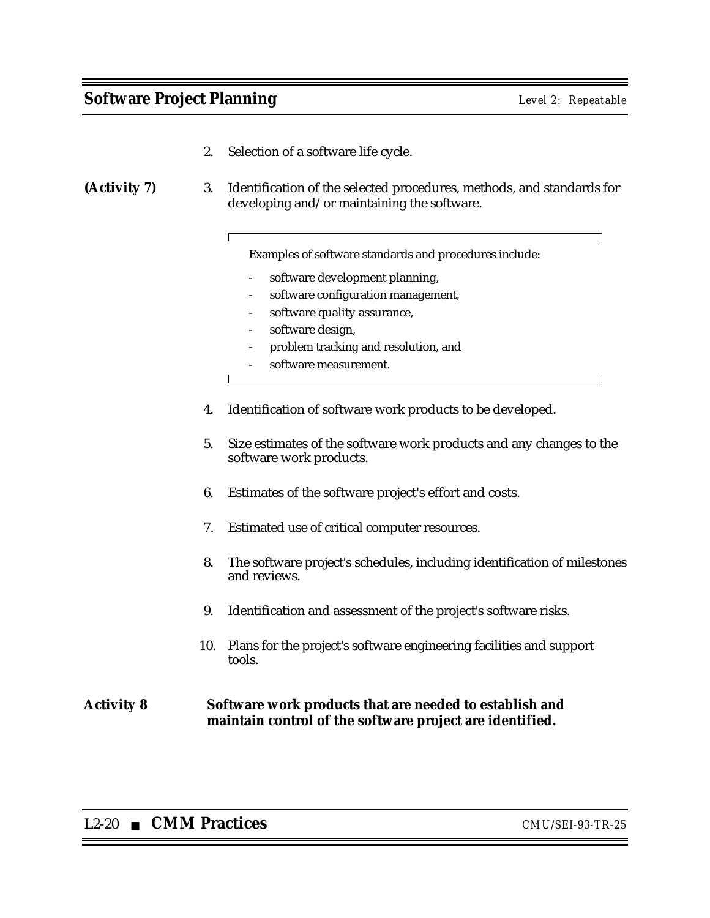2. Selection of a software life cycle.

**(Activity 7)**

3. Identification of the selected procedures, methods, and standards for developing and/or maintaining the software.

> Examples of software standards and procedures include:
>
> - software development planning,
> - software configuration management,
> - software quality assurance,
> - software design,
> - problem tracking and resolution, and
> - software measurement.

4. Identification of software work products to be developed.

5. Size estimates of the software work products and any changes to the software work products.

6. Estimates of the software project's effort and costs.

7. Estimated use of critical computer resources.

8. The software project's schedules, including identification of milestones and reviews.

9. Identification and assessment of the project's software risks.

10. Plans for the project's software engineering facilities and support tools.

**Activity 8** **Software work products that are needed to establish and maintain control of the software project are identified.**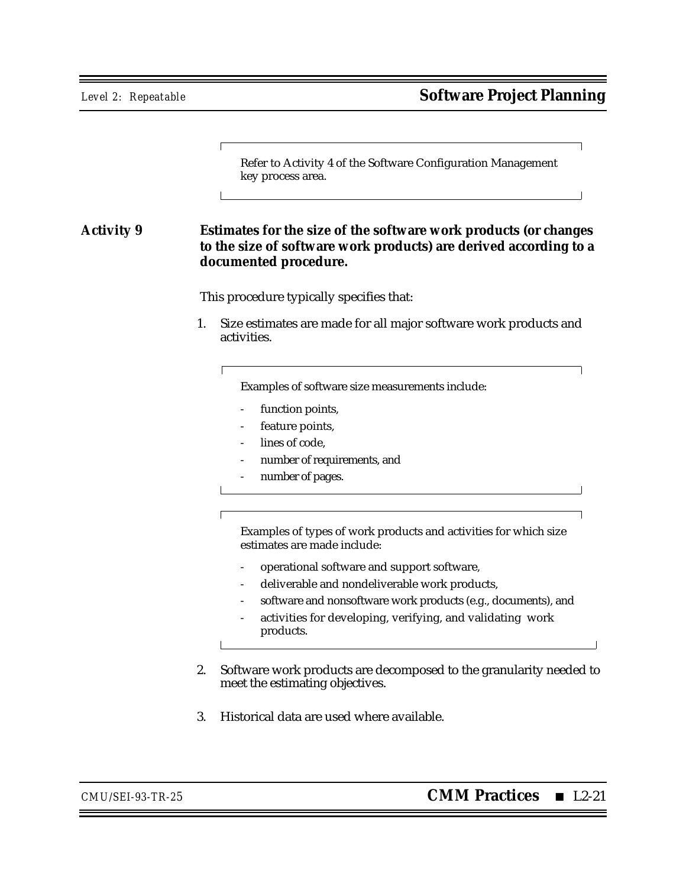> Refer to Activity 4 of the Software Configuration Management key process area.

**Activity 9** **Estimates for the size of the software work products (or changes to the size of software work products) are derived according to a documented procedure.**

This procedure typically specifies that:

1. Size estimates are made for all major software work products and activities.

> Examples of software size measurements include:
>
> - function points,
> - feature points,
> - lines of code,
> - number of requirements, and
> - number of pages.

> Examples of types of work products and activities for which size estimates are made include:
>
> - operational software and support software,
> - deliverable and nondeliverable work products,
> - software and nonsoftware work products (e.g., documents), and
> - activities for developing, verifying, and validating work products.

2. Software work products are decomposed to the granularity needed to meet the estimating objectives.

3. Historical data are used where available.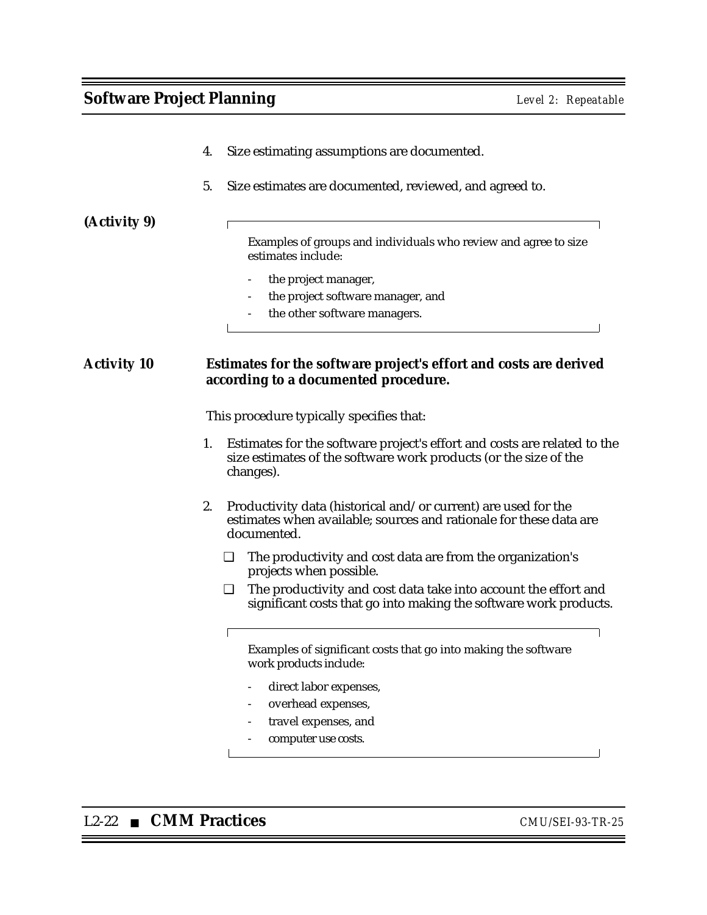4. Size estimating assumptions are documented.

5. Size estimates are documented, reviewed, and agreed to.

**(Activity 9)**

> Examples of groups and individuals who review and agree to size estimates include:
>
> - the project manager,
> - the project software manager, and
> - the other software managers.

**Activity 10** **Estimates for the software project's effort and costs are derived according to a documented procedure.**

This procedure typically specifies that:

1. Estimates for the software project's effort and costs are related to the size estimates of the software work products (or the size of the changes).

2. Productivity data (historical and/or current) are used for the estimates when available; sources and rationale for these data are documented.

   - ❑ The productivity and cost data are from the organization's projects when possible.
   - ❑ The productivity and cost data take into account the effort and significant costs that go into making the software work products.

> Examples of significant costs that go into making the software work products include:
>
> - direct labor expenses,
> - overhead expenses,
> - travel expenses, and
> - computer use costs.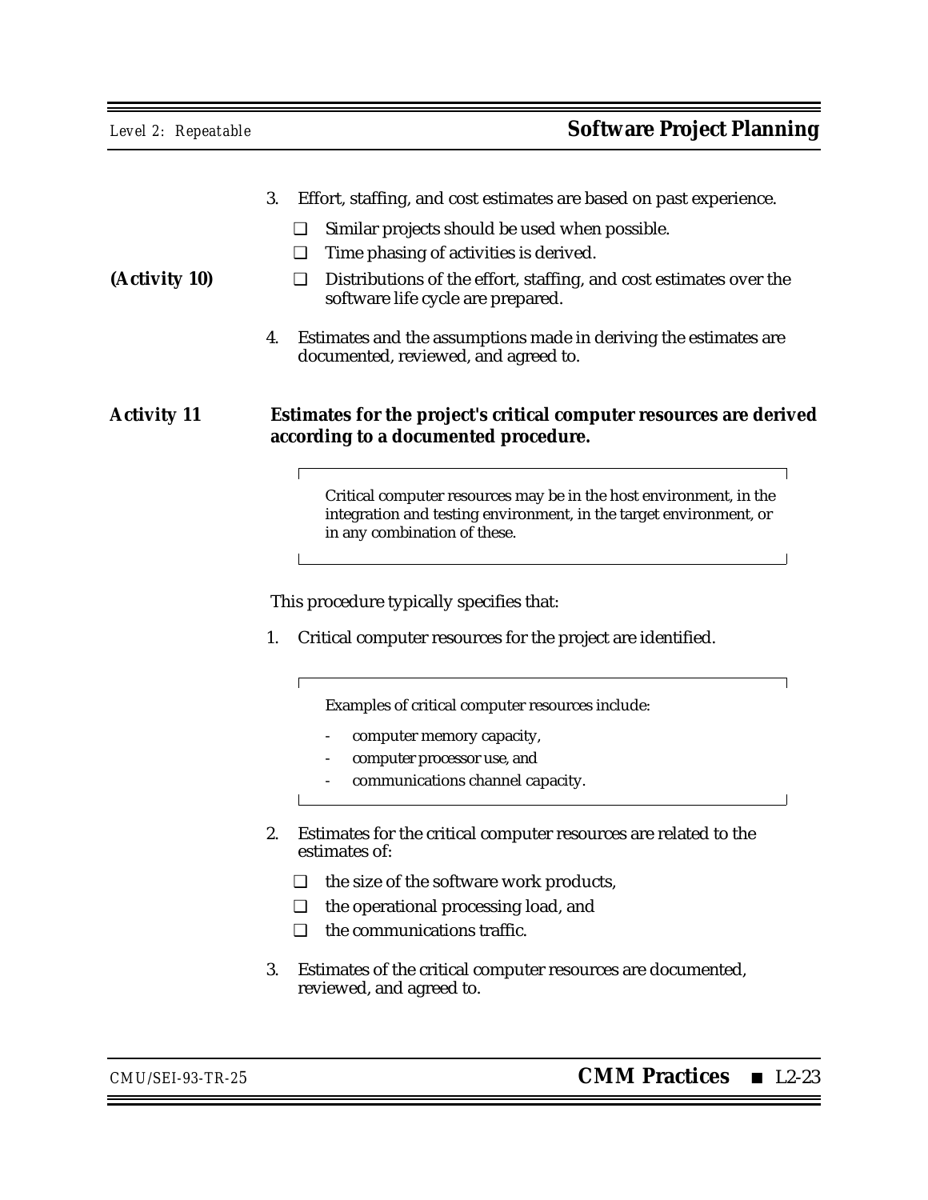3. Effort, staffing, and cost estimates are based on past experience.

   ❑ Similar projects should be used when possible.

   ❑ Time phasing of activities is derived.

   ❑ Distributions of the effort, staffing, and cost estimates over the software life cycle are prepared. **(Activity 10)**

4. Estimates and the assumptions made in deriving the estimates are documented, reviewed, and agreed to.

**Activity 11** **Estimates for the project's critical computer resources are derived according to a documented procedure.**

> Critical computer resources may be in the host environment, in the integration and testing environment, in the target environment, or in any combination of these.

This procedure typically specifies that:

1. Critical computer resources for the project are identified.

   > Examples of critical computer resources include:
   >
   > - computer memory capacity,
   > - computer processor use, and
   > - communications channel capacity.

2. Estimates for the critical computer resources are related to the estimates of:

   ❑ the size of the software work products,

   ❑ the operational processing load, and

   ❑ the communications traffic.

3. Estimates of the critical computer resources are documented, reviewed, and agreed to.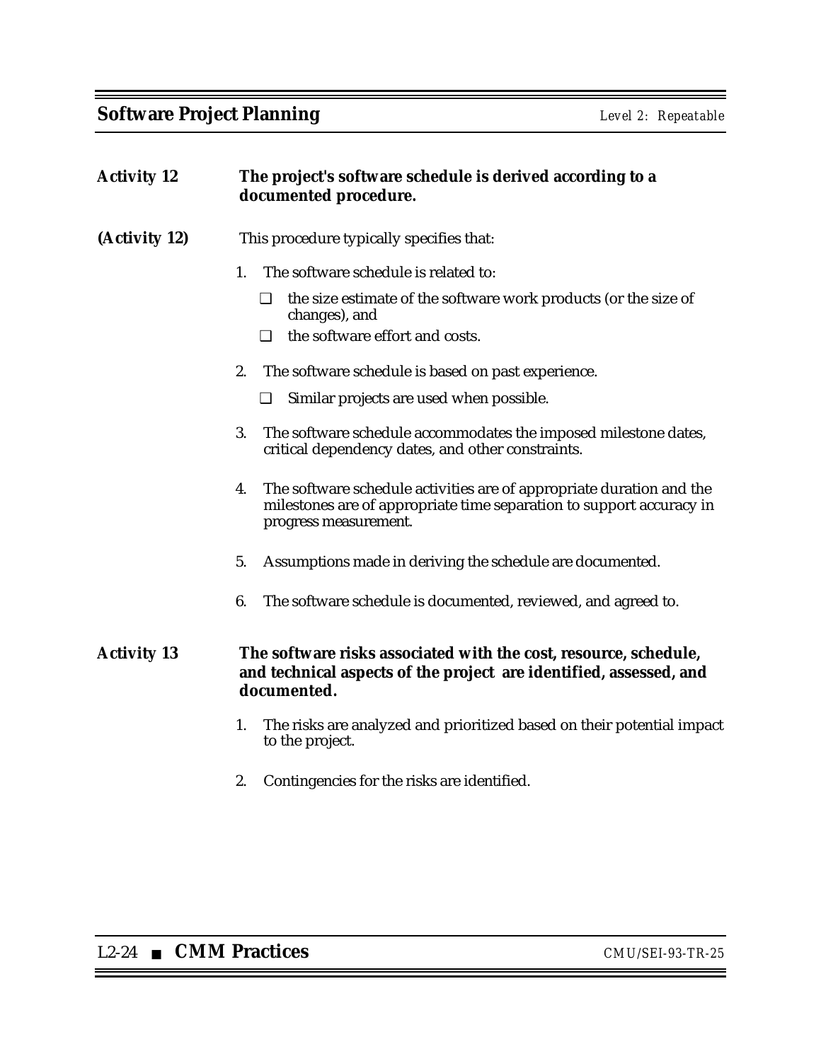**Activity 12** **The project's software schedule is derived according to a documented procedure.**

**(Activity 12)** This procedure typically specifies that:

1. The software schedule is related to:
   - ❑ the size estimate of the software work products (or the size of changes), and
   - ❑ the software effort and costs.
2. The software schedule is based on past experience.
   - ❑ Similar projects are used when possible.
3. The software schedule accommodates the imposed milestone dates, critical dependency dates, and other constraints.
4. The software schedule activities are of appropriate duration and the milestones are of appropriate time separation to support accuracy in progress measurement.
5. Assumptions made in deriving the schedule are documented.
6. The software schedule is documented, reviewed, and agreed to.

**Activity 13** **The software risks associated with the cost, resource, schedule, and technical aspects of the project are identified, assessed, and documented.**

1. The risks are analyzed and prioritized based on their potential impact to the project.
2. Contingencies for the risks are identified.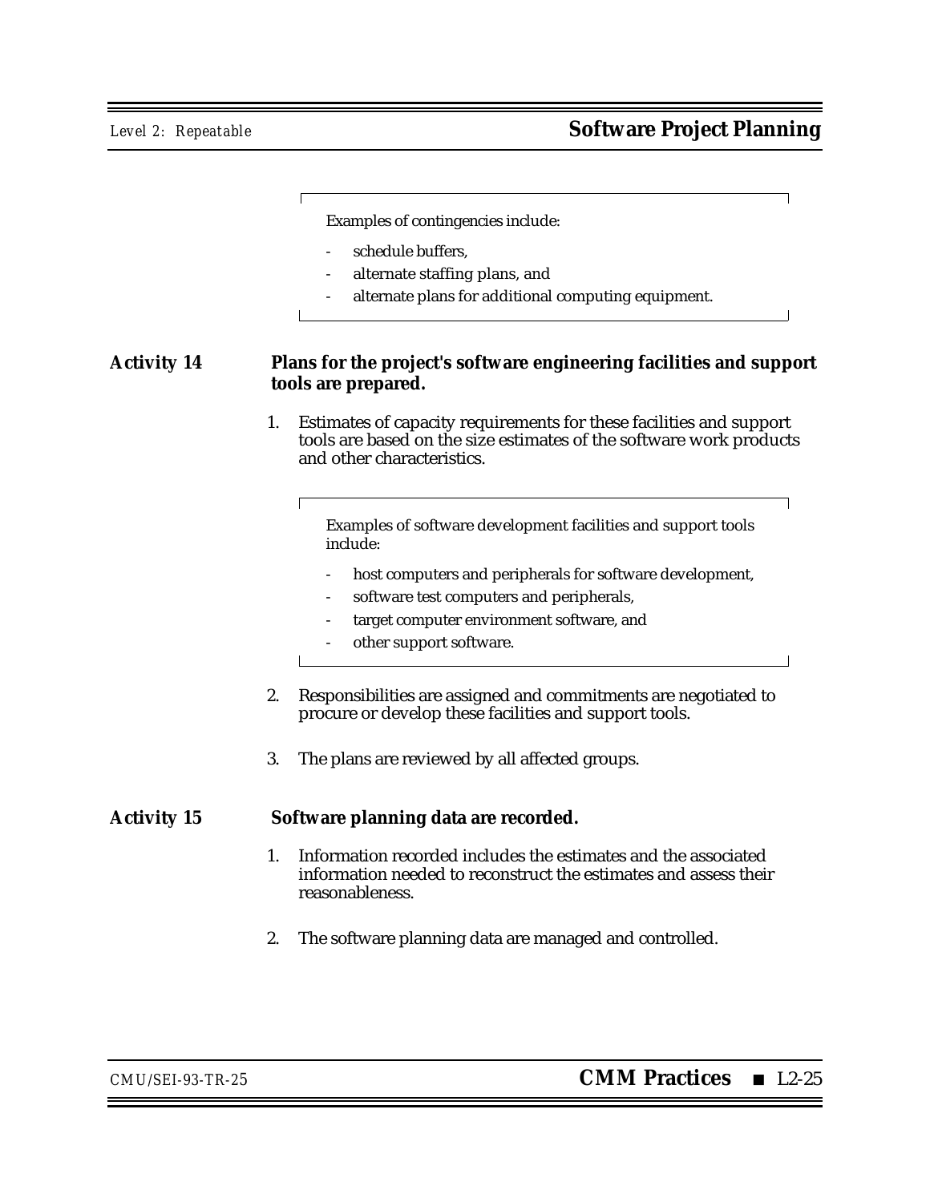> Examples of contingencies include:
>
> - schedule buffers,
> - alternate staffing plans, and
> - alternate plans for additional computing equipment.

**Activity 14** **Plans for the project's software engineering facilities and support tools are prepared.**

1. Estimates of capacity requirements for these facilities and support tools are based on the size estimates of the software work products and other characteristics.

> Examples of software development facilities and support tools include:
>
> - host computers and peripherals for software development,
> - software test computers and peripherals,
> - target computer environment software, and
> - other support software.

2. Responsibilities are assigned and commitments are negotiated to procure or develop these facilities and support tools.

3. The plans are reviewed by all affected groups.

**Activity 15** **Software planning data are recorded.**

1. Information recorded includes the estimates and the associated information needed to reconstruct the estimates and assess their reasonableness.

2. The software planning data are managed and controlled.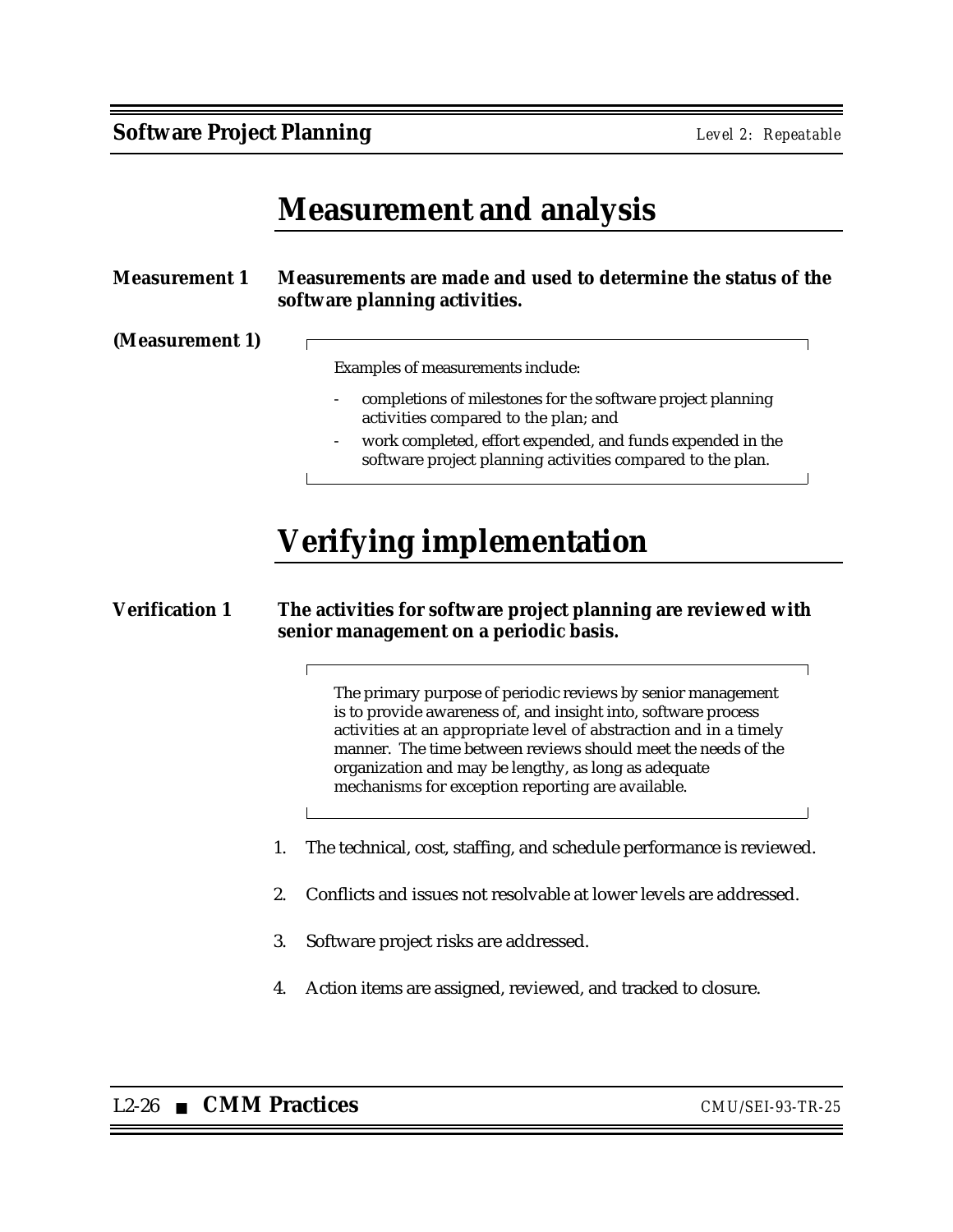# Measurement and analysis

**Measurement 1** **Measurements are made and used to determine the status of the software planning activities.**

**(Measurement 1)**

Examples of measurements include:

- completions of milestones for the software project planning activities compared to the plan; and
- work completed, effort expended, and funds expended in the software project planning activities compared to the plan.

# Verifying implementation

**Verification 1** **The activities for software project planning are reviewed with senior management on a periodic basis.**

The primary purpose of periodic reviews by senior management is to provide awareness of, and insight into, software process activities at an appropriate level of abstraction and in a timely manner. The time between reviews should meet the needs of the organization and may be lengthy, as long as adequate mechanisms for exception reporting are available.

1. The technical, cost, staffing, and schedule performance is reviewed.
2. Conflicts and issues not resolvable at lower levels are addressed.
3. Software project risks are addressed.
4. Action items are assigned, reviewed, and tracked to closure.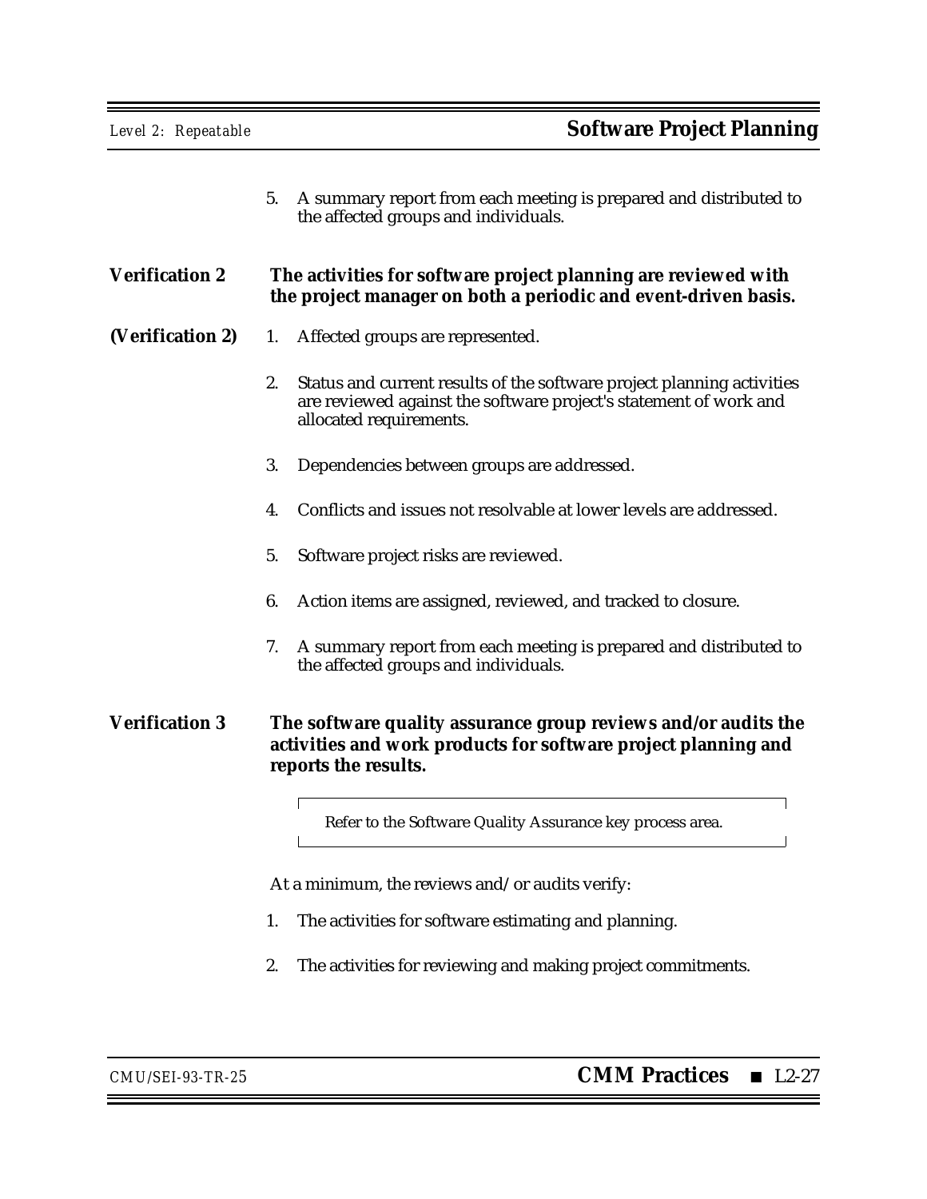5. A summary report from each meeting is prepared and distributed to the affected groups and individuals.

**Verification 2** **The activities for software project planning are reviewed with the project manager on both a periodic and event-driven basis.**

**(Verification 2)**

1. Affected groups are represented.
2. Status and current results of the software project planning activities are reviewed against the software project's statement of work and allocated requirements.
3. Dependencies between groups are addressed.
4. Conflicts and issues not resolvable at lower levels are addressed.
5. Software project risks are reviewed.
6. Action items are assigned, reviewed, and tracked to closure.
7. A summary report from each meeting is prepared and distributed to the affected groups and individuals.

**Verification 3** **The software quality assurance group reviews and/or audits the activities and work products for software project planning and reports the results.**

> Refer to the Software Quality Assurance key process area.

At a minimum, the reviews and/or audits verify:

1. The activities for software estimating and planning.
2. The activities for reviewing and making project commitments.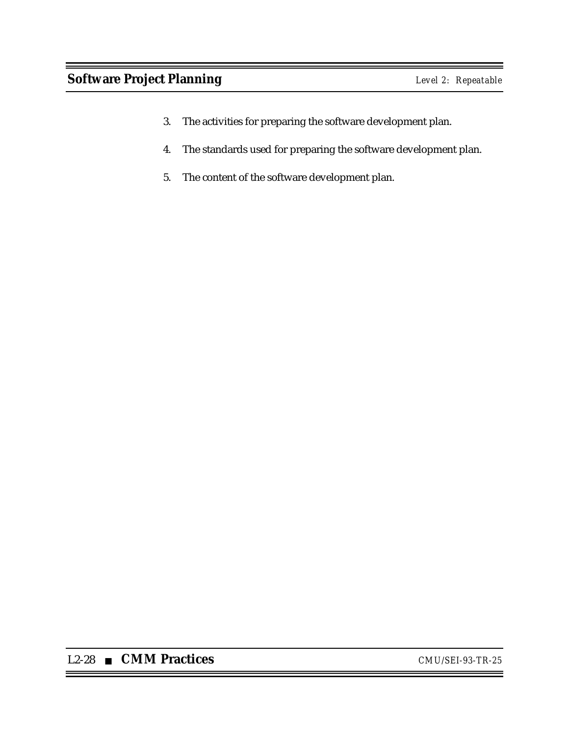3. The activities for preparing the software development plan.

4. The standards used for preparing the software development plan.

5. The content of the software development plan.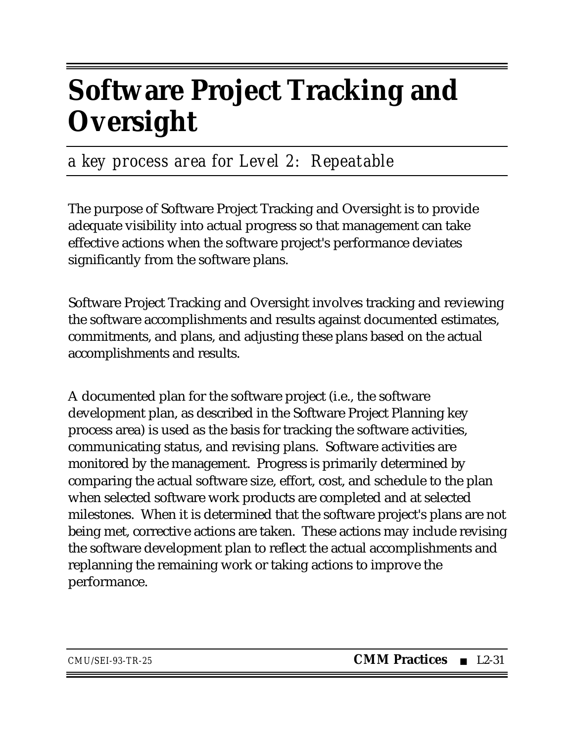# Software Project Tracking and Oversight

*a key process area for Level 2: Repeatable*

The purpose of Software Project Tracking and Oversight is to provide adequate visibility into actual progress so that management can take effective actions when the software project's performance deviates significantly from the software plans.

Software Project Tracking and Oversight involves tracking and reviewing the software accomplishments and results against documented estimates, commitments, and plans, and adjusting these plans based on the actual accomplishments and results.

A documented plan for the software project (i.e., the software development plan, as described in the Software Project Planning key process area) is used as the basis for tracking the software activities, communicating status, and revising plans. Software activities are monitored by the management. Progress is primarily determined by comparing the actual software size, effort, cost, and schedule to the plan when selected software work products are completed and at selected milestones. When it is determined that the software project's plans are not being met, corrective actions are taken. These actions may include revising the software development plan to reflect the actual accomplishments and replanning the remaining work or taking actions to improve the performance.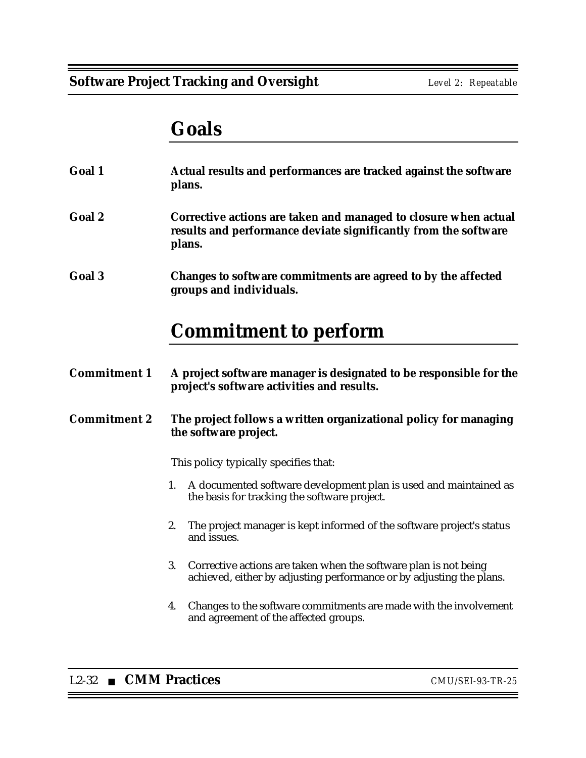# Goals

**Goal 1** **Actual results and performances are tracked against the software plans.**

**Goal 2** **Corrective actions are taken and managed to closure when actual results and performance deviate significantly from the software plans.**

**Goal 3** **Changes to software commitments are agreed to by the affected groups and individuals.**

# Commitment to perform

**Commitment 1** **A project software manager is designated to be responsible for the project's software activities and results.**

**Commitment 2** **The project follows a written organizational policy for managing the software project.**

This policy typically specifies that:

1. A documented software development plan is used and maintained as the basis for tracking the software project.

2. The project manager is kept informed of the software project's status and issues.

3. Corrective actions are taken when the software plan is not being achieved, either by adjusting performance or by adjusting the plans.

4. Changes to the software commitments are made with the involvement and agreement of the affected groups.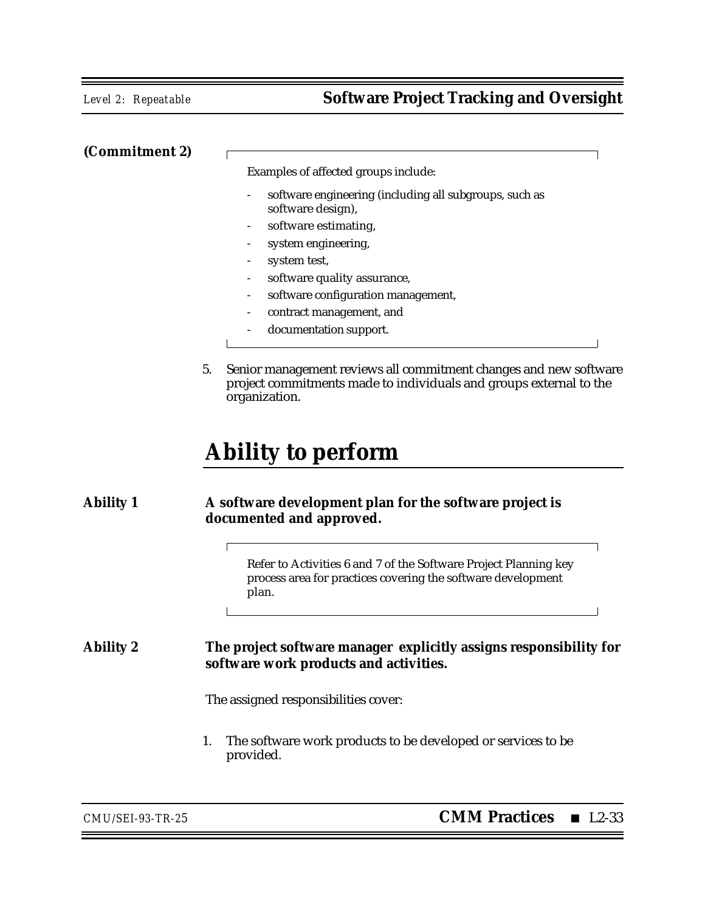**(Commitment 2)**

> Examples of affected groups include:
>
> - software engineering (including all subgroups, such as software design),
> - software estimating,
> - system engineering,
> - system test,
> - software quality assurance,
> - software configuration management,
> - contract management, and
> - documentation support.

5. Senior management reviews all commitment changes and new software project commitments made to individuals and groups external to the organization.

# Ability to perform

**Ability 1** **A software development plan for the software project is documented and approved.**

> Refer to Activities 6 and 7 of the Software Project Planning key process area for practices covering the software development plan.

**Ability 2** **The project software manager explicitly assigns responsibility for software work products and activities.**

The assigned responsibilities cover:

1. The software work products to be developed or services to be provided.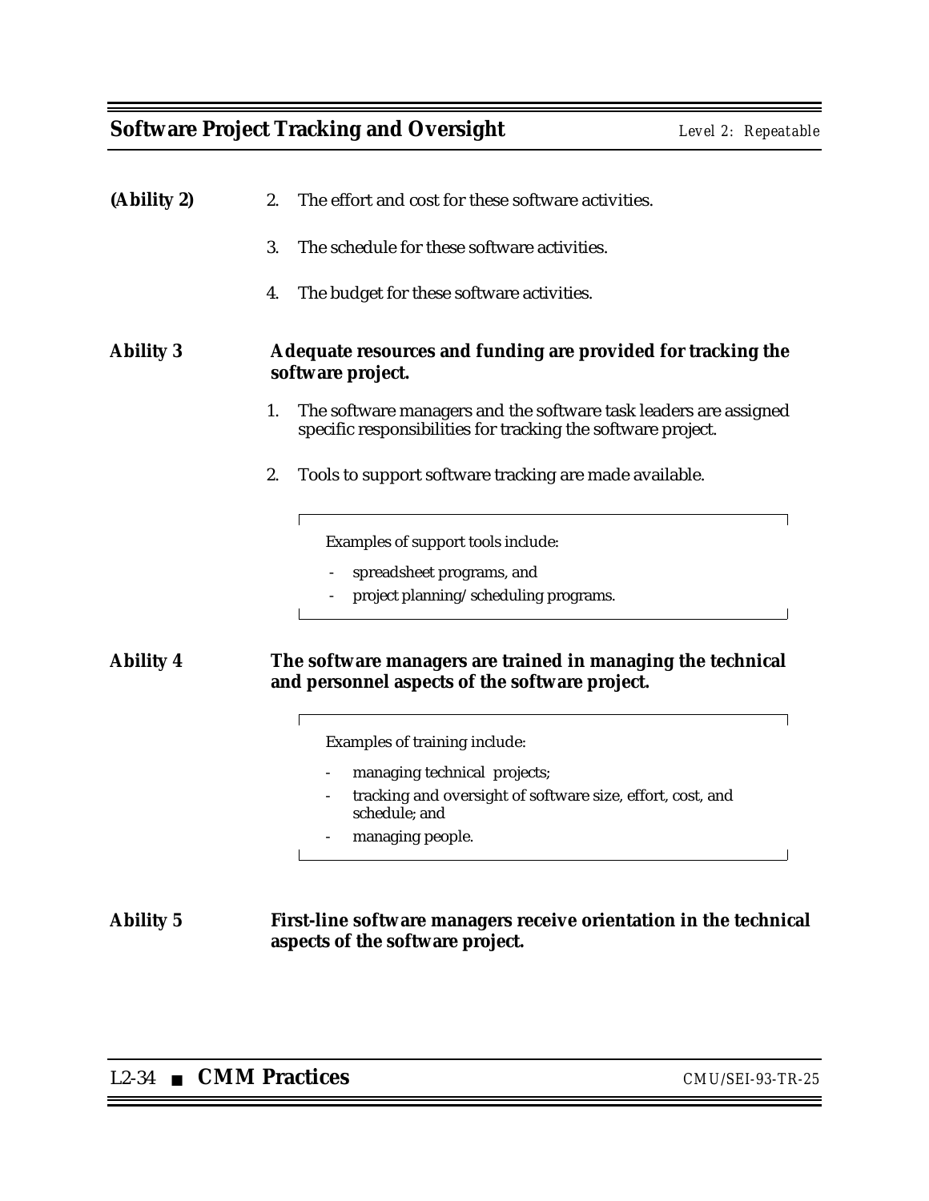**(Ability 2)**

2. The effort and cost for these software activities.
3. The schedule for these software activities.
4. The budget for these software activities.

**Ability 3** **Adequate resources and funding are provided for tracking the software project.**

1. The software managers and the software task leaders are assigned specific responsibilities for tracking the software project.
2. Tools to support software tracking are made available.

> Examples of support tools include:
>
> - spreadsheet programs, and
> - project planning/scheduling programs.

**Ability 4** **The software managers are trained in managing the technical and personnel aspects of the software project.**

> Examples of training include:
>
> - managing technical projects;
> - tracking and oversight of software size, effort, cost, and schedule; and
> - managing people.

**Ability 5** **First-line software managers receive orientation in the technical aspects of the software project.**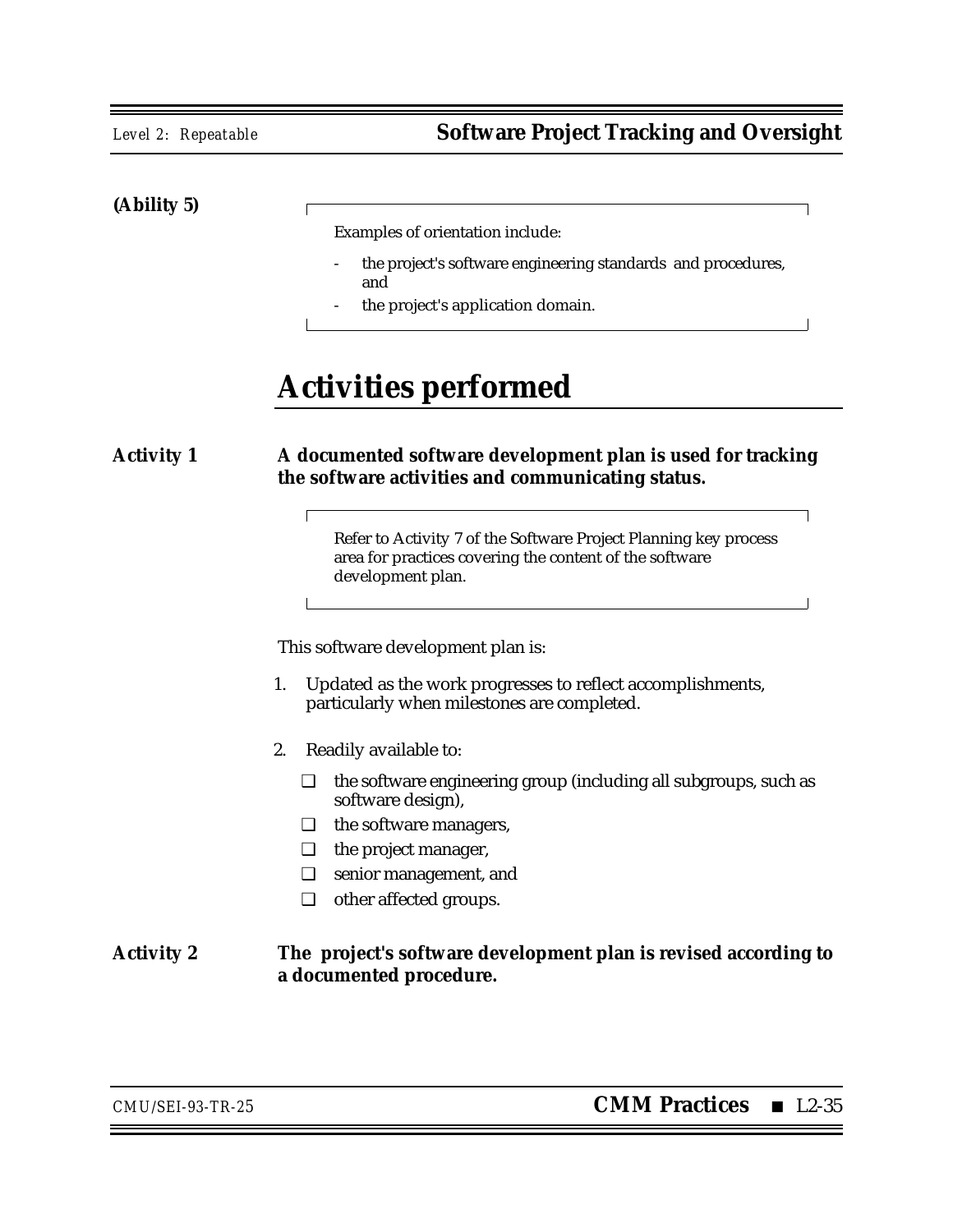(Ability 5)

> Examples of orientation include:
>
> - the project's software engineering standards and procedures, and
> - the project's application domain.

## Activities performed

**Activity 1** **A documented software development plan is used for tracking the software activities and communicating status.**

> Refer to Activity 7 of the Software Project Planning key process area for practices covering the content of the software development plan.

This software development plan is:

1. Updated as the work progresses to reflect accomplishments, particularly when milestones are completed.
2. Readily available to:
   - ❑ the software engineering group (including all subgroups, such as software design),
   - ❑ the software managers,
   - ❑ the project manager,
   - ❑ senior management, and
   - ❑ other affected groups.

**Activity 2** **The project's software development plan is revised according to a documented procedure.**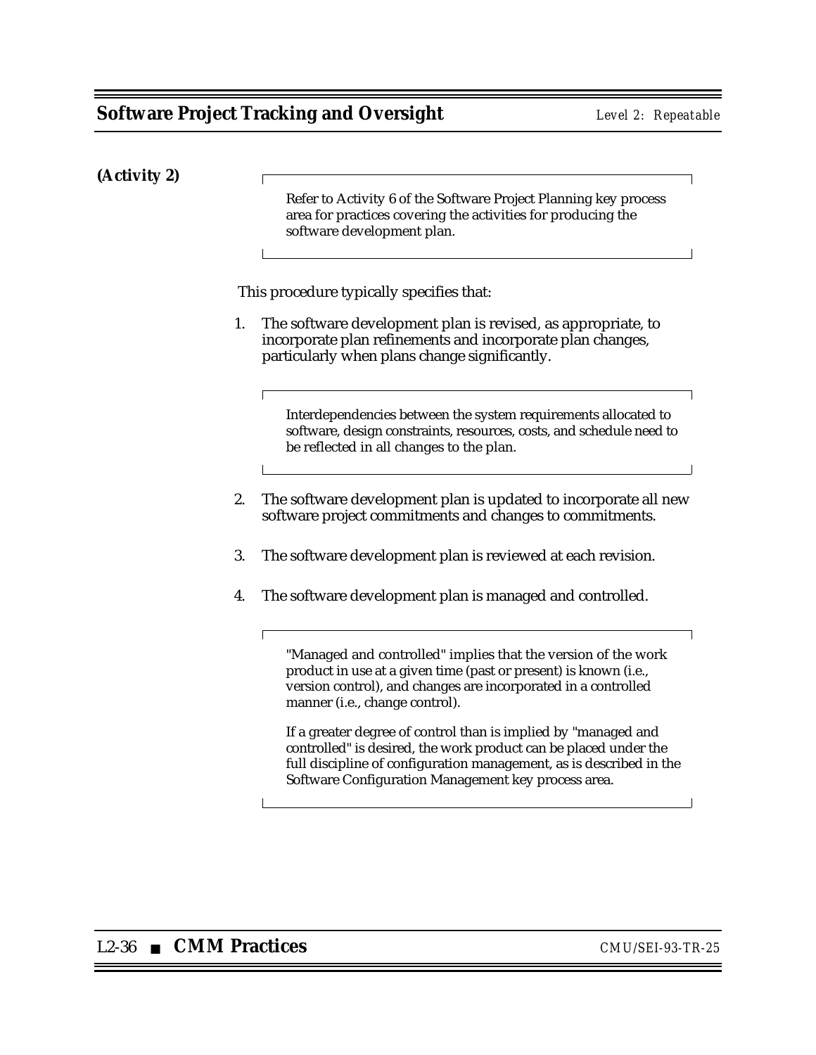**(Activity 2)**

> Refer to Activity 6 of the Software Project Planning key process area for practices covering the activities for producing the software development plan.

This procedure typically specifies that:

1. The software development plan is revised, as appropriate, to incorporate plan refinements and incorporate plan changes, particularly when plans change significantly.

   > Interdependencies between the system requirements allocated to software, design constraints, resources, costs, and schedule need to be reflected in all changes to the plan.

2. The software development plan is updated to incorporate all new software project commitments and changes to commitments.

3. The software development plan is reviewed at each revision.

4. The software development plan is managed and controlled.

   > "Managed and controlled" implies that the version of the work product in use at a given time (past or present) is known (i.e., version control), and changes are incorporated in a controlled manner (i.e., change control).
   >
   > If a greater degree of control than is implied by "managed and controlled" is desired, the work product can be placed under the full discipline of configuration management, as is described in the Software Configuration Management key process area.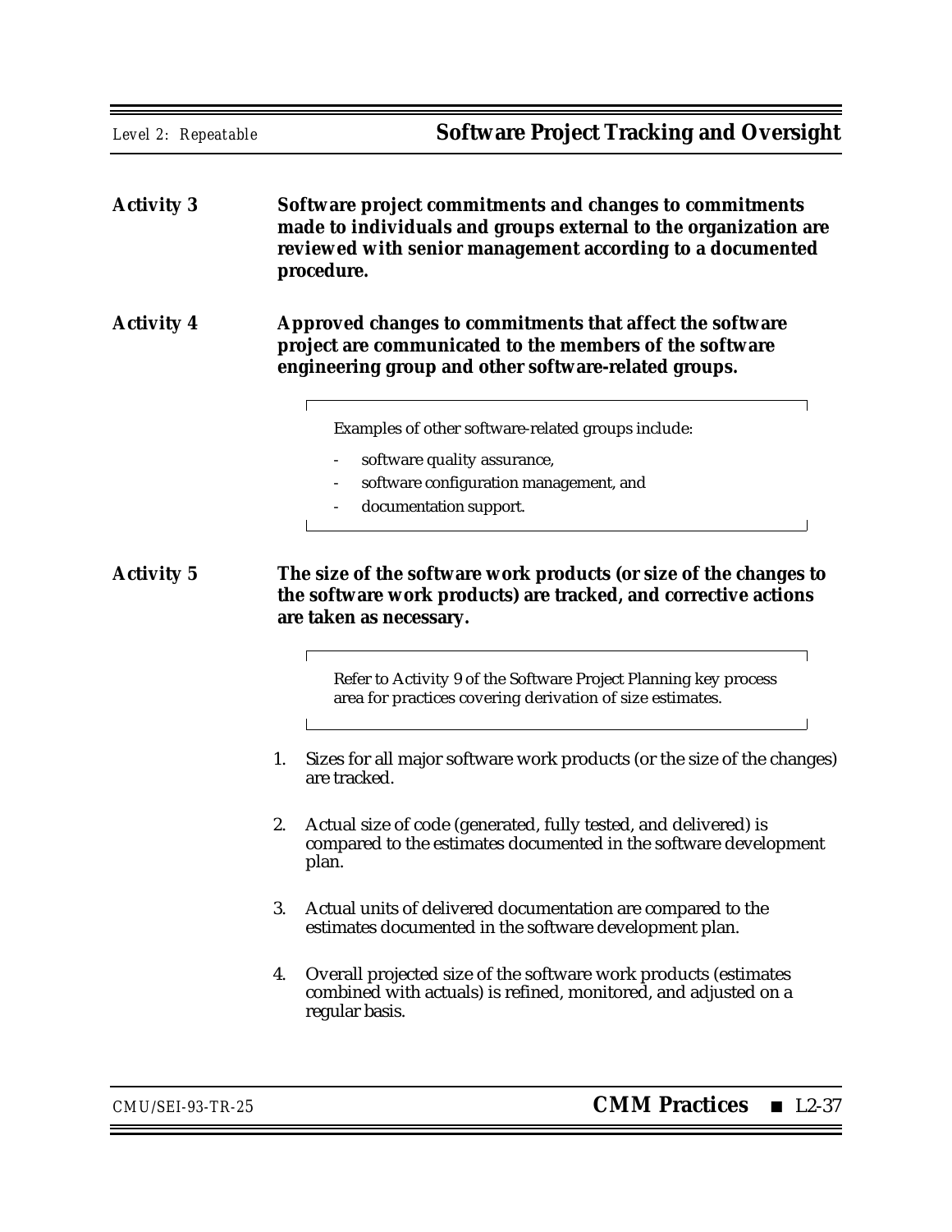**Activity 3** **Software project commitments and changes to commitments made to individuals and groups external to the organization are reviewed with senior management according to a documented procedure.**

**Activity 4** **Approved changes to commitments that affect the software project are communicated to the members of the software engineering group and other software-related groups.**

> Examples of other software-related groups include:
>
> - software quality assurance,
> - software configuration management, and
> - documentation support.

**Activity 5** **The size of the software work products (or size of the changes to the software work products) are tracked, and corrective actions are taken as necessary.**

> Refer to Activity 9 of the Software Project Planning key process area for practices covering derivation of size estimates.

1. Sizes for all major software work products (or the size of the changes) are tracked.

2. Actual size of code (generated, fully tested, and delivered) is compared to the estimates documented in the software development plan.

3. Actual units of delivered documentation are compared to the estimates documented in the software development plan.

4. Overall projected size of the software work products (estimates combined with actuals) is refined, monitored, and adjusted on a regular basis.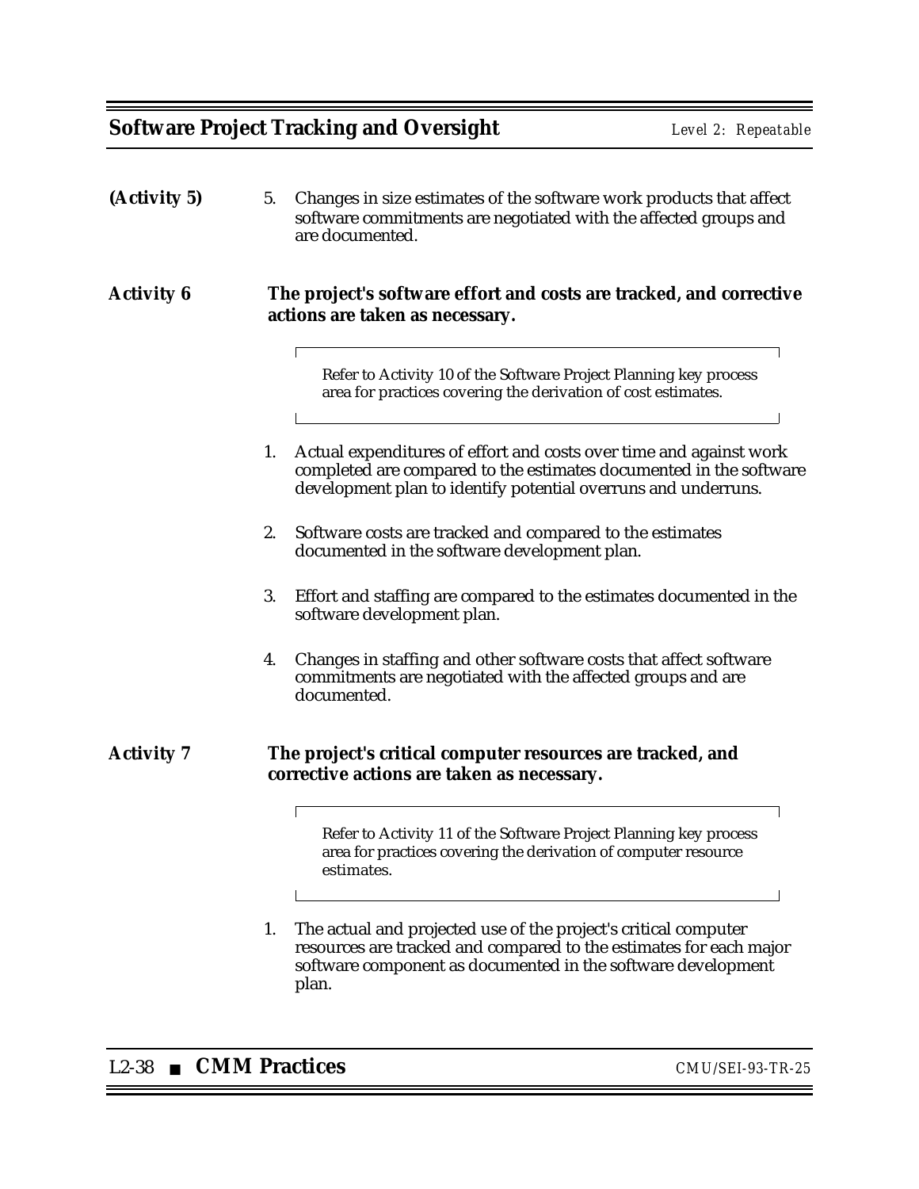**(Activity 5)**

5. Changes in size estimates of the software work products that affect software commitments are negotiated with the affected groups and are documented.

**Activity 6** **The project's software effort and costs are tracked, and corrective actions are taken as necessary.**

> Refer to Activity 10 of the Software Project Planning key process area for practices covering the derivation of cost estimates.

1. Actual expenditures of effort and costs over time and against work completed are compared to the estimates documented in the software development plan to identify potential overruns and underruns.

2. Software costs are tracked and compared to the estimates documented in the software development plan.

3. Effort and staffing are compared to the estimates documented in the software development plan.

4. Changes in staffing and other software costs that affect software commitments are negotiated with the affected groups and are documented.

**Activity 7** **The project's critical computer resources are tracked, and corrective actions are taken as necessary.**

> Refer to Activity 11 of the Software Project Planning key process area for practices covering the derivation of computer resource estimates.

1. The actual and projected use of the project's critical computer resources are tracked and compared to the estimates for each major software component as documented in the software development plan.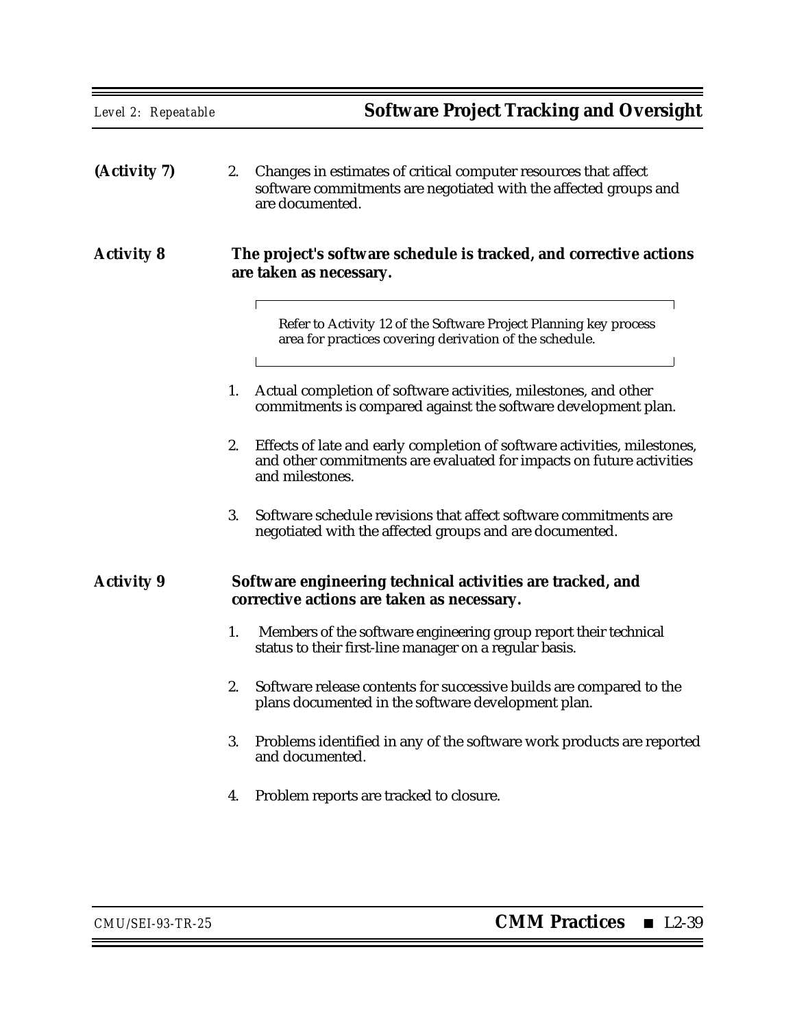**(Activity 7)**

2. Changes in estimates of critical computer resources that affect software commitments are negotiated with the affected groups and are documented.

**Activity 8** **The project's software schedule is tracked, and corrective actions are taken as necessary.**

> Refer to Activity 12 of the Software Project Planning key process area for practices covering derivation of the schedule.

1. Actual completion of software activities, milestones, and other commitments is compared against the software development plan.

2. Effects of late and early completion of software activities, milestones, and other commitments are evaluated for impacts on future activities and milestones.

3. Software schedule revisions that affect software commitments are negotiated with the affected groups and are documented.

**Activity 9** **Software engineering technical activities are tracked, and corrective actions are taken as necessary.**

1. Members of the software engineering group report their technical status to their first-line manager on a regular basis.

2. Software release contents for successive builds are compared to the plans documented in the software development plan.

3. Problems identified in any of the software work products are reported and documented.

4. Problem reports are tracked to closure.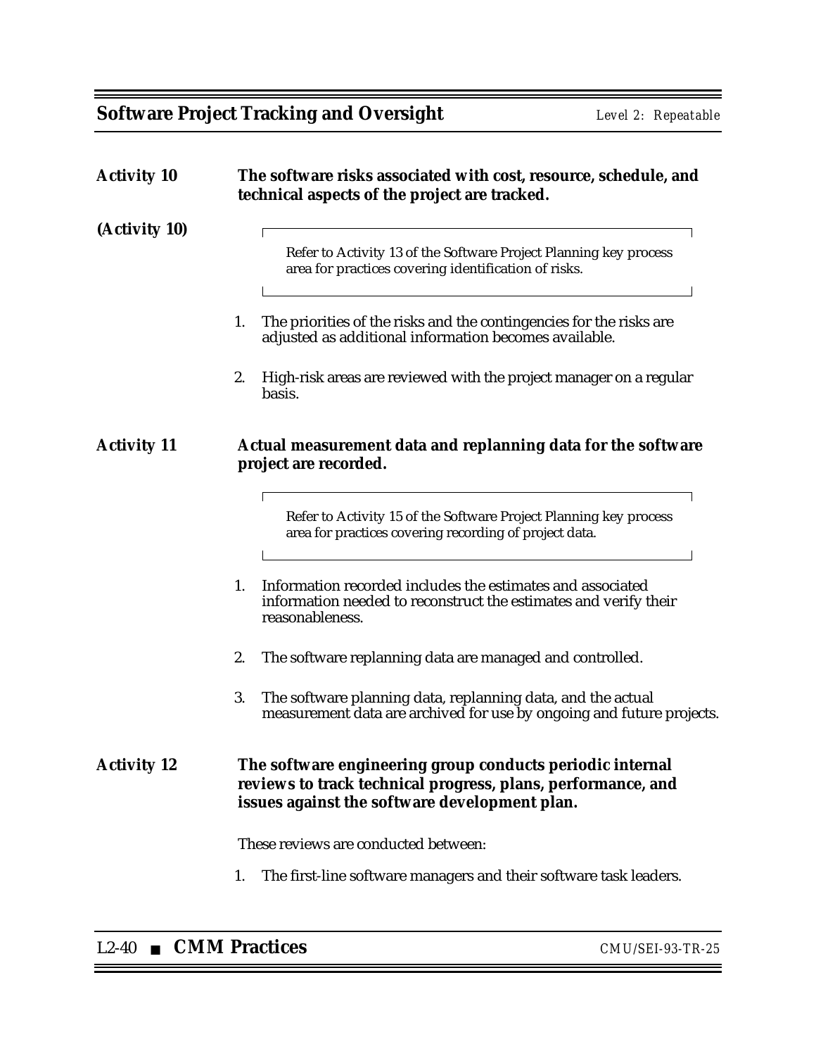**Activity 10** **The software risks associated with cost, resource, schedule, and technical aspects of the project are tracked.**

**(Activity 10)**

> Refer to Activity 13 of the Software Project Planning key process area for practices covering identification of risks.

1. The priorities of the risks and the contingencies for the risks are adjusted as additional information becomes available.

2. High-risk areas are reviewed with the project manager on a regular basis.

**Activity 11** **Actual measurement data and replanning data for the software project are recorded.**

> Refer to Activity 15 of the Software Project Planning key process area for practices covering recording of project data.

1. Information recorded includes the estimates and associated information needed to reconstruct the estimates and verify their reasonableness.

2. The software replanning data are managed and controlled.

3. The software planning data, replanning data, and the actual measurement data are archived for use by ongoing and future projects.

**Activity 12** **The software engineering group conducts periodic internal reviews to track technical progress, plans, performance, and issues against the software development plan.**

These reviews are conducted between:

1. The first-line software managers and their software task leaders.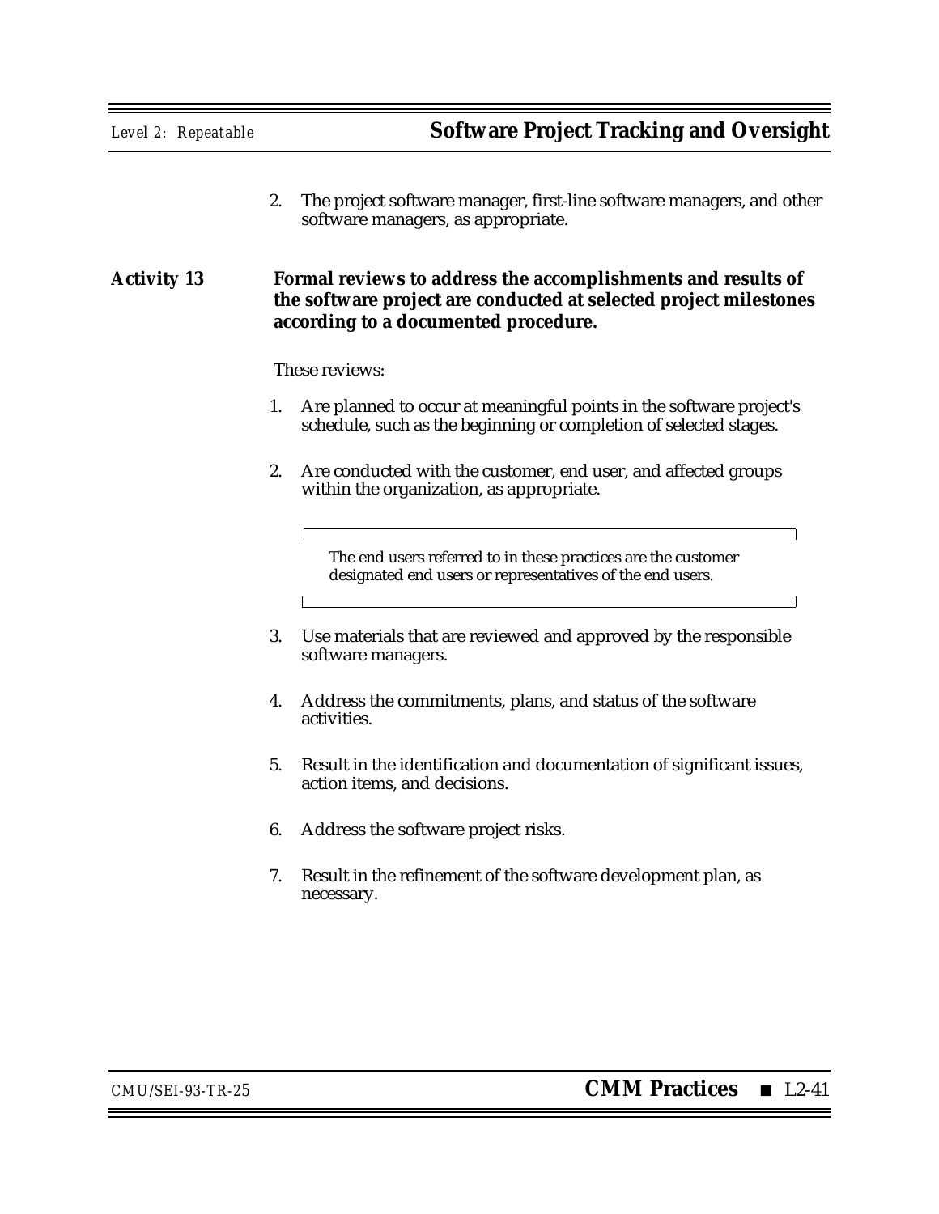2. The project software manager, first-line software managers, and other software managers, as appropriate.

**Activity 13** **Formal reviews to address the accomplishments and results of the software project are conducted at selected project milestones according to a documented procedure.**

These reviews:

1. Are planned to occur at meaningful points in the software project's schedule, such as the beginning or completion of selected stages.

2. Are conducted with the customer, end user, and affected groups within the organization, as appropriate.

> The end users referred to in these practices are the customer designated end users or representatives of the end users.

3. Use materials that are reviewed and approved by the responsible software managers.

4. Address the commitments, plans, and status of the software activities.

5. Result in the identification and documentation of significant issues, action items, and decisions.

6. Address the software project risks.

7. Result in the refinement of the software development plan, as necessary.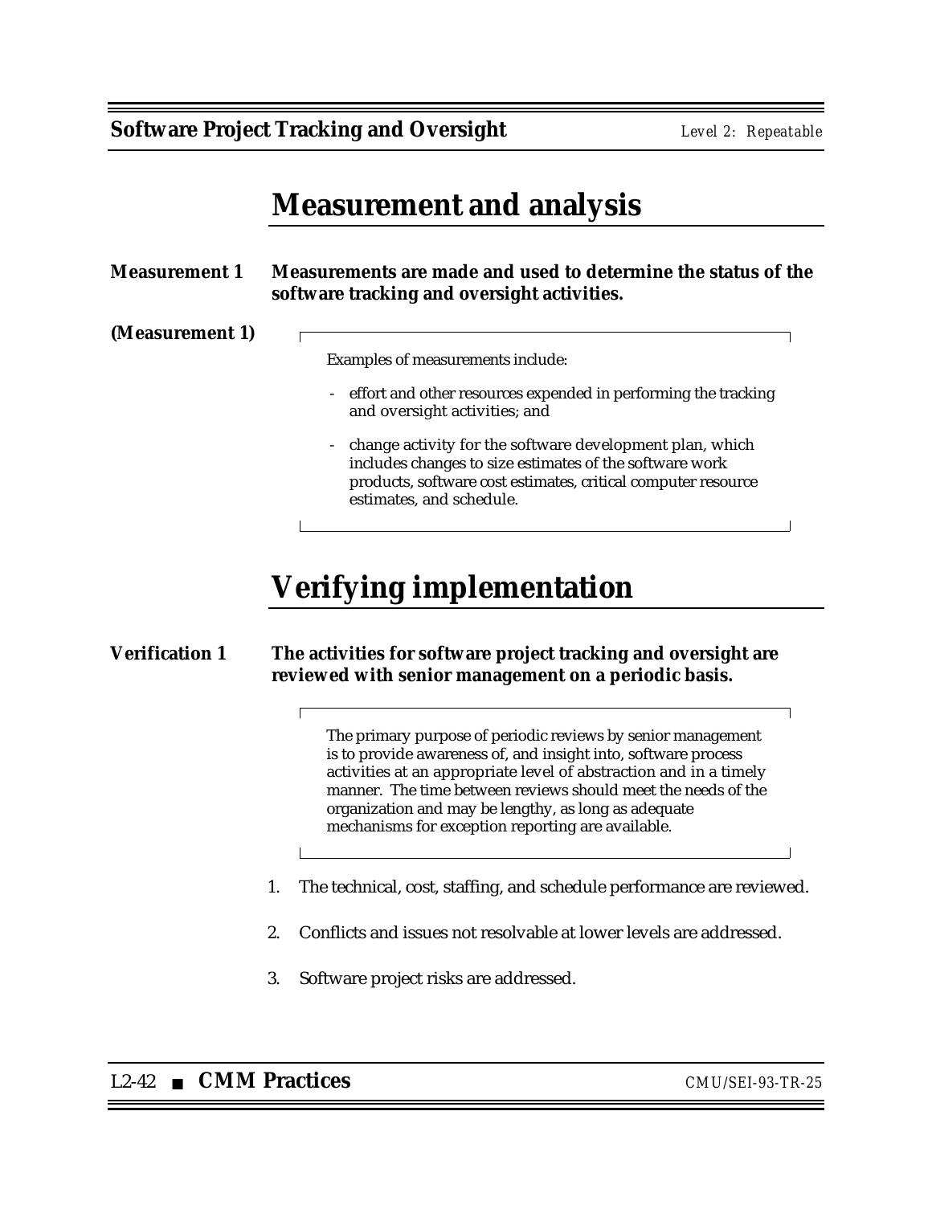# Measurement and analysis

**Measurement 1** **Measurements are made and used to determine the status of the software tracking and oversight activities.**

**(Measurement 1)**

> Examples of measurements include:
>
> - effort and other resources expended in performing the tracking and oversight activities; and
> - change activity for the software development plan, which includes changes to size estimates of the software work products, software cost estimates, critical computer resource estimates, and schedule.

# Verifying implementation

**Verification 1** **The activities for software project tracking and oversight are reviewed with senior management on a periodic basis.**

> The primary purpose of periodic reviews by senior management is to provide awareness of, and insight into, software process activities at an appropriate level of abstraction and in a timely manner. The time between reviews should meet the needs of the organization and may be lengthy, as long as adequate mechanisms for exception reporting are available.

1. The technical, cost, staffing, and schedule performance are reviewed.
2. Conflicts and issues not resolvable at lower levels are addressed.
3. Software project risks are addressed.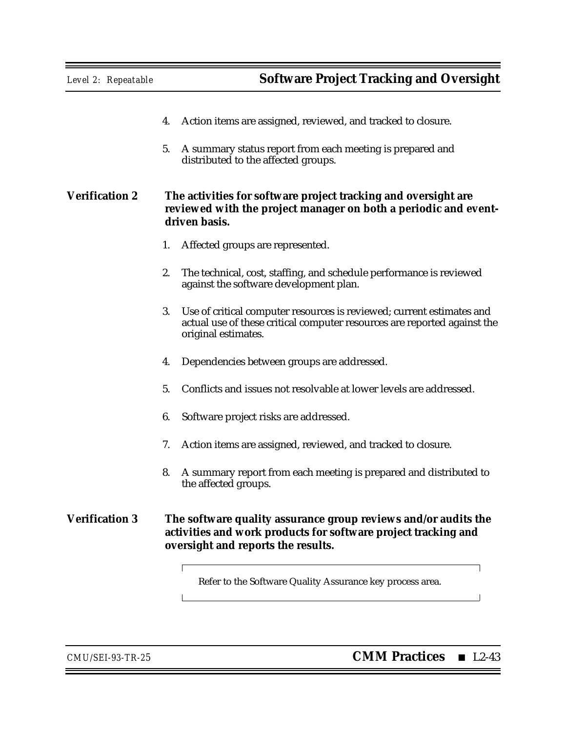4. Action items are assigned, reviewed, and tracked to closure.

5. A summary status report from each meeting is prepared and distributed to the affected groups.

**Verification 2** **The activities for software project tracking and oversight are reviewed with the project manager on both a periodic and event-driven basis.**

1. Affected groups are represented.

2. The technical, cost, staffing, and schedule performance is reviewed against the software development plan.

3. Use of critical computer resources is reviewed; current estimates and actual use of these critical computer resources are reported against the original estimates.

4. Dependencies between groups are addressed.

5. Conflicts and issues not resolvable at lower levels are addressed.

6. Software project risks are addressed.

7. Action items are assigned, reviewed, and tracked to closure.

8. A summary report from each meeting is prepared and distributed to the affected groups.

**Verification 3** **The software quality assurance group reviews and/or audits the activities and work products for software project tracking and oversight and reports the results.**

> Refer to the Software Quality Assurance key process area.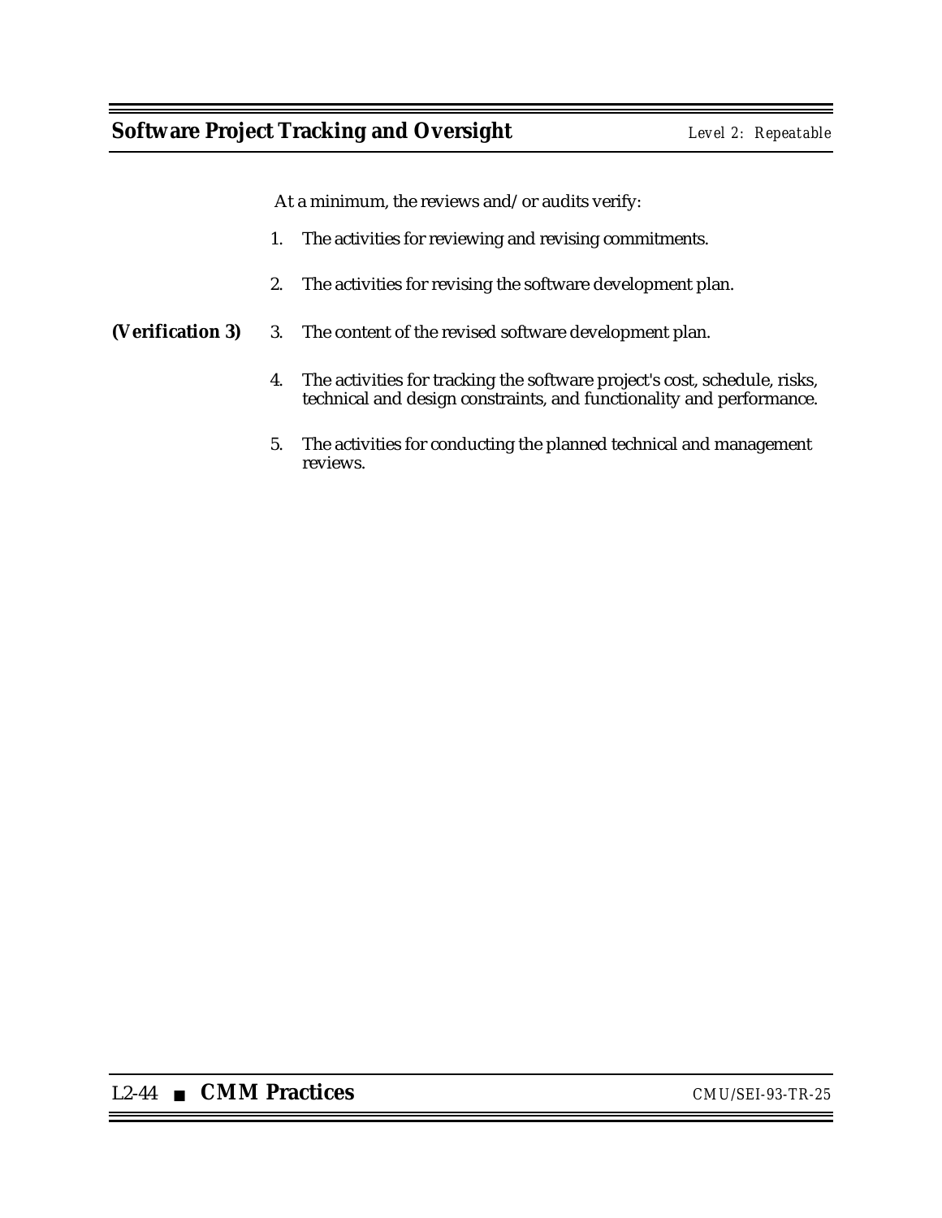At a minimum, the reviews and/or audits verify:

1. The activities for reviewing and revising commitments.

2. The activities for revising the software development plan.

**(Verification 3)** 3. The content of the revised software development plan.

4. The activities for tracking the software project's cost, schedule, risks, technical and design constraints, and functionality and performance.

5. The activities for conducting the planned technical and management reviews.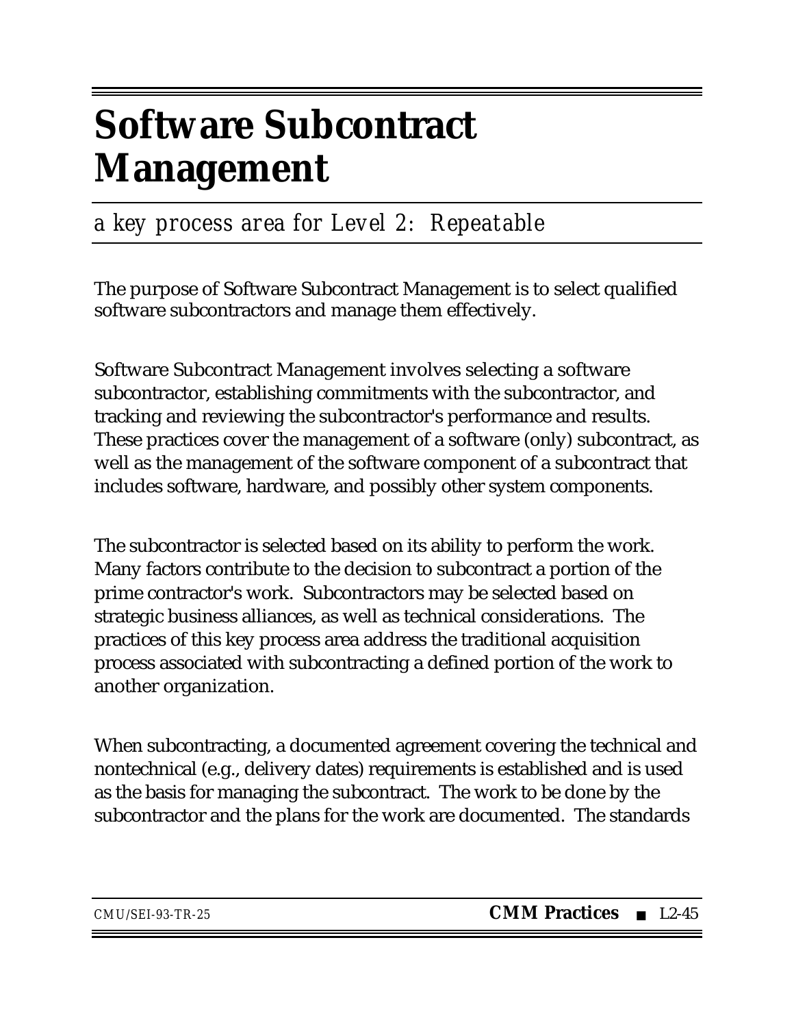# Software Subcontract Management

*a key process area for Level 2: Repeatable*

The purpose of Software Subcontract Management is to select qualified software subcontractors and manage them effectively.

Software Subcontract Management involves selecting a software subcontractor, establishing commitments with the subcontractor, and tracking and reviewing the subcontractor's performance and results. These practices cover the management of a software (only) subcontract, as well as the management of the software component of a subcontract that includes software, hardware, and possibly other system components.

The subcontractor is selected based on its ability to perform the work. Many factors contribute to the decision to subcontract a portion of the prime contractor's work. Subcontractors may be selected based on strategic business alliances, as well as technical considerations. The practices of this key process area address the traditional acquisition process associated with subcontracting a defined portion of the work to another organization.

When subcontracting, a documented agreement covering the technical and nontechnical (e.g., delivery dates) requirements is established and is used as the basis for managing the subcontract. The work to be done by the subcontractor and the plans for the work are documented. The standards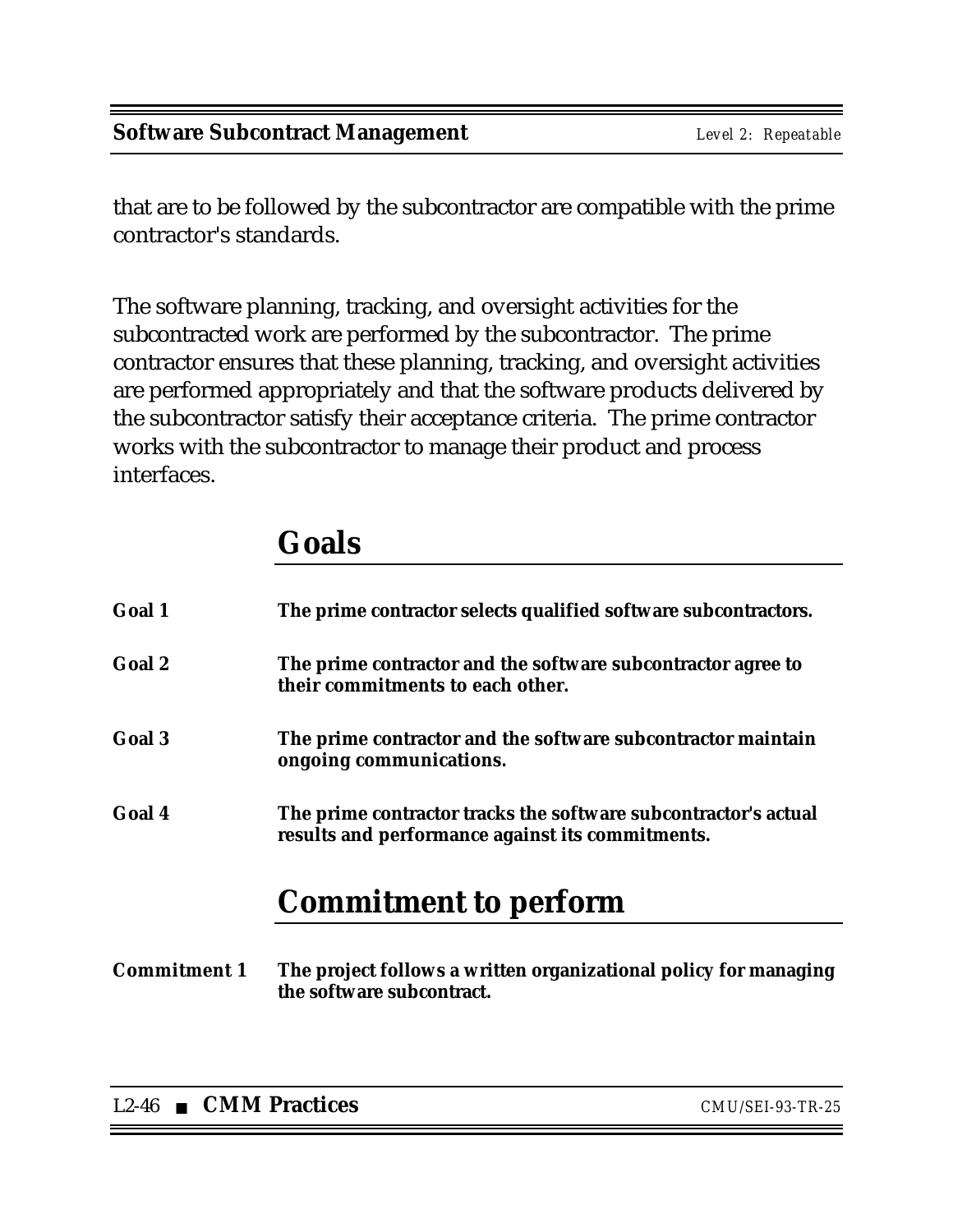that are to be followed by the subcontractor are compatible with the prime contractor's standards.

The software planning, tracking, and oversight activities for the subcontracted work are performed by the subcontractor. The prime contractor ensures that these planning, tracking, and oversight activities are performed appropriately and that the software products delivered by the subcontractor satisfy their acceptance criteria. The prime contractor works with the subcontractor to manage their product and process interfaces.

## Goals

**Goal 1** **The prime contractor selects qualified software subcontractors.**

**Goal 2** **The prime contractor and the software subcontractor agree to their commitments to each other.**

**Goal 3** **The prime contractor and the software subcontractor maintain ongoing communications.**

**Goal 4** **The prime contractor tracks the software subcontractor's actual results and performance against its commitments.**

## Commitment to perform

**Commitment 1** **The project follows a written organizational policy for managing the software subcontract.**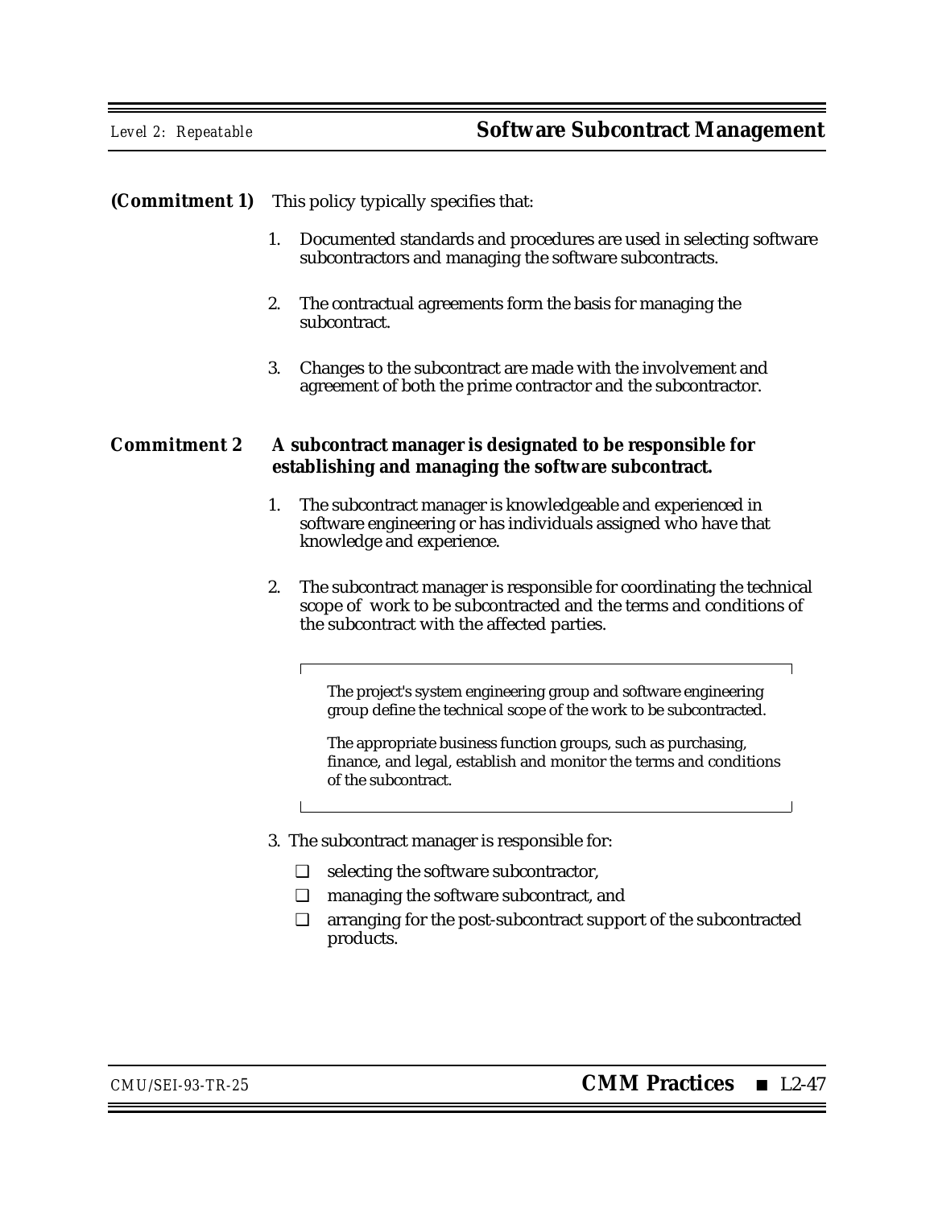**(Commitment 1)** This policy typically specifies that:

1. Documented standards and procedures are used in selecting software subcontractors and managing the software subcontracts.

2. The contractual agreements form the basis for managing the subcontract.

3. Changes to the subcontract are made with the involvement and agreement of both the prime contractor and the subcontractor.

**Commitment 2** **A subcontract manager is designated to be responsible for establishing and managing the software subcontract.**

1. The subcontract manager is knowledgeable and experienced in software engineering or has individuals assigned who have that knowledge and experience.

2. The subcontract manager is responsible for coordinating the technical scope of work to be subcontracted and the terms and conditions of the subcontract with the affected parties.

   > The project's system engineering group and software engineering group define the technical scope of the work to be subcontracted.
   >
   > The appropriate business function groups, such as purchasing, finance, and legal, establish and monitor the terms and conditions of the subcontract.

3. The subcontract manager is responsible for:

   - ❑ selecting the software subcontractor,
   - ❑ managing the software subcontract, and
   - ❑ arranging for the post-subcontract support of the subcontracted products.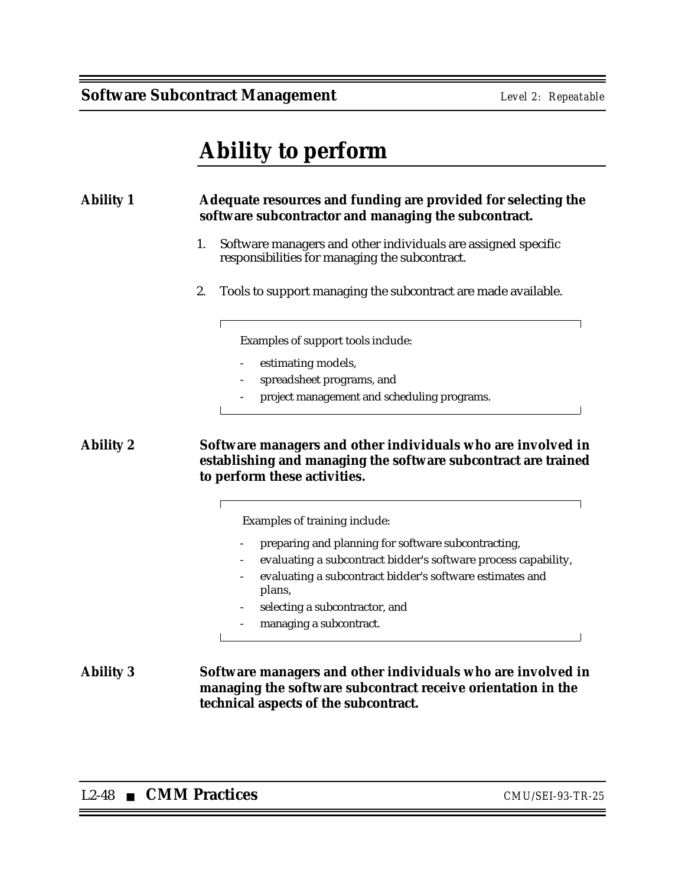# Ability to perform

**Ability 1** **Adequate resources and funding are provided for selecting the software subcontractor and managing the subcontract.**

1. Software managers and other individuals are assigned specific responsibilities for managing the subcontract.

2. Tools to support managing the subcontract are made available.

   > Examples of support tools include:
   >
   > - estimating models,
   > - spreadsheet programs, and
   > - project management and scheduling programs.

**Ability 2** **Software managers and other individuals who are involved in establishing and managing the software subcontract are trained to perform these activities.**

> Examples of training include:
>
> - preparing and planning for software subcontracting,
> - evaluating a subcontract bidder's software process capability,
> - evaluating a subcontract bidder's software estimates and plans,
> - selecting a subcontractor, and
> - managing a subcontract.

**Ability 3** **Software managers and other individuals who are involved in managing the software subcontract receive orientation in the technical aspects of the subcontract.**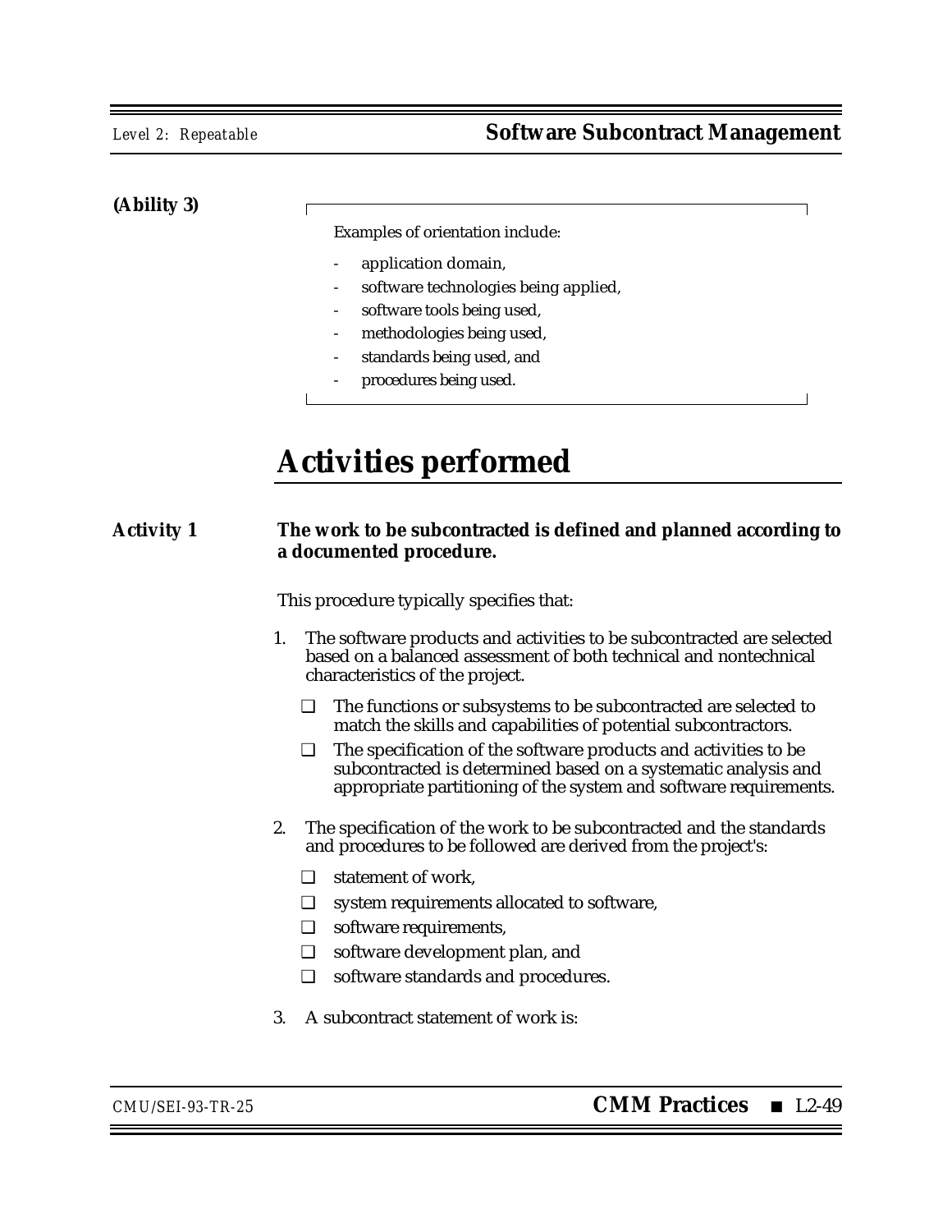**(Ability 3)**

> Examples of orientation include:
>
> - application domain,
> - software technologies being applied,
> - software tools being used,
> - methodologies being used,
> - standards being used, and
> - procedures being used.

# Activities performed

**Activity 1** **The work to be subcontracted is defined and planned according to a documented procedure.**

This procedure typically specifies that:

1. The software products and activities to be subcontracted are selected based on a balanced assessment of both technical and nontechnical characteristics of the project.
   - ❑ The functions or subsystems to be subcontracted are selected to match the skills and capabilities of potential subcontractors.
   - ❑ The specification of the software products and activities to be subcontracted is determined based on a systematic analysis and appropriate partitioning of the system and software requirements.
2. The specification of the work to be subcontracted and the standards and procedures to be followed are derived from the project's:
   - ❑ statement of work,
   - ❑ system requirements allocated to software,
   - ❑ software requirements,
   - ❑ software development plan, and
   - ❑ software standards and procedures.
3. A subcontract statement of work is: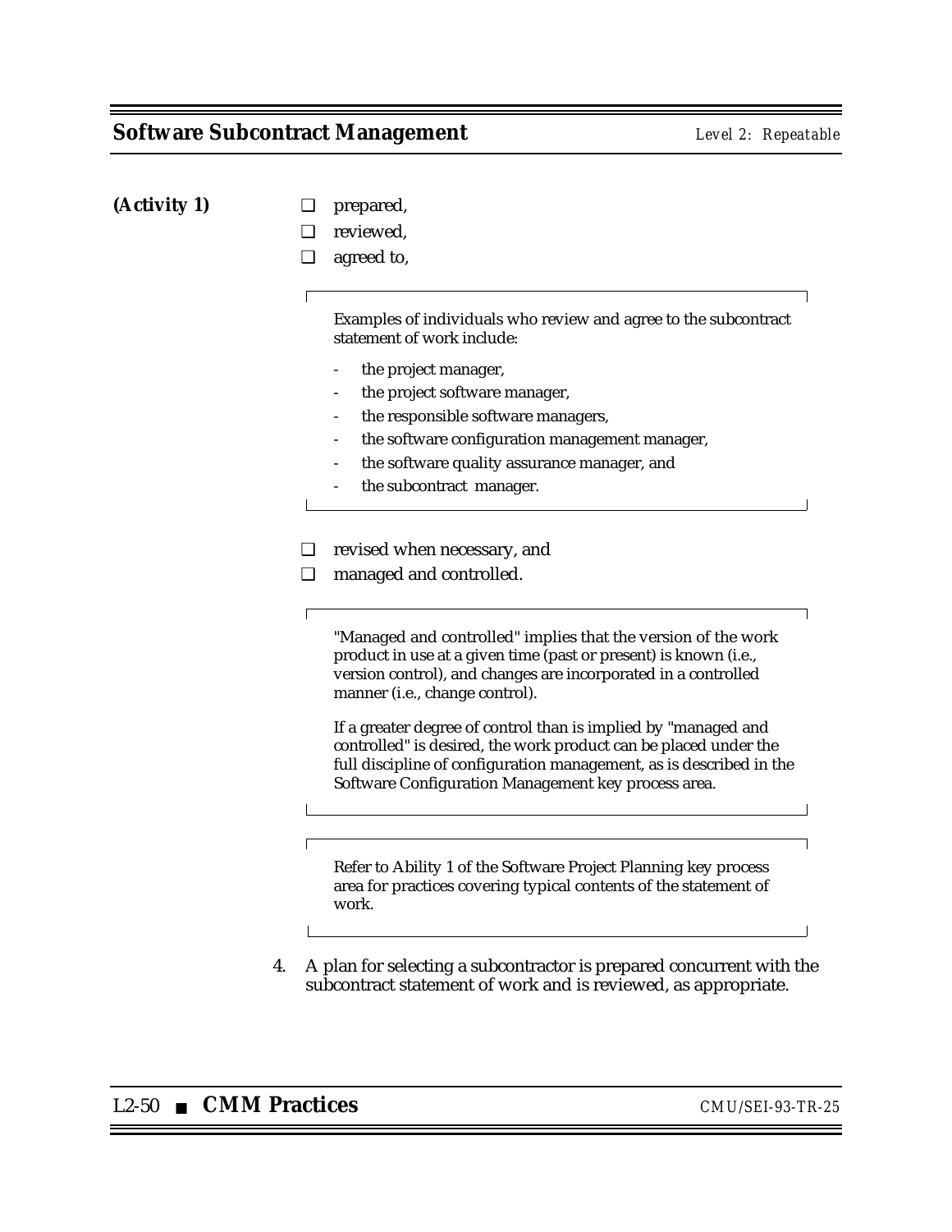(Activity 1)

- ❑ prepared,
- ❑ reviewed,
- ❑ agreed to,

> Examples of individuals who review and agree to the subcontract statement of work include:
>
> - the project manager,
> - the project software manager,
> - the responsible software managers,
> - the software configuration management manager,
> - the software quality assurance manager, and
> - the subcontract manager.

- ❑ revised when necessary, and
- ❑ managed and controlled.

> "Managed and controlled" implies that the version of the work product in use at a given time (past or present) is known (i.e., version control), and changes are incorporated in a controlled manner (i.e., change control).
>
> If a greater degree of control than is implied by "managed and controlled" is desired, the work product can be placed under the full discipline of configuration management, as is described in the Software Configuration Management key process area.

> Refer to Ability 1 of the Software Project Planning key process area for practices covering typical contents of the statement of work.

4. A plan for selecting a subcontractor is prepared concurrent with the subcontract statement of work and is reviewed, as appropriate.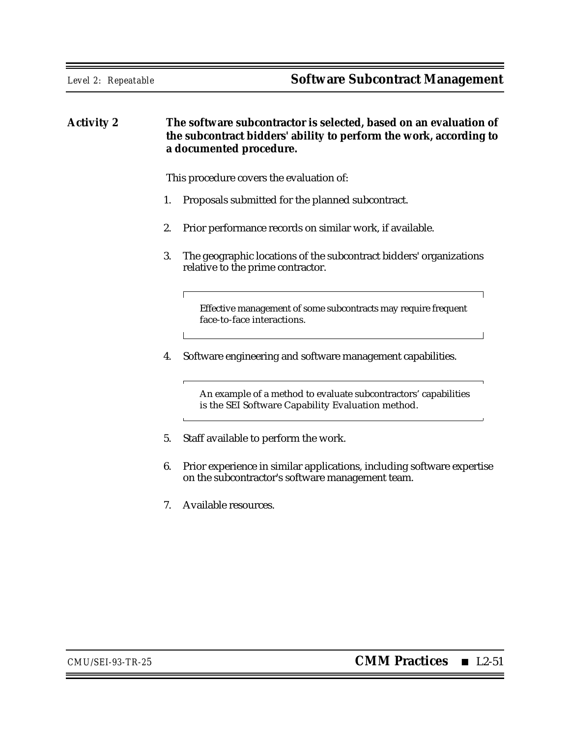**Activity 2** **The software subcontractor is selected, based on an evaluation of the subcontract bidders' ability to perform the work, according to a documented procedure.**

This procedure covers the evaluation of:

1. Proposals submitted for the planned subcontract.
2. Prior performance records on similar work, if available.
3. The geographic locations of the subcontract bidders' organizations relative to the prime contractor.

   > Effective management of some subcontracts may require frequent face-to-face interactions.

4. Software engineering and software management capabilities.

   > An example of a method to evaluate subcontractors' capabilities is the SEI Software Capability Evaluation method.

5. Staff available to perform the work.
6. Prior experience in similar applications, including software expertise on the subcontractor's software management team.
7. Available resources.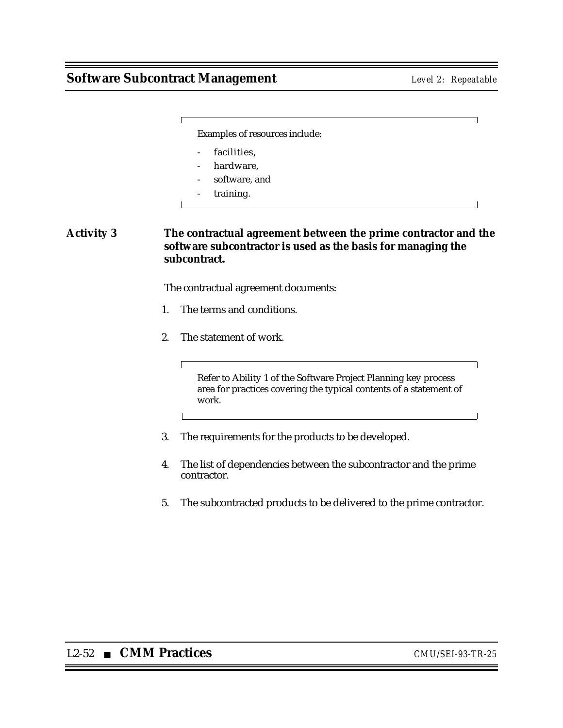> Examples of resources include:
>
> - facilities,
> - hardware,
> - software, and
> - training.

**Activity 3** **The contractual agreement between the prime contractor and the software subcontractor is used as the basis for managing the subcontract.**

The contractual agreement documents:

1. The terms and conditions.

2. The statement of work.

   > Refer to Ability 1 of the Software Project Planning key process area for practices covering the typical contents of a statement of work.

3. The requirements for the products to be developed.

4. The list of dependencies between the subcontractor and the prime contractor.

5. The subcontracted products to be delivered to the prime contractor.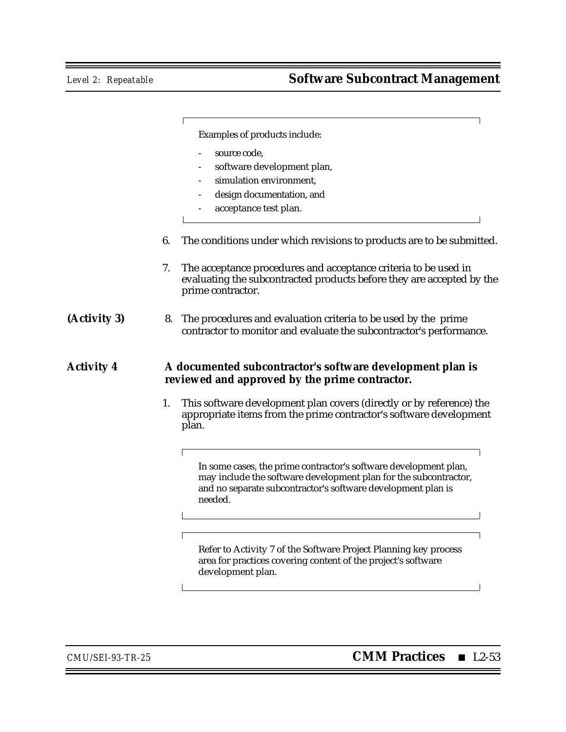> Examples of products include:
>
> - source code,
> - software development plan,
> - simulation environment,
> - design documentation, and
> - acceptance test plan.

6. The conditions under which revisions to products are to be submitted.

7. The acceptance procedures and acceptance criteria to be used in evaluating the subcontracted products before they are accepted by the prime contractor.

**(Activity 3)** 8. The procedures and evaluation criteria to be used by the prime contractor to monitor and evaluate the subcontractor's performance.

**Activity 4** **A documented subcontractor's software development plan is reviewed and approved by the prime contractor.**

1. This software development plan covers (directly or by reference) the appropriate items from the prime contractor's software development plan.

> In some cases, the prime contractor's software development plan, may include the software development plan for the subcontractor, and no separate subcontractor's software development plan is needed.

> Refer to Activity 7 of the Software Project Planning key process area for practices covering content of the project's software development plan.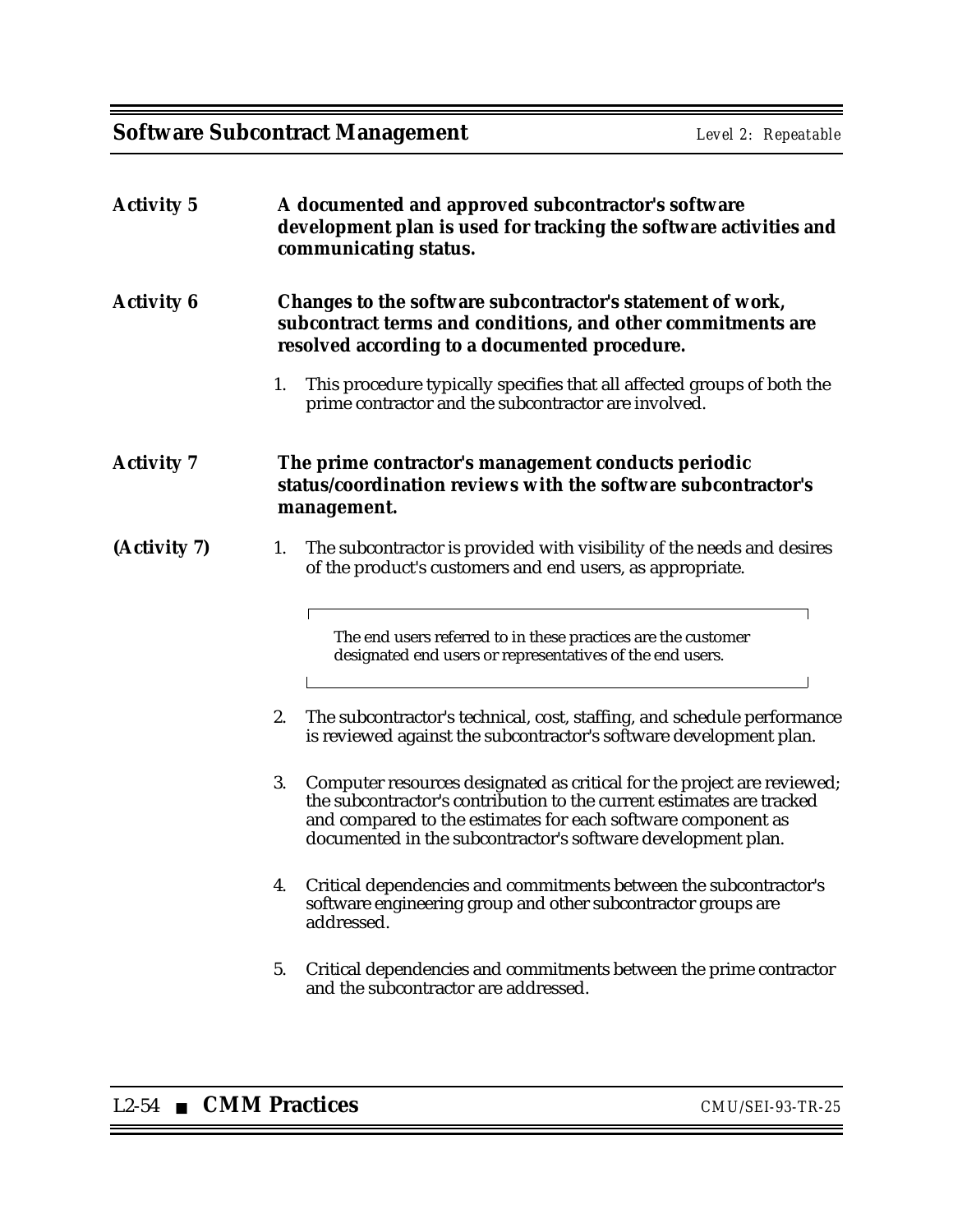**Activity 5** **A documented and approved subcontractor's software development plan is used for tracking the software activities and communicating status.**

**Activity 6** **Changes to the software subcontractor's statement of work, subcontract terms and conditions, and other commitments are resolved according to a documented procedure.**

1. This procedure typically specifies that all affected groups of both the prime contractor and the subcontractor are involved.

**Activity 7** **The prime contractor's management conducts periodic status/coordination reviews with the software subcontractor's management.**

**(Activity 7)**

1. The subcontractor is provided with visibility of the needs and desires of the product's customers and end users, as appropriate.

   > The end users referred to in these practices are the customer designated end users or representatives of the end users.

2. The subcontractor's technical, cost, staffing, and schedule performance is reviewed against the subcontractor's software development plan.

3. Computer resources designated as critical for the project are reviewed; the subcontractor's contribution to the current estimates are tracked and compared to the estimates for each software component as documented in the subcontractor's software development plan.

4. Critical dependencies and commitments between the subcontractor's software engineering group and other subcontractor groups are addressed.

5. Critical dependencies and commitments between the prime contractor and the subcontractor are addressed.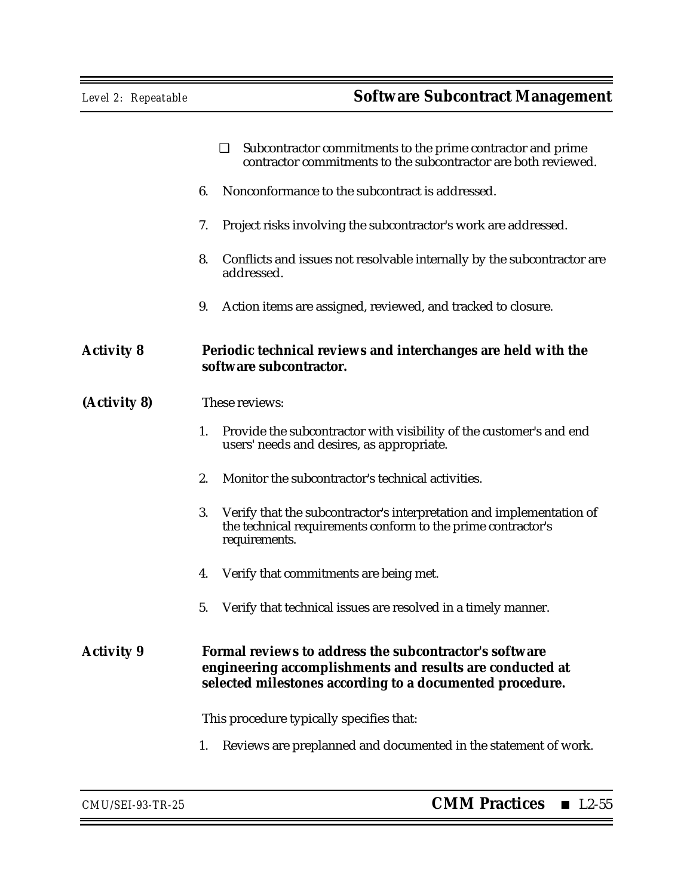- ❑ Subcontractor commitments to the prime contractor and prime contractor commitments to the subcontractor are both reviewed.

6. Nonconformance to the subcontract is addressed.

7. Project risks involving the subcontractor's work are addressed.

8. Conflicts and issues not resolvable internally by the subcontractor are addressed.

9. Action items are assigned, reviewed, and tracked to closure.

**Activity 8** **Periodic technical reviews and interchanges are held with the software subcontractor.**

**(Activity 8)** These reviews:

1. Provide the subcontractor with visibility of the customer's and end users' needs and desires, as appropriate.

2. Monitor the subcontractor's technical activities.

3. Verify that the subcontractor's interpretation and implementation of the technical requirements conform to the prime contractor's requirements.

4. Verify that commitments are being met.

5. Verify that technical issues are resolved in a timely manner.

**Activity 9** **Formal reviews to address the subcontractor's software engineering accomplishments and results are conducted at selected milestones according to a documented procedure.**

This procedure typically specifies that:

1. Reviews are preplanned and documented in the statement of work.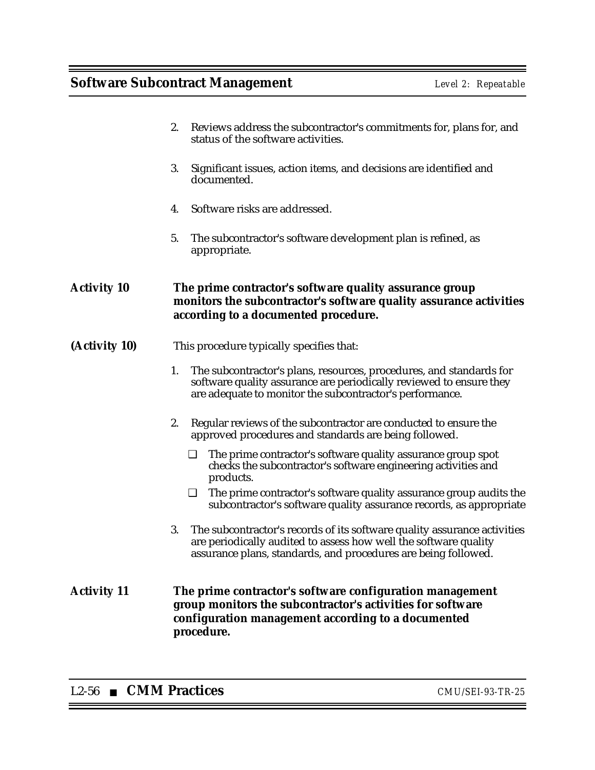2. Reviews address the subcontractor's commitments for, plans for, and status of the software activities.

3. Significant issues, action items, and decisions are identified and documented.

4. Software risks are addressed.

5. The subcontractor's software development plan is refined, as appropriate.

**Activity 10** **The prime contractor's software quality assurance group monitors the subcontractor's software quality assurance activities according to a documented procedure.**

**(Activity 10)** This procedure typically specifies that:

1. The subcontractor's plans, resources, procedures, and standards for software quality assurance are periodically reviewed to ensure they are adequate to monitor the subcontractor's performance.

2. Regular reviews of the subcontractor are conducted to ensure the approved procedures and standards are being followed.

   ❑ The prime contractor's software quality assurance group spot checks the subcontractor's software engineering activities and products.

   ❑ The prime contractor's software quality assurance group audits the subcontractor's software quality assurance records, as appropriate

3. The subcontractor's records of its software quality assurance activities are periodically audited to assess how well the software quality assurance plans, standards, and procedures are being followed.

**Activity 11** **The prime contractor's software configuration management group monitors the subcontractor's activities for software configuration management according to a documented procedure.**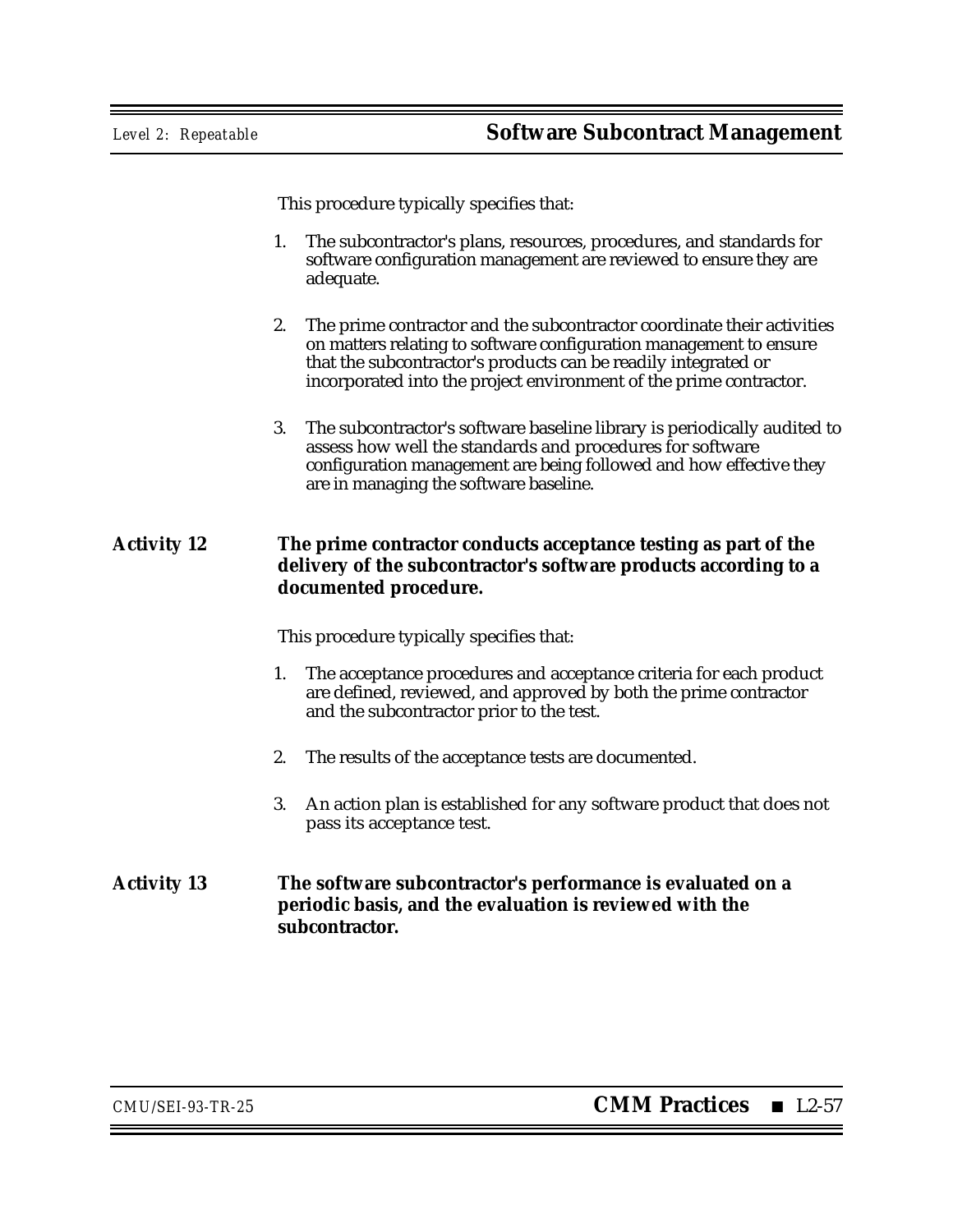This procedure typically specifies that:

1. The subcontractor's plans, resources, procedures, and standards for software configuration management are reviewed to ensure they are adequate.

2. The prime contractor and the subcontractor coordinate their activities on matters relating to software configuration management to ensure that the subcontractor's products can be readily integrated or incorporated into the project environment of the prime contractor.

3. The subcontractor's software baseline library is periodically audited to assess how well the standards and procedures for software configuration management are being followed and how effective they are in managing the software baseline.

**Activity 12** **The prime contractor conducts acceptance testing as part of the delivery of the subcontractor's software products according to a documented procedure.**

This procedure typically specifies that:

1. The acceptance procedures and acceptance criteria for each product are defined, reviewed, and approved by both the prime contractor and the subcontractor prior to the test.

2. The results of the acceptance tests are documented.

3. An action plan is established for any software product that does not pass its acceptance test.

**Activity 13** **The software subcontractor's performance is evaluated on a periodic basis, and the evaluation is reviewed with the subcontractor.**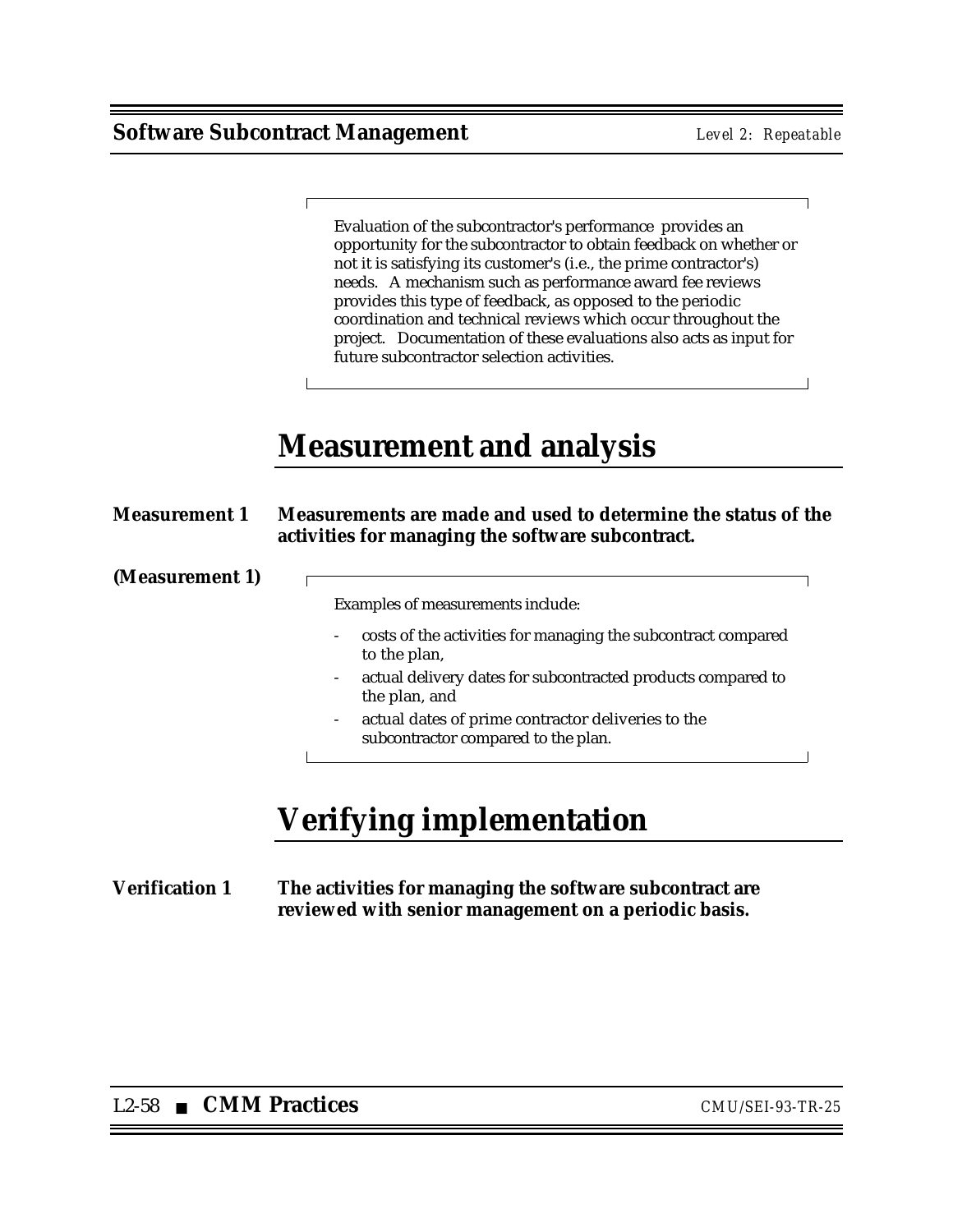Evaluation of the subcontractor's performance provides an opportunity for the subcontractor to obtain feedback on whether or not it is satisfying its customer's (i.e., the prime contractor's) needs. A mechanism such as performance award fee reviews provides this type of feedback, as opposed to the periodic coordination and technical reviews which occur throughout the project. Documentation of these evaluations also acts as input for future subcontractor selection activities.

## Measurement and analysis

**Measurement 1** **Measurements are made and used to determine the status of the activities for managing the software subcontract.**

**(Measurement 1)**

Examples of measurements include:

- costs of the activities for managing the subcontract compared to the plan,
- actual delivery dates for subcontracted products compared to the plan, and
- actual dates of prime contractor deliveries to the subcontractor compared to the plan.

## Verifying implementation

**Verification 1** **The activities for managing the software subcontract are reviewed with senior management on a periodic basis.**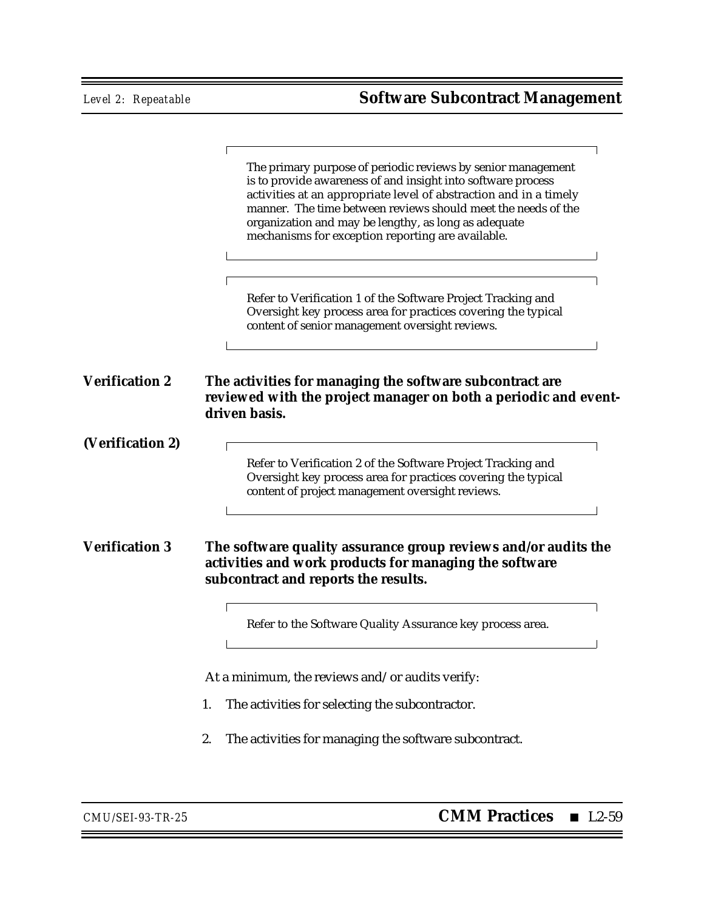> The primary purpose of periodic reviews by senior management is to provide awareness of and insight into software process activities at an appropriate level of abstraction and in a timely manner. The time between reviews should meet the needs of the organization and may be lengthy, as long as adequate mechanisms for exception reporting are available.

> Refer to Verification 1 of the Software Project Tracking and Oversight key process area for practices covering the typical content of senior management oversight reviews.

**Verification 2** **The activities for managing the software subcontract are reviewed with the project manager on both a periodic and event-driven basis.**

**(Verification 2)**

> Refer to Verification 2 of the Software Project Tracking and Oversight key process area for practices covering the typical content of project management oversight reviews.

**Verification 3** **The software quality assurance group reviews and/or audits the activities and work products for managing the software subcontract and reports the results.**

> Refer to the Software Quality Assurance key process area.

At a minimum, the reviews and/or audits verify:

1. The activities for selecting the subcontractor.
2. The activities for managing the software subcontract.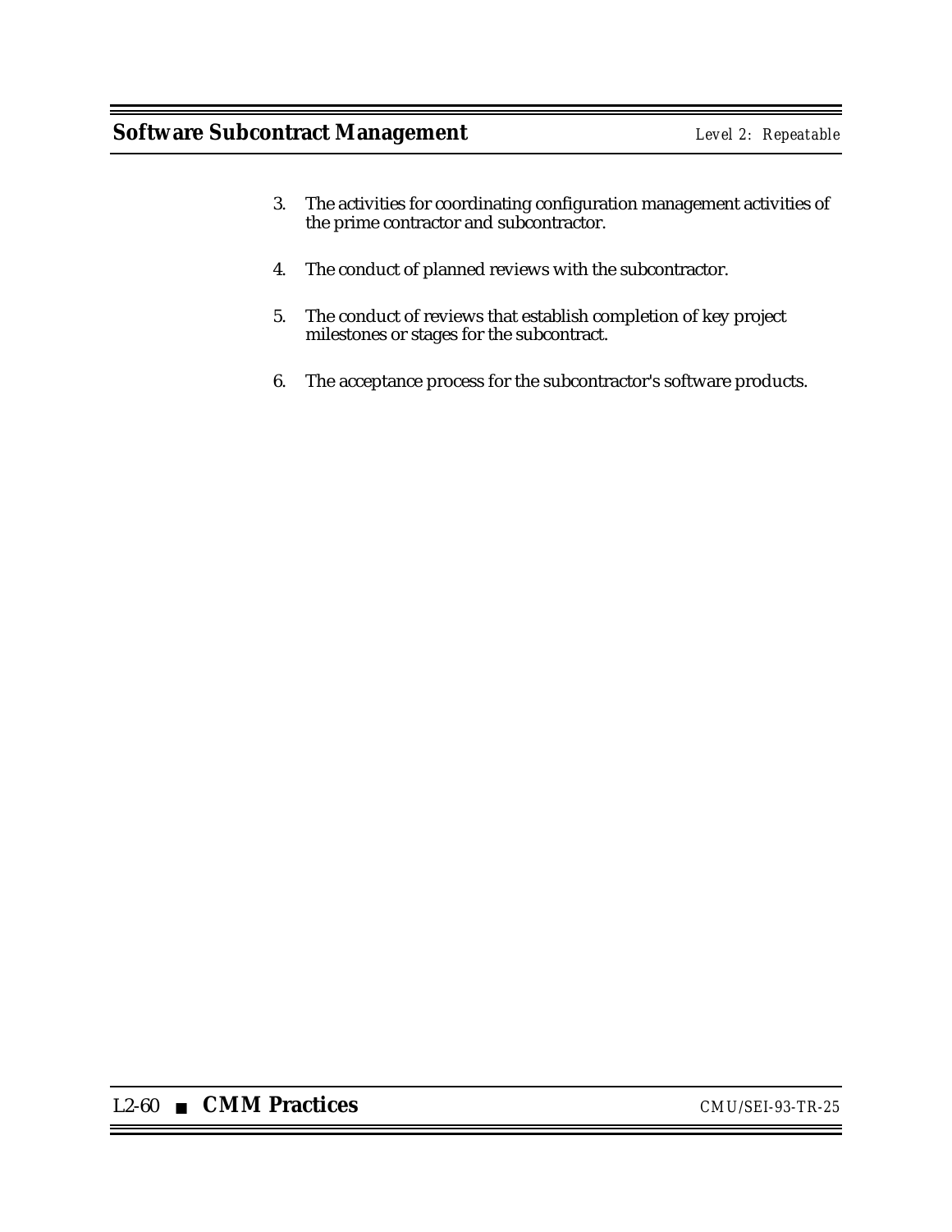3. The activities for coordinating configuration management activities of the prime contractor and subcontractor.

4. The conduct of planned reviews with the subcontractor.

5. The conduct of reviews that establish completion of key project milestones or stages for the subcontract.

6. The acceptance process for the subcontractor's software products.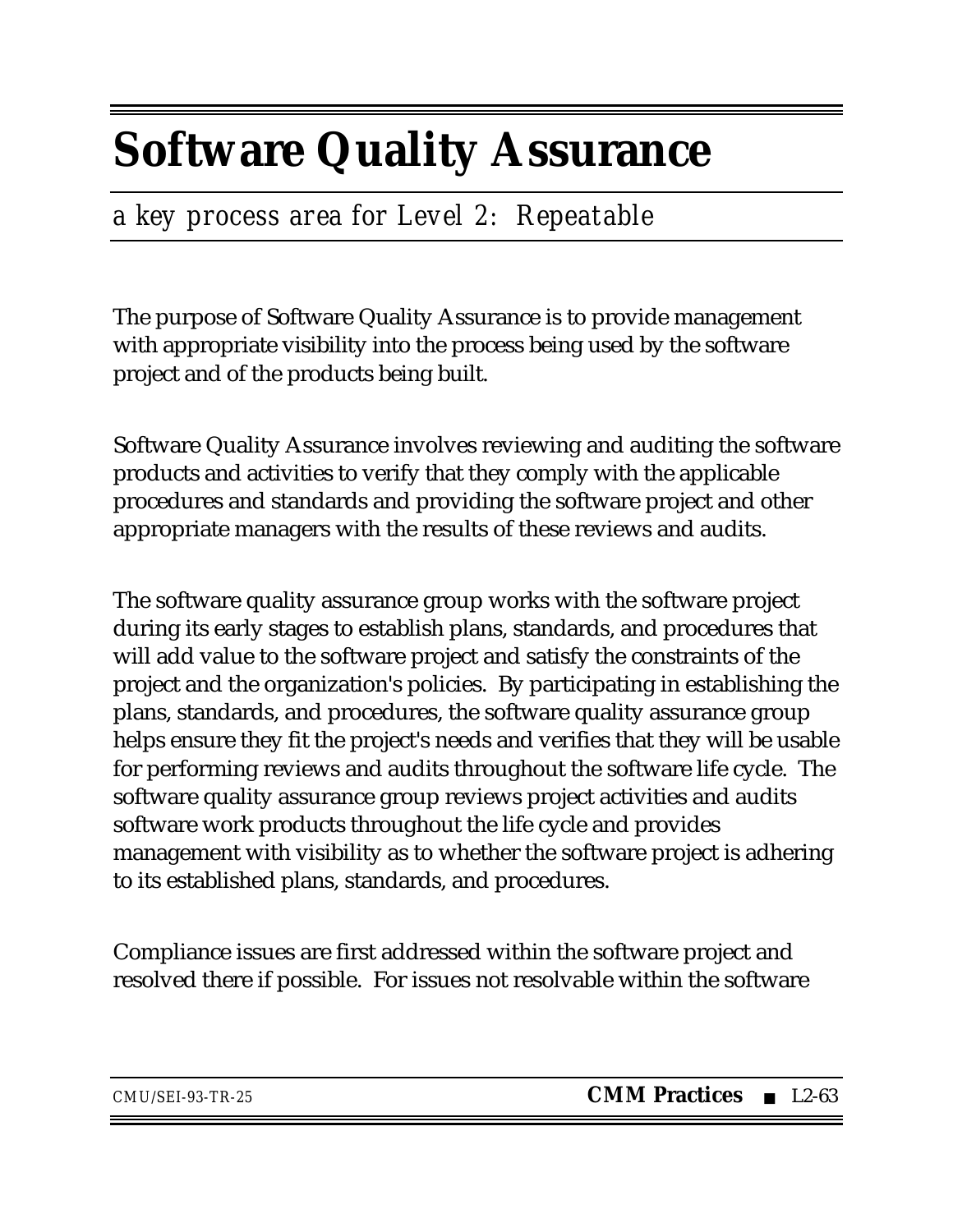# Software Quality Assurance

*a key process area for Level 2: Repeatable*

The purpose of Software Quality Assurance is to provide management with appropriate visibility into the process being used by the software project and of the products being built.

Software Quality Assurance involves reviewing and auditing the software products and activities to verify that they comply with the applicable procedures and standards and providing the software project and other appropriate managers with the results of these reviews and audits.

The software quality assurance group works with the software project during its early stages to establish plans, standards, and procedures that will add value to the software project and satisfy the constraints of the project and the organization's policies. By participating in establishing the plans, standards, and procedures, the software quality assurance group helps ensure they fit the project's needs and verifies that they will be usable for performing reviews and audits throughout the software life cycle. The software quality assurance group reviews project activities and audits software work products throughout the life cycle and provides management with visibility as to whether the software project is adhering to its established plans, standards, and procedures.

Compliance issues are first addressed within the software project and resolved there if possible. For issues not resolvable within the software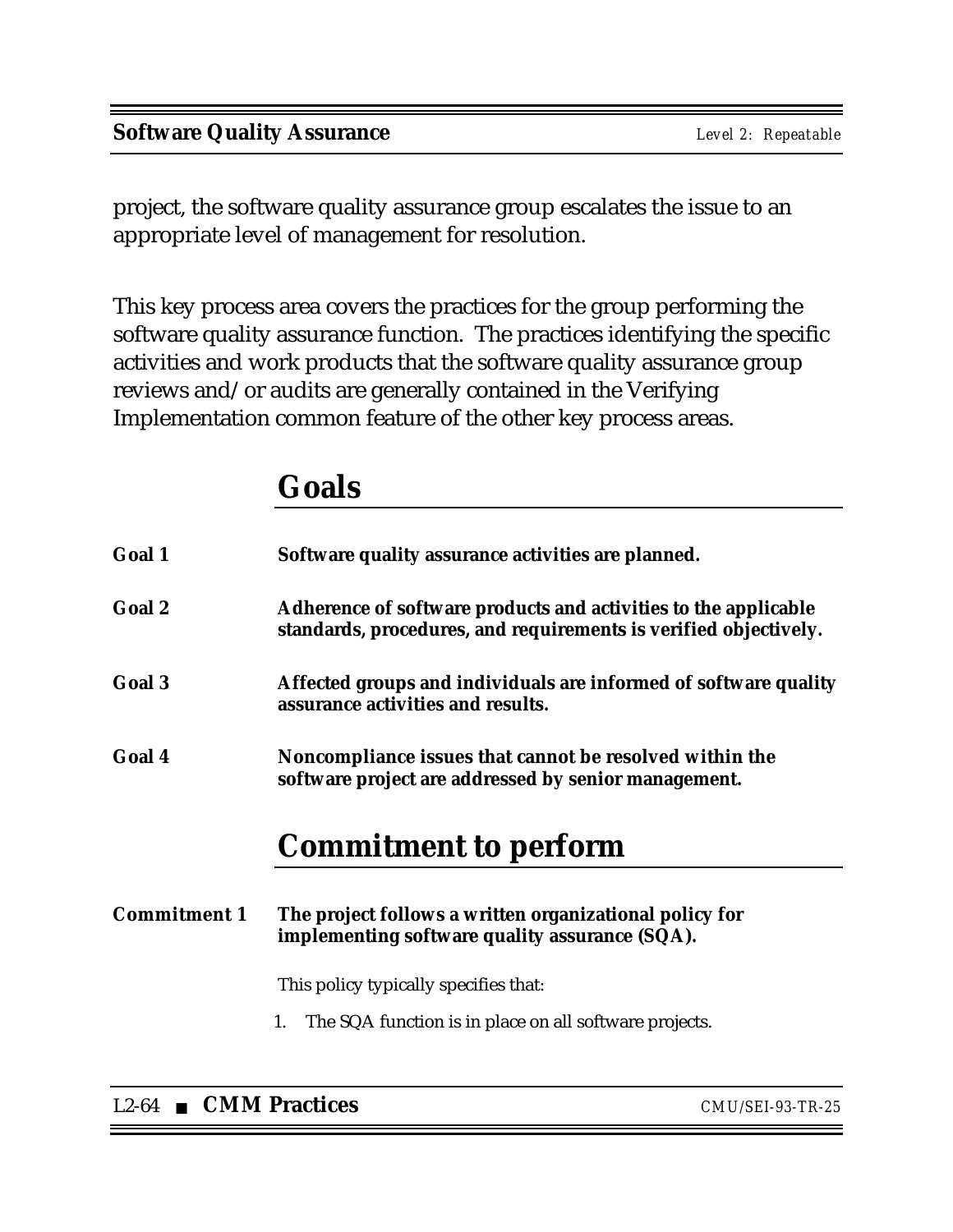project, the software quality assurance group escalates the issue to an appropriate level of management for resolution.

This key process area covers the practices for the group performing the software quality assurance function. The practices identifying the specific activities and work products that the software quality assurance group reviews and/or audits are generally contained in the Verifying Implementation common feature of the other key process areas.

## Goals

**Goal 1** **Software quality assurance activities are planned.**

**Goal 2** **Adherence of software products and activities to the applicable standards, procedures, and requirements is verified objectively.**

**Goal 3** **Affected groups and individuals are informed of software quality assurance activities and results.**

**Goal 4** **Noncompliance issues that cannot be resolved within the software project are addressed by senior management.**

## Commitment to perform

**Commitment 1** **The project follows a written organizational policy for implementing software quality assurance (SQA).**

This policy typically specifies that:

1. The SQA function is in place on all software projects.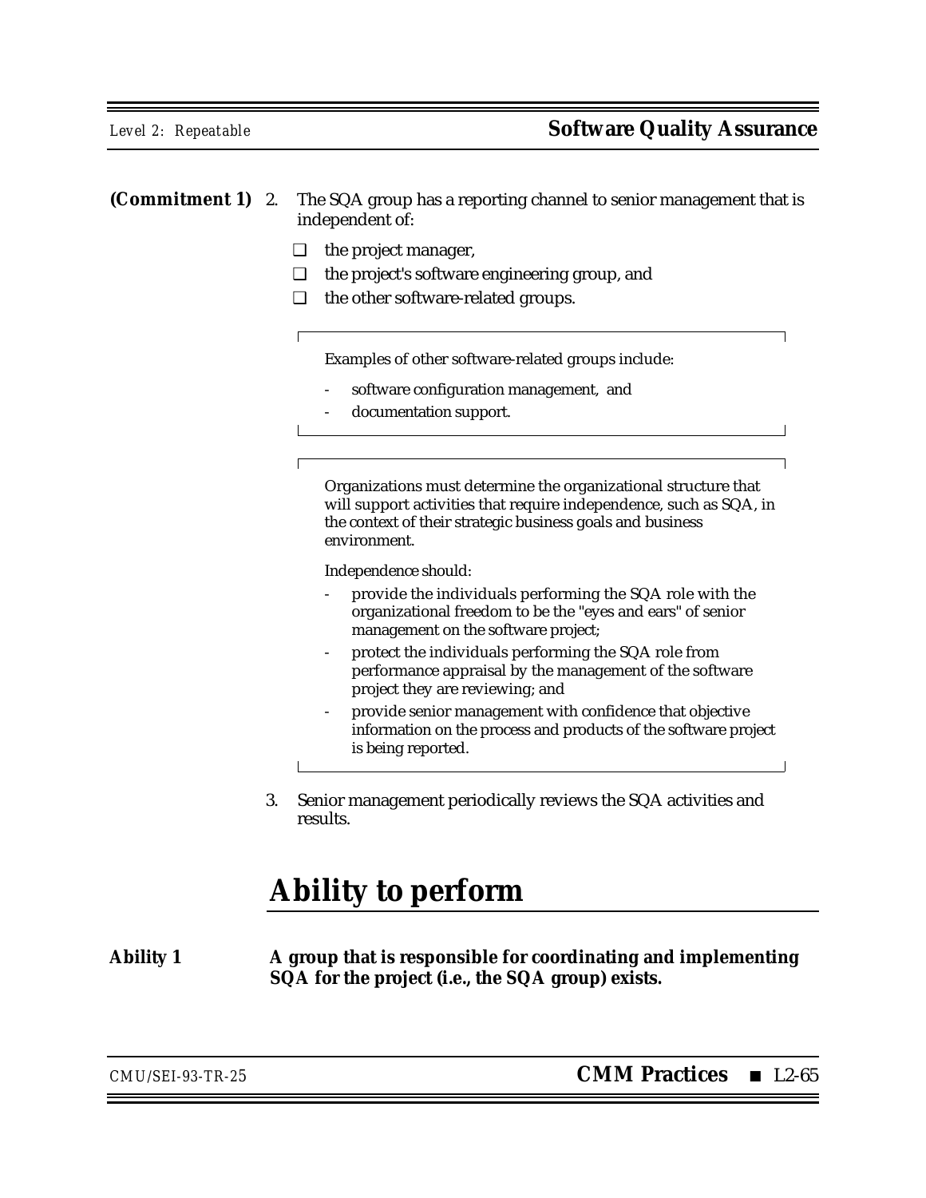**(Commitment 1)** 2. The SQA group has a reporting channel to senior management that is independent of:

- ❑ the project manager,
- ❑ the project's software engineering group, and
- ❑ the other software-related groups.

> Examples of other software-related groups include:
>
> - software configuration management, and
> - documentation support.

> Organizations must determine the organizational structure that will support activities that require independence, such as SQA, in the context of their strategic business goals and business environment.
>
> Independence should:
>
> - provide the individuals performing the SQA role with the organizational freedom to be the "eyes and ears" of senior management on the software project;
> - protect the individuals performing the SQA role from performance appraisal by the management of the software project they are reviewing; and
> - provide senior management with confidence that objective information on the process and products of the software project is being reported.

3. Senior management periodically reviews the SQA activities and results.

# Ability to perform

**Ability 1** **A group that is responsible for coordinating and implementing SQA for the project (i.e., the SQA group) exists.**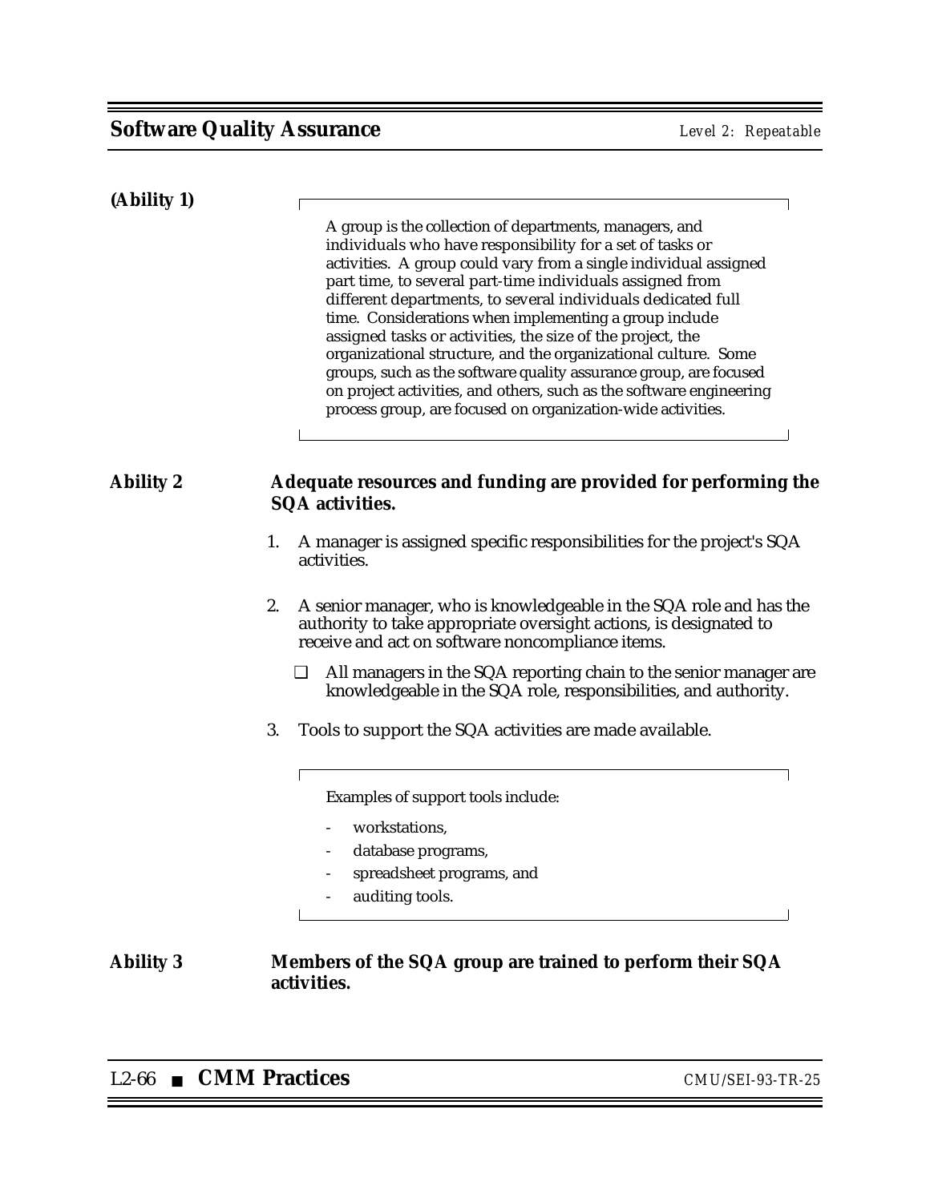**(Ability 1)**

> A group is the collection of departments, managers, and individuals who have responsibility for a set of tasks or activities. A group could vary from a single individual assigned part time, to several part-time individuals assigned from different departments, to several individuals dedicated full time. Considerations when implementing a group include assigned tasks or activities, the size of the project, the organizational structure, and the organizational culture. Some groups, such as the software quality assurance group, are focused on project activities, and others, such as the software engineering process group, are focused on organization-wide activities.

**Ability 2** **Adequate resources and funding are provided for performing the SQA activities.**

1. A manager is assigned specific responsibilities for the project's SQA activities.

2. A senior manager, who is knowledgeable in the SQA role and has the authority to take appropriate oversight actions, is designated to receive and act on software noncompliance items.

   ❑ All managers in the SQA reporting chain to the senior manager are knowledgeable in the SQA role, responsibilities, and authority.

3. Tools to support the SQA activities are made available.

> Examples of support tools include:
>
> - workstations,
> - database programs,
> - spreadsheet programs, and
> - auditing tools.

**Ability 3** **Members of the SQA group are trained to perform their SQA activities.**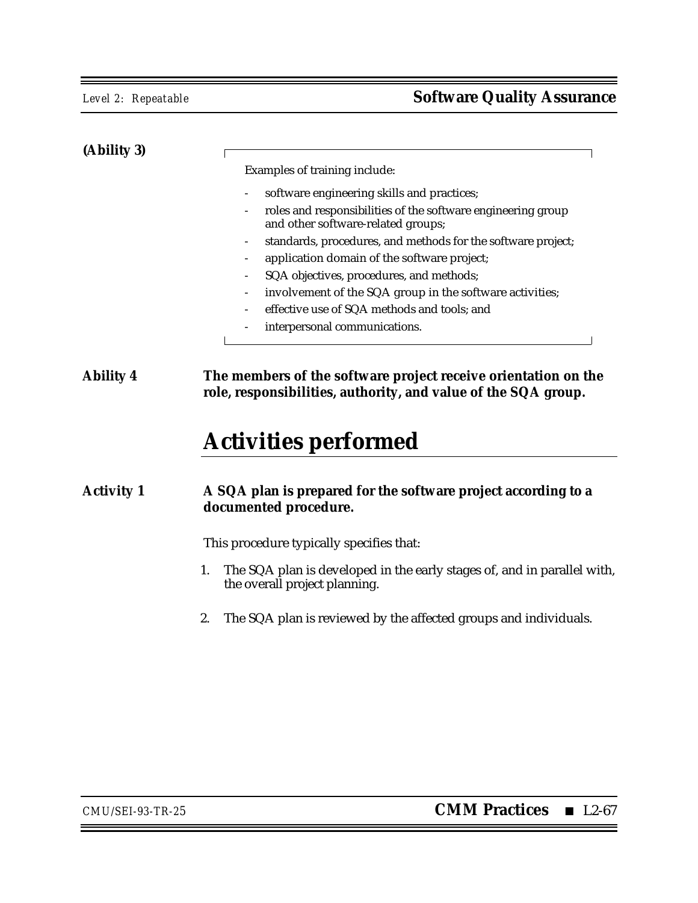**(Ability 3)**

> Examples of training include:
>
> - software engineering skills and practices;
> - roles and responsibilities of the software engineering group and other software-related groups;
> - standards, procedures, and methods for the software project;
> - application domain of the software project;
> - SQA objectives, procedures, and methods;
> - involvement of the SQA group in the software activities;
> - effective use of SQA methods and tools; and
> - interpersonal communications.

**Ability 4** **The members of the software project receive orientation on the role, responsibilities, authority, and value of the SQA group.**

## Activities performed

**Activity 1** **A SQA plan is prepared for the software project according to a documented procedure.**

This procedure typically specifies that:

1. The SQA plan is developed in the early stages of, and in parallel with, the overall project planning.

2. The SQA plan is reviewed by the affected groups and individuals.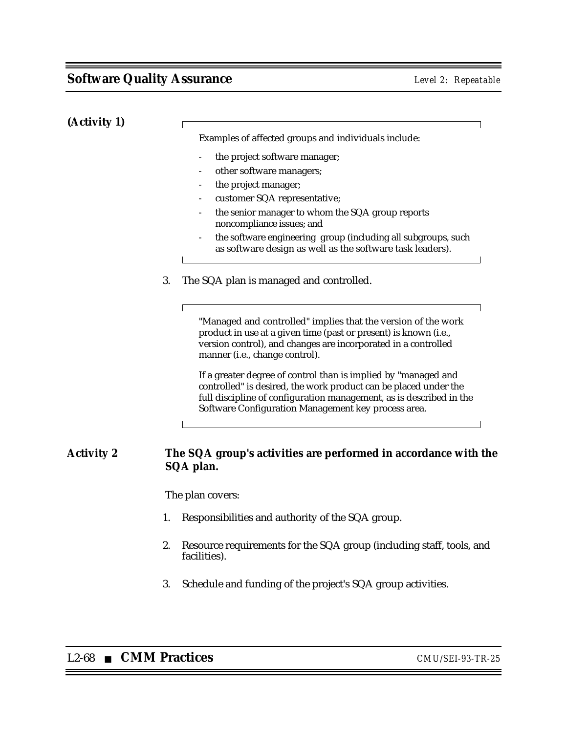**(Activity 1)**

> Examples of affected groups and individuals include:
>
> - the project software manager;
> - other software managers;
> - the project manager;
> - customer SQA representative;
> - the senior manager to whom the SQA group reports noncompliance issues; and
> - the software engineering group (including all subgroups, such as software design as well as the software task leaders).

3. The SQA plan is managed and controlled.

> "Managed and controlled" implies that the version of the work product in use at a given time (past or present) is known (i.e., version control), and changes are incorporated in a controlled manner (i.e., change control).
>
> If a greater degree of control than is implied by "managed and controlled" is desired, the work product can be placed under the full discipline of configuration management, as is described in the Software Configuration Management key process area.

**Activity 2** **The SQA group's activities are performed in accordance with the SQA plan.**

The plan covers:

1. Responsibilities and authority of the SQA group.
2. Resource requirements for the SQA group (including staff, tools, and facilities).
3. Schedule and funding of the project's SQA group activities.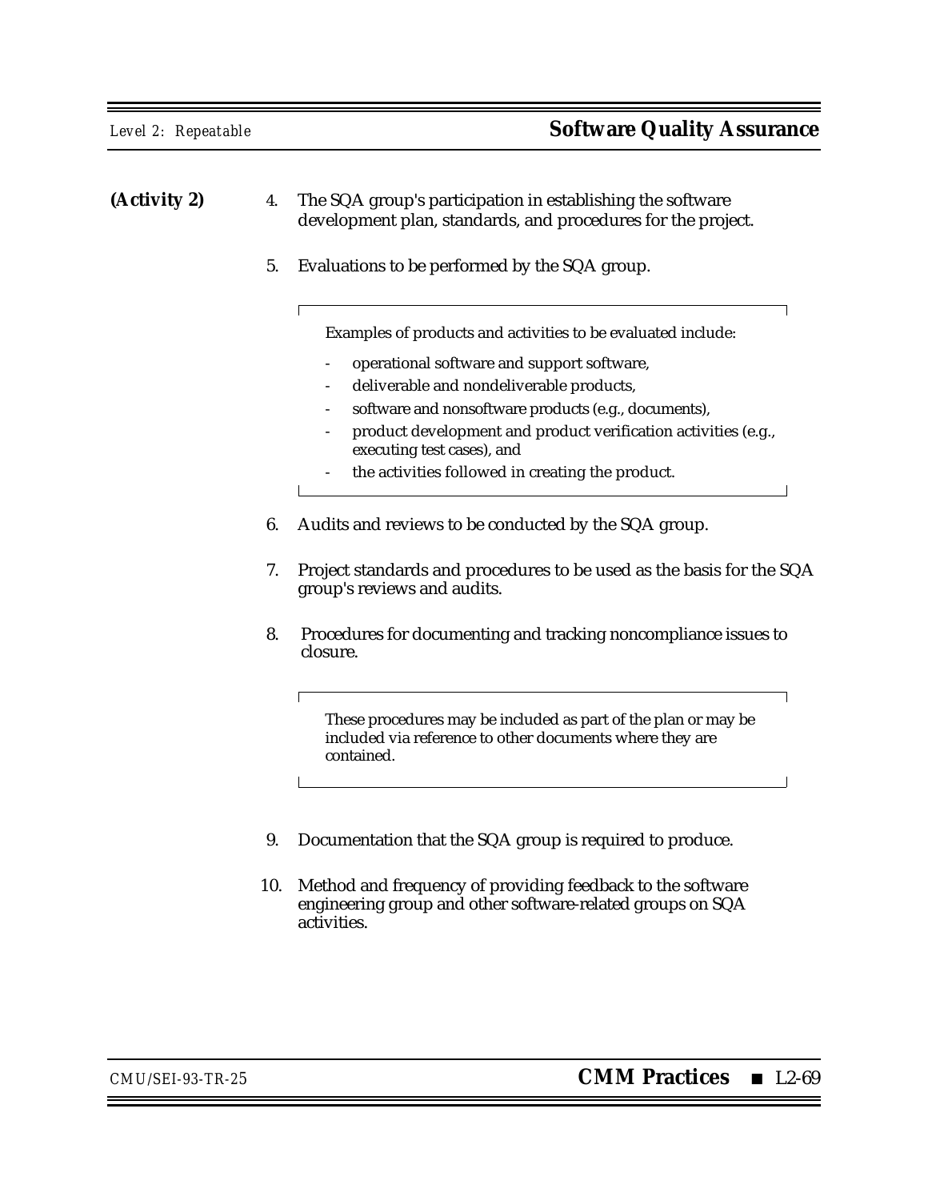**(Activity 2)**

4. The SQA group's participation in establishing the software development plan, standards, and procedures for the project.

5. Evaluations to be performed by the SQA group.

> Examples of products and activities to be evaluated include:
>
> - operational software and support software,
> - deliverable and nondeliverable products,
> - software and nonsoftware products (e.g., documents),
> - product development and product verification activities (e.g., executing test cases), and
> - the activities followed in creating the product.

6. Audits and reviews to be conducted by the SQA group.

7. Project standards and procedures to be used as the basis for the SQA group's reviews and audits.

8. Procedures for documenting and tracking noncompliance issues to closure.

> These procedures may be included as part of the plan or may be included via reference to other documents where they are contained.

9. Documentation that the SQA group is required to produce.

10. Method and frequency of providing feedback to the software engineering group and other software-related groups on SQA activities.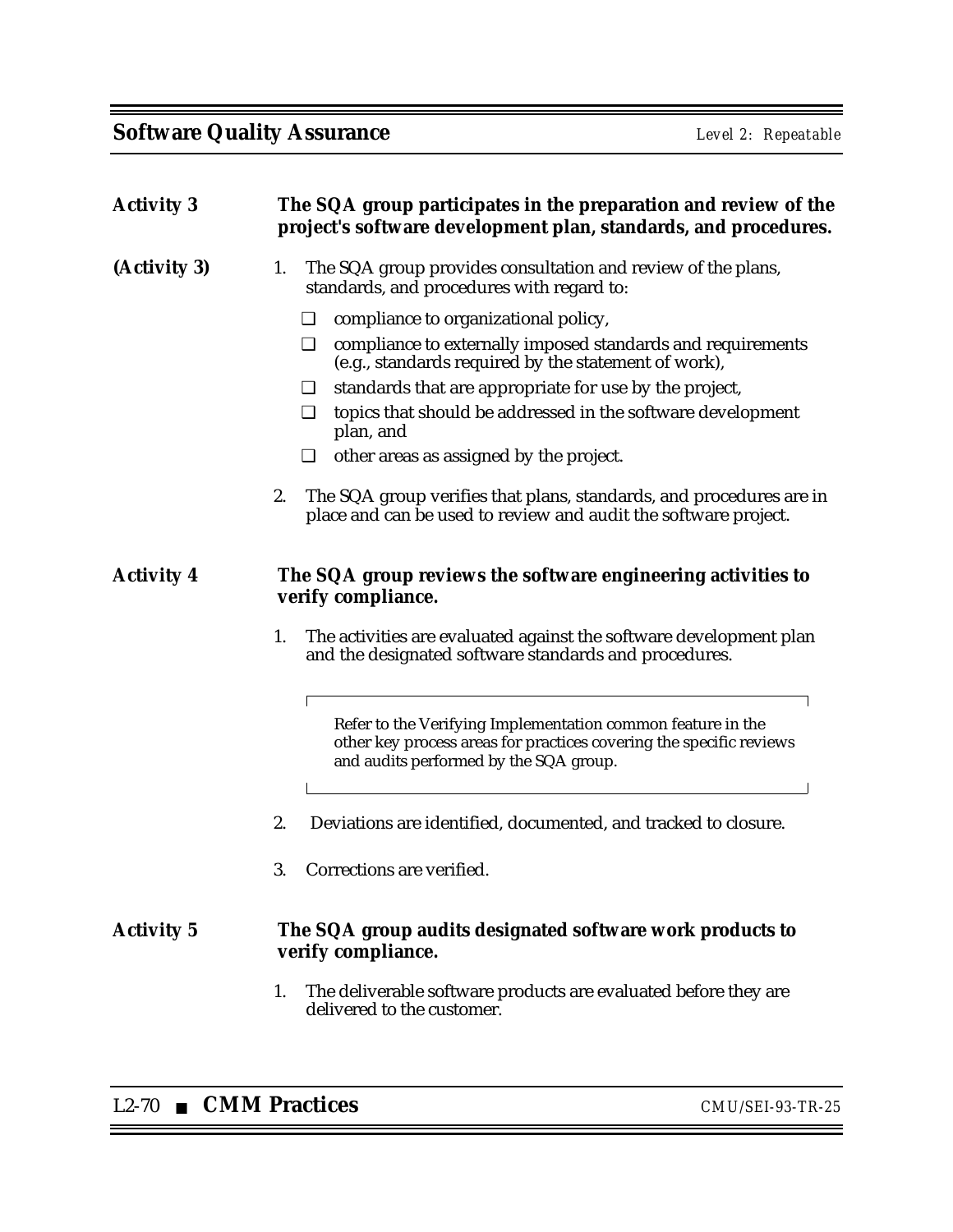**Activity 3** **The SQA group participates in the preparation and review of the project's software development plan, standards, and procedures.**

**(Activity 3)**

1. The SQA group provides consultation and review of the plans, standards, and procedures with regard to:
   - ❑ compliance to organizational policy,
   - ❑ compliance to externally imposed standards and requirements (e.g., standards required by the statement of work),
   - ❑ standards that are appropriate for use by the project,
   - ❑ topics that should be addressed in the software development plan, and
   - ❑ other areas as assigned by the project.
2. The SQA group verifies that plans, standards, and procedures are in place and can be used to review and audit the software project.

**Activity 4** **The SQA group reviews the software engineering activities to verify compliance.**

1. The activities are evaluated against the software development plan and the designated software standards and procedures.

> Refer to the Verifying Implementation common feature in the other key process areas for practices covering the specific reviews and audits performed by the SQA group.

2. Deviations are identified, documented, and tracked to closure.
3. Corrections are verified.

**Activity 5** **The SQA group audits designated software work products to verify compliance.**

1. The deliverable software products are evaluated before they are delivered to the customer.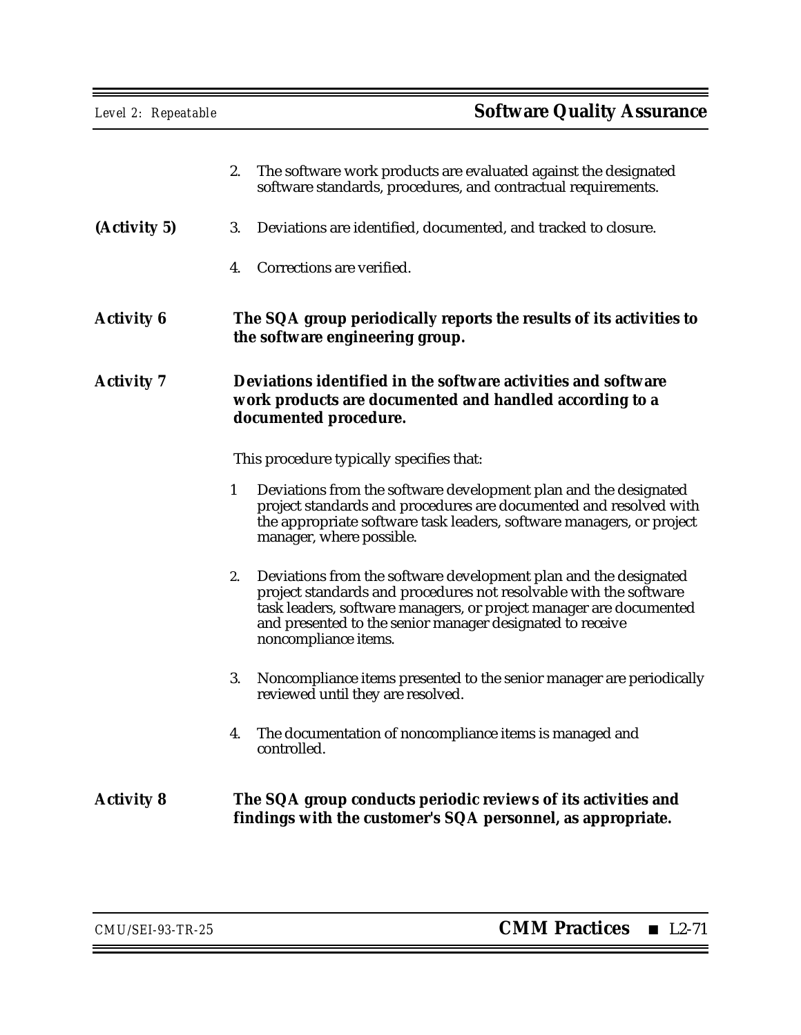2. The software work products are evaluated against the designated software standards, procedures, and contractual requirements.

**(Activity 5)** 3. Deviations are identified, documented, and tracked to closure.

4. Corrections are verified.

**Activity 6** **The SQA group periodically reports the results of its activities to the software engineering group.**

**Activity 7** **Deviations identified in the software activities and software work products are documented and handled according to a documented procedure.**

This procedure typically specifies that:

1 Deviations from the software development plan and the designated project standards and procedures are documented and resolved with the appropriate software task leaders, software managers, or project manager, where possible.

2. Deviations from the software development plan and the designated project standards and procedures not resolvable with the software task leaders, software managers, or project manager are documented and presented to the senior manager designated to receive noncompliance items.

3. Noncompliance items presented to the senior manager are periodically reviewed until they are resolved.

4. The documentation of noncompliance items is managed and controlled.

**Activity 8** **The SQA group conducts periodic reviews of its activities and findings with the customer's SQA personnel, as appropriate.**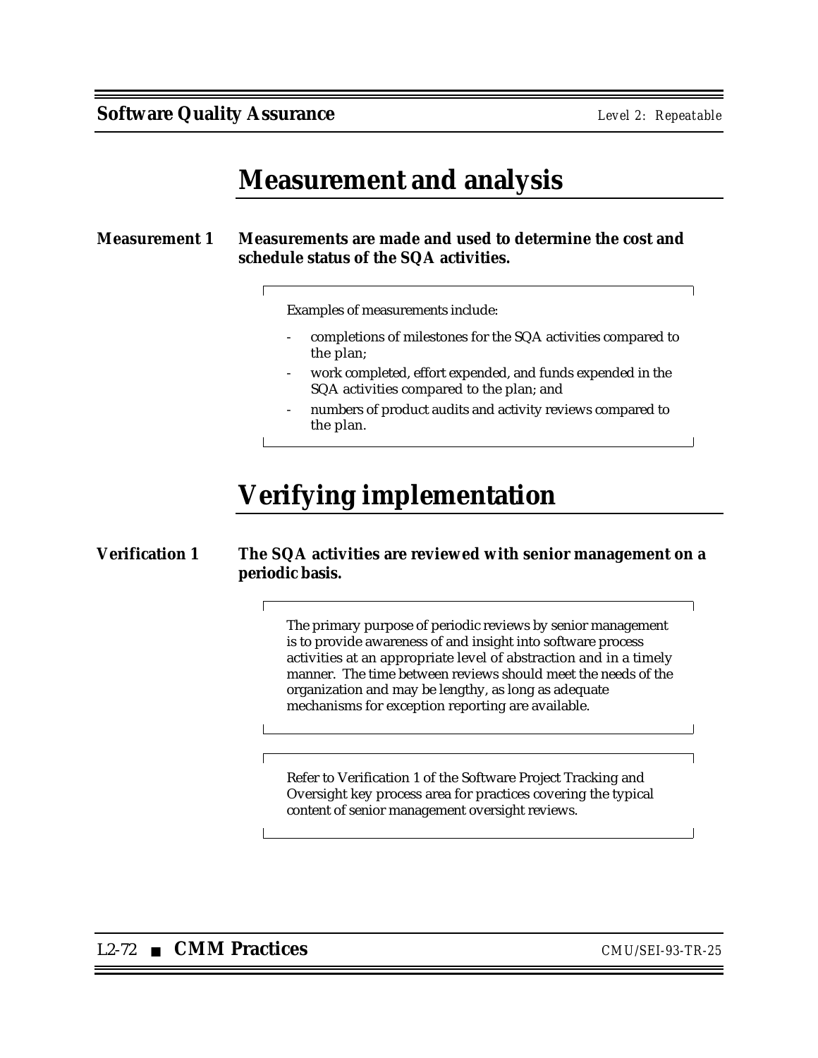## Measurement and analysis

**Measurement 1** **Measurements are made and used to determine the cost and schedule status of the SQA activities.**

> Examples of measurements include:
>
> - completions of milestones for the SQA activities compared to the plan;
> - work completed, effort expended, and funds expended in the SQA activities compared to the plan; and
> - numbers of product audits and activity reviews compared to the plan.

## Verifying implementation

**Verification 1** **The SQA activities are reviewed with senior management on a periodic basis.**

> The primary purpose of periodic reviews by senior management is to provide awareness of and insight into software process activities at an appropriate level of abstraction and in a timely manner. The time between reviews should meet the needs of the organization and may be lengthy, as long as adequate mechanisms for exception reporting are available.

> Refer to Verification 1 of the Software Project Tracking and Oversight key process area for practices covering the typical content of senior management oversight reviews.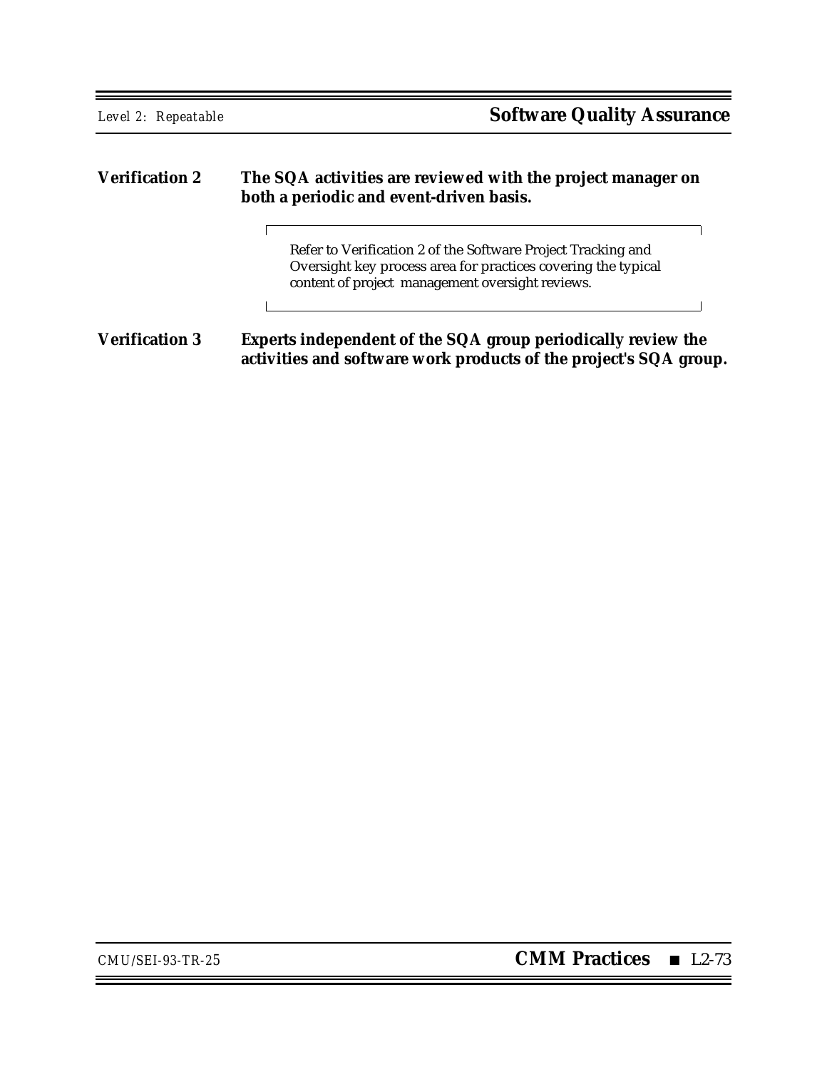**Verification 2** **The SQA activities are reviewed with the project manager on both a periodic and event-driven basis.**

> Refer to Verification 2 of the Software Project Tracking and Oversight key process area for practices covering the typical content of project management oversight reviews.

**Verification 3** **Experts independent of the SQA group periodically review the activities and software work products of the project's SQA group.**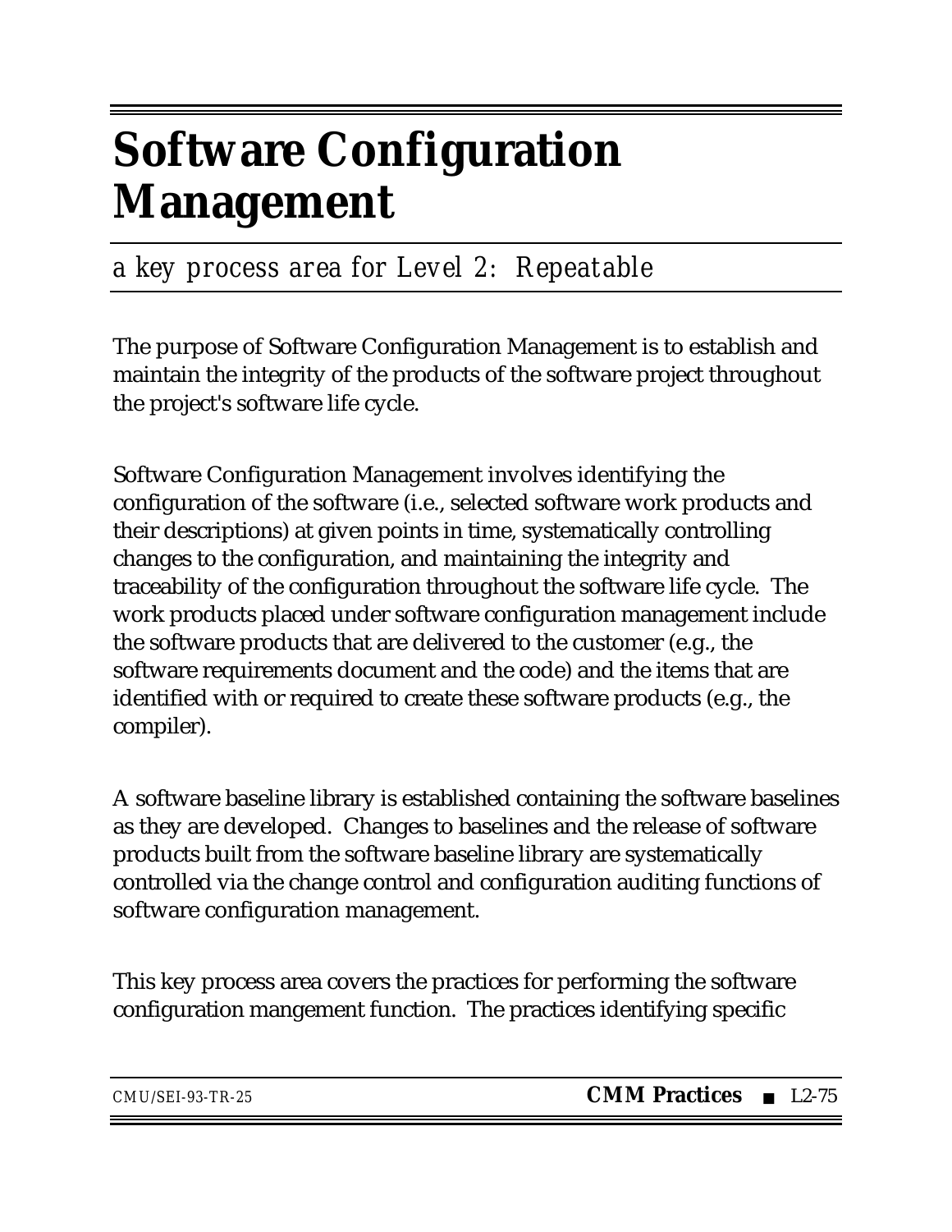# Software Configuration Management

*a key process area for Level 2: Repeatable*

The purpose of Software Configuration Management is to establish and maintain the integrity of the products of the software project throughout the project's software life cycle.

Software Configuration Management involves identifying the configuration of the software (i.e., selected software work products and their descriptions) at given points in time, systematically controlling changes to the configuration, and maintaining the integrity and traceability of the configuration throughout the software life cycle. The work products placed under software configuration management include the software products that are delivered to the customer (e.g., the software requirements document and the code) and the items that are identified with or required to create these software products (e.g., the compiler).

A software baseline library is established containing the software baselines as they are developed. Changes to baselines and the release of software products built from the software baseline library are systematically controlled via the change control and configuration auditing functions of software configuration management.

This key process area covers the practices for performing the software configuration mangement function. The practices identifying specific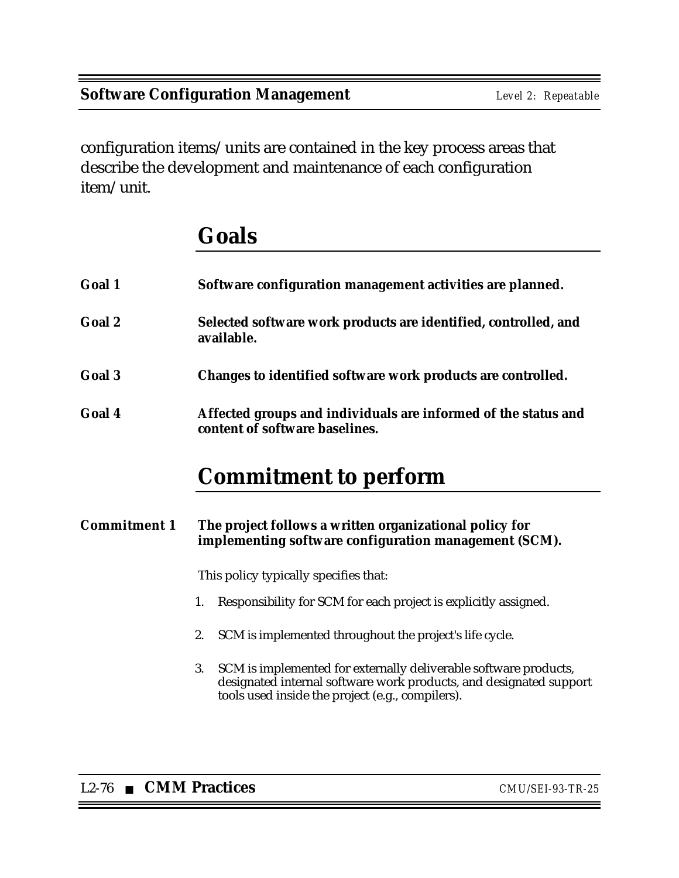configuration items/units are contained in the key process areas that describe the development and maintenance of each configuration item/unit.

## Goals

**Goal 1** **Software configuration management activities are planned.**

**Goal 2** **Selected software work products are identified, controlled, and available.**

**Goal 3** **Changes to identified software work products are controlled.**

**Goal 4** **Affected groups and individuals are informed of the status and content of software baselines.**

## Commitment to perform

**Commitment 1** **The project follows a written organizational policy for implementing software configuration management (SCM).**

This policy typically specifies that:

1. Responsibility for SCM for each project is explicitly assigned.

2. SCM is implemented throughout the project's life cycle.

3. SCM is implemented for externally deliverable software products, designated internal software work products, and designated support tools used inside the project (e.g., compilers).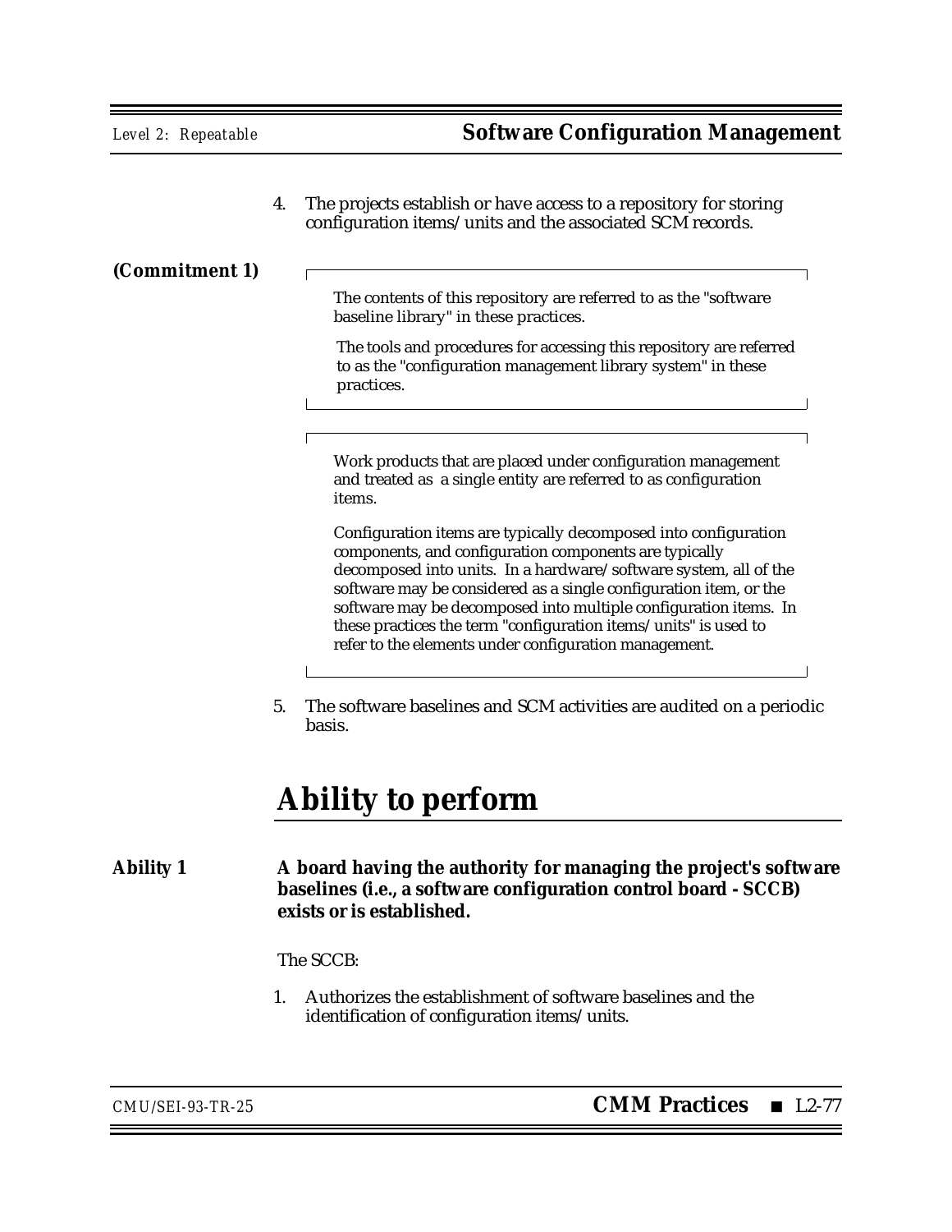4. The projects establish or have access to a repository for storing configuration items/units and the associated SCM records.

*(Commitment 1)*

> The contents of this repository are referred to as the "software baseline library" in these practices.
>
> The tools and procedures for accessing this repository are referred to as the "configuration management library system" in these practices.

> Work products that are placed under configuration management and treated as a single entity are referred to as configuration items.
>
> Configuration items are typically decomposed into configuration components, and configuration components are typically decomposed into units. In a hardware/software system, all of the software may be considered as a single configuration item, or the software may be decomposed into multiple configuration items. In these practices the term "configuration items/units" is used to refer to the elements under configuration management.

5. The software baselines and SCM activities are audited on a periodic basis.

# Ability to perform

**Ability 1** **A board having the authority for managing the project's software baselines (i.e., a software configuration control board - SCCB) exists or is established.**

The SCCB:

1. Authorizes the establishment of software baselines and the identification of configuration items/units.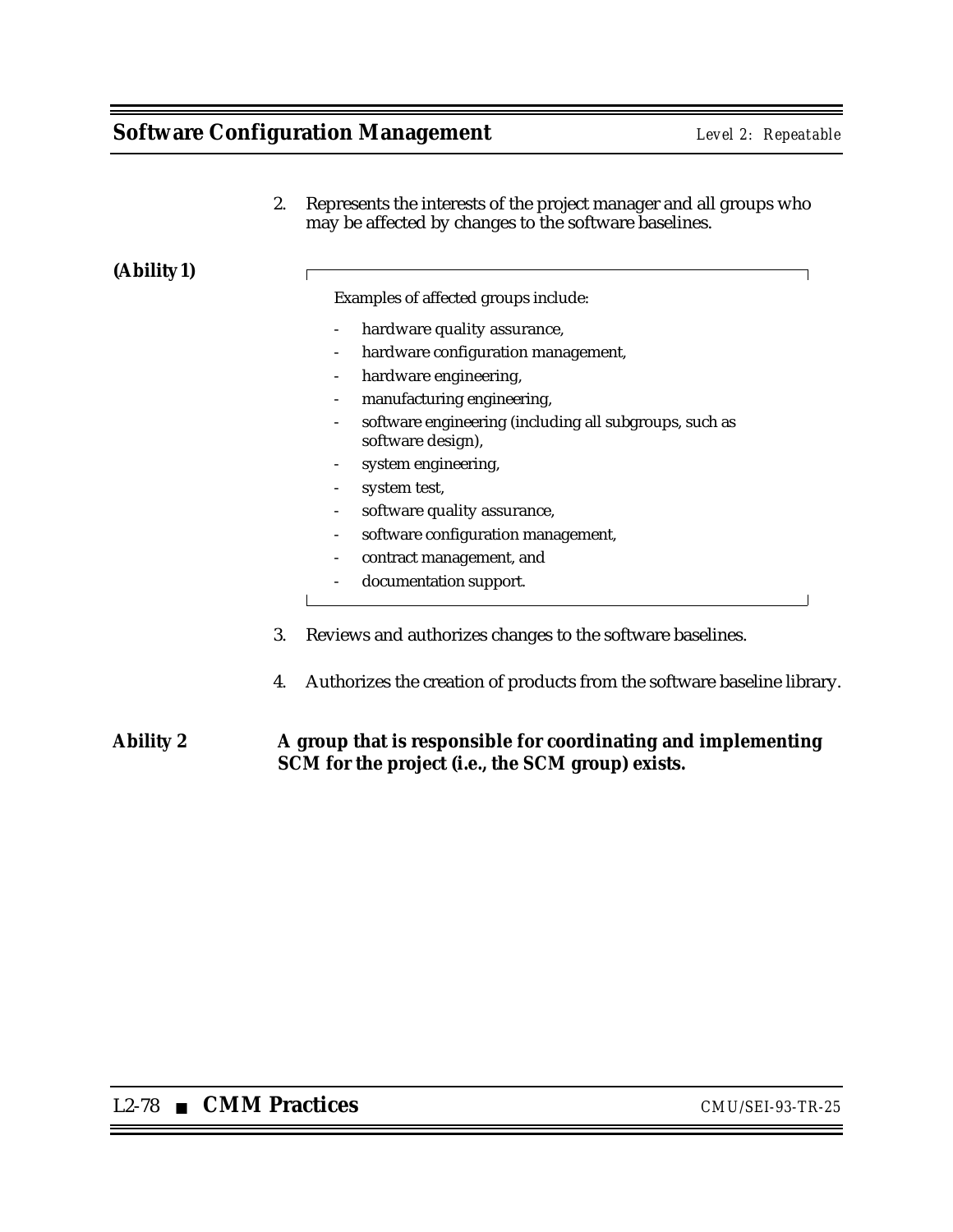2. Represents the interests of the project manager and all groups who may be affected by changes to the software baselines.

(Ability 1)

> Examples of affected groups include:
>
> - hardware quality assurance,
> - hardware configuration management,
> - hardware engineering,
> - manufacturing engineering,
> - software engineering (including all subgroups, such as software design),
> - system engineering,
> - system test,
> - software quality assurance,
> - software configuration management,
> - contract management, and
> - documentation support.

3. Reviews and authorizes changes to the software baselines.

4. Authorizes the creation of products from the software baseline library.

**Ability 2** **A group that is responsible for coordinating and implementing SCM for the project (i.e., the SCM group) exists.**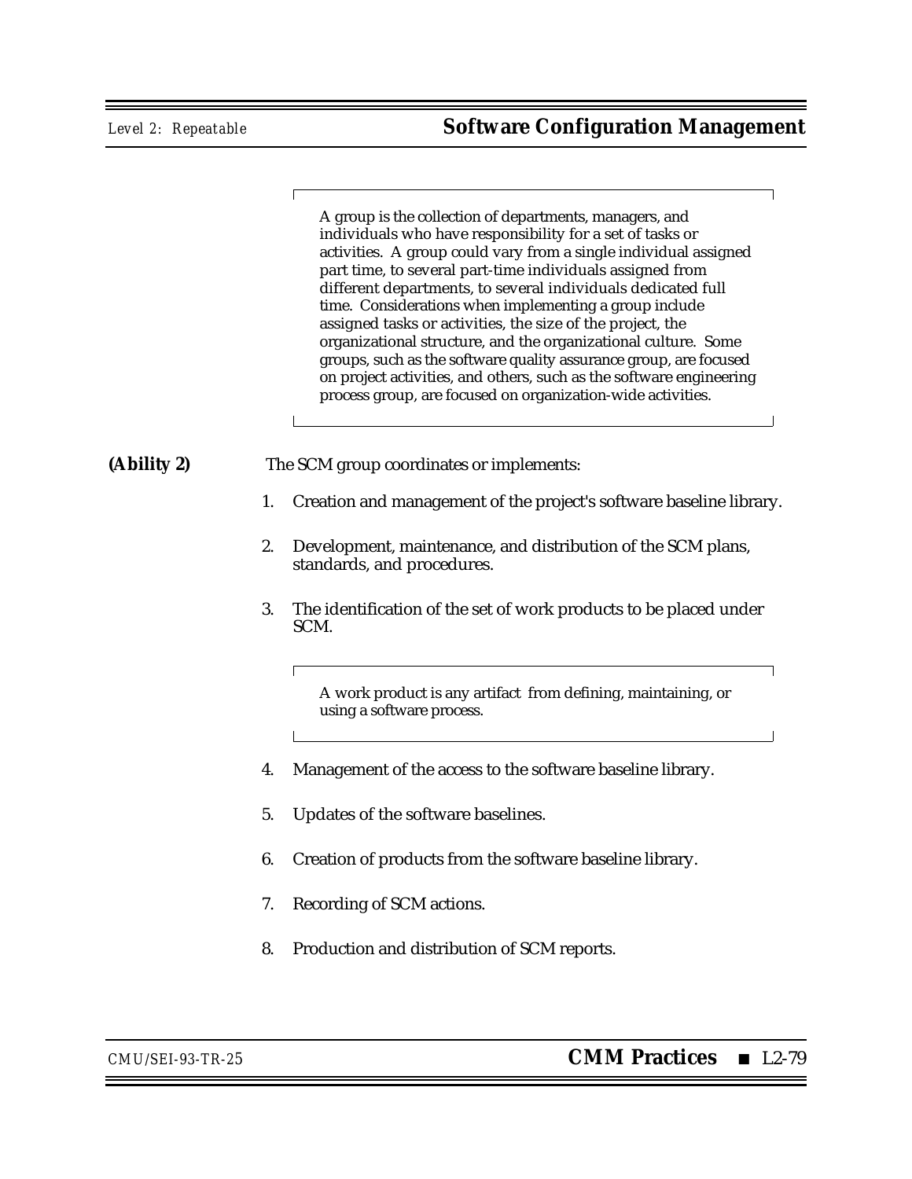> A group is the collection of departments, managers, and individuals who have responsibility for a set of tasks or activities. A group could vary from a single individual assigned part time, to several part-time individuals assigned from different departments, to several individuals dedicated full time. Considerations when implementing a group include assigned tasks or activities, the size of the project, the organizational structure, and the organizational culture. Some groups, such as the software quality assurance group, are focused on project activities, and others, such as the software engineering process group, are focused on organization-wide activities.

**(Ability 2)** The SCM group coordinates or implements:

1. Creation and management of the project's software baseline library.

2. Development, maintenance, and distribution of the SCM plans, standards, and procedures.

3. The identification of the set of work products to be placed under SCM.

   > A work product is any artifact from defining, maintaining, or using a software process.

4. Management of the access to the software baseline library.

5. Updates of the software baselines.

6. Creation of products from the software baseline library.

7. Recording of SCM actions.

8. Production and distribution of SCM reports.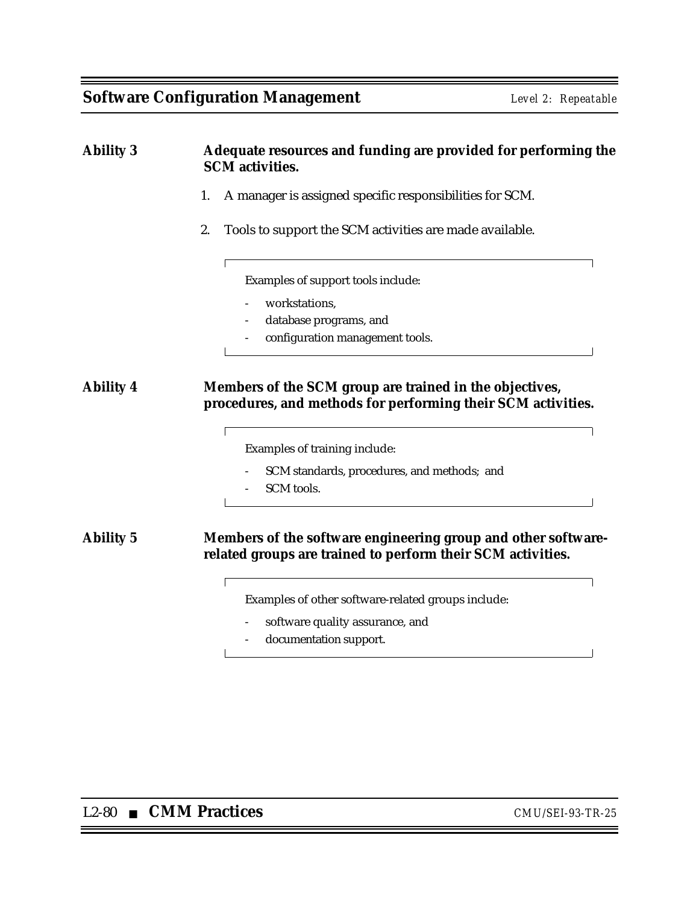**Ability 3** **Adequate resources and funding are provided for performing the SCM activities.**

1. A manager is assigned specific responsibilities for SCM.

2. Tools to support the SCM activities are made available.

   > Examples of support tools include:
   >
   > - workstations,
   > - database programs, and
   > - configuration management tools.

**Ability 4** **Members of the SCM group are trained in the objectives, procedures, and methods for performing their SCM activities.**

> Examples of training include:
>
> - SCM standards, procedures, and methods; and
> - SCM tools.

**Ability 5** **Members of the software engineering group and other software-related groups are trained to perform their SCM activities.**

> Examples of other software-related groups include:
>
> - software quality assurance, and
> - documentation support.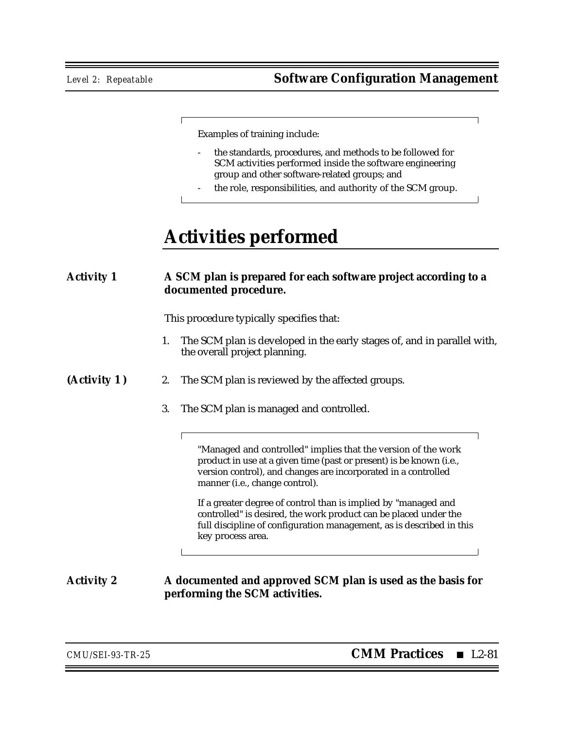Examples of training include:

- the standards, procedures, and methods to be followed for SCM activities performed inside the software engineering group and other software-related groups; and
- the role, responsibilities, and authority of the SCM group.

# Activities performed

**Activity 1** **A SCM plan is prepared for each software project according to a documented procedure.**

This procedure typically specifies that:

1. The SCM plan is developed in the early stages of, and in parallel with, the overall project planning.

**(Activity 1)**

2. The SCM plan is reviewed by the affected groups.
3. The SCM plan is managed and controlled.

"Managed and controlled" implies that the version of the work product in use at a given time (past or present) is be known (i.e., version control), and changes are incorporated in a controlled manner (i.e., change control).

If a greater degree of control than is implied by "managed and controlled" is desired, the work product can be placed under the full discipline of configuration management, as is described in this key process area.

**Activity 2** **A documented and approved SCM plan is used as the basis for performing the SCM activities.**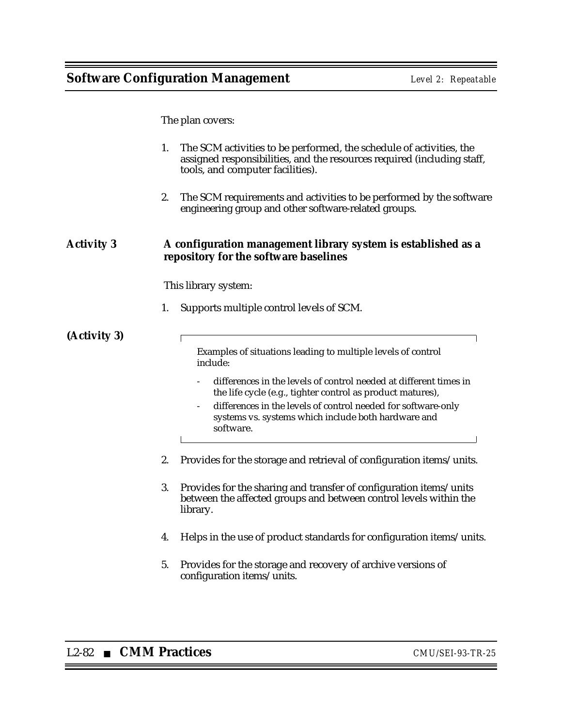The plan covers:

1. The SCM activities to be performed, the schedule of activities, the assigned responsibilities, and the resources required (including staff, tools, and computer facilities).

2. The SCM requirements and activities to be performed by the software engineering group and other software-related groups.

**Activity 3** **A configuration management library system is established as a repository for the software baselines**

This library system:

1. Supports multiple control levels of SCM.

**(Activity 3)**

> Examples of situations leading to multiple levels of control include:
>
> - differences in the levels of control needed at different times in the life cycle (e.g., tighter control as product matures),
> - differences in the levels of control needed for software-only systems vs. systems which include both hardware and software.

2. Provides for the storage and retrieval of configuration items/units.

3. Provides for the sharing and transfer of configuration items/units between the affected groups and between control levels within the library.

4. Helps in the use of product standards for configuration items/units.

5. Provides for the storage and recovery of archive versions of configuration items/units.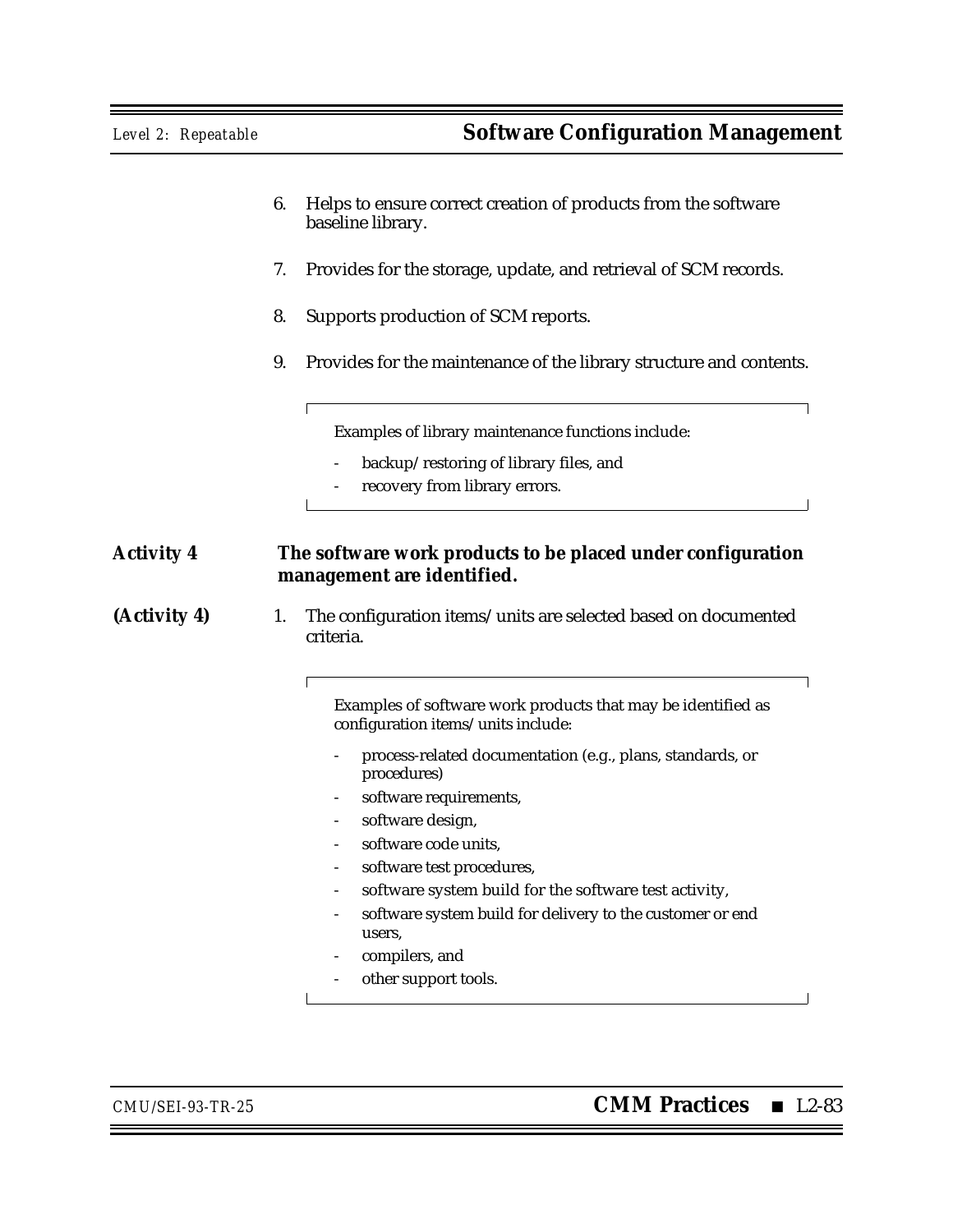6. Helps to ensure correct creation of products from the software baseline library.

7. Provides for the storage, update, and retrieval of SCM records.

8. Supports production of SCM reports.

9. Provides for the maintenance of the library structure and contents.

> Examples of library maintenance functions include:
>
> - backup/restoring of library files, and
> - recovery from library errors.

**Activity 4** **The software work products to be placed under configuration management are identified.**

**(Activity 4)**

1. The configuration items/units are selected based on documented criteria.

> Examples of software work products that may be identified as configuration items/units include:
>
> - process-related documentation (e.g., plans, standards, or procedures)
> - software requirements,
> - software design,
> - software code units,
> - software test procedures,
> - software system build for the software test activity,
> - software system build for delivery to the customer or end users,
> - compilers, and
> - other support tools.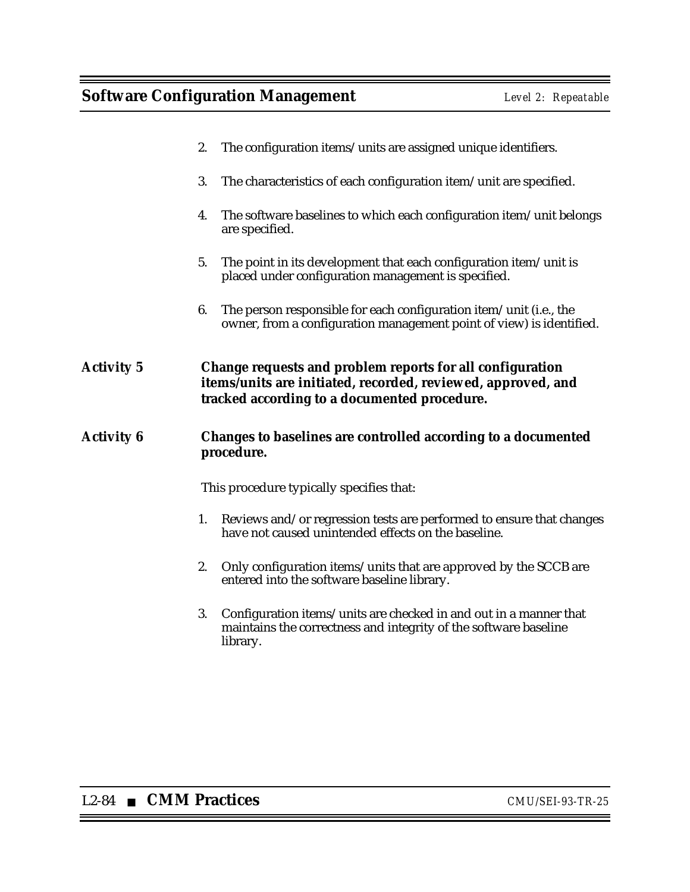2. The configuration items/units are assigned unique identifiers.

3. The characteristics of each configuration item/unit are specified.

4. The software baselines to which each configuration item/unit belongs are specified.

5. The point in its development that each configuration item/unit is placed under configuration management is specified.

6. The person responsible for each configuration item/unit (i.e., the owner, from a configuration management point of view) is identified.

**Activity 5** **Change requests and problem reports for all configuration items/units are initiated, recorded, reviewed, approved, and tracked according to a documented procedure.**

**Activity 6** **Changes to baselines are controlled according to a documented procedure.**

This procedure typically specifies that:

1. Reviews and/or regression tests are performed to ensure that changes have not caused unintended effects on the baseline.

2. Only configuration items/units that are approved by the SCCB are entered into the software baseline library.

3. Configuration items/units are checked in and out in a manner that maintains the correctness and integrity of the software baseline library.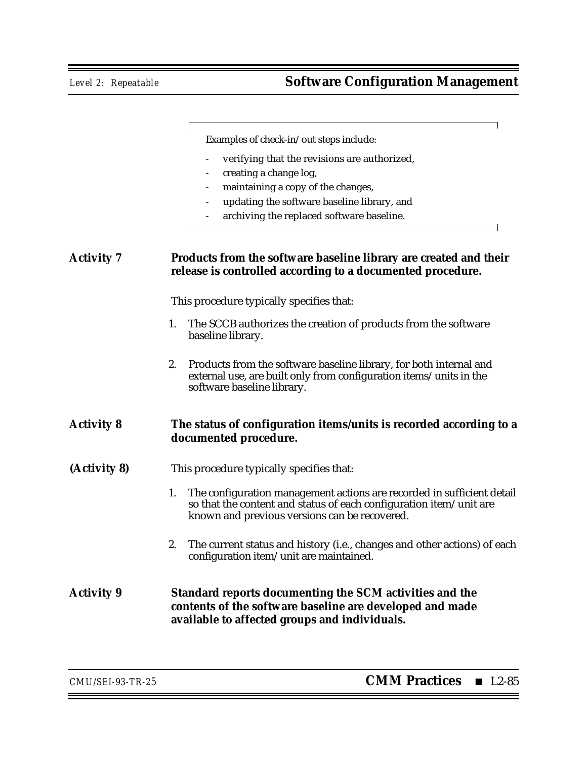> Examples of check-in/out steps include:
>
> - verifying that the revisions are authorized,
> - creating a change log,
> - maintaining a copy of the changes,
> - updating the software baseline library, and
> - archiving the replaced software baseline.

**Activity 7** **Products from the software baseline library are created and their release is controlled according to a documented procedure.**

This procedure typically specifies that:

1. The SCCB authorizes the creation of products from the software baseline library.

2. Products from the software baseline library, for both internal and external use, are built only from configuration items/units in the software baseline library.

**Activity 8** **The status of configuration items/units is recorded according to a documented procedure.**

**(Activity 8)** This procedure typically specifies that:

1. The configuration management actions are recorded in sufficient detail so that the content and status of each configuration item/unit are known and previous versions can be recovered.

2. The current status and history (i.e., changes and other actions) of each configuration item/unit are maintained.

**Activity 9** **Standard reports documenting the SCM activities and the contents of the software baseline are developed and made available to affected groups and individuals.**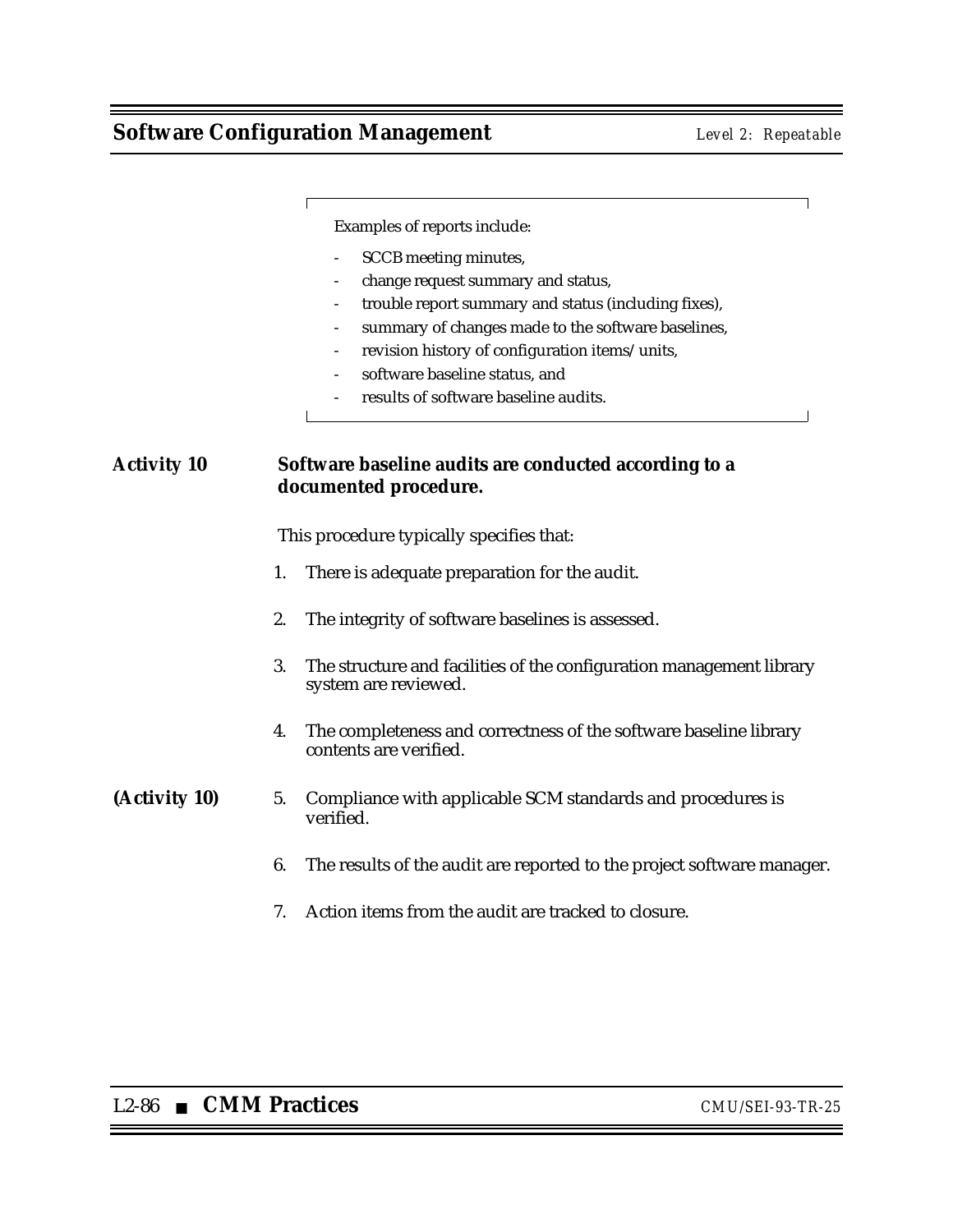> Examples of reports include:
>
> - SCCB meeting minutes,
> - change request summary and status,
> - trouble report summary and status (including fixes),
> - summary of changes made to the software baselines,
> - revision history of configuration items/units,
> - software baseline status, and
> - results of software baseline audits.

**Activity 10** **Software baseline audits are conducted according to a documented procedure.**

This procedure typically specifies that:

1. There is adequate preparation for the audit.
2. The integrity of software baselines is assessed.
3. The structure and facilities of the configuration management library system are reviewed.
4. The completeness and correctness of the software baseline library contents are verified.

**(Activity 10)**

5. Compliance with applicable SCM standards and procedures is verified.
6. The results of the audit are reported to the project software manager.
7. Action items from the audit are tracked to closure.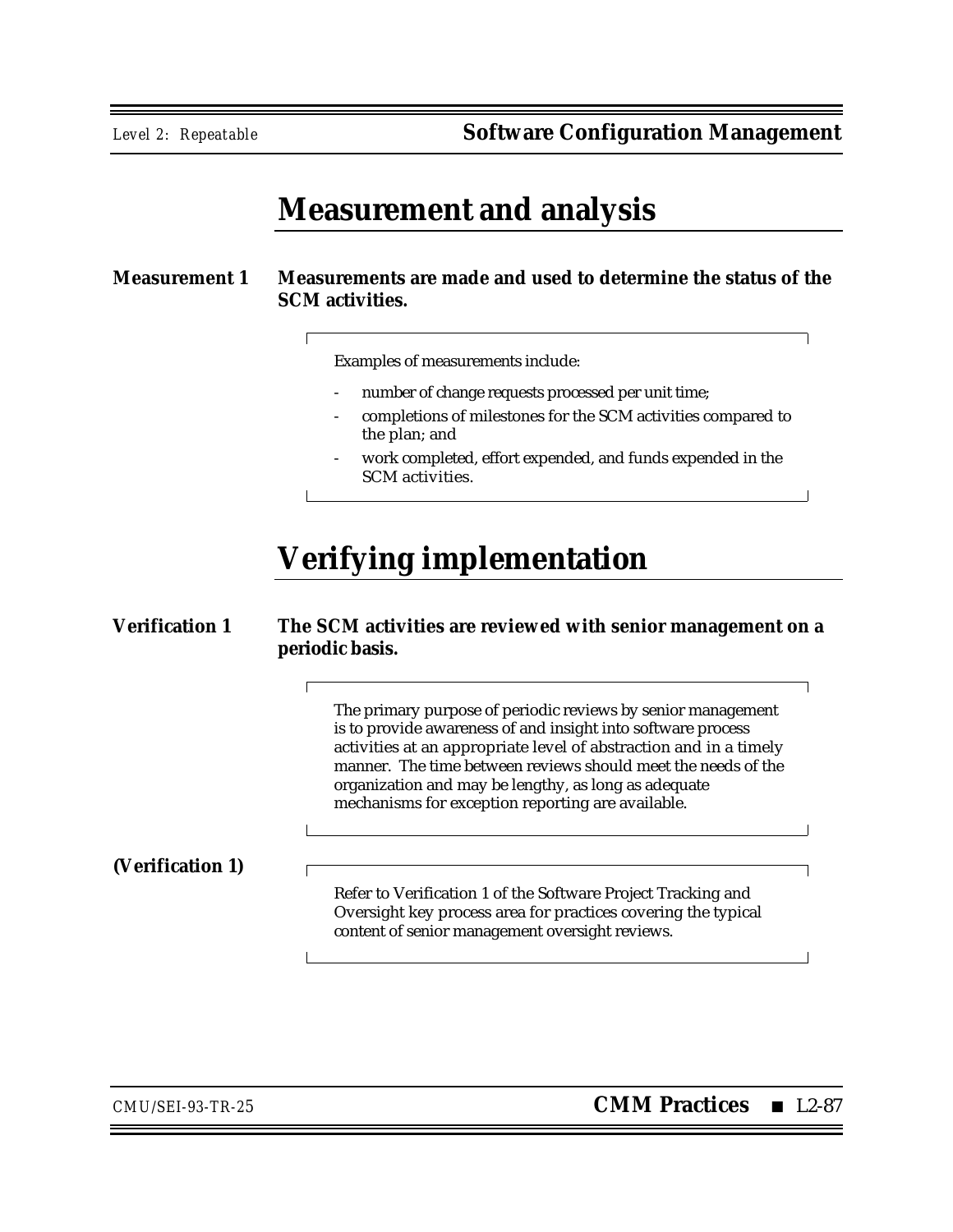# Measurement and analysis

**Measurement 1** **Measurements are made and used to determine the status of the SCM activities.**

> Examples of measurements include:
>
> - number of change requests processed per unit time;
> - completions of milestones for the SCM activities compared to the plan; and
> - work completed, effort expended, and funds expended in the SCM activities.

# Verifying implementation

**Verification 1** **The SCM activities are reviewed with senior management on a periodic basis.**

> The primary purpose of periodic reviews by senior management is to provide awareness of and insight into software process activities at an appropriate level of abstraction and in a timely manner. The time between reviews should meet the needs of the organization and may be lengthy, as long as adequate mechanisms for exception reporting are available.

**(Verification 1)**

> Refer to Verification 1 of the Software Project Tracking and Oversight key process area for practices covering the typical content of senior management oversight reviews.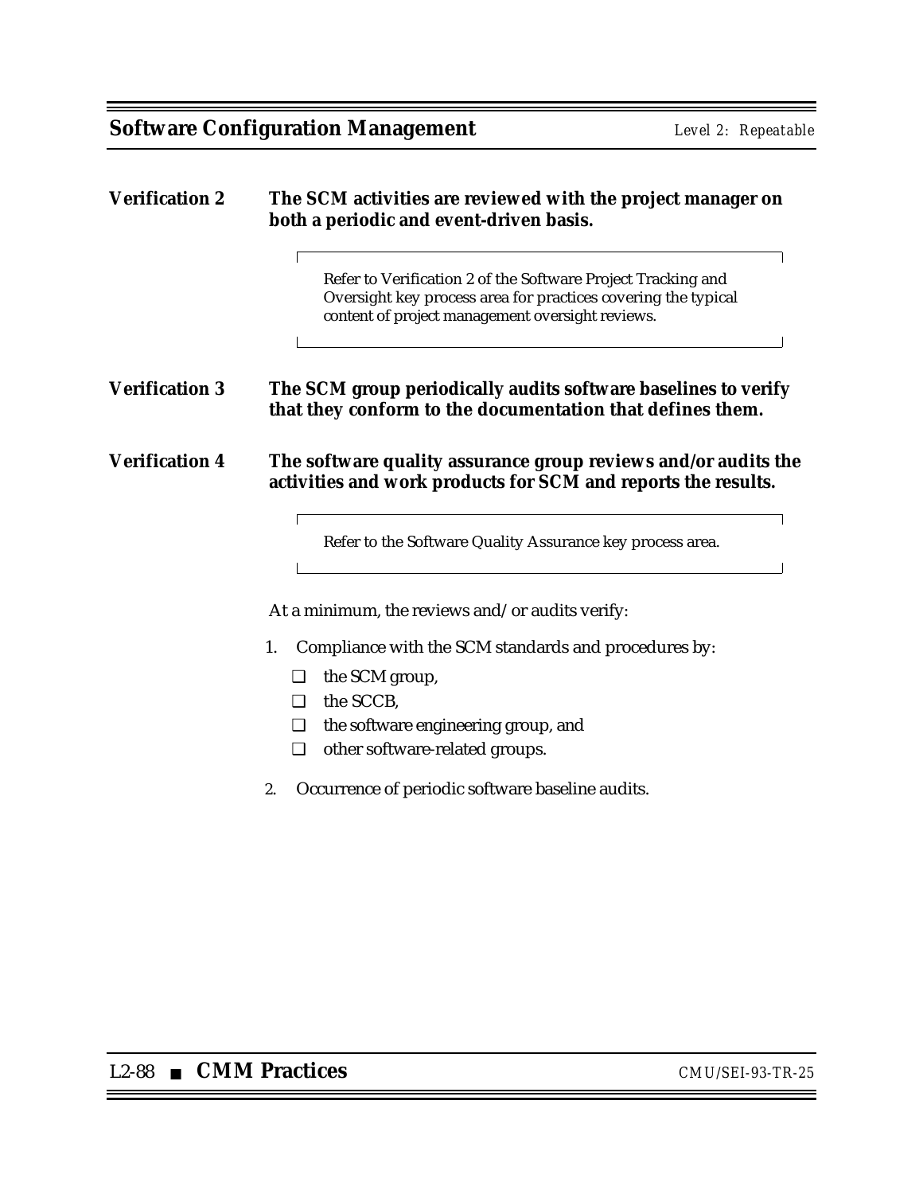**Verification 2** **The SCM activities are reviewed with the project manager on both a periodic and event-driven basis.**

> Refer to Verification 2 of the Software Project Tracking and Oversight key process area for practices covering the typical content of project management oversight reviews.

**Verification 3** **The SCM group periodically audits software baselines to verify that they conform to the documentation that defines them.**

**Verification 4** **The software quality assurance group reviews and/or audits the activities and work products for SCM and reports the results.**

> Refer to the Software Quality Assurance key process area.

At a minimum, the reviews and/or audits verify:

1. Compliance with the SCM standards and procedures by:
   - ❑ the SCM group,
   - ❑ the SCCB,
   - ❑ the software engineering group, and
   - ❑ other software-related groups.
2. Occurrence of periodic software baseline audits.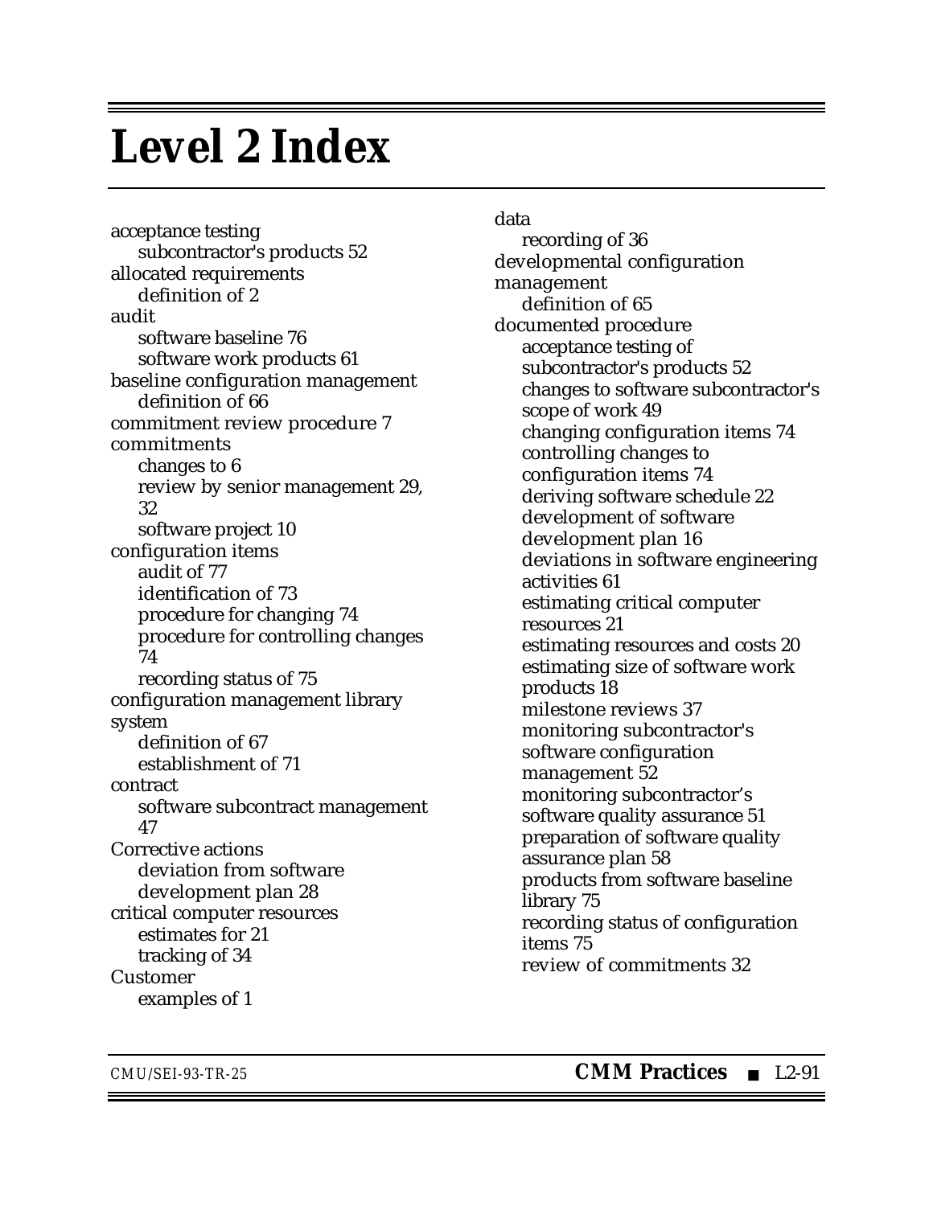# Level 2 Index

acceptance testing
- subcontractor's products 52

allocated requirements
- definition of 2

audit
- software baseline 76
- software work products 61

baseline configuration management
- definition of 66

commitment review procedure 7

commitments
- changes to 6
- review by senior management 29, 32
- software project 10

configuration items
- audit of 77
- identification of 73
- procedure for changing 74
- procedure for controlling changes 74
- recording status of 75

configuration management library system
- definition of 67
- establishment of 71

contract
- software subcontract management 47

Corrective actions
- deviation from software development plan 28

critical computer resources
- estimates for 21
- tracking of 34

Customer
- examples of 1

data
- recording of 36

developmental configuration management
- definition of 65

documented procedure
- acceptance testing of subcontractor's products 52
- changes to software subcontractor's scope of work 49
- changing configuration items 74
- controlling changes to configuration items 74
- deriving software schedule 22
- development of software development plan 16
- deviations in software engineering activities 61
- estimating critical computer resources 21
- estimating resources and costs 20
- estimating size of software work products 18
- milestone reviews 37
- monitoring subcontractor's software configuration management 52
- monitoring subcontractor's software quality assurance 51
- preparation of software quality assurance plan 58
- products from software baseline library 75
- recording status of configuration items 75
- review of commitments 32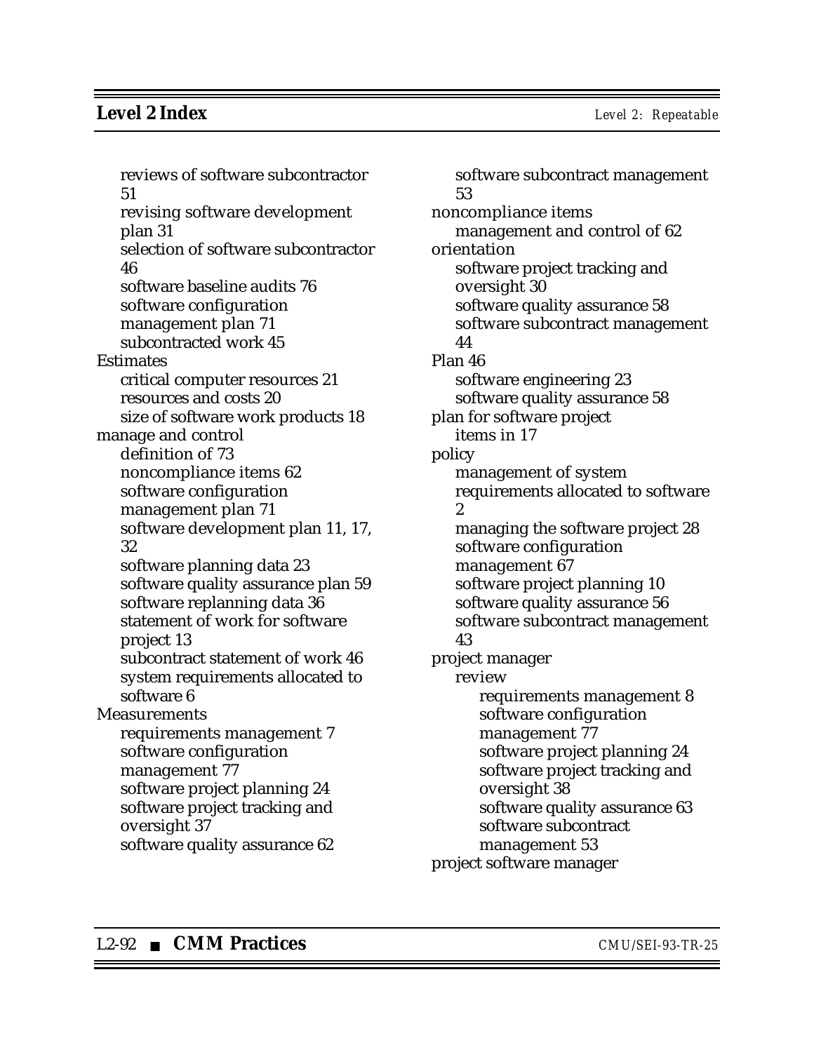- reviews of software subcontractor 51
- revising software development plan 31
- selection of software subcontractor 46
- software baseline audits 76
- software configuration management plan 71
- subcontracted work 45

Estimates
- critical computer resources 21
- resources and costs 20
- size of software work products 18

manage and control
- definition of 73
- noncompliance items 62
- software configuration management plan 71
- software development plan 11, 17, 32
- software planning data 23
- software quality assurance plan 59
- software replanning data 36
- statement of work for software project 13
- subcontract statement of work 46
- system requirements allocated to software 6

Measurements
- requirements management 7
- software configuration management 77
- software project planning 24
- software project tracking and oversight 37
- software quality assurance 62
- software subcontract management 53

noncompliance items
- management and control of 62

orientation
- software project tracking and oversight 30
- software quality assurance 58
- software subcontract management 44

Plan 46
- software engineering 23
- software quality assurance 58

plan for software project
- items in 17

policy
- management of system requirements allocated to software 2
- managing the software project 28
- software configuration management 67
- software project planning 10
- software quality assurance 56
- software subcontract management 43

project manager
- review
  - requirements management 8
  - software configuration management 77
  - software project planning 24
  - software project tracking and oversight 38
  - software quality assurance 63
  - software subcontract management 53

project software manager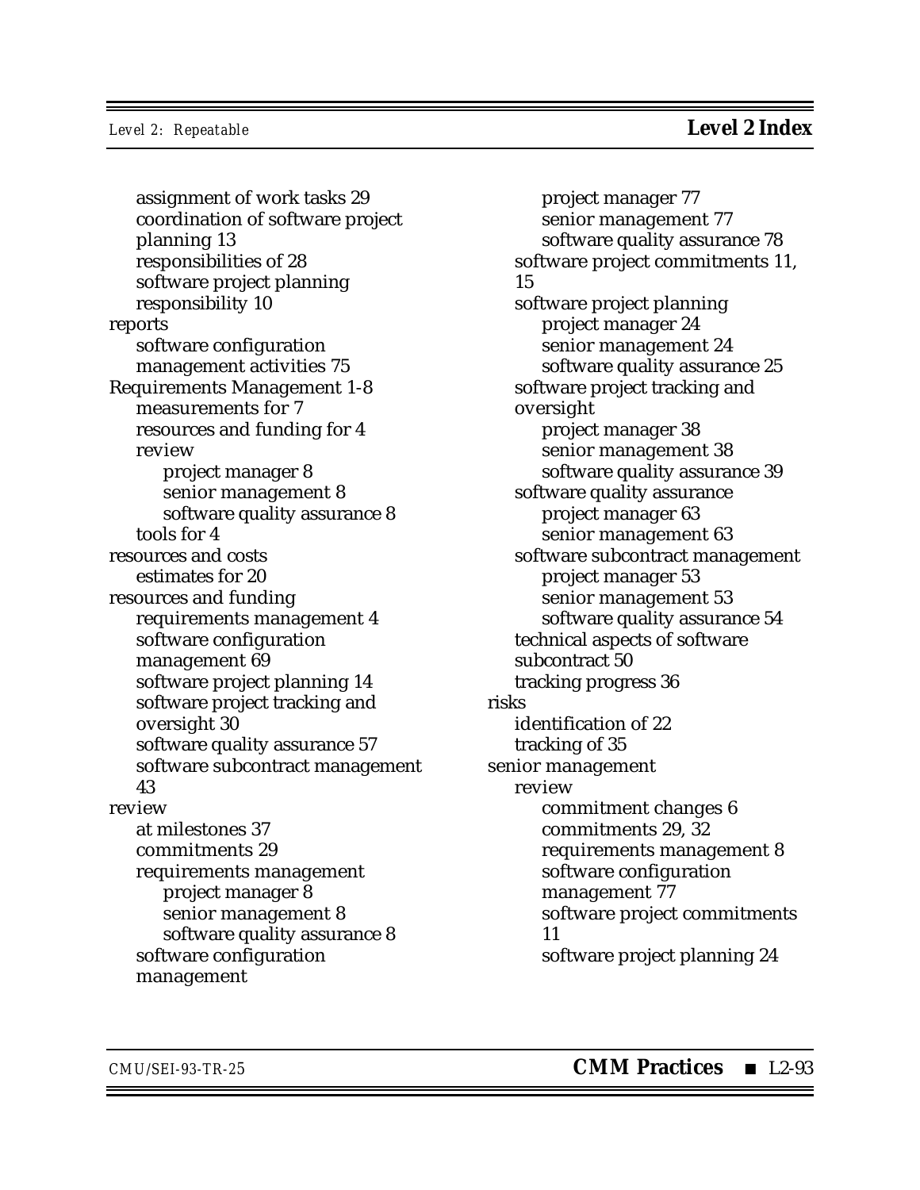assignment of work tasks 29
coordination of software project planning 13
responsibilities of 28
software project planning responsibility 10

reports
- software configuration management activities 75

Requirements Management 1-8
- measurements for 7
- resources and funding for 4
- review
  - project manager 8
  - senior management 8
  - software quality assurance 8
- tools for 4

resources and costs
- estimates for 20

resources and funding
- requirements management 4
- software configuration management 69
- software project planning 14
- software project tracking and oversight 30
- software quality assurance 57
- software subcontract management 43

review
- at milestones 37
- commitments 29
- requirements management
  - project manager 8
  - senior management 8
  - software quality assurance 8
- software configuration management
  - project manager 77
  - senior management 77
  - software quality assurance 78
- software project commitments 11, 15
- software project planning
  - project manager 24
  - senior management 24
  - software quality assurance 25
- software project tracking and oversight
  - project manager 38
  - senior management 38
  - software quality assurance 39
- software quality assurance
  - project manager 63
  - senior management 63
- software subcontract management
  - project manager 53
  - senior management 53
  - software quality assurance 54
- technical aspects of software subcontract 50
- tracking progress 36

risks
- identification of 22
- tracking of 35

senior management
- review
  - commitment changes 6
  - commitments 29, 32
  - requirements management 8
  - software configuration management 77
  - software project commitments 11
  - software project planning 24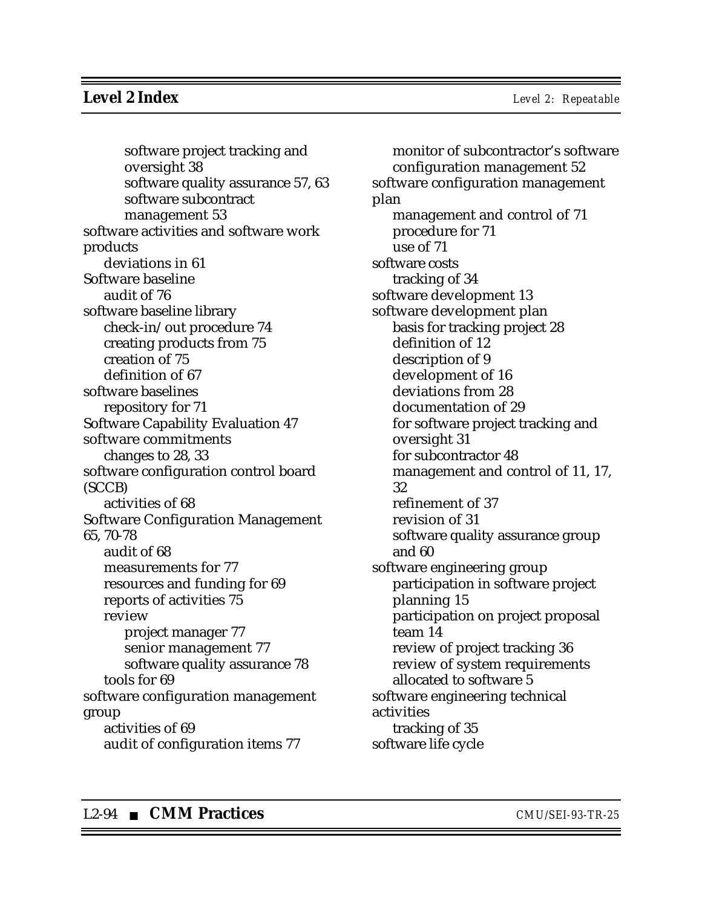software project tracking and oversight 38
software quality assurance 57, 63
software subcontract management 53

software activities and software work products
- deviations in 61

Software baseline
- audit of 76

software baseline library
- check-in/out procedure 74
- creating products from 75
- creation of 75
- definition of 67

software baselines
- repository for 71

Software Capability Evaluation 47

software commitments
- changes to 28, 33

software configuration control board (SCCB)
- activities of 68

Software Configuration Management 65, 70-78
- audit of 68
- measurements for 77
- resources and funding for 69
- reports of activities 75
- review
  - project manager 77
  - senior management 77
  - software quality assurance 78
- tools for 69

software configuration management group
- activities of 69
- audit of configuration items 77
- monitor of subcontractor's software configuration management 52

software configuration management plan
- management and control of 71
- procedure for 71
- use of 71

software costs
- tracking of 34

software development 13

software development plan
- basis for tracking project 28
- definition of 12
- description of 9
- development of 16
- deviations from 28
- documentation of 29
- for software project tracking and oversight 31
- for subcontractor 48
- management and control of 11, 17, 32
- refinement of 37
- revision of 31
- software quality assurance group and 60

software engineering group
- participation in software project planning 15
- participation on project proposal team 14
- review of project tracking 36
- review of system requirements allocated to software 5

software engineering technical activities
- tracking of 35

software life cycle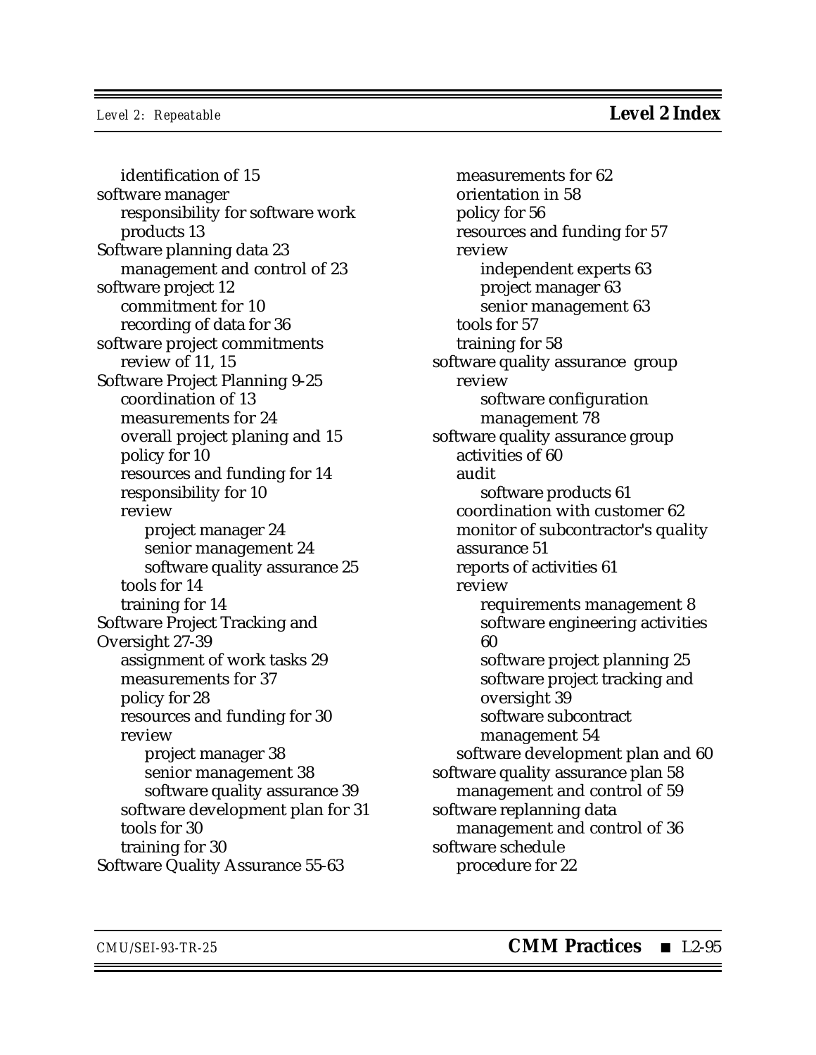identification of 15

software manager
  responsibility for software work products 13

Software planning data 23
  management and control of 23

software project 12
  commitment for 10
  recording of data for 36

software project commitments
  review of 11, 15

Software Project Planning 9-25
  coordination of 13
  measurements for 24
  overall project planing and 15
  policy for 10
  resources and funding for 14
  responsibility for 10
  review
    project manager 24
    senior management 24
    software quality assurance 25
  tools for 14
  training for 14

Software Project Tracking and Oversight 27-39
  assignment of work tasks 29
  measurements for 37
  policy for 28
  resources and funding for 30
  review
    project manager 38
    senior management 38
    software quality assurance 39
  software development plan for 31
  tools for 30
  training for 30

Software Quality Assurance 55-63
  measurements for 62
  orientation in 58
  policy for 56
  resources and funding for 57
  review
    independent experts 63
    project manager 63
    senior management 63
  tools for 57
  training for 58

software quality assurance group
  review
    software configuration management 78

software quality assurance group
  activities of 60
  audit
    software products 61
  coordination with customer 62
  monitor of subcontractor's quality assurance 51
  reports of activities 61
  review
    requirements management 8
    software engineering activities 60
    software project planning 25
    software project tracking and oversight 39
    software subcontract management 54
  software development plan and 60

software quality assurance plan 58
  management and control of 59

software replanning data
  management and control of 36

software schedule
  procedure for 22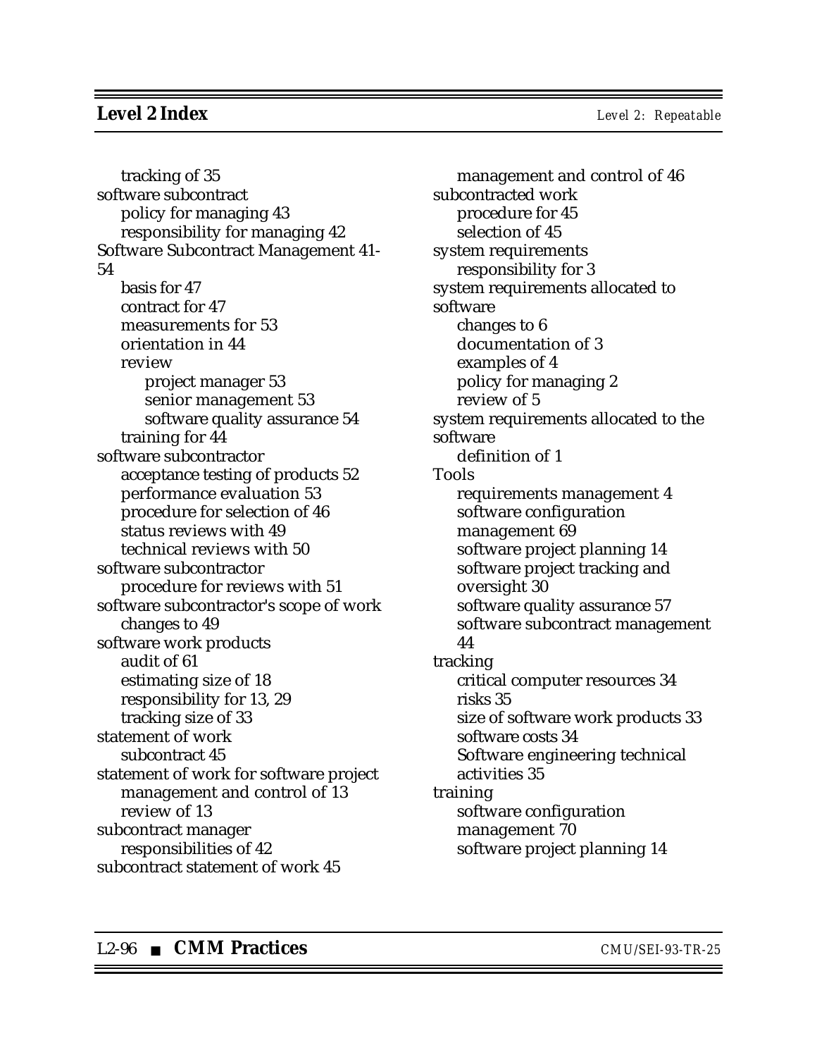tracking of 35

software subcontract
- policy for managing 43
- responsibility for managing 42

Software Subcontract Management 41-54
- basis for 47
- contract for 47
- measurements for 53
- orientation in 44
- review
  - project manager 53
  - senior management 53
  - software quality assurance 54
- training for 44

software subcontractor
- acceptance testing of products 52
- performance evaluation 53
- procedure for selection of 46
- status reviews with 49
- technical reviews with 50

software subcontractor
- procedure for reviews with 51

software subcontractor's scope of work
- changes to 49

software work products
- audit of 61
- estimating size of 18
- responsibility for 13, 29
- tracking size of 33

statement of work
- subcontract 45

statement of work for software project
- management and control of 13
- review of 13

subcontract manager
- responsibilities of 42

subcontract statement of work 45
- management and control of 46

subcontracted work
- procedure for 45
- selection of 45

system requirements
- responsibility for 3

system requirements allocated to software
- changes to 6
- documentation of 3
- examples of 4
- policy for managing 2
- review of 5

system requirements allocated to the software
- definition of 1

Tools
- requirements management 4
- software configuration management 69
- software project planning 14
- software project tracking and oversight 30
- software quality assurance 57
- software subcontract management 44

tracking
- critical computer resources 34
- risks 35
- size of software work products 33
- software costs 34
- Software engineering technical activities 35

training
- software configuration management 70
- software project planning 14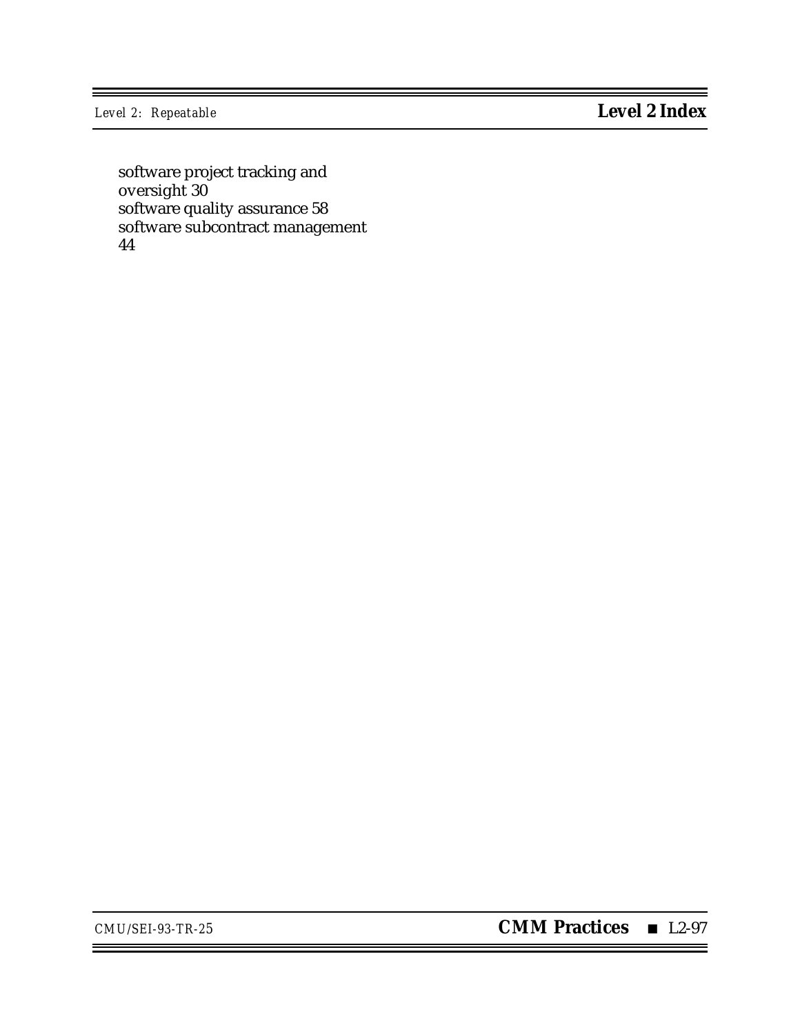software project tracking and oversight 30
software quality assurance 58
software subcontract management 44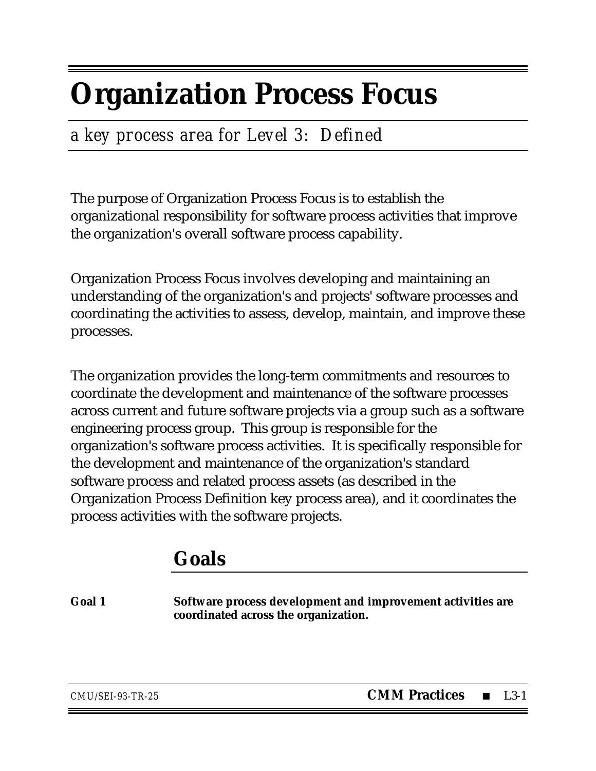# Organization Process Focus

*a key process area for Level 3: Defined*

The purpose of Organization Process Focus is to establish the organizational responsibility for software process activities that improve the organization's overall software process capability.

Organization Process Focus involves developing and maintaining an understanding of the organization's and projects' software processes and coordinating the activities to assess, develop, maintain, and improve these processes.

The organization provides the long-term commitments and resources to coordinate the development and maintenance of the software processes across current and future software projects via a group such as a software engineering process group. This group is responsible for the organization's software process activities. It is specifically responsible for the development and maintenance of the organization's standard software process and related process assets (as described in the Organization Process Definition key process area), and it coordinates the process activities with the software projects.

## Goals

**Goal 1** **Software process development and improvement activities are coordinated across the organization.**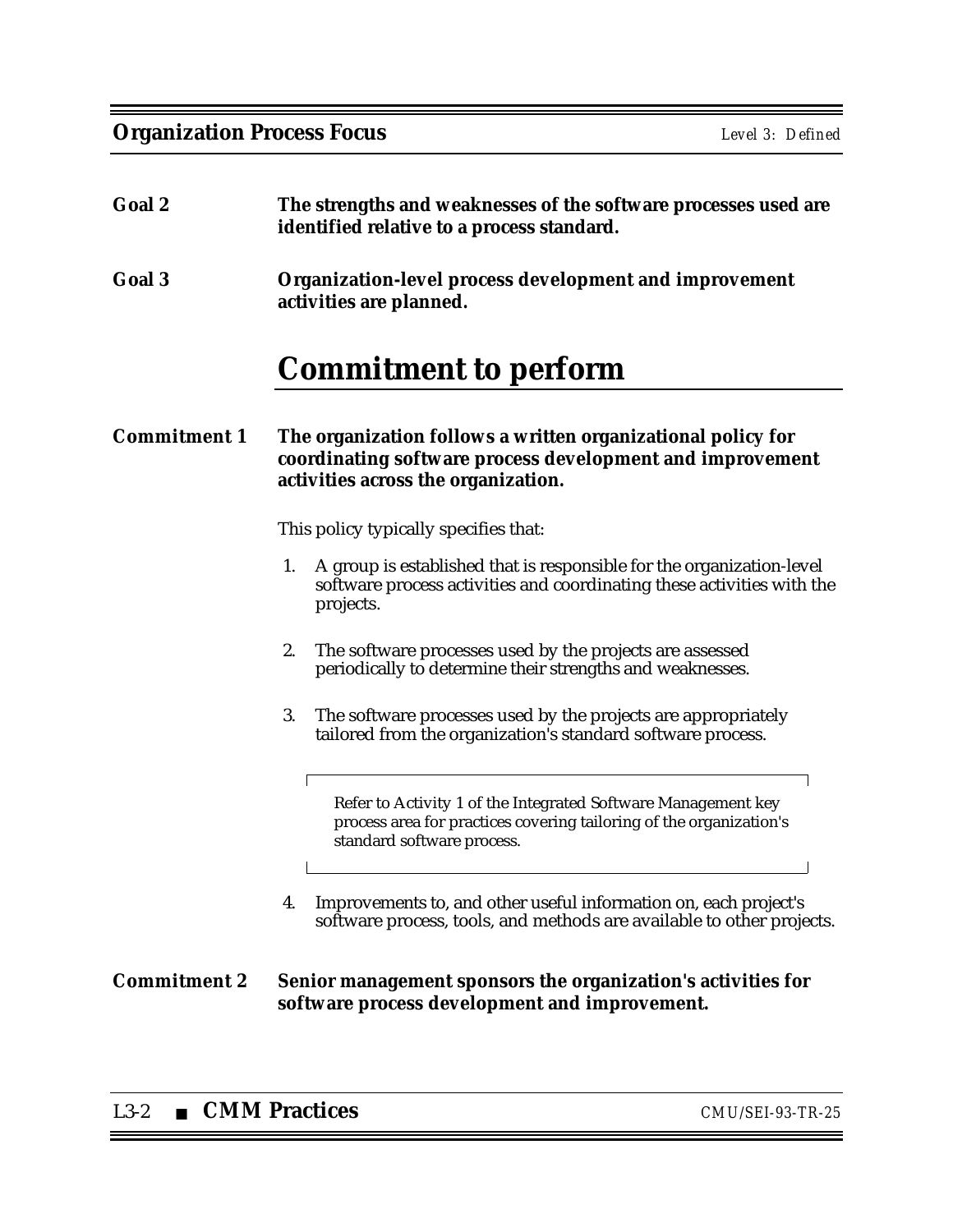**Goal 2** **The strengths and weaknesses of the software processes used are identified relative to a process standard.**

**Goal 3** **Organization-level process development and improvement activities are planned.**

# Commitment to perform

**Commitment 1** **The organization follows a written organizational policy for coordinating software process development and improvement activities across the organization.**

This policy typically specifies that:

1. A group is established that is responsible for the organization-level software process activities and coordinating these activities with the projects.

2. The software processes used by the projects are assessed periodically to determine their strengths and weaknesses.

3. The software processes used by the projects are appropriately tailored from the organization's standard software process.

   > Refer to Activity 1 of the Integrated Software Management key process area for practices covering tailoring of the organization's standard software process.

4. Improvements to, and other useful information on, each project's software process, tools, and methods are available to other projects.

**Commitment 2** **Senior management sponsors the organization's activities for software process development and improvement.**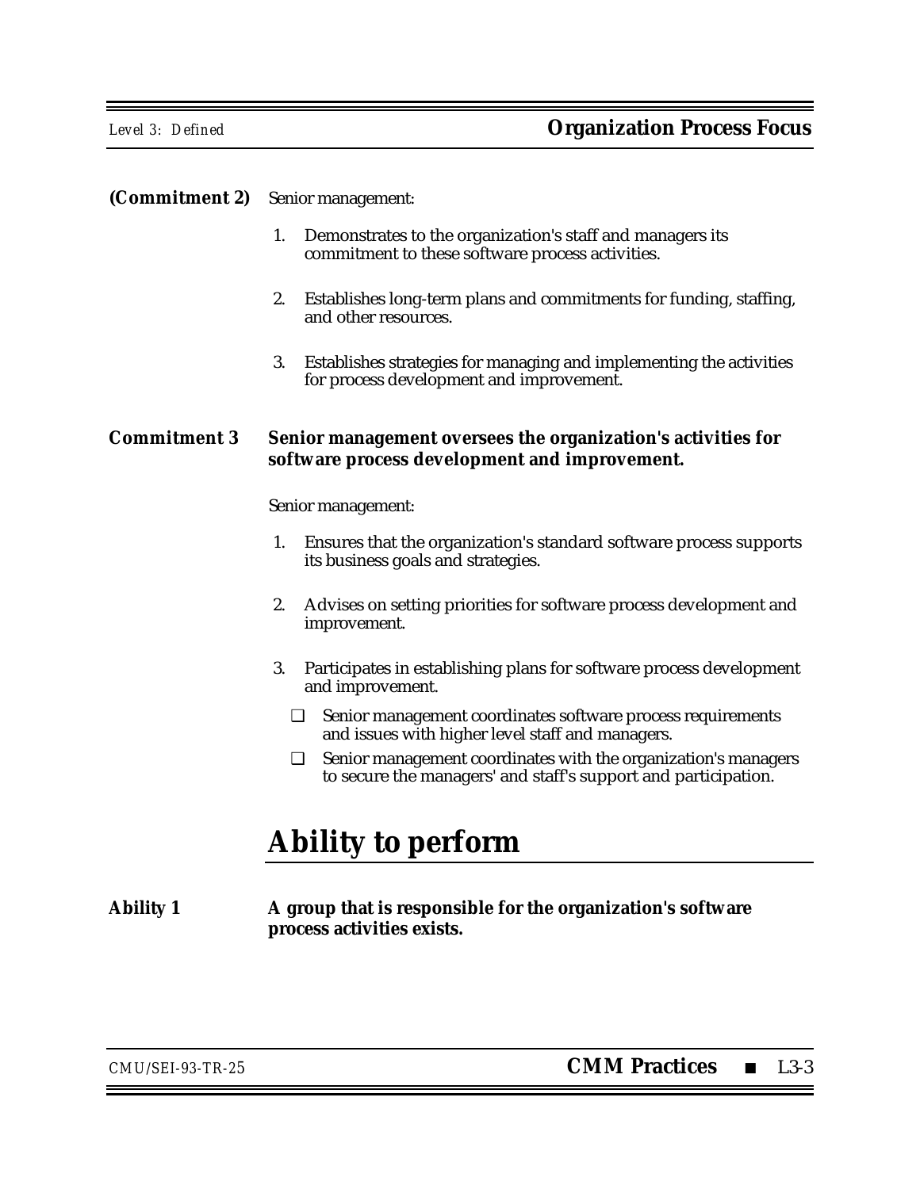**(Commitment 2)** Senior management:

1. Demonstrates to the organization's staff and managers its commitment to these software process activities.

2. Establishes long-term plans and commitments for funding, staffing, and other resources.

3. Establishes strategies for managing and implementing the activities for process development and improvement.

**Commitment 3** **Senior management oversees the organization's activities for software process development and improvement.**

Senior management:

1. Ensures that the organization's standard software process supports its business goals and strategies.

2. Advises on setting priorities for software process development and improvement.

3. Participates in establishing plans for software process development and improvement.

   ❑ Senior management coordinates software process requirements and issues with higher level staff and managers.

   ❑ Senior management coordinates with the organization's managers to secure the managers' and staff's support and participation.

# Ability to perform

**Ability 1** **A group that is responsible for the organization's software process activities exists.**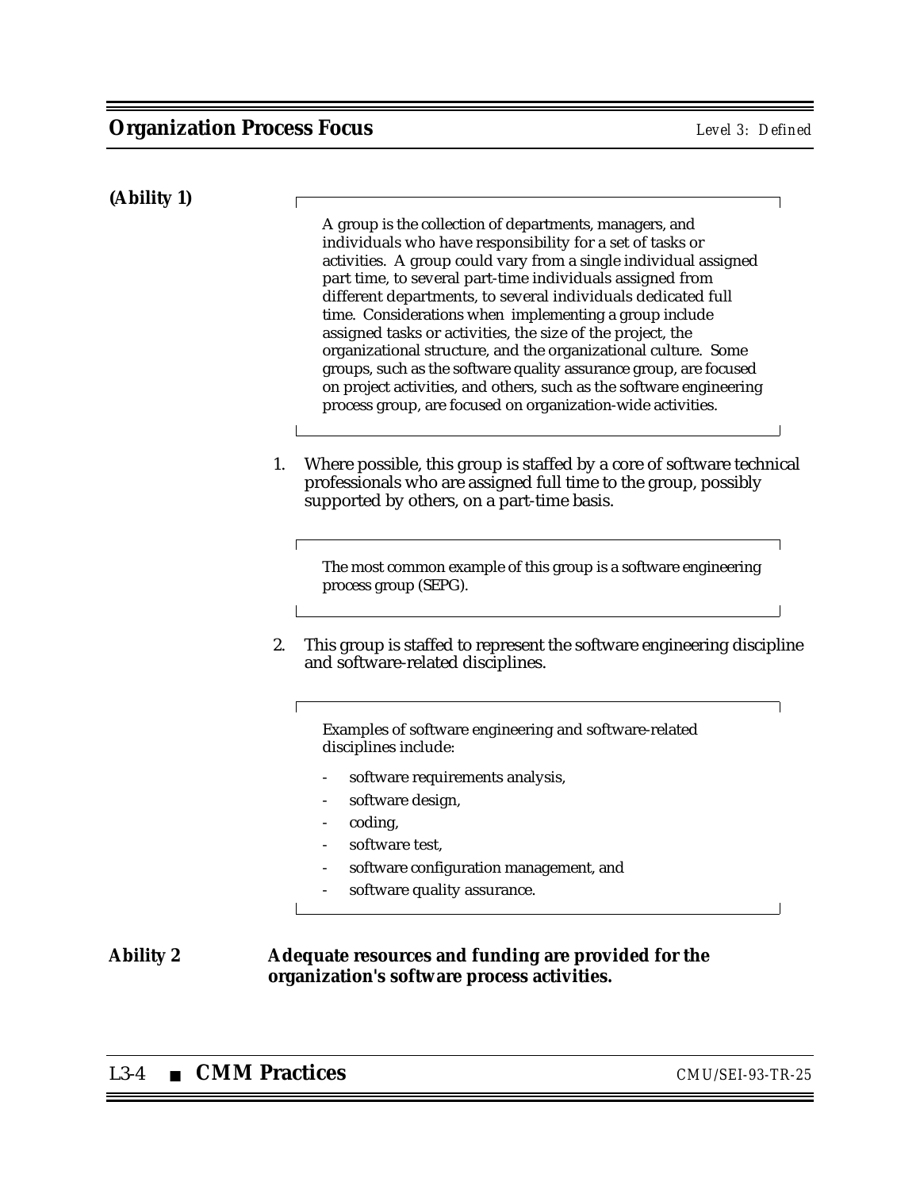**(Ability 1)**

> A group is the collection of departments, managers, and individuals who have responsibility for a set of tasks or activities. A group could vary from a single individual assigned part time, to several part-time individuals assigned from different departments, to several individuals dedicated full time. Considerations when implementing a group include assigned tasks or activities, the size of the project, the organizational structure, and the organizational culture. Some groups, such as the software quality assurance group, are focused on project activities, and others, such as the software engineering process group, are focused on organization-wide activities.

1. Where possible, this group is staffed by a core of software technical professionals who are assigned full time to the group, possibly supported by others, on a part-time basis.

> The most common example of this group is a software engineering process group (SEPG).

2. This group is staffed to represent the software engineering discipline and software-related disciplines.

> Examples of software engineering and software-related disciplines include:
>
> - software requirements analysis,
> - software design,
> - coding,
> - software test,
> - software configuration management, and
> - software quality assurance.

**Ability 2** **Adequate resources and funding are provided for the organization's software process activities.**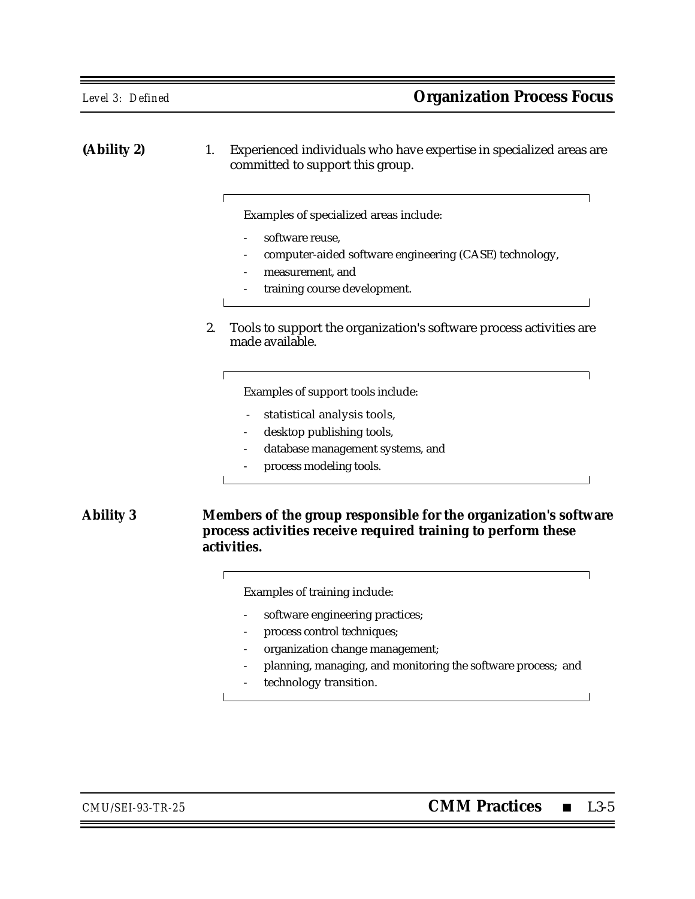**(Ability 2)**

1. Experienced individuals who have expertise in specialized areas are committed to support this group.

> Examples of specialized areas include:
>
> - software reuse,
> - computer-aided software engineering (CASE) technology,
> - measurement, and
> - training course development.

2. Tools to support the organization's software process activities are made available.

> Examples of support tools include:
>
> - statistical analysis tools,
> - desktop publishing tools,
> - database management systems, and
> - process modeling tools.

**Ability 3** **Members of the group responsible for the organization's software process activities receive required training to perform these activities.**

> Examples of training include:
>
> - software engineering practices;
> - process control techniques;
> - organization change management;
> - planning, managing, and monitoring the software process; and
> - technology transition.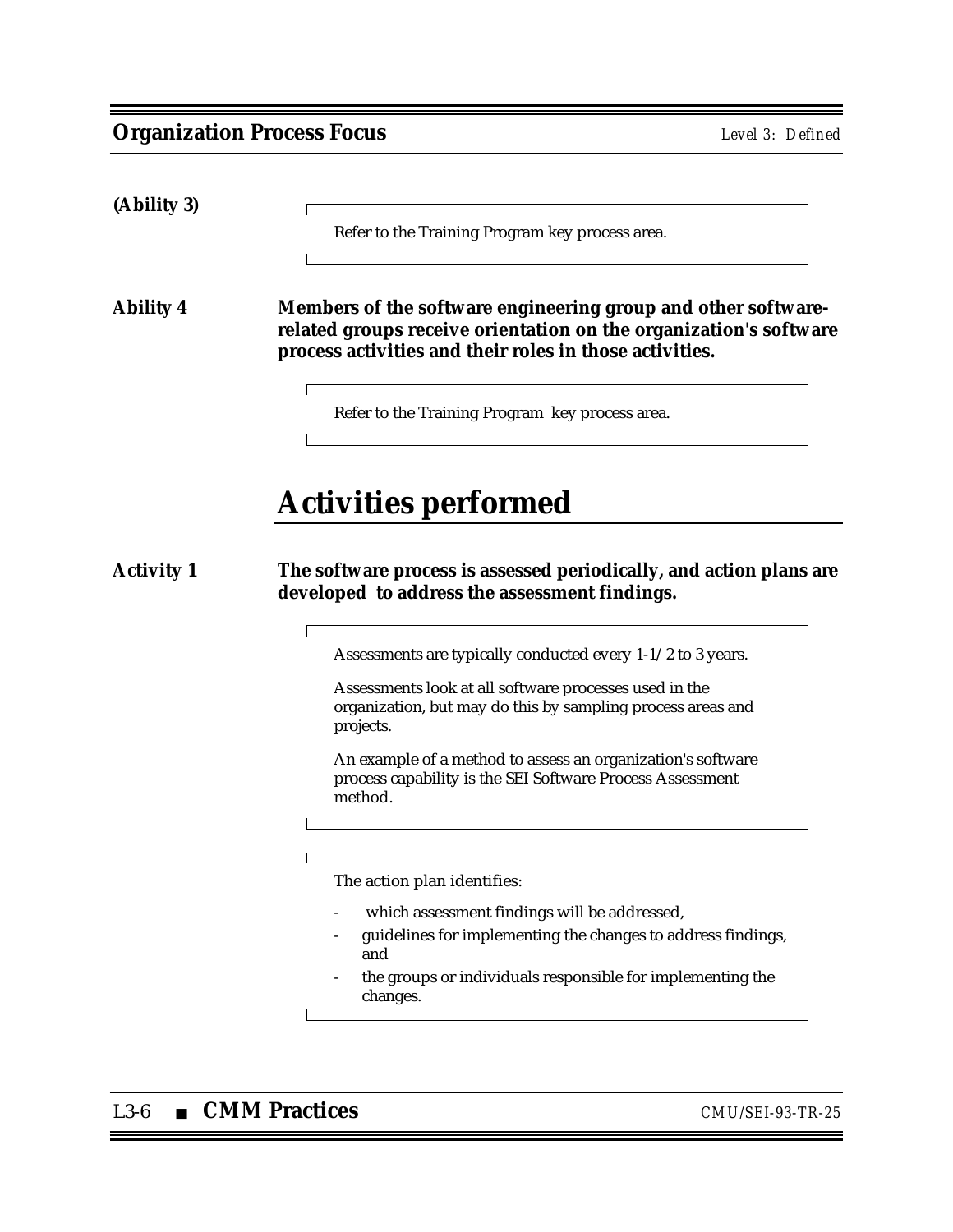**(Ability 3)**

> Refer to the Training Program key process area.

**Ability 4** **Members of the software engineering group and other software-related groups receive orientation on the organization's software process activities and their roles in those activities.**

> Refer to the Training Program key process area.

# Activities performed

**Activity 1** **The software process is assessed periodically, and action plans are developed to address the assessment findings.**

> Assessments are typically conducted every 1-1/2 to 3 years.
>
> Assessments look at all software processes used in the organization, but may do this by sampling process areas and projects.
>
> An example of a method to assess an organization's software process capability is the SEI Software Process Assessment method.

> The action plan identifies:
>
> - which assessment findings will be addressed,
> - guidelines for implementing the changes to address findings, and
> - the groups or individuals responsible for implementing the changes.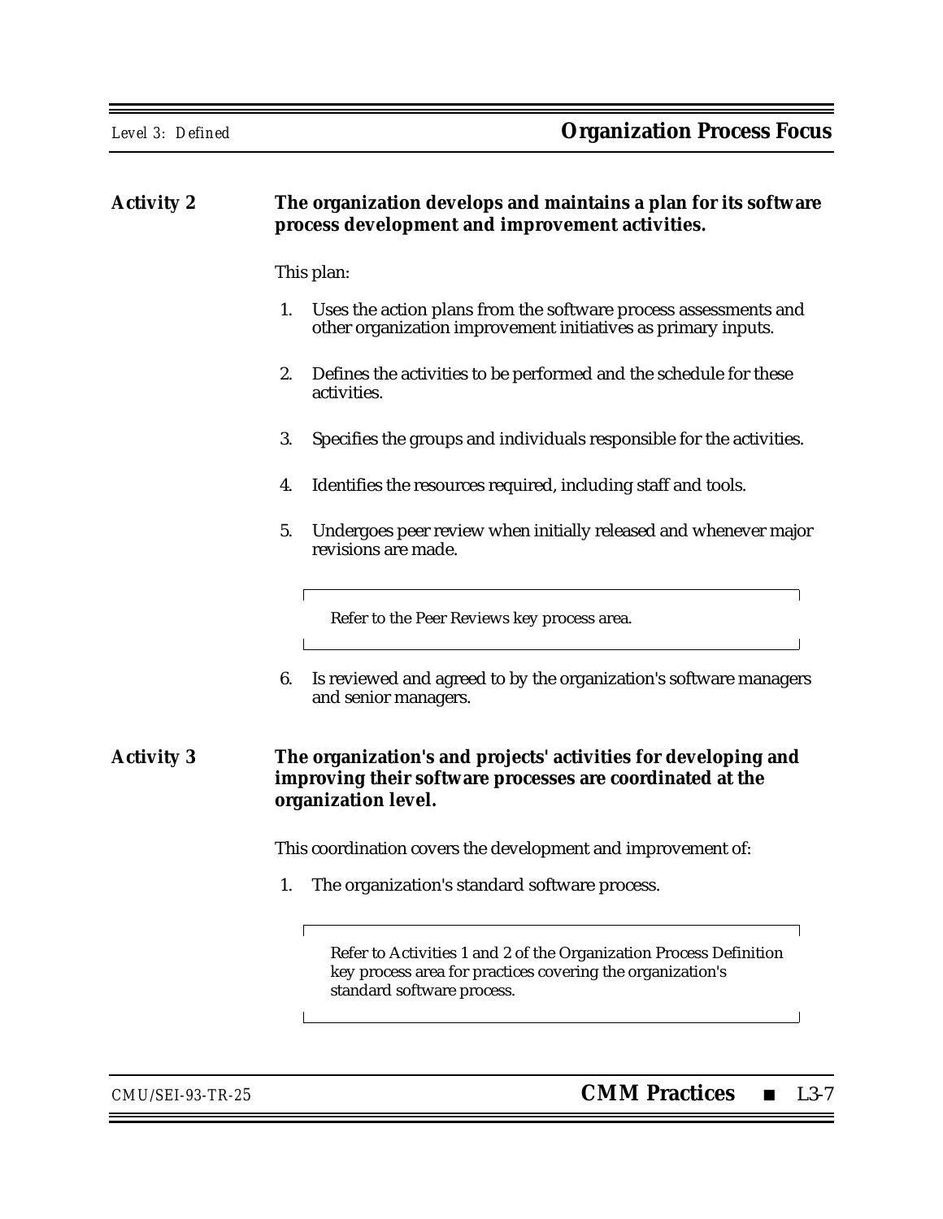**Activity 2** **The organization develops and maintains a plan for its software process development and improvement activities.**

This plan:

1. Uses the action plans from the software process assessments and other organization improvement initiatives as primary inputs.
2. Defines the activities to be performed and the schedule for these activities.
3. Specifies the groups and individuals responsible for the activities.
4. Identifies the resources required, including staff and tools.
5. Undergoes peer review when initially released and whenever major revisions are made.

   > Refer to the Peer Reviews key process area.

6. Is reviewed and agreed to by the organization's software managers and senior managers.

**Activity 3** **The organization's and projects' activities for developing and improving their software processes are coordinated at the organization level.**

This coordination covers the development and improvement of:

1. The organization's standard software process.

   > Refer to Activities 1 and 2 of the Organization Process Definition key process area for practices covering the organization's standard software process.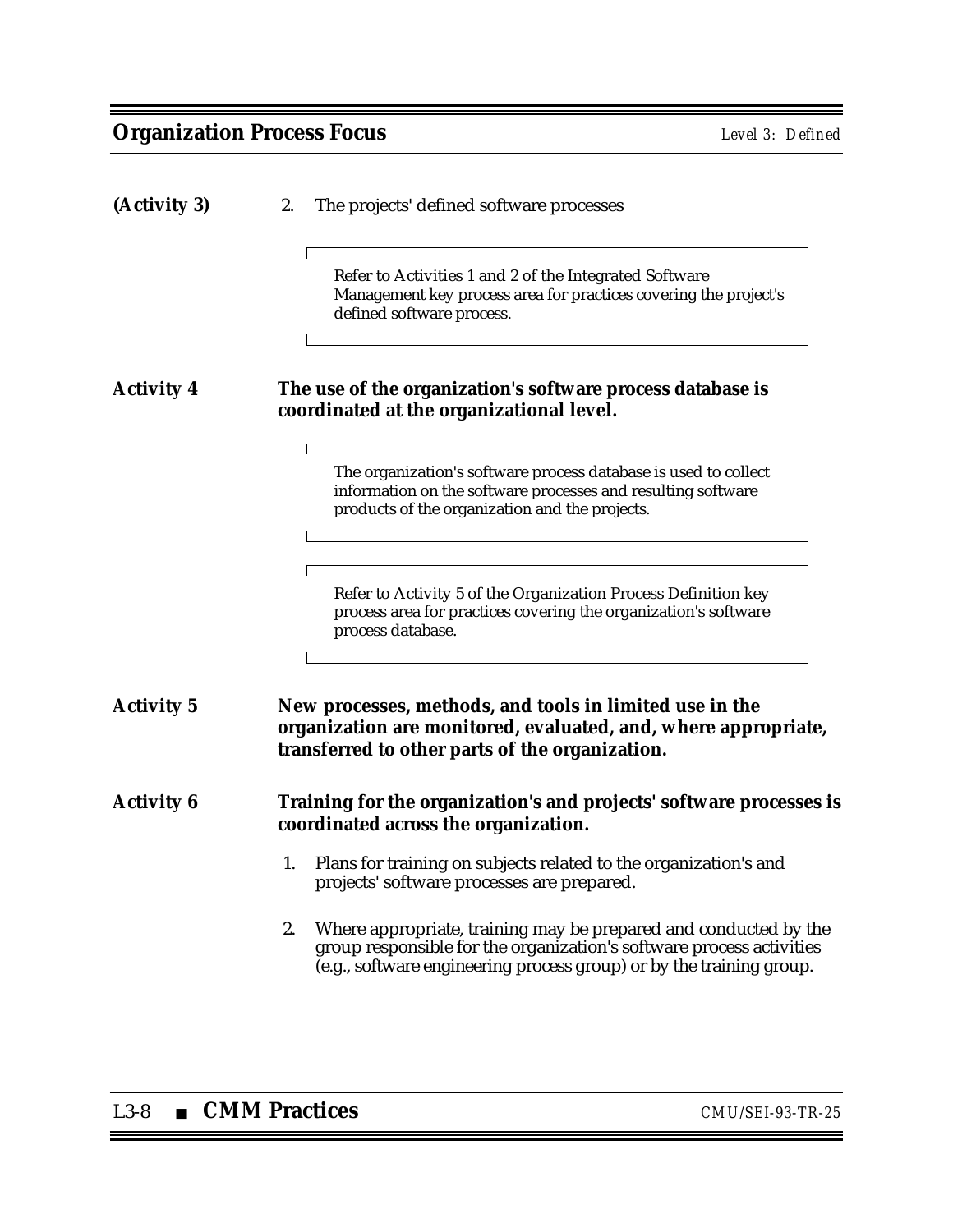**(Activity 3)**

2. The projects' defined software processes

> Refer to Activities 1 and 2 of the Integrated Software Management key process area for practices covering the project's defined software process.

**Activity 4** **The use of the organization's software process database is coordinated at the organizational level.**

> The organization's software process database is used to collect information on the software processes and resulting software products of the organization and the projects.

> Refer to Activity 5 of the Organization Process Definition key process area for practices covering the organization's software process database.

**Activity 5** **New processes, methods, and tools in limited use in the organization are monitored, evaluated, and, where appropriate, transferred to other parts of the organization.**

**Activity 6** **Training for the organization's and projects' software processes is coordinated across the organization.**

1. Plans for training on subjects related to the organization's and projects' software processes are prepared.

2. Where appropriate, training may be prepared and conducted by the group responsible for the organization's software process activities (e.g., software engineering process group) or by the training group.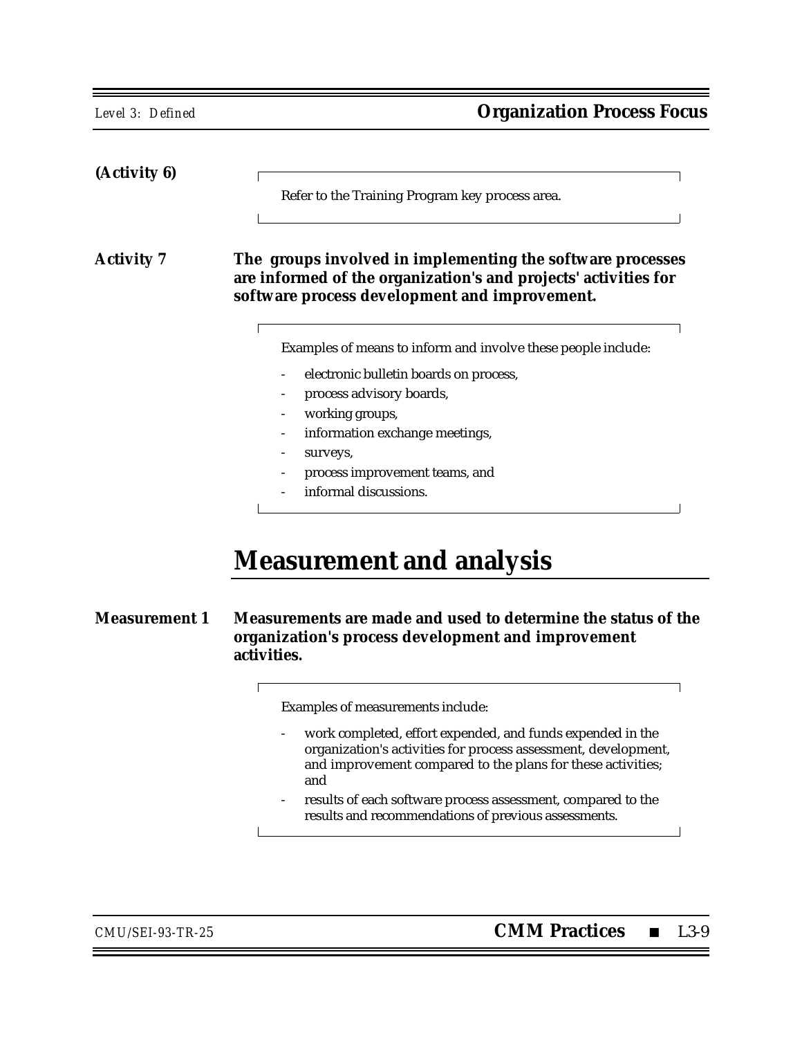**(Activity 6)**

> Refer to the Training Program key process area.

**Activity 7** **The groups involved in implementing the software processes are informed of the organization's and projects' activities for software process development and improvement.**

> Examples of means to inform and involve these people include:
>
> - electronic bulletin boards on process,
> - process advisory boards,
> - working groups,
> - information exchange meetings,
> - surveys,
> - process improvement teams, and
> - informal discussions.

## Measurement and analysis

**Measurement 1** **Measurements are made and used to determine the status of the organization's process development and improvement activities.**

> Examples of measurements include:
>
> - work completed, effort expended, and funds expended in the organization's activities for process assessment, development, and improvement compared to the plans for these activities; and
> - results of each software process assessment, compared to the results and recommendations of previous assessments.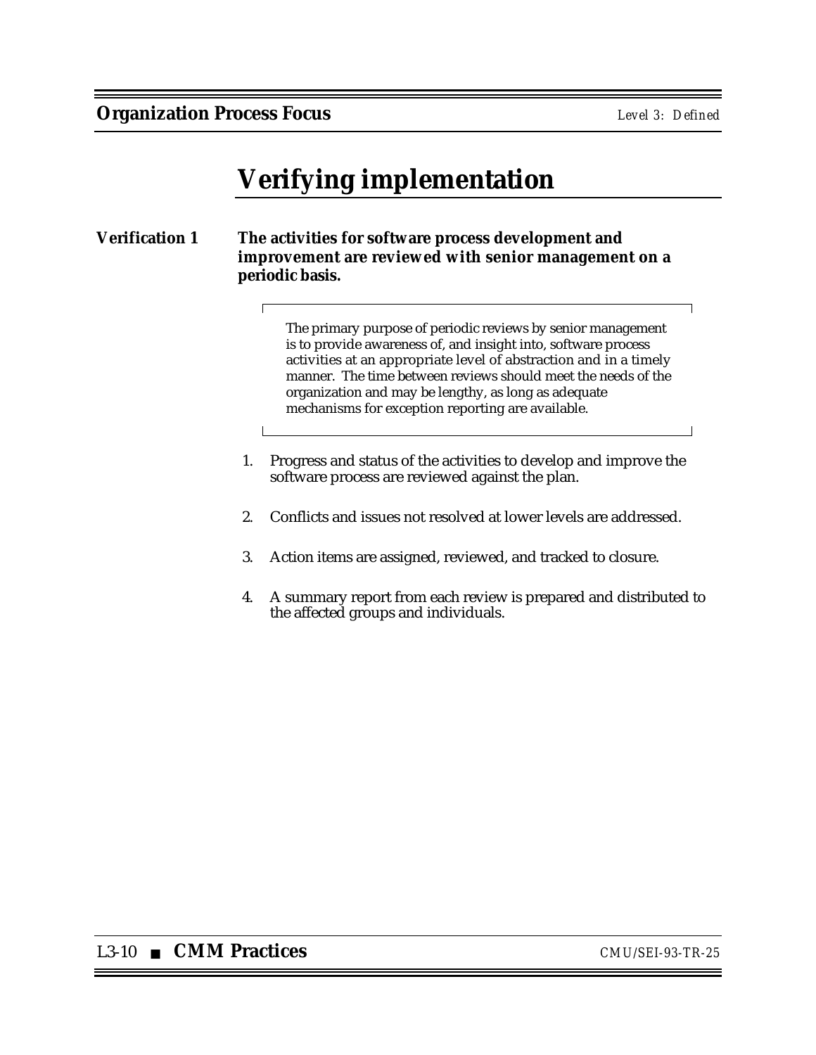# Verifying implementation

**Verification 1 The activities for software process development and improvement are reviewed with senior management on a periodic basis.**

> The primary purpose of periodic reviews by senior management is to provide awareness of, and insight into, software process activities at an appropriate level of abstraction and in a timely manner. The time between reviews should meet the needs of the organization and may be lengthy, as long as adequate mechanisms for exception reporting are available.

1. Progress and status of the activities to develop and improve the software process are reviewed against the plan.
2. Conflicts and issues not resolved at lower levels are addressed.
3. Action items are assigned, reviewed, and tracked to closure.
4. A summary report from each review is prepared and distributed to the affected groups and individuals.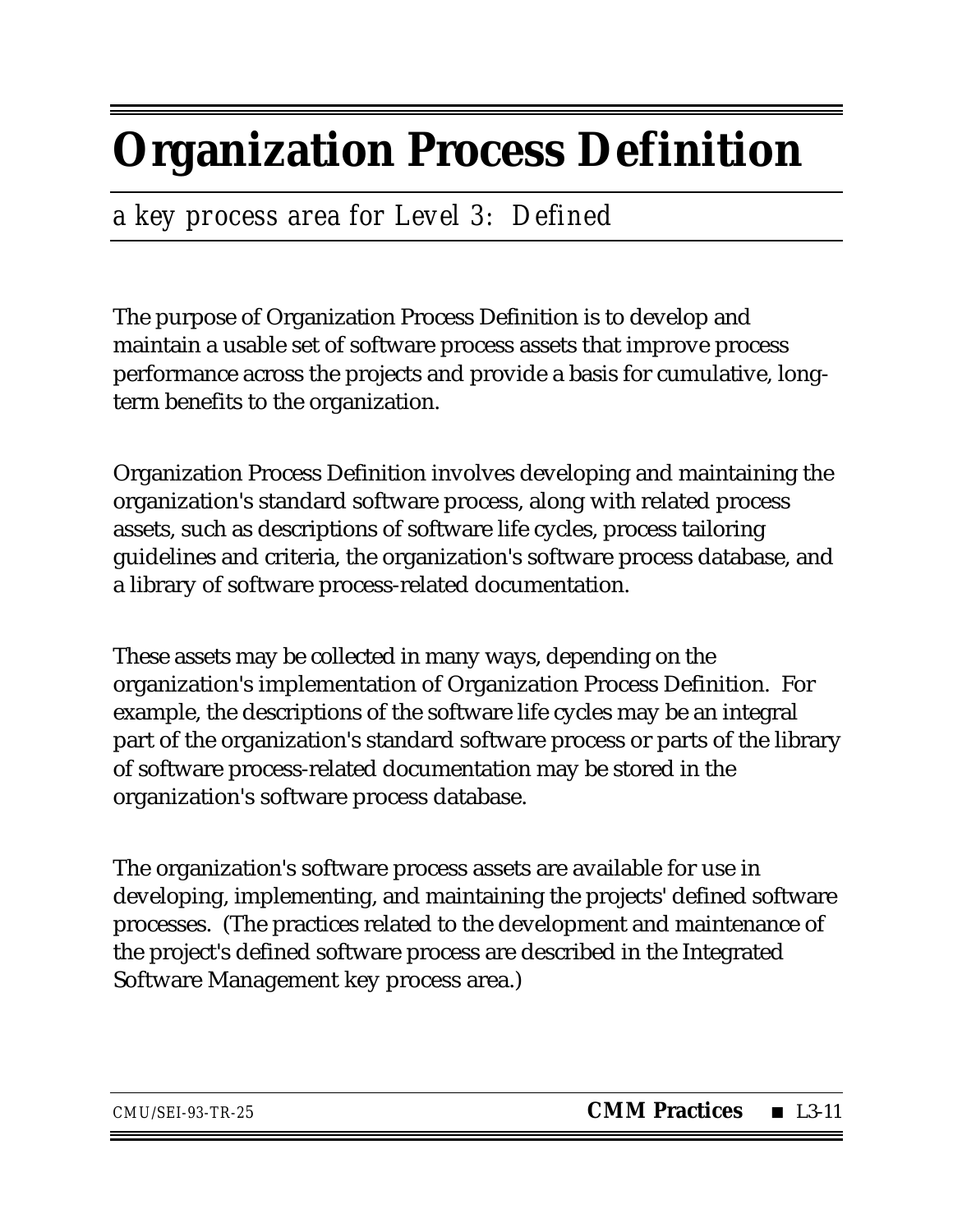# Organization Process Definition

*a key process area for Level 3: Defined*

The purpose of Organization Process Definition is to develop and maintain a usable set of software process assets that improve process performance across the projects and provide a basis for cumulative, long-term benefits to the organization.

Organization Process Definition involves developing and maintaining the organization's standard software process, along with related process assets, such as descriptions of software life cycles, process tailoring guidelines and criteria, the organization's software process database, and a library of software process-related documentation.

These assets may be collected in many ways, depending on the organization's implementation of Organization Process Definition. For example, the descriptions of the software life cycles may be an integral part of the organization's standard software process or parts of the library of software process-related documentation may be stored in the organization's software process database.

The organization's software process assets are available for use in developing, implementing, and maintaining the projects' defined software processes. (The practices related to the development and maintenance of the project's defined software process are described in the Integrated Software Management key process area.)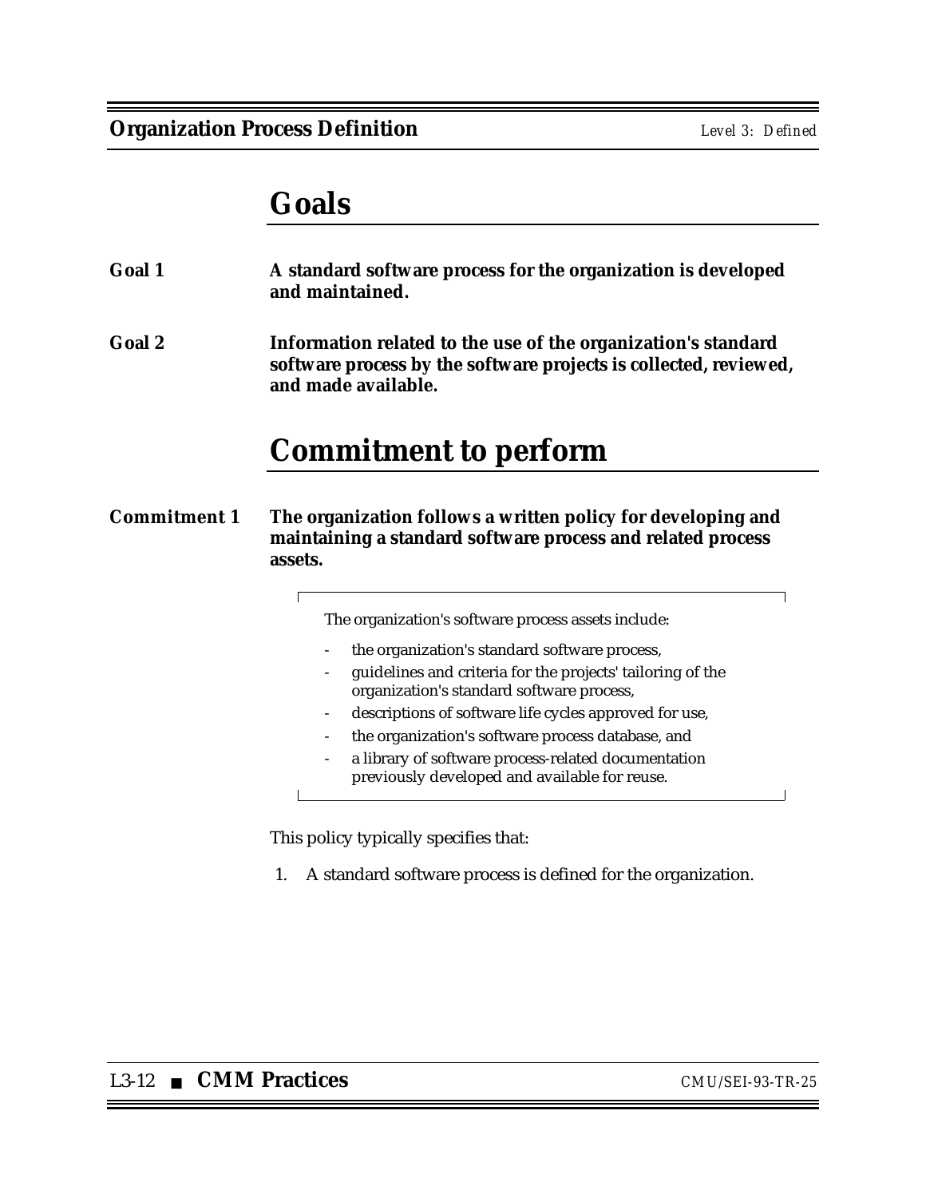## Goals

**Goal 1** **A standard software process for the organization is developed and maintained.**

**Goal 2** **Information related to the use of the organization's standard software process by the software projects is collected, reviewed, and made available.**

## Commitment to perform

**Commitment 1** **The organization follows a written policy for developing and maintaining a standard software process and related process assets.**

> The organization's software process assets include:
>
> - the organization's standard software process,
> - guidelines and criteria for the projects' tailoring of the organization's standard software process,
> - descriptions of software life cycles approved for use,
> - the organization's software process database, and
> - a library of software process-related documentation previously developed and available for reuse.

This policy typically specifies that:

1. A standard software process is defined for the organization.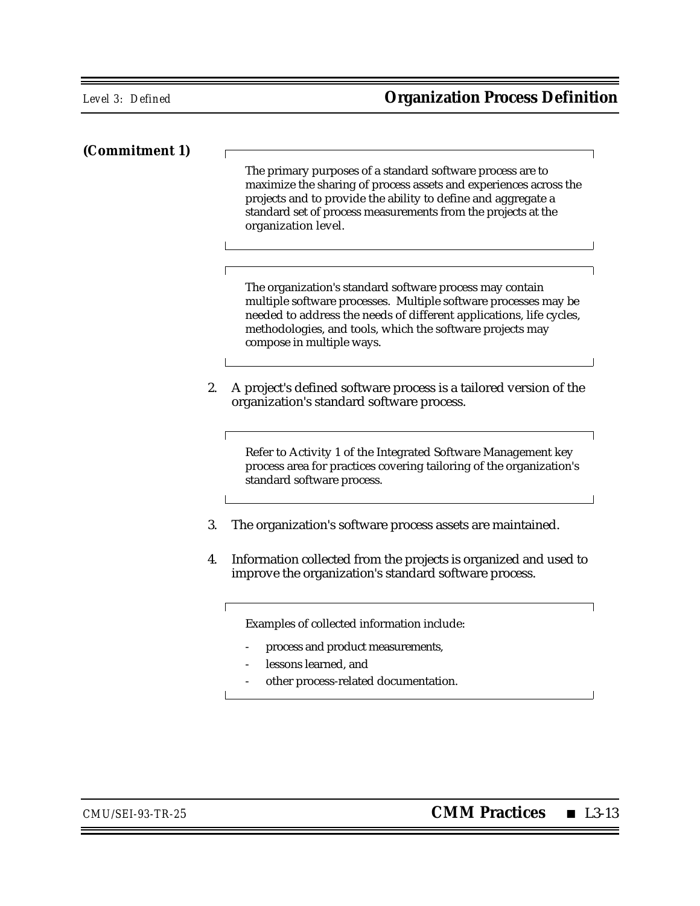**(Commitment 1)**

> The primary purposes of a standard software process are to maximize the sharing of process assets and experiences across the projects and to provide the ability to define and aggregate a standard set of process measurements from the projects at the organization level.

> The organization's standard software process may contain multiple software processes. Multiple software processes may be needed to address the needs of different applications, life cycles, methodologies, and tools, which the software projects may compose in multiple ways.

2. A project's defined software process is a tailored version of the organization's standard software process.

> Refer to Activity 1 of the Integrated Software Management key process area for practices covering tailoring of the organization's standard software process.

3. The organization's software process assets are maintained.

4. Information collected from the projects is organized and used to improve the organization's standard software process.

> Examples of collected information include:
>
> - process and product measurements,
> - lessons learned, and
> - other process-related documentation.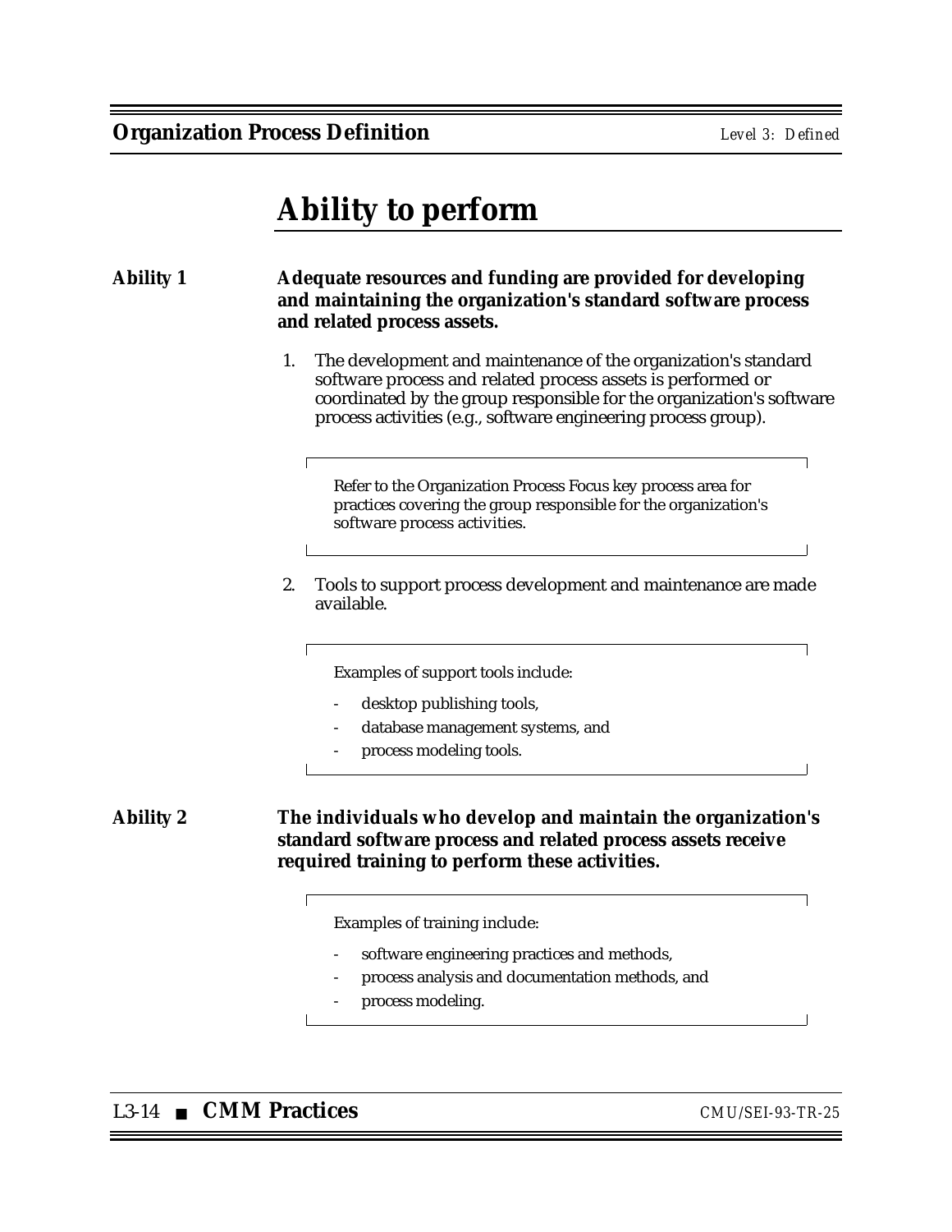# Ability to perform

**Ability 1** **Adequate resources and funding are provided for developing and maintaining the organization's standard software process and related process assets.**

1. The development and maintenance of the organization's standard software process and related process assets is performed or coordinated by the group responsible for the organization's software process activities (e.g., software engineering process group).

   > Refer to the Organization Process Focus key process area for practices covering the group responsible for the organization's software process activities.

2. Tools to support process development and maintenance are made available.

   > Examples of support tools include:
   >
   > - desktop publishing tools,
   > - database management systems, and
   > - process modeling tools.

**Ability 2** **The individuals who develop and maintain the organization's standard software process and related process assets receive required training to perform these activities.**

> Examples of training include:
>
> - software engineering practices and methods,
> - process analysis and documentation methods, and
> - process modeling.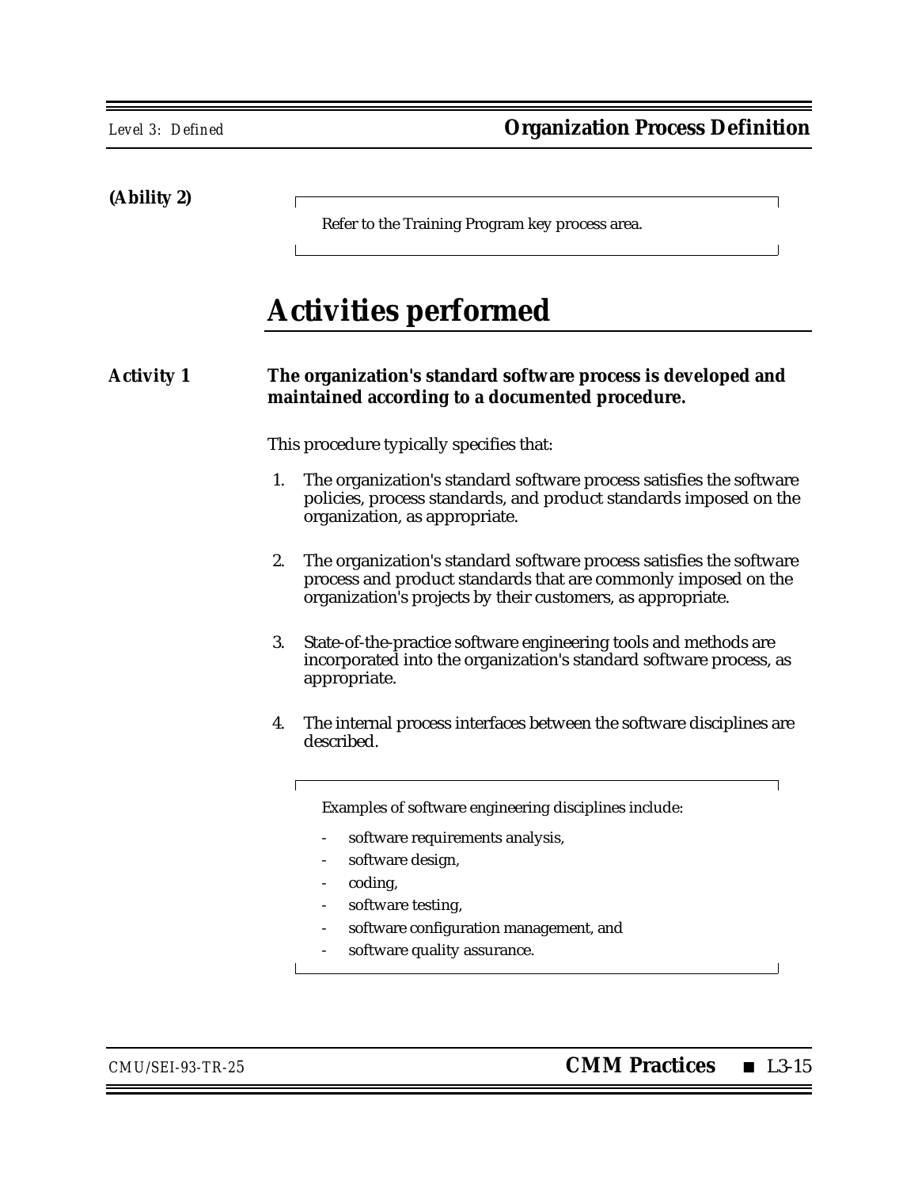**(Ability 2)**

> Refer to the Training Program key process area.

## Activities performed

**Activity 1** **The organization's standard software process is developed and maintained according to a documented procedure.**

This procedure typically specifies that:

1. The organization's standard software process satisfies the software policies, process standards, and product standards imposed on the organization, as appropriate.

2. The organization's standard software process satisfies the software process and product standards that are commonly imposed on the organization's projects by their customers, as appropriate.

3. State-of-the-practice software engineering tools and methods are incorporated into the organization's standard software process, as appropriate.

4. The internal process interfaces between the software disciplines are described.

> Examples of software engineering disciplines include:
>
> - software requirements analysis,
> - software design,
> - coding,
> - software testing,
> - software configuration management, and
> - software quality assurance.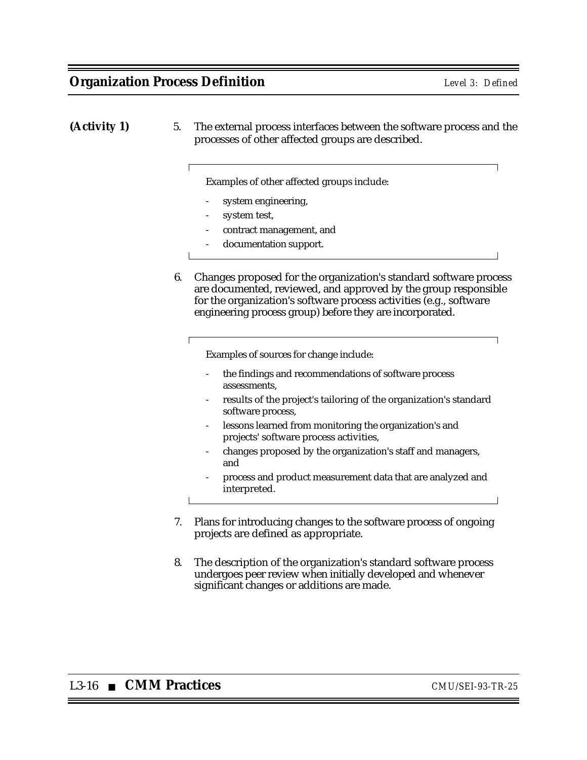(Activity 1)

5. The external process interfaces between the software process and the processes of other affected groups are described.

   > Examples of other affected groups include:
   >
   > - system engineering,
   > - system test,
   > - contract management, and
   > - documentation support.

6. Changes proposed for the organization's standard software process are documented, reviewed, and approved by the group responsible for the organization's software process activities (e.g., software engineering process group) before they are incorporated.

   > Examples of sources for change include:
   >
   > - the findings and recommendations of software process assessments,
   > - results of the project's tailoring of the organization's standard software process,
   > - lessons learned from monitoring the organization's and projects' software process activities,
   > - changes proposed by the organization's staff and managers, and
   > - process and product measurement data that are analyzed and interpreted.

7. Plans for introducing changes to the software process of ongoing projects are defined as appropriate.

8. The description of the organization's standard software process undergoes peer review when initially developed and whenever significant changes or additions are made.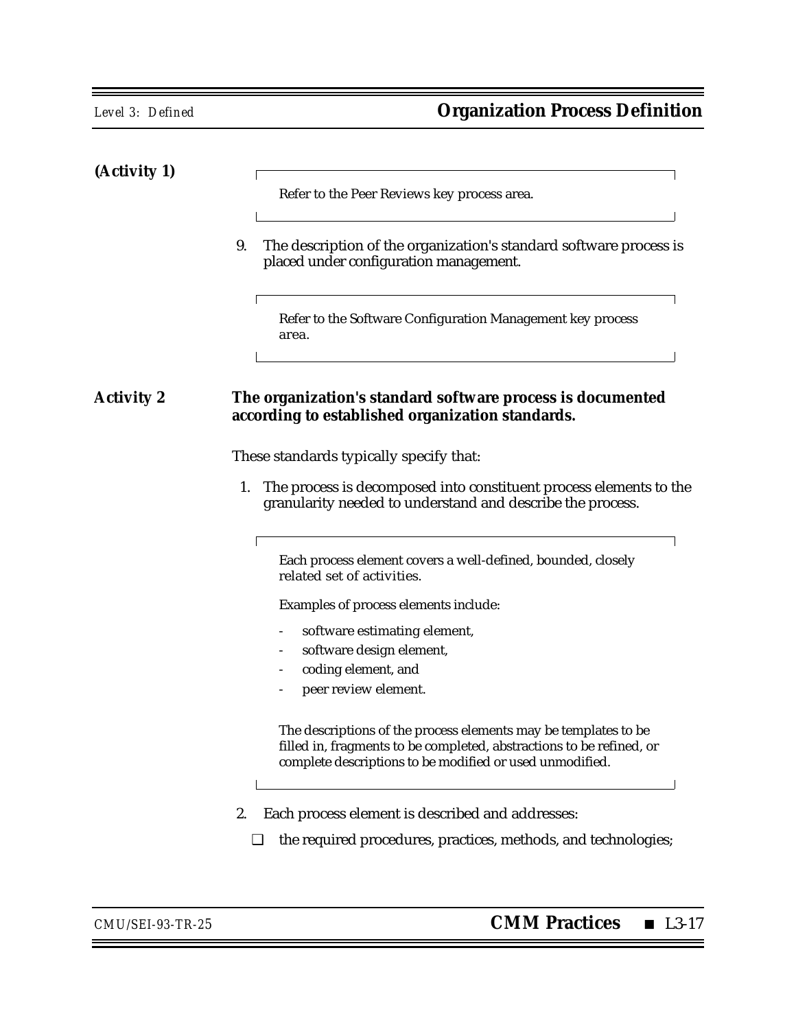**(Activity 1)**

> Refer to the Peer Reviews key process area.

9. The description of the organization's standard software process is placed under configuration management.

> Refer to the Software Configuration Management key process area.

**Activity 2** **The organization's standard software process is documented according to established organization standards.**

These standards typically specify that:

1. The process is decomposed into constituent process elements to the granularity needed to understand and describe the process.

> Each process element covers a well-defined, bounded, closely related set of activities.
>
> Examples of process elements include:
>
> - software estimating element,
> - software design element,
> - coding element, and
> - peer review element.
>
> The descriptions of the process elements may be templates to be filled in, fragments to be completed, abstractions to be refined, or complete descriptions to be modified or used unmodified.

2. Each process element is described and addresses:

   ❑ the required procedures, practices, methods, and technologies;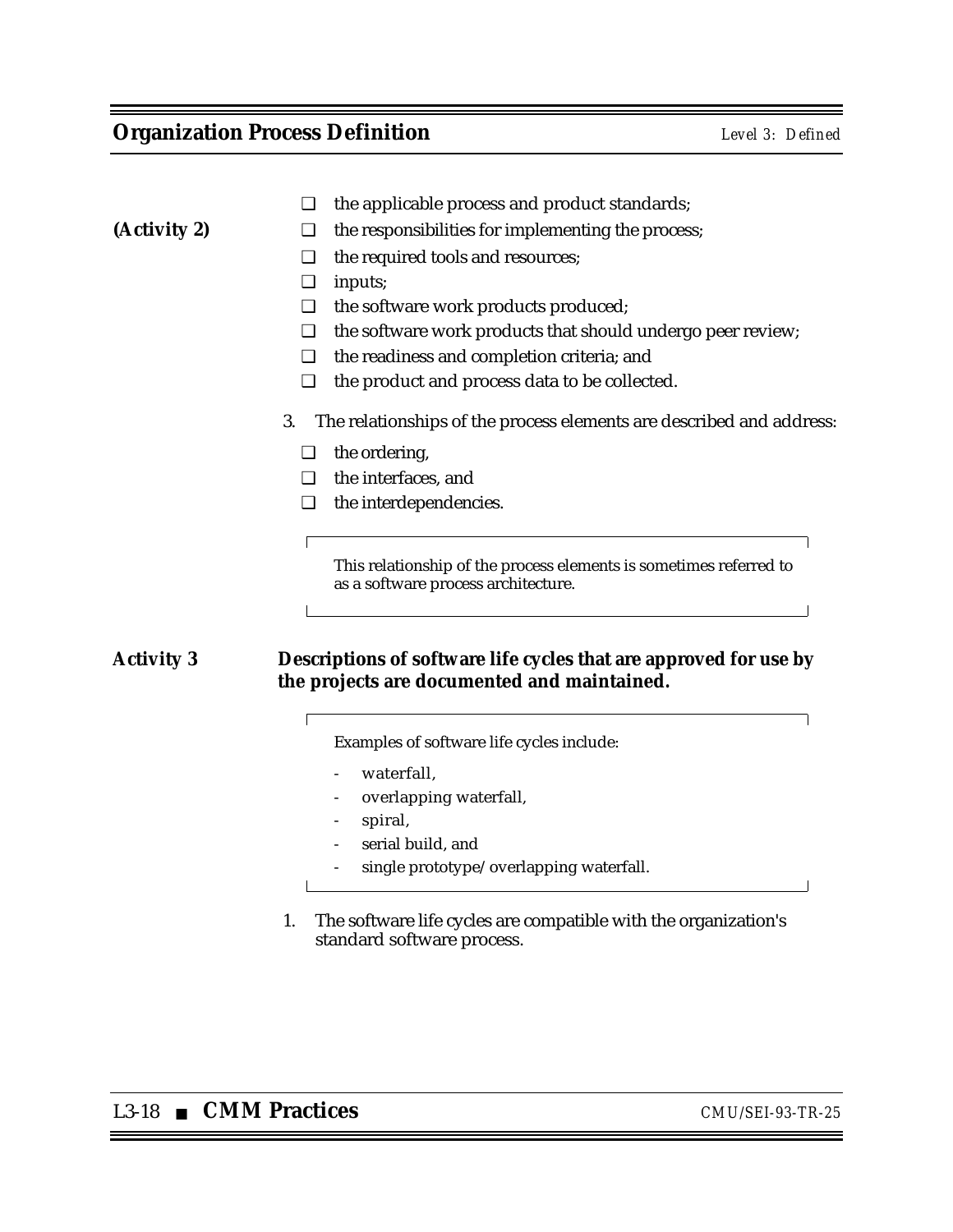**(Activity 2)**

- ❑ the applicable process and product standards;
- ❑ the responsibilities for implementing the process;
- ❑ the required tools and resources;
- ❑ inputs;
- ❑ the software work products produced;
- ❑ the software work products that should undergo peer review;
- ❑ the readiness and completion criteria; and
- ❑ the product and process data to be collected.

3. The relationships of the process elements are described and address:

   - ❑ the ordering,
   - ❑ the interfaces, and
   - ❑ the interdependencies.

> This relationship of the process elements is sometimes referred to as a software process architecture.

**Activity 3** **Descriptions of software life cycles that are approved for use by the projects are documented and maintained.**

> Examples of software life cycles include:
>
> - waterfall,
> - overlapping waterfall,
> - spiral,
> - serial build, and
> - single prototype/overlapping waterfall.

1. The software life cycles are compatible with the organization's standard software process.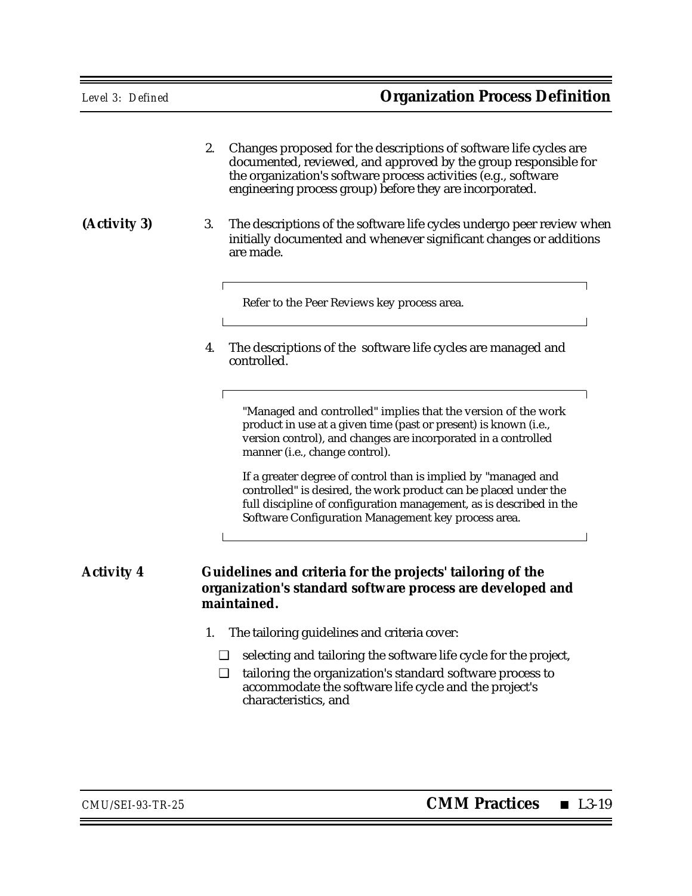2. Changes proposed for the descriptions of software life cycles are documented, reviewed, and approved by the group responsible for the organization's software process activities (e.g., software engineering process group) before they are incorporated.

**(Activity 3)**

3. The descriptions of the software life cycles undergo peer review when initially documented and whenever significant changes or additions are made.

   > Refer to the Peer Reviews key process area.

4. The descriptions of the software life cycles are managed and controlled.

   > "Managed and controlled" implies that the version of the work product in use at a given time (past or present) is known (i.e., version control), and changes are incorporated in a controlled manner (i.e., change control).
   >
   > If a greater degree of control than is implied by "managed and controlled" is desired, the work product can be placed under the full discipline of configuration management, as is described in the Software Configuration Management key process area.

**Activity 4** **Guidelines and criteria for the projects' tailoring of the organization's standard software process are developed and maintained.**

1. The tailoring guidelines and criteria cover:

   - ❑ selecting and tailoring the software life cycle for the project,
   - ❑ tailoring the organization's standard software process to accommodate the software life cycle and the project's characteristics, and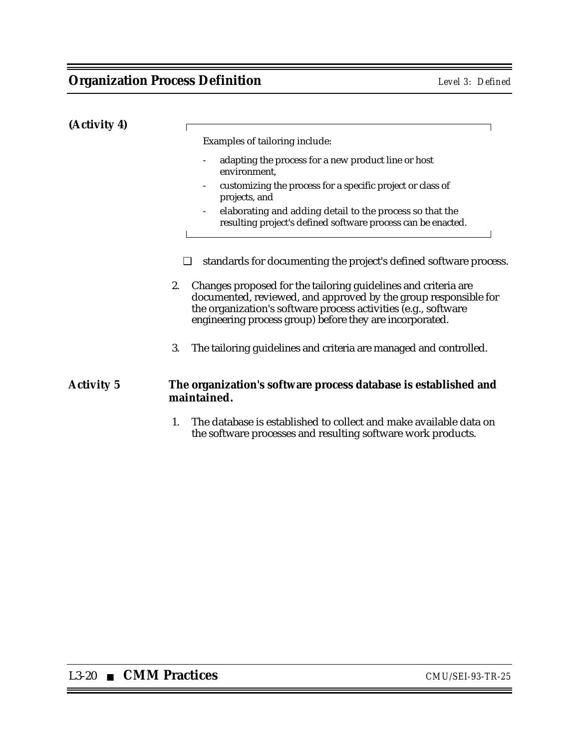**(Activity 4)**

> Examples of tailoring include:
>
> - adapting the process for a new product line or host environment,
> - customizing the process for a specific project or class of projects, and
> - elaborating and adding detail to the process so that the resulting project's defined software process can be enacted.

- ❑ standards for documenting the project's defined software process.

2. Changes proposed for the tailoring guidelines and criteria are documented, reviewed, and approved by the group responsible for the organization's software process activities (e.g., software engineering process group) before they are incorporated.

3. The tailoring guidelines and criteria are managed and controlled.

**Activity 5** **The organization's software process database is established and maintained.**

1. The database is established to collect and make available data on the software processes and resulting software work products.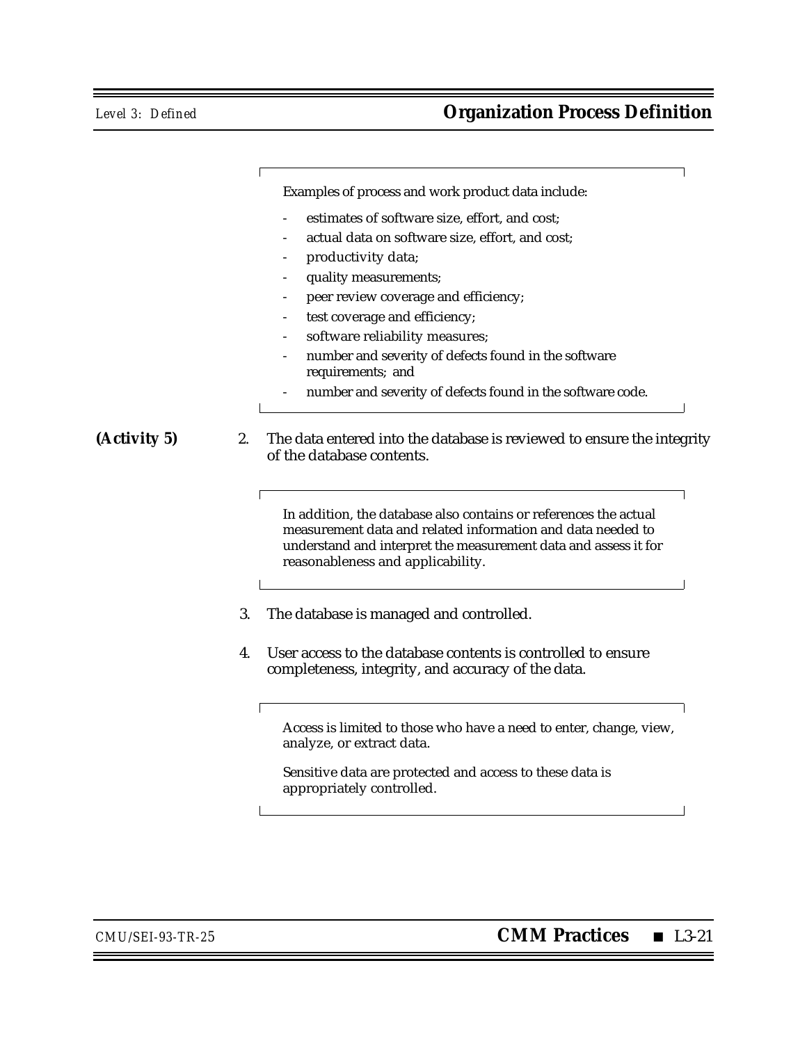Examples of process and work product data include:

- estimates of software size, effort, and cost;
- actual data on software size, effort, and cost;
- productivity data;
- quality measurements;
- peer review coverage and efficiency;
- test coverage and efficiency;
- software reliability measures;
- number and severity of defects found in the software requirements; and
- number and severity of defects found in the software code.

**(Activity 5)** 2. The data entered into the database is reviewed to ensure the integrity of the database contents.

> In addition, the database also contains or references the actual measurement data and related information and data needed to understand and interpret the measurement data and assess it for reasonableness and applicability.

3. The database is managed and controlled.

4. User access to the database contents is controlled to ensure completeness, integrity, and accuracy of the data.

> Access is limited to those who have a need to enter, change, view, analyze, or extract data.
>
> Sensitive data are protected and access to these data is appropriately controlled.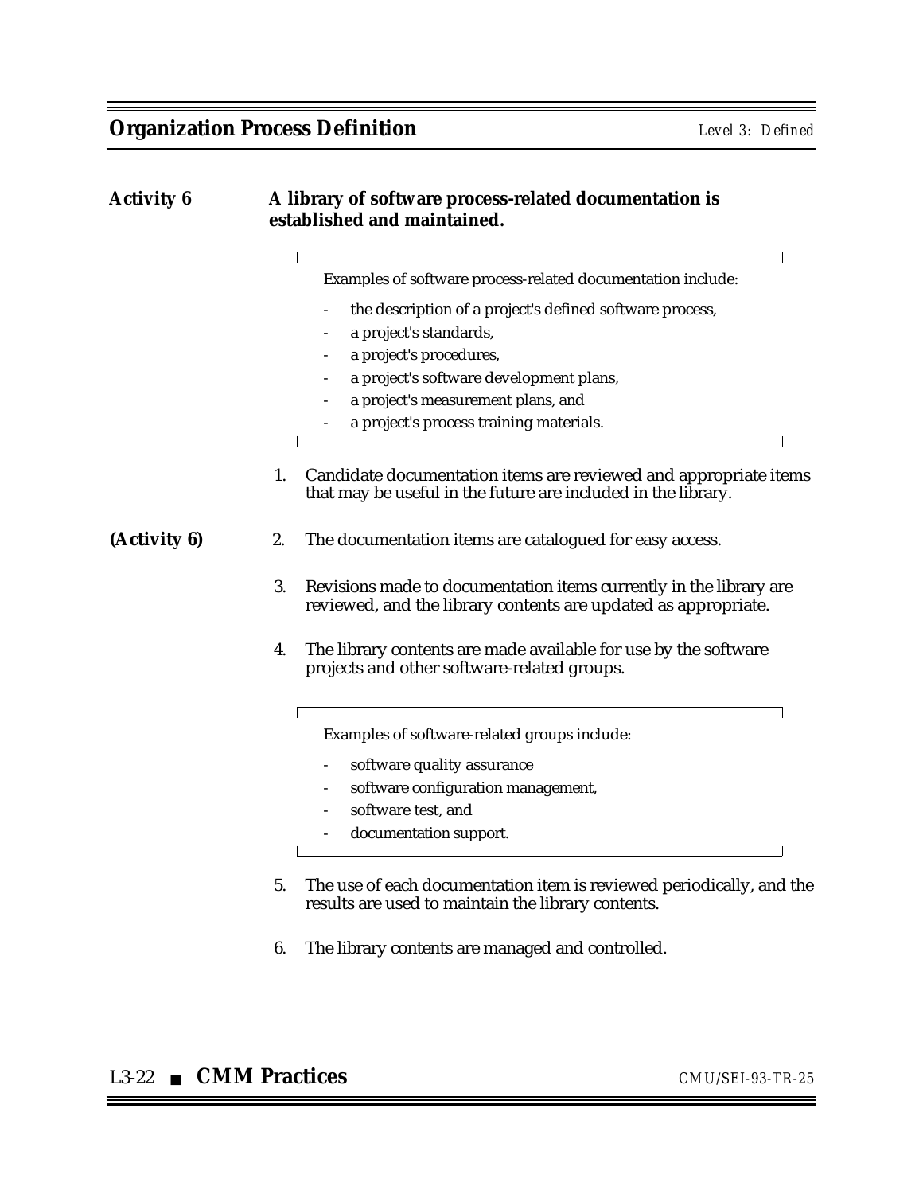**Activity 6 A library of software process-related documentation is established and maintained.**

> Examples of software process-related documentation include:
>
> - the description of a project's defined software process,
> - a project's standards,
> - a project's procedures,
> - a project's software development plans,
> - a project's measurement plans, and
> - a project's process training materials.

1. Candidate documentation items are reviewed and appropriate items that may be useful in the future are included in the library.

**(Activity 6)**

2. The documentation items are catalogued for easy access.

3. Revisions made to documentation items currently in the library are reviewed, and the library contents are updated as appropriate.

4. The library contents are made available for use by the software projects and other software-related groups.

> Examples of software-related groups include:
>
> - software quality assurance
> - software configuration management,
> - software test, and
> - documentation support.

5. The use of each documentation item is reviewed periodically, and the results are used to maintain the library contents.

6. The library contents are managed and controlled.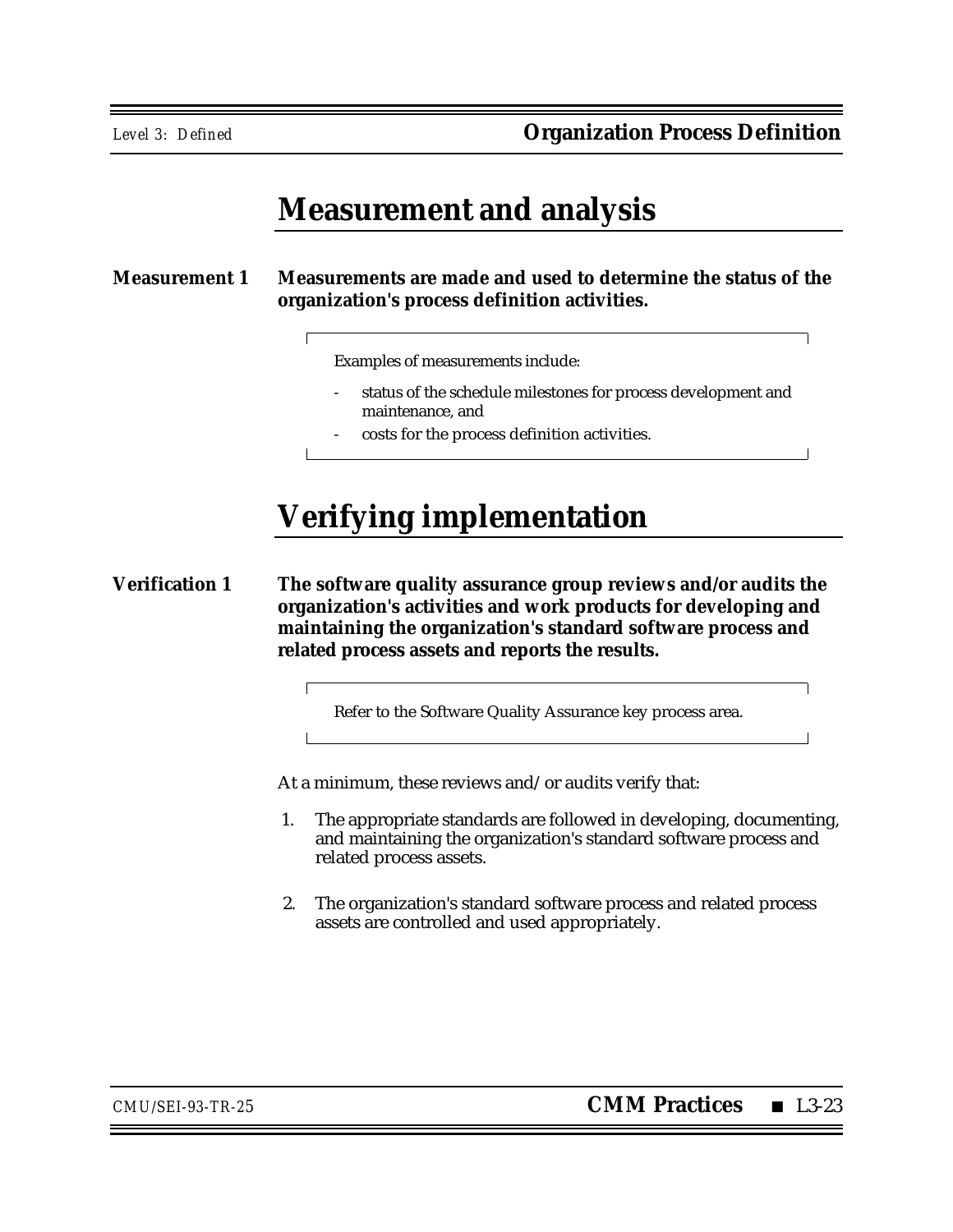## Measurement and analysis

**Measurement 1** **Measurements are made and used to determine the status of the organization's process definition activities.**

> Examples of measurements include:
>
> - status of the schedule milestones for process development and maintenance, and
> - costs for the process definition activities.

## Verifying implementation

**Verification 1** **The software quality assurance group reviews and/or audits the organization's activities and work products for developing and maintaining the organization's standard software process and related process assets and reports the results.**

> Refer to the Software Quality Assurance key process area.

At a minimum, these reviews and/or audits verify that:

1. The appropriate standards are followed in developing, documenting, and maintaining the organization's standard software process and related process assets.

2. The organization's standard software process and related process assets are controlled and used appropriately.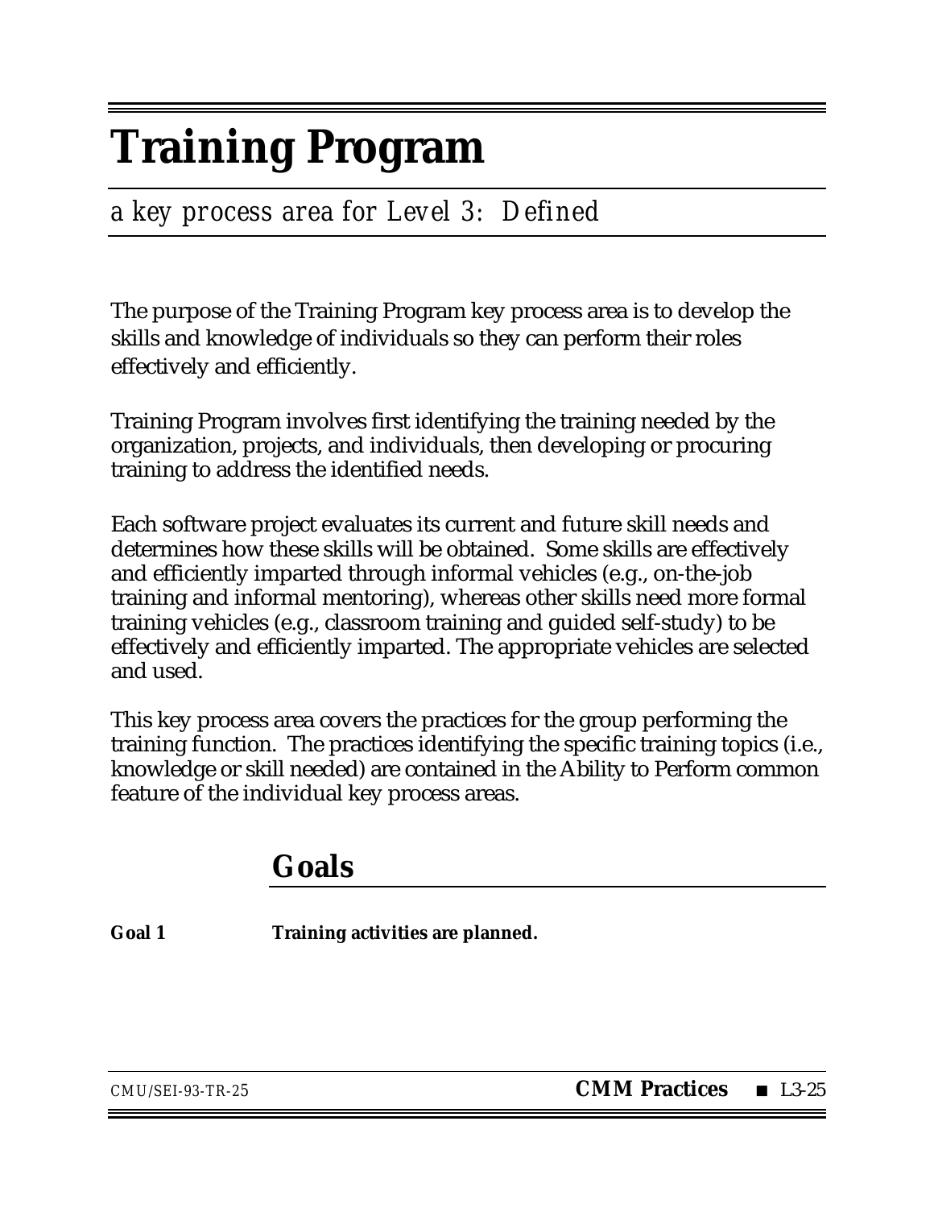# Training Program

*a key process area for Level 3: Defined*

The purpose of the Training Program key process area is to develop the skills and knowledge of individuals so they can perform their roles effectively and efficiently.

Training Program involves first identifying the training needed by the organization, projects, and individuals, then developing or procuring training to address the identified needs.

Each software project evaluates its current and future skill needs and determines how these skills will be obtained. Some skills are effectively and efficiently imparted through informal vehicles (e.g., on-the-job training and informal mentoring), whereas other skills need more formal training vehicles (e.g., classroom training and guided self-study) to be effectively and efficiently imparted. The appropriate vehicles are selected and used.

This key process area covers the practices for the group performing the training function. The practices identifying the specific training topics (i.e., knowledge or skill needed) are contained in the Ability to Perform common feature of the individual key process areas.

## Goals

**Goal 1** **Training activities are planned.**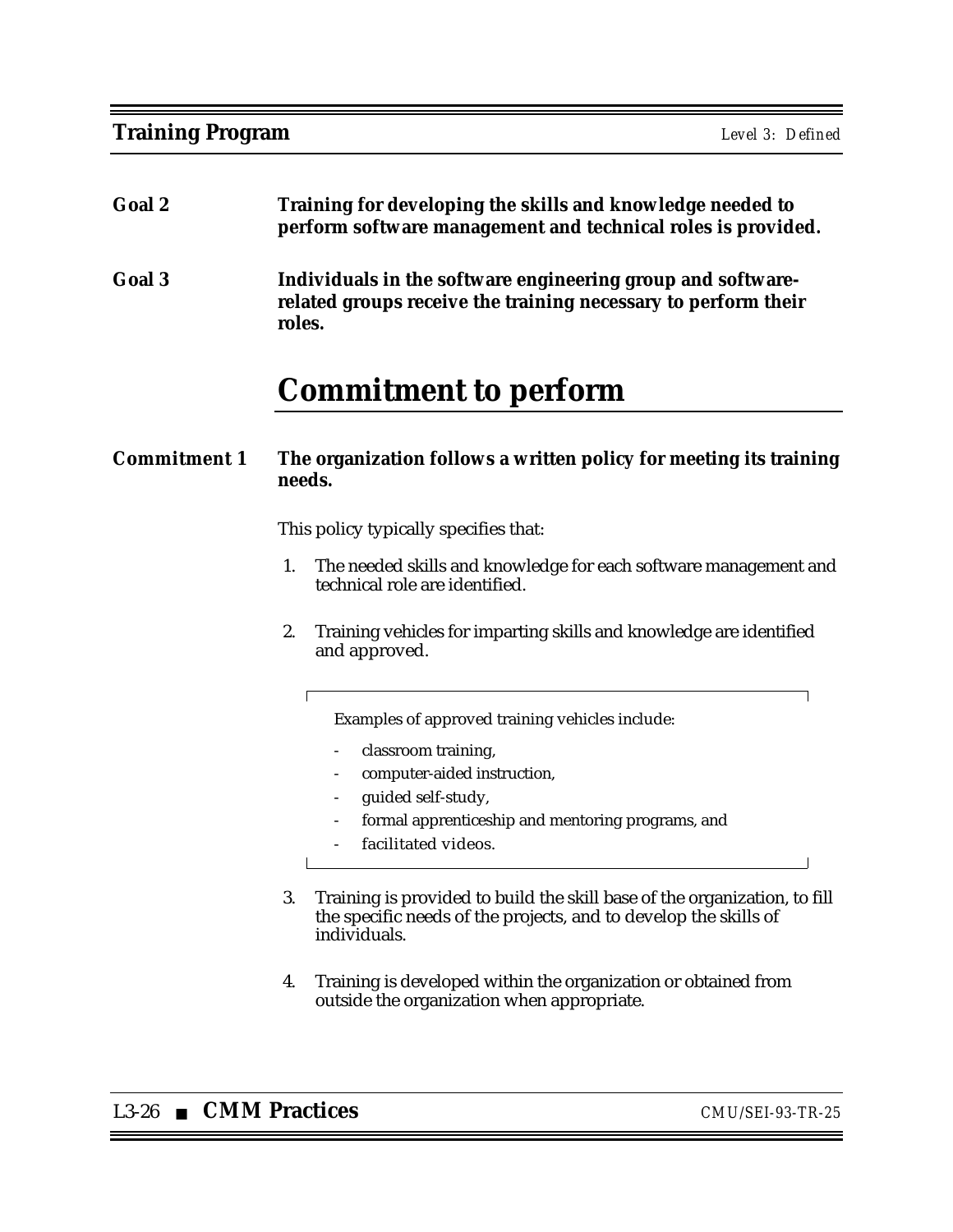**Goal 2** **Training for developing the skills and knowledge needed to perform software management and technical roles is provided.**

**Goal 3** **Individuals in the software engineering group and software-related groups receive the training necessary to perform their roles.**

## Commitment to perform

**Commitment 1** **The organization follows a written policy for meeting its training needs.**

This policy typically specifies that:

1. The needed skills and knowledge for each software management and technical role are identified.

2. Training vehicles for imparting skills and knowledge are identified and approved.

   > Examples of approved training vehicles include:
   >
   > - classroom training,
   > - computer-aided instruction,
   > - guided self-study,
   > - formal apprenticeship and mentoring programs, and
   > - facilitated videos.

3. Training is provided to build the skill base of the organization, to fill the specific needs of the projects, and to develop the skills of individuals.

4. Training is developed within the organization or obtained from outside the organization when appropriate.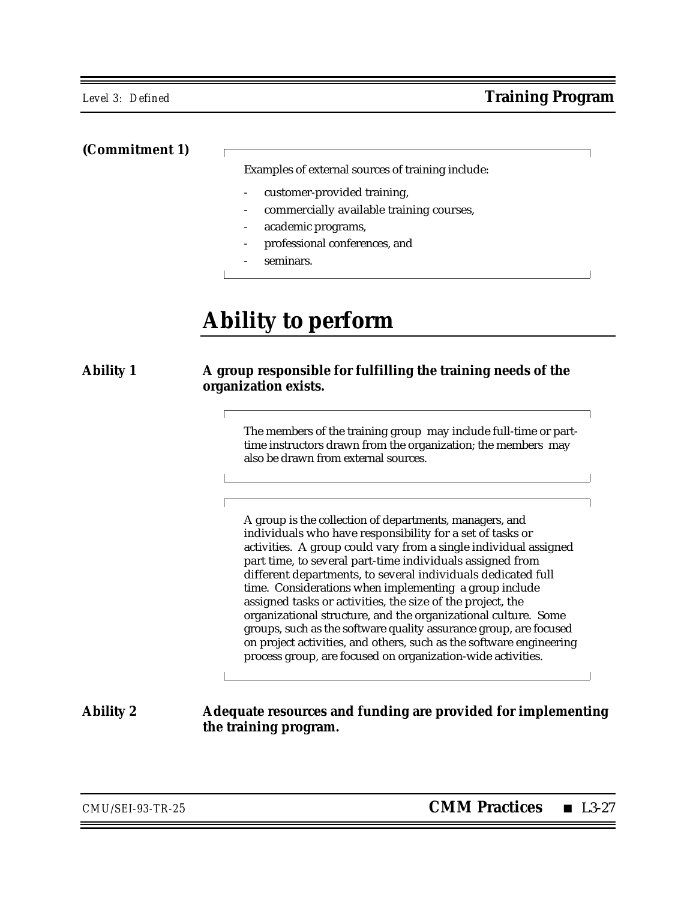(Commitment 1)

> Examples of external sources of training include:
>
> - customer-provided training,
> - commercially available training courses,
> - academic programs,
> - professional conferences, and
> - seminars.

## Ability to perform

**Ability 1** **A group responsible for fulfilling the training needs of the organization exists.**

> The members of the training group may include full-time or part-time instructors drawn from the organization; the members may also be drawn from external sources.

> A group is the collection of departments, managers, and individuals who have responsibility for a set of tasks or activities. A group could vary from a single individual assigned part time, to several part-time individuals assigned from different departments, to several individuals dedicated full time. Considerations when implementing a group include assigned tasks or activities, the size of the project, the organizational structure, and the organizational culture. Some groups, such as the software quality assurance group, are focused on project activities, and others, such as the software engineering process group, are focused on organization-wide activities.

**Ability 2** **Adequate resources and funding are provided for implementing the training program.**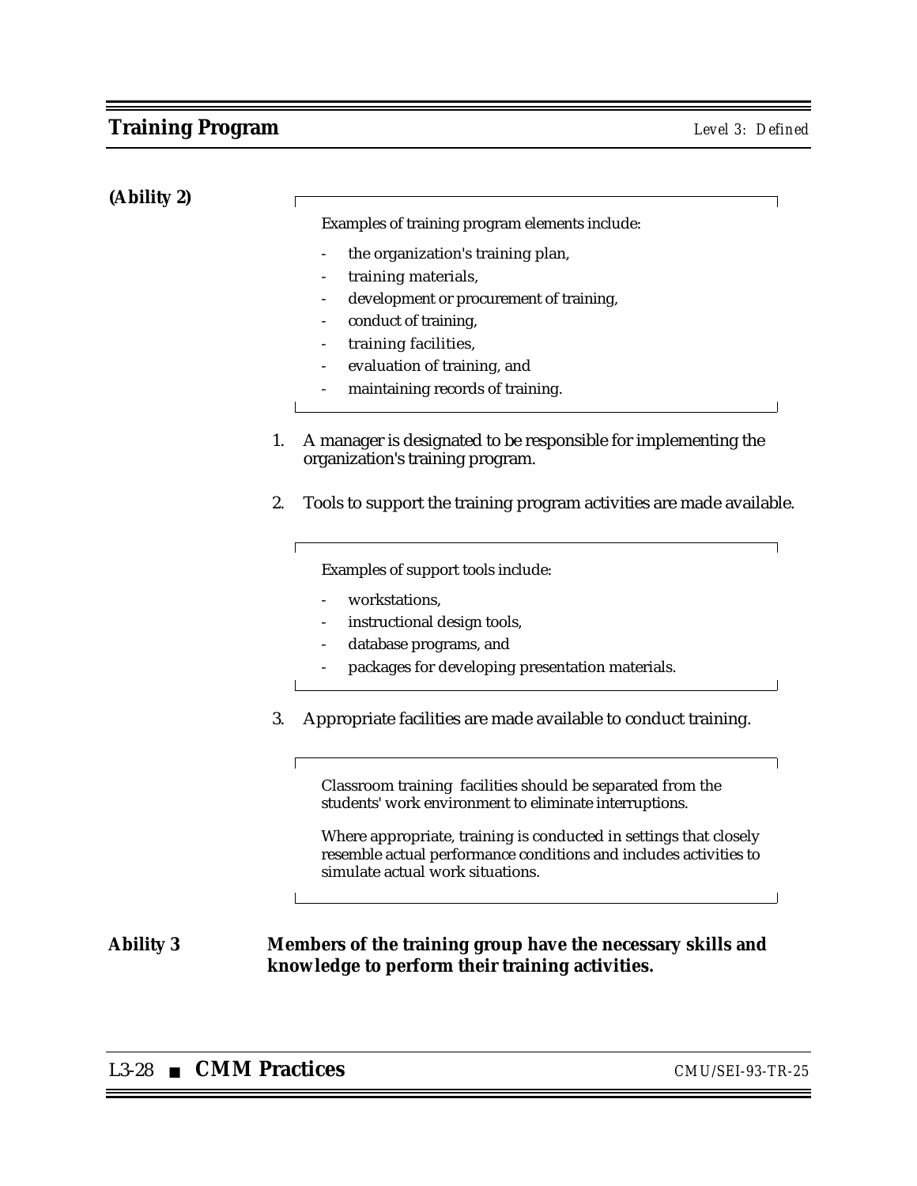**(Ability 2)**

> Examples of training program elements include:
>
> - the organization's training plan,
> - training materials,
> - development or procurement of training,
> - conduct of training,
> - training facilities,
> - evaluation of training, and
> - maintaining records of training.

1. A manager is designated to be responsible for implementing the organization's training program.

2. Tools to support the training program activities are made available.

> Examples of support tools include:
>
> - workstations,
> - instructional design tools,
> - database programs, and
> - packages for developing presentation materials.

3. Appropriate facilities are made available to conduct training.

> Classroom training facilities should be separated from the students' work environment to eliminate interruptions.
>
> Where appropriate, training is conducted in settings that closely resemble actual performance conditions and includes activities to simulate actual work situations.

**Ability 3** **Members of the training group have the necessary skills and knowledge to perform their training activities.**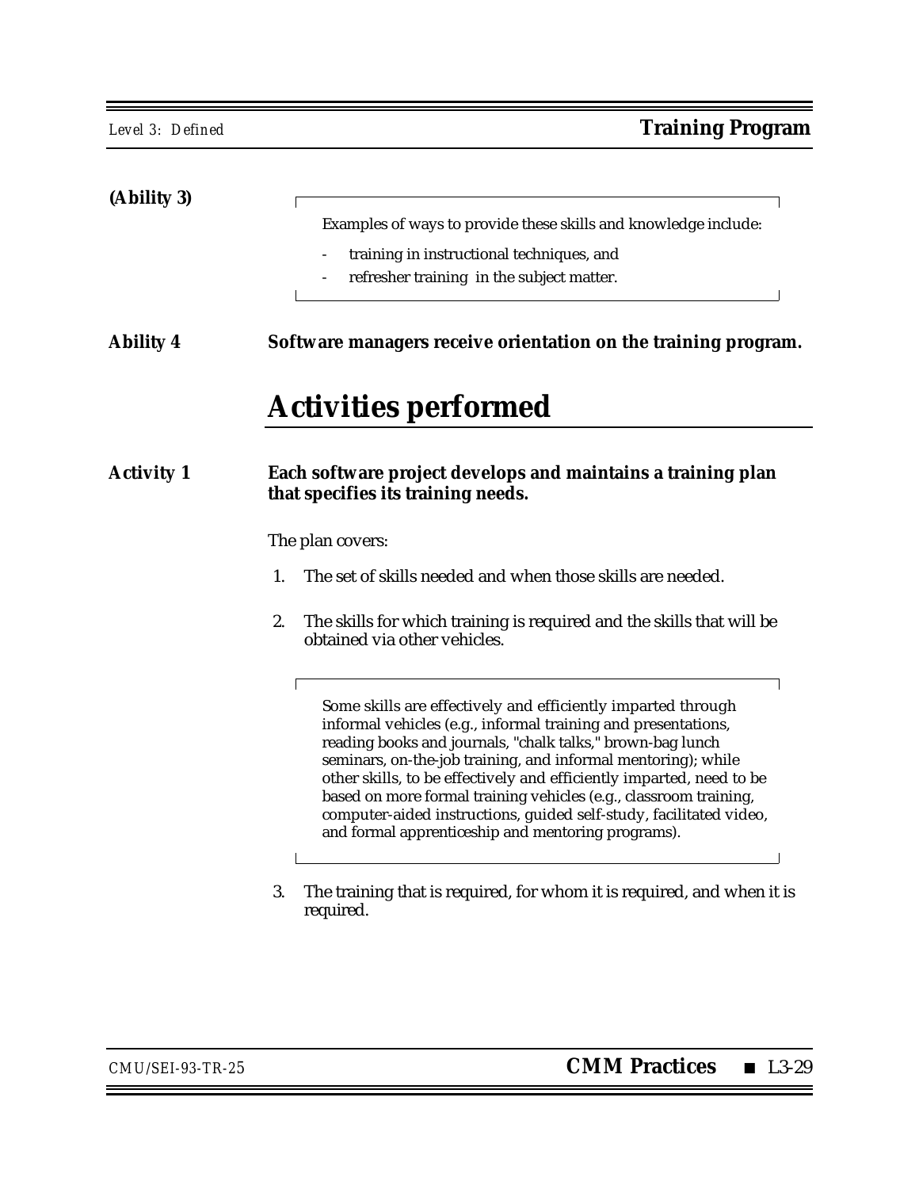**(Ability 3)**

> Examples of ways to provide these skills and knowledge include:
>
> - training in instructional techniques, and
> - refresher training in the subject matter.

**Ability 4** **Software managers receive orientation on the training program.**

## Activities performed

**Activity 1** **Each software project develops and maintains a training plan that specifies its training needs.**

The plan covers:

1. The set of skills needed and when those skills are needed.
2. The skills for which training is required and the skills that will be obtained via other vehicles.

> Some skills are effectively and efficiently imparted through informal vehicles (e.g., informal training and presentations, reading books and journals, "chalk talks," brown-bag lunch seminars, on-the-job training, and informal mentoring); while other skills, to be effectively and efficiently imparted, need to be based on more formal training vehicles (e.g., classroom training, computer-aided instructions, guided self-study, facilitated video, and formal apprenticeship and mentoring programs).

3. The training that is required, for whom it is required, and when it is required.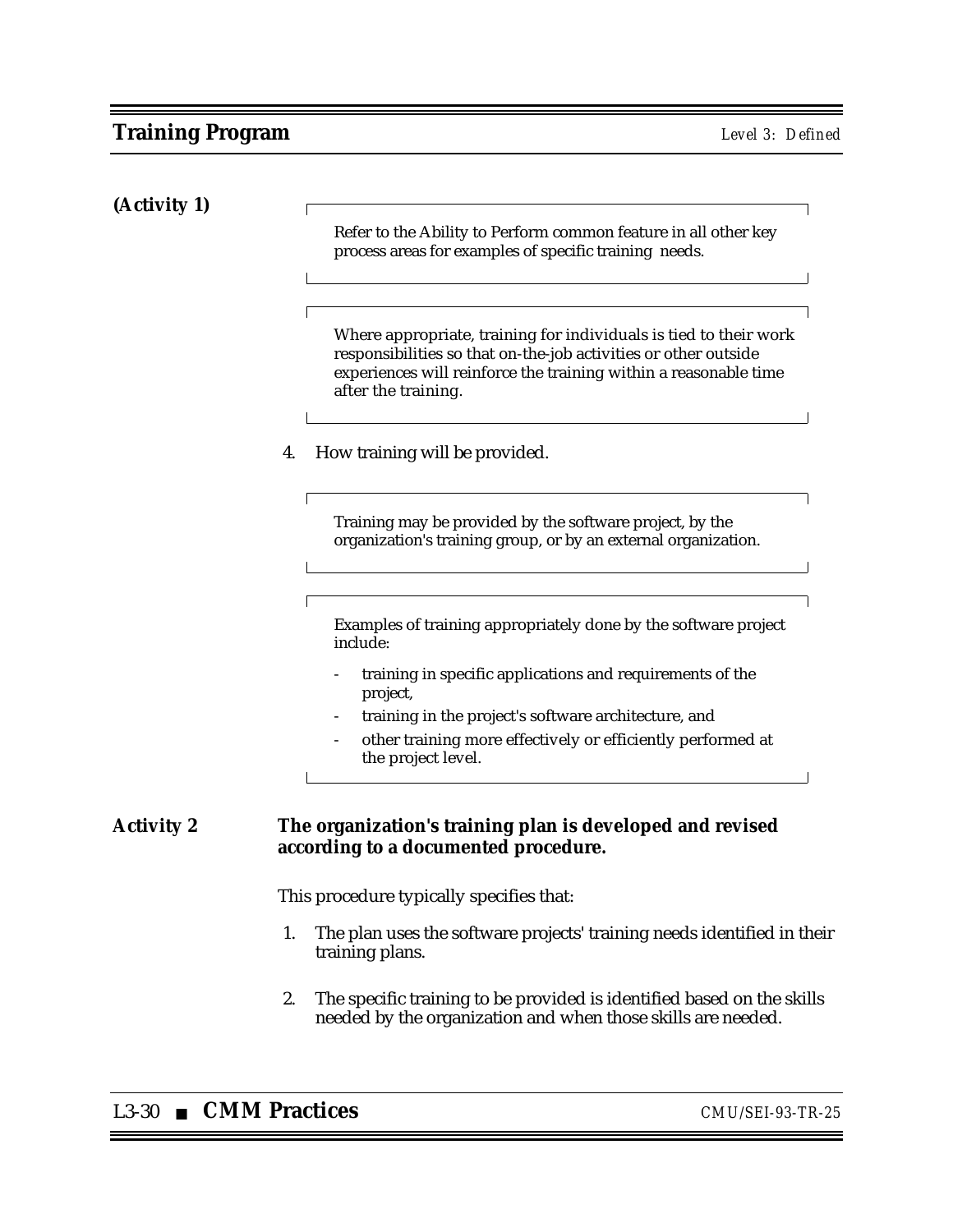**(Activity 1)**

> Refer to the Ability to Perform common feature in all other key process areas for examples of specific training needs.

> Where appropriate, training for individuals is tied to their work responsibilities so that on-the-job activities or other outside experiences will reinforce the training within a reasonable time after the training.

4. How training will be provided.

> Training may be provided by the software project, by the organization's training group, or by an external organization.

> Examples of training appropriately done by the software project include:
>
> - training in specific applications and requirements of the project,
> - training in the project's software architecture, and
> - other training more effectively or efficiently performed at the project level.

**Activity 2** **The organization's training plan is developed and revised according to a documented procedure.**

This procedure typically specifies that:

1. The plan uses the software projects' training needs identified in their training plans.

2. The specific training to be provided is identified based on the skills needed by the organization and when those skills are needed.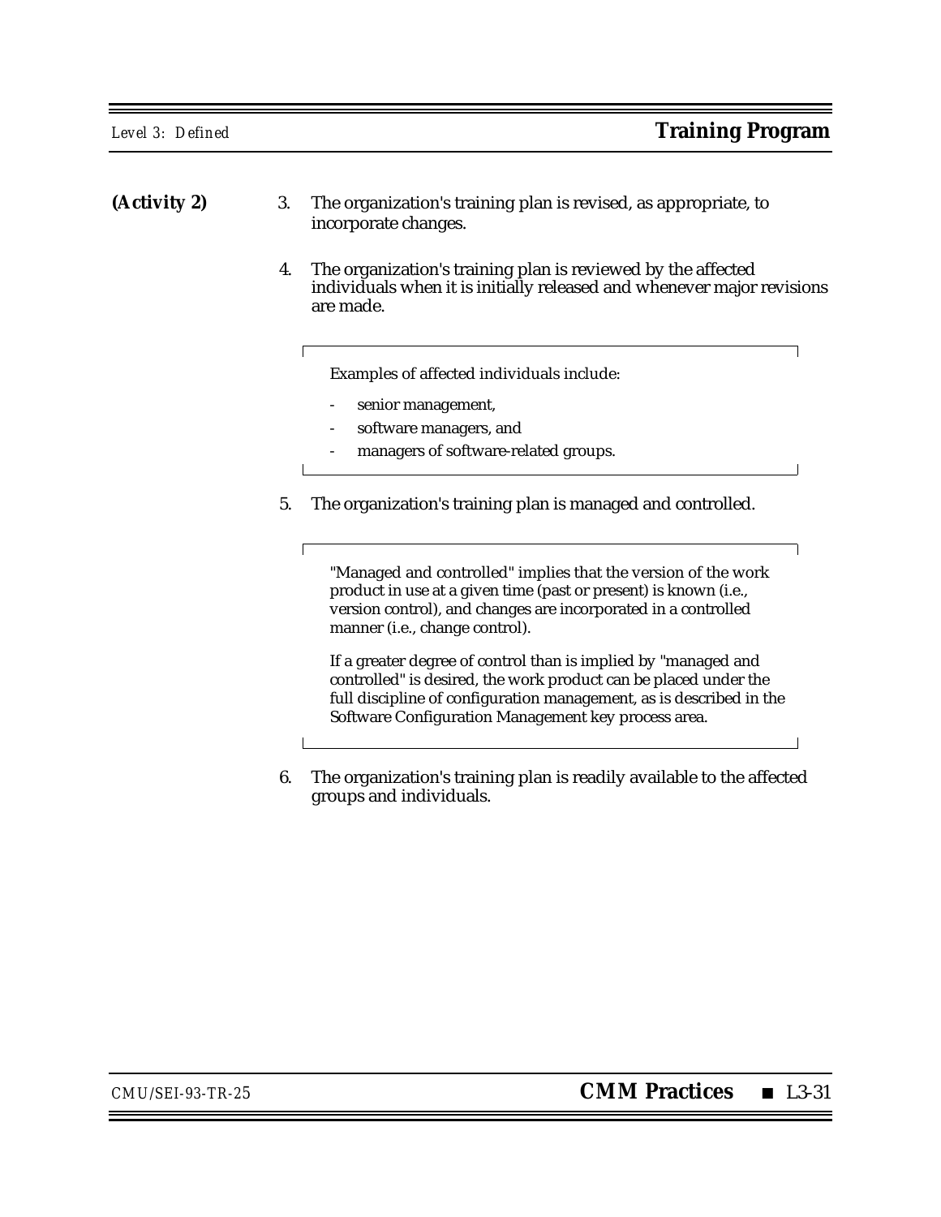**(Activity 2)**

3. The organization's training plan is revised, as appropriate, to incorporate changes.

4. The organization's training plan is reviewed by the affected individuals when it is initially released and whenever major revisions are made.

   > Examples of affected individuals include:
   >
   > - senior management,
   > - software managers, and
   > - managers of software-related groups.

5. The organization's training plan is managed and controlled.

   > "Managed and controlled" implies that the version of the work product in use at a given time (past or present) is known (i.e., version control), and changes are incorporated in a controlled manner (i.e., change control).
   >
   > If a greater degree of control than is implied by "managed and controlled" is desired, the work product can be placed under the full discipline of configuration management, as is described in the Software Configuration Management key process area.

6. The organization's training plan is readily available to the affected groups and individuals.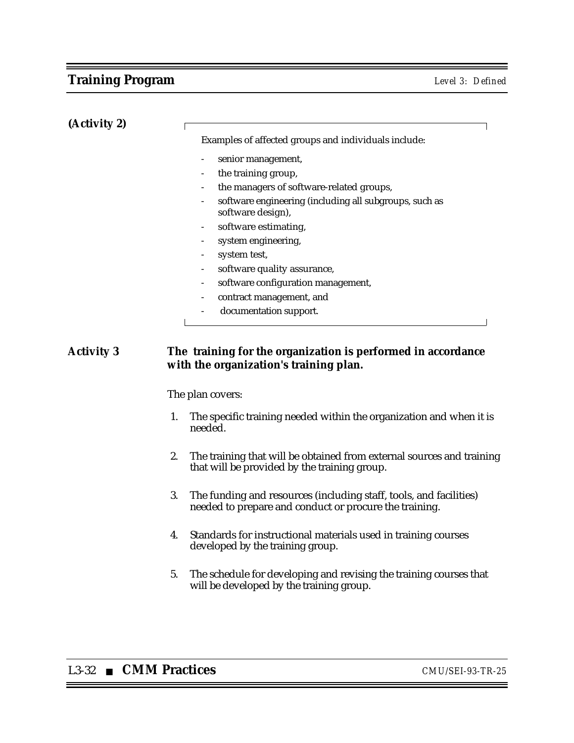**(Activity 2)**

> Examples of affected groups and individuals include:
>
> - senior management,
> - the training group,
> - the managers of software-related groups,
> - software engineering (including all subgroups, such as software design),
> - software estimating,
> - system engineering,
> - system test,
> - software quality assurance,
> - software configuration management,
> - contract management, and
> - documentation support.

**Activity 3** **The training for the organization is performed in accordance with the organization's training plan.**

The plan covers:

1. The specific training needed within the organization and when it is needed.

2. The training that will be obtained from external sources and training that will be provided by the training group.

3. The funding and resources (including staff, tools, and facilities) needed to prepare and conduct or procure the training.

4. Standards for instructional materials used in training courses developed by the training group.

5. The schedule for developing and revising the training courses that will be developed by the training group.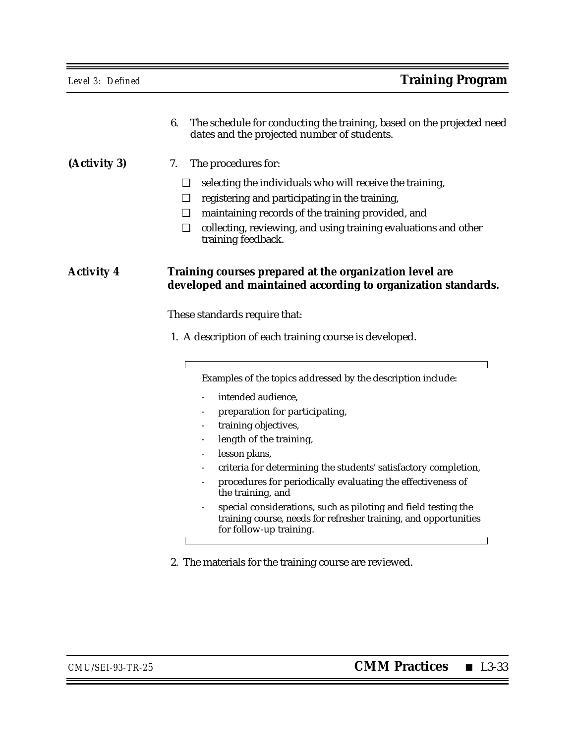6. The schedule for conducting the training, based on the projected need dates and the projected number of students.

**(Activity 3)** 7. The procedures for:

- ❑ selecting the individuals who will receive the training,
- ❑ registering and participating in the training,
- ❑ maintaining records of the training provided, and
- ❑ collecting, reviewing, and using training evaluations and other training feedback.

**Activity 4** **Training courses prepared at the organization level are developed and maintained according to organization standards.**

These standards require that:

1. A description of each training course is developed.

> Examples of the topics addressed by the description include:
>
> - intended audience,
> - preparation for participating,
> - training objectives,
> - length of the training,
> - lesson plans,
> - criteria for determining the students' satisfactory completion,
> - procedures for periodically evaluating the effectiveness of the training, and
> - special considerations, such as piloting and field testing the training course, needs for refresher training, and opportunities for follow-up training.

2. The materials for the training course are reviewed.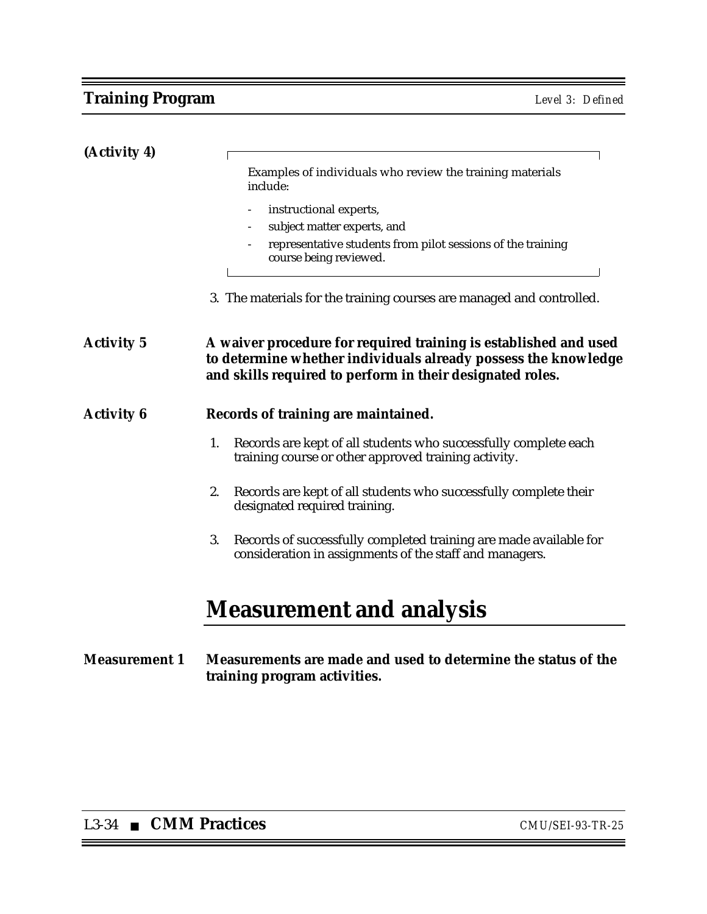**(Activity 4)**

> Examples of individuals who review the training materials include:
>
> - instructional experts,
> - subject matter experts, and
> - representative students from pilot sessions of the training course being reviewed.

3. The materials for the training courses are managed and controlled.

**Activity 5** **A waiver procedure for required training is established and used to determine whether individuals already possess the knowledge and skills required to perform in their designated roles.**

**Activity 6** **Records of training are maintained.**

1. Records are kept of all students who successfully complete each training course or other approved training activity.
2. Records are kept of all students who successfully complete their designated required training.
3. Records of successfully completed training are made available for consideration in assignments of the staff and managers.

## Measurement and analysis

**Measurement 1** **Measurements are made and used to determine the status of the training program activities.**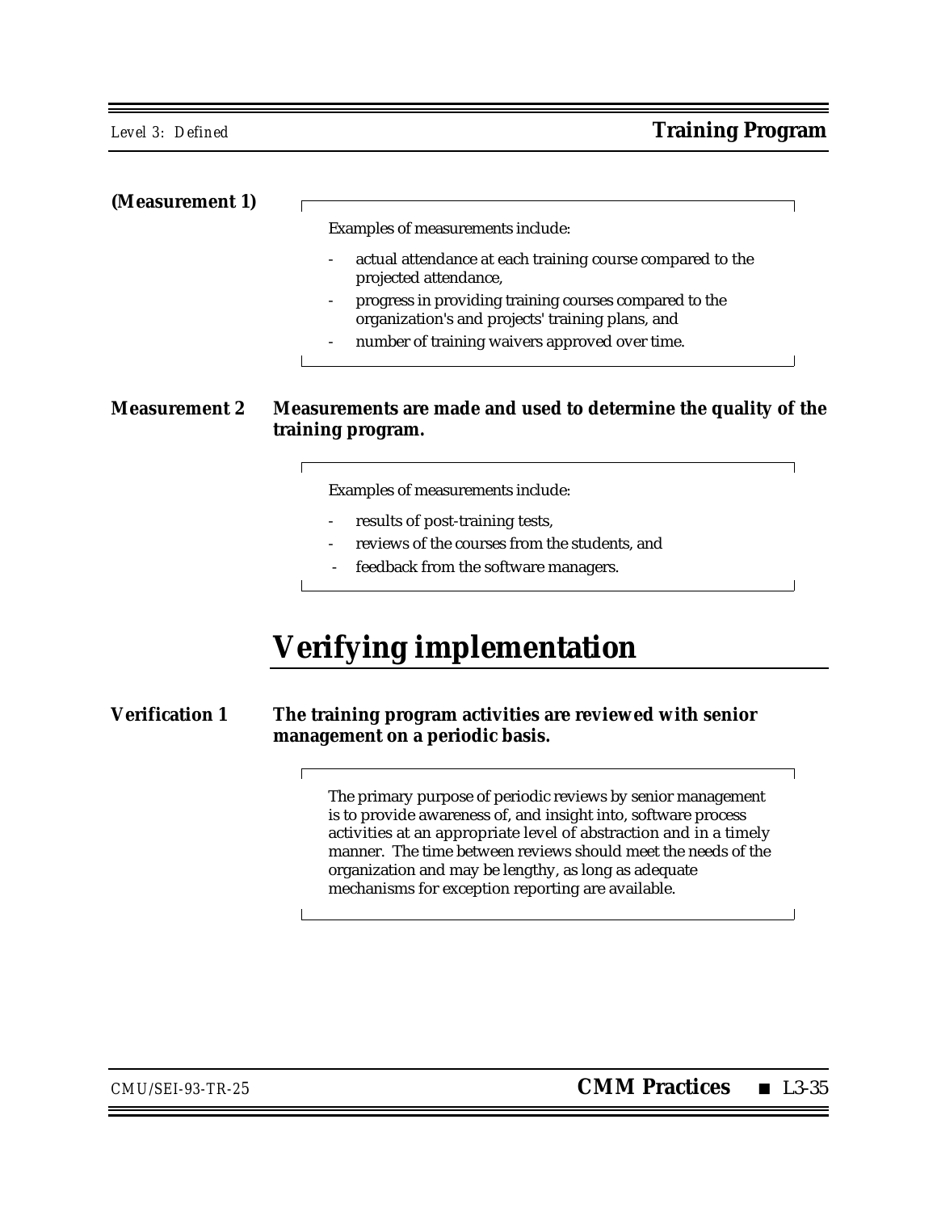**(Measurement 1)**

> Examples of measurements include:
>
> - actual attendance at each training course compared to the projected attendance,
> - progress in providing training courses compared to the organization's and projects' training plans, and
> - number of training waivers approved over time.

**Measurement 2** **Measurements are made and used to determine the quality of the training program.**

> Examples of measurements include:
>
> - results of post-training tests,
> - reviews of the courses from the students, and
> - feedback from the software managers.

# Verifying implementation

**Verification 1** **The training program activities are reviewed with senior management on a periodic basis.**

> The primary purpose of periodic reviews by senior management is to provide awareness of, and insight into, software process activities at an appropriate level of abstraction and in a timely manner. The time between reviews should meet the needs of the organization and may be lengthy, as long as adequate mechanisms for exception reporting are available.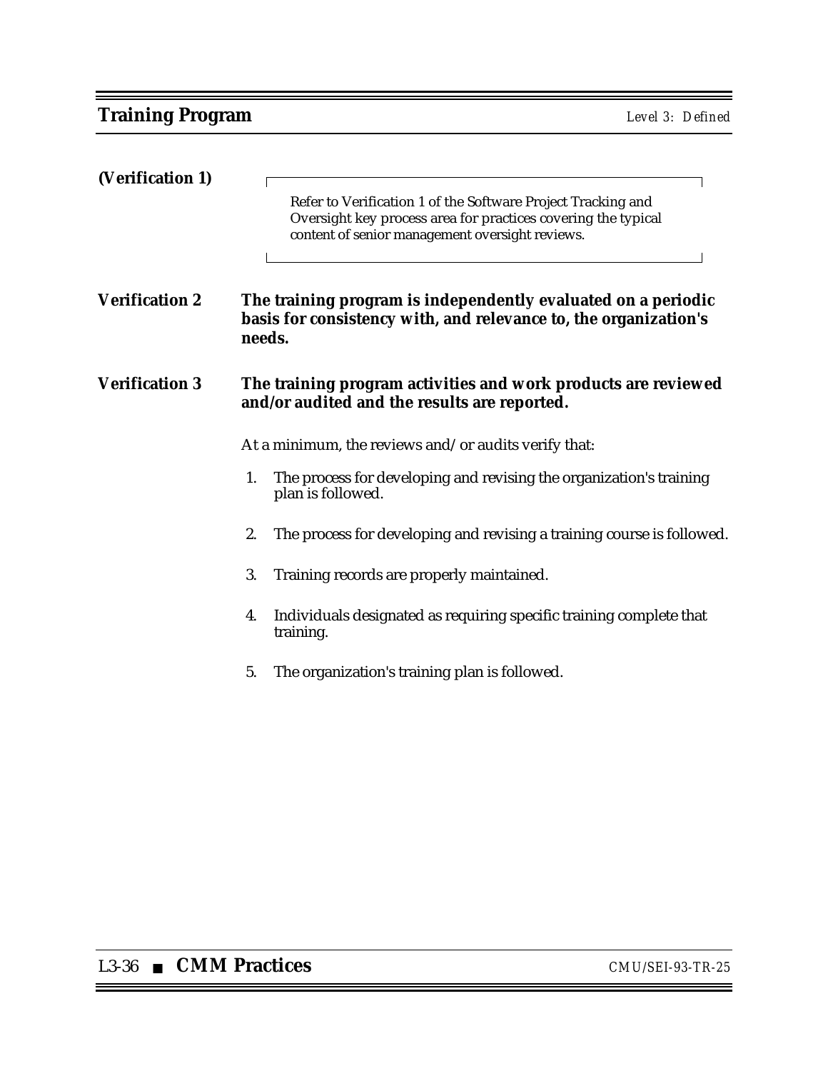**(Verification 1)**

> Refer to Verification 1 of the Software Project Tracking and Oversight key process area for practices covering the typical content of senior management oversight reviews.

**Verification 2** **The training program is independently evaluated on a periodic basis for consistency with, and relevance to, the organization's needs.**

**Verification 3** **The training program activities and work products are reviewed and/or audited and the results are reported.**

At a minimum, the reviews and/or audits verify that:

1. The process for developing and revising the organization's training plan is followed.
2. The process for developing and revising a training course is followed.
3. Training records are properly maintained.
4. Individuals designated as requiring specific training complete that training.
5. The organization's training plan is followed.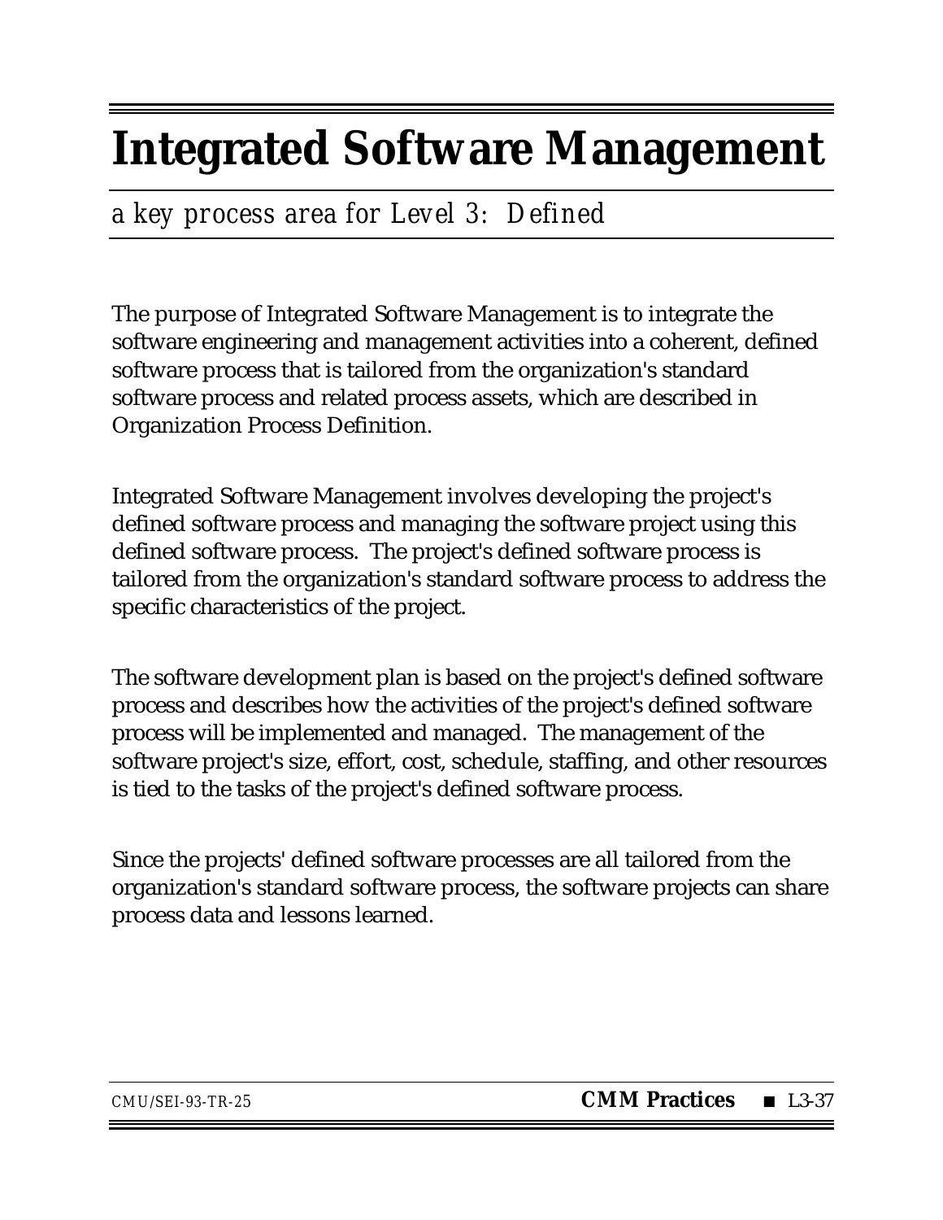# Integrated Software Management

*a key process area for Level 3: Defined*

The purpose of Integrated Software Management is to integrate the software engineering and management activities into a coherent, defined software process that is tailored from the organization's standard software process and related process assets, which are described in Organization Process Definition.

Integrated Software Management involves developing the project's defined software process and managing the software project using this defined software process. The project's defined software process is tailored from the organization's standard software process to address the specific characteristics of the project.

The software development plan is based on the project's defined software process and describes how the activities of the project's defined software process will be implemented and managed. The management of the software project's size, effort, cost, schedule, staffing, and other resources is tied to the tasks of the project's defined software process.

Since the projects' defined software processes are all tailored from the organization's standard software process, the software projects can share process data and lessons learned.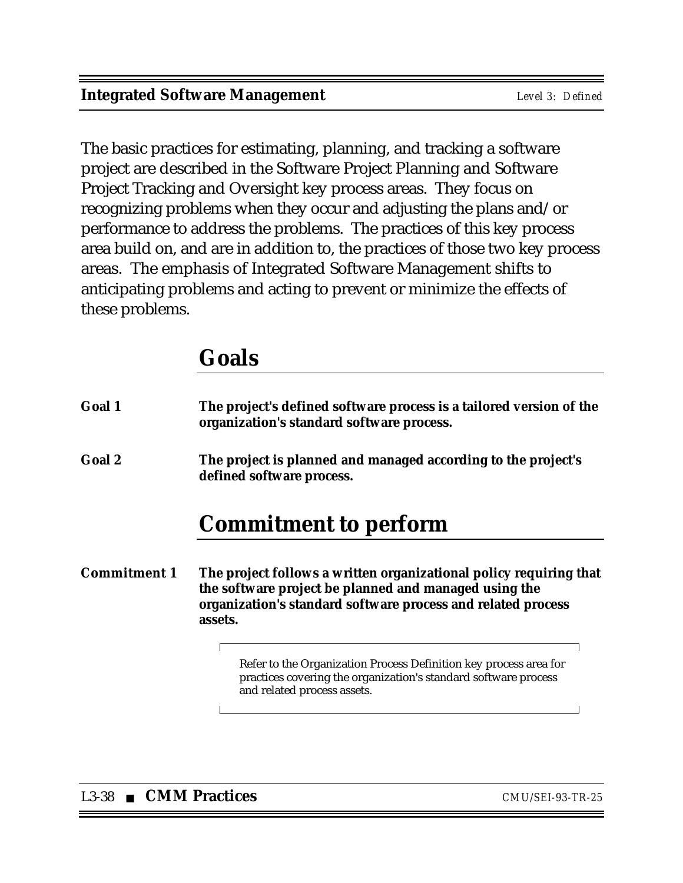The basic practices for estimating, planning, and tracking a software project are described in the Software Project Planning and Software Project Tracking and Oversight key process areas. They focus on recognizing problems when they occur and adjusting the plans and/or performance to address the problems. The practices of this key process area build on, and are in addition to, the practices of those two key process areas. The emphasis of Integrated Software Management shifts to anticipating problems and acting to prevent or minimize the effects of these problems.

## Goals

**Goal 1** **The project's defined software process is a tailored version of the organization's standard software process.**

**Goal 2** **The project is planned and managed according to the project's defined software process.**

## Commitment to perform

**Commitment 1** **The project follows a written organizational policy requiring that the software project be planned and managed using the organization's standard software process and related process assets.**

> Refer to the Organization Process Definition key process area for practices covering the organization's standard software process and related process assets.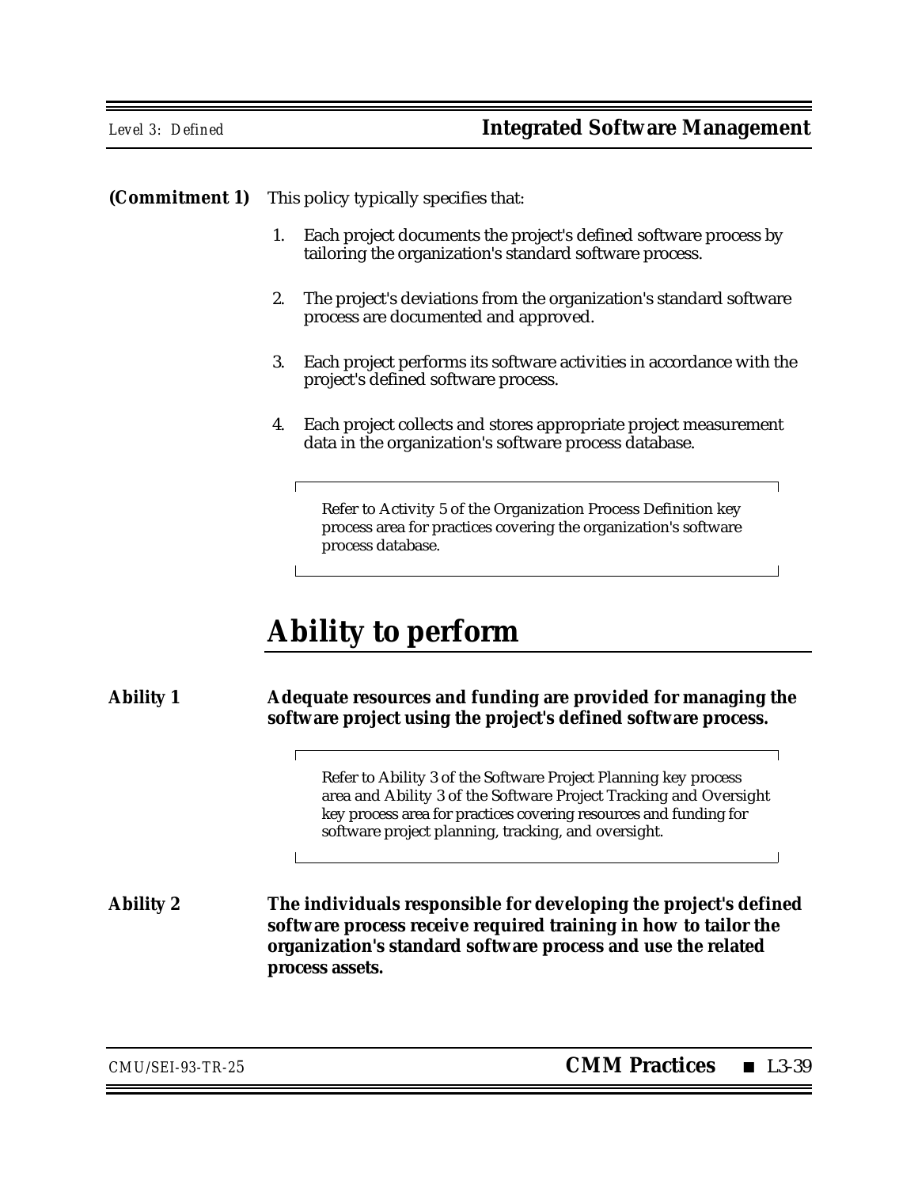**(Commitment 1)** This policy typically specifies that:

1. Each project documents the project's defined software process by tailoring the organization's standard software process.
2. The project's deviations from the organization's standard software process are documented and approved.
3. Each project performs its software activities in accordance with the project's defined software process.
4. Each project collects and stores appropriate project measurement data in the organization's software process database.

> Refer to Activity 5 of the Organization Process Definition key process area for practices covering the organization's software process database.

# Ability to perform

**Ability 1** **Adequate resources and funding are provided for managing the software project using the project's defined software process.**

> Refer to Ability 3 of the Software Project Planning key process area and Ability 3 of the Software Project Tracking and Oversight key process area for practices covering resources and funding for software project planning, tracking, and oversight.

**Ability 2** **The individuals responsible for developing the project's defined software process receive required training in how to tailor the organization's standard software process and use the related process assets.**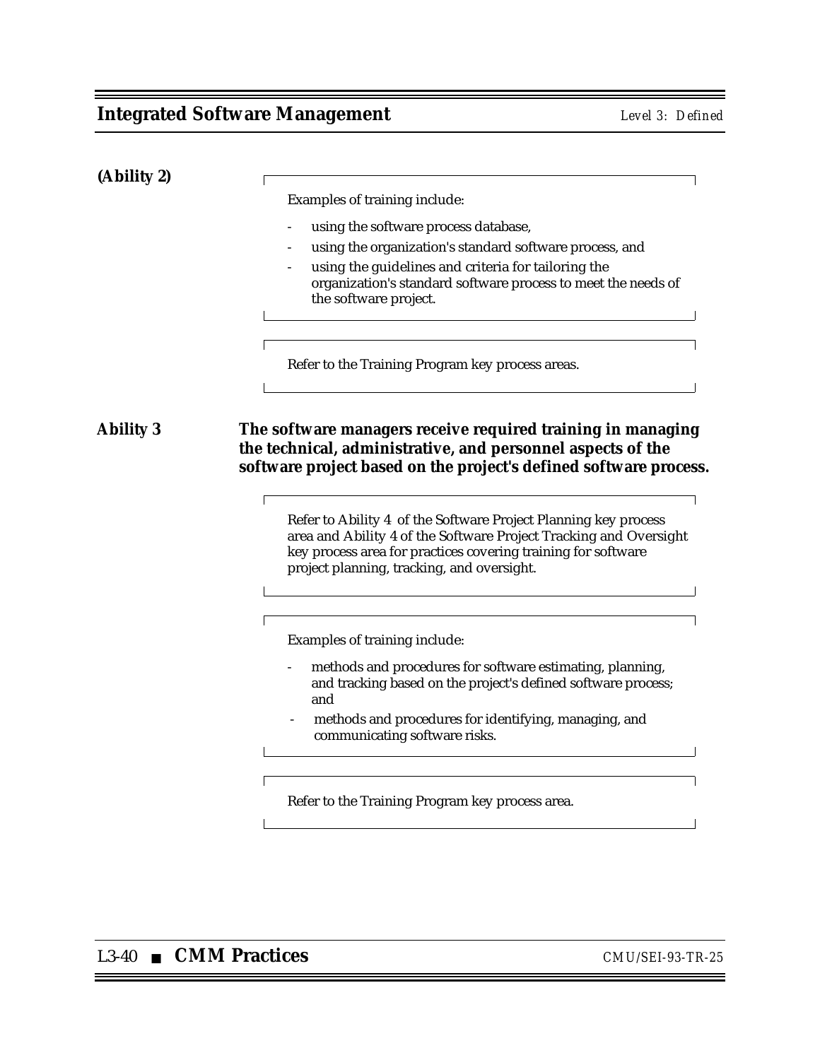**(Ability 2)**

> Examples of training include:
>
> - using the software process database,
> - using the organization's standard software process, and
> - using the guidelines and criteria for tailoring the organization's standard software process to meet the needs of the software project.

> Refer to the Training Program key process areas.

**Ability 3** **The software managers receive required training in managing the technical, administrative, and personnel aspects of the software project based on the project's defined software process.**

> Refer to Ability 4 of the Software Project Planning key process area and Ability 4 of the Software Project Tracking and Oversight key process area for practices covering training for software project planning, tracking, and oversight.

> Examples of training include:
>
> - methods and procedures for software estimating, planning, and tracking based on the project's defined software process; and
> - methods and procedures for identifying, managing, and communicating software risks.

> Refer to the Training Program key process area.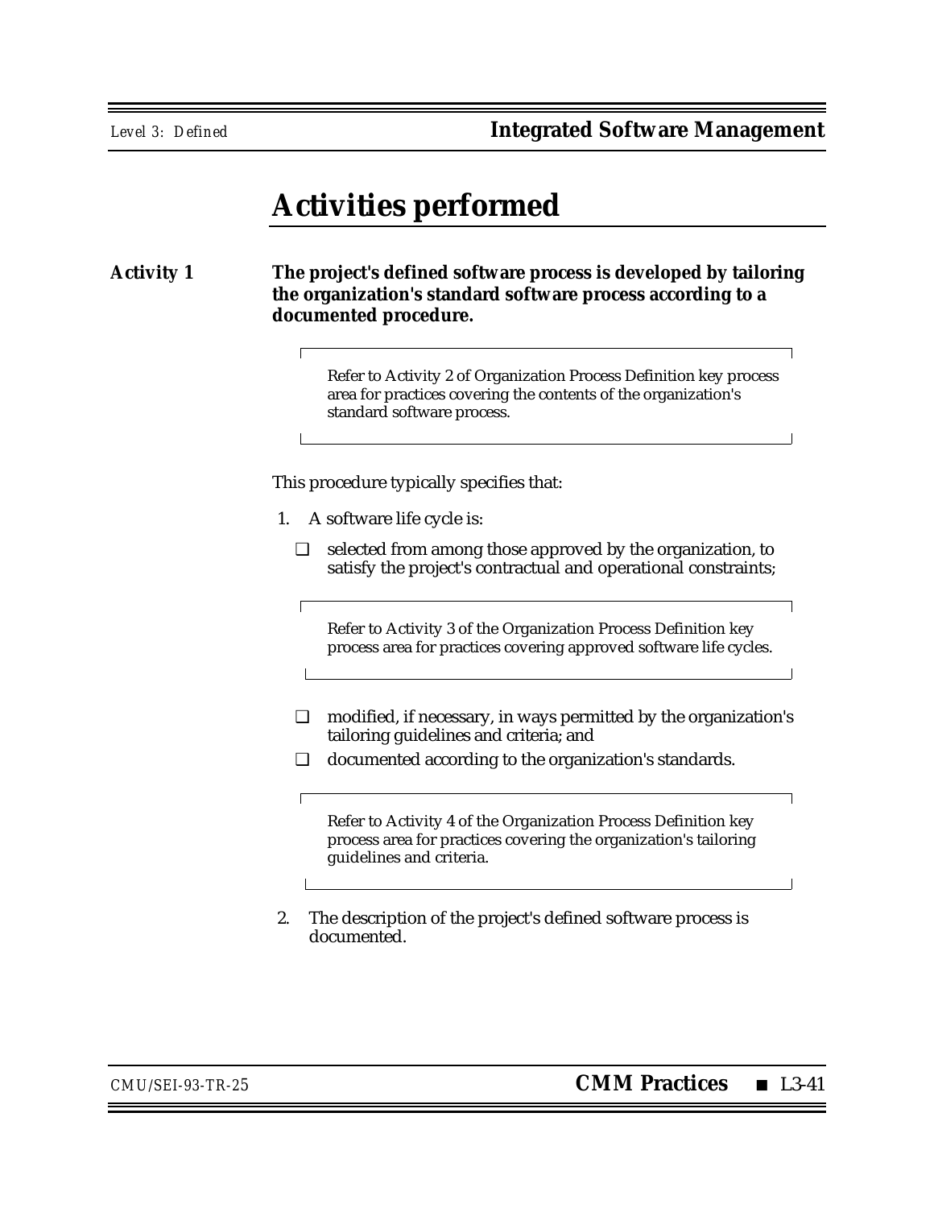# Activities performed

**Activity 1** **The project's defined software process is developed by tailoring the organization's standard software process according to a documented procedure.**

> Refer to Activity 2 of Organization Process Definition key process area for practices covering the contents of the organization's standard software process.

This procedure typically specifies that:

1. A software life cycle is:
   - ❑ selected from among those approved by the organization, to satisfy the project's contractual and operational constraints;

   > Refer to Activity 3 of the Organization Process Definition key process area for practices covering approved software life cycles.

   - ❑ modified, if necessary, in ways permitted by the organization's tailoring guidelines and criteria; and
   - ❑ documented according to the organization's standards.

   > Refer to Activity 4 of the Organization Process Definition key process area for practices covering the organization's tailoring guidelines and criteria.

2. The description of the project's defined software process is documented.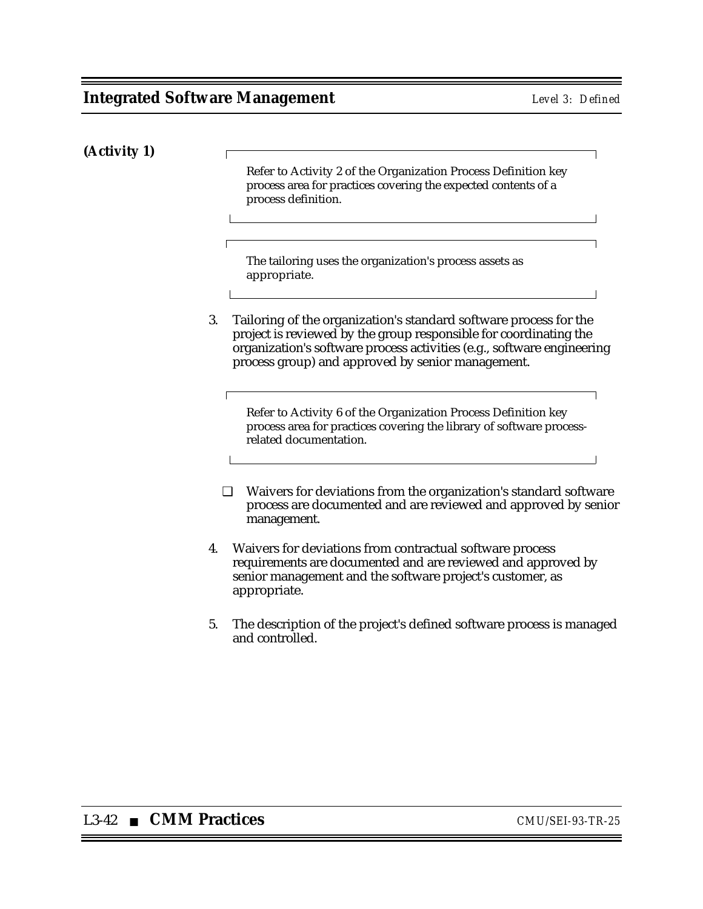**(Activity 1)**

> Refer to Activity 2 of the Organization Process Definition key process area for practices covering the expected contents of a process definition.

> The tailoring uses the organization's process assets as appropriate.

3. Tailoring of the organization's standard software process for the project is reviewed by the group responsible for coordinating the organization's software process activities (e.g., software engineering process group) and approved by senior management.

> Refer to Activity 6 of the Organization Process Definition key process area for practices covering the library of software process-related documentation.

- ❑ Waivers for deviations from the organization's standard software process are documented and are reviewed and approved by senior management.

4. Waivers for deviations from contractual software process requirements are documented and are reviewed and approved by senior management and the software project's customer, as appropriate.

5. The description of the project's defined software process is managed and controlled.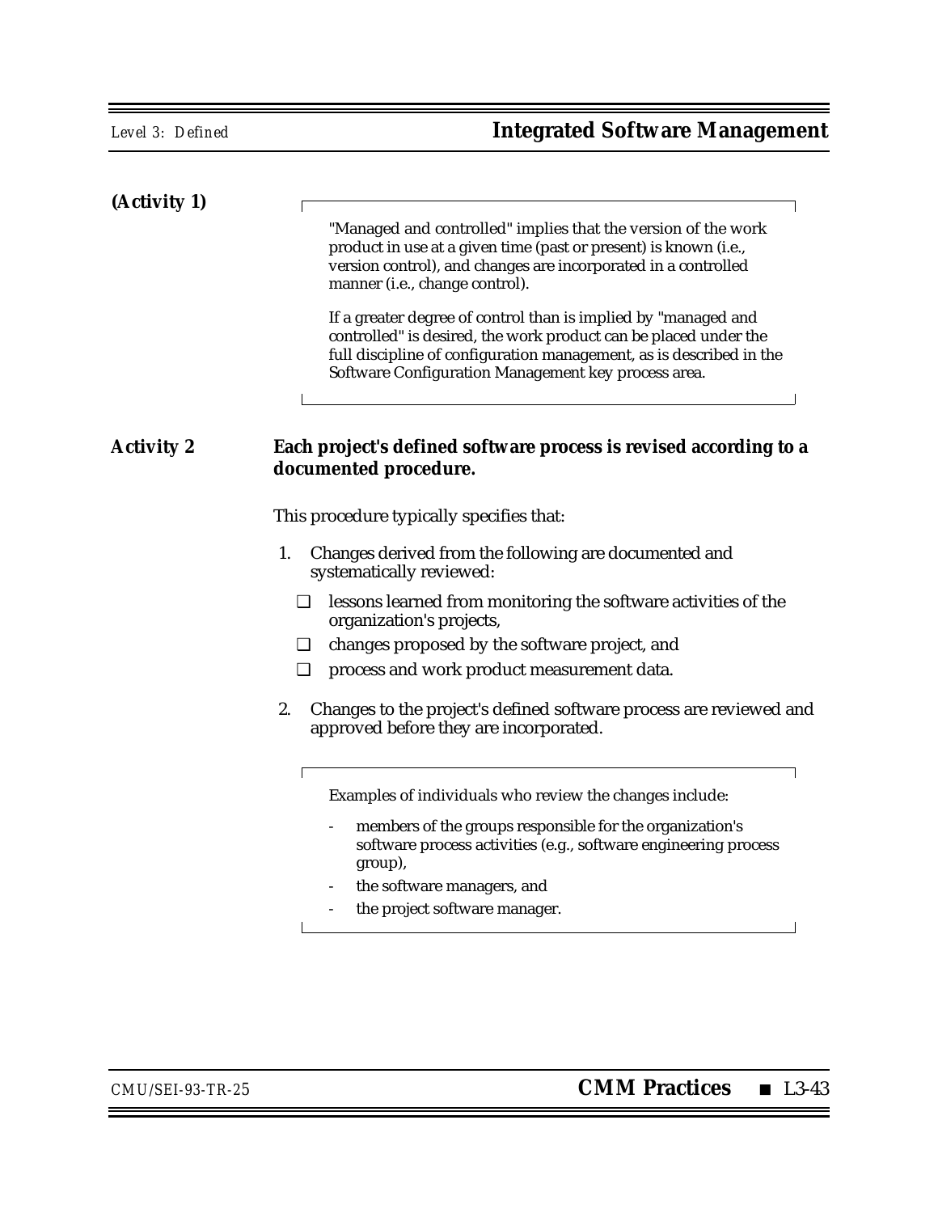**(Activity 1)**

> "Managed and controlled" implies that the version of the work product in use at a given time (past or present) is known (i.e., version control), and changes are incorporated in a controlled manner (i.e., change control).
>
> If a greater degree of control than is implied by "managed and controlled" is desired, the work product can be placed under the full discipline of configuration management, as is described in the Software Configuration Management key process area.

**Activity 2** **Each project's defined software process is revised according to a documented procedure.**

This procedure typically specifies that:

1. Changes derived from the following are documented and systematically reviewed:
   - ❑ lessons learned from monitoring the software activities of the organization's projects,
   - ❑ changes proposed by the software project, and
   - ❑ process and work product measurement data.
2. Changes to the project's defined software process are reviewed and approved before they are incorporated.

> Examples of individuals who review the changes include:
>
> - members of the groups responsible for the organization's software process activities (e.g., software engineering process group),
> - the software managers, and
> - the project software manager.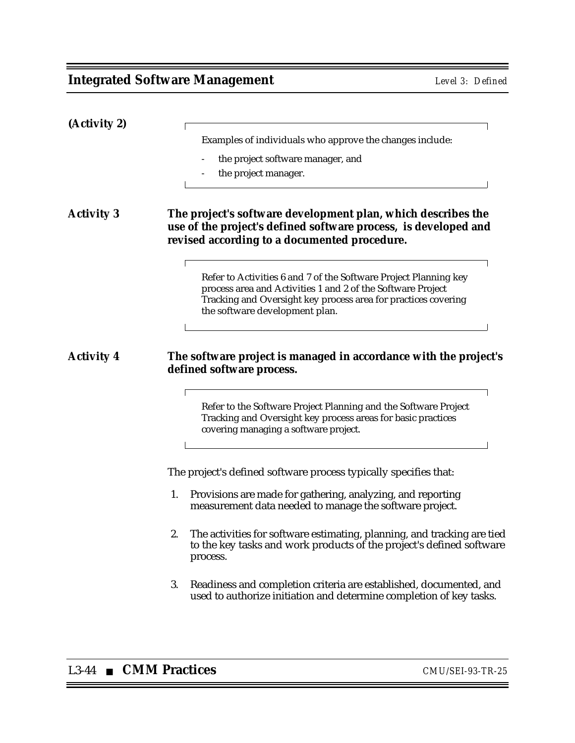**(Activity 2)**

> Examples of individuals who approve the changes include:
>
> - the project software manager, and
> - the project manager.

**Activity 3** **The project's software development plan, which describes the use of the project's defined software process, is developed and revised according to a documented procedure.**

> Refer to Activities 6 and 7 of the Software Project Planning key process area and Activities 1 and 2 of the Software Project Tracking and Oversight key process area for practices covering the software development plan.

**Activity 4** **The software project is managed in accordance with the project's defined software process.**

> Refer to the Software Project Planning and the Software Project Tracking and Oversight key process areas for basic practices covering managing a software project.

The project's defined software process typically specifies that:

1. Provisions are made for gathering, analyzing, and reporting measurement data needed to manage the software project.
2. The activities for software estimating, planning, and tracking are tied to the key tasks and work products of the project's defined software process.
3. Readiness and completion criteria are established, documented, and used to authorize initiation and determine completion of key tasks.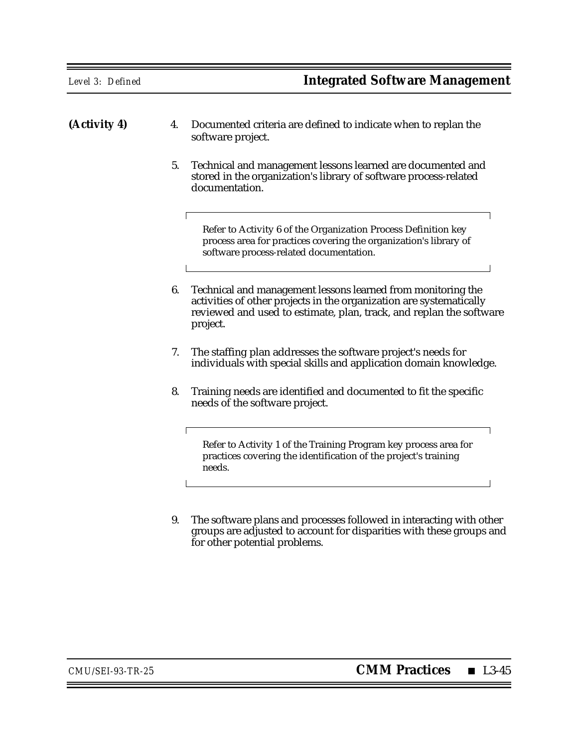**(Activity 4)**

4. Documented criteria are defined to indicate when to replan the software project.

5. Technical and management lessons learned are documented and stored in the organization's library of software process-related documentation.

> Refer to Activity 6 of the Organization Process Definition key process area for practices covering the organization's library of software process-related documentation.

6. Technical and management lessons learned from monitoring the activities of other projects in the organization are systematically reviewed and used to estimate, plan, track, and replan the software project.

7. The staffing plan addresses the software project's needs for individuals with special skills and application domain knowledge.

8. Training needs are identified and documented to fit the specific needs of the software project.

> Refer to Activity 1 of the Training Program key process area for practices covering the identification of the project's training needs.

9. The software plans and processes followed in interacting with other groups are adjusted to account for disparities with these groups and for other potential problems.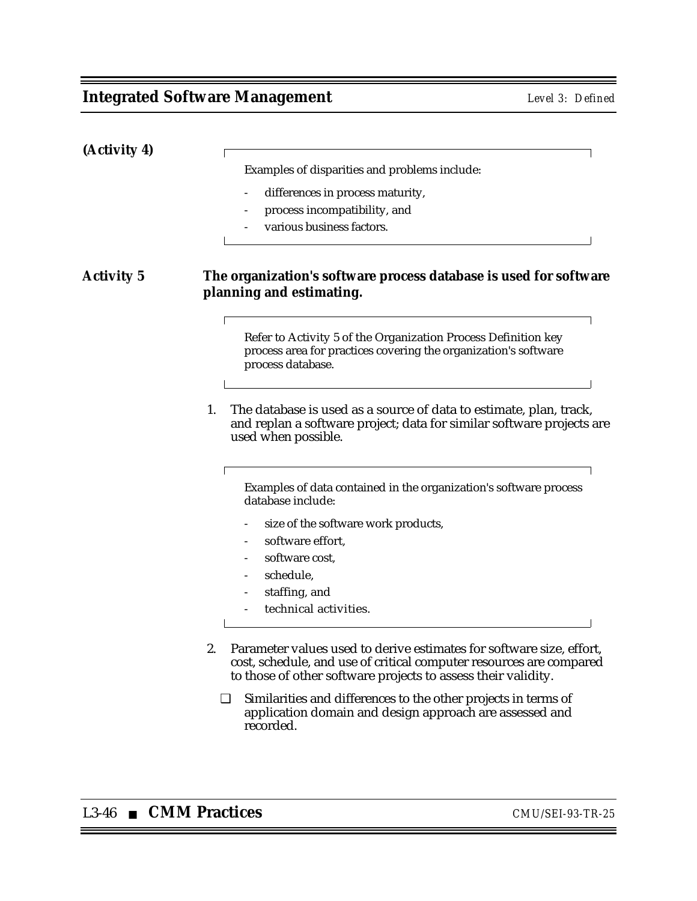**(Activity 4)**

> Examples of disparities and problems include:
>
> - differences in process maturity,
> - process incompatibility, and
> - various business factors.

**Activity 5** **The organization's software process database is used for software planning and estimating.**

> Refer to Activity 5 of the Organization Process Definition key process area for practices covering the organization's software process database.

1. The database is used as a source of data to estimate, plan, track, and replan a software project; data for similar software projects are used when possible.

> Examples of data contained in the organization's software process database include:
>
> - size of the software work products,
> - software effort,
> - software cost,
> - schedule,
> - staffing, and
> - technical activities.

2. Parameter values used to derive estimates for software size, effort, cost, schedule, and use of critical computer resources are compared to those of other software projects to assess their validity.

   - ❑ Similarities and differences to the other projects in terms of application domain and design approach are assessed and recorded.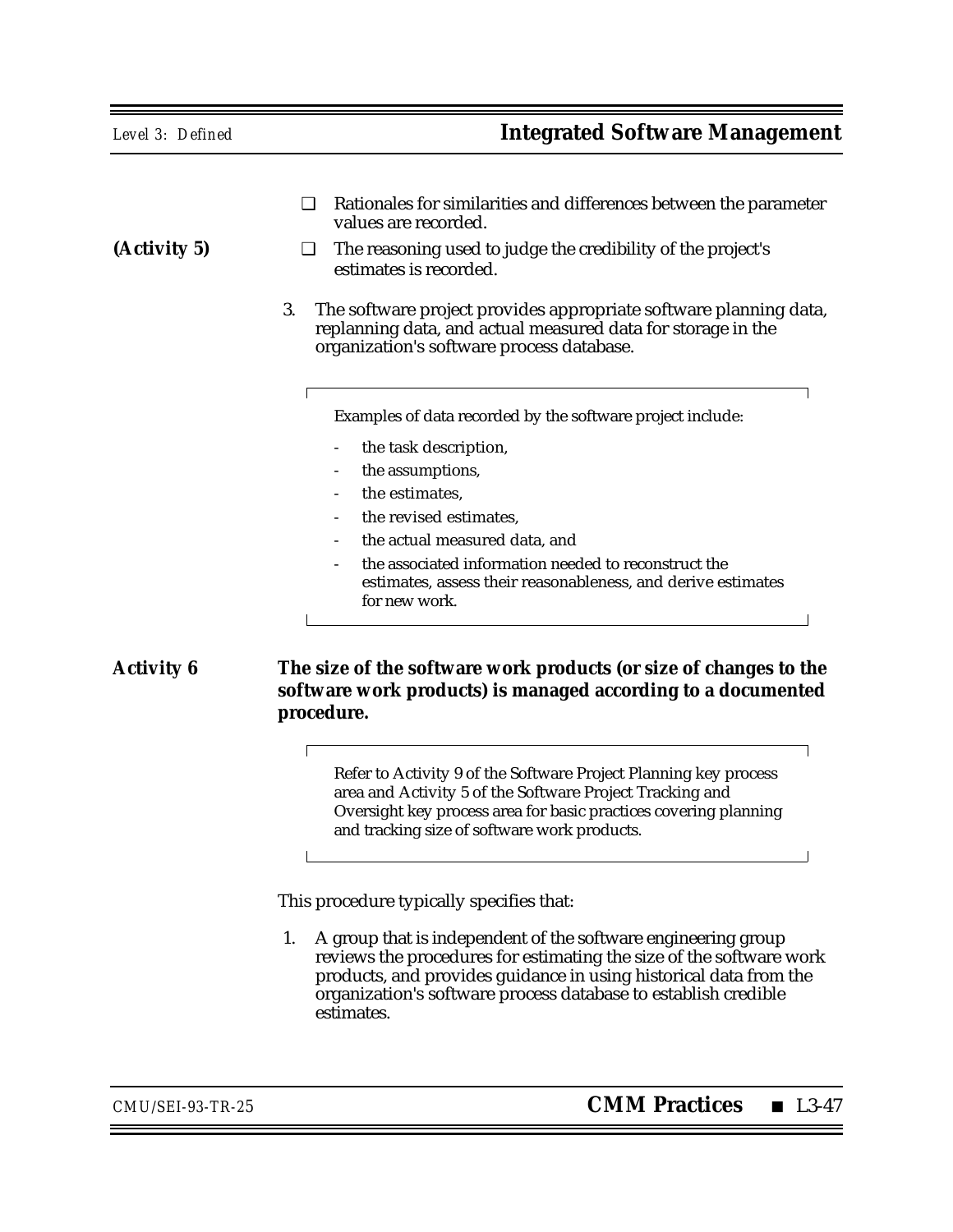- ❑ Rationales for similarities and differences between the parameter values are recorded.

(Activity 5)

- ❑ The reasoning used to judge the credibility of the project's estimates is recorded.

3. The software project provides appropriate software planning data, replanning data, and actual measured data for storage in the organization's software process database.

> Examples of data recorded by the software project include:
>
> - the task description,
> - the assumptions,
> - the estimates,
> - the revised estimates,
> - the actual measured data, and
> - the associated information needed to reconstruct the estimates, assess their reasonableness, and derive estimates for new work.

**Activity 6** **The size of the software work products (or size of changes to the software work products) is managed according to a documented procedure.**

> Refer to Activity 9 of the Software Project Planning key process area and Activity 5 of the Software Project Tracking and Oversight key process area for basic practices covering planning and tracking size of software work products.

This procedure typically specifies that:

1. A group that is independent of the software engineering group reviews the procedures for estimating the size of the software work products, and provides guidance in using historical data from the organization's software process database to establish credible estimates.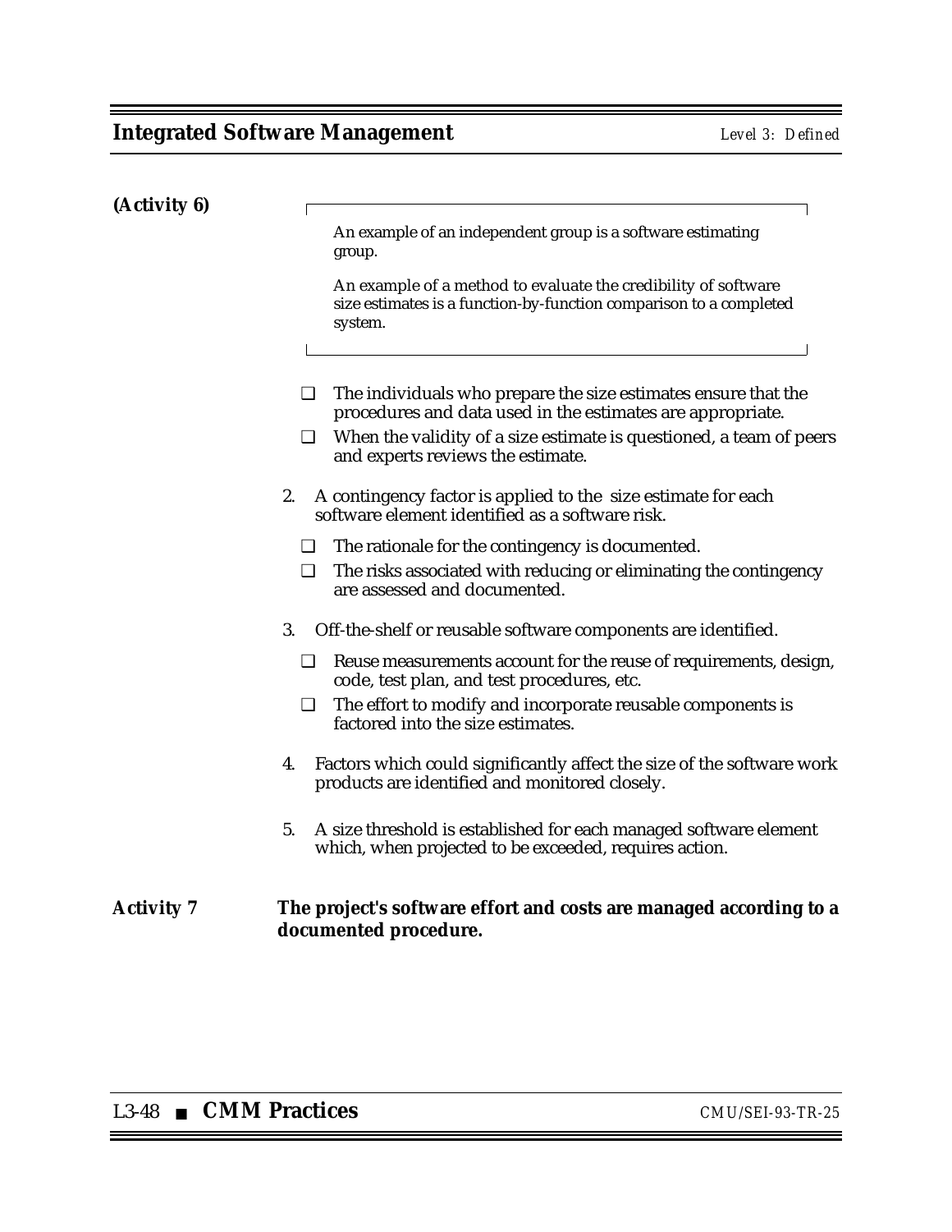**(Activity 6)**

> An example of an independent group is a software estimating group.
>
> An example of a method to evaluate the credibility of software size estimates is a function-by-function comparison to a completed system.

- ❑ The individuals who prepare the size estimates ensure that the procedures and data used in the estimates are appropriate.
- ❑ When the validity of a size estimate is questioned, a team of peers and experts reviews the estimate.

2. A contingency factor is applied to the size estimate for each software element identified as a software risk.
   - ❑ The rationale for the contingency is documented.
   - ❑ The risks associated with reducing or eliminating the contingency are assessed and documented.

3. Off-the-shelf or reusable software components are identified.
   - ❑ Reuse measurements account for the reuse of requirements, design, code, test plan, and test procedures, etc.
   - ❑ The effort to modify and incorporate reusable components is factored into the size estimates.

4. Factors which could significantly affect the size of the software work products are identified and monitored closely.

5. A size threshold is established for each managed software element which, when projected to be exceeded, requires action.

***Activity 7*** **The project's software effort and costs are managed according to a documented procedure.**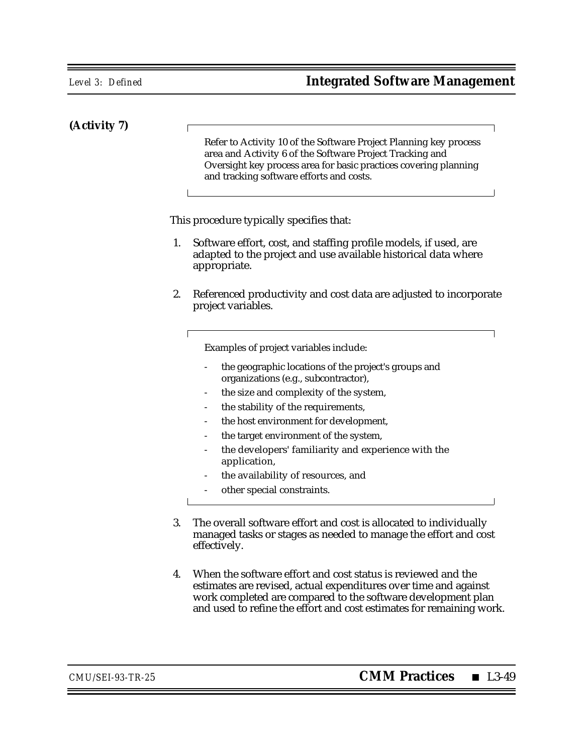**(Activity 7)**

> Refer to Activity 10 of the Software Project Planning key process area and Activity 6 of the Software Project Tracking and Oversight key process area for basic practices covering planning and tracking software efforts and costs.

This procedure typically specifies that:

1. Software effort, cost, and staffing profile models, if used, are adapted to the project and use available historical data where appropriate.

2. Referenced productivity and cost data are adjusted to incorporate project variables.

   > Examples of project variables include:
   >
   > - the geographic locations of the project's groups and organizations (e.g., subcontractor),
   > - the size and complexity of the system,
   > - the stability of the requirements,
   > - the host environment for development,
   > - the target environment of the system,
   > - the developers' familiarity and experience with the application,
   > - the availability of resources, and
   > - other special constraints.

3. The overall software effort and cost is allocated to individually managed tasks or stages as needed to manage the effort and cost effectively.

4. When the software effort and cost status is reviewed and the estimates are revised, actual expenditures over time and against work completed are compared to the software development plan and used to refine the effort and cost estimates for remaining work.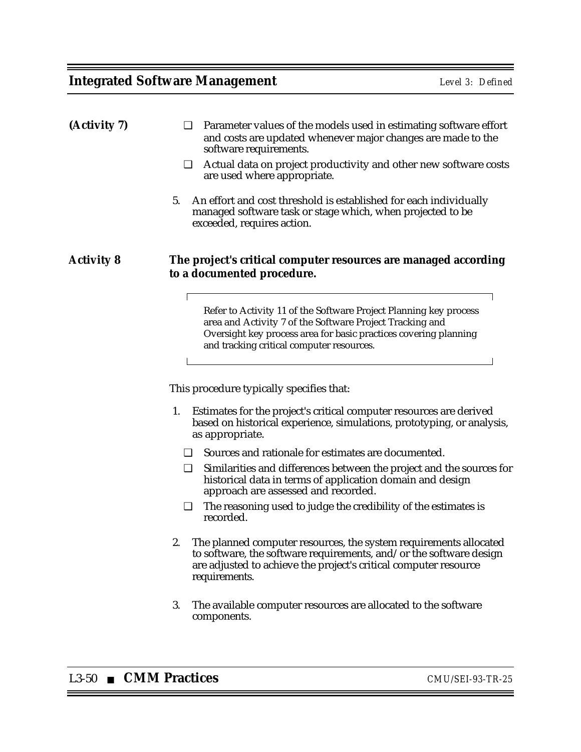**(Activity 7)**

- ❑ Parameter values of the models used in estimating software effort and costs are updated whenever major changes are made to the software requirements.
- ❑ Actual data on project productivity and other new software costs are used where appropriate.

5. An effort and cost threshold is established for each individually managed software task or stage which, when projected to be exceeded, requires action.

**Activity 8** **The project's critical computer resources are managed according to a documented procedure.**

> Refer to Activity 11 of the Software Project Planning key process area and Activity 7 of the Software Project Tracking and Oversight key process area for basic practices covering planning and tracking critical computer resources.

This procedure typically specifies that:

1. Estimates for the project's critical computer resources are derived based on historical experience, simulations, prototyping, or analysis, as appropriate.
   - ❑ Sources and rationale for estimates are documented.
   - ❑ Similarities and differences between the project and the sources for historical data in terms of application domain and design approach are assessed and recorded.
   - ❑ The reasoning used to judge the credibility of the estimates is recorded.
2. The planned computer resources, the system requirements allocated to software, the software requirements, and/or the software design are adjusted to achieve the project's critical computer resource requirements.
3. The available computer resources are allocated to the software components.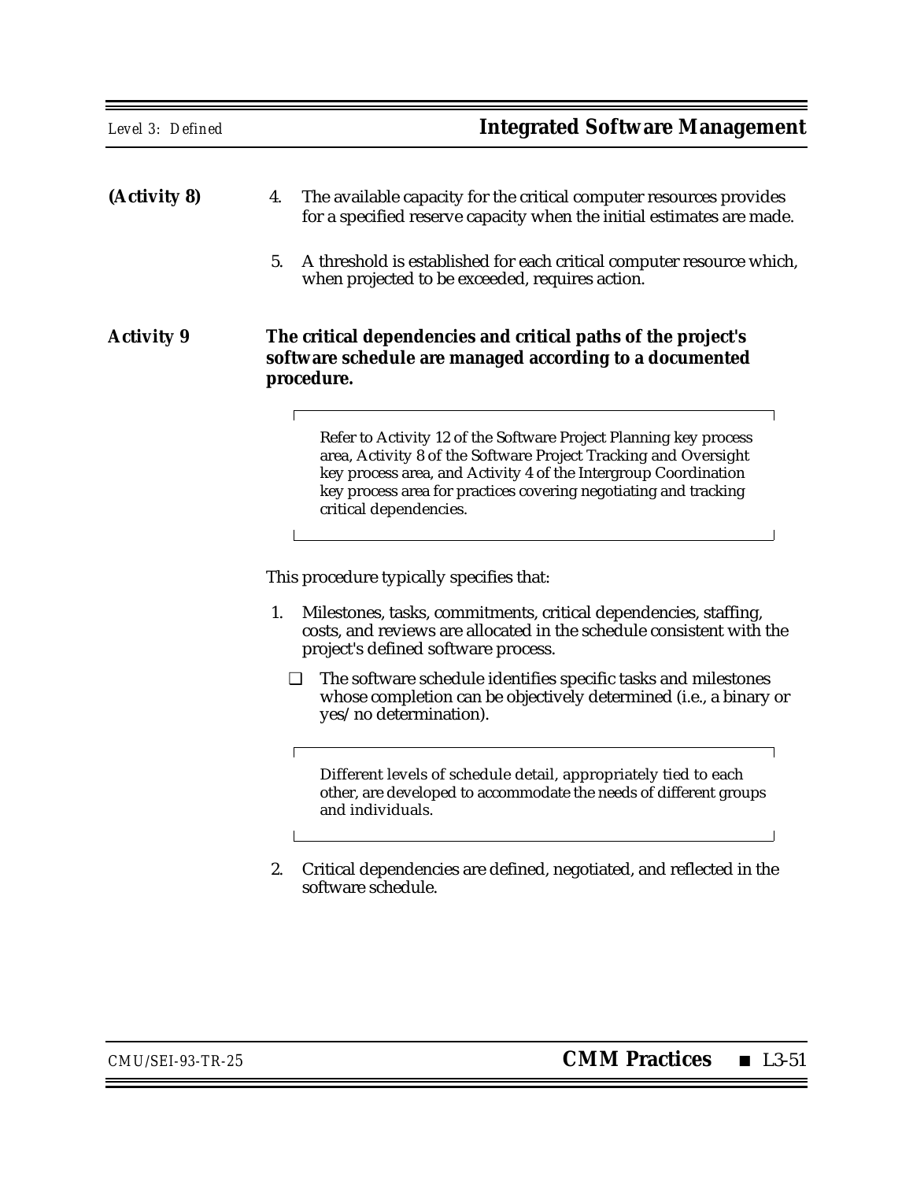**(Activity 8)**

4. The available capacity for the critical computer resources provides for a specified reserve capacity when the initial estimates are made.

5. A threshold is established for each critical computer resource which, when projected to be exceeded, requires action.

**Activity 9** **The critical dependencies and critical paths of the project's software schedule are managed according to a documented procedure.**

> Refer to Activity 12 of the Software Project Planning key process area, Activity 8 of the Software Project Tracking and Oversight key process area, and Activity 4 of the Intergroup Coordination key process area for practices covering negotiating and tracking critical dependencies.

This procedure typically specifies that:

1. Milestones, tasks, commitments, critical dependencies, staffing, costs, and reviews are allocated in the schedule consistent with the project's defined software process.

   ❑ The software schedule identifies specific tasks and milestones whose completion can be objectively determined (i.e., a binary or yes/no determination).

> Different levels of schedule detail, appropriately tied to each other, are developed to accommodate the needs of different groups and individuals.

2. Critical dependencies are defined, negotiated, and reflected in the software schedule.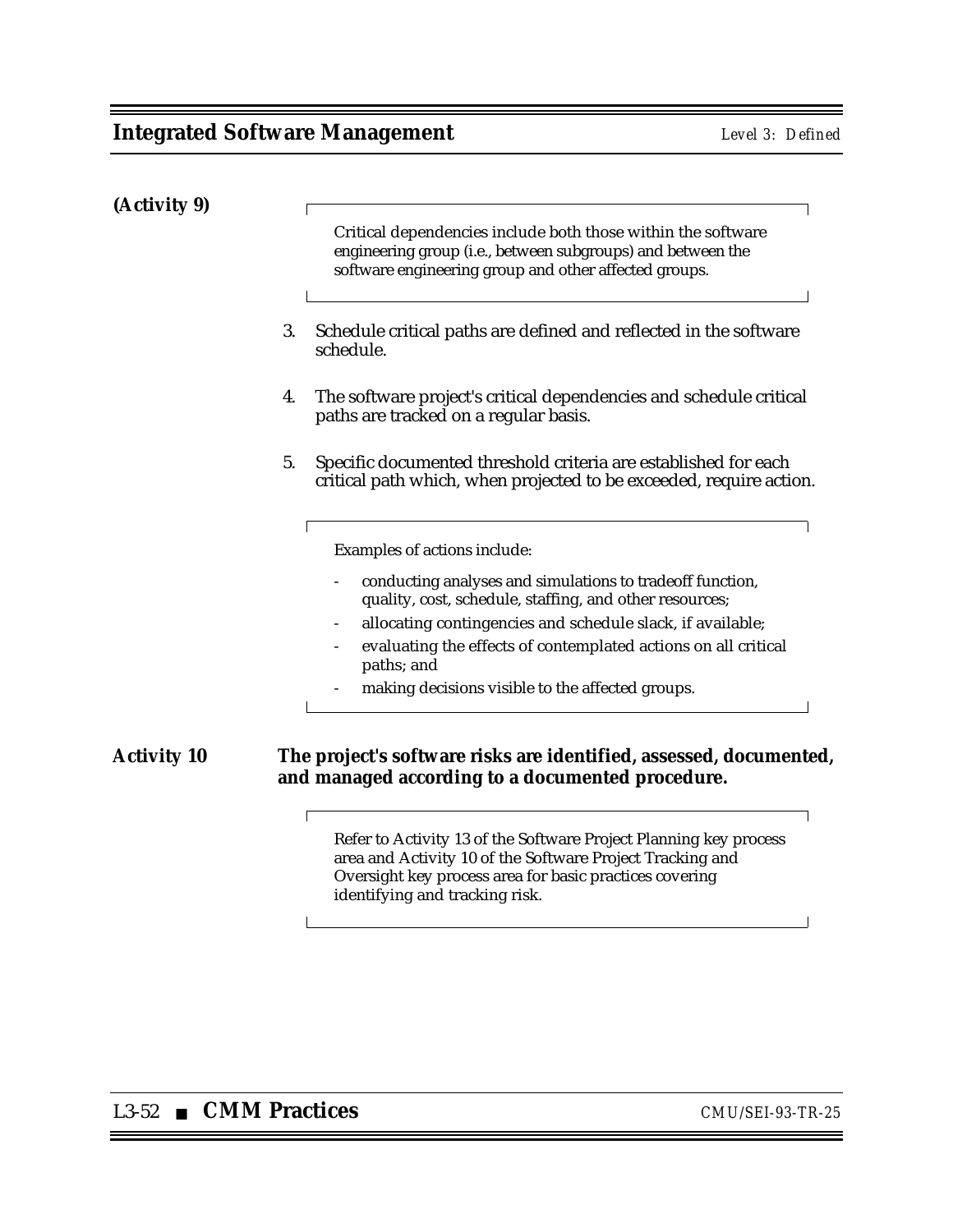**(Activity 9)**

> Critical dependencies include both those within the software engineering group (i.e., between subgroups) and between the software engineering group and other affected groups.

3. Schedule critical paths are defined and reflected in the software schedule.

4. The software project's critical dependencies and schedule critical paths are tracked on a regular basis.

5. Specific documented threshold criteria are established for each critical path which, when projected to be exceeded, require action.

> Examples of actions include:
>
> - conducting analyses and simulations to tradeoff function, quality, cost, schedule, staffing, and other resources;
> - allocating contingencies and schedule slack, if available;
> - evaluating the effects of contemplated actions on all critical paths; and
> - making decisions visible to the affected groups.

**Activity 10** **The project's software risks are identified, assessed, documented, and managed according to a documented procedure.**

> Refer to Activity 13 of the Software Project Planning key process area and Activity 10 of the Software Project Tracking and Oversight key process area for basic practices covering identifying and tracking risk.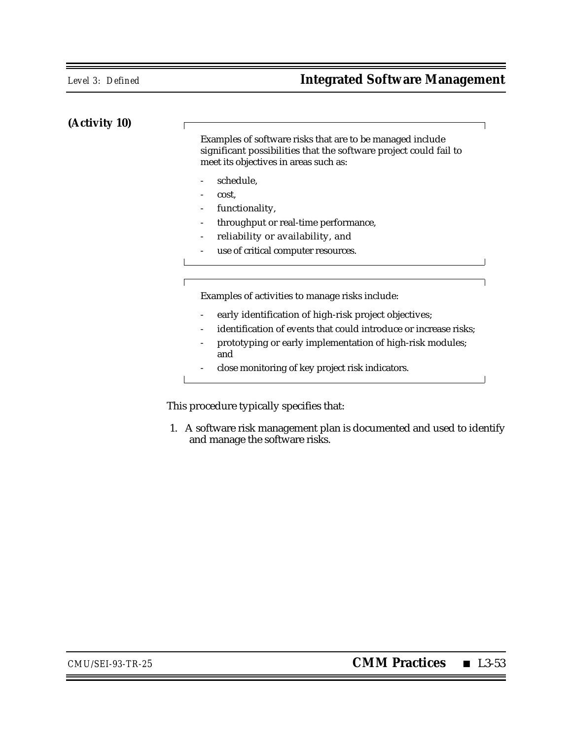**(Activity 10)**

> Examples of software risks that are to be managed include significant possibilities that the software project could fail to meet its objectives in areas such as:
>
> - schedule,
> - cost,
> - functionality,
> - throughput or real-time performance,
> - reliability or availability, and
> - use of critical computer resources.

> Examples of activities to manage risks include:
>
> - early identification of high-risk project objectives;
> - identification of events that could introduce or increase risks;
> - prototyping or early implementation of high-risk modules; and
> - close monitoring of key project risk indicators.

This procedure typically specifies that:

1. A software risk management plan is documented and used to identify and manage the software risks.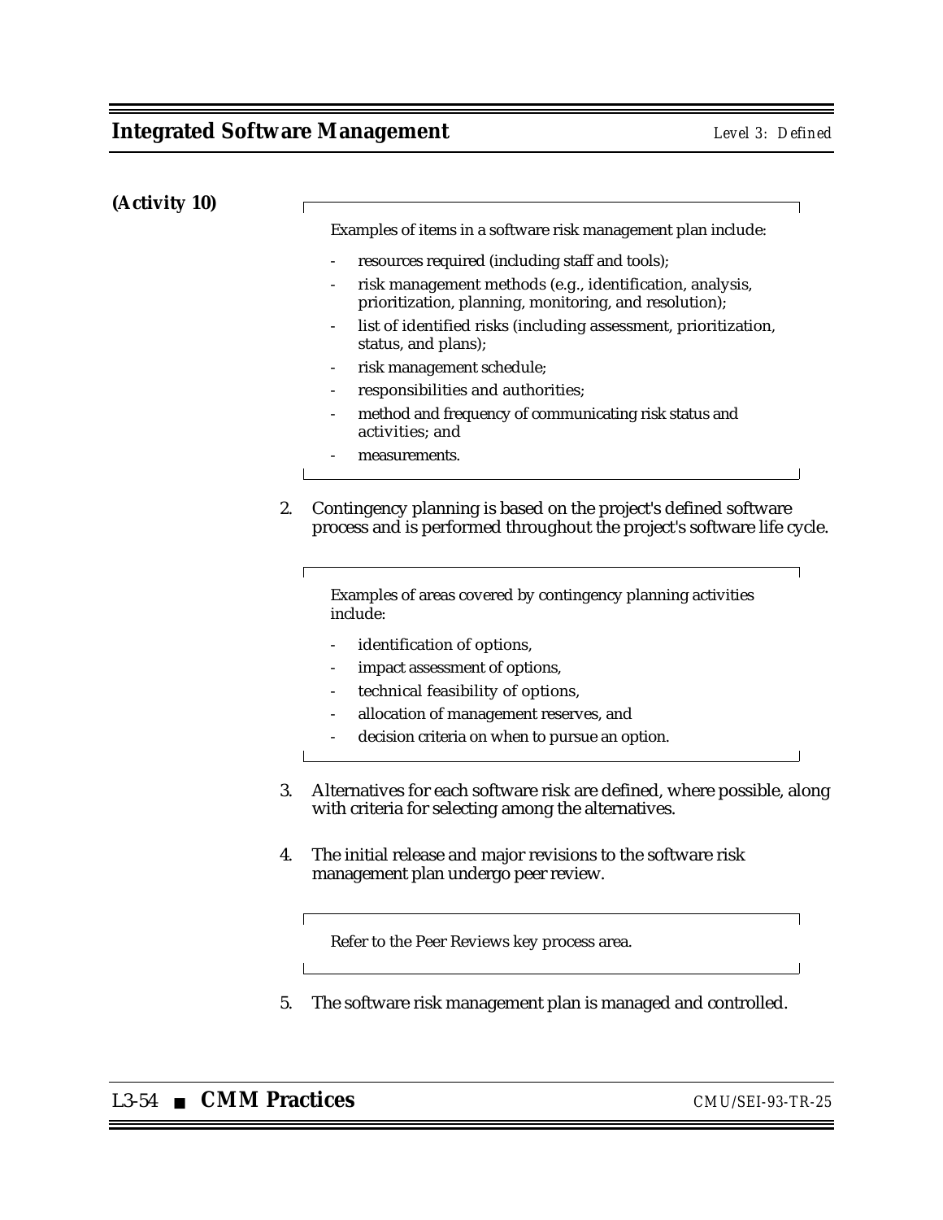**(Activity 10)**

> Examples of items in a software risk management plan include:
>
> - resources required (including staff and tools);
> - risk management methods (e.g., identification, analysis, prioritization, planning, monitoring, and resolution);
> - list of identified risks (including assessment, prioritization, status, and plans);
> - risk management schedule;
> - responsibilities and authorities;
> - method and frequency of communicating risk status and activities; and
> - measurements.

2. Contingency planning is based on the project's defined software process and is performed throughout the project's software life cycle.

> Examples of areas covered by contingency planning activities include:
>
> - identification of options,
> - impact assessment of options,
> - technical feasibility of options,
> - allocation of management reserves, and
> - decision criteria on when to pursue an option.

3. Alternatives for each software risk are defined, where possible, along with criteria for selecting among the alternatives.

4. The initial release and major revisions to the software risk management plan undergo peer review.

> Refer to the Peer Reviews key process area.

5. The software risk management plan is managed and controlled.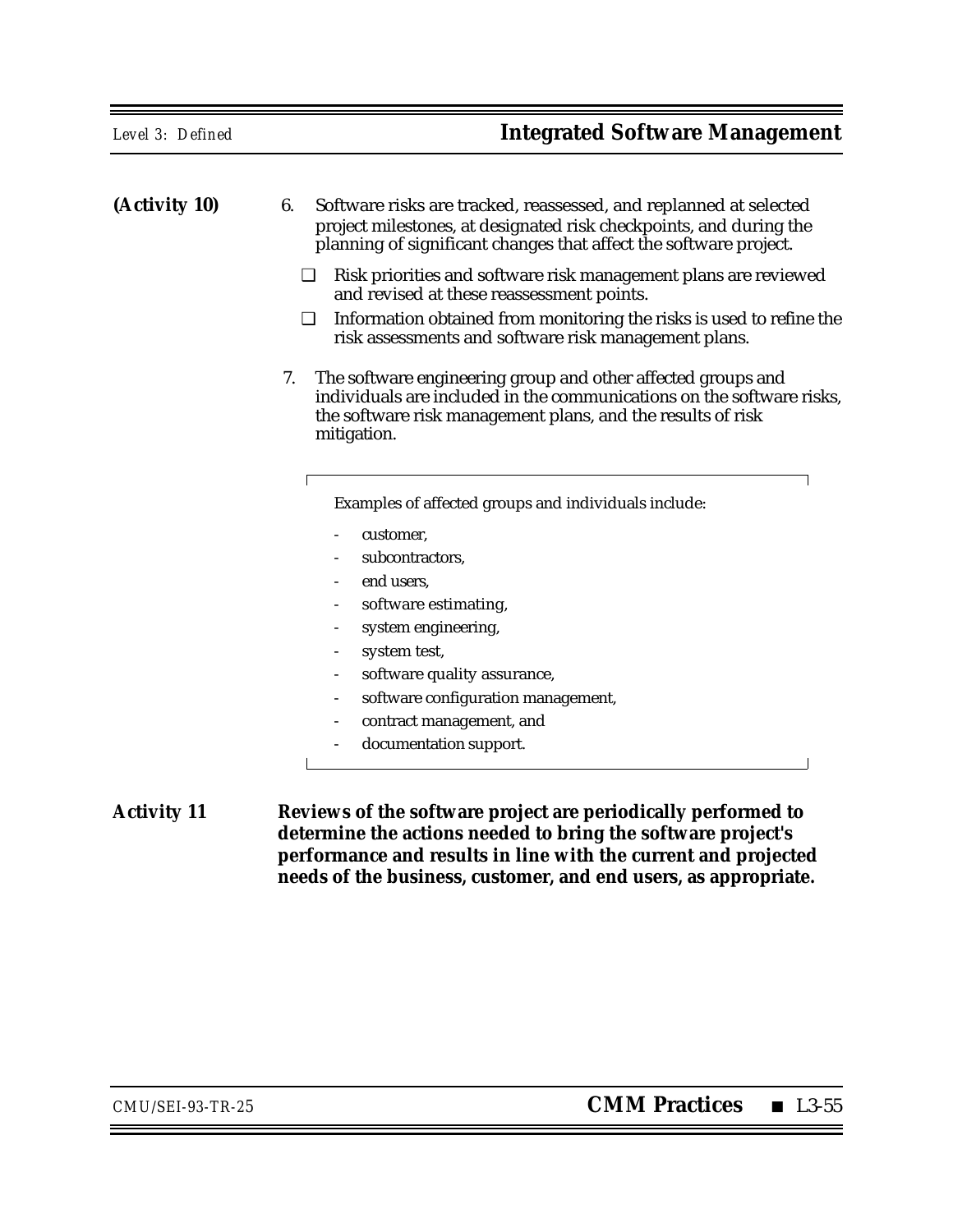**(Activity 10)**

6. Software risks are tracked, reassessed, and replanned at selected project milestones, at designated risk checkpoints, and during the planning of significant changes that affect the software project.

   - ❑ Risk priorities and software risk management plans are reviewed and revised at these reassessment points.
   - ❑ Information obtained from monitoring the risks is used to refine the risk assessments and software risk management plans.

7. The software engineering group and other affected groups and individuals are included in the communications on the software risks, the software risk management plans, and the results of risk mitigation.

   > Examples of affected groups and individuals include:
   >
   > - customer,
   > - subcontractors,
   > - end users,
   > - software estimating,
   > - system engineering,
   > - system test,
   > - software quality assurance,
   > - software configuration management,
   > - contract management, and
   > - documentation support.

**Activity 11** **Reviews of the software project are periodically performed to determine the actions needed to bring the software project's performance and results in line with the current and projected needs of the business, customer, and end users, as appropriate.**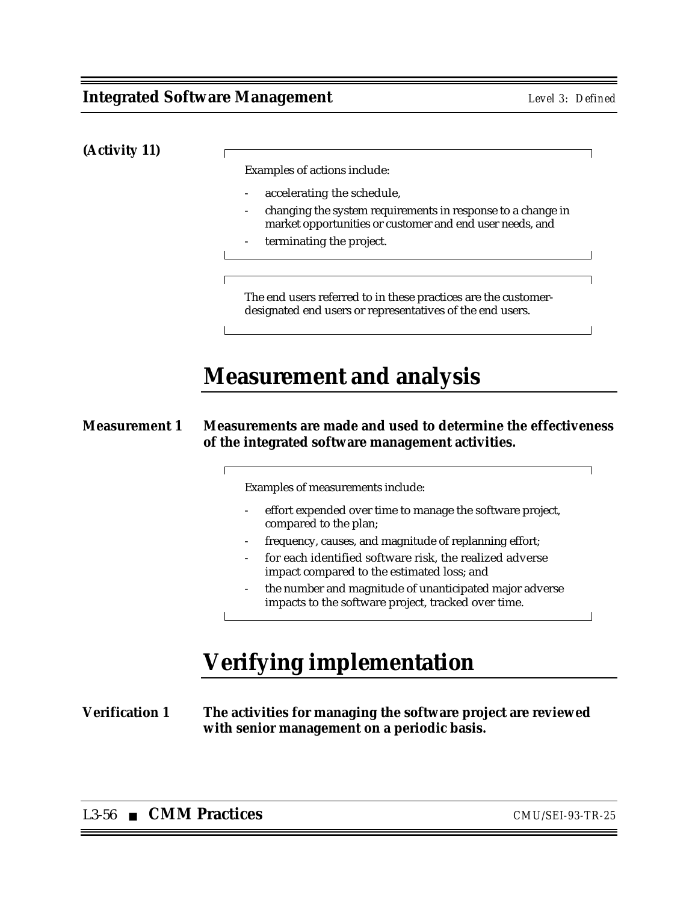**(Activity 11)**

> Examples of actions include:
>
> - accelerating the schedule,
> - changing the system requirements in response to a change in market opportunities or customer and end user needs, and
> - terminating the project.

> The end users referred to in these practices are the customer-designated end users or representatives of the end users.

# Measurement and analysis

**Measurement 1** **Measurements are made and used to determine the effectiveness of the integrated software management activities.**

> Examples of measurements include:
>
> - effort expended over time to manage the software project, compared to the plan;
> - frequency, causes, and magnitude of replanning effort;
> - for each identified software risk, the realized adverse impact compared to the estimated loss; and
> - the number and magnitude of unanticipated major adverse impacts to the software project, tracked over time.

# Verifying implementation

**Verification 1** **The activities for managing the software project are reviewed with senior management on a periodic basis.**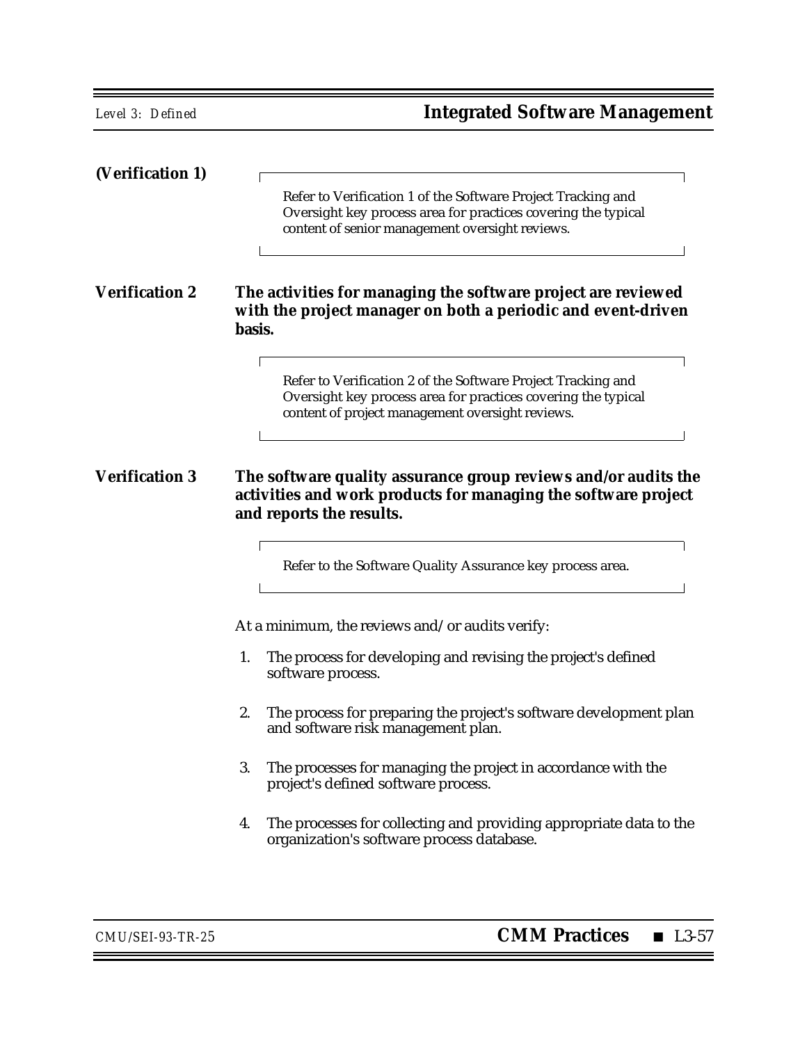**(Verification 1)**

> Refer to Verification 1 of the Software Project Tracking and Oversight key process area for practices covering the typical content of senior management oversight reviews.

**Verification 2** **The activities for managing the software project are reviewed with the project manager on both a periodic and event-driven basis.**

> Refer to Verification 2 of the Software Project Tracking and Oversight key process area for practices covering the typical content of project management oversight reviews.

**Verification 3** **The software quality assurance group reviews and/or audits the activities and work products for managing the software project and reports the results.**

> Refer to the Software Quality Assurance key process area.

At a minimum, the reviews and/or audits verify:

1. The process for developing and revising the project's defined software process.
2. The process for preparing the project's software development plan and software risk management plan.
3. The processes for managing the project in accordance with the project's defined software process.
4. The processes for collecting and providing appropriate data to the organization's software process database.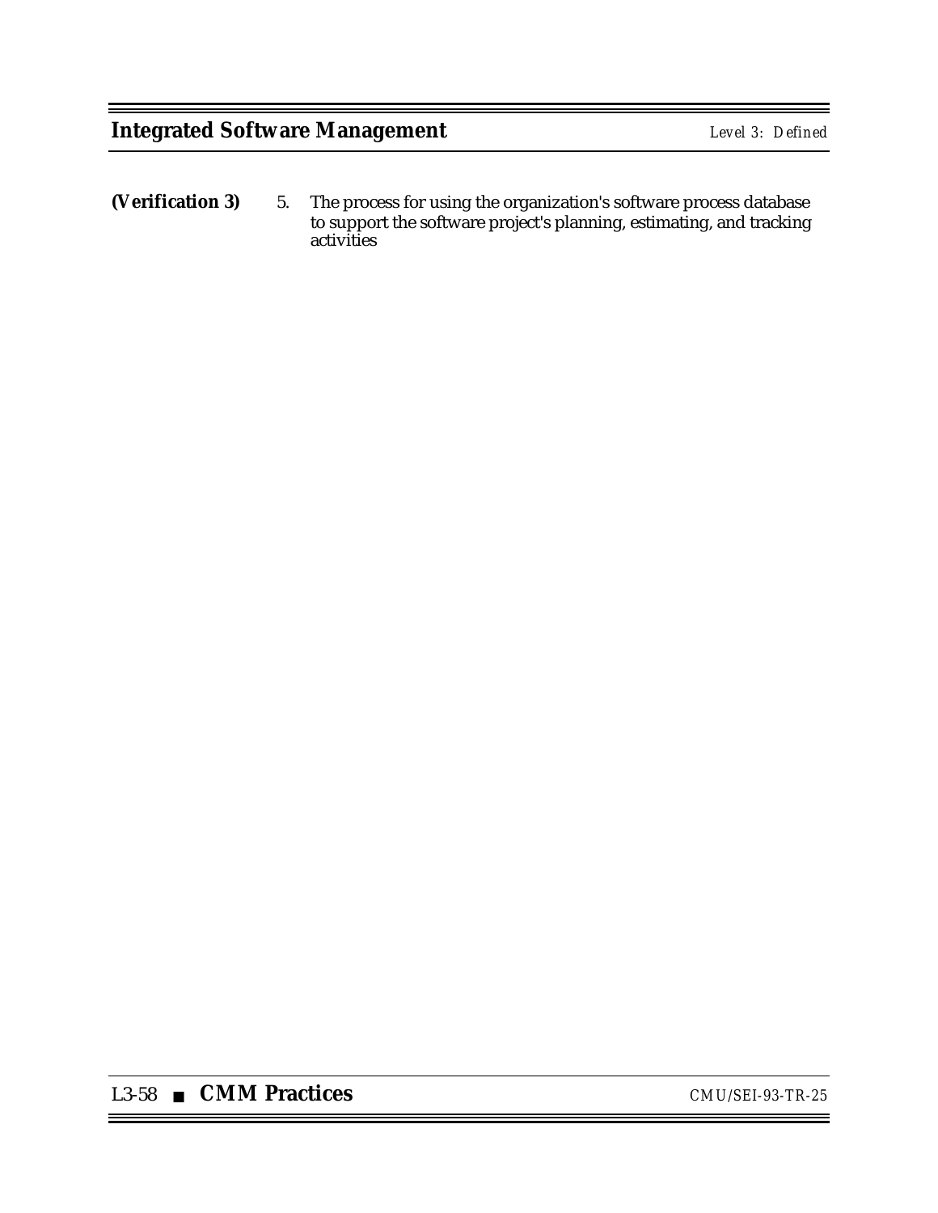**(Verification 3)** 5. The process for using the organization's software process database to support the software project's planning, estimating, and tracking activities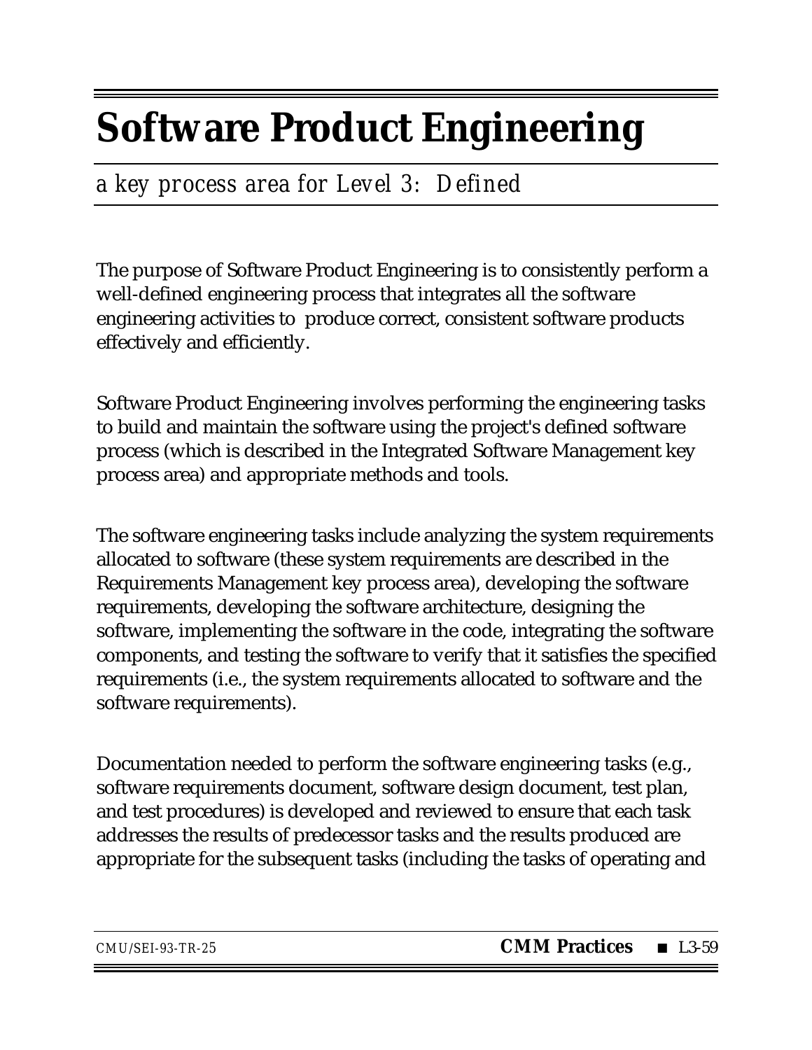# Software Product Engineering

*a key process area for Level 3: Defined*

The purpose of Software Product Engineering is to consistently perform a well-defined engineering process that integrates all the software engineering activities to produce correct, consistent software products effectively and efficiently.

Software Product Engineering involves performing the engineering tasks to build and maintain the software using the project's defined software process (which is described in the Integrated Software Management key process area) and appropriate methods and tools.

The software engineering tasks include analyzing the system requirements allocated to software (these system requirements are described in the Requirements Management key process area), developing the software requirements, developing the software architecture, designing the software, implementing the software in the code, integrating the software components, and testing the software to verify that it satisfies the specified requirements (i.e., the system requirements allocated to software and the software requirements).

Documentation needed to perform the software engineering tasks (e.g., software requirements document, software design document, test plan, and test procedures) is developed and reviewed to ensure that each task addresses the results of predecessor tasks and the results produced are appropriate for the subsequent tasks (including the tasks of operating and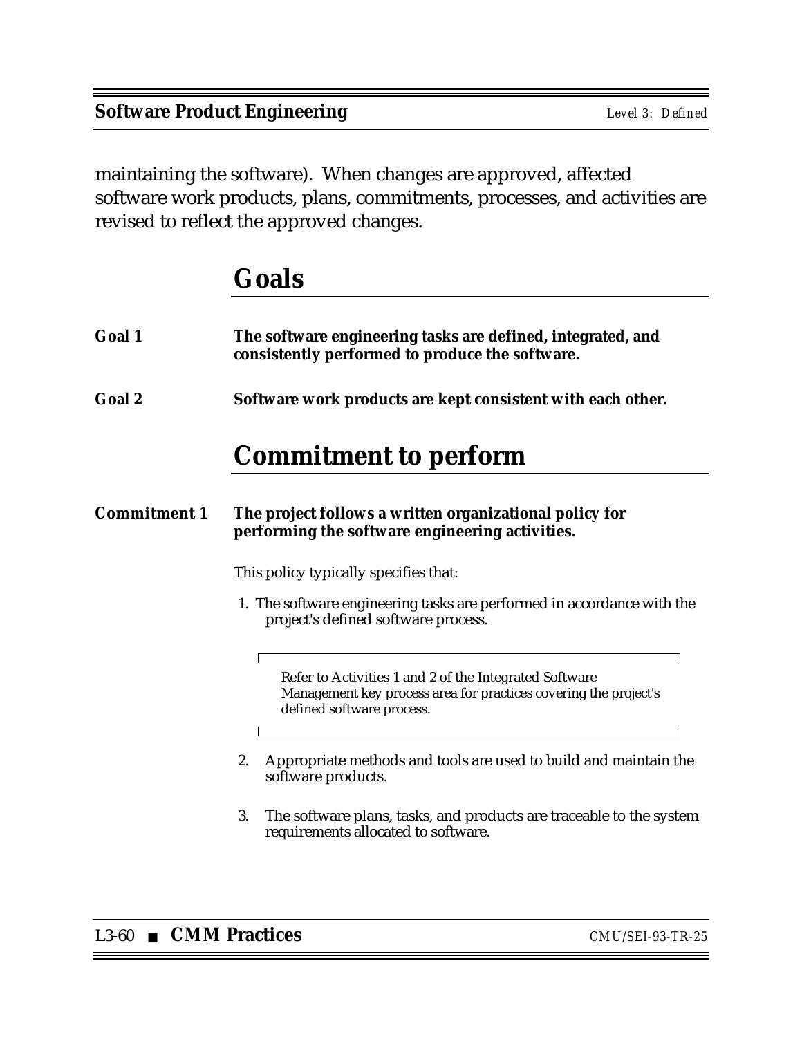maintaining the software). When changes are approved, affected software work products, plans, commitments, processes, and activities are revised to reflect the approved changes.

## Goals

**Goal 1** **The software engineering tasks are defined, integrated, and consistently performed to produce the software.**

**Goal 2** **Software work products are kept consistent with each other.**

## Commitment to perform

***Commitment 1*** **The project follows a written organizational policy for performing the software engineering activities.**

This policy typically specifies that:

1. The software engineering tasks are performed in accordance with the project's defined software process.

> Refer to Activities 1 and 2 of the Integrated Software Management key process area for practices covering the project's defined software process.

2. Appropriate methods and tools are used to build and maintain the software products.

3. The software plans, tasks, and products are traceable to the system requirements allocated to software.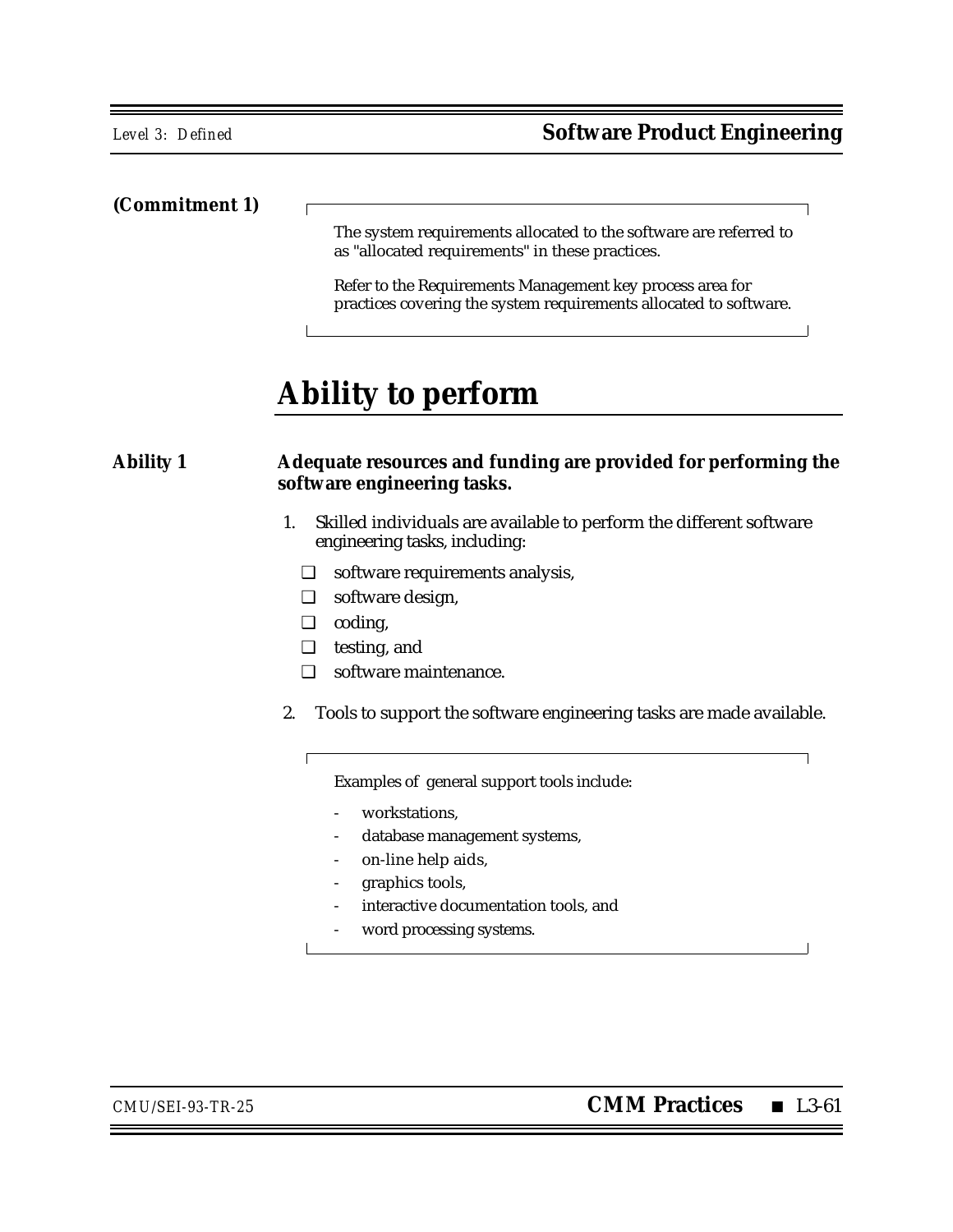**(Commitment 1)**

> The system requirements allocated to the software are referred to as "allocated requirements" in these practices.
>
> Refer to the Requirements Management key process area for practices covering the system requirements allocated to software.

## Ability to perform

**Ability 1** **Adequate resources and funding are provided for performing the software engineering tasks.**

1. Skilled individuals are available to perform the different software engineering tasks, including:
   - ❑ software requirements analysis,
   - ❑ software design,
   - ❑ coding,
   - ❑ testing, and
   - ❑ software maintenance.
2. Tools to support the software engineering tasks are made available.

> Examples of general support tools include:
>
> - workstations,
> - database management systems,
> - on-line help aids,
> - graphics tools,
> - interactive documentation tools, and
> - word processing systems.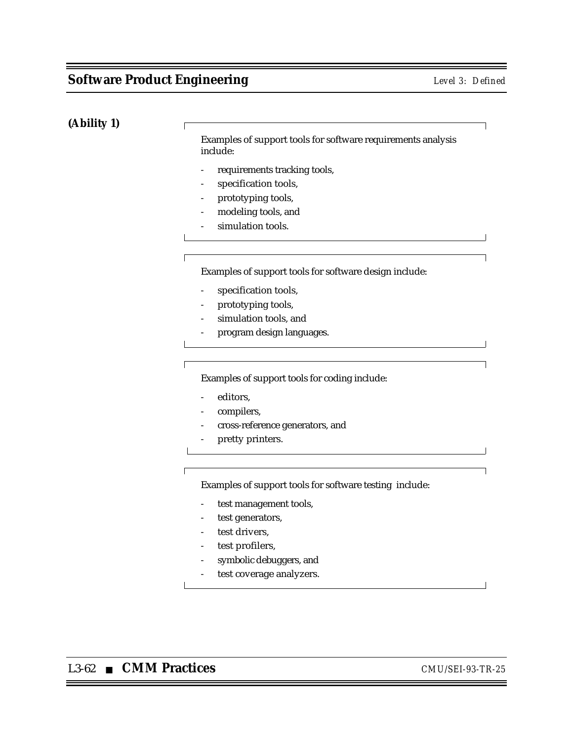(Ability 1)

Examples of support tools for software requirements analysis include:

- requirements tracking tools,
- specification tools,
- prototyping tools,
- modeling tools, and
- simulation tools.

Examples of support tools for software design include:

- specification tools,
- prototyping tools,
- simulation tools, and
- program design languages.

Examples of support tools for coding include:

- editors,
- compilers,
- cross-reference generators, and
- pretty printers.

Examples of support tools for software testing include:

- test management tools,
- test generators,
- test drivers,
- test profilers,
- symbolic debuggers, and
- test coverage analyzers.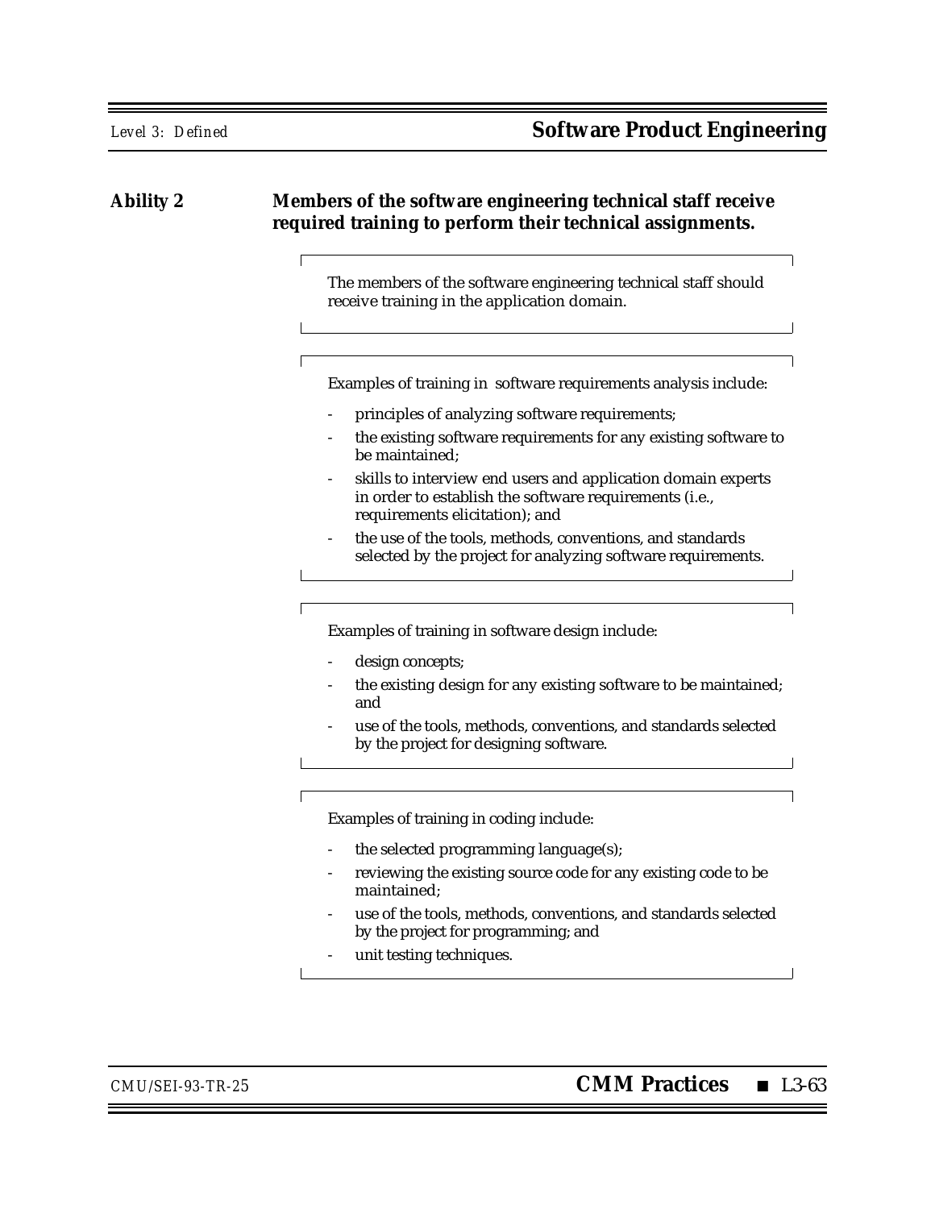**Ability 2** **Members of the software engineering technical staff receive required training to perform their technical assignments.**

> The members of the software engineering technical staff should receive training in the application domain.

> Examples of training in software requirements analysis include:
>
> - principles of analyzing software requirements;
> - the existing software requirements for any existing software to be maintained;
> - skills to interview end users and application domain experts in order to establish the software requirements (i.e., requirements elicitation); and
> - the use of the tools, methods, conventions, and standards selected by the project for analyzing software requirements.

> Examples of training in software design include:
>
> - design concepts;
> - the existing design for any existing software to be maintained; and
> - use of the tools, methods, conventions, and standards selected by the project for designing software.

> Examples of training in coding include:
>
> - the selected programming language(s);
> - reviewing the existing source code for any existing code to be maintained;
> - use of the tools, methods, conventions, and standards selected by the project for programming; and
> - unit testing techniques.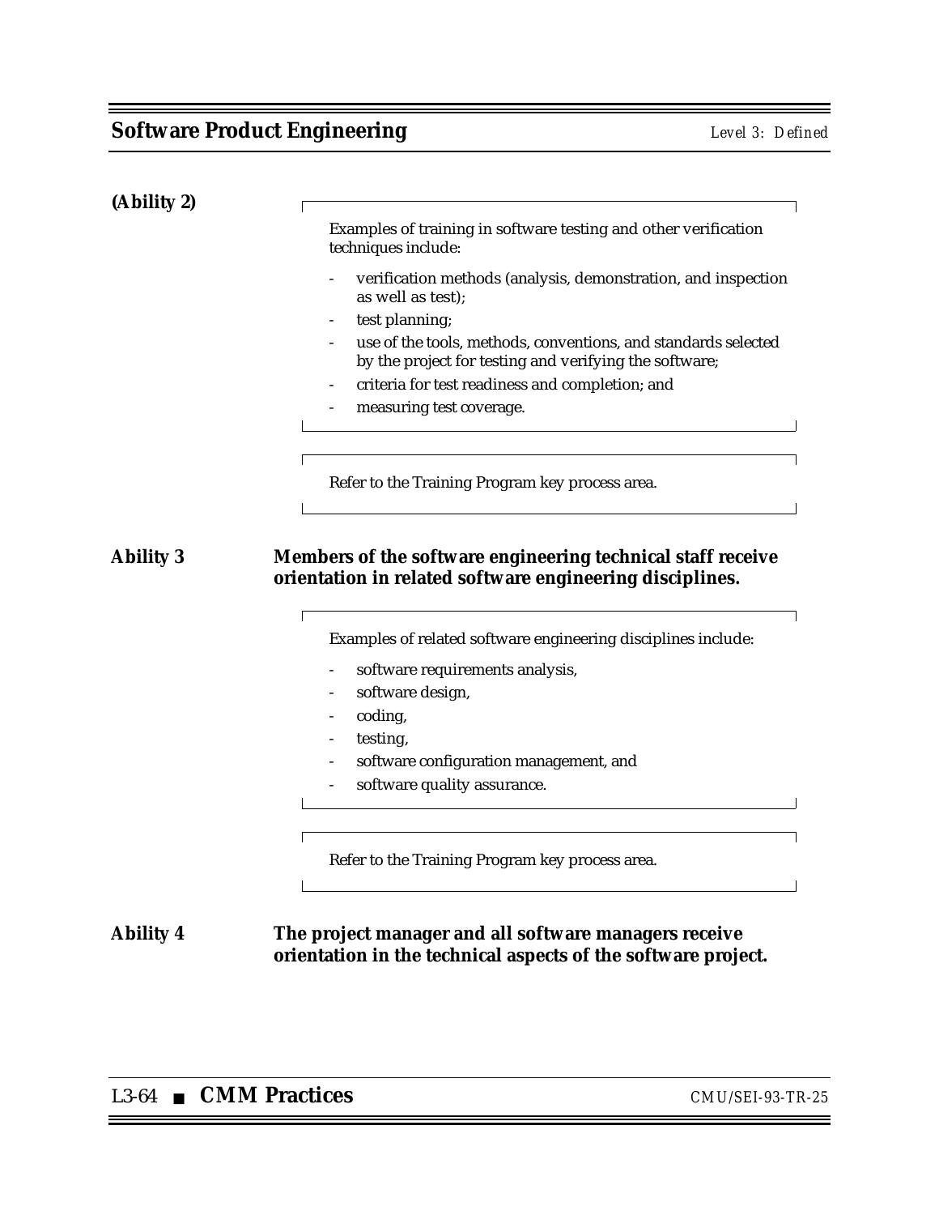**(Ability 2)**

> Examples of training in software testing and other verification techniques include:
>
> - verification methods (analysis, demonstration, and inspection as well as test);
> - test planning;
> - use of the tools, methods, conventions, and standards selected by the project for testing and verifying the software;
> - criteria for test readiness and completion; and
> - measuring test coverage.

> Refer to the Training Program key process area.

**Ability 3** **Members of the software engineering technical staff receive orientation in related software engineering disciplines.**

> Examples of related software engineering disciplines include:
>
> - software requirements analysis,
> - software design,
> - coding,
> - testing,
> - software configuration management, and
> - software quality assurance.

> Refer to the Training Program key process area.

**Ability 4** **The project manager and all software managers receive orientation in the technical aspects of the software project.**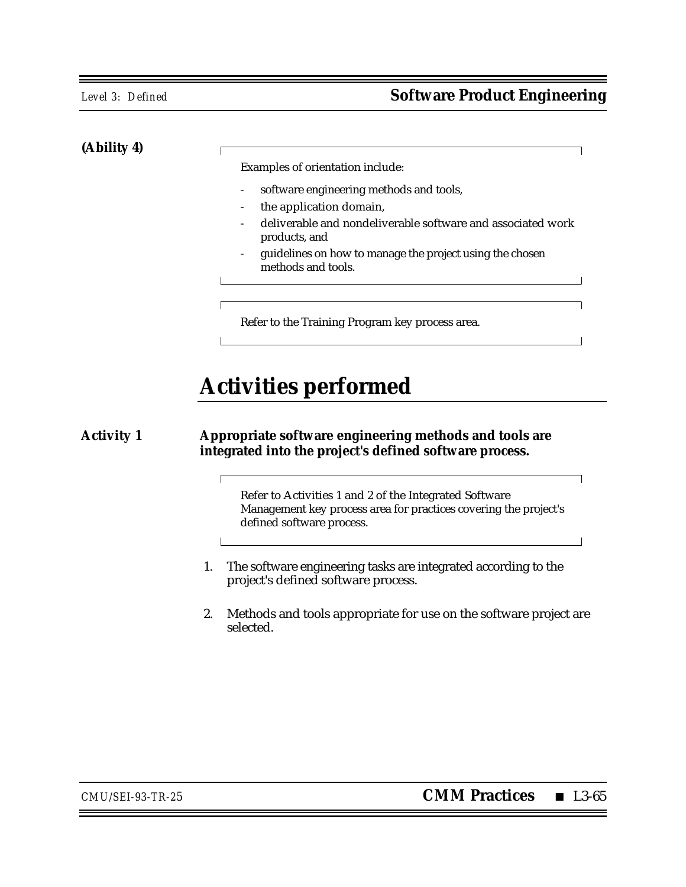**(Ability 4)**

Examples of orientation include:

- software engineering methods and tools,
- the application domain,
- deliverable and nondeliverable software and associated work products, and
- guidelines on how to manage the project using the chosen methods and tools.

Refer to the Training Program key process area.

# Activities performed

**Activity 1** **Appropriate software engineering methods and tools are integrated into the project's defined software process.**

Refer to Activities 1 and 2 of the Integrated Software Management key process area for practices covering the project's defined software process.

1. The software engineering tasks are integrated according to the project's defined software process.

2. Methods and tools appropriate for use on the software project are selected.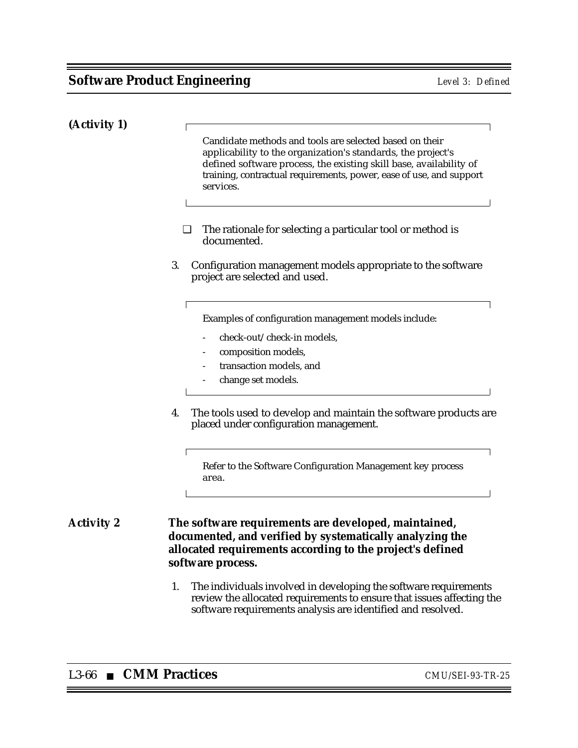**(Activity 1)**

> Candidate methods and tools are selected based on their applicability to the organization's standards, the project's defined software process, the existing skill base, availability of training, contractual requirements, power, ease of use, and support services.

❑ The rationale for selecting a particular tool or method is documented.

3. Configuration management models appropriate to the software project are selected and used.

> Examples of configuration management models include:
>
> - check-out/check-in models,
> - composition models,
> - transaction models, and
> - change set models.

4. The tools used to develop and maintain the software products are placed under configuration management.

> Refer to the Software Configuration Management key process area.

**Activity 2** **The software requirements are developed, maintained, documented, and verified by systematically analyzing the allocated requirements according to the project's defined software process.**

1. The individuals involved in developing the software requirements review the allocated requirements to ensure that issues affecting the software requirements analysis are identified and resolved.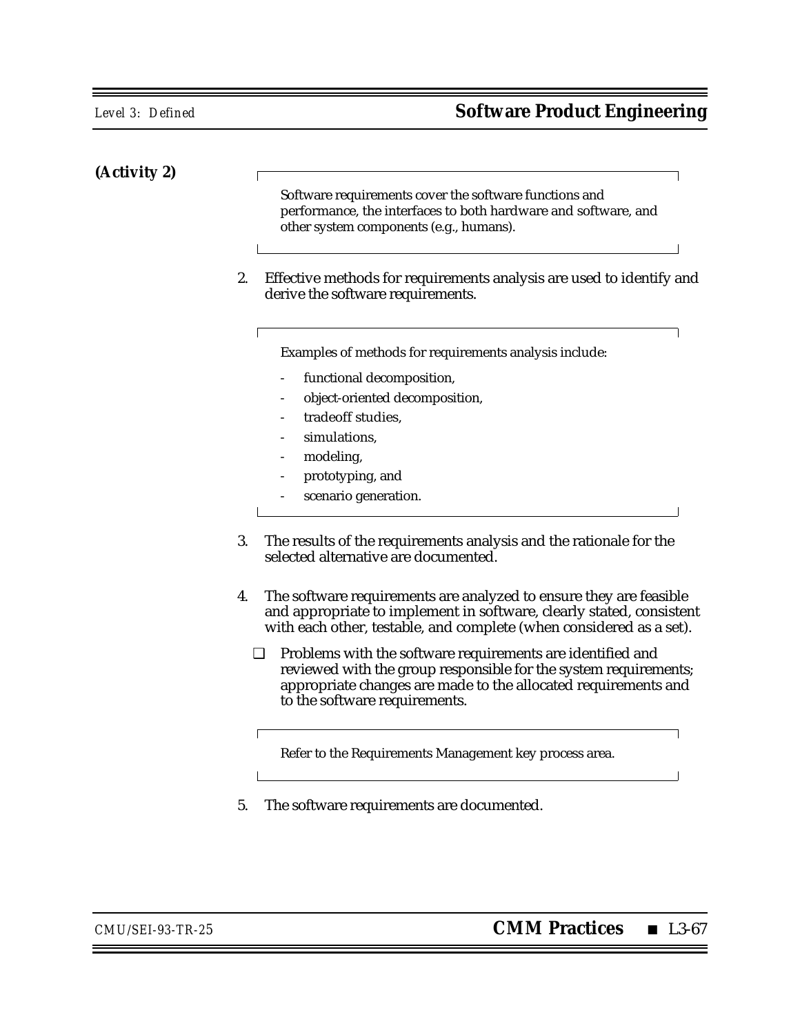**(Activity 2)**

> Software requirements cover the software functions and performance, the interfaces to both hardware and software, and other system components (e.g., humans).

2. Effective methods for requirements analysis are used to identify and derive the software requirements.

> Examples of methods for requirements analysis include:
>
> - functional decomposition,
> - object-oriented decomposition,
> - tradeoff studies,
> - simulations,
> - modeling,
> - prototyping, and
> - scenario generation.

3. The results of the requirements analysis and the rationale for the selected alternative are documented.

4. The software requirements are analyzed to ensure they are feasible and appropriate to implement in software, clearly stated, consistent with each other, testable, and complete (when considered as a set).

   ❑ Problems with the software requirements are identified and reviewed with the group responsible for the system requirements; appropriate changes are made to the allocated requirements and to the software requirements.

> Refer to the Requirements Management key process area.

5. The software requirements are documented.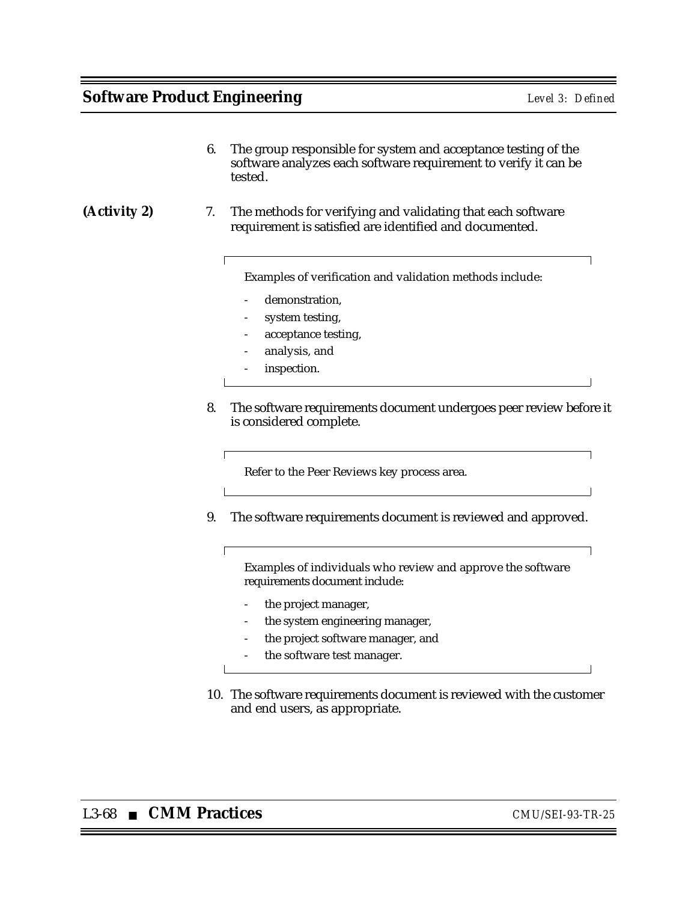6. The group responsible for system and acceptance testing of the software analyzes each software requirement to verify it can be tested.

**(Activity 2)**

7. The methods for verifying and validating that each software requirement is satisfied are identified and documented.

   Examples of verification and validation methods include:

   - demonstration,
   - system testing,
   - acceptance testing,
   - analysis, and
   - inspection.

8. The software requirements document undergoes peer review before it is considered complete.

   Refer to the Peer Reviews key process area.

9. The software requirements document is reviewed and approved.

   Examples of individuals who review and approve the software requirements document include:

   - the project manager,
   - the system engineering manager,
   - the project software manager, and
   - the software test manager.

10. The software requirements document is reviewed with the customer and end users, as appropriate.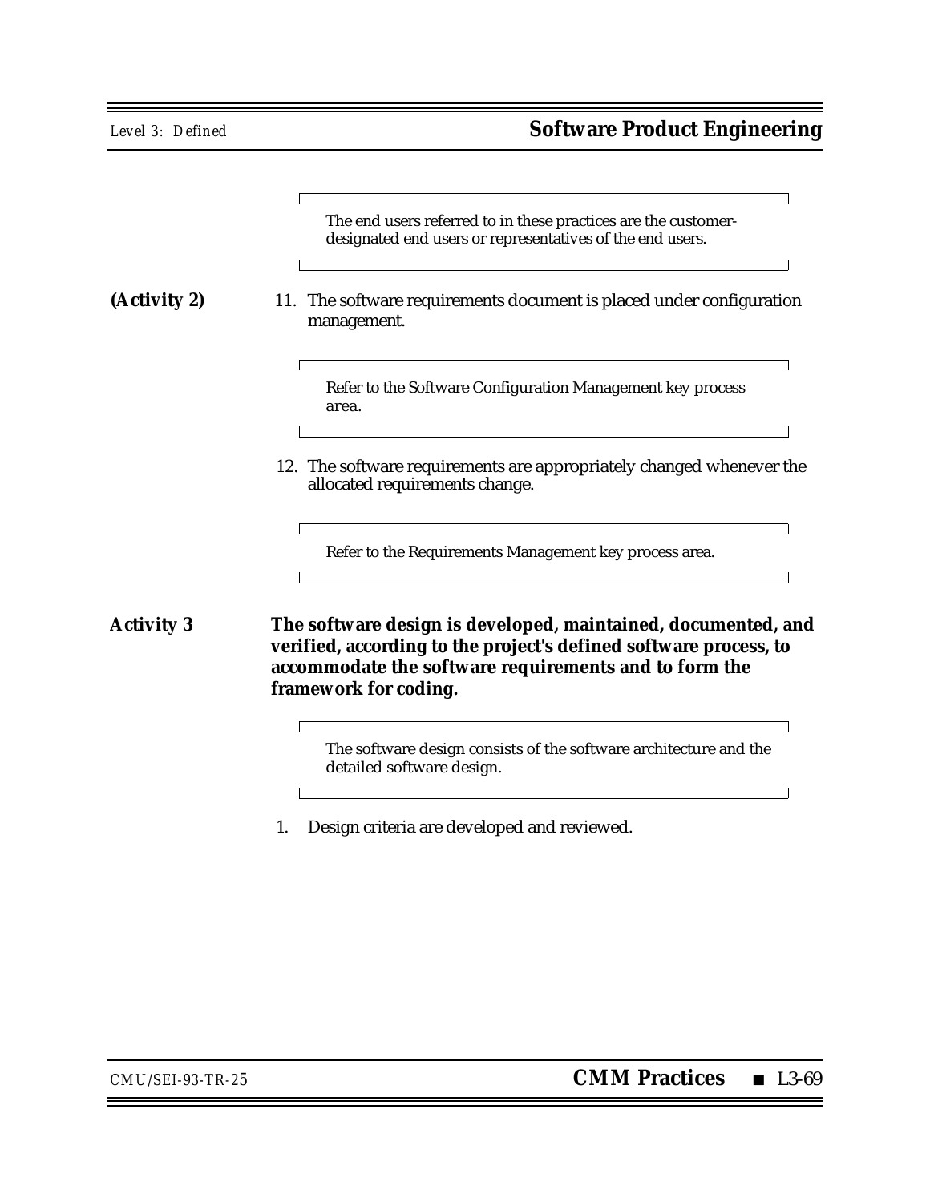> The end users referred to in these practices are the customer-designated end users or representatives of the end users.

**(Activity 2)**

11. The software requirements document is placed under configuration management.

> Refer to the Software Configuration Management key process area.

12. The software requirements are appropriately changed whenever the allocated requirements change.

> Refer to the Requirements Management key process area.

**Activity 3** **The software design is developed, maintained, documented, and verified, according to the project's defined software process, to accommodate the software requirements and to form the framework for coding.**

> The software design consists of the software architecture and the detailed software design.

1. Design criteria are developed and reviewed.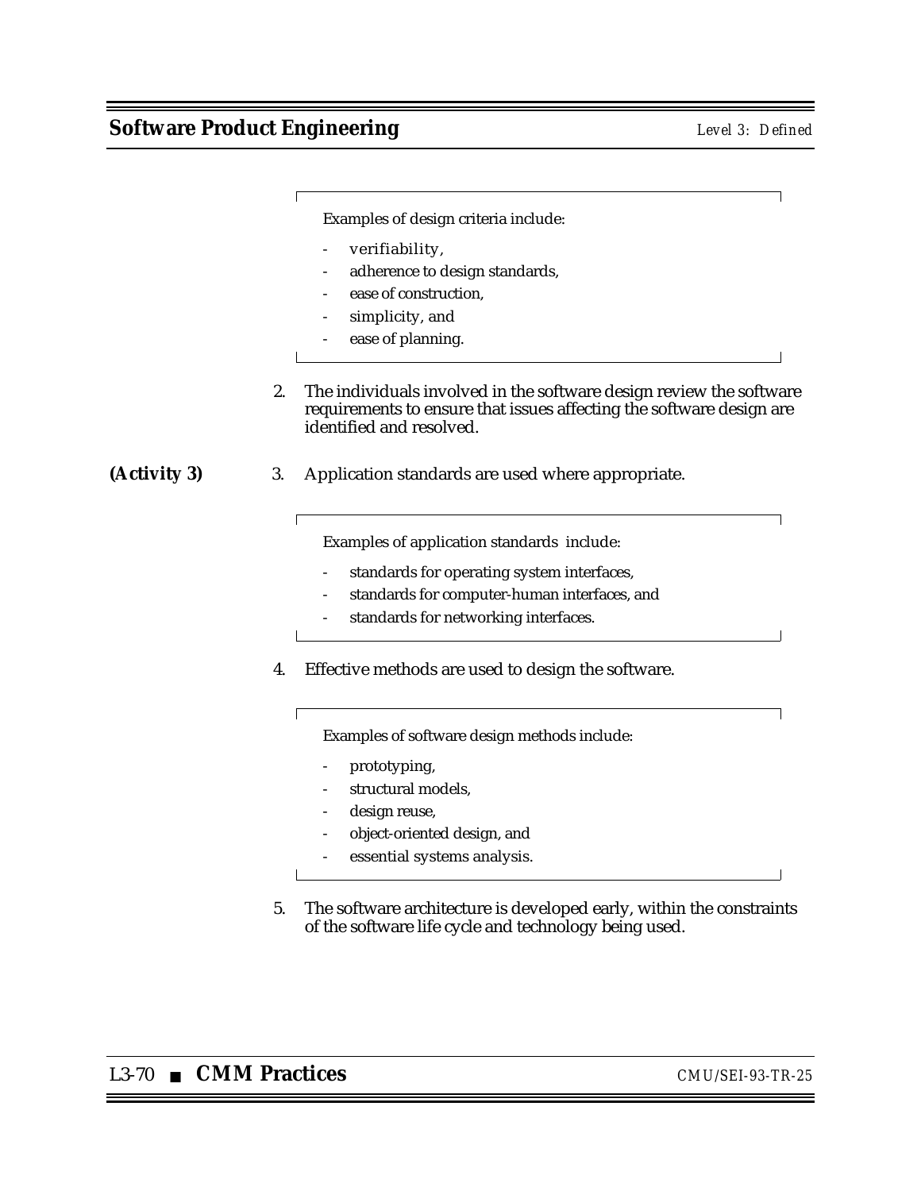Examples of design criteria include:

- verifiability,
- adherence to design standards,
- ease of construction,
- simplicity, and
- ease of planning.

2. The individuals involved in the software design review the software requirements to ensure that issues affecting the software design are identified and resolved.

**(Activity 3)**

3. Application standards are used where appropriate.

Examples of application standards include:

- standards for operating system interfaces,
- standards for computer-human interfaces, and
- standards for networking interfaces.

4. Effective methods are used to design the software.

Examples of software design methods include:

- prototyping,
- structural models,
- design reuse,
- object-oriented design, and
- essential systems analysis.

5. The software architecture is developed early, within the constraints of the software life cycle and technology being used.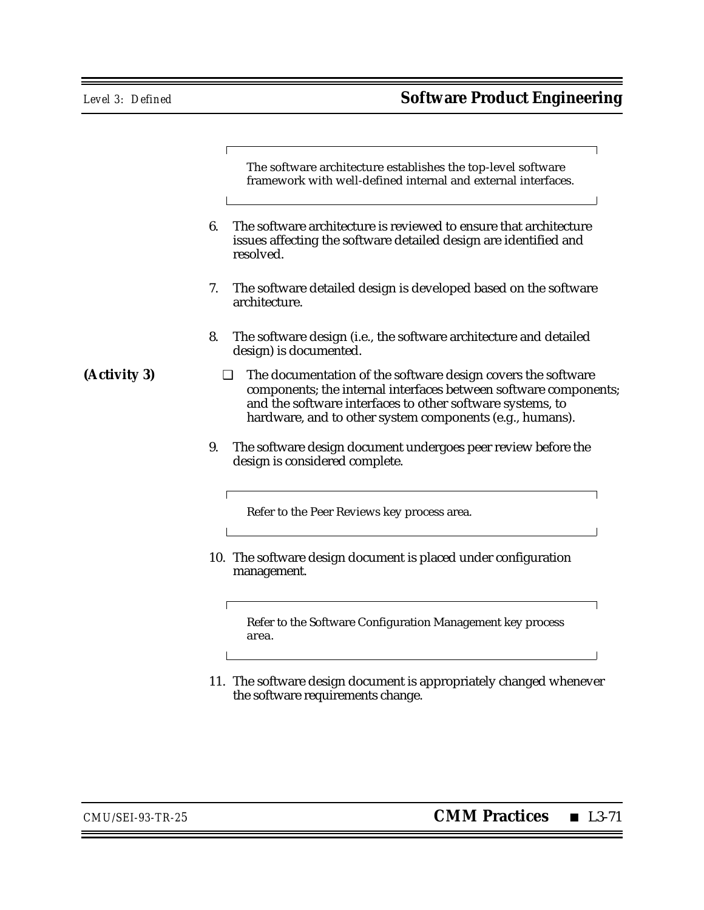The software architecture establishes the top-level software framework with well-defined internal and external interfaces.

6. The software architecture is reviewed to ensure that architecture issues affecting the software detailed design are identified and resolved.

7. The software detailed design is developed based on the software architecture.

8. The software design (i.e., the software architecture and detailed design) is documented.

**(Activity 3)**

- ❑ The documentation of the software design covers the software components; the internal interfaces between software components; and the software interfaces to other software systems, to hardware, and to other system components (e.g., humans).

9. The software design document undergoes peer review before the design is considered complete.

Refer to the Peer Reviews key process area.

10. The software design document is placed under configuration management.

Refer to the Software Configuration Management key process area.

11. The software design document is appropriately changed whenever the software requirements change.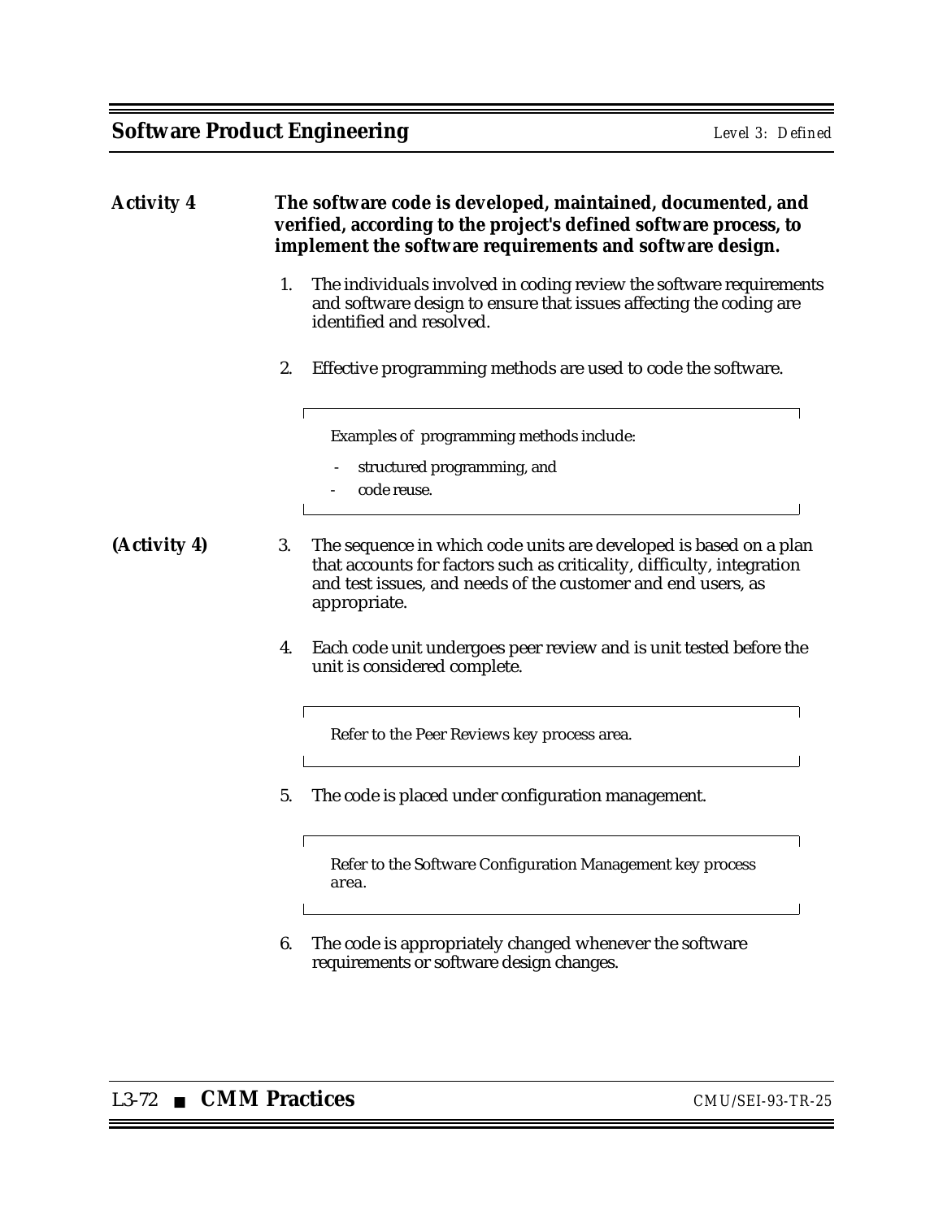**Activity 4** **The software code is developed, maintained, documented, and verified, according to the project's defined software process, to implement the software requirements and software design.**

1. The individuals involved in coding review the software requirements and software design to ensure that issues affecting the coding are identified and resolved.

2. Effective programming methods are used to code the software.

   > Examples of programming methods include:
   >
   > - structured programming, and
   > - code reuse.

**(Activity 4)**

3. The sequence in which code units are developed is based on a plan that accounts for factors such as criticality, difficulty, integration and test issues, and needs of the customer and end users, as appropriate.

4. Each code unit undergoes peer review and is unit tested before the unit is considered complete.

   > Refer to the Peer Reviews key process area.

5. The code is placed under configuration management.

   > Refer to the Software Configuration Management key process area.

6. The code is appropriately changed whenever the software requirements or software design changes.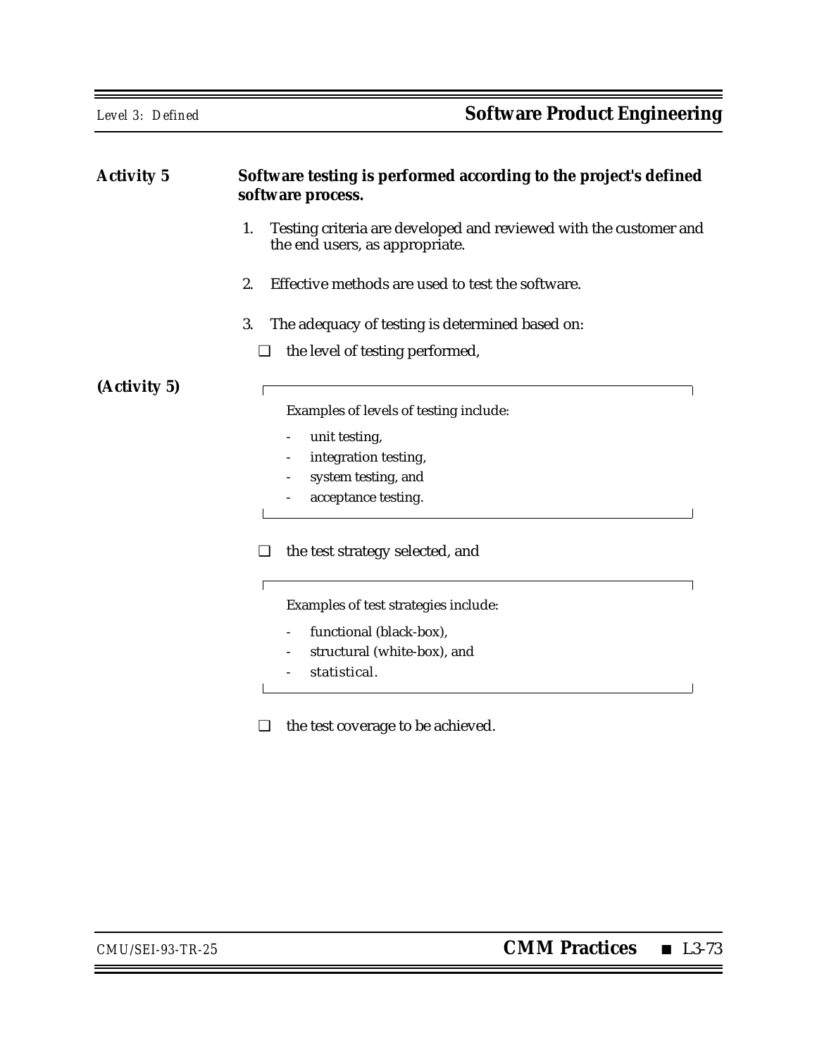**Activity 5** **Software testing is performed according to the project's defined software process.**

1. Testing criteria are developed and reviewed with the customer and the end users, as appropriate.

2. Effective methods are used to test the software.

3. The adequacy of testing is determined based on:

   ❑ the level of testing performed,

   > Examples of levels of testing include:
   >
   > - unit testing,
   > - integration testing,
   > - system testing, and
   > - acceptance testing.

   ❑ the test strategy selected, and

   > Examples of test strategies include:
   >
   > - functional (black-box),
   > - structural (white-box), and
   > - statistical.

   ❑ the test coverage to be achieved.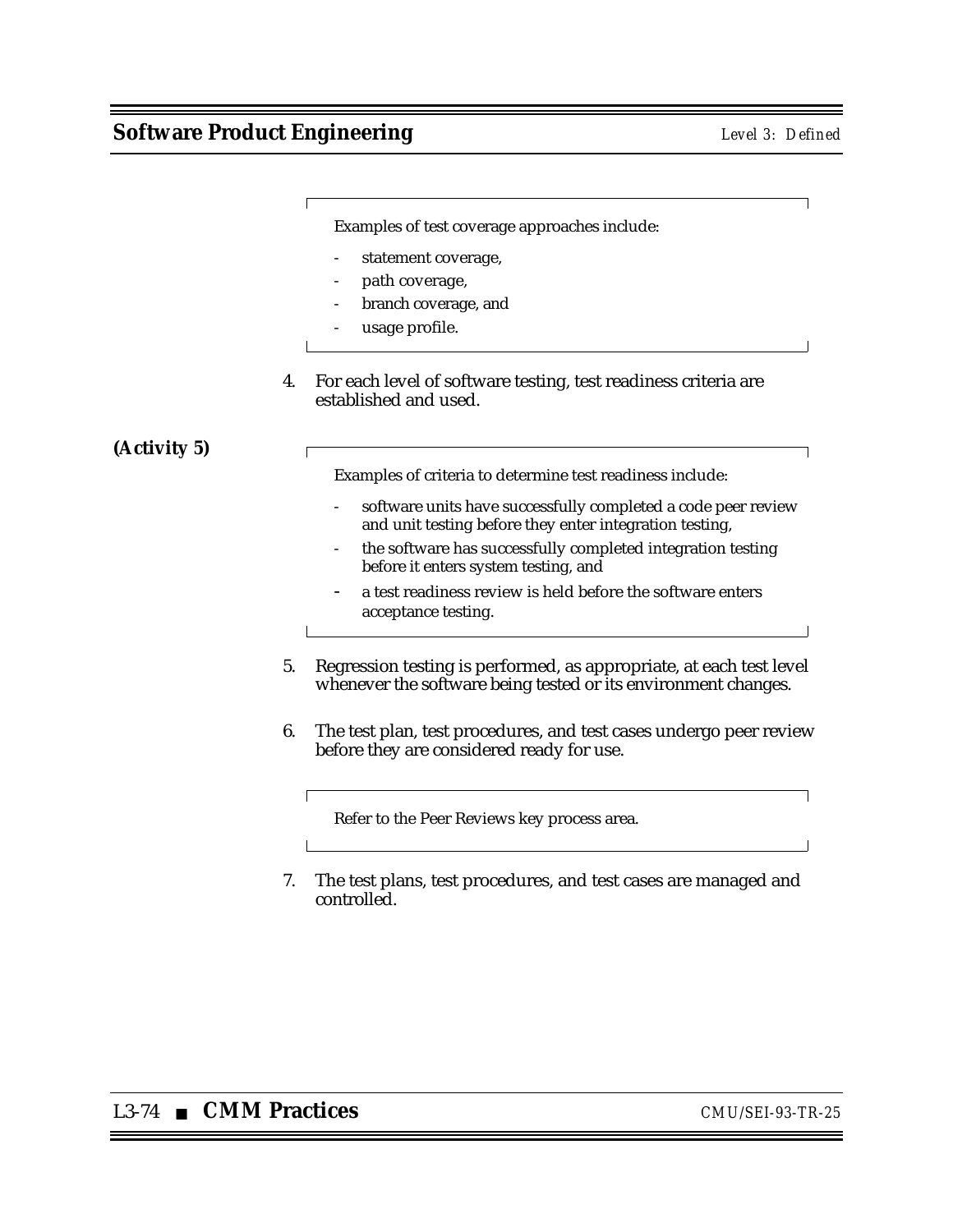> Examples of test coverage approaches include:
>
> - statement coverage,
> - path coverage,
> - branch coverage, and
> - usage profile.

4. For each level of software testing, test readiness criteria are established and used.

**(Activity 5)**

> Examples of criteria to determine test readiness include:
>
> - software units have successfully completed a code peer review and unit testing before they enter integration testing,
> - the software has successfully completed integration testing before it enters system testing, and
> - a test readiness review is held before the software enters acceptance testing.

5. Regression testing is performed, as appropriate, at each test level whenever the software being tested or its environment changes.

6. The test plan, test procedures, and test cases undergo peer review before they are considered ready for use.

> Refer to the Peer Reviews key process area.

7. The test plans, test procedures, and test cases are managed and controlled.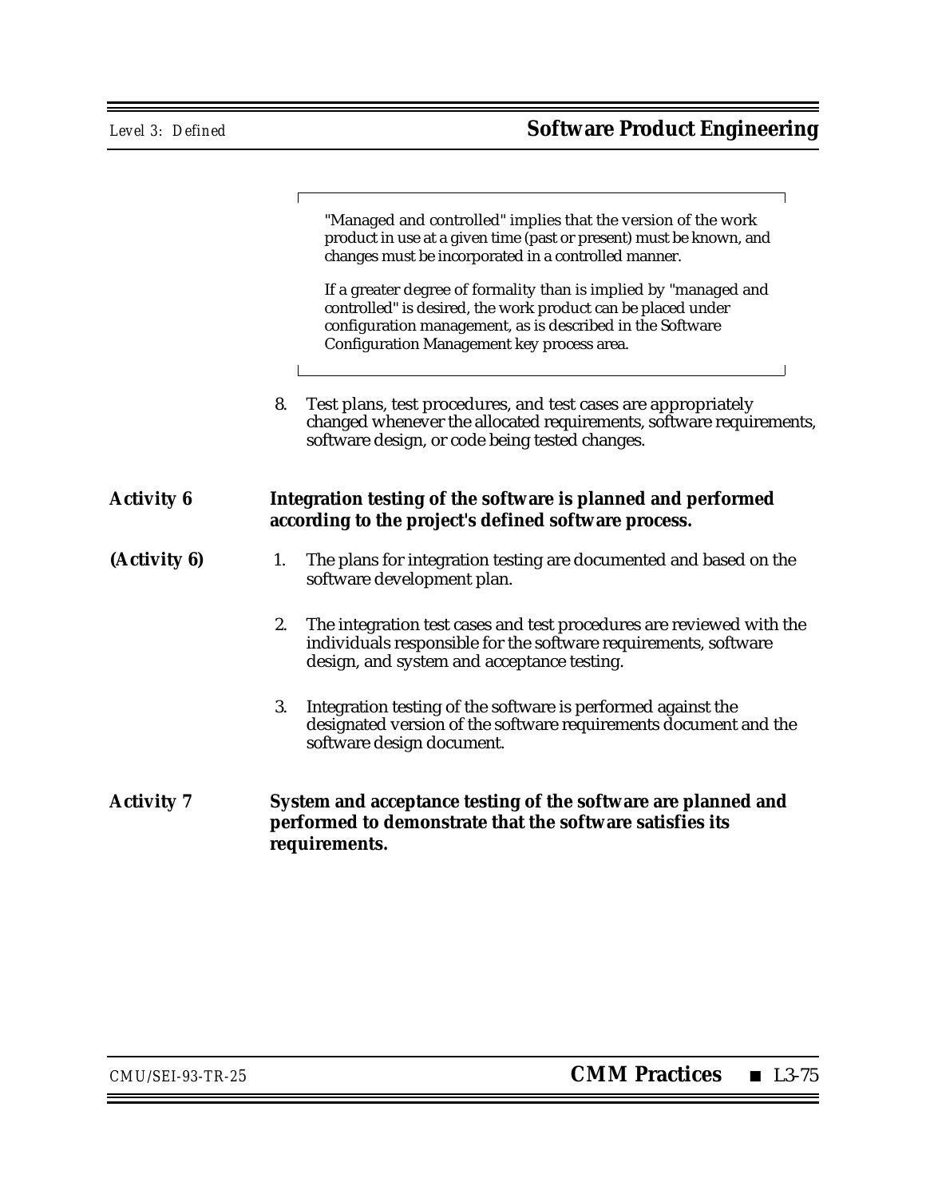> "Managed and controlled" implies that the version of the work product in use at a given time (past or present) must be known, and changes must be incorporated in a controlled manner.
>
> If a greater degree of formality than is implied by "managed and controlled" is desired, the work product can be placed under configuration management, as is described in the Software Configuration Management key process area.

8. Test plans, test procedures, and test cases are appropriately changed whenever the allocated requirements, software requirements, software design, or code being tested changes.

**Activity 6** **Integration testing of the software is planned and performed according to the project's defined software process.**

**(Activity 6)**

1. The plans for integration testing are documented and based on the software development plan.

2. The integration test cases and test procedures are reviewed with the individuals responsible for the software requirements, software design, and system and acceptance testing.

3. Integration testing of the software is performed against the designated version of the software requirements document and the software design document.

**Activity 7** **System and acceptance testing of the software are planned and performed to demonstrate that the software satisfies its requirements.**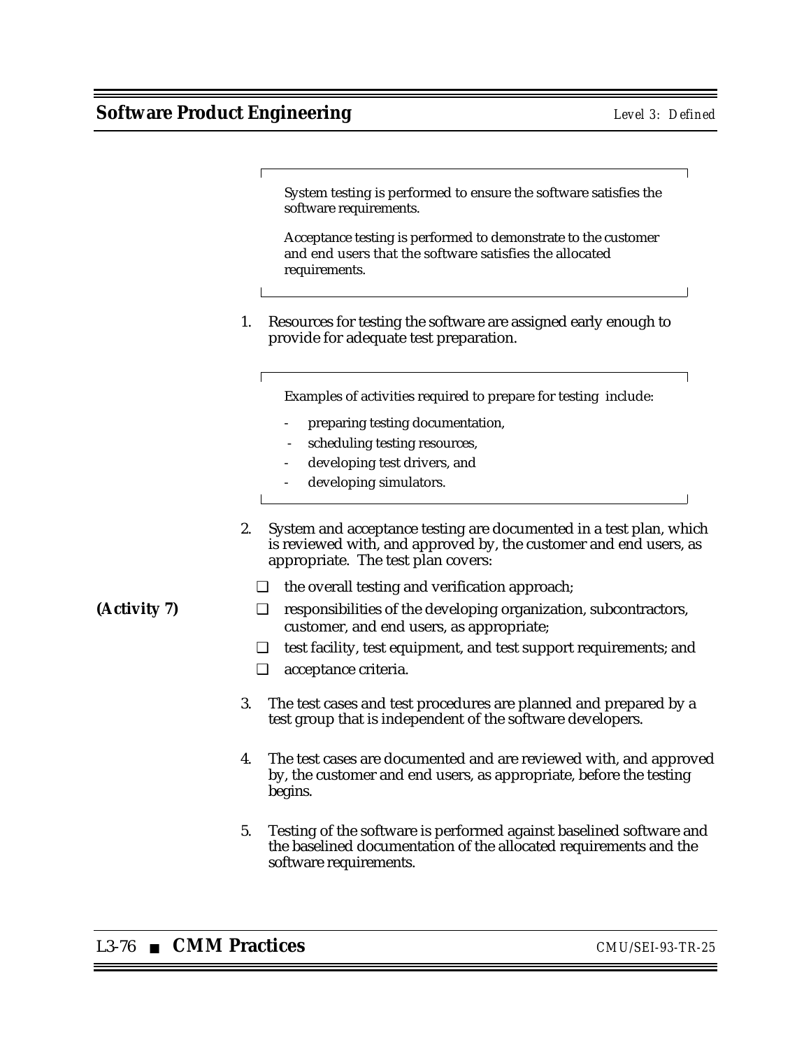System testing is performed to ensure the software satisfies the software requirements.

Acceptance testing is performed to demonstrate to the customer and end users that the software satisfies the allocated requirements.

1. Resources for testing the software are assigned early enough to provide for adequate test preparation.

   Examples of activities required to prepare for testing include:

   - preparing testing documentation,
   - scheduling testing resources,
   - developing test drivers, and
   - developing simulators.

2. System and acceptance testing are documented in a test plan, which is reviewed with, and approved by, the customer and end users, as appropriate. The test plan covers:

   ❑ the overall testing and verification approach;

   ❑ responsibilities of the developing organization, subcontractors, customer, and end users, as appropriate; **(Activity 7)**

   ❑ test facility, test equipment, and test support requirements; and

   ❑ acceptance criteria.

3. The test cases and test procedures are planned and prepared by a test group that is independent of the software developers.

4. The test cases are documented and are reviewed with, and approved by, the customer and end users, as appropriate, before the testing begins.

5. Testing of the software is performed against baselined software and the baselined documentation of the allocated requirements and the software requirements.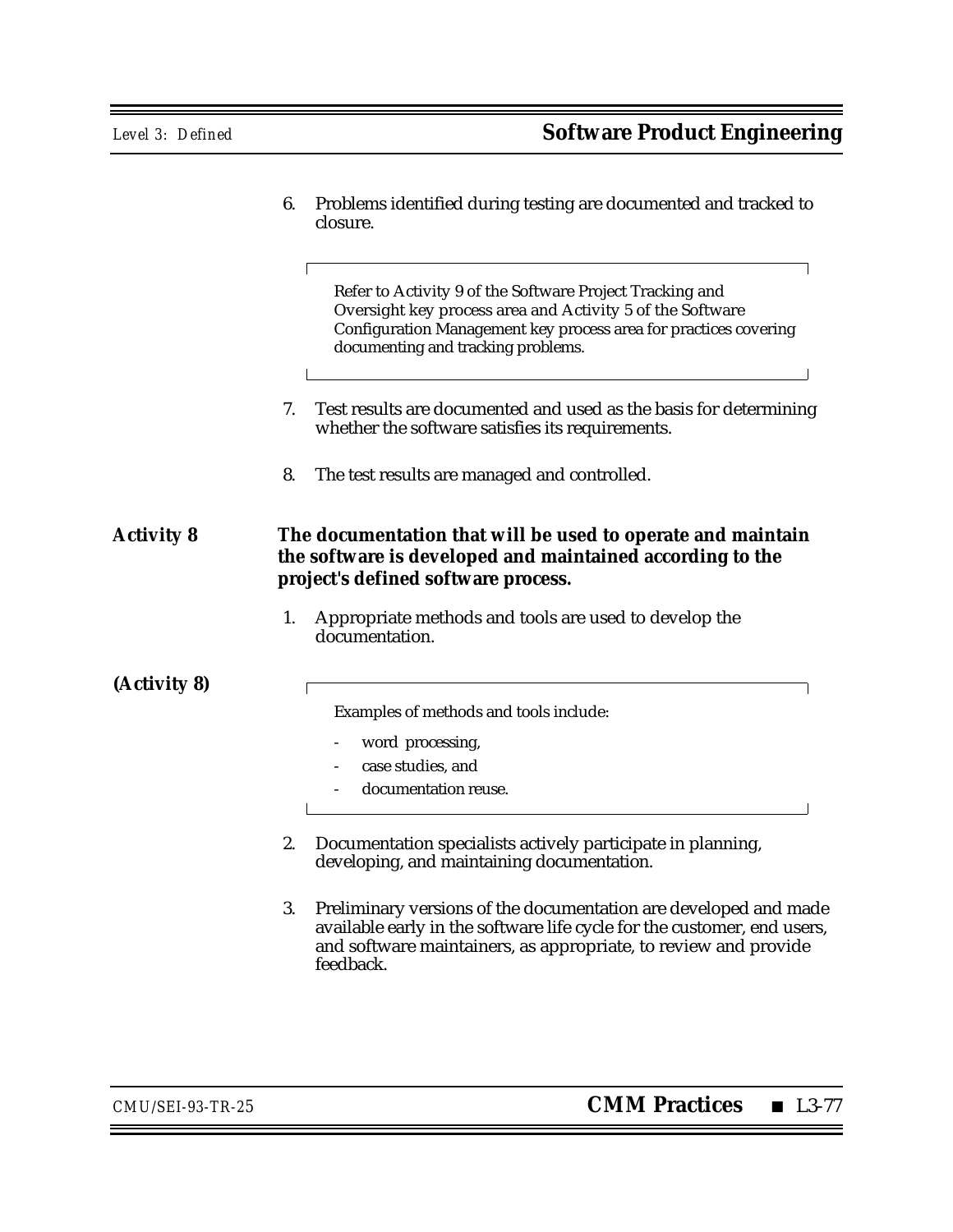6. Problems identified during testing are documented and tracked to closure.

> Refer to Activity 9 of the Software Project Tracking and Oversight key process area and Activity 5 of the Software Configuration Management key process area for practices covering documenting and tracking problems.

7. Test results are documented and used as the basis for determining whether the software satisfies its requirements.

8. The test results are managed and controlled.

**Activity 8** **The documentation that will be used to operate and maintain the software is developed and maintained according to the project's defined software process.**

1. Appropriate methods and tools are used to develop the documentation.

**(Activity 8)**

> Examples of methods and tools include:
>
> - word processing,
> - case studies, and
> - documentation reuse.

2. Documentation specialists actively participate in planning, developing, and maintaining documentation.

3. Preliminary versions of the documentation are developed and made available early in the software life cycle for the customer, end users, and software maintainers, as appropriate, to review and provide feedback.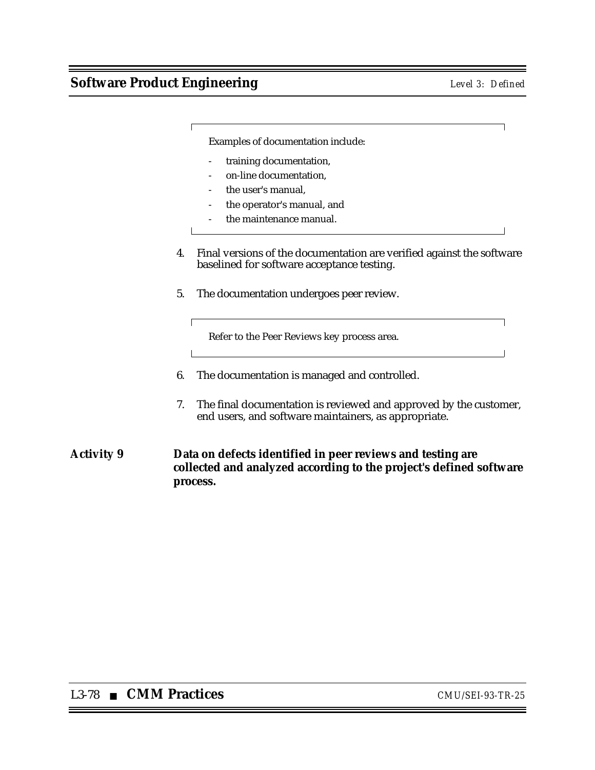Examples of documentation include:

- training documentation,
- on-line documentation,
- the user's manual,
- the operator's manual, and
- the maintenance manual.

4. Final versions of the documentation are verified against the software baselined for software acceptance testing.

5. The documentation undergoes peer review.

   Refer to the Peer Reviews key process area.

6. The documentation is managed and controlled.

7. The final documentation is reviewed and approved by the customer, end users, and software maintainers, as appropriate.

**Activity 9** **Data on defects identified in peer reviews and testing are collected and analyzed according to the project's defined software process.**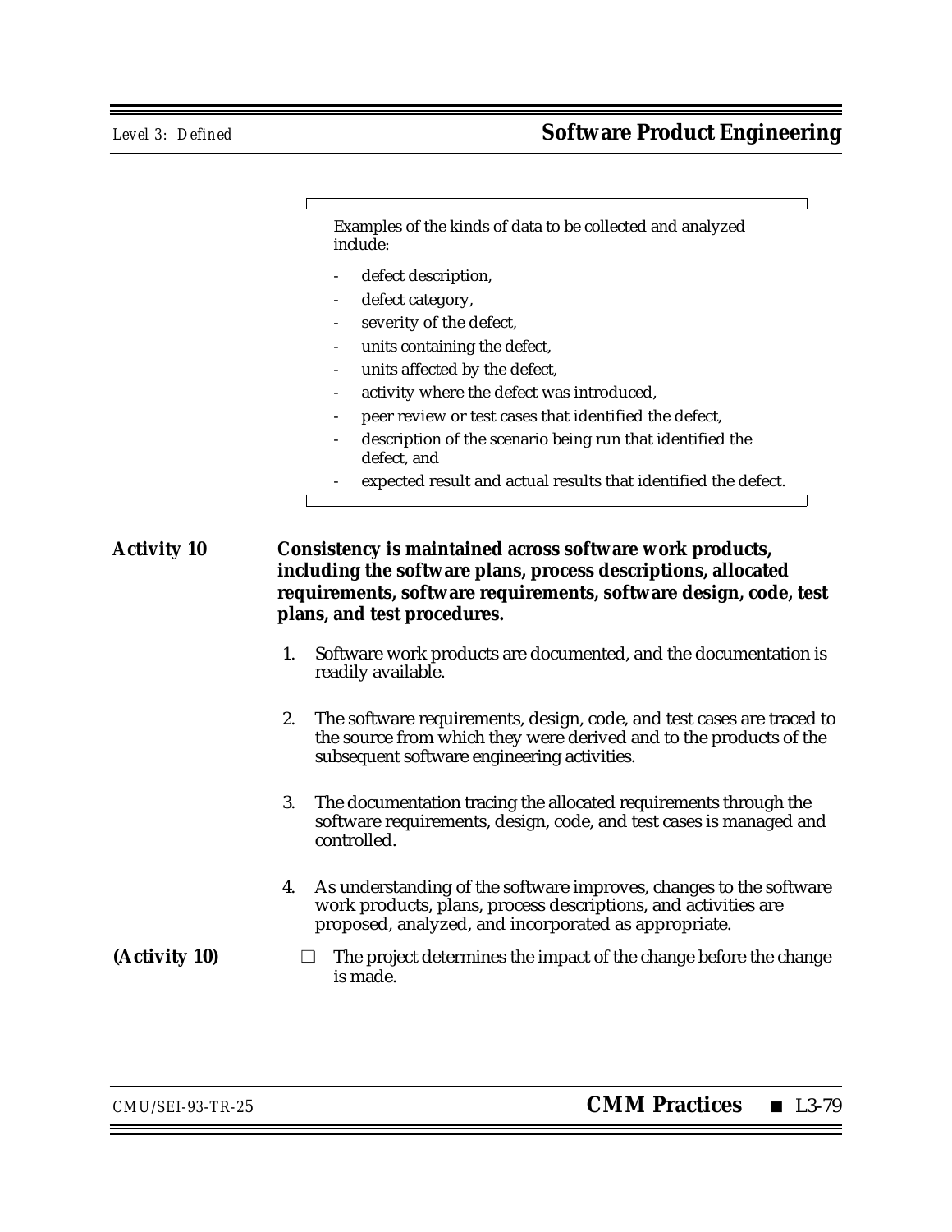Examples of the kinds of data to be collected and analyzed include:

- defect description,
- defect category,
- severity of the defect,
- units containing the defect,
- units affected by the defect,
- activity where the defect was introduced,
- peer review or test cases that identified the defect,
- description of the scenario being run that identified the defect, and
- expected result and actual results that identified the defect.

**Activity 10** **Consistency is maintained across software work products, including the software plans, process descriptions, allocated requirements, software requirements, software design, code, test plans, and test procedures.**

1. Software work products are documented, and the documentation is readily available.

2. The software requirements, design, code, and test cases are traced to the source from which they were derived and to the products of the subsequent software engineering activities.

3. The documentation tracing the allocated requirements through the software requirements, design, code, and test cases is managed and controlled.

4. As understanding of the software improves, changes to the software work products, plans, process descriptions, and activities are proposed, analyzed, and incorporated as appropriate.

**(Activity 10)**

- ❑ The project determines the impact of the change before the change is made.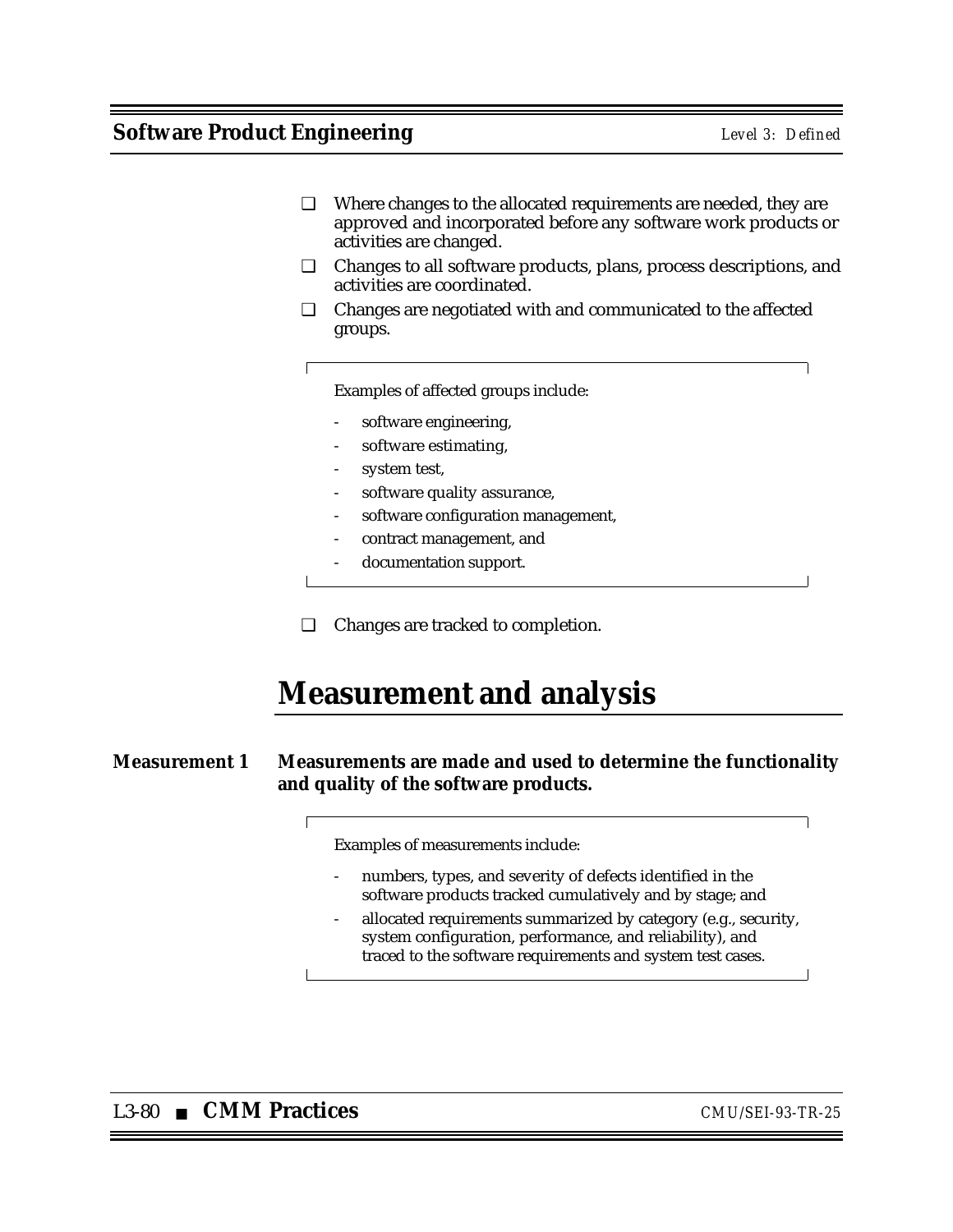- ❑ Where changes to the allocated requirements are needed, they are approved and incorporated before any software work products or activities are changed.
- ❑ Changes to all software products, plans, process descriptions, and activities are coordinated.
- ❑ Changes are negotiated with and communicated to the affected groups.

> Examples of affected groups include:
>
> - software engineering,
> - software estimating,
> - system test,
> - software quality assurance,
> - software configuration management,
> - contract management, and
> - documentation support.

- ❑ Changes are tracked to completion.

## Measurement and analysis

**Measurement 1 Measurements are made and used to determine the functionality and quality of the software products.**

> Examples of measurements include:
>
> - numbers, types, and severity of defects identified in the software products tracked cumulatively and by stage; and
> - allocated requirements summarized by category (e.g., security, system configuration, performance, and reliability), and traced to the software requirements and system test cases.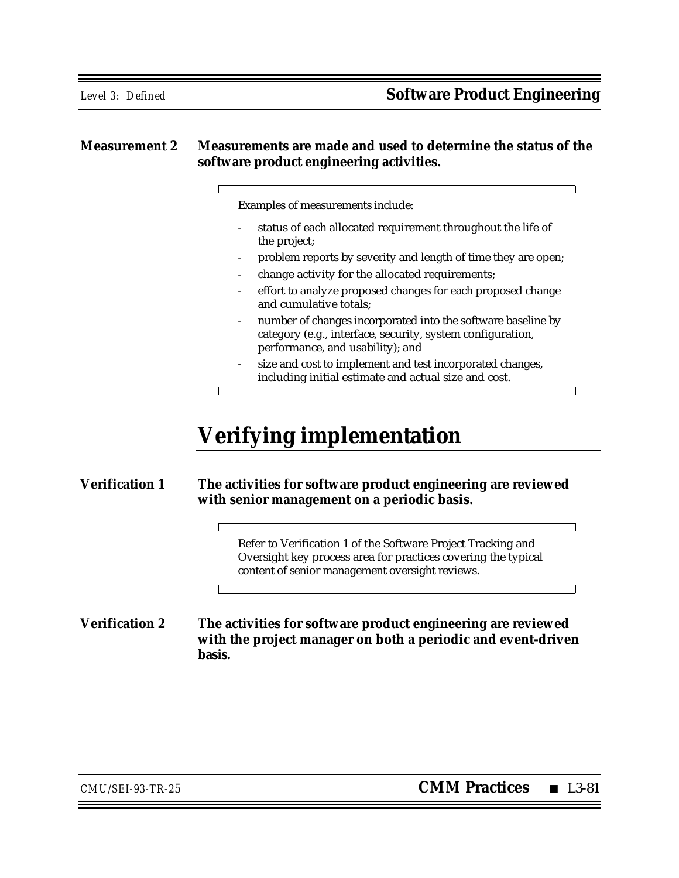**Measurement 2** **Measurements are made and used to determine the status of the software product engineering activities.**

> Examples of measurements include:
>
> - status of each allocated requirement throughout the life of the project;
> - problem reports by severity and length of time they are open;
> - change activity for the allocated requirements;
> - effort to analyze proposed changes for each proposed change and cumulative totals;
> - number of changes incorporated into the software baseline by category (e.g., interface, security, system configuration, performance, and usability); and
> - size and cost to implement and test incorporated changes, including initial estimate and actual size and cost.

# Verifying implementation

**Verification 1** **The activities for software product engineering are reviewed with senior management on a periodic basis.**

> Refer to Verification 1 of the Software Project Tracking and Oversight key process area for practices covering the typical content of senior management oversight reviews.

**Verification 2** **The activities for software product engineering are reviewed with the project manager on both a periodic and event-driven basis.**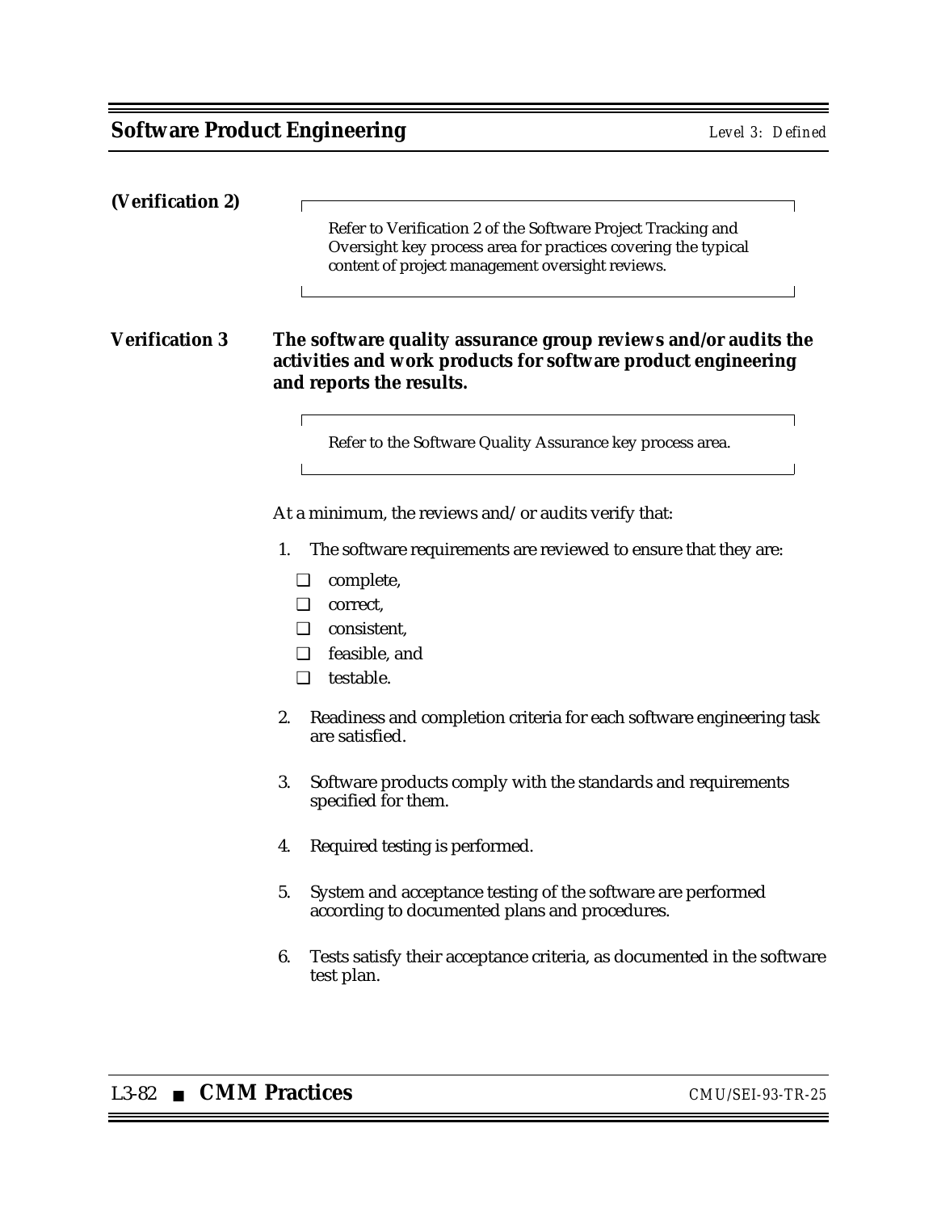**(Verification 2)**

> Refer to Verification 2 of the Software Project Tracking and Oversight key process area for practices covering the typical content of project management oversight reviews.

**Verification 3** **The software quality assurance group reviews and/or audits the activities and work products for software product engineering and reports the results.**

> Refer to the Software Quality Assurance key process area.

At a minimum, the reviews and/or audits verify that:

1. The software requirements are reviewed to ensure that they are:
   - ❑ complete,
   - ❑ correct,
   - ❑ consistent,
   - ❑ feasible, and
   - ❑ testable.
2. Readiness and completion criteria for each software engineering task are satisfied.
3. Software products comply with the standards and requirements specified for them.
4. Required testing is performed.
5. System and acceptance testing of the software are performed according to documented plans and procedures.
6. Tests satisfy their acceptance criteria, as documented in the software test plan.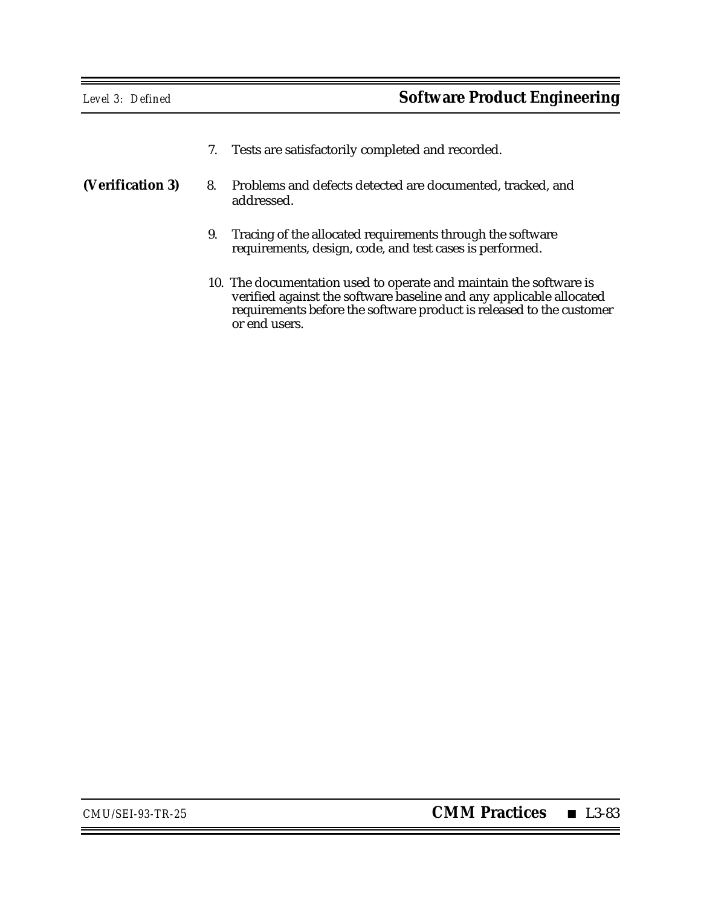7. Tests are satisfactorily completed and recorded.

**(Verification 3)** 8. Problems and defects detected are documented, tracked, and addressed.

9. Tracing of the allocated requirements through the software requirements, design, code, and test cases is performed.

10. The documentation used to operate and maintain the software is verified against the software baseline and any applicable allocated requirements before the software product is released to the customer or end users.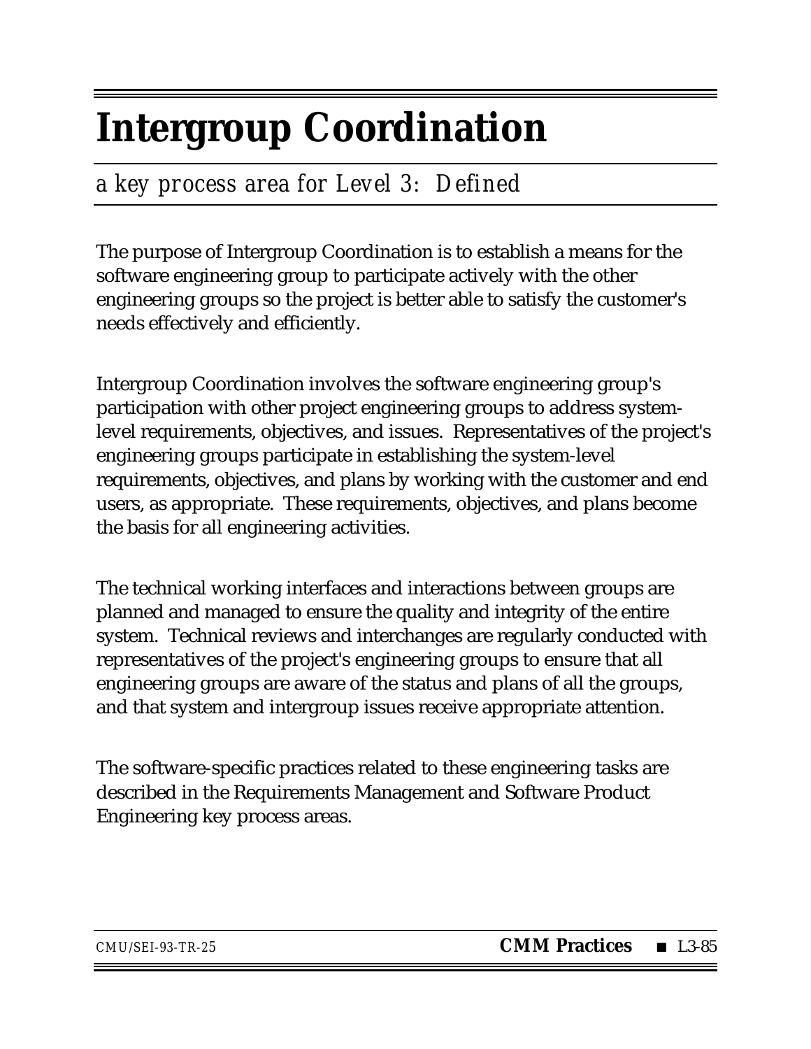# Intergroup Coordination

*a key process area for Level 3: Defined*

The purpose of Intergroup Coordination is to establish a means for the software engineering group to participate actively with the other engineering groups so the project is better able to satisfy the customer's needs effectively and efficiently.

Intergroup Coordination involves the software engineering group's participation with other project engineering groups to address system-level requirements, objectives, and issues. Representatives of the project's engineering groups participate in establishing the system-level requirements, objectives, and plans by working with the customer and end users, as appropriate. These requirements, objectives, and plans become the basis for all engineering activities.

The technical working interfaces and interactions between groups are planned and managed to ensure the quality and integrity of the entire system. Technical reviews and interchanges are regularly conducted with representatives of the project's engineering groups to ensure that all engineering groups are aware of the status and plans of all the groups, and that system and intergroup issues receive appropriate attention.

The software-specific practices related to these engineering tasks are described in the Requirements Management and Software Product Engineering key process areas.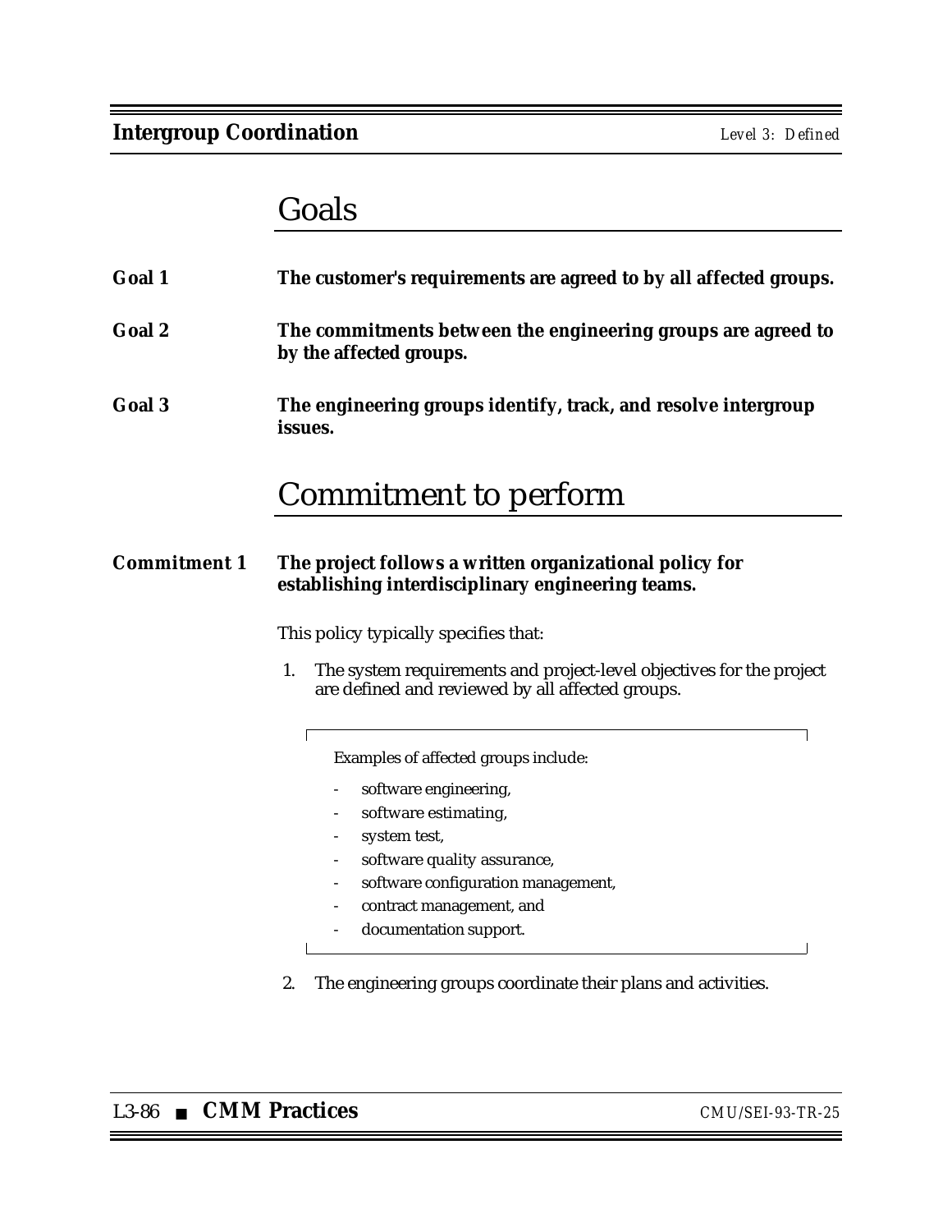## Goals

**Goal 1** **The customer's requirements are agreed to by all affected groups.**

**Goal 2** **The commitments between the engineering groups are agreed to by the affected groups.**

**Goal 3** **The engineering groups identify, track, and resolve intergroup issues.**

## Commitment to perform

***Commitment 1*** **The project follows a written organizational policy for establishing interdisciplinary engineering teams.**

This policy typically specifies that:

1. The system requirements and project-level objectives for the project are defined and reviewed by all affected groups.

   Examples of affected groups include:

   - software engineering,
   - software estimating,
   - system test,
   - software quality assurance,
   - software configuration management,
   - contract management, and
   - documentation support.

2. The engineering groups coordinate their plans and activities.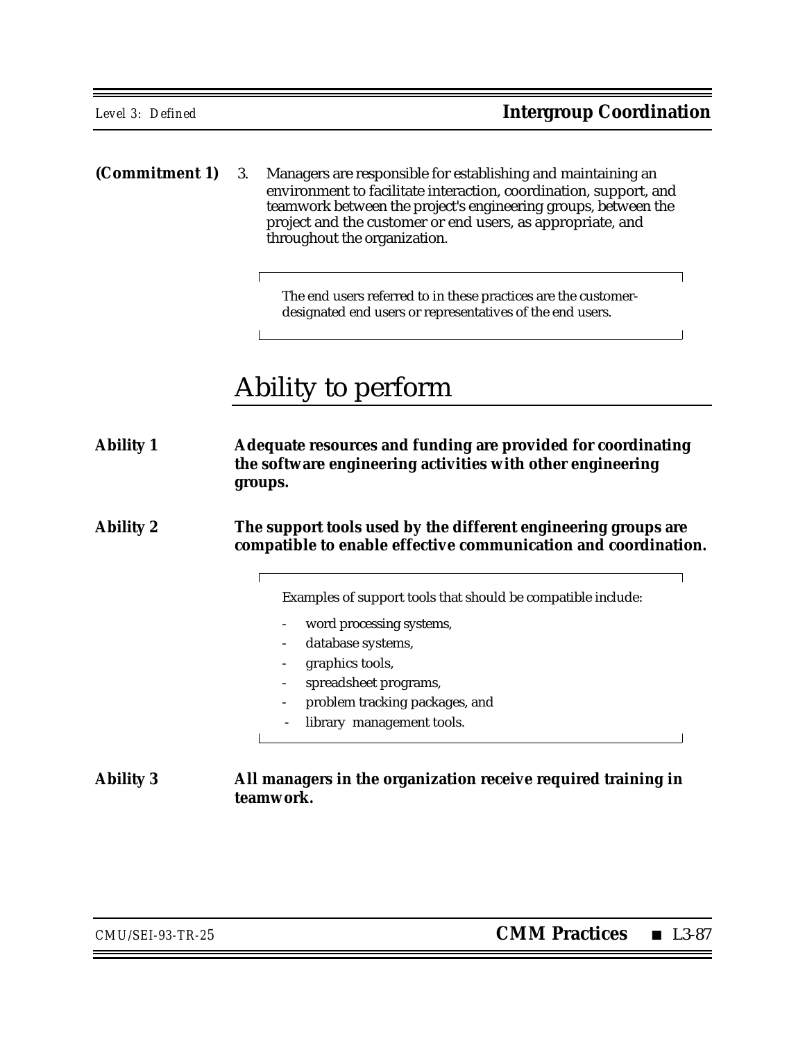**(Commitment 1)** 3. Managers are responsible for establishing and maintaining an environment to facilitate interaction, coordination, support, and teamwork between the project's engineering groups, between the project and the customer or end users, as appropriate, and throughout the organization.

> The end users referred to in these practices are the customer-designated end users or representatives of the end users.

## Ability to perform

**Ability 1** **Adequate resources and funding are provided for coordinating the software engineering activities with other engineering groups.**

**Ability 2** **The support tools used by the different engineering groups are compatible to enable effective communication and coordination.**

> Examples of support tools that should be compatible include:
>
> - word processing systems,
> - database systems,
> - graphics tools,
> - spreadsheet programs,
> - problem tracking packages, and
> - library management tools.

**Ability 3** **All managers in the organization receive required training in teamwork.**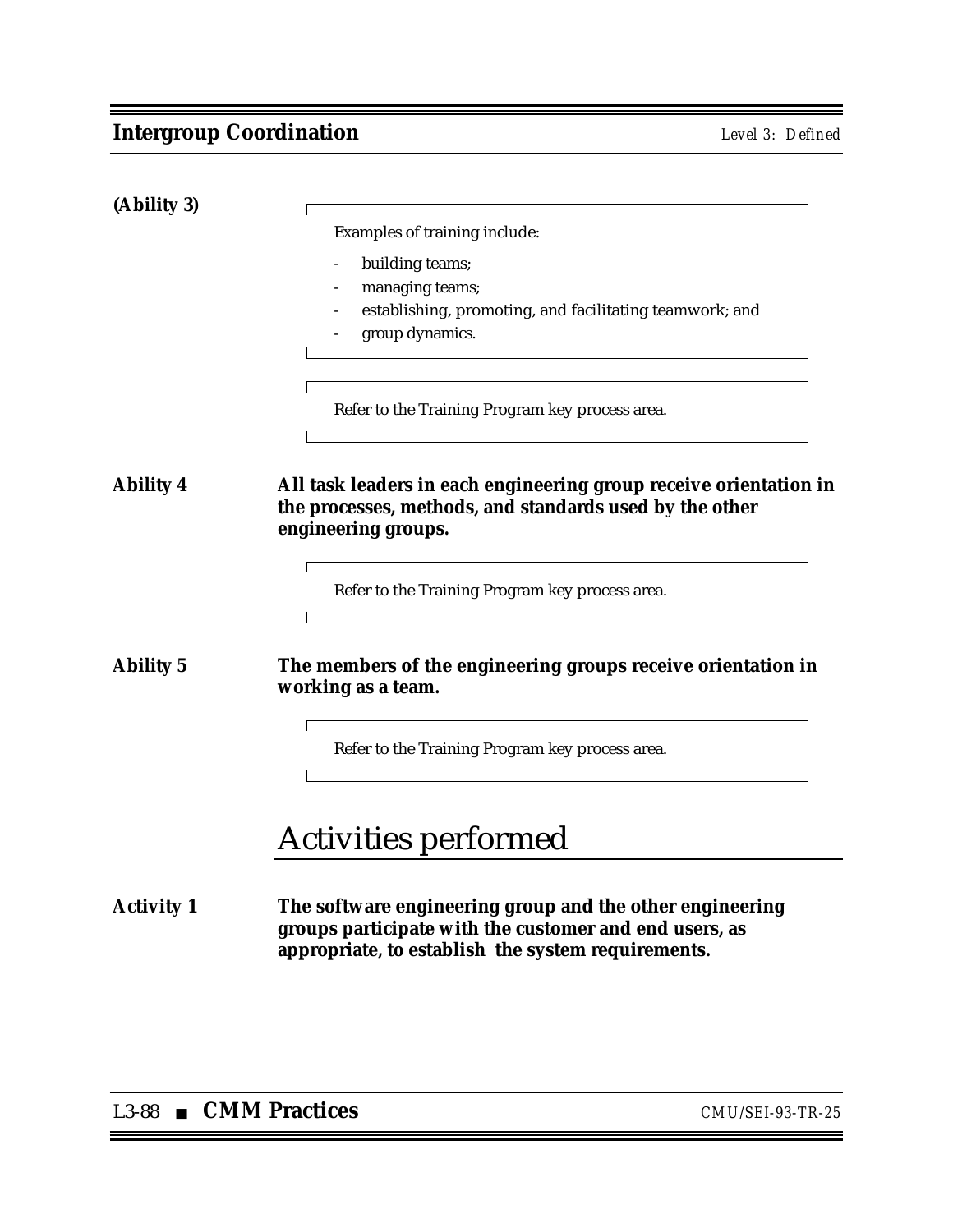**(Ability 3)**

> Examples of training include:
>
> - building teams;
> - managing teams;
> - establishing, promoting, and facilitating teamwork; and
> - group dynamics.

> Refer to the Training Program key process area.

**Ability 4** **All task leaders in each engineering group receive orientation in the processes, methods, and standards used by the other engineering groups.**

> Refer to the Training Program key process area.

**Ability 5** **The members of the engineering groups receive orientation in working as a team.**

> Refer to the Training Program key process area.

## Activities performed

**Activity 1** **The software engineering group and the other engineering groups participate with the customer and end users, as appropriate, to establish the system requirements.**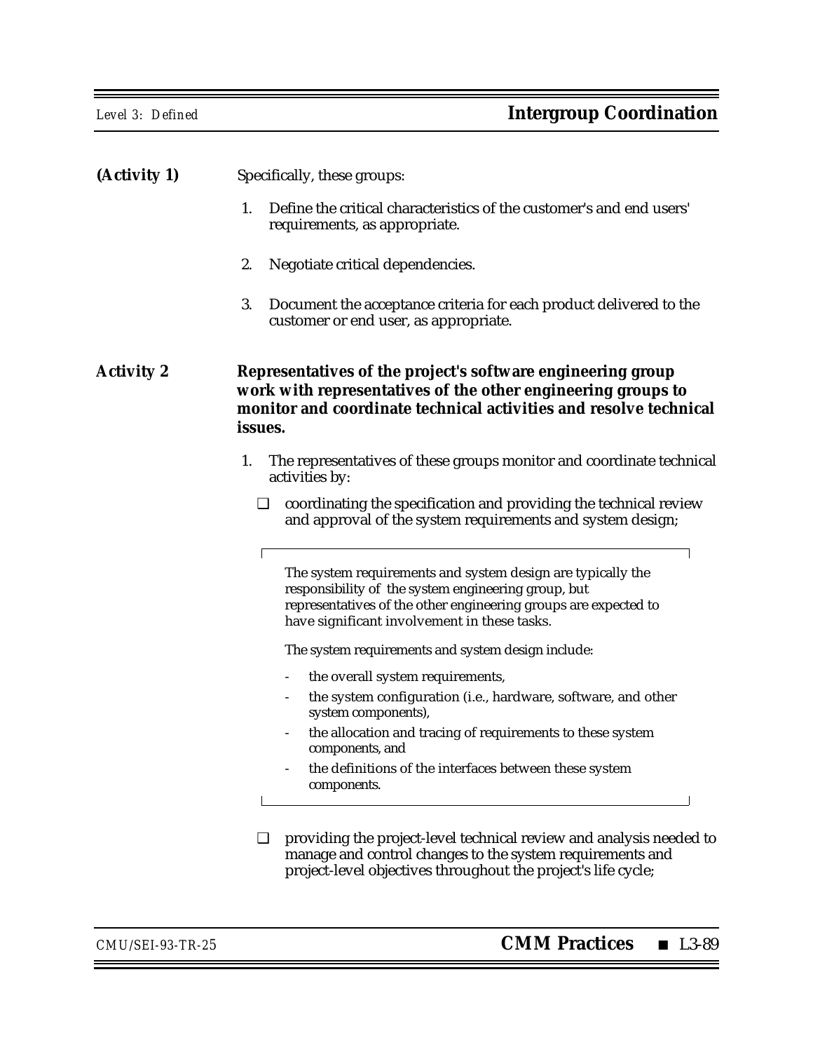**(Activity 1)** Specifically, these groups:

1. Define the critical characteristics of the customer's and end users' requirements, as appropriate.

2. Negotiate critical dependencies.

3. Document the acceptance criteria for each product delivered to the customer or end user, as appropriate.

**Activity 2** **Representatives of the project's software engineering group work with representatives of the other engineering groups to monitor and coordinate technical activities and resolve technical issues.**

1. The representatives of these groups monitor and coordinate technical activities by:

   ❑ coordinating the specification and providing the technical review and approval of the system requirements and system design;

   > The system requirements and system design are typically the responsibility of the system engineering group, but representatives of the other engineering groups are expected to have significant involvement in these tasks.
   >
   > The system requirements and system design include:
   >
   > - the overall system requirements,
   > - the system configuration (i.e., hardware, software, and other system components),
   > - the allocation and tracing of requirements to these system components, and
   > - the definitions of the interfaces between these system components.

   ❑ providing the project-level technical review and analysis needed to manage and control changes to the system requirements and project-level objectives throughout the project's life cycle;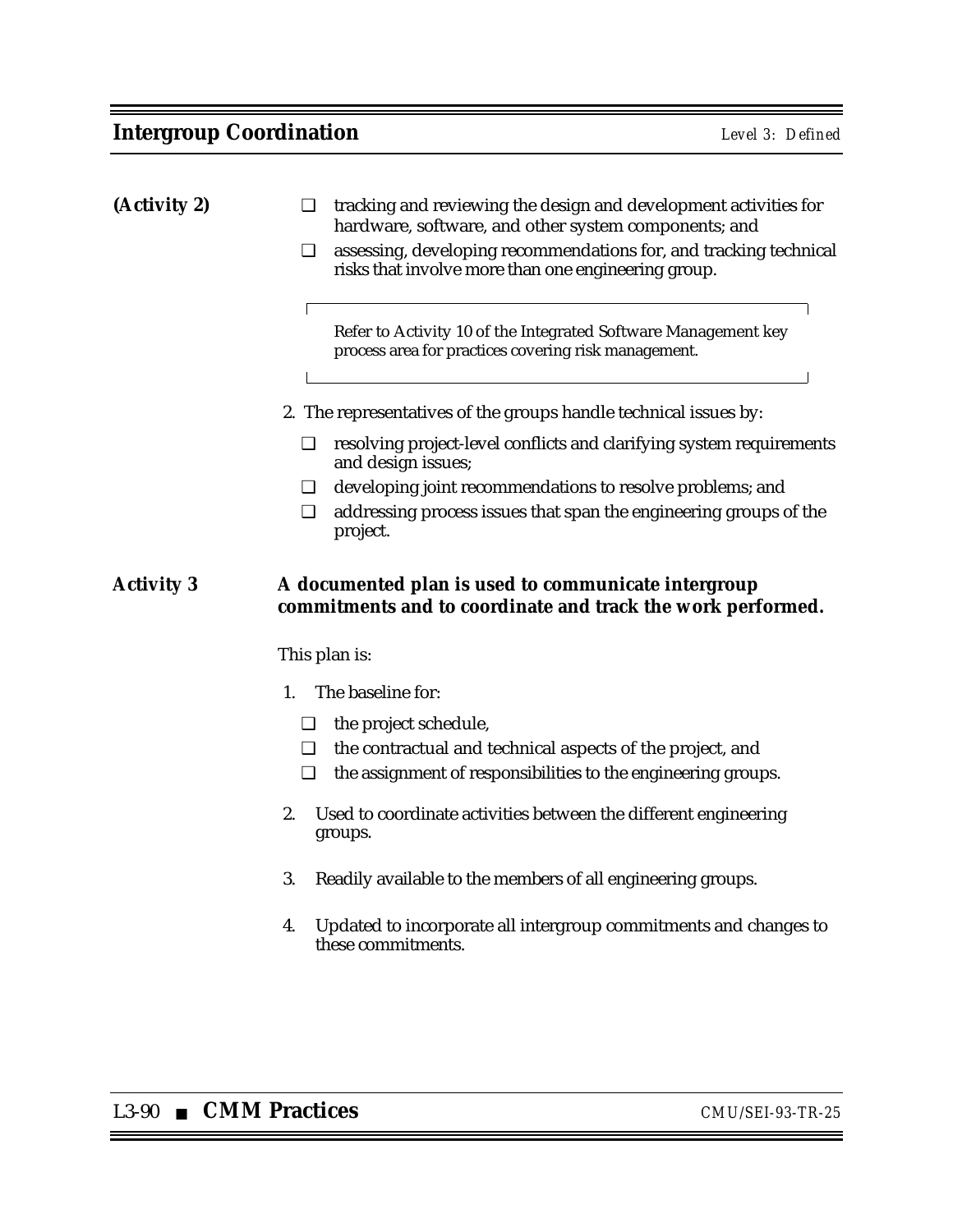(Activity 2)

- ❑ tracking and reviewing the design and development activities for hardware, software, and other system components; and
- ❑ assessing, developing recommendations for, and tracking technical risks that involve more than one engineering group.

> Refer to Activity 10 of the Integrated Software Management key process area for practices covering risk management.

2. The representatives of the groups handle technical issues by:
   - ❑ resolving project-level conflicts and clarifying system requirements and design issues;
   - ❑ developing joint recommendations to resolve problems; and
   - ❑ addressing process issues that span the engineering groups of the project.

**Activity 3** **A documented plan is used to communicate intergroup commitments and to coordinate and track the work performed.**

This plan is:

1. The baseline for:
   - ❑ the project schedule,
   - ❑ the contractual and technical aspects of the project, and
   - ❑ the assignment of responsibilities to the engineering groups.
2. Used to coordinate activities between the different engineering groups.
3. Readily available to the members of all engineering groups.
4. Updated to incorporate all intergroup commitments and changes to these commitments.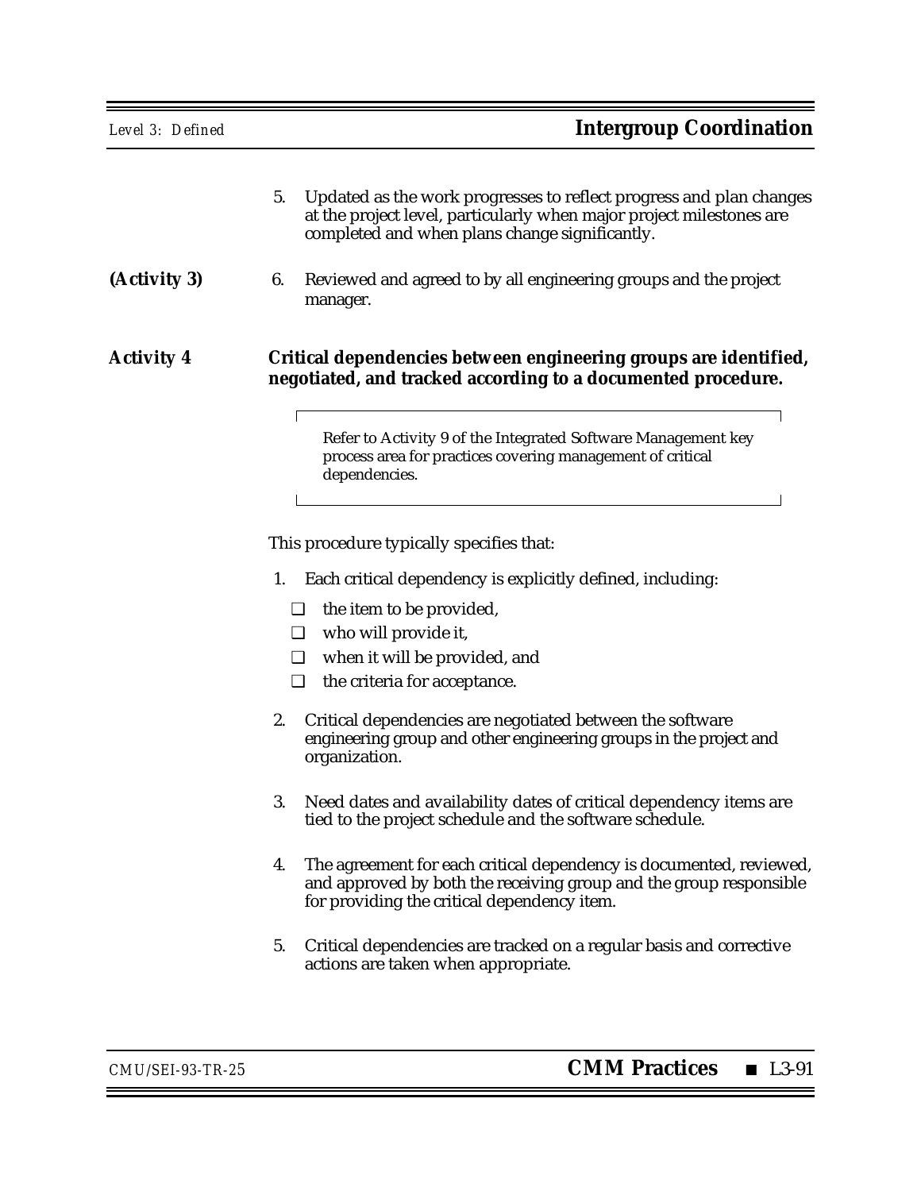5. Updated as the work progresses to reflect progress and plan changes at the project level, particularly when major project milestones are completed and when plans change significantly.

**(Activity 3)** 6. Reviewed and agreed to by all engineering groups and the project manager.

**Activity 4** **Critical dependencies between engineering groups are identified, negotiated, and tracked according to a documented procedure.**

> Refer to Activity 9 of the Integrated Software Management key process area for practices covering management of critical dependencies.

This procedure typically specifies that:

1. Each critical dependency is explicitly defined, including:
   - ❑ the item to be provided,
   - ❑ who will provide it,
   - ❑ when it will be provided, and
   - ❑ the criteria for acceptance.
2. Critical dependencies are negotiated between the software engineering group and other engineering groups in the project and organization.
3. Need dates and availability dates of critical dependency items are tied to the project schedule and the software schedule.
4. The agreement for each critical dependency is documented, reviewed, and approved by both the receiving group and the group responsible for providing the critical dependency item.
5. Critical dependencies are tracked on a regular basis and corrective actions are taken when appropriate.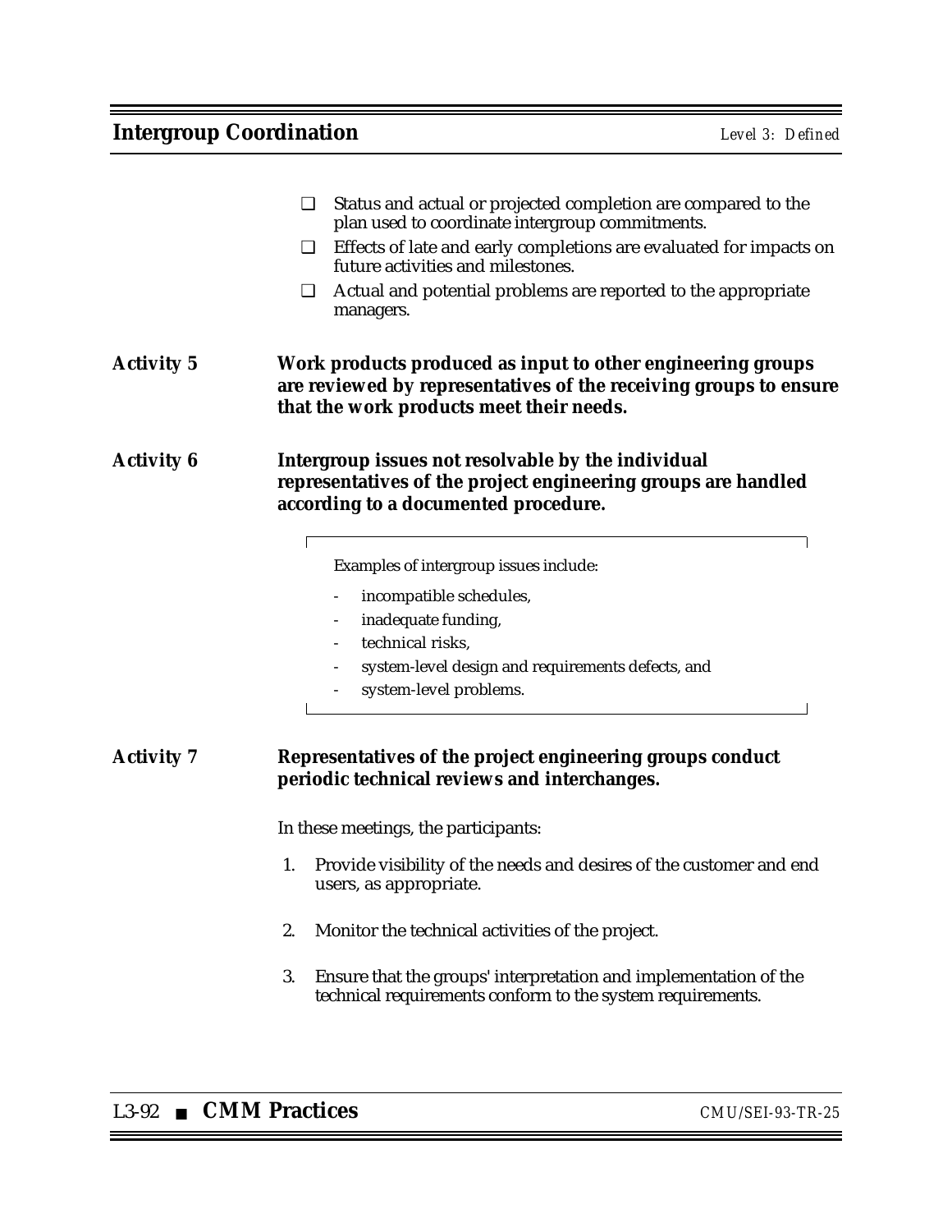- ❑ Status and actual or projected completion are compared to the plan used to coordinate intergroup commitments.
- ❑ Effects of late and early completions are evaluated for impacts on future activities and milestones.
- ❑ Actual and potential problems are reported to the appropriate managers.

**Activity 5** **Work products produced as input to other engineering groups are reviewed by representatives of the receiving groups to ensure that the work products meet their needs.**

**Activity 6** **Intergroup issues not resolvable by the individual representatives of the project engineering groups are handled according to a documented procedure.**

> Examples of intergroup issues include:
>
> - incompatible schedules,
> - inadequate funding,
> - technical risks,
> - system-level design and requirements defects, and
> - system-level problems.

**Activity 7** **Representatives of the project engineering groups conduct periodic technical reviews and interchanges.**

In these meetings, the participants:

1. Provide visibility of the needs and desires of the customer and end users, as appropriate.

2. Monitor the technical activities of the project.

3. Ensure that the groups' interpretation and implementation of the technical requirements conform to the system requirements.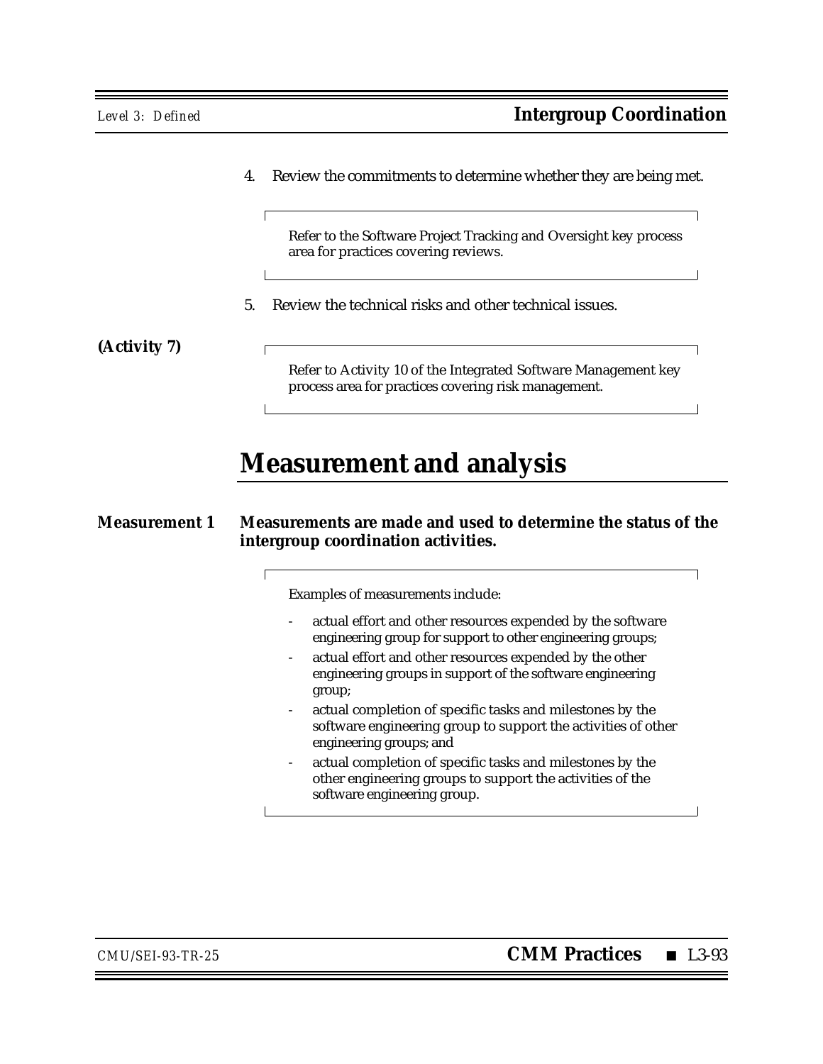4. Review the commitments to determine whether they are being met.

> Refer to the Software Project Tracking and Oversight key process area for practices covering reviews.

5. Review the technical risks and other technical issues.

**(Activity 7)**

> Refer to Activity 10 of the Integrated Software Management key process area for practices covering risk management.

# Measurement and analysis

**Measurement 1** **Measurements are made and used to determine the status of the intergroup coordination activities.**

> Examples of measurements include:
>
> - actual effort and other resources expended by the software engineering group for support to other engineering groups;
> - actual effort and other resources expended by the other engineering groups in support of the software engineering group;
> - actual completion of specific tasks and milestones by the software engineering group to support the activities of other engineering groups; and
> - actual completion of specific tasks and milestones by the other engineering groups to support the activities of the software engineering group.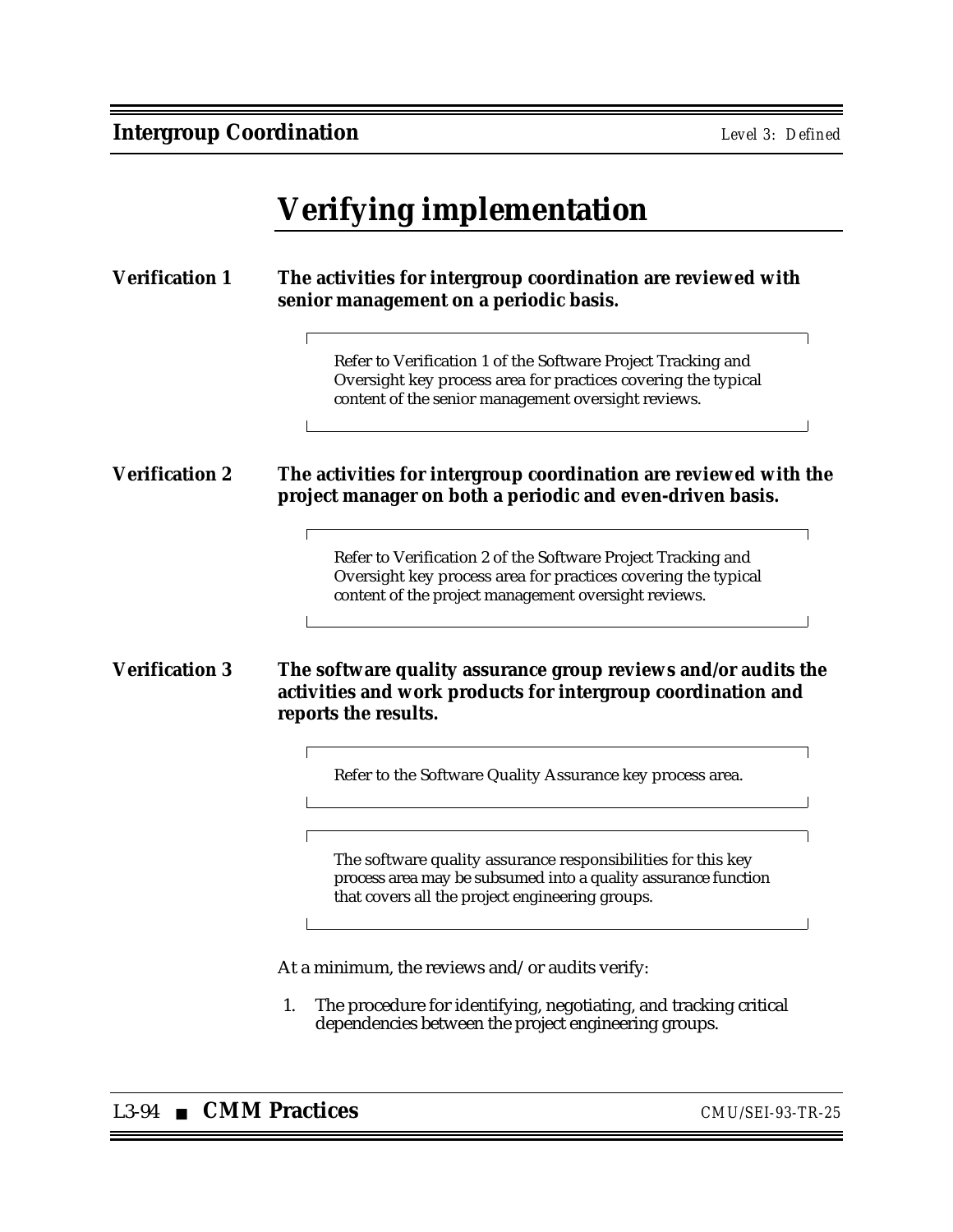# Verifying implementation

**Verification 1** **The activities for intergroup coordination are reviewed with senior management on a periodic basis.**

> Refer to Verification 1 of the Software Project Tracking and Oversight key process area for practices covering the typical content of the senior management oversight reviews.

**Verification 2** **The activities for intergroup coordination are reviewed with the project manager on both a periodic and even-driven basis.**

> Refer to Verification 2 of the Software Project Tracking and Oversight key process area for practices covering the typical content of the project management oversight reviews.

**Verification 3** **The software quality assurance group reviews and/or audits the activities and work products for intergroup coordination and reports the results.**

> Refer to the Software Quality Assurance key process area.

> The software quality assurance responsibilities for this key process area may be subsumed into a quality assurance function that covers all the project engineering groups.

At a minimum, the reviews and/or audits verify:

1. The procedure for identifying, negotiating, and tracking critical dependencies between the project engineering groups.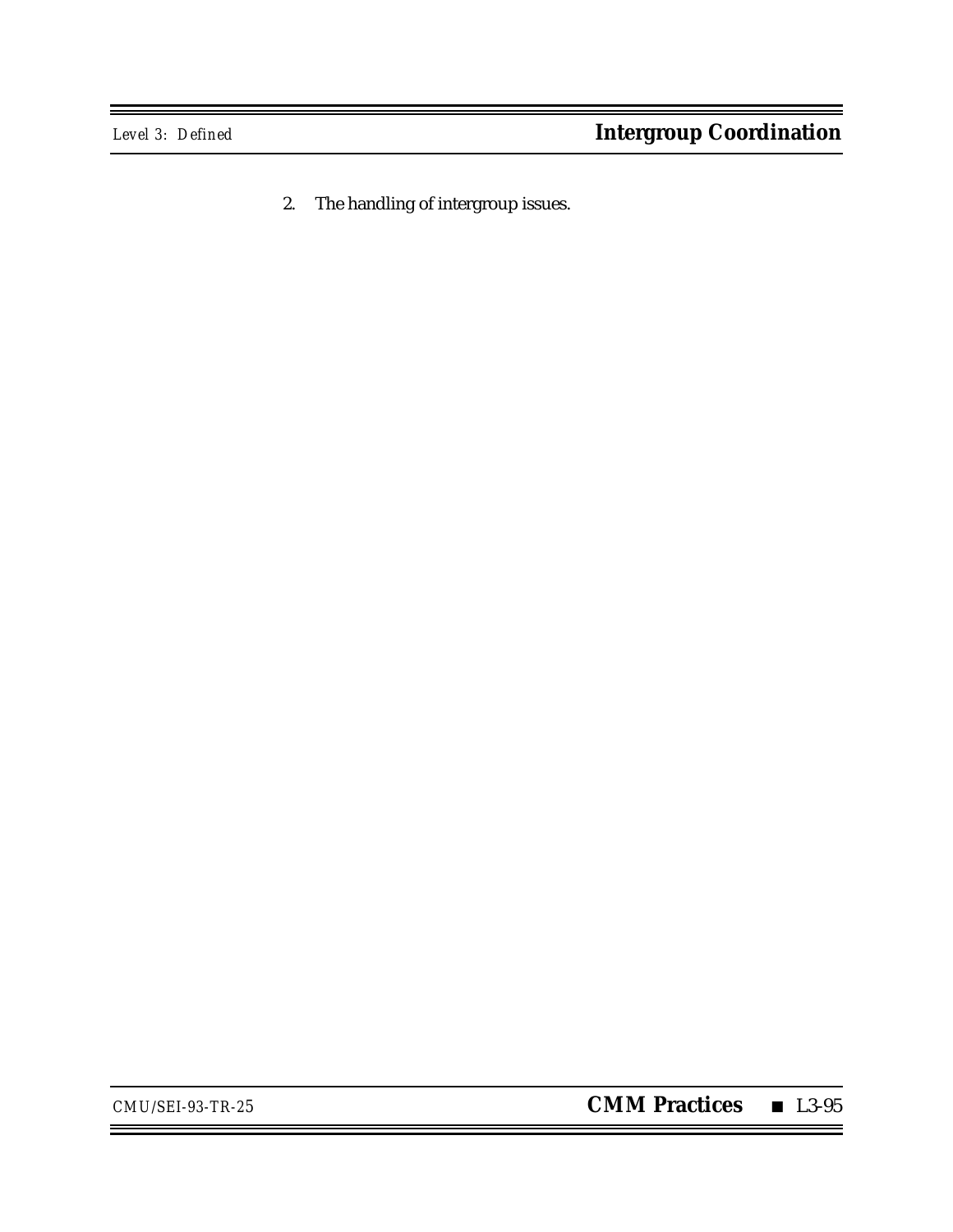2. The handling of intergroup issues.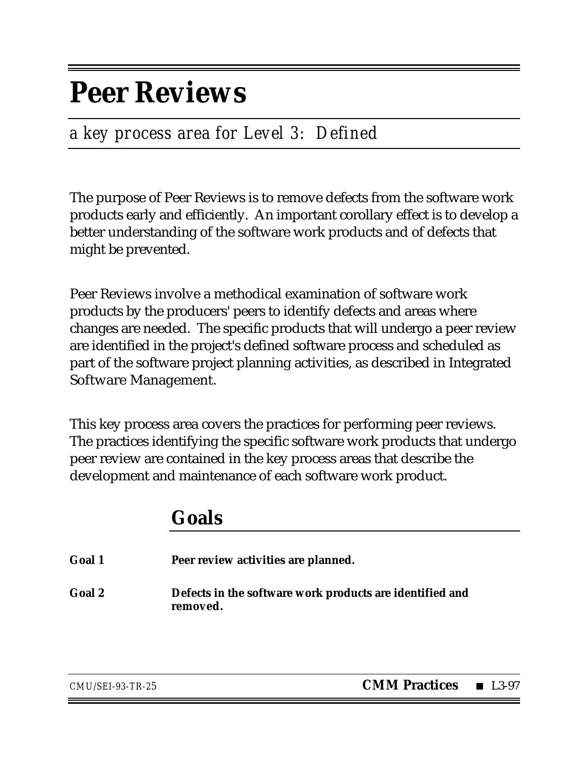# Peer Reviews

*a key process area for Level 3: Defined*

The purpose of Peer Reviews is to remove defects from the software work products early and efficiently. An important corollary effect is to develop a better understanding of the software work products and of defects that might be prevented.

Peer Reviews involve a methodical examination of software work products by the producers' peers to identify defects and areas where changes are needed. The specific products that will undergo a peer review are identified in the project's defined software process and scheduled as part of the software project planning activities, as described in Integrated Software Management.

This key process area covers the practices for performing peer reviews. The practices identifying the specific software work products that undergo peer review are contained in the key process areas that describe the development and maintenance of each software work product.

## Goals

**Goal 1** **Peer review activities are planned.**

**Goal 2** **Defects in the software work products are identified and removed.**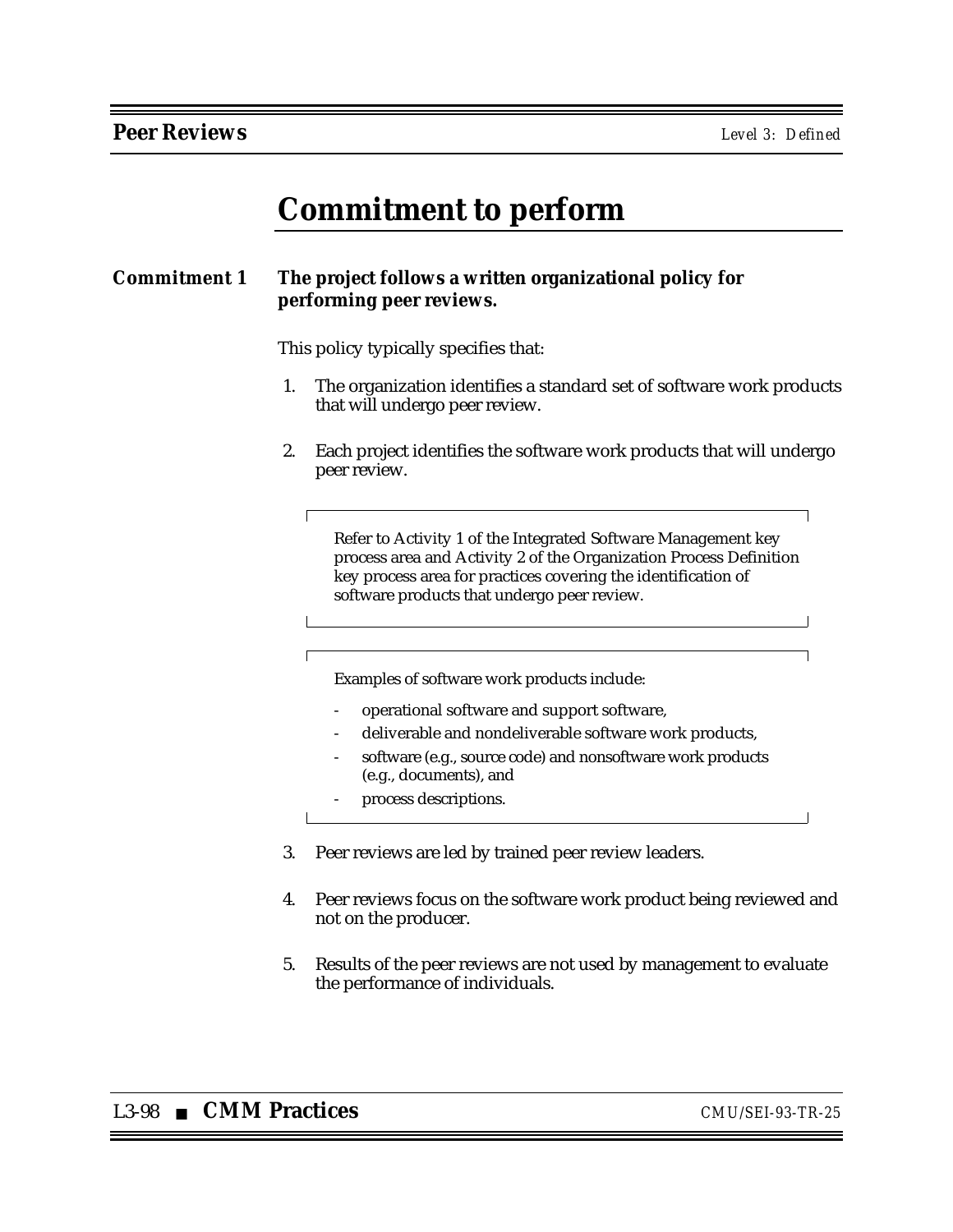# Commitment to perform

**Commitment 1** **The project follows a written organizational policy for performing peer reviews.**

This policy typically specifies that:

1. The organization identifies a standard set of software work products that will undergo peer review.

2. Each project identifies the software work products that will undergo peer review.

   > Refer to Activity 1 of the Integrated Software Management key process area and Activity 2 of the Organization Process Definition key process area for practices covering the identification of software products that undergo peer review.

   > Examples of software work products include:
   >
   > - operational software and support software,
   > - deliverable and nondeliverable software work products,
   > - software (e.g., source code) and nonsoftware work products (e.g., documents), and
   > - process descriptions.

3. Peer reviews are led by trained peer review leaders.

4. Peer reviews focus on the software work product being reviewed and not on the producer.

5. Results of the peer reviews are not used by management to evaluate the performance of individuals.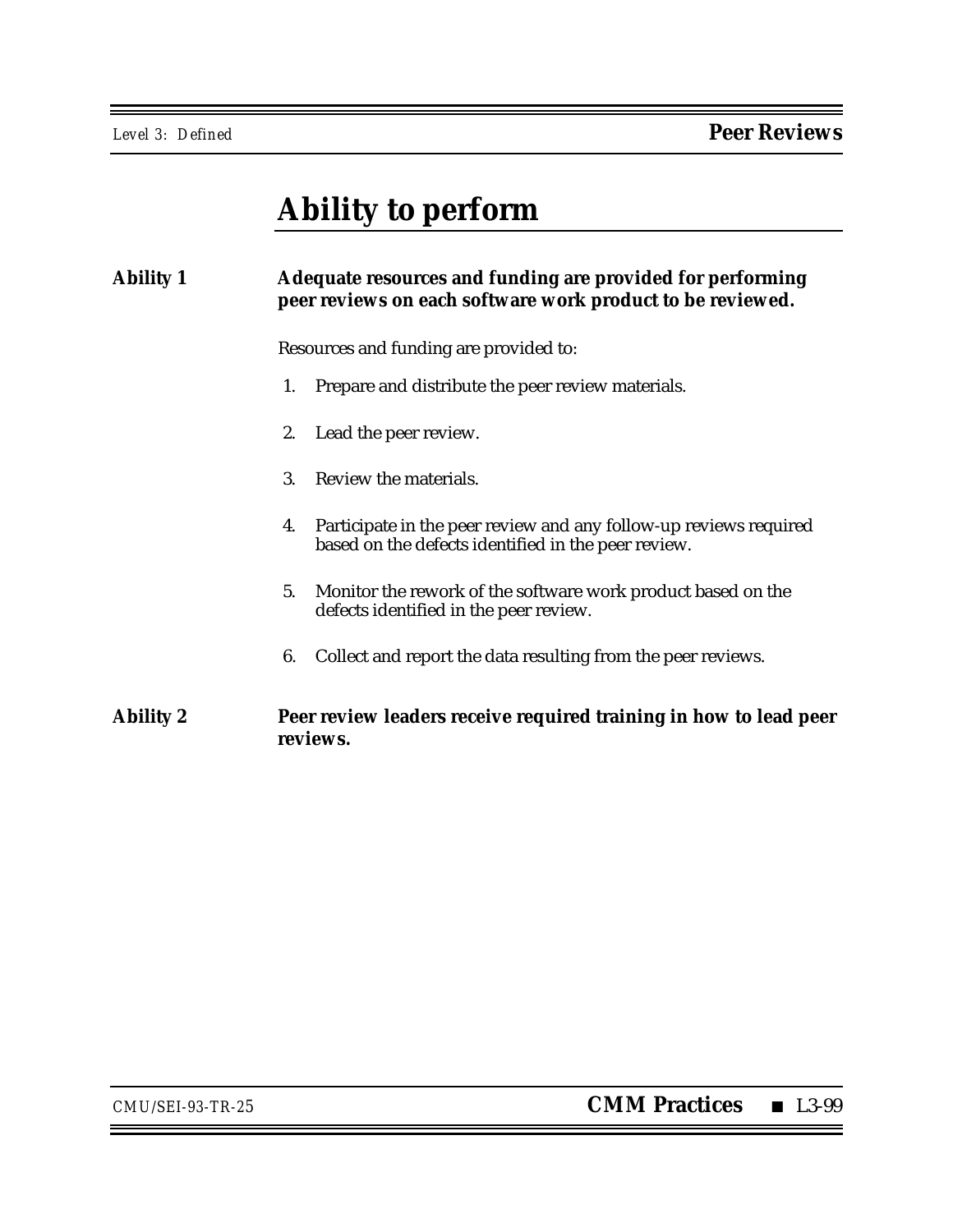# Ability to perform

**Ability 1** **Adequate resources and funding are provided for performing peer reviews on each software work product to be reviewed.**

Resources and funding are provided to:

1. Prepare and distribute the peer review materials.
2. Lead the peer review.
3. Review the materials.
4. Participate in the peer review and any follow-up reviews required based on the defects identified in the peer review.
5. Monitor the rework of the software work product based on the defects identified in the peer review.
6. Collect and report the data resulting from the peer reviews.

**Ability 2** **Peer review leaders receive required training in how to lead peer reviews.**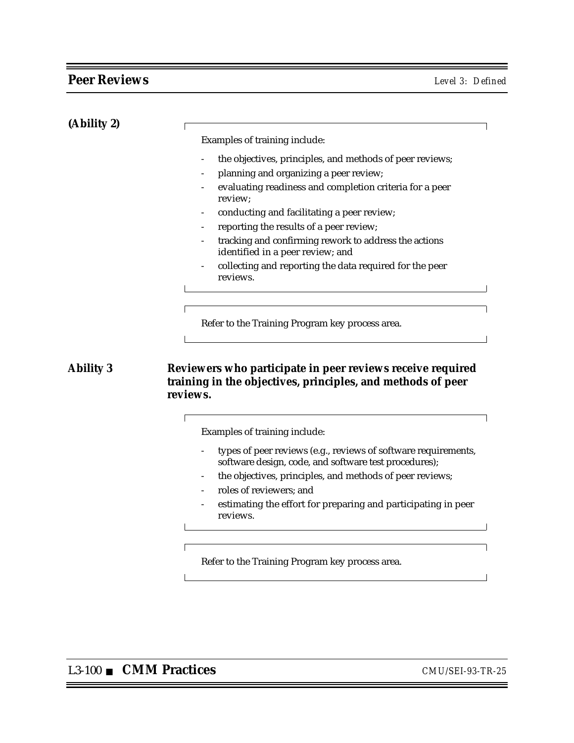**(Ability 2)**

> Examples of training include:
>
> - the objectives, principles, and methods of peer reviews;
> - planning and organizing a peer review;
> - evaluating readiness and completion criteria for a peer review;
> - conducting and facilitating a peer review;
> - reporting the results of a peer review;
> - tracking and confirming rework to address the actions identified in a peer review; and
> - collecting and reporting the data required for the peer reviews.

> Refer to the Training Program key process area.

**Ability 3** **Reviewers who participate in peer reviews receive required training in the objectives, principles, and methods of peer reviews.**

> Examples of training include:
>
> - types of peer reviews (e.g., reviews of software requirements, software design, code, and software test procedures);
> - the objectives, principles, and methods of peer reviews;
> - roles of reviewers; and
> - estimating the effort for preparing and participating in peer reviews.

> Refer to the Training Program key process area.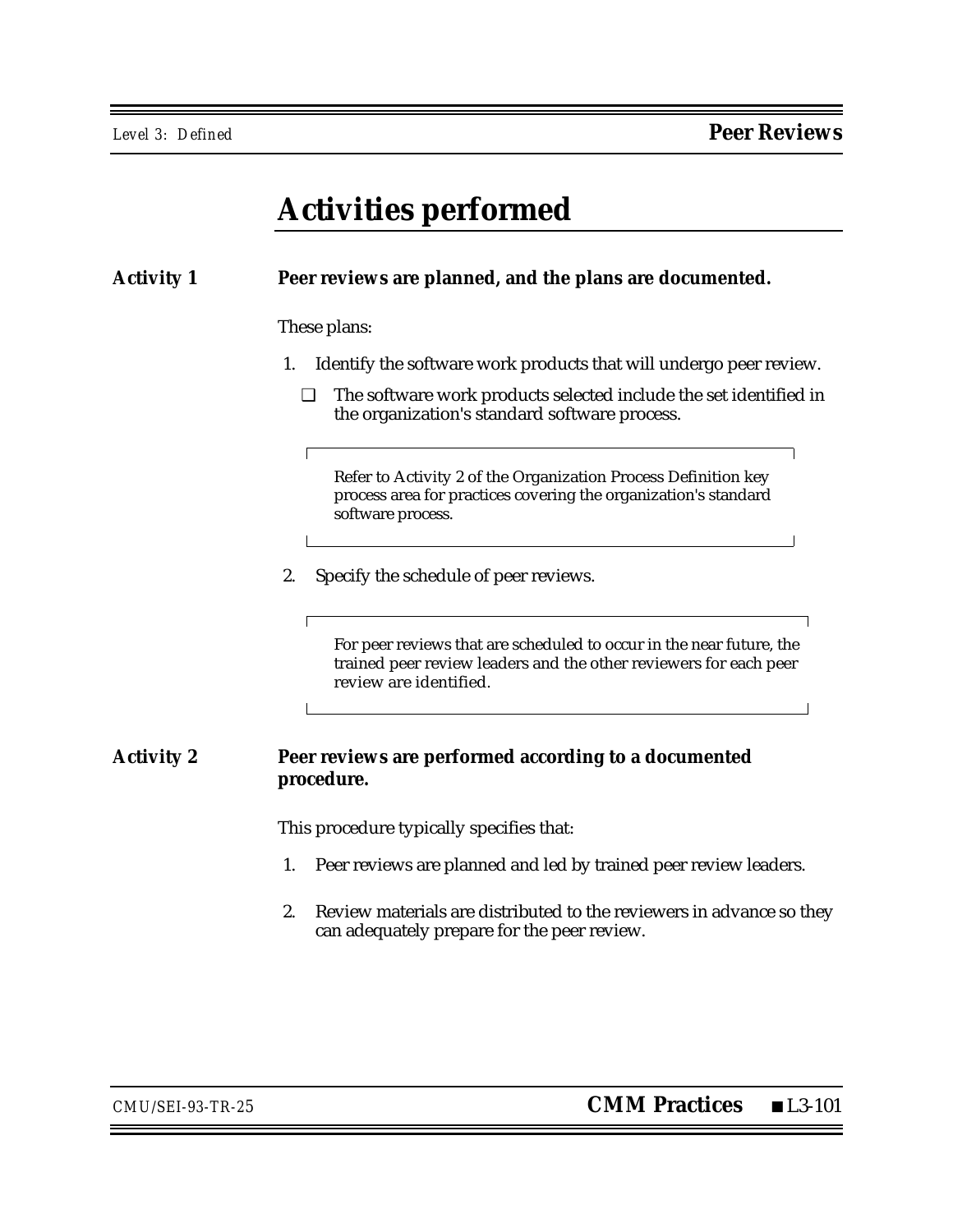# Activities performed

**Activity 1** **Peer reviews are planned, and the plans are documented.**

These plans:

1. Identify the software work products that will undergo peer review.

   ❑ The software work products selected include the set identified in the organization's standard software process.

   > Refer to Activity 2 of the Organization Process Definition key process area for practices covering the organization's standard software process.

2. Specify the schedule of peer reviews.

   > For peer reviews that are scheduled to occur in the near future, the trained peer review leaders and the other reviewers for each peer review are identified.

**Activity 2** **Peer reviews are performed according to a documented procedure.**

This procedure typically specifies that:

1. Peer reviews are planned and led by trained peer review leaders.

2. Review materials are distributed to the reviewers in advance so they can adequately prepare for the peer review.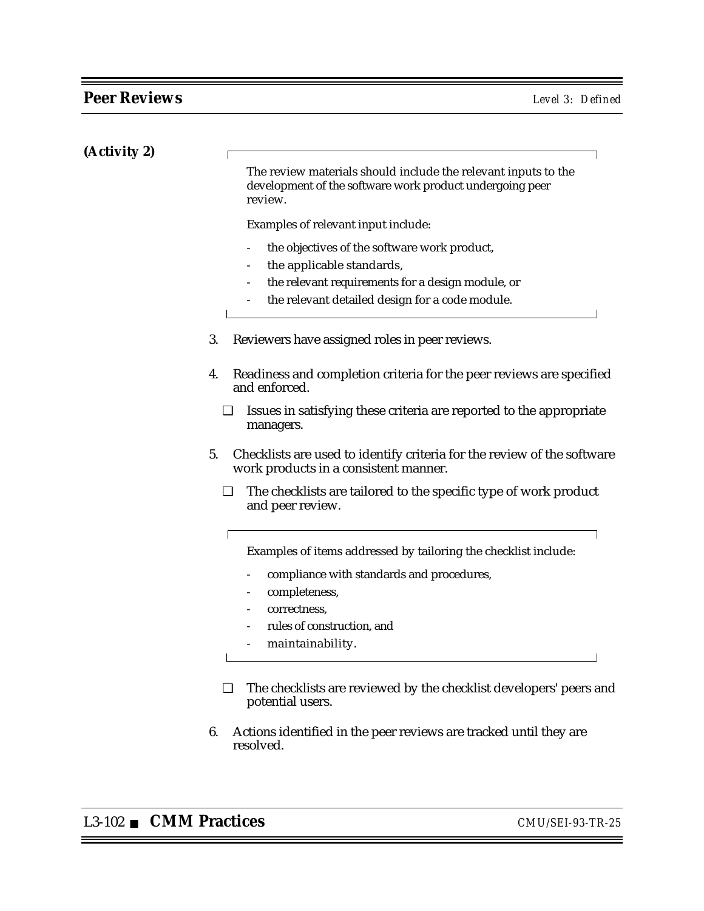**(Activity 2)**

> The review materials should include the relevant inputs to the development of the software work product undergoing peer review.
>
> Examples of relevant input include:
>
> - the objectives of the software work product,
> - the applicable standards,
> - the relevant requirements for a design module, or
> - the relevant detailed design for a code module.

3. Reviewers have assigned roles in peer reviews.

4. Readiness and completion criteria for the peer reviews are specified and enforced.

   ❑ Issues in satisfying these criteria are reported to the appropriate managers.

5. Checklists are used to identify criteria for the review of the software work products in a consistent manner.

   ❑ The checklists are tailored to the specific type of work product and peer review.

   > Examples of items addressed by tailoring the checklist include:
   >
   > - compliance with standards and procedures,
   > - completeness,
   > - correctness,
   > - rules of construction, and
   > - maintainability.

   ❑ The checklists are reviewed by the checklist developers' peers and potential users.

6. Actions identified in the peer reviews are tracked until they are resolved.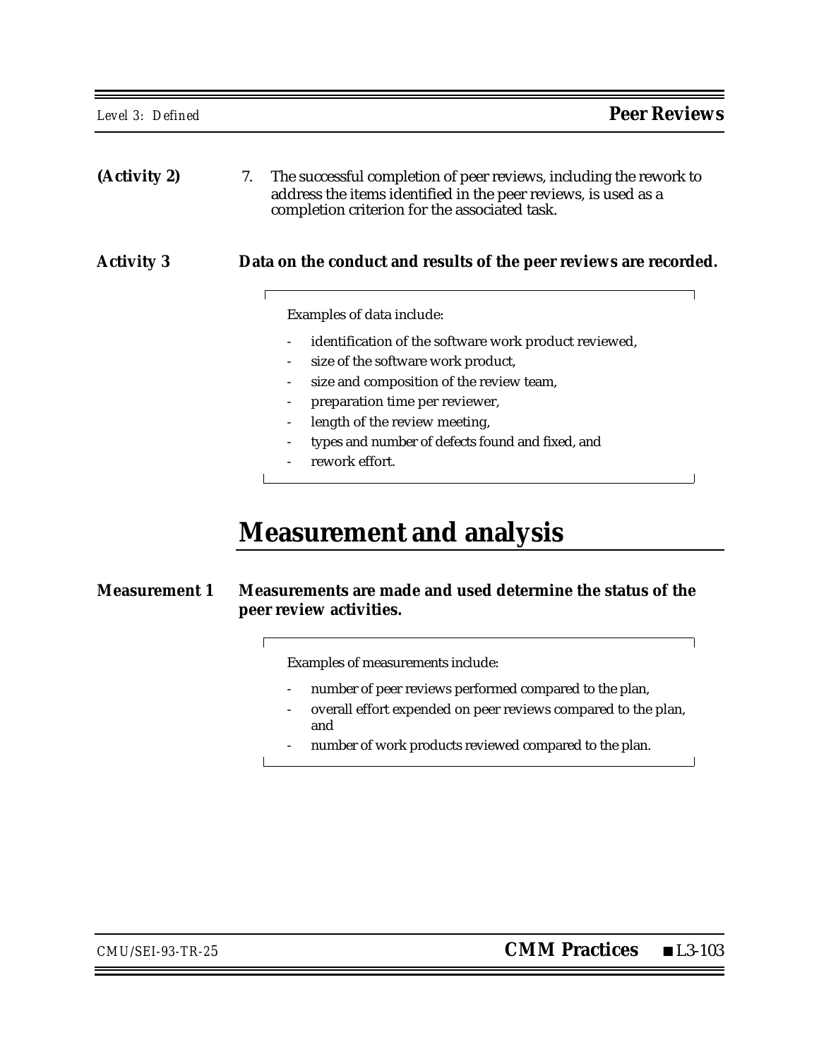**(Activity 2)**

7. The successful completion of peer reviews, including the rework to address the items identified in the peer reviews, is used as a completion criterion for the associated task.

**Activity 3** **Data on the conduct and results of the peer reviews are recorded.**

> Examples of data include:
>
> - identification of the software work product reviewed,
> - size of the software work product,
> - size and composition of the review team,
> - preparation time per reviewer,
> - length of the review meeting,
> - types and number of defects found and fixed, and
> - rework effort.

# Measurement and analysis

**Measurement 1** **Measurements are made and used determine the status of the peer review activities.**

> Examples of measurements include:
>
> - number of peer reviews performed compared to the plan,
> - overall effort expended on peer reviews compared to the plan, and
> - number of work products reviewed compared to the plan.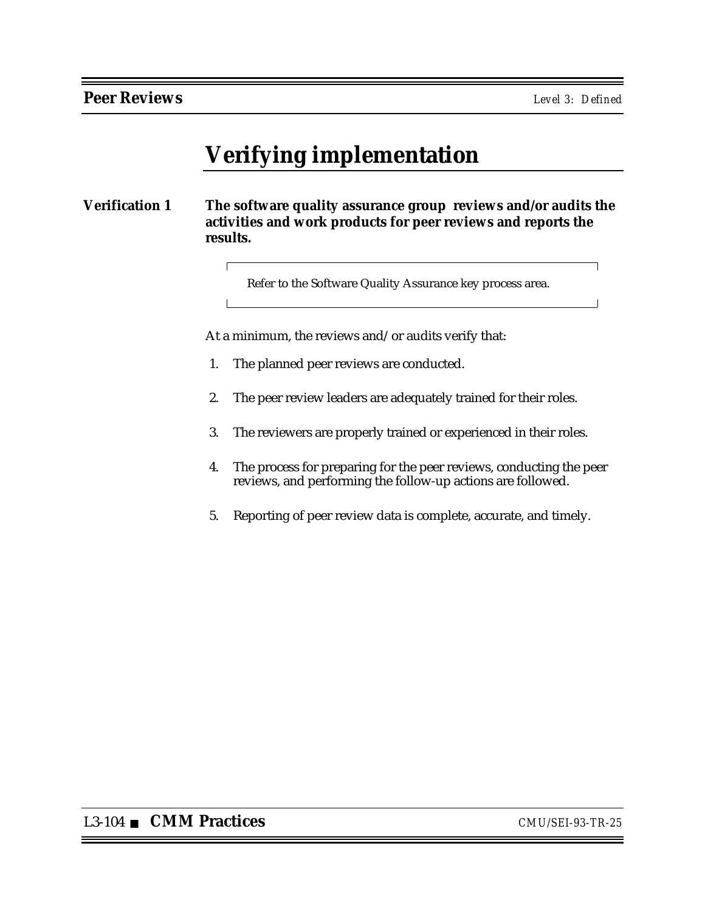# Verifying implementation

**Verification 1** **The software quality assurance group reviews and/or audits the activities and work products for peer reviews and reports the results.**

> Refer to the Software Quality Assurance key process area.

At a minimum, the reviews and/or audits verify that:

1. The planned peer reviews are conducted.
2. The peer review leaders are adequately trained for their roles.
3. The reviewers are properly trained or experienced in their roles.
4. The process for preparing for the peer reviews, conducting the peer reviews, and performing the follow-up actions are followed.
5. Reporting of peer review data is complete, accurate, and timely.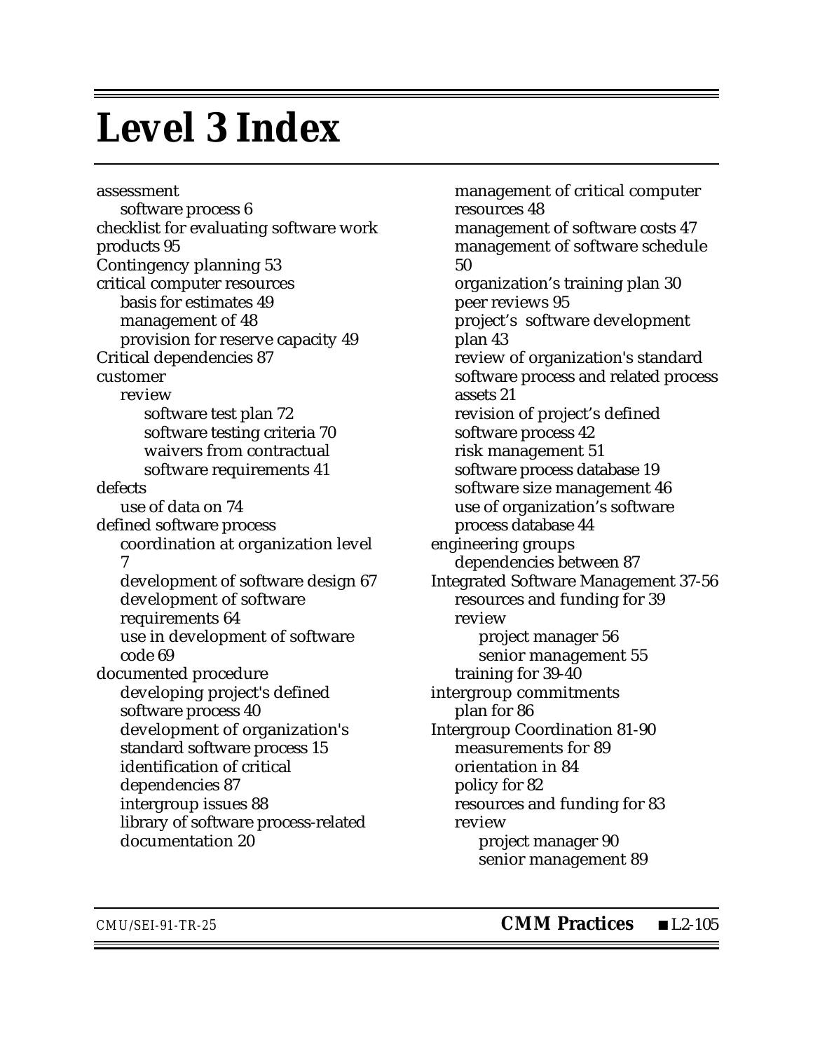# Level 3 Index

assessment
    software process 6
checklist for evaluating software work products 95
Contingency planning 53
critical computer resources
    basis for estimates 49
    management of 48
    provision for reserve capacity 49
Critical dependencies 87
customer
    review
        software test plan 72
        software testing criteria 70
        waivers from contractual software requirements 41
defects
    use of data on 74
defined software process
    coordination at organization level 7
    development of software design 67
    development of software requirements 64
    use in development of software code 69
documented procedure
    developing project's defined software process 40
    development of organization's standard software process 15
    identification of critical dependencies 87
    intergroup issues 88
    library of software process-related documentation 20
    management of critical computer resources 48
    management of software costs 47
    management of software schedule 50
    organization's training plan 30
    peer reviews 95
    project's software development plan 43
    review of organization's standard software process and related process assets 21
    revision of project's defined software process 42
    risk management 51
    software process database 19
    software size management 46
    use of organization's software process database 44
engineering groups
    dependencies between 87
Integrated Software Management 37-56
    resources and funding for 39
    review
        project manager 56
        senior management 55
    training for 39-40
intergroup commitments
    plan for 86
Intergroup Coordination 81-90
    measurements for 89
    orientation in 84
    policy for 82
    resources and funding for 83
    review
        project manager 90
        senior management 89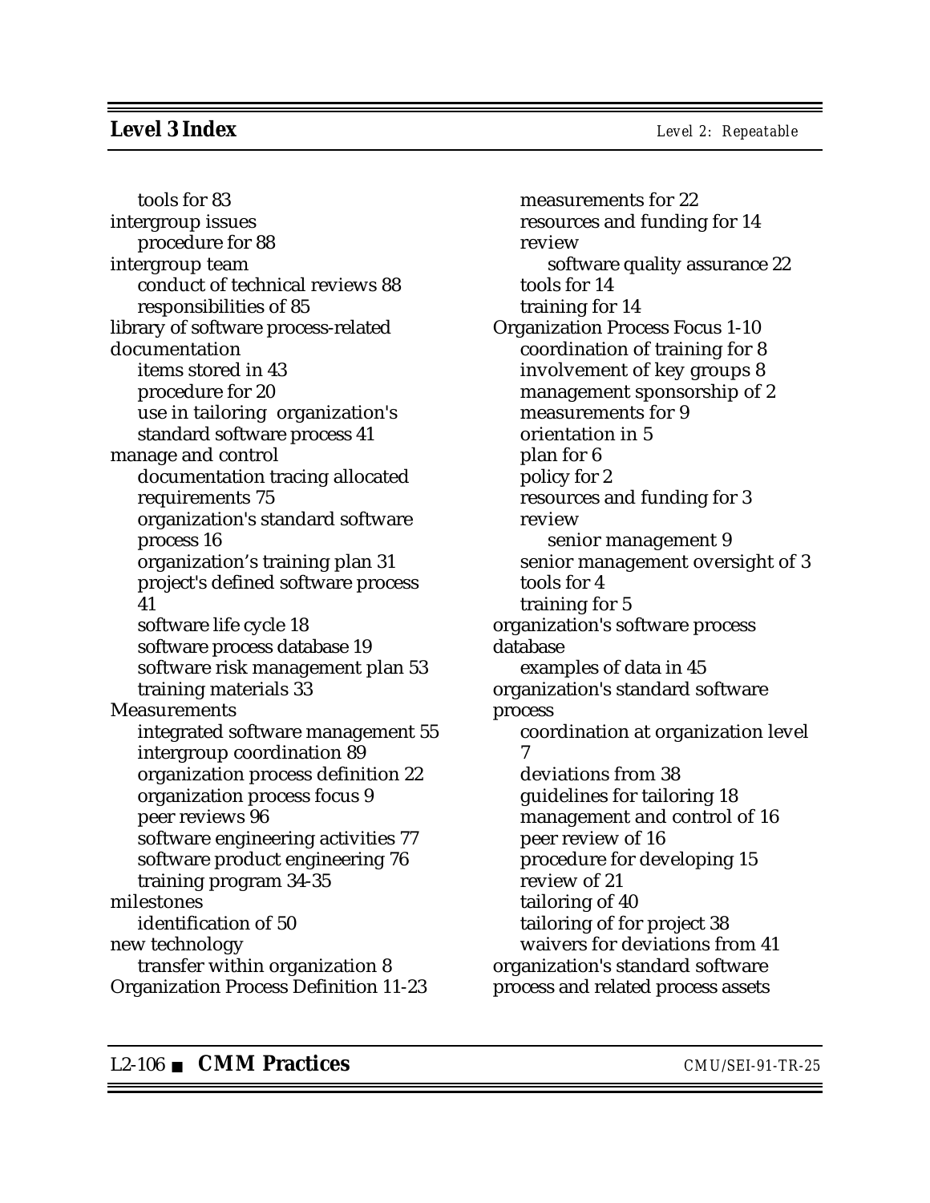tools for 83

intergroup issues
- procedure for 88

intergroup team
- conduct of technical reviews 88
- responsibilities of 85

library of software process-related documentation
- items stored in 43
- procedure for 20
- use in tailoring organization's standard software process 41

manage and control
- documentation tracing allocated requirements 75
- organization's standard software process 16
- organization’s training plan 31
- project's defined software process 41
- software life cycle 18
- software process database 19
- software risk management plan 53
- training materials 33

Measurements
- integrated software management 55
- intergroup coordination 89
- organization process definition 22
- organization process focus 9
- peer reviews 96
- software engineering activities 77
- software product engineering 76
- training program 34-35

milestones
- identification of 50

new technology
- transfer within organization 8

Organization Process Definition 11-23
- measurements for 22
- resources and funding for 14
- review
  - software quality assurance 22
- tools for 14
- training for 14

Organization Process Focus 1-10
- coordination of training for 8
- involvement of key groups 8
- management sponsorship of 2
- measurements for 9
- orientation in 5
- plan for 6
- policy for 2
- resources and funding for 3
- review
  - senior management 9
- senior management oversight of 3
- tools for 4
- training for 5

organization's software process database
- examples of data in 45

organization's standard software process
- coordination at organization level 7
- deviations from 38
- guidelines for tailoring 18
- management and control of 16
- peer review of 16
- procedure for developing 15
- review of 21
- tailoring of 40
- tailoring of for project 38
- waivers for deviations from 41

organization's standard software process and related process assets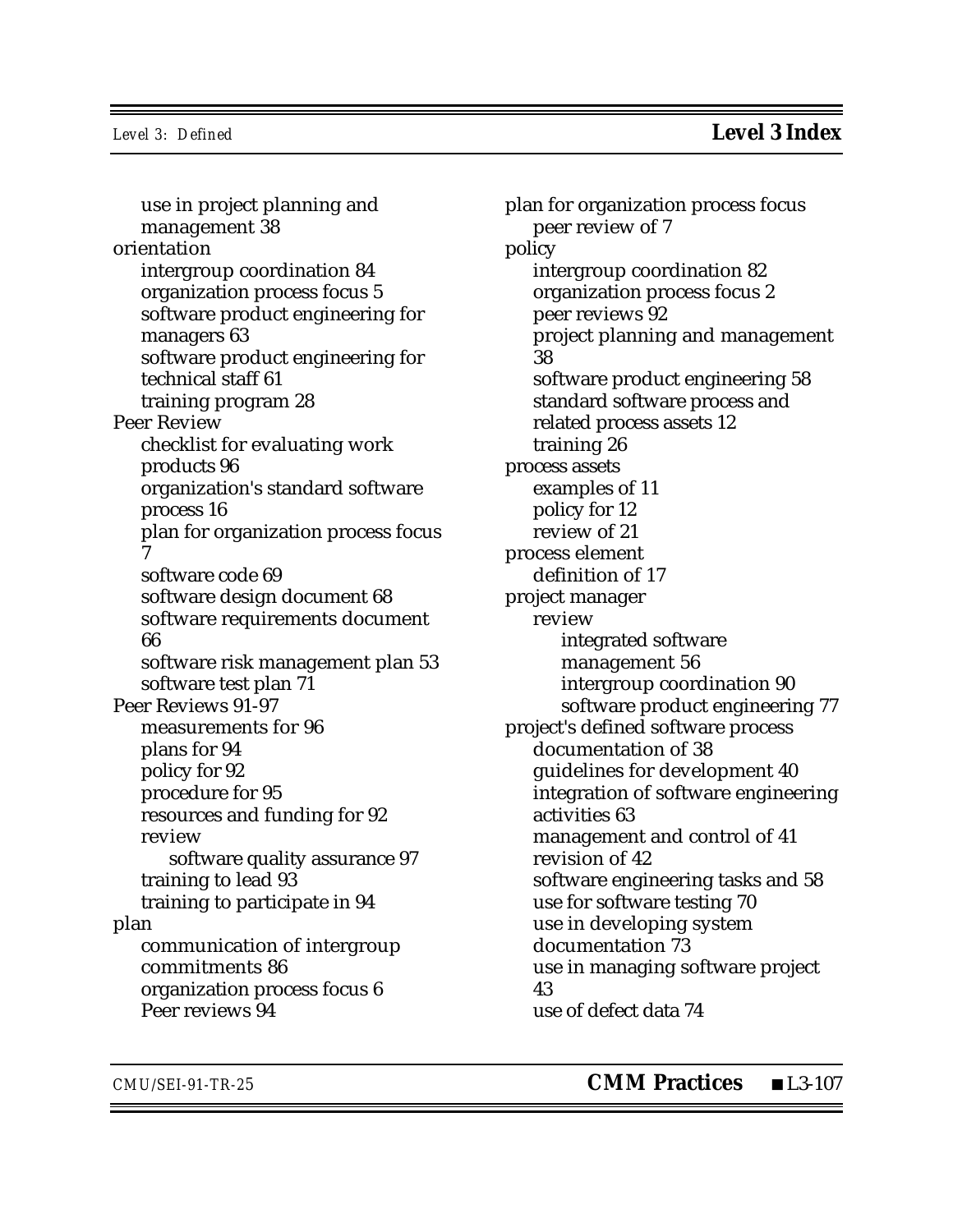- use in project planning and management 38

orientation
- intergroup coordination 84
- organization process focus 5
- software product engineering for managers 63
- software product engineering for technical staff 61
- training program 28

Peer Review
- checklist for evaluating work products 96
- organization's standard software process 16
- plan for organization process focus 7
- software code 69
- software design document 68
- software requirements document 66
- software risk management plan 53
- software test plan 71

Peer Reviews 91-97
- measurements for 96
- plans for 94
- policy for 92
- procedure for 95
- resources and funding for 92
- review
    - software quality assurance 97
- training to lead 93
- training to participate in 94

plan
- communication of intergroup commitments 86
- organization process focus 6
- Peer reviews 94

plan for organization process focus
- peer review of 7

policy
- intergroup coordination 82
- organization process focus 2
- peer reviews 92
- project planning and management 38
- software product engineering 58
- standard software process and related process assets 12
- training 26

process assets
- examples of 11
- policy for 12
- review of 21

process element
- definition of 17

project manager
- review
    - integrated software management 56
    - intergroup coordination 90
    - software product engineering 77

project's defined software process
- documentation of 38
- guidelines for development 40
- integration of software engineering activities 63
- management and control of 41
- revision of 42
- software engineering tasks and 58
- use for software testing 70
- use in developing system documentation 73
- use in managing software project 43
- use of defect data 74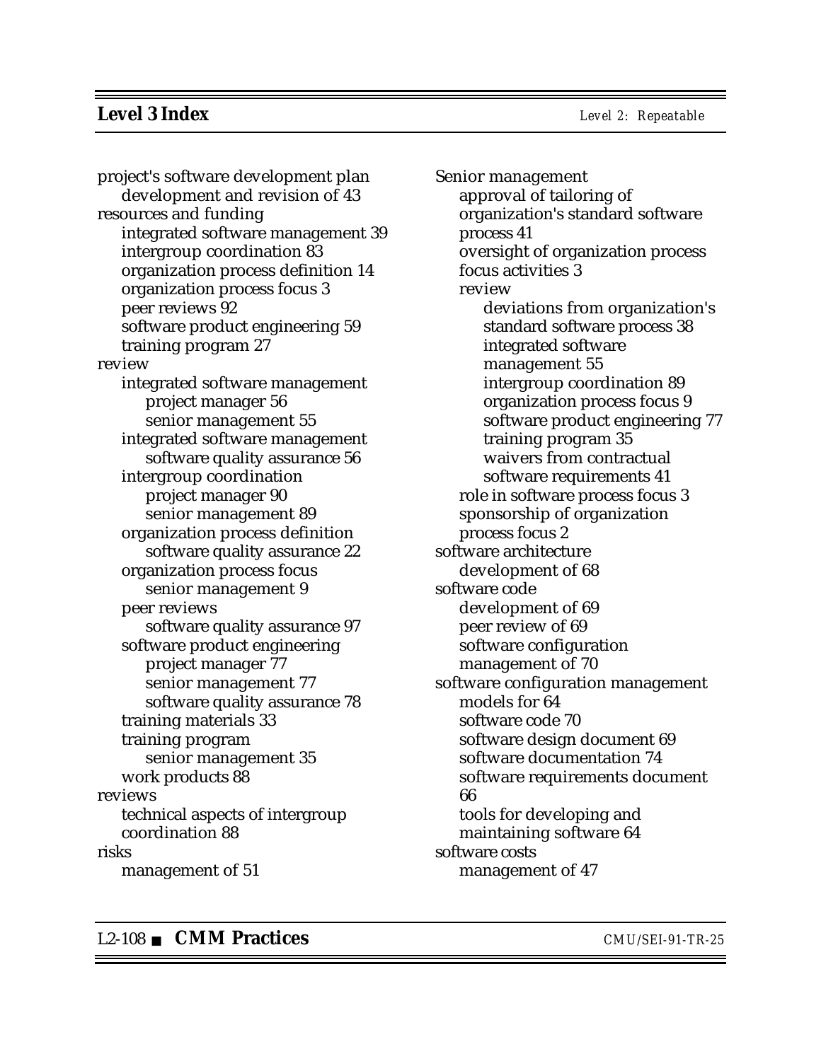project's software development plan
    development and revision of 43
resources and funding
    integrated software management 39
    intergroup coordination 83
    organization process definition 14
    organization process focus 3
    peer reviews 92
    software product engineering 59
    training program 27
review
    integrated software management
        project manager 56
        senior management 55
    integrated software management
        software quality assurance 56
    intergroup coordination
        project manager 90
        senior management 89
    organization process definition
        software quality assurance 22
    organization process focus
        senior management 9
    peer reviews
        software quality assurance 97
    software product engineering
        project manager 77
        senior management 77
        software quality assurance 78
    training materials 33
    training program
        senior management 35
    work products 88
reviews
    technical aspects of intergroup coordination 88
risks
    management of 51

Senior management
    approval of tailoring of organization's standard software process 41
    oversight of organization process focus activities 3
    review
        deviations from organization's standard software process 38
        integrated software management 55
        intergroup coordination 89
        organization process focus 9
        software product engineering 77
        training program 35
        waivers from contractual software requirements 41
    role in software process focus 3
    sponsorship of organization process focus 2
software architecture
    development of 68
software code
    development of 69
    peer review of 69
    software configuration management of 70
software configuration management
    models for 64
    software code 70
    software design document 69
    software documentation 74
    software requirements document 66
    tools for developing and maintaining software 64
software costs
    management of 47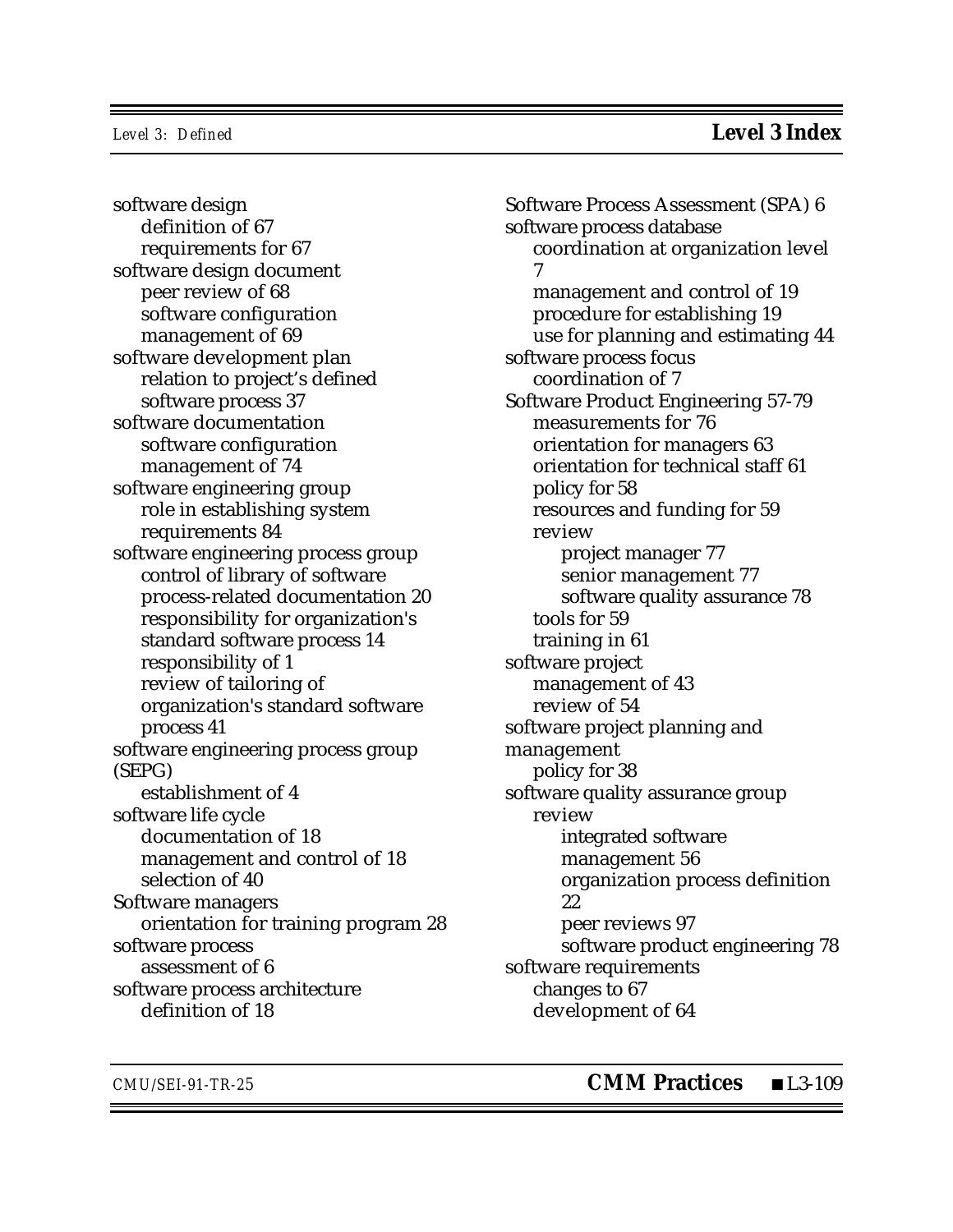software design
  definition of 67
  requirements for 67
software design document
  peer review of 68
  software configuration management of 69
software development plan
  relation to project's defined software process 37
software documentation
  software configuration management of 74
software engineering group
  role in establishing system requirements 84
software engineering process group
  control of library of software process-related documentation 20
  responsibility for organization's standard software process 14
  responsibility of 1
  review of tailoring of organization's standard software process 41
software engineering process group (SEPG)
  establishment of 4
software life cycle
  documentation of 18
  management and control of 18
  selection of 40
Software managers
  orientation for training program 28
software process
  assessment of 6
software process architecture
  definition of 18
Software Process Assessment (SPA) 6
software process database
  coordination at organization level 7
  management and control of 19
  procedure for establishing 19
  use for planning and estimating 44
software process focus
  coordination of 7
Software Product Engineering 57-79
  measurements for 76
  orientation for managers 63
  orientation for technical staff 61
  policy for 58
  resources and funding for 59
  review
    project manager 77
    senior management 77
    software quality assurance 78
  tools for 59
  training in 61
software project
  management of 43
  review of 54
software project planning and management
  policy for 38
software quality assurance group
  review
    integrated software management 56
    organization process definition 22
    peer reviews 97
    software product engineering 78
software requirements
  changes to 67
  development of 64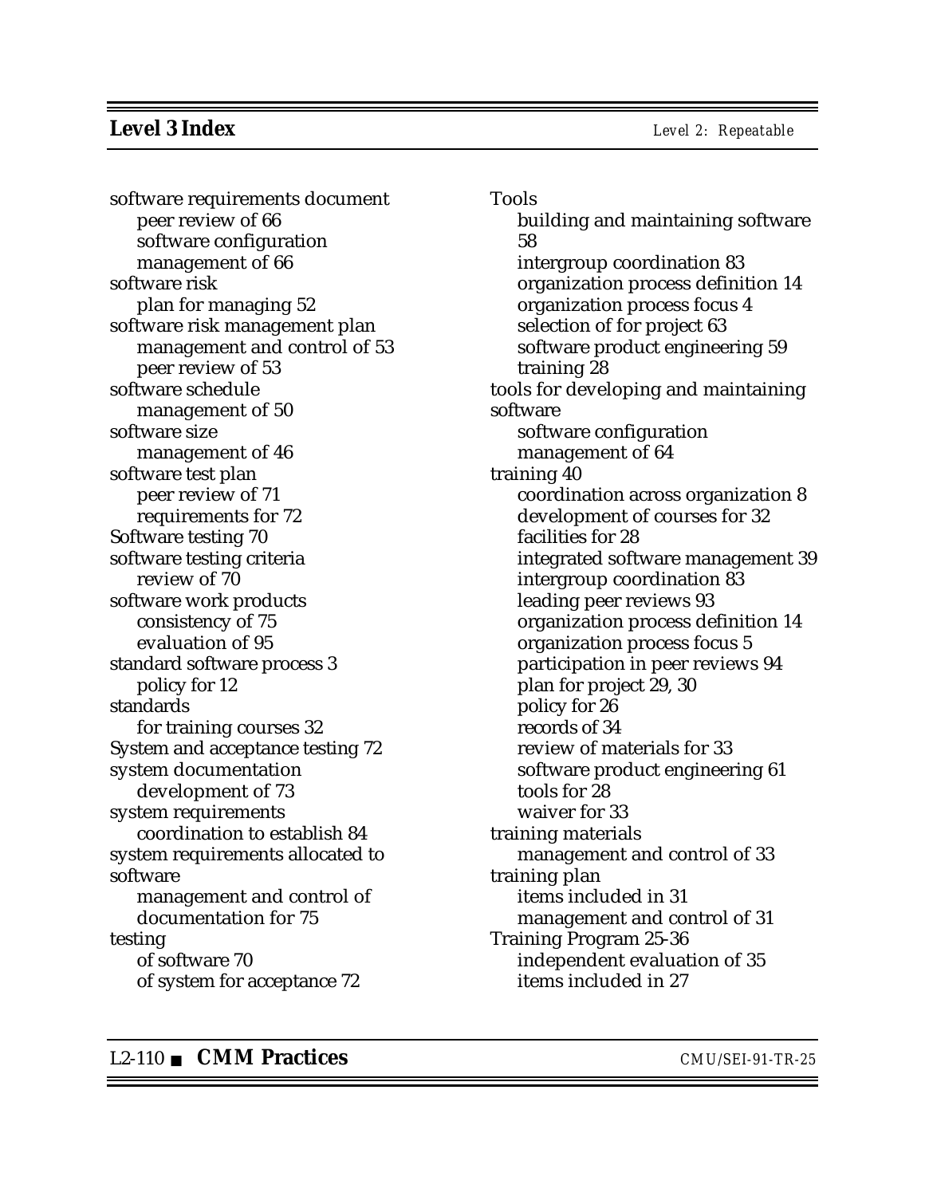software requirements document
    peer review of 66
    software configuration management of 66
software risk
    plan for managing 52
software risk management plan
    management and control of 53
    peer review of 53
software schedule
    management of 50
software size
    management of 46
software test plan
    peer review of 71
    requirements for 72
Software testing 70
software testing criteria
    review of 70
software work products
    consistency of 75
    evaluation of 95
standard software process 3
    policy for 12
standards
    for training courses 32
System and acceptance testing 72
system documentation
    development of 73
system requirements
    coordination to establish 84
system requirements allocated to software
    management and control of documentation for 75
testing
    of software 70
    of system for acceptance 72

Tools
    building and maintaining software 58
    intergroup coordination 83
    organization process definition 14
    organization process focus 4
    selection of for project 63
    software product engineering 59
    training 28
tools for developing and maintaining software
    software configuration management of 64
training 40
    coordination across organization 8
    development of courses for 32
    facilities for 28
    integrated software management 39
    intergroup coordination 83
    leading peer reviews 93
    organization process definition 14
    organization process focus 5
    participation in peer reviews 94
    plan for project 29, 30
    policy for 26
    records of 34
    review of materials for 33
    software product engineering 61
    tools for 28
    waiver for 33
training materials
    management and control of 33
training plan
    items included in 31
    management and control of 31
Training Program 25-36
    independent evaluation of 35
    items included in 27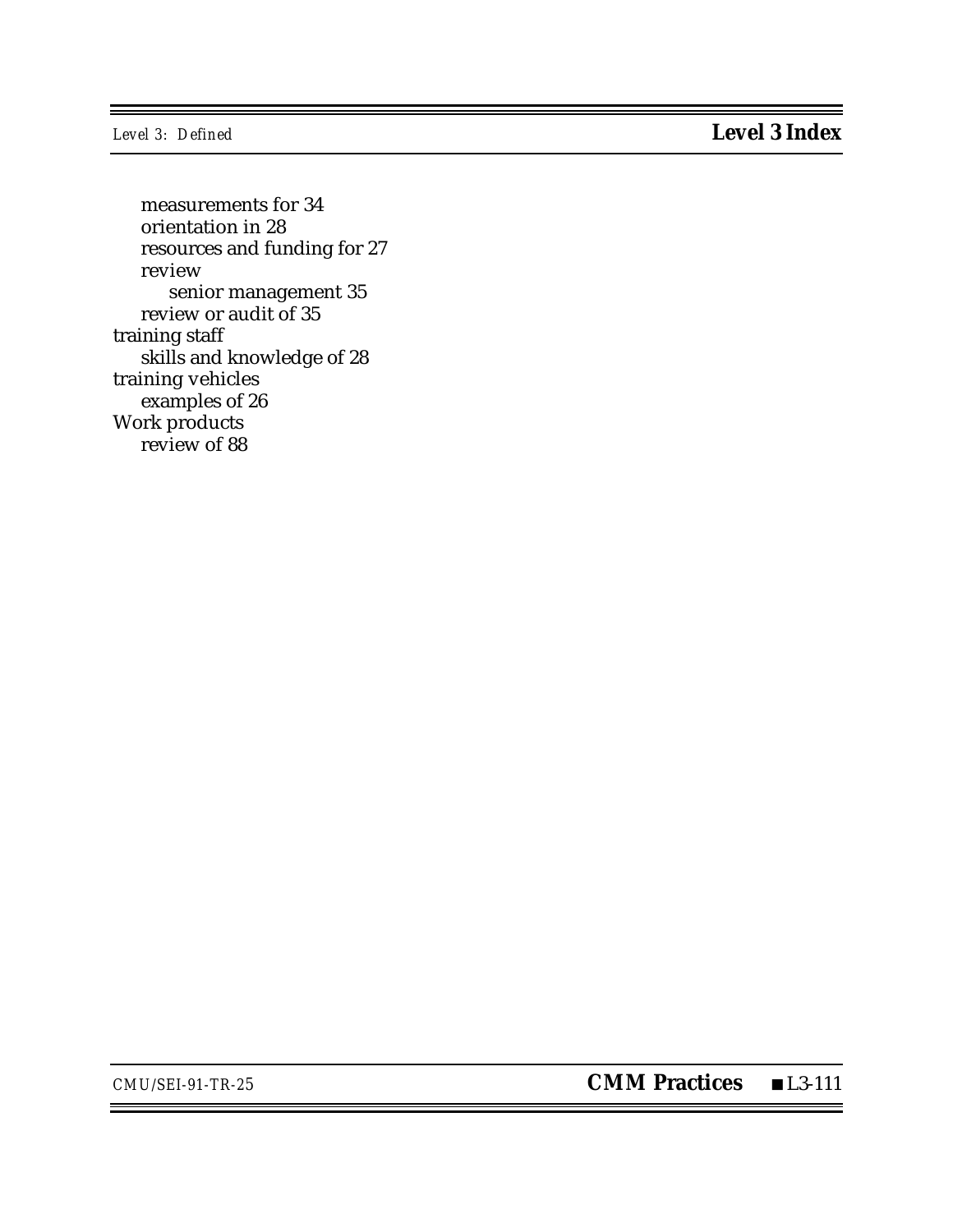measurements for 34
    orientation in 28
    resources and funding for 27
    review
        senior management 35
    review or audit of 35
training staff
    skills and knowledge of 28
training vehicles
    examples of 26
Work products
    review of 88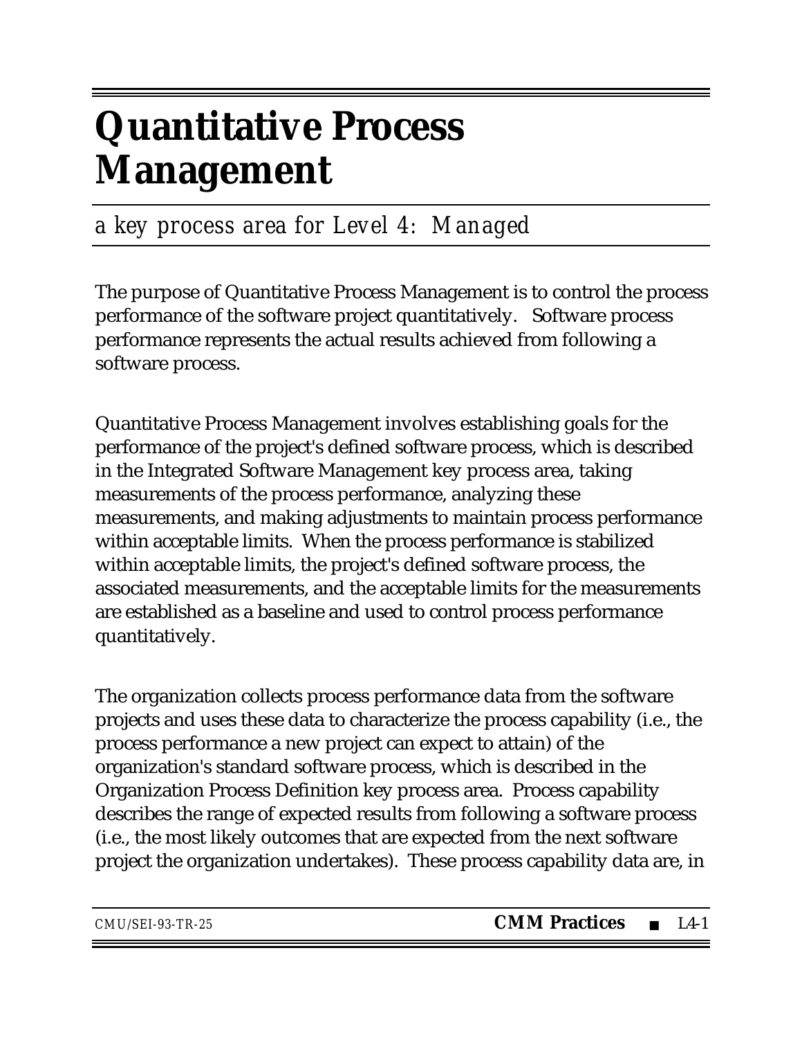# Quantitative Process Management

*a key process area for Level 4: Managed*

The purpose of Quantitative Process Management is to control the process performance of the software project quantitatively. Software process performance represents the actual results achieved from following a software process.

Quantitative Process Management involves establishing goals for the performance of the project's defined software process, which is described in the Integrated Software Management key process area, taking measurements of the process performance, analyzing these measurements, and making adjustments to maintain process performance within acceptable limits. When the process performance is stabilized within acceptable limits, the project's defined software process, the associated measurements, and the acceptable limits for the measurements are established as a baseline and used to control process performance quantitatively.

The organization collects process performance data from the software projects and uses these data to characterize the process capability (i.e., the process performance a new project can expect to attain) of the organization's standard software process, which is described in the Organization Process Definition key process area. Process capability describes the range of expected results from following a software process (i.e., the most likely outcomes that are expected from the next software project the organization undertakes). These process capability data are, in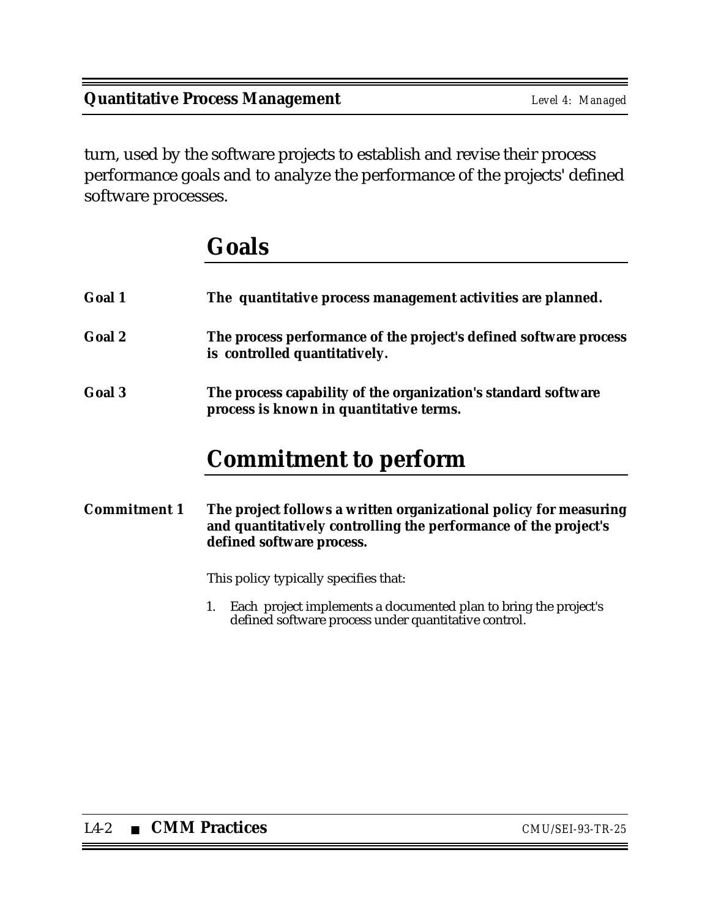turn, used by the software projects to establish and revise their process performance goals and to analyze the performance of the projects' defined software processes.

## Goals

**Goal 1** **The quantitative process management activities are planned.**

**Goal 2** **The process performance of the project's defined software process is controlled quantitatively.**

**Goal 3** **The process capability of the organization's standard software process is known in quantitative terms.**

## Commitment to perform

**Commitment 1** **The project follows a written organizational policy for measuring and quantitatively controlling the performance of the project's defined software process.**

This policy typically specifies that:

1. Each project implements a documented plan to bring the project's defined software process under quantitative control.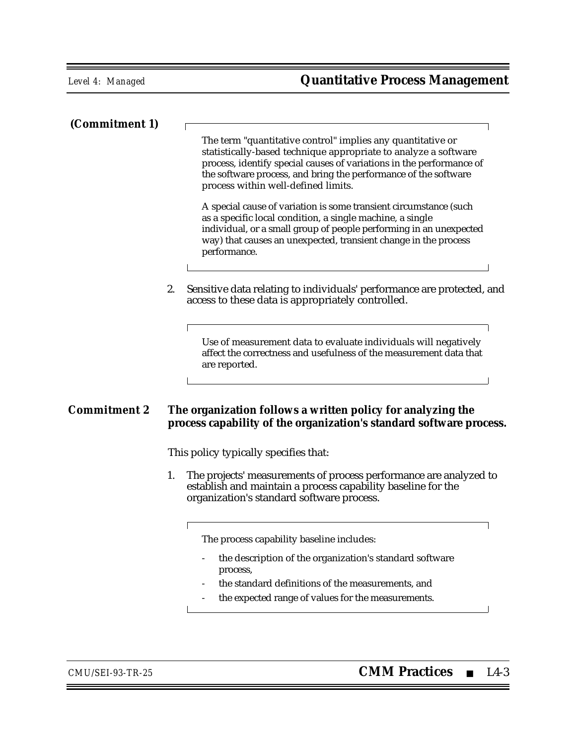**(Commitment 1)**

> The term "quantitative control" implies any quantitative or statistically-based technique appropriate to analyze a software process, identify special causes of variations in the performance of the software process, and bring the performance of the software process within well-defined limits.
>
> A special cause of variation is some transient circumstance (such as a specific local condition, a single machine, a single individual, or a small group of people performing in an unexpected way) that causes an unexpected, transient change in the process performance.

2. Sensitive data relating to individuals' performance are protected, and access to these data is appropriately controlled.

> Use of measurement data to evaluate individuals will negatively affect the correctness and usefulness of the measurement data that are reported.

**Commitment 2** **The organization follows a written policy for analyzing the process capability of the organization's standard software process.**

This policy typically specifies that:

1. The projects' measurements of process performance are analyzed to establish and maintain a process capability baseline for the organization's standard software process.

> The process capability baseline includes:
>
> - the description of the organization's standard software process,
> - the standard definitions of the measurements, and
> - the expected range of values for the measurements.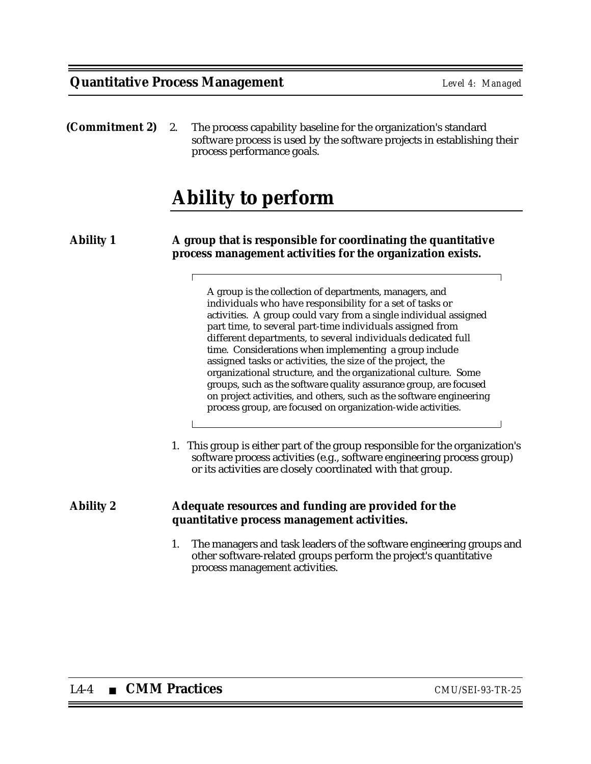**(Commitment 2)** 2. The process capability baseline for the organization's standard software process is used by the software projects in establishing their process performance goals.

# Ability to perform

**Ability 1** **A group that is responsible for coordinating the quantitative process management activities for the organization exists.**

> A group is the collection of departments, managers, and individuals who have responsibility for a set of tasks or activities. A group could vary from a single individual assigned part time, to several part-time individuals assigned from different departments, to several individuals dedicated full time. Considerations when implementing a group include assigned tasks or activities, the size of the project, the organizational structure, and the organizational culture. Some groups, such as the software quality assurance group, are focused on project activities, and others, such as the software engineering process group, are focused on organization-wide activities.

1. This group is either part of the group responsible for the organization's software process activities (e.g., software engineering process group) or its activities are closely coordinated with that group.

**Ability 2** **Adequate resources and funding are provided for the quantitative process management activities.**

1. The managers and task leaders of the software engineering groups and other software-related groups perform the project's quantitative process management activities.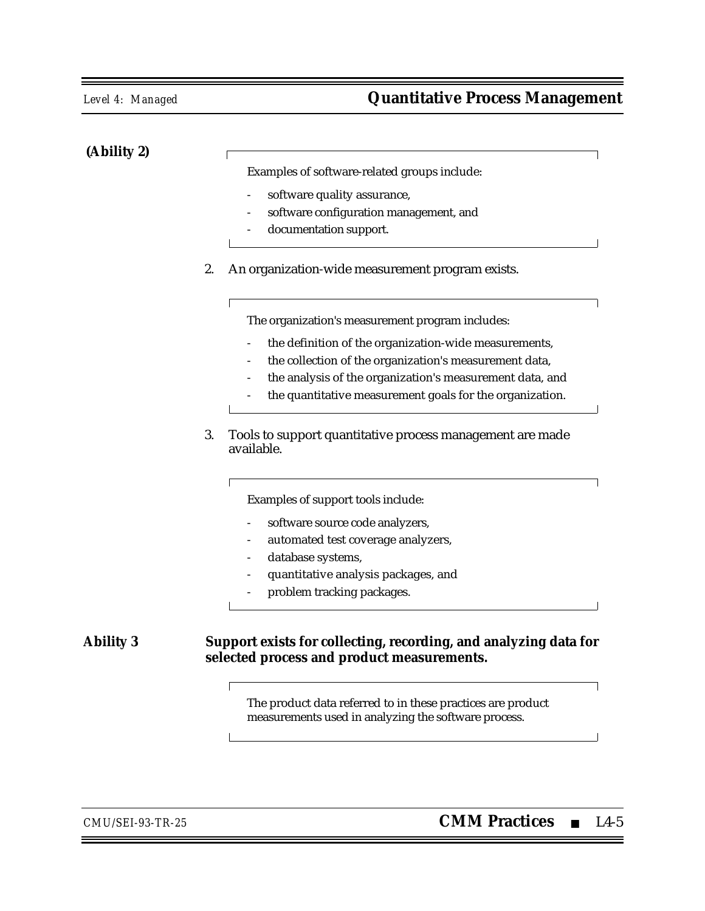**(Ability 2)**

> Examples of software-related groups include:
>
> - software quality assurance,
> - software configuration management, and
> - documentation support.

2. An organization-wide measurement program exists.

> The organization's measurement program includes:
>
> - the definition of the organization-wide measurements,
> - the collection of the organization's measurement data,
> - the analysis of the organization's measurement data, and
> - the quantitative measurement goals for the organization.

3. Tools to support quantitative process management are made available.

> Examples of support tools include:
>
> - software source code analyzers,
> - automated test coverage analyzers,
> - database systems,
> - quantitative analysis packages, and
> - problem tracking packages.

**Ability 3** **Support exists for collecting, recording, and analyzing data for selected process and product measurements.**

> The product data referred to in these practices are product measurements used in analyzing the software process.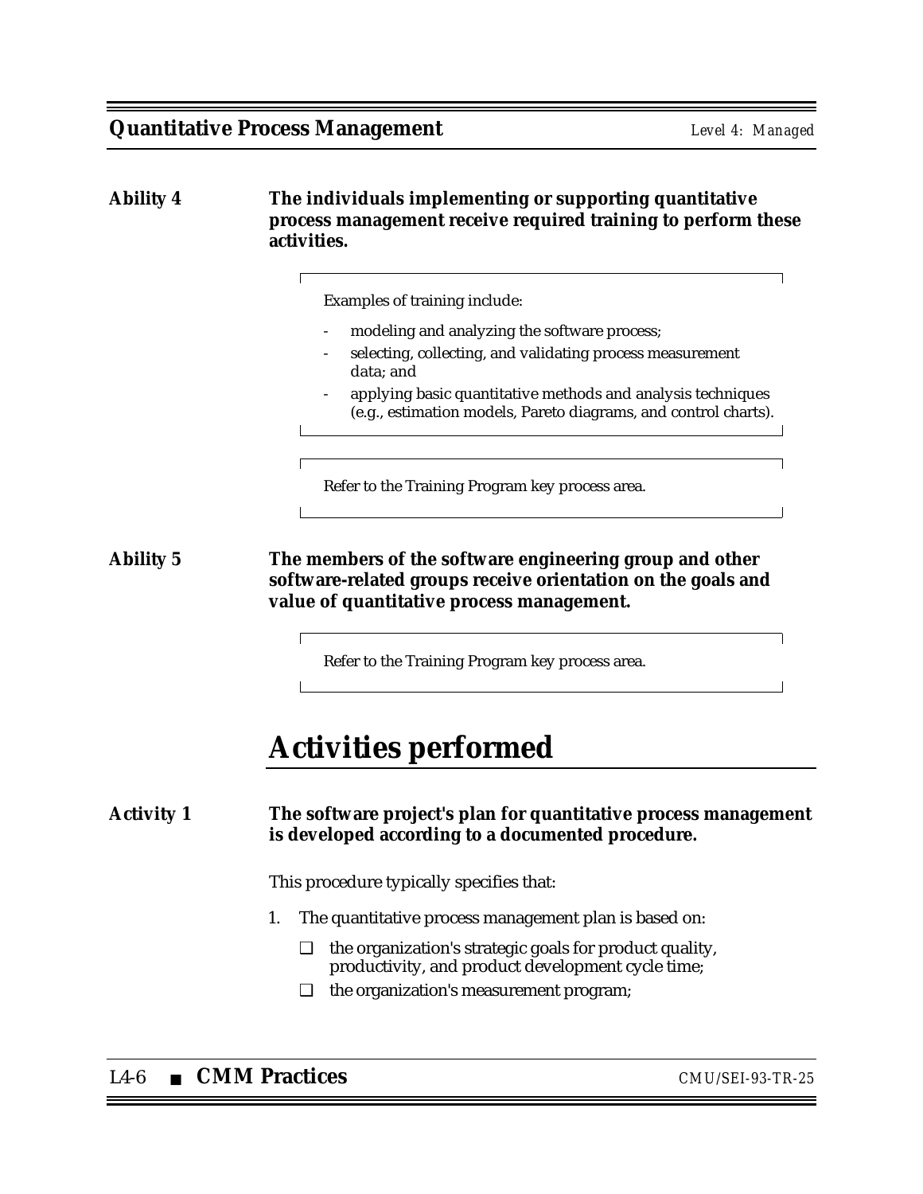**Ability 4** **The individuals implementing or supporting quantitative process management receive required training to perform these activities.**

> Examples of training include:
>
> - modeling and analyzing the software process;
> - selecting, collecting, and validating process measurement data; and
> - applying basic quantitative methods and analysis techniques (e.g., estimation models, Pareto diagrams, and control charts).

> Refer to the Training Program key process area.

**Ability 5** **The members of the software engineering group and other software-related groups receive orientation on the goals and value of quantitative process management.**

> Refer to the Training Program key process area.

# Activities performed

**Activity 1** **The software project's plan for quantitative process management is developed according to a documented procedure.**

This procedure typically specifies that:

1. The quantitative process management plan is based on:
   - ❑ the organization's strategic goals for product quality, productivity, and product development cycle time;
   - ❑ the organization's measurement program;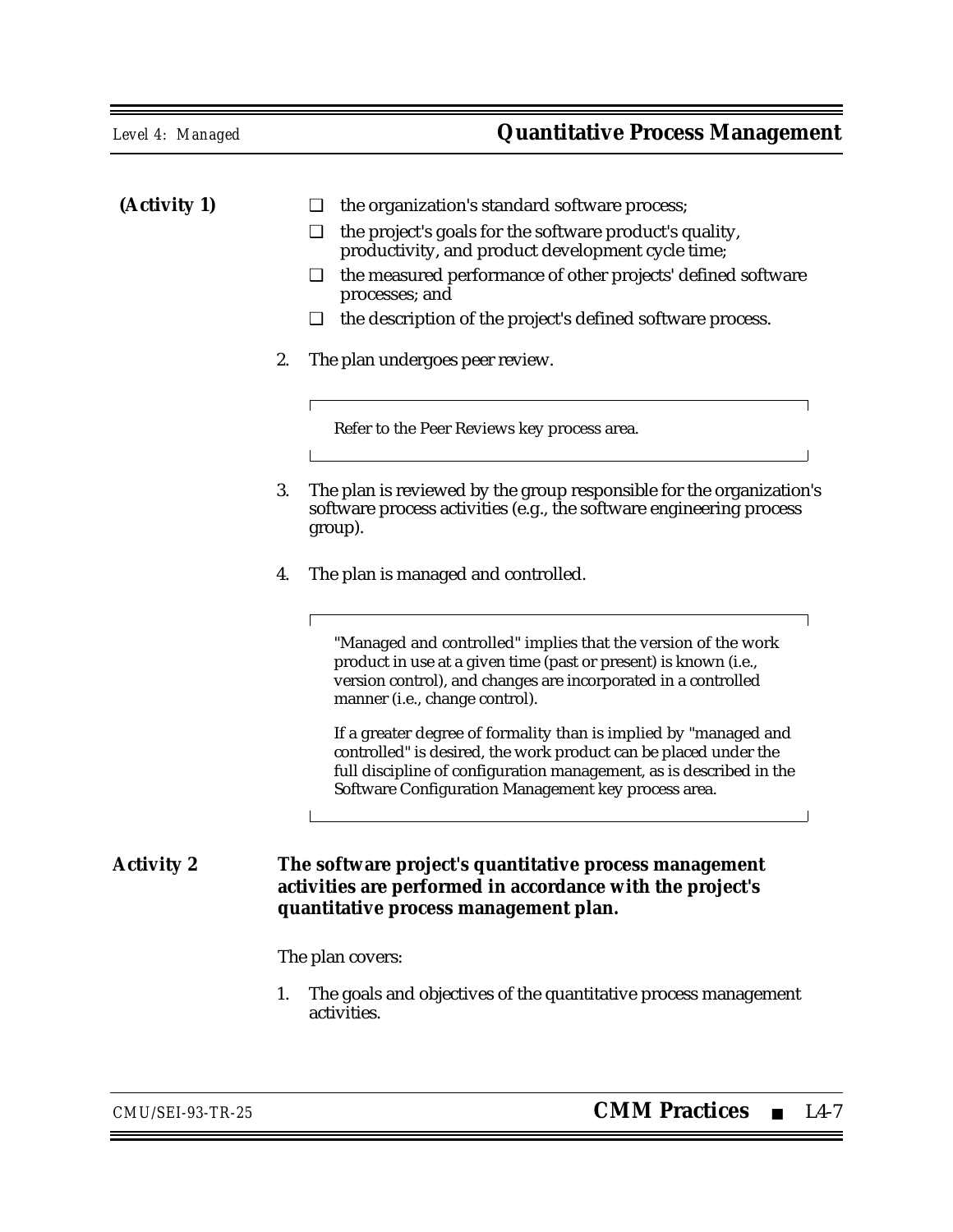**(Activity 1)**

- ❑ the organization's standard software process;
- ❑ the project's goals for the software product's quality, productivity, and product development cycle time;
- ❑ the measured performance of other projects' defined software processes; and
- ❑ the description of the project's defined software process.

2. The plan undergoes peer review.

> Refer to the Peer Reviews key process area.

3. The plan is reviewed by the group responsible for the organization's software process activities (e.g., the software engineering process group).

4. The plan is managed and controlled.

> "Managed and controlled" implies that the version of the work product in use at a given time (past or present) is known (i.e., version control), and changes are incorporated in a controlled manner (i.e., change control).
>
> If a greater degree of formality than is implied by "managed and controlled" is desired, the work product can be placed under the full discipline of configuration management, as is described in the Software Configuration Management key process area.

**Activity 2** **The software project's quantitative process management activities are performed in accordance with the project's quantitative process management plan.**

The plan covers:

1. The goals and objectives of the quantitative process management activities.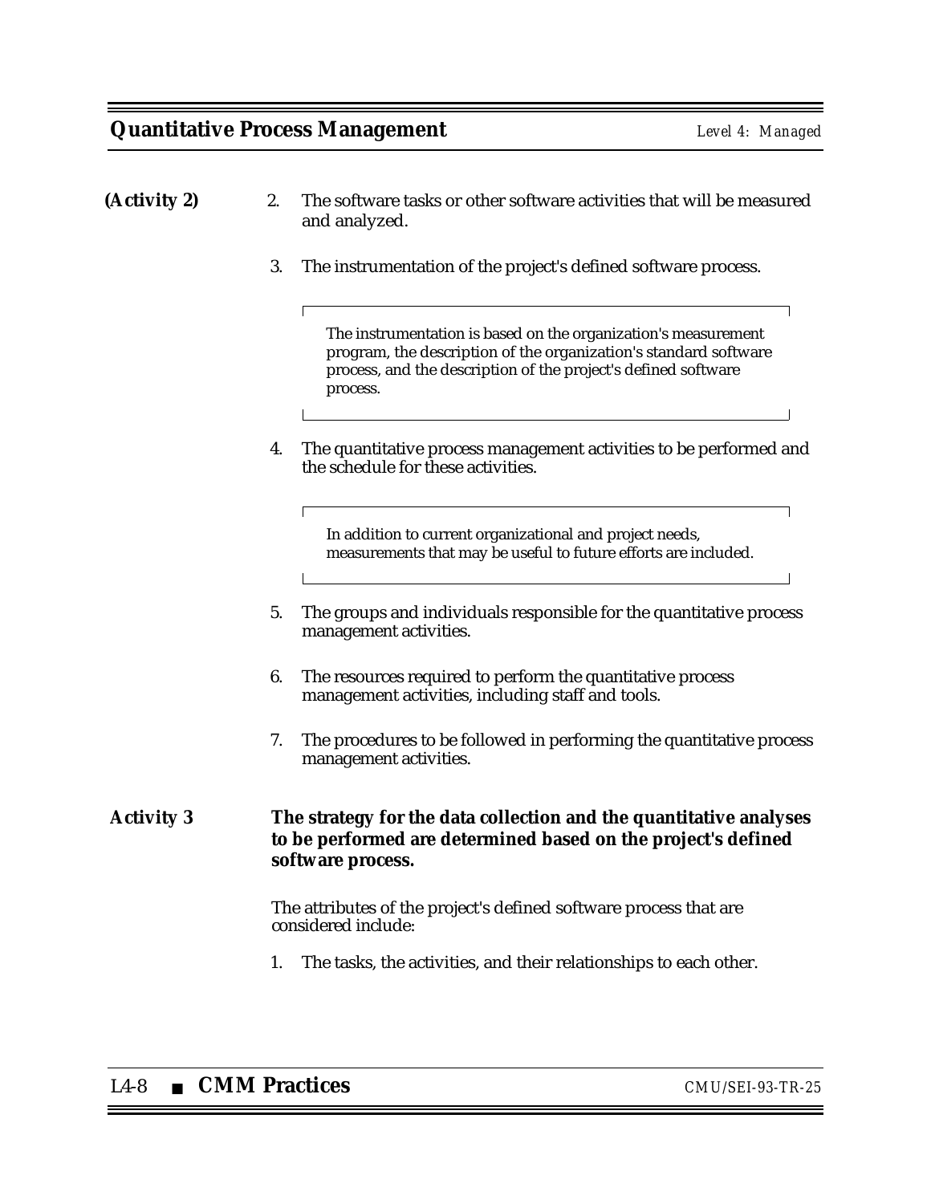(Activity 2)

2. The software tasks or other software activities that will be measured and analyzed.

3. The instrumentation of the project's defined software process.

   > The instrumentation is based on the organization's measurement program, the description of the organization's standard software process, and the description of the project's defined software process.

4. The quantitative process management activities to be performed and the schedule for these activities.

   > In addition to current organizational and project needs, measurements that may be useful to future efforts are included.

5. The groups and individuals responsible for the quantitative process management activities.

6. The resources required to perform the quantitative process management activities, including staff and tools.

7. The procedures to be followed in performing the quantitative process management activities.

**Activity 3** **The strategy for the data collection and the quantitative analyses to be performed are determined based on the project's defined software process.**

The attributes of the project's defined software process that are considered include:

1. The tasks, the activities, and their relationships to each other.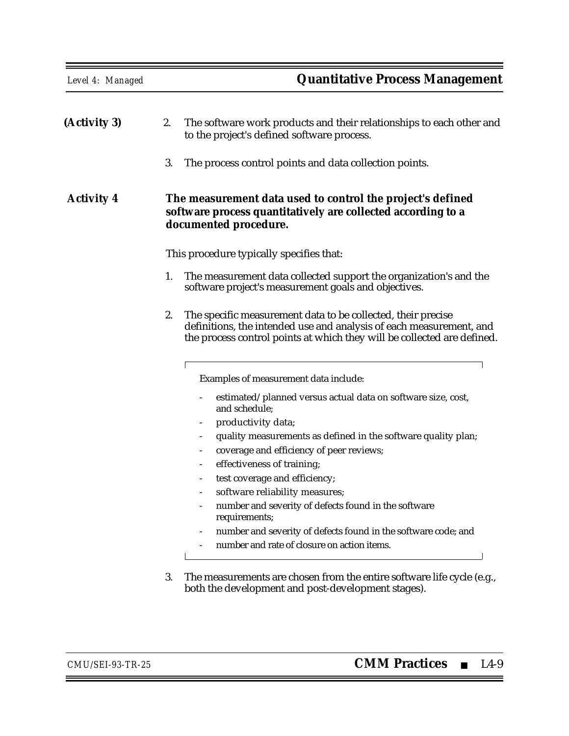**(Activity 3)**

2. The software work products and their relationships to each other and to the project's defined software process.

3. The process control points and data collection points.

**Activity 4** **The measurement data used to control the project's defined software process quantitatively are collected according to a documented procedure.**

This procedure typically specifies that:

1. The measurement data collected support the organization's and the software project's measurement goals and objectives.

2. The specific measurement data to be collected, their precise definitions, the intended use and analysis of each measurement, and the process control points at which they will be collected are defined.

   > Examples of measurement data include:
   >
   > - estimated/planned versus actual data on software size, cost, and schedule;
   > - productivity data;
   > - quality measurements as defined in the software quality plan;
   > - coverage and efficiency of peer reviews;
   > - effectiveness of training;
   > - test coverage and efficiency;
   > - software reliability measures;
   > - number and severity of defects found in the software requirements;
   > - number and severity of defects found in the software code; and
   > - number and rate of closure on action items.

3. The measurements are chosen from the entire software life cycle (e.g., both the development and post-development stages).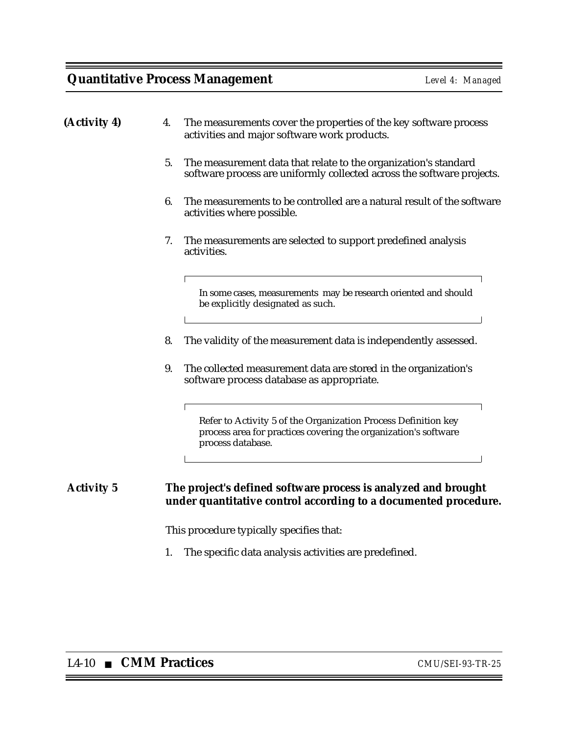(Activity 4)

4. The measurements cover the properties of the key software process activities and major software work products.

5. The measurement data that relate to the organization's standard software process are uniformly collected across the software projects.

6. The measurements to be controlled are a natural result of the software activities where possible.

7. The measurements are selected to support predefined analysis activities.

> In some cases, measurements may be research oriented and should be explicitly designated as such.

8. The validity of the measurement data is independently assessed.

9. The collected measurement data are stored in the organization's software process database as appropriate.

> Refer to Activity 5 of the Organization Process Definition key process area for practices covering the organization's software process database.

**Activity 5** **The project's defined software process is analyzed and brought under quantitative control according to a documented procedure.**

This procedure typically specifies that:

1. The specific data analysis activities are predefined.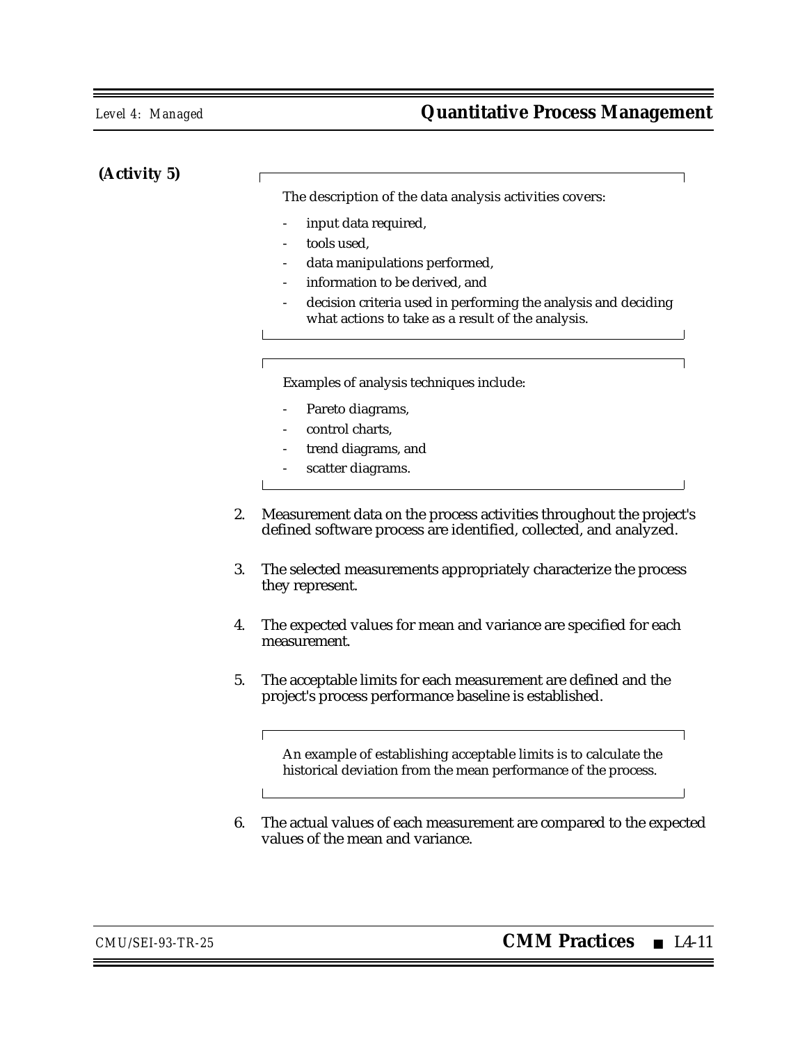**(Activity 5)**

> The description of the data analysis activities covers:
>
> - input data required,
> - tools used,
> - data manipulations performed,
> - information to be derived, and
> - decision criteria used in performing the analysis and deciding what actions to take as a result of the analysis.

> Examples of analysis techniques include:
>
> - Pareto diagrams,
> - control charts,
> - trend diagrams, and
> - scatter diagrams.

2. Measurement data on the process activities throughout the project's defined software process are identified, collected, and analyzed.

3. The selected measurements appropriately characterize the process they represent.

4. The expected values for mean and variance are specified for each measurement.

5. The acceptable limits for each measurement are defined and the project's process performance baseline is established.

> An example of establishing acceptable limits is to calculate the historical deviation from the mean performance of the process.

6. The actual values of each measurement are compared to the expected values of the mean and variance.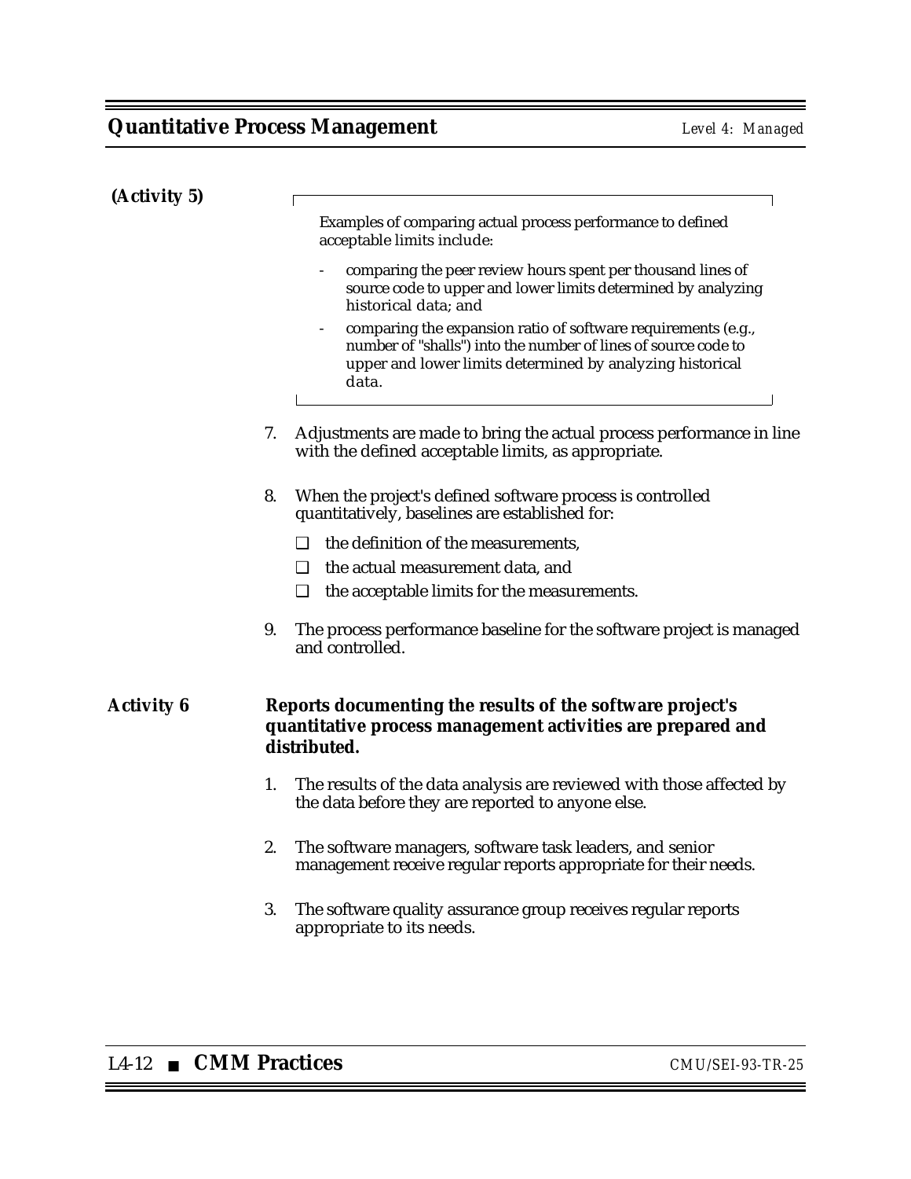**(Activity 5)**

> Examples of comparing actual process performance to defined acceptable limits include:
>
> - comparing the peer review hours spent per thousand lines of source code to upper and lower limits determined by analyzing historical data; and
> - comparing the expansion ratio of software requirements (e.g., number of "shalls") into the number of lines of source code to upper and lower limits determined by analyzing historical data.

7. Adjustments are made to bring the actual process performance in line with the defined acceptable limits, as appropriate.

8. When the project's defined software process is controlled quantitatively, baselines are established for:
   - ❑ the definition of the measurements,
   - ❑ the actual measurement data, and
   - ❑ the acceptable limits for the measurements.

9. The process performance baseline for the software project is managed and controlled.

**Activity 6** **Reports documenting the results of the software project's quantitative process management activities are prepared and distributed.**

1. The results of the data analysis are reviewed with those affected by the data before they are reported to anyone else.

2. The software managers, software task leaders, and senior management receive regular reports appropriate for their needs.

3. The software quality assurance group receives regular reports appropriate to its needs.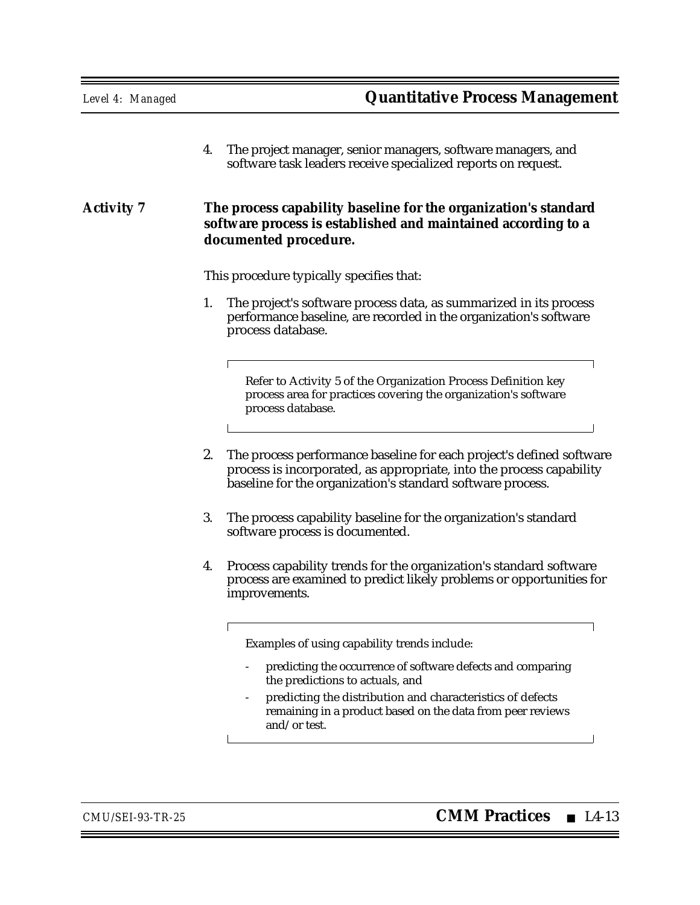4. The project manager, senior managers, software managers, and software task leaders receive specialized reports on request.

**Activity 7** **The process capability baseline for the organization's standard software process is established and maintained according to a documented procedure.**

This procedure typically specifies that:

1. The project's software process data, as summarized in its process performance baseline, are recorded in the organization's software process database.

> Refer to Activity 5 of the Organization Process Definition key process area for practices covering the organization's software process database.

2. The process performance baseline for each project's defined software process is incorporated, as appropriate, into the process capability baseline for the organization's standard software process.

3. The process capability baseline for the organization's standard software process is documented.

4. Process capability trends for the organization's standard software process are examined to predict likely problems or opportunities for improvements.

> Examples of using capability trends include:
>
> - predicting the occurrence of software defects and comparing the predictions to actuals, and
> - predicting the distribution and characteristics of defects remaining in a product based on the data from peer reviews and/or test.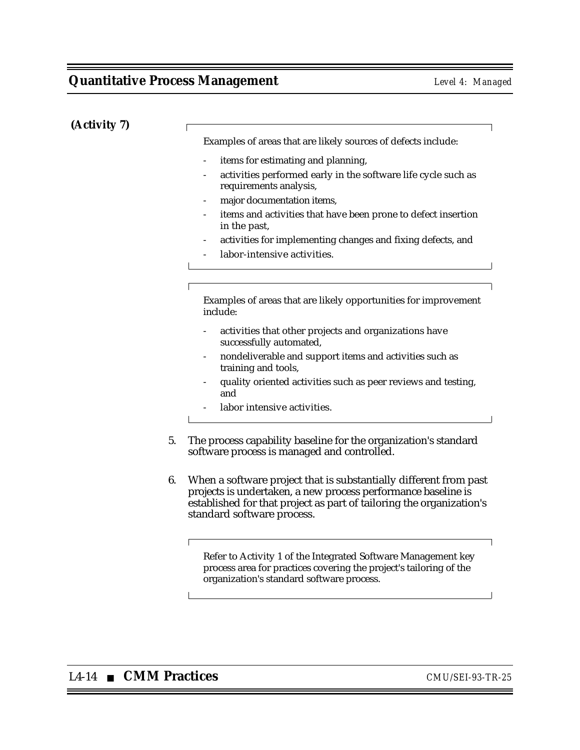**(Activity 7)**

> Examples of areas that are likely sources of defects include:
>
> - items for estimating and planning,
> - activities performed early in the software life cycle such as requirements analysis,
> - major documentation items,
> - items and activities that have been prone to defect insertion in the past,
> - activities for implementing changes and fixing defects, and
> - labor-intensive activities.

> Examples of areas that are likely opportunities for improvement include:
>
> - activities that other projects and organizations have successfully automated,
> - nondeliverable and support items and activities such as training and tools,
> - quality oriented activities such as peer reviews and testing, and
> - labor intensive activities.

5. The process capability baseline for the organization's standard software process is managed and controlled.

6. When a software project that is substantially different from past projects is undertaken, a new process performance baseline is established for that project as part of tailoring the organization's standard software process.

> Refer to Activity 1 of the Integrated Software Management key process area for practices covering the project's tailoring of the organization's standard software process.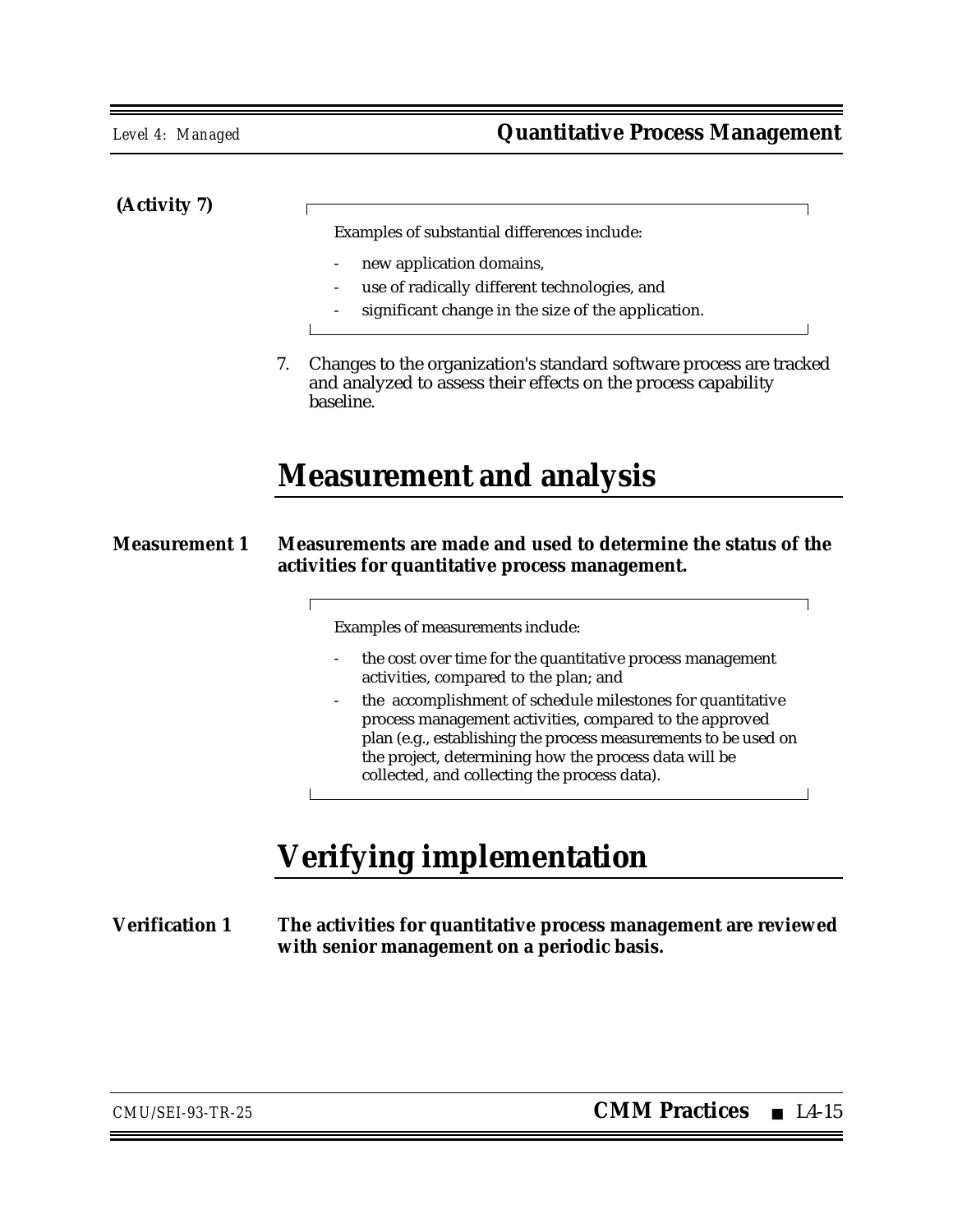(Activity 7)

> Examples of substantial differences include:
>
> - new application domains,
> - use of radically different technologies, and
> - significant change in the size of the application.

7. Changes to the organization's standard software process are tracked and analyzed to assess their effects on the process capability baseline.

# Measurement and analysis

**Measurement 1** **Measurements are made and used to determine the status of the activities for quantitative process management.**

> Examples of measurements include:
>
> - the cost over time for the quantitative process management activities, compared to the plan; and
> - the accomplishment of schedule milestones for quantitative process management activities, compared to the approved plan (e.g., establishing the process measurements to be used on the project, determining how the process data will be collected, and collecting the process data).

# Verifying implementation

**Verification 1** **The activities for quantitative process management are reviewed with senior management on a periodic basis.**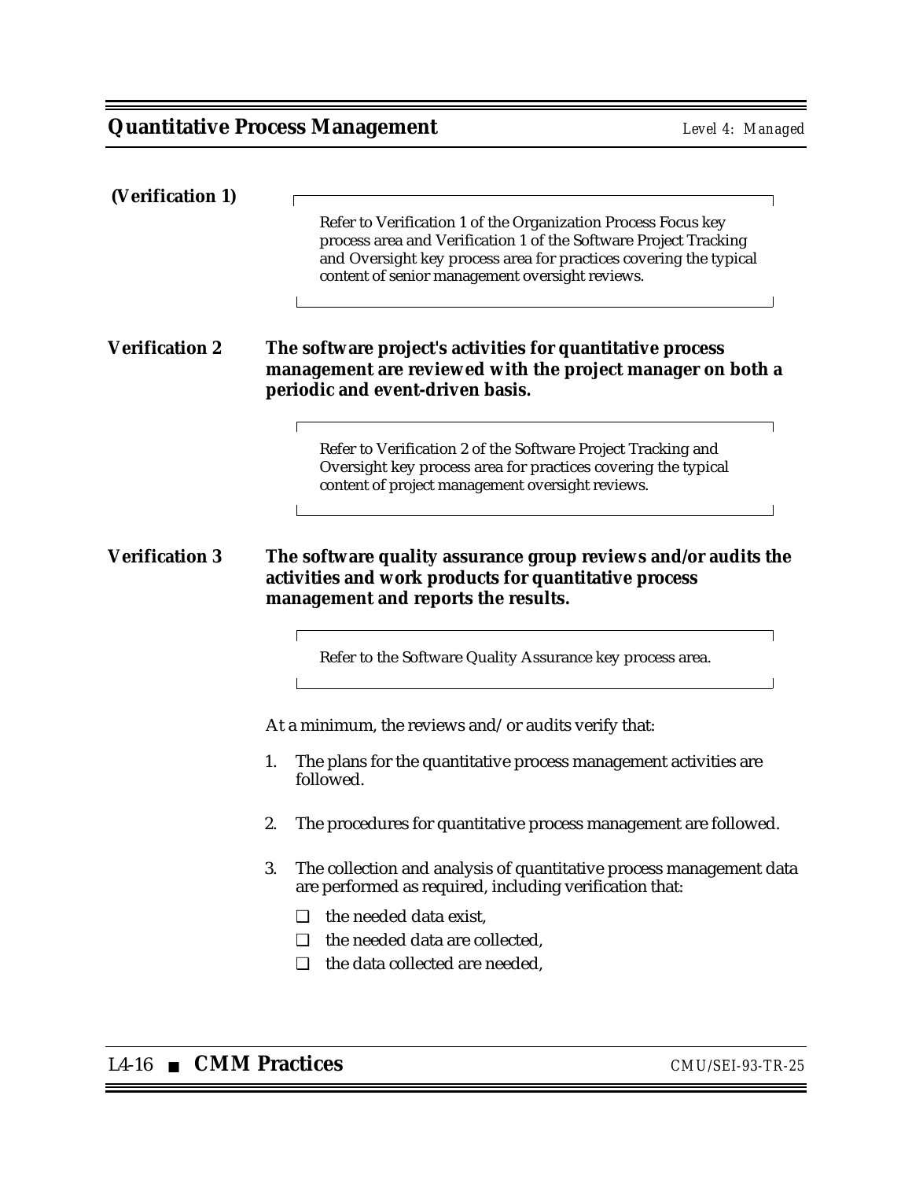**(Verification 1)**

> Refer to Verification 1 of the Organization Process Focus key process area and Verification 1 of the Software Project Tracking and Oversight key process area for practices covering the typical content of senior management oversight reviews.

**Verification 2** **The software project's activities for quantitative process management are reviewed with the project manager on both a periodic and event-driven basis.**

> Refer to Verification 2 of the Software Project Tracking and Oversight key process area for practices covering the typical content of project management oversight reviews.

**Verification 3** **The software quality assurance group reviews and/or audits the activities and work products for quantitative process management and reports the results.**

> Refer to the Software Quality Assurance key process area.

At a minimum, the reviews and/or audits verify that:

1. The plans for the quantitative process management activities are followed.
2. The procedures for quantitative process management are followed.
3. The collection and analysis of quantitative process management data are performed as required, including verification that:
   - ❑ the needed data exist,
   - ❑ the needed data are collected,
   - ❑ the data collected are needed,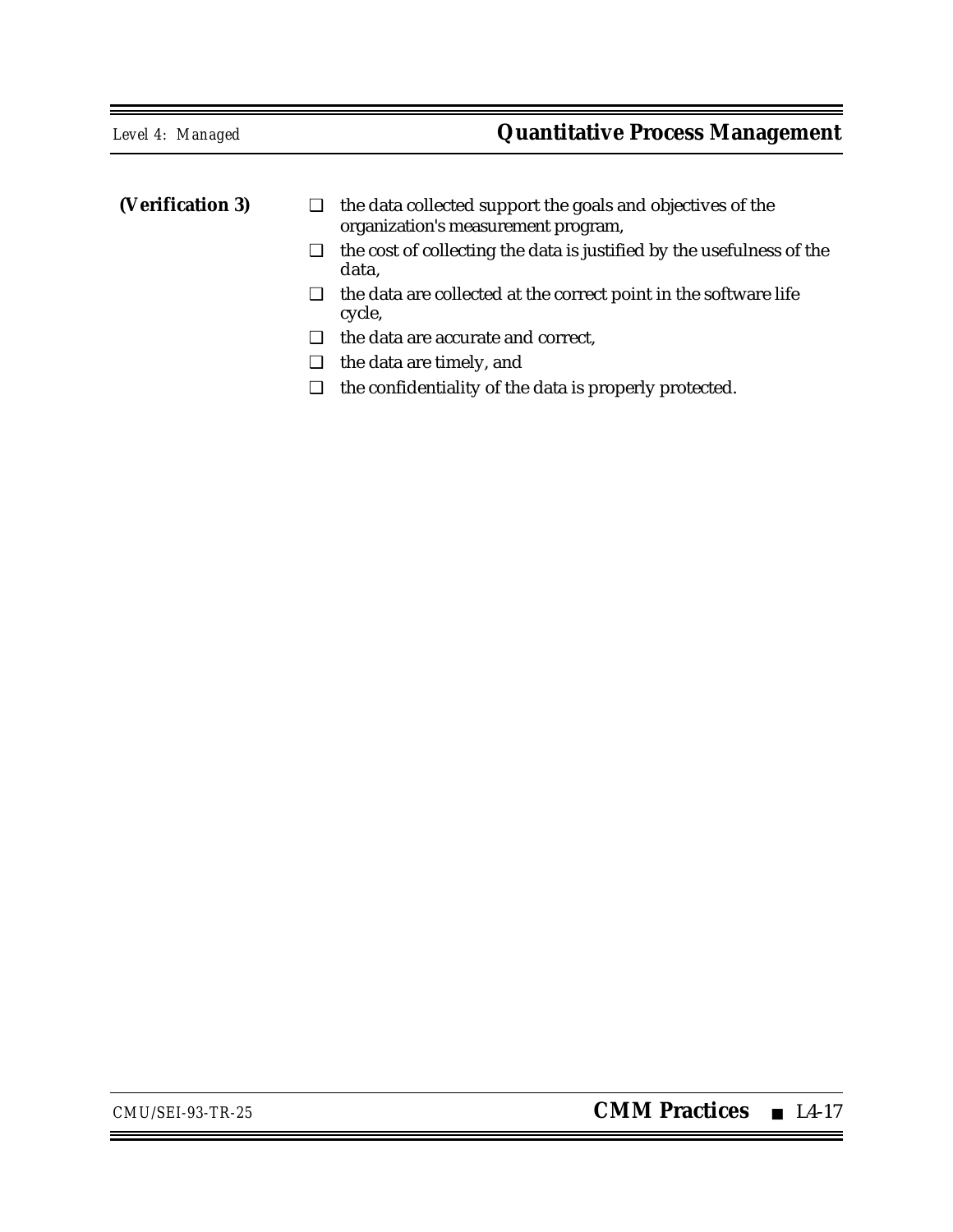**(Verification 3)**

- ❑ the data collected support the goals and objectives of the organization's measurement program,
- ❑ the cost of collecting the data is justified by the usefulness of the data,
- ❑ the data are collected at the correct point in the software life cycle,
- ❑ the data are accurate and correct,
- ❑ the data are timely, and
- ❑ the confidentiality of the data is properly protected.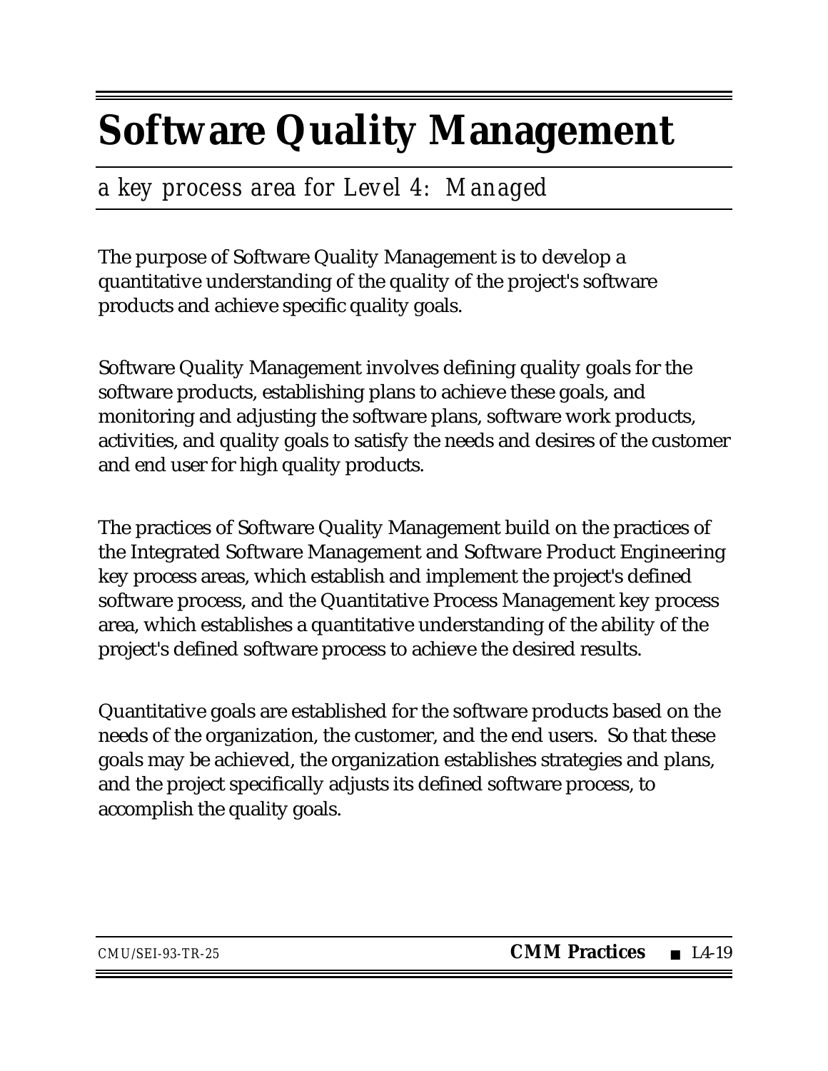# Software Quality Management

*a key process area for Level 4: Managed*

The purpose of Software Quality Management is to develop a quantitative understanding of the quality of the project's software products and achieve specific quality goals.

Software Quality Management involves defining quality goals for the software products, establishing plans to achieve these goals, and monitoring and adjusting the software plans, software work products, activities, and quality goals to satisfy the needs and desires of the customer and end user for high quality products.

The practices of Software Quality Management build on the practices of the Integrated Software Management and Software Product Engineering key process areas, which establish and implement the project's defined software process, and the Quantitative Process Management key process area, which establishes a quantitative understanding of the ability of the project's defined software process to achieve the desired results.

Quantitative goals are established for the software products based on the needs of the organization, the customer, and the end users. So that these goals may be achieved, the organization establishes strategies and plans, and the project specifically adjusts its defined software process, to accomplish the quality goals.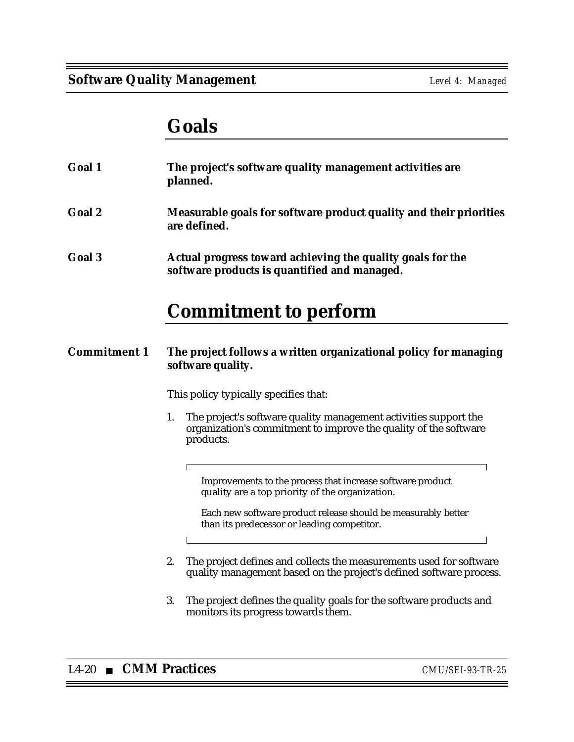## Goals

**Goal 1** **The project's software quality management activities are planned.**

**Goal 2** **Measurable goals for software product quality and their priorities are defined.**

**Goal 3** **Actual progress toward achieving the quality goals for the software products is quantified and managed.**

## Commitment to perform

**Commitment 1** **The project follows a written organizational policy for managing software quality.**

This policy typically specifies that:

1. The project's software quality management activities support the organization's commitment to improve the quality of the software products.

   > Improvements to the process that increase software product quality are a top priority of the organization.
   >
   > Each new software product release should be measurably better than its predecessor or leading competitor.

2. The project defines and collects the measurements used for software quality management based on the project's defined software process.

3. The project defines the quality goals for the software products and monitors its progress towards them.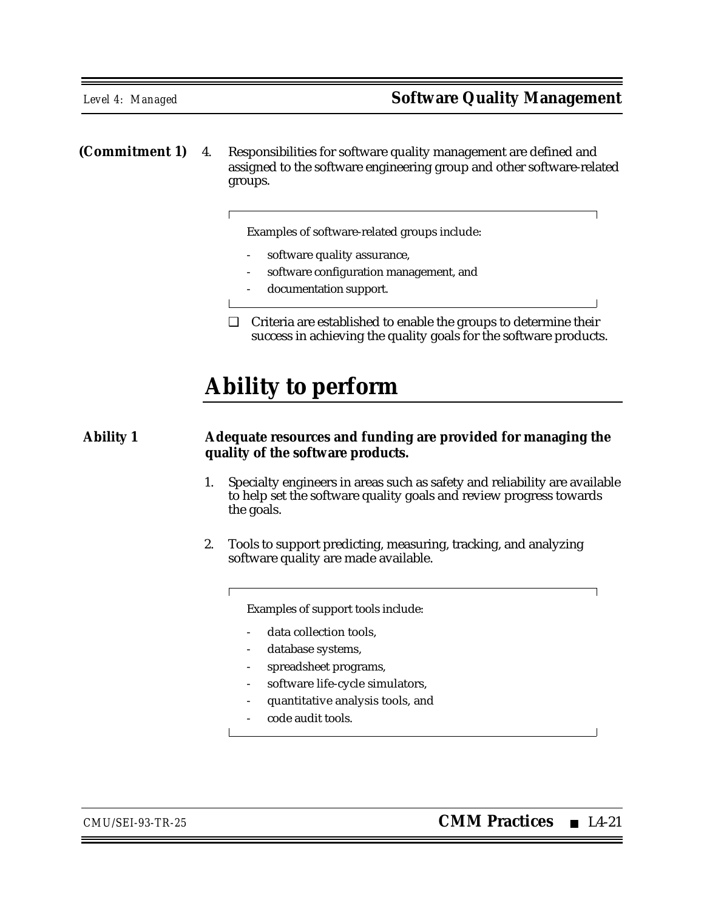**(Commitment 1)** 4. Responsibilities for software quality management are defined and assigned to the software engineering group and other software-related groups.

> Examples of software-related groups include:
>
> - software quality assurance,
> - software configuration management, and
> - documentation support.

❑ Criteria are established to enable the groups to determine their success in achieving the quality goals for the software products.

# Ability to perform

**Ability 1** **Adequate resources and funding are provided for managing the quality of the software products.**

1. Specialty engineers in areas such as safety and reliability are available to help set the software quality goals and review progress towards the goals.

2. Tools to support predicting, measuring, tracking, and analyzing software quality are made available.

> Examples of support tools include:
>
> - data collection tools,
> - database systems,
> - spreadsheet programs,
> - software life-cycle simulators,
> - quantitative analysis tools, and
> - code audit tools.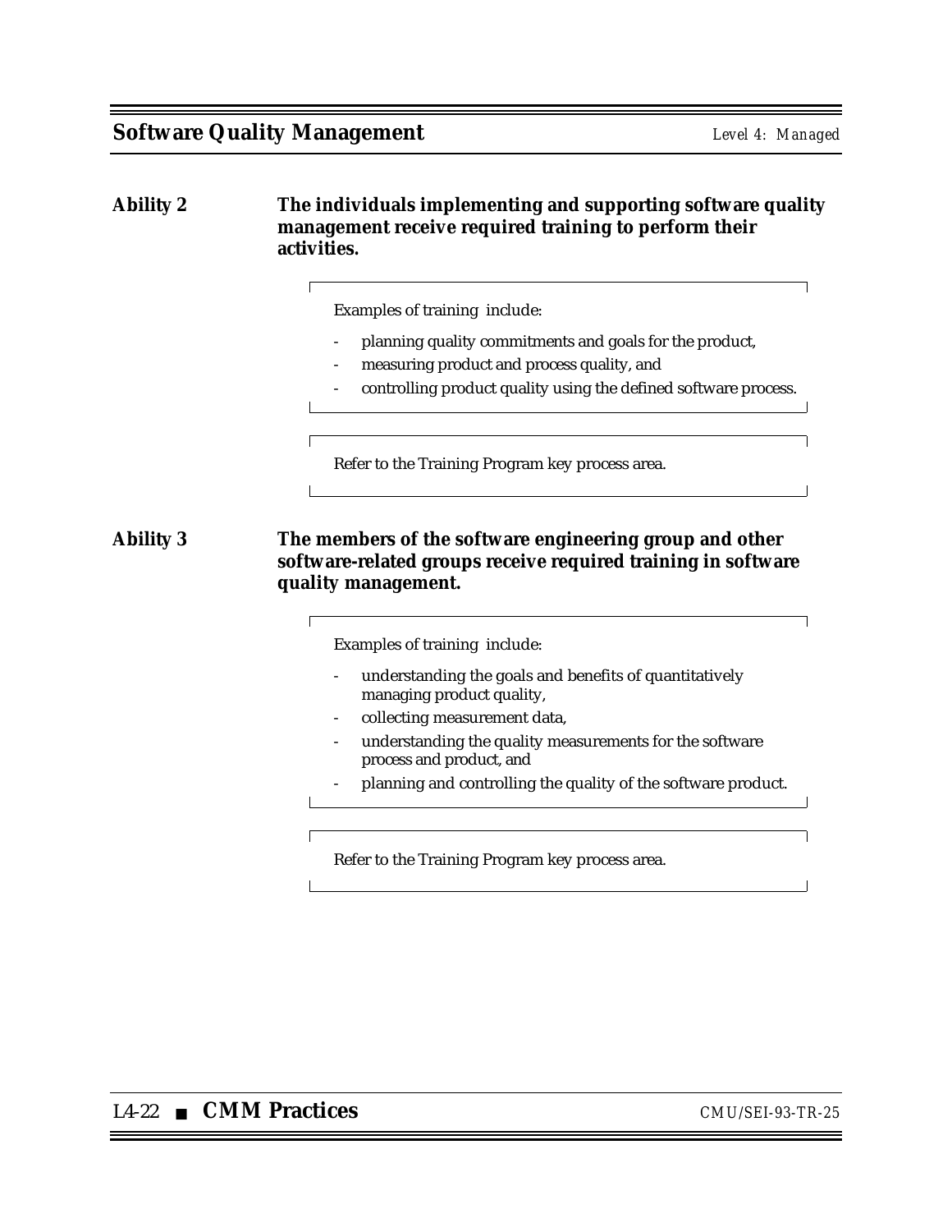**Ability 2** **The individuals implementing and supporting software quality management receive required training to perform their activities.**

> Examples of training include:
>
> - planning quality commitments and goals for the product,
> - measuring product and process quality, and
> - controlling product quality using the defined software process.

> Refer to the Training Program key process area.

**Ability 3** **The members of the software engineering group and other software-related groups receive required training in software quality management.**

> Examples of training include:
>
> - understanding the goals and benefits of quantitatively managing product quality,
> - collecting measurement data,
> - understanding the quality measurements for the software process and product, and
> - planning and controlling the quality of the software product.

> Refer to the Training Program key process area.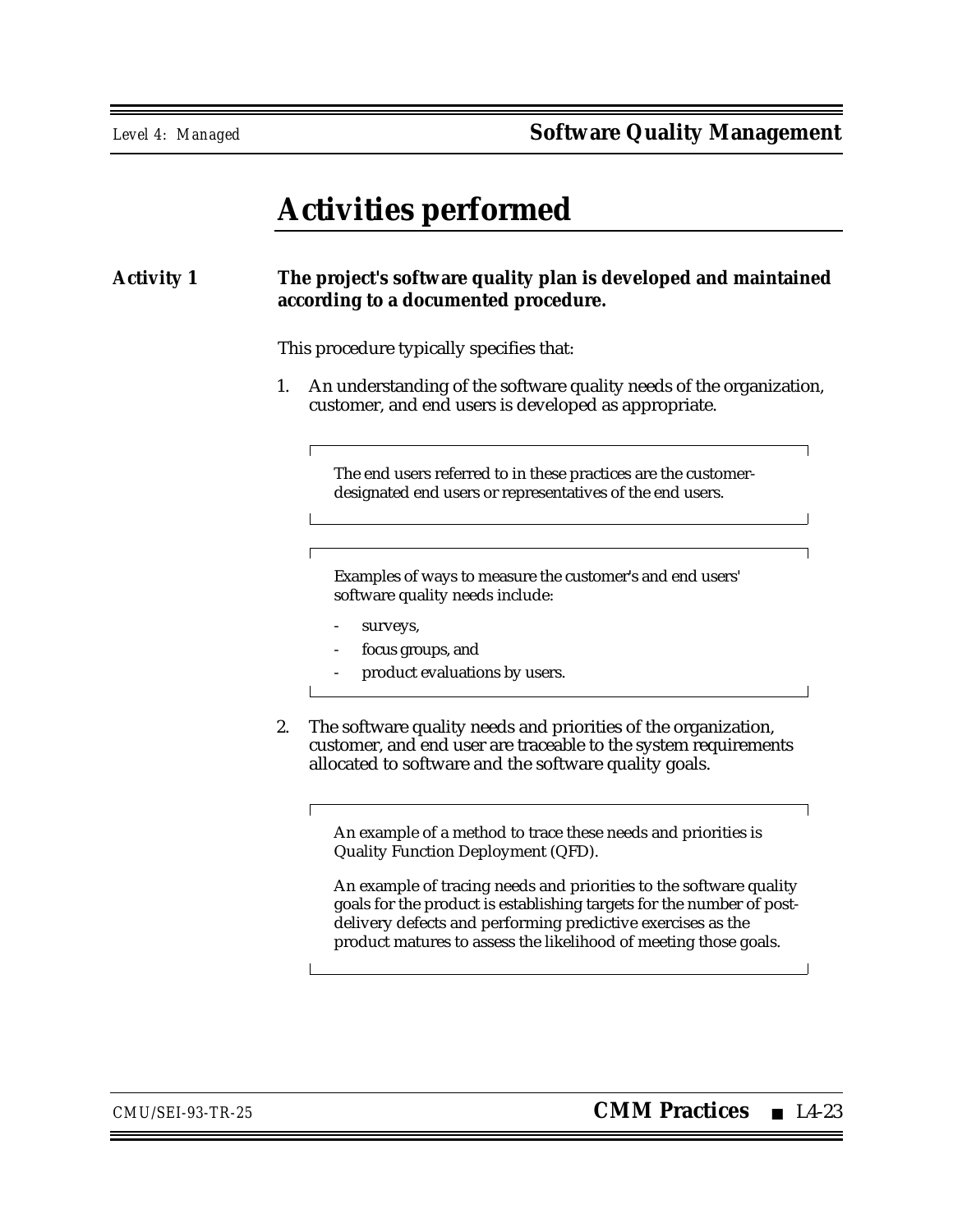# Activities performed

**Activity 1** **The project's software quality plan is developed and maintained according to a documented procedure.**

This procedure typically specifies that:

1. An understanding of the software quality needs of the organization, customer, and end users is developed as appropriate.

   > The end users referred to in these practices are the customer-designated end users or representatives of the end users.

   > Examples of ways to measure the customer's and end users' software quality needs include:
   >
   > - surveys,
   > - focus groups, and
   > - product evaluations by users.

2. The software quality needs and priorities of the organization, customer, and end user are traceable to the system requirements allocated to software and the software quality goals.

   > An example of a method to trace these needs and priorities is Quality Function Deployment (QFD).
   >
   > An example of tracing needs and priorities to the software quality goals for the product is establishing targets for the number of post-delivery defects and performing predictive exercises as the product matures to assess the likelihood of meeting those goals.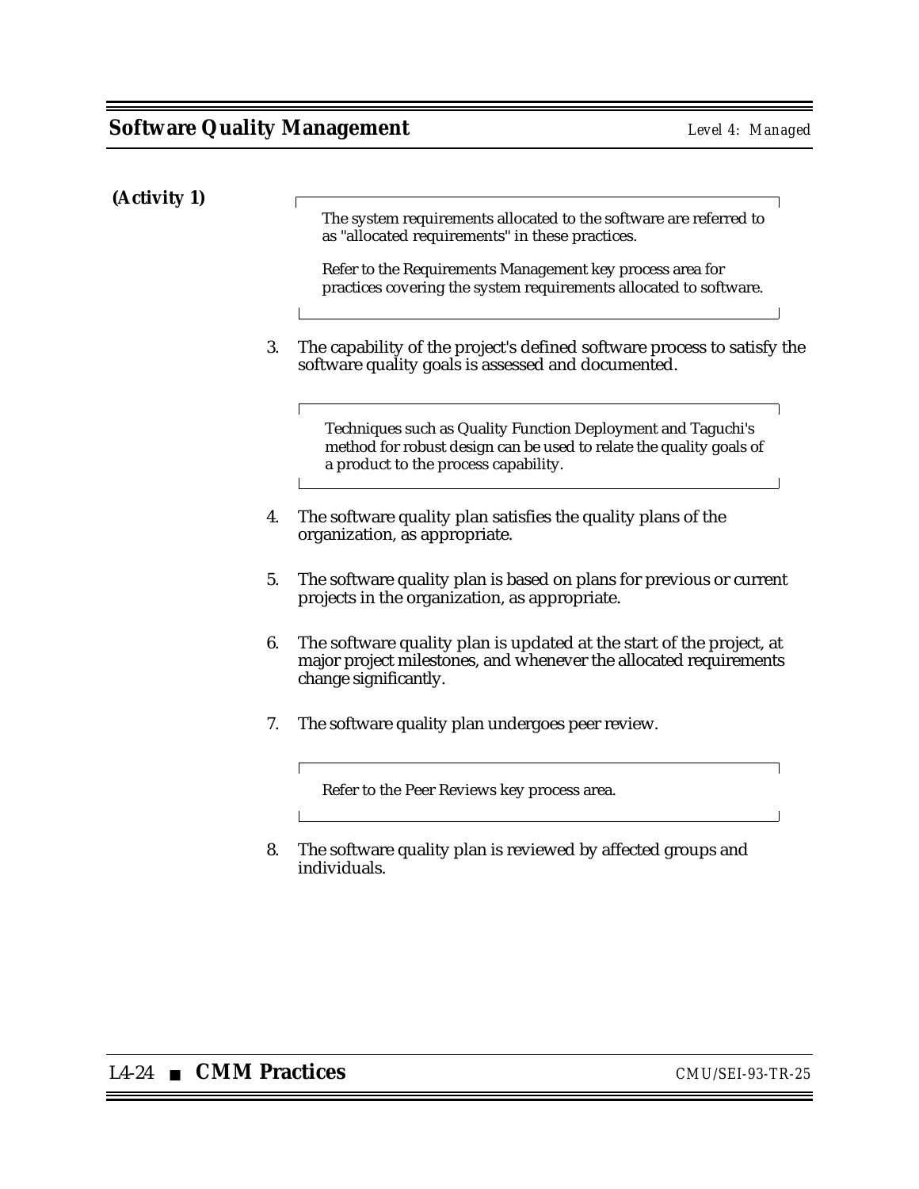**(Activity 1)**

> The system requirements allocated to the software are referred to as "allocated requirements" in these practices.
>
> Refer to the Requirements Management key process area for practices covering the system requirements allocated to software.

3. The capability of the project's defined software process to satisfy the software quality goals is assessed and documented.

> Techniques such as Quality Function Deployment and Taguchi's method for robust design can be used to relate the quality goals of a product to the process capability.

4. The software quality plan satisfies the quality plans of the organization, as appropriate.

5. The software quality plan is based on plans for previous or current projects in the organization, as appropriate.

6. The software quality plan is updated at the start of the project, at major project milestones, and whenever the allocated requirements change significantly.

7. The software quality plan undergoes peer review.

> Refer to the Peer Reviews key process area.

8. The software quality plan is reviewed by affected groups and individuals.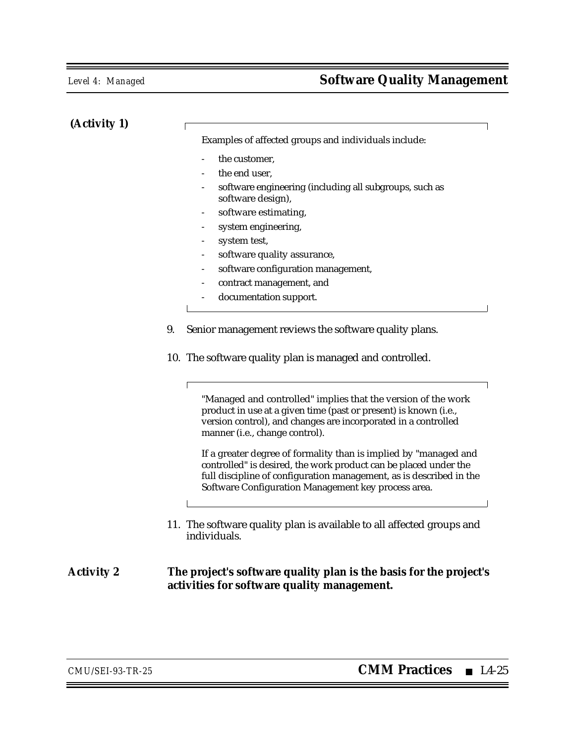**(Activity 1)**

> Examples of affected groups and individuals include:
>
> - the customer,
> - the end user,
> - software engineering (including all subgroups, such as software design),
> - software estimating,
> - system engineering,
> - system test,
> - software quality assurance,
> - software configuration management,
> - contract management, and
> - documentation support.

9. Senior management reviews the software quality plans.

10. The software quality plan is managed and controlled.

> "Managed and controlled" implies that the version of the work product in use at a given time (past or present) is known (i.e., version control), and changes are incorporated in a controlled manner (i.e., change control).
>
> If a greater degree of formality than is implied by "managed and controlled" is desired, the work product can be placed under the full discipline of configuration management, as is described in the Software Configuration Management key process area.

11. The software quality plan is available to all affected groups and individuals.

**Activity 2** **The project's software quality plan is the basis for the project's activities for software quality management.**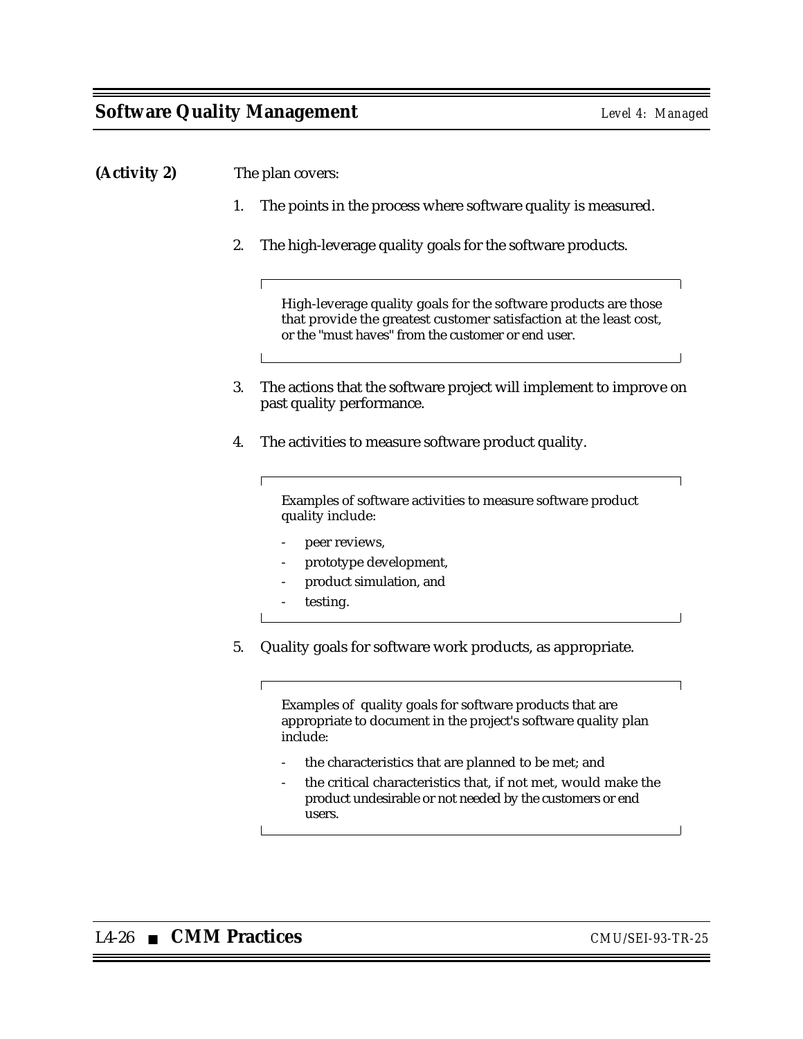**(Activity 2)** The plan covers:

1. The points in the process where software quality is measured.

2. The high-leverage quality goals for the software products.

   > High-leverage quality goals for the software products are those that provide the greatest customer satisfaction at the least cost, or the "must haves" from the customer or end user.

3. The actions that the software project will implement to improve on past quality performance.

4. The activities to measure software product quality.

   > Examples of software activities to measure software product quality include:
   >
   > - peer reviews,
   > - prototype development,
   > - product simulation, and
   > - testing.

5. Quality goals for software work products, as appropriate.

   > Examples of quality goals for software products that are appropriate to document in the project's software quality plan include:
   >
   > - the characteristics that are planned to be met; and
   > - the critical characteristics that, if not met, would make the product undesirable or not needed by the customers or end users.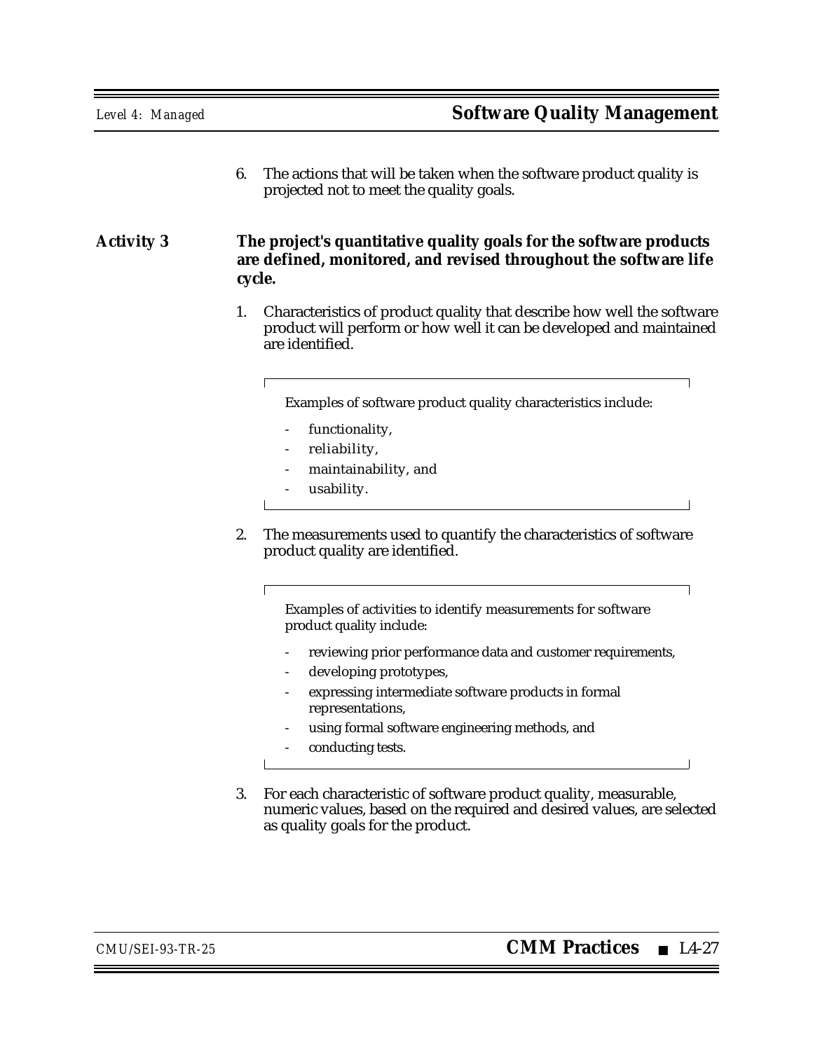6. The actions that will be taken when the software product quality is projected not to meet the quality goals.

**Activity 3** **The project's quantitative quality goals for the software products are defined, monitored, and revised throughout the software life cycle.**

1. Characteristics of product quality that describe how well the software product will perform or how well it can be developed and maintained are identified.

   > Examples of software product quality characteristics include:
   >
   > - functionality,
   > - reliability,
   > - maintainability, and
   > - usability.

2. The measurements used to quantify the characteristics of software product quality are identified.

   > Examples of activities to identify measurements for software product quality include:
   >
   > - reviewing prior performance data and customer requirements,
   > - developing prototypes,
   > - expressing intermediate software products in formal representations,
   > - using formal software engineering methods, and
   > - conducting tests.

3. For each characteristic of software product quality, measurable, numeric values, based on the required and desired values, are selected as quality goals for the product.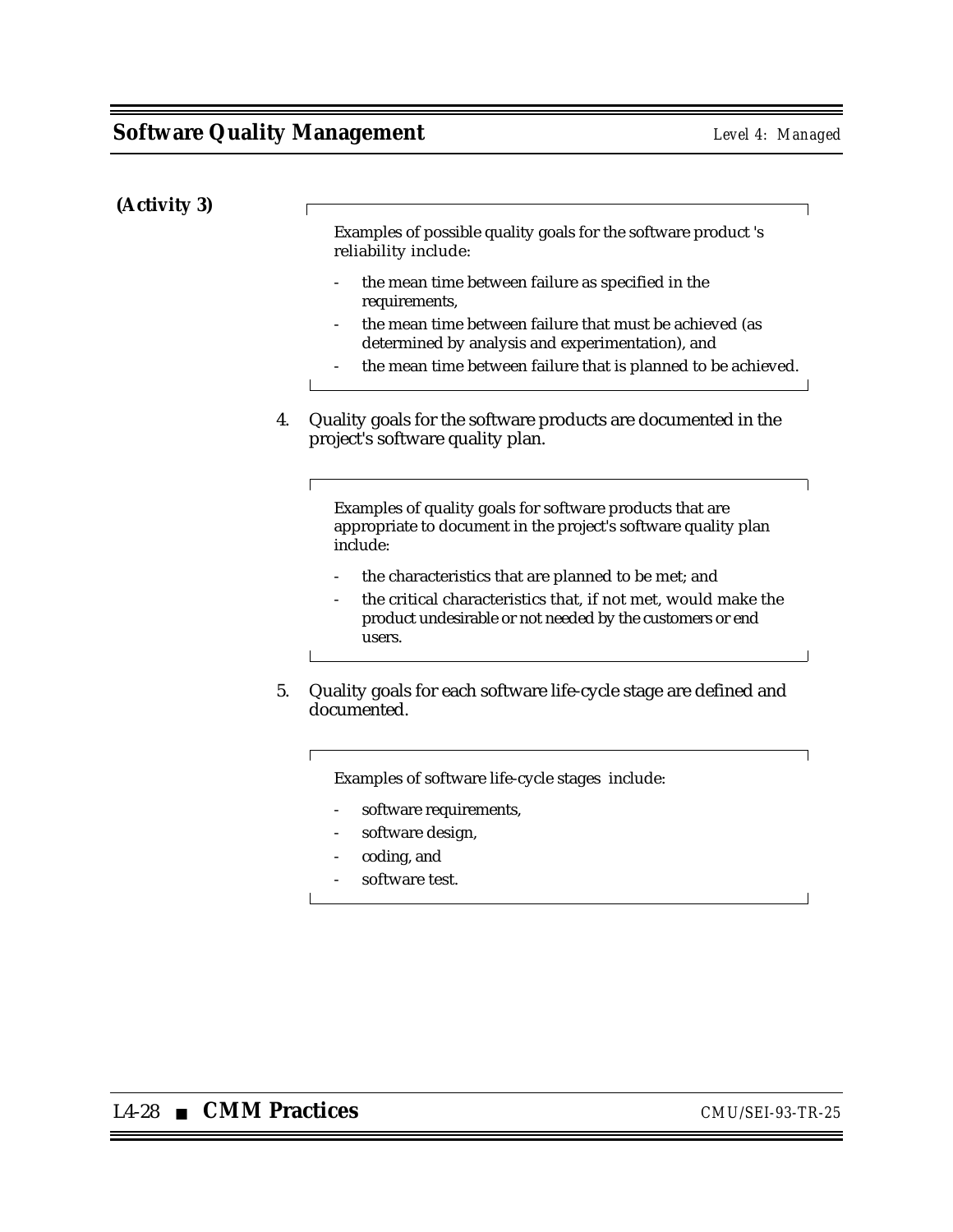**(Activity 3)**

> Examples of possible quality goals for the software product 's reliability include:
>
> - the mean time between failure as specified in the requirements,
> - the mean time between failure that must be achieved (as determined by analysis and experimentation), and
> - the mean time between failure that is planned to be achieved.

4. Quality goals for the software products are documented in the project's software quality plan.

> Examples of quality goals for software products that are appropriate to document in the project's software quality plan include:
>
> - the characteristics that are planned to be met; and
> - the critical characteristics that, if not met, would make the product undesirable or not needed by the customers or end users.

5. Quality goals for each software life-cycle stage are defined and documented.

> Examples of software life-cycle stages include:
>
> - software requirements,
> - software design,
> - coding, and
> - software test.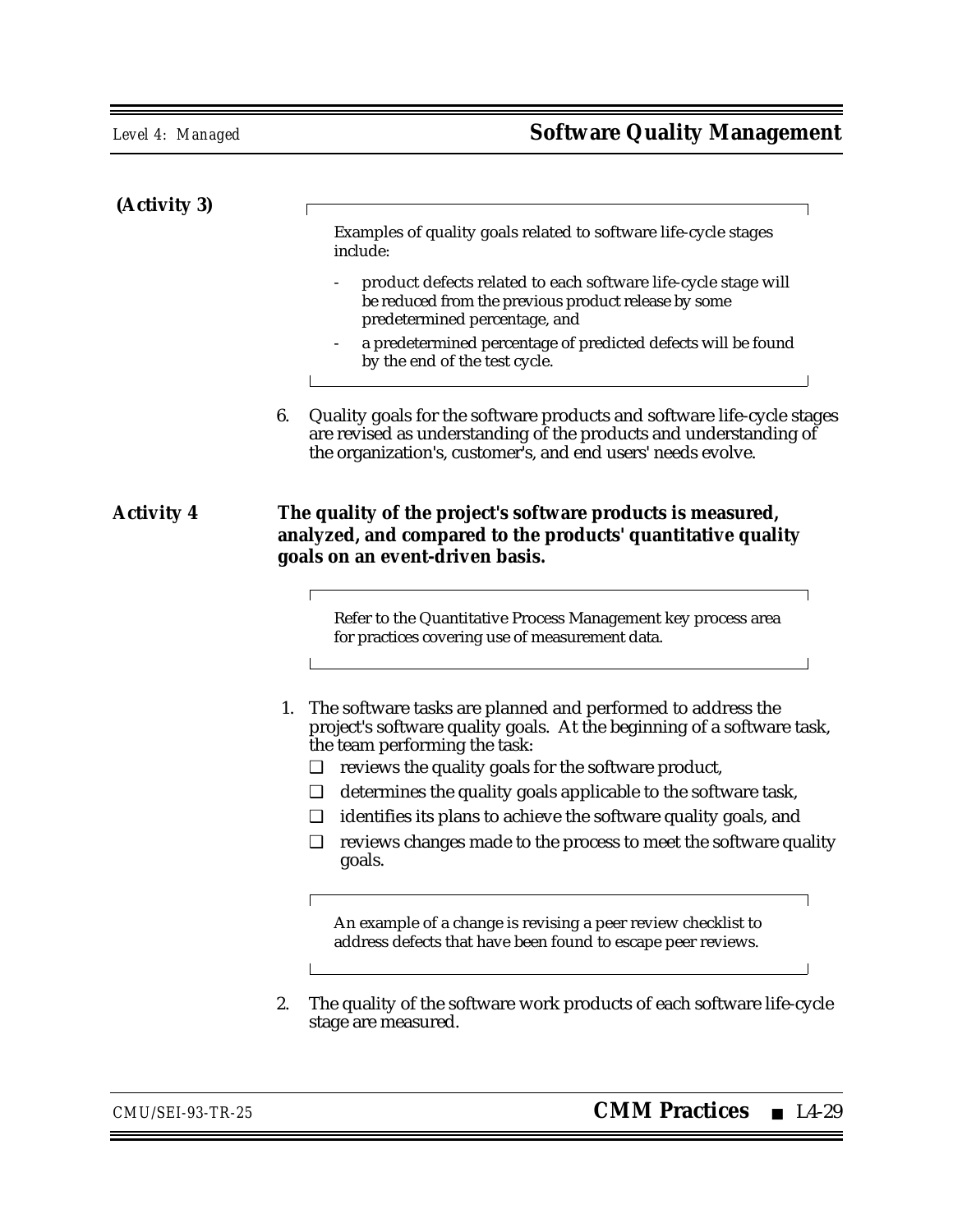**(Activity 3)**

> Examples of quality goals related to software life-cycle stages include:
>
> - product defects related to each software life-cycle stage will be reduced from the previous product release by some predetermined percentage, and
> - a predetermined percentage of predicted defects will be found by the end of the test cycle.

6. Quality goals for the software products and software life-cycle stages are revised as understanding of the products and understanding of the organization's, customer's, and end users' needs evolve.

**Activity 4** **The quality of the project's software products is measured, analyzed, and compared to the products' quantitative quality goals on an event-driven basis.**

> Refer to the Quantitative Process Management key process area for practices covering use of measurement data.

1. The software tasks are planned and performed to address the project's software quality goals. At the beginning of a software task, the team performing the task:
   - ❑ reviews the quality goals for the software product,
   - ❑ determines the quality goals applicable to the software task,
   - ❑ identifies its plans to achieve the software quality goals, and
   - ❑ reviews changes made to the process to meet the software quality goals.

> An example of a change is revising a peer review checklist to address defects that have been found to escape peer reviews.

2. The quality of the software work products of each software life-cycle stage are measured.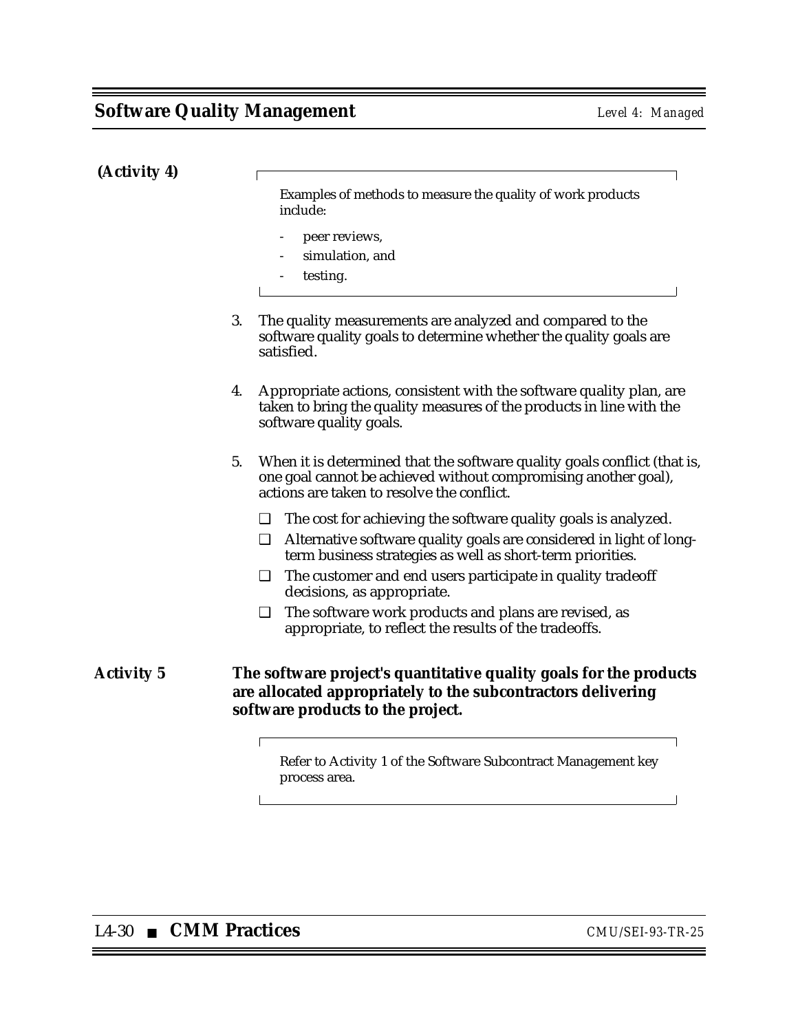**(Activity 4)**

> Examples of methods to measure the quality of work products include:
>
> - peer reviews,
> - simulation, and
> - testing.

3. The quality measurements are analyzed and compared to the software quality goals to determine whether the quality goals are satisfied.

4. Appropriate actions, consistent with the software quality plan, are taken to bring the quality measures of the products in line with the software quality goals.

5. When it is determined that the software quality goals conflict (that is, one goal cannot be achieved without compromising another goal), actions are taken to resolve the conflict.

   - ❑ The cost for achieving the software quality goals is analyzed.
   - ❑ Alternative software quality goals are considered in light of long-term business strategies as well as short-term priorities.
   - ❑ The customer and end users participate in quality tradeoff decisions, as appropriate.
   - ❑ The software work products and plans are revised, as appropriate, to reflect the results of the tradeoffs.

**Activity 5** **The software project's quantitative quality goals for the products are allocated appropriately to the subcontractors delivering software products to the project.**

> Refer to Activity 1 of the Software Subcontract Management key process area.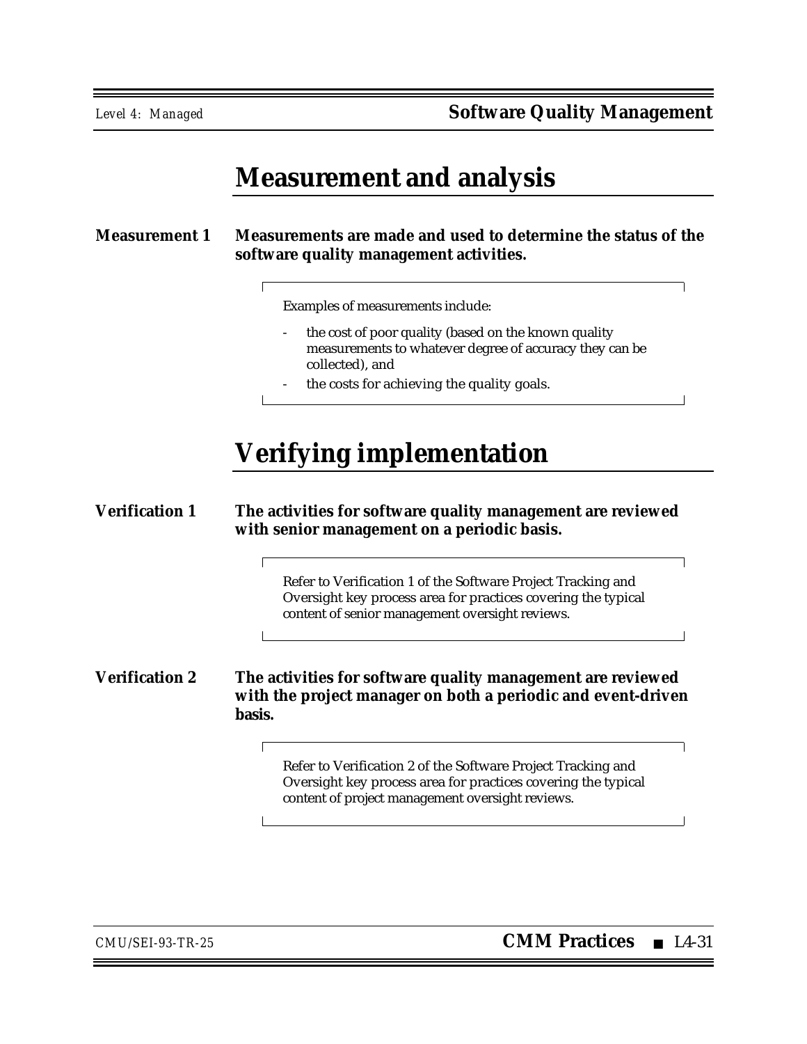## Measurement and analysis

**Measurement 1** **Measurements are made and used to determine the status of the software quality management activities.**

> Examples of measurements include:
>
> - the cost of poor quality (based on the known quality measurements to whatever degree of accuracy they can be collected), and
> - the costs for achieving the quality goals.

## Verifying implementation

**Verification 1** **The activities for software quality management are reviewed with senior management on a periodic basis.**

> Refer to Verification 1 of the Software Project Tracking and Oversight key process area for practices covering the typical content of senior management oversight reviews.

**Verification 2** **The activities for software quality management are reviewed with the project manager on both a periodic and event-driven basis.**

> Refer to Verification 2 of the Software Project Tracking and Oversight key process area for practices covering the typical content of project management oversight reviews.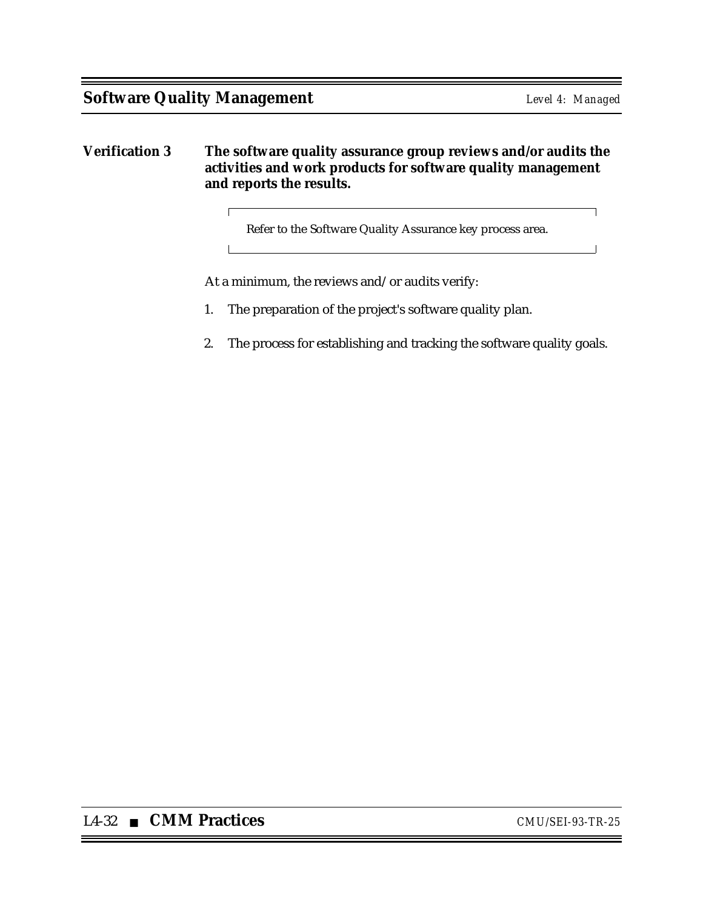**Verification 3** **The software quality assurance group reviews and/or audits the activities and work products for software quality management and reports the results.**

> Refer to the Software Quality Assurance key process area.

At a minimum, the reviews and/or audits verify:

1. The preparation of the project's software quality plan.

2. The process for establishing and tracking the software quality goals.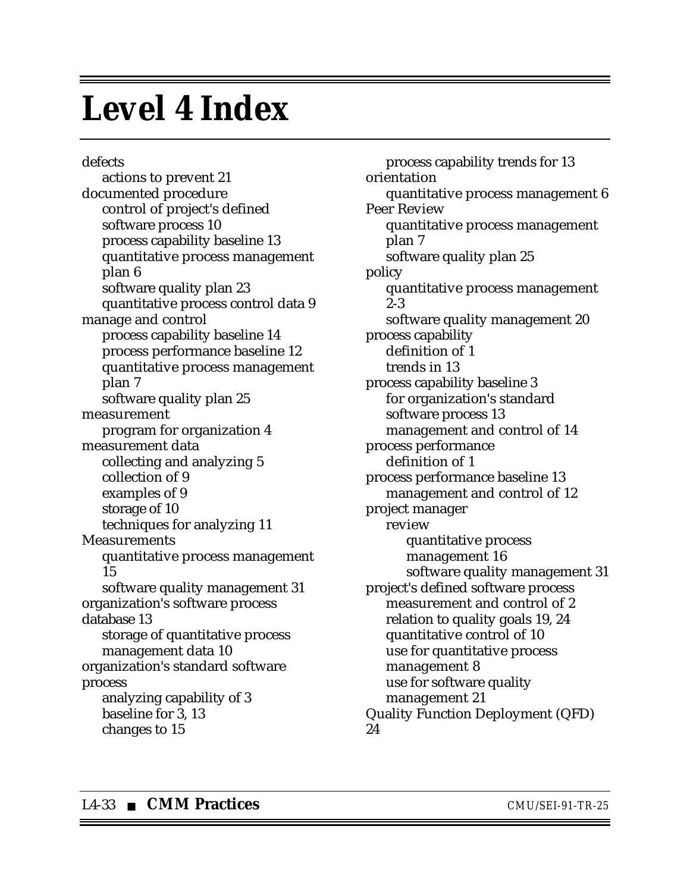# Level 4 Index

defects
- actions to prevent 21

documented procedure
- control of project's defined software process 10
- process capability baseline 13
- quantitative process management plan 6
- software quality plan 23
- quantitative process control data 9

manage and control
- process capability baseline 14
- process performance baseline 12
- quantitative process management plan 7
- software quality plan 25

measurement
- program for organization 4

measurement data
- collecting and analyzing 5
- collection of 9
- examples of 9
- storage of 10
- techniques for analyzing 11

Measurements
- quantitative process management 15
- software quality management 31

organization's software process database 13
- storage of quantitative process management data 10

organization's standard software process
- analyzing capability of 3
- baseline for 3, 13
- changes to 15
- process capability trends for 13

orientation
- quantitative process management 6

Peer Review
- quantitative process management plan 7
- software quality plan 25

policy
- quantitative process management 2-3
- software quality management 20

process capability
- definition of 1
- trends in 13

process capability baseline 3
- for organization's standard software process 13
- management and control of 14

process performance
- definition of 1

process performance baseline 13
- management and control of 12

project manager
- review
  - quantitative process management 16
  - software quality management 31

project's defined software process
- measurement and control of 2
- relation to quality goals 19, 24
- quantitative control of 10
- use for quantitative process management 8
- use for software quality management 21

Quality Function Deployment (QFD) 24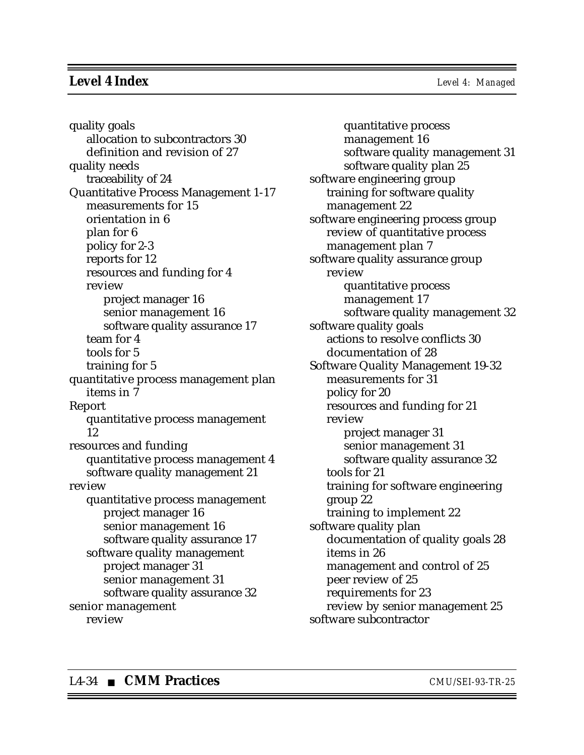quality goals
- allocation to subcontractors 30
- definition and revision of 27

quality needs
- traceability of 24

Quantitative Process Management 1-17
- measurements for 15
- orientation in 6
- plan for 6
- policy for 2-3
- reports for 12
- resources and funding for 4
- review
  - project manager 16
  - senior management 16
  - software quality assurance 17
- team for 4
- tools for 5
- training for 5

quantitative process management plan
- items in 7

Report
- quantitative process management 12

resources and funding
- quantitative process management 4
- software quality management 21

review
- quantitative process management
  - project manager 16
  - senior management 16
  - software quality assurance 17
- software quality management
  - project manager 31
  - senior management 31
  - software quality assurance 32

senior management
- review
  - quantitative process management 16
  - software quality management 31
  - software quality plan 25

software engineering group
- training for software quality management 22

software engineering process group
- review of quantitative process management plan 7

software quality assurance group
- review
  - quantitative process management 17
  - software quality management 32

software quality goals
- actions to resolve conflicts 30
- documentation of 28

Software Quality Management 19-32
- measurements for 31
- policy for 20
- resources and funding for 21
- review
  - project manager 31
  - senior management 31
  - software quality assurance 32
- tools for 21
- training for software engineering group 22
- training to implement 22

software quality plan
- documentation of quality goals 28
- items in 26
- management and control of 25
- peer review of 25
- requirements for 23
- review by senior management 25

software subcontractor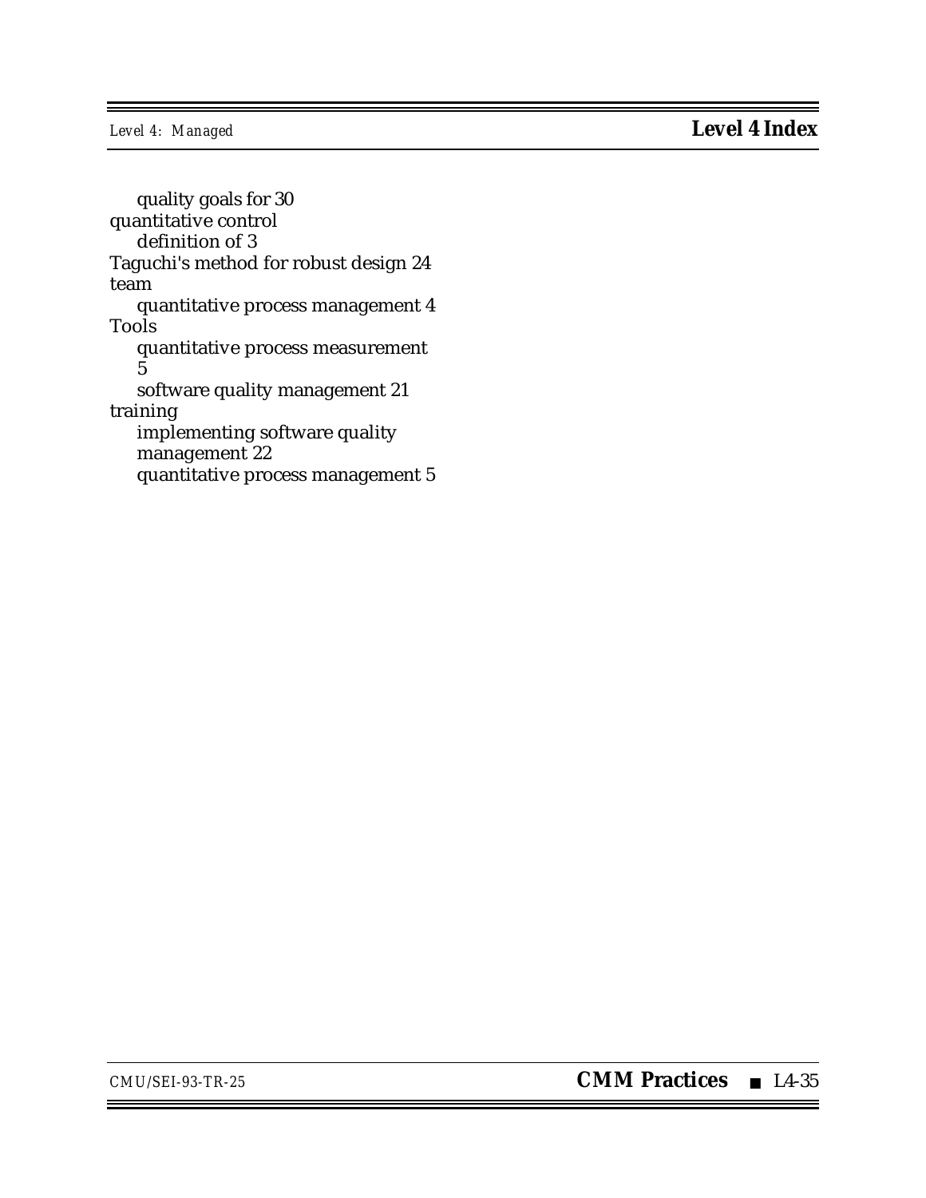quality goals for 30

quantitative control

  definition of 3

Taguchi's method for robust design 24

team

  quantitative process management 4

Tools

  quantitative process measurement 5

  software quality management 21

training

  implementing software quality management 22

  quantitative process management 5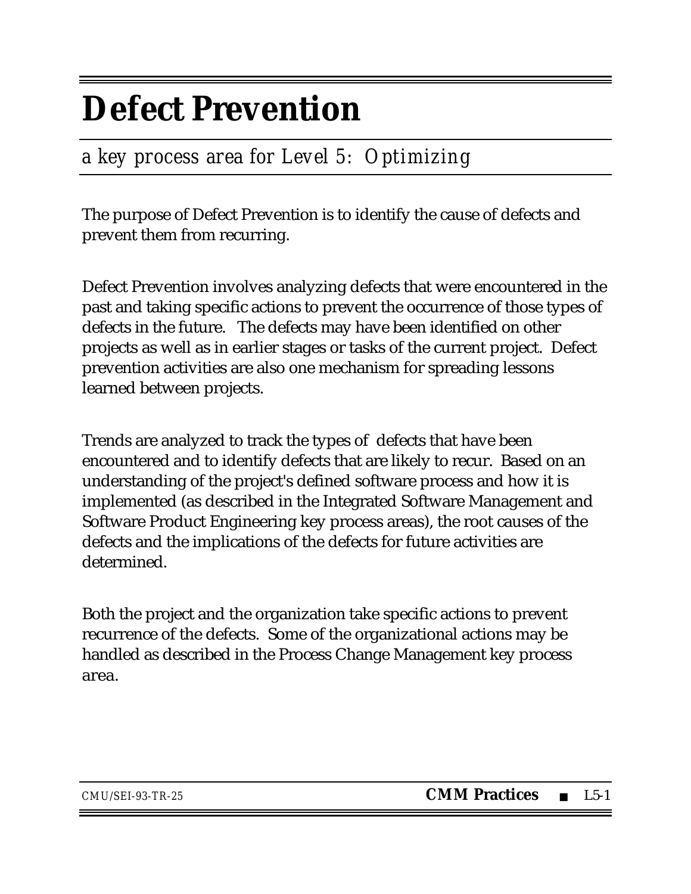# Defect Prevention

*a key process area for Level 5: Optimizing*

The purpose of Defect Prevention is to identify the cause of defects and prevent them from recurring.

Defect Prevention involves analyzing defects that were encountered in the past and taking specific actions to prevent the occurrence of those types of defects in the future. The defects may have been identified on other projects as well as in earlier stages or tasks of the current project. Defect prevention activities are also one mechanism for spreading lessons learned between projects.

Trends are analyzed to track the types of defects that have been encountered and to identify defects that are likely to recur. Based on an understanding of the project's defined software process and how it is implemented (as described in the Integrated Software Management and Software Product Engineering key process areas), the root causes of the defects and the implications of the defects for future activities are determined.

Both the project and the organization take specific actions to prevent recurrence of the defects. Some of the organizational actions may be handled as described in the Process Change Management key process area.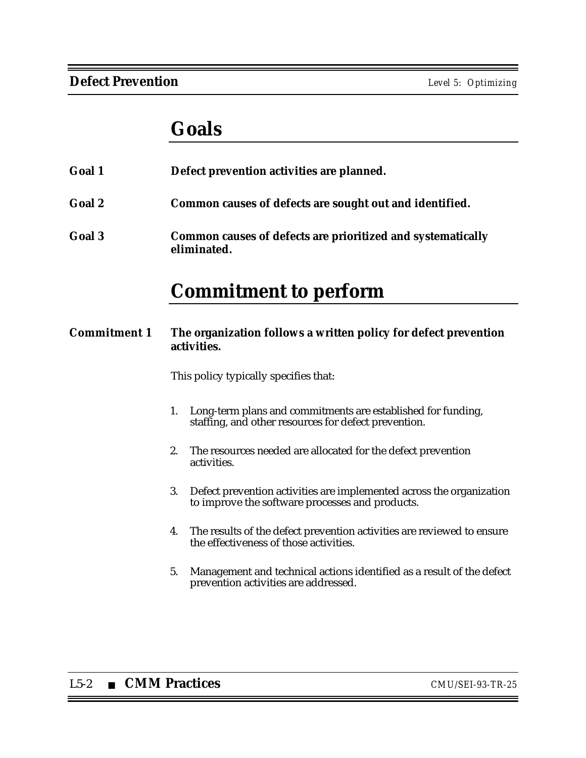## Goals

**Goal 1** **Defect prevention activities are planned.**

**Goal 2** **Common causes of defects are sought out and identified.**

**Goal 3** **Common causes of defects are prioritized and systematically eliminated.**

## Commitment to perform

**Commitment 1** **The organization follows a written policy for defect prevention activities.**

This policy typically specifies that:

1. Long-term plans and commitments are established for funding, staffing, and other resources for defect prevention.

2. The resources needed are allocated for the defect prevention activities.

3. Defect prevention activities are implemented across the organization to improve the software processes and products.

4. The results of the defect prevention activities are reviewed to ensure the effectiveness of those activities.

5. Management and technical actions identified as a result of the defect prevention activities are addressed.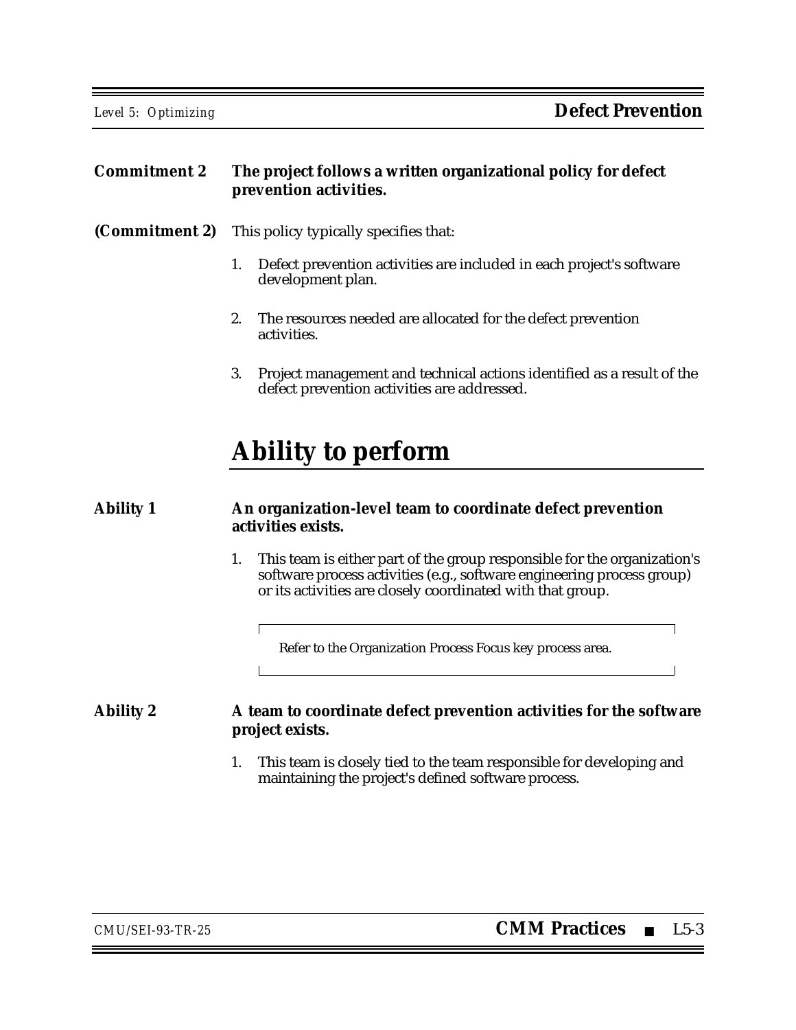**Commitment 2** **The project follows a written organizational policy for defect prevention activities.**

**(Commitment 2)** This policy typically specifies that:

1. Defect prevention activities are included in each project's software development plan.

2. The resources needed are allocated for the defect prevention activities.

3. Project management and technical actions identified as a result of the defect prevention activities are addressed.

# Ability to perform

**Ability 1** **An organization-level team to coordinate defect prevention activities exists.**

1. This team is either part of the group responsible for the organization's software process activities (e.g., software engineering process group) or its activities are closely coordinated with that group.

> Refer to the Organization Process Focus key process area.

**Ability 2** **A team to coordinate defect prevention activities for the software project exists.**

1. This team is closely tied to the team responsible for developing and maintaining the project's defined software process.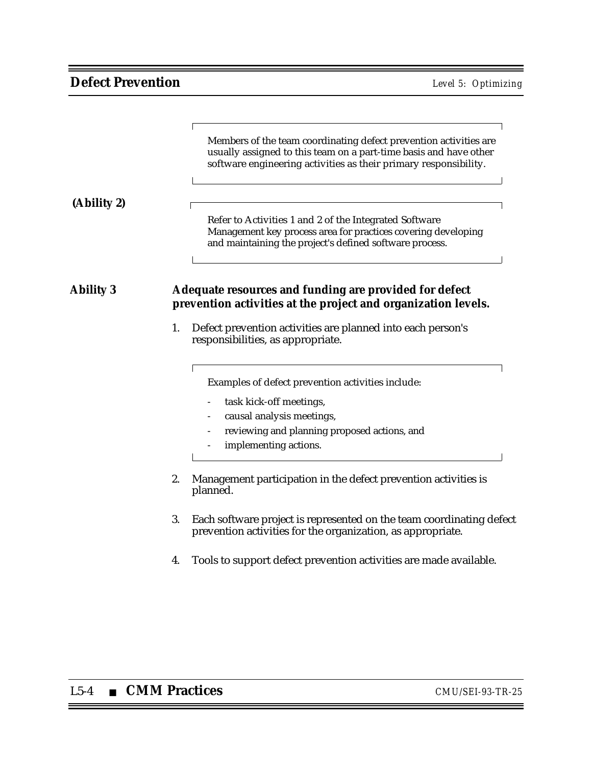Members of the team coordinating defect prevention activities are usually assigned to this team on a part-time basis and have other software engineering activities as their primary responsibility.

**(Ability 2)**

Refer to Activities 1 and 2 of the Integrated Software Management key process area for practices covering developing and maintaining the project's defined software process.

**Ability 3** **Adequate resources and funding are provided for defect prevention activities at the project and organization levels.**

1. Defect prevention activities are planned into each person's responsibilities, as appropriate.

   Examples of defect prevention activities include:

   - task kick-off meetings,
   - causal analysis meetings,
   - reviewing and planning proposed actions, and
   - implementing actions.

2. Management participation in the defect prevention activities is planned.

3. Each software project is represented on the team coordinating defect prevention activities for the organization, as appropriate.

4. Tools to support defect prevention activities are made available.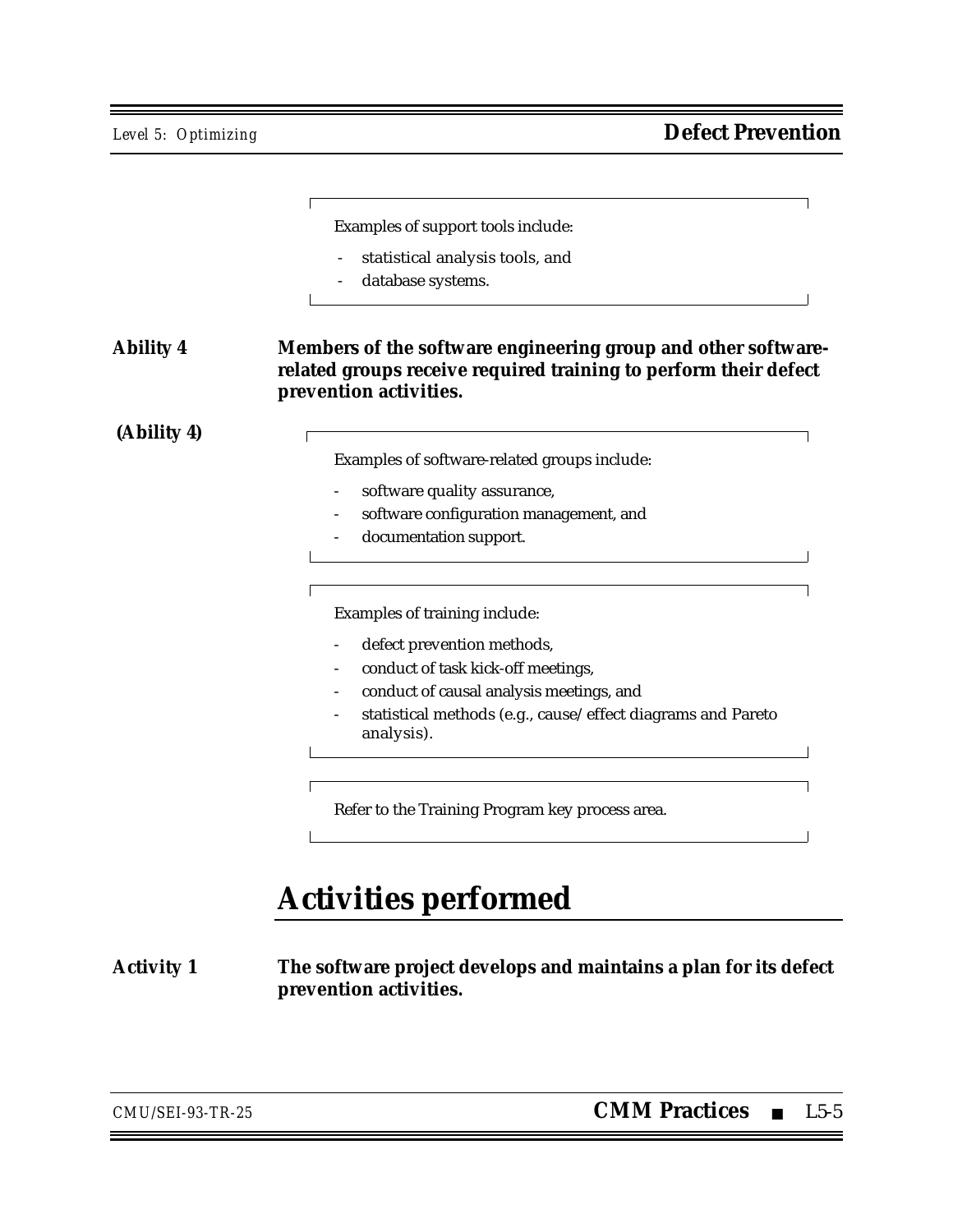Examples of support tools include:

- statistical analysis tools, and
- database systems.

**Ability 4** **Members of the software engineering group and other software-related groups receive required training to perform their defect prevention activities.**

**(Ability 4)**

Examples of software-related groups include:

- software quality assurance,
- software configuration management, and
- documentation support.

Examples of training include:

- defect prevention methods,
- conduct of task kick-off meetings,
- conduct of causal analysis meetings, and
- statistical methods (e.g., cause/effect diagrams and Pareto analysis).

Refer to the Training Program key process area.

## Activities performed

**Activity 1** **The software project develops and maintains a plan for its defect prevention activities.**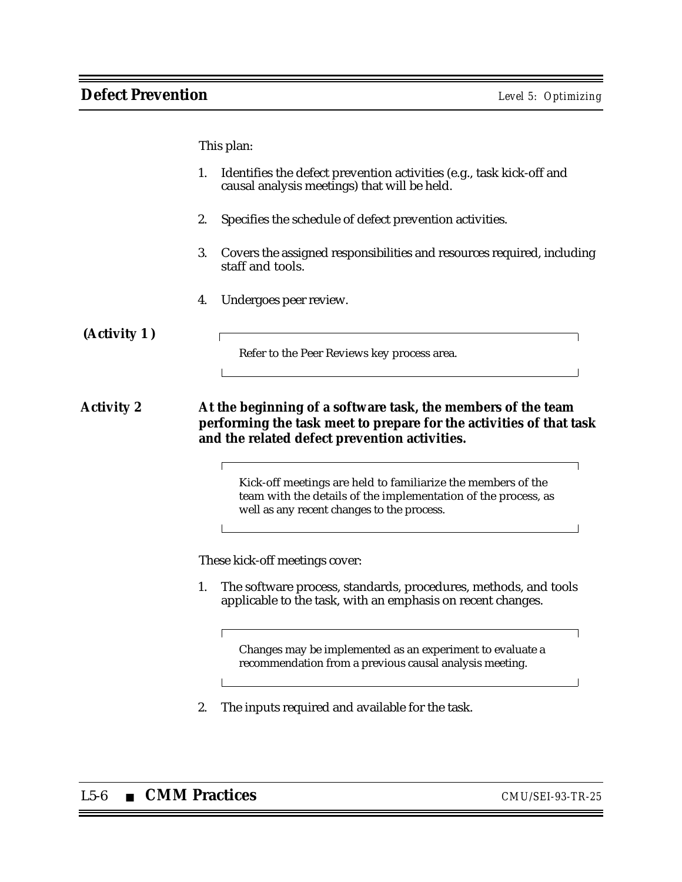This plan:

1. Identifies the defect prevention activities (e.g., task kick-off and causal analysis meetings) that will be held.

2. Specifies the schedule of defect prevention activities.

3. Covers the assigned responsibilities and resources required, including staff and tools.

4. Undergoes peer review.

**(Activity 1 )**

> Refer to the Peer Reviews key process area.

**Activity 2** **At the beginning of a software task, the members of the team performing the task meet to prepare for the activities of that task and the related defect prevention activities.**

> Kick-off meetings are held to familiarize the members of the team with the details of the implementation of the process, as well as any recent changes to the process.

These kick-off meetings cover:

1. The software process, standards, procedures, methods, and tools applicable to the task, with an emphasis on recent changes.

   > Changes may be implemented as an experiment to evaluate a recommendation from a previous causal analysis meeting.

2. The inputs required and available for the task.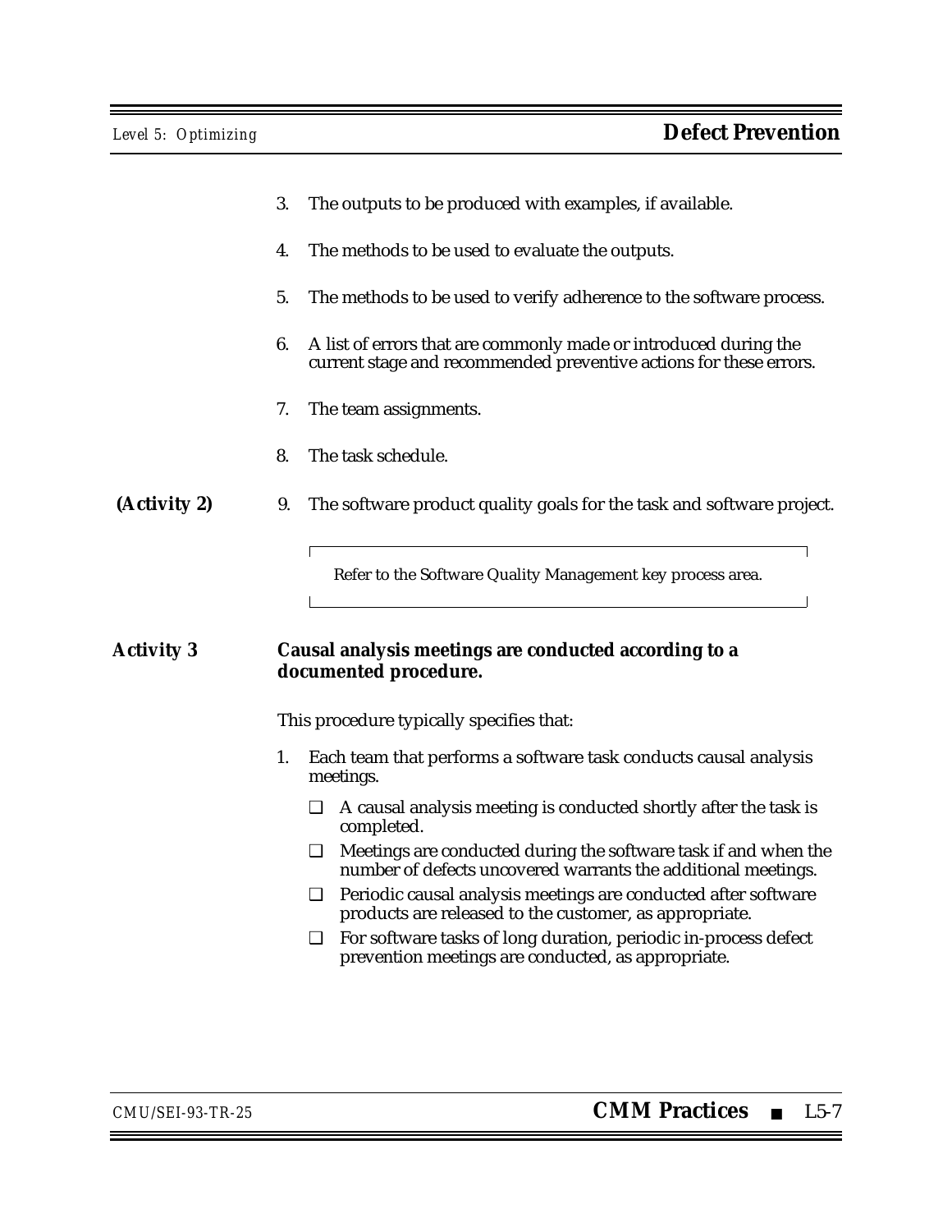3. The outputs to be produced with examples, if available.

4. The methods to be used to evaluate the outputs.

5. The methods to be used to verify adherence to the software process.

6. A list of errors that are commonly made or introduced during the current stage and recommended preventive actions for these errors.

7. The team assignments.

8. The task schedule.

**(Activity 2)** 9. The software product quality goals for the task and software project.

> Refer to the Software Quality Management key process area.

**Activity 3** **Causal analysis meetings are conducted according to a documented procedure.**

This procedure typically specifies that:

1. Each team that performs a software task conducts causal analysis meetings.
   - ❑ A causal analysis meeting is conducted shortly after the task is completed.
   - ❑ Meetings are conducted during the software task if and when the number of defects uncovered warrants the additional meetings.
   - ❑ Periodic causal analysis meetings are conducted after software products are released to the customer, as appropriate.
   - ❑ For software tasks of long duration, periodic in-process defect prevention meetings are conducted, as appropriate.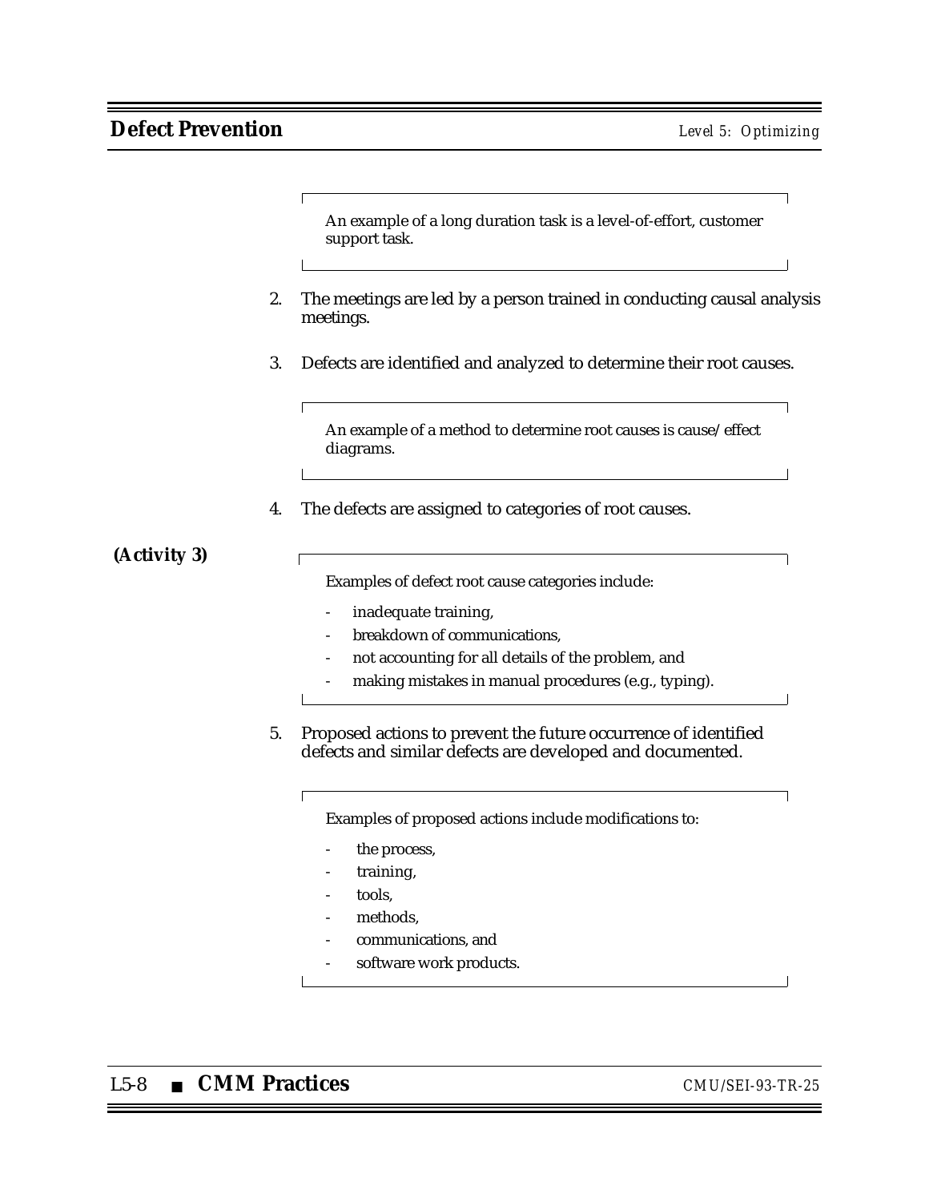An example of a long duration task is a level-of-effort, customer support task.

2. The meetings are led by a person trained in conducting causal analysis meetings.

3. Defects are identified and analyzed to determine their root causes.

   An example of a method to determine root causes is cause/effect diagrams.

4. The defects are assigned to categories of root causes.

**(Activity 3)**

   Examples of defect root cause categories include:

   - inadequate training,
   - breakdown of communications,
   - not accounting for all details of the problem, and
   - making mistakes in manual procedures (e.g., typing).

5. Proposed actions to prevent the future occurrence of identified defects and similar defects are developed and documented.

   Examples of proposed actions include modifications to:

   - the process,
   - training,
   - tools,
   - methods,
   - communications, and
   - software work products.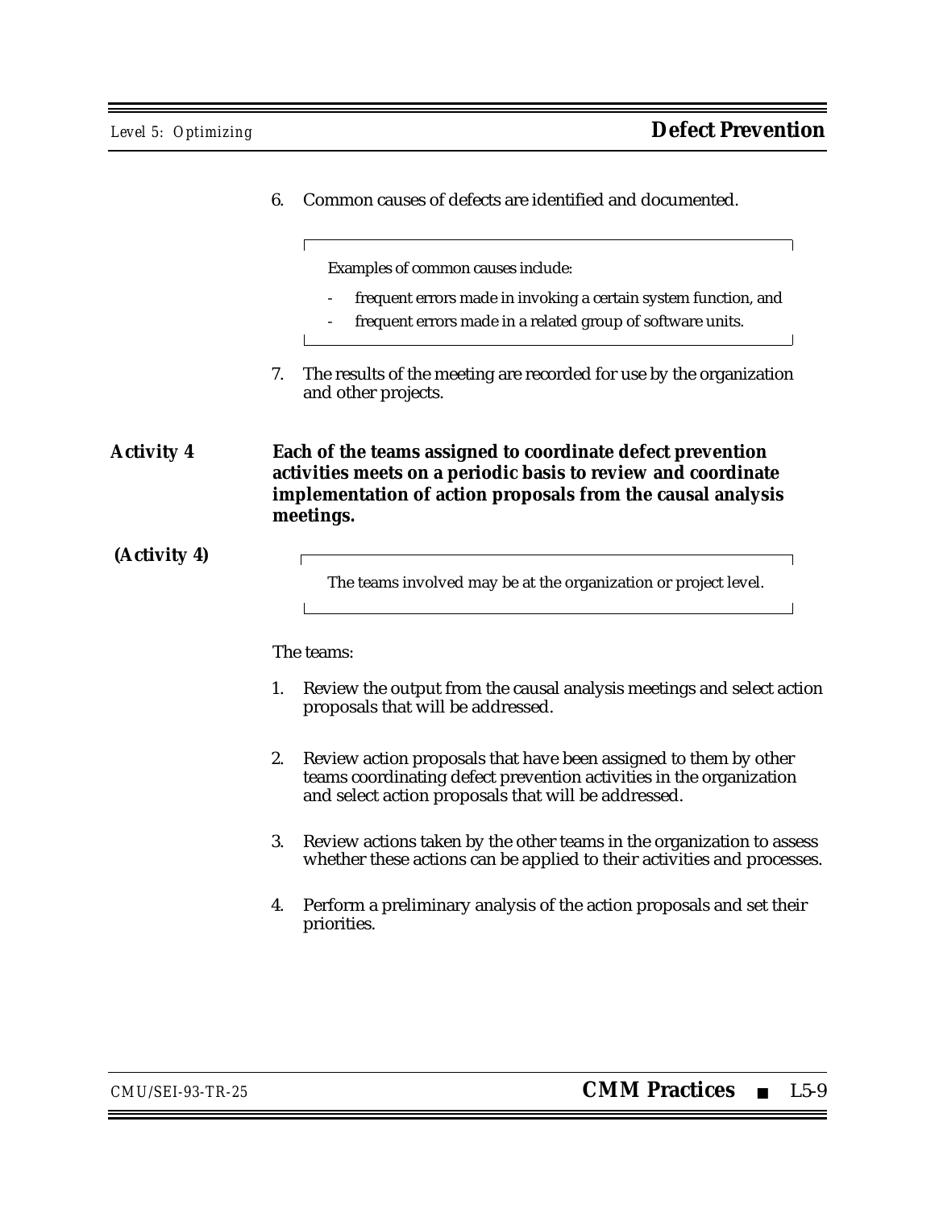6. Common causes of defects are identified and documented.

> Examples of common causes include:
>
> - frequent errors made in invoking a certain system function, and
> - frequent errors made in a related group of software units.

7. The results of the meeting are recorded for use by the organization and other projects.

**Activity 4** **Each of the teams assigned to coordinate defect prevention activities meets on a periodic basis to review and coordinate implementation of action proposals from the causal analysis meetings.**

**(Activity 4)**

> The teams involved may be at the organization or project level.

The teams:

1. Review the output from the causal analysis meetings and select action proposals that will be addressed.

2. Review action proposals that have been assigned to them by other teams coordinating defect prevention activities in the organization and select action proposals that will be addressed.

3. Review actions taken by the other teams in the organization to assess whether these actions can be applied to their activities and processes.

4. Perform a preliminary analysis of the action proposals and set their priorities.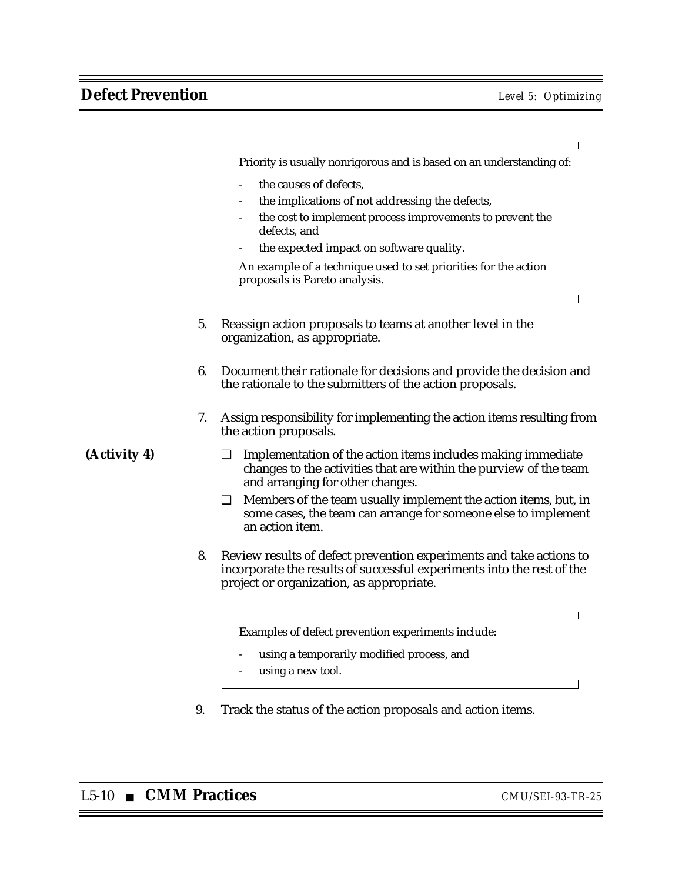> Priority is usually nonrigorous and is based on an understanding of:
>
> - the causes of defects,
> - the implications of not addressing the defects,
> - the cost to implement process improvements to prevent the defects, and
> - the expected impact on software quality.
>
> An example of a technique used to set priorities for the action proposals is Pareto analysis.

5. Reassign action proposals to teams at another level in the organization, as appropriate.

6. Document their rationale for decisions and provide the decision and the rationale to the submitters of the action proposals.

7. Assign responsibility for implementing the action items resulting from the action proposals.

   **(Activity 4)**

   ❑ Implementation of the action items includes making immediate changes to the activities that are within the purview of the team and arranging for other changes.

   ❑ Members of the team usually implement the action items, but, in some cases, the team can arrange for someone else to implement an action item.

8. Review results of defect prevention experiments and take actions to incorporate the results of successful experiments into the rest of the project or organization, as appropriate.

> Examples of defect prevention experiments include:
>
> - using a temporarily modified process, and
> - using a new tool.

9. Track the status of the action proposals and action items.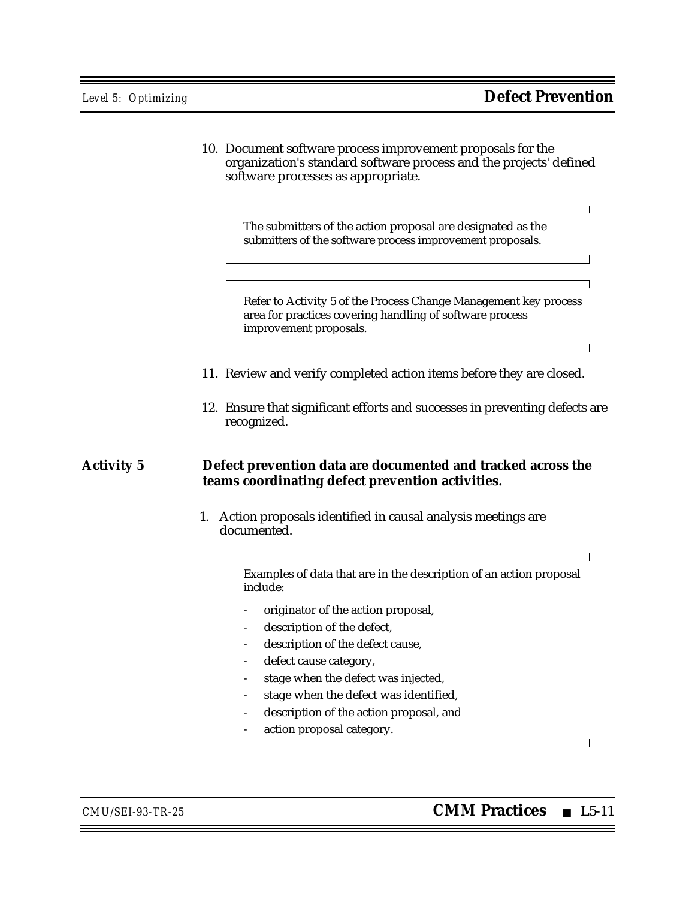10. Document software process improvement proposals for the organization's standard software process and the projects' defined software processes as appropriate.

    > The submitters of the action proposal are designated as the submitters of the software process improvement proposals.

    > Refer to Activity 5 of the Process Change Management key process area for practices covering handling of software process improvement proposals.

11. Review and verify completed action items before they are closed.

12. Ensure that significant efforts and successes in preventing defects are recognized.

**Activity 5** **Defect prevention data are documented and tracked across the teams coordinating defect prevention activities.**

1. Action proposals identified in causal analysis meetings are documented.

   > Examples of data that are in the description of an action proposal include:
   >
   > - originator of the action proposal,
   > - description of the defect,
   > - description of the defect cause,
   > - defect cause category,
   > - stage when the defect was injected,
   > - stage when the defect was identified,
   > - description of the action proposal, and
   > - action proposal category.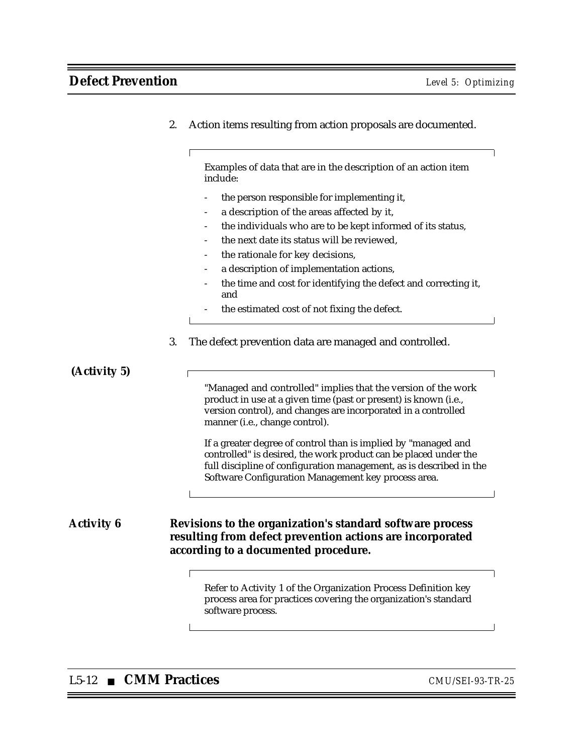2. Action items resulting from action proposals are documented.

> Examples of data that are in the description of an action item include:
>
> - the person responsible for implementing it,
> - a description of the areas affected by it,
> - the individuals who are to be kept informed of its status,
> - the next date its status will be reviewed,
> - the rationale for key decisions,
> - a description of implementation actions,
> - the time and cost for identifying the defect and correcting it, and
> - the estimated cost of not fixing the defect.

3. The defect prevention data are managed and controlled.

**(Activity 5)**

> "Managed and controlled" implies that the version of the work product in use at a given time (past or present) is known (i.e., version control), and changes are incorporated in a controlled manner (i.e., change control).
>
> If a greater degree of control than is implied by "managed and controlled" is desired, the work product can be placed under the full discipline of configuration management, as is described in the Software Configuration Management key process area.

**Activity 6** **Revisions to the organization's standard software process resulting from defect prevention actions are incorporated according to a documented procedure.**

> Refer to Activity 1 of the Organization Process Definition key process area for practices covering the organization's standard software process.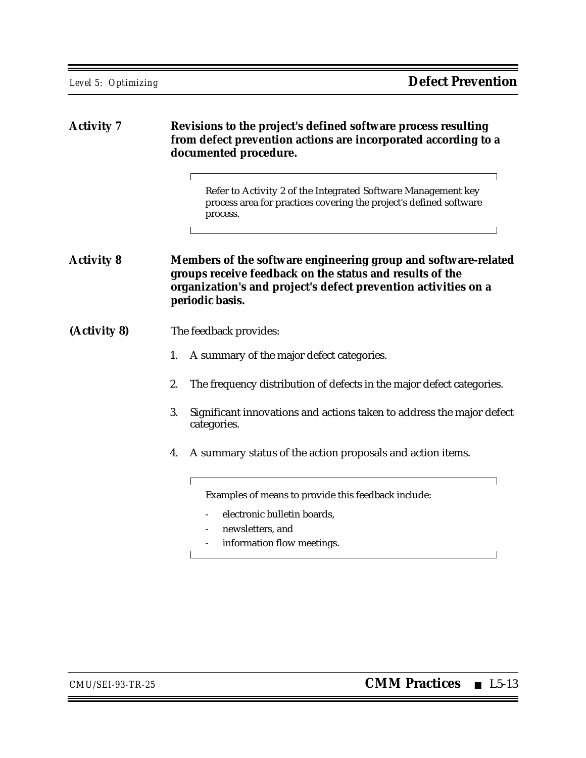**Activity 7** **Revisions to the project's defined software process resulting from defect prevention actions are incorporated according to a documented procedure.**

> Refer to Activity 2 of the Integrated Software Management key process area for practices covering the project's defined software process.

**Activity 8** **Members of the software engineering group and software-related groups receive feedback on the status and results of the organization's and project's defect prevention activities on a periodic basis.**

**(Activity 8)** The feedback provides:

1. A summary of the major defect categories.
2. The frequency distribution of defects in the major defect categories.
3. Significant innovations and actions taken to address the major defect categories.
4. A summary status of the action proposals and action items.

> Examples of means to provide this feedback include:
>
> - electronic bulletin boards,
> - newsletters, and
> - information flow meetings.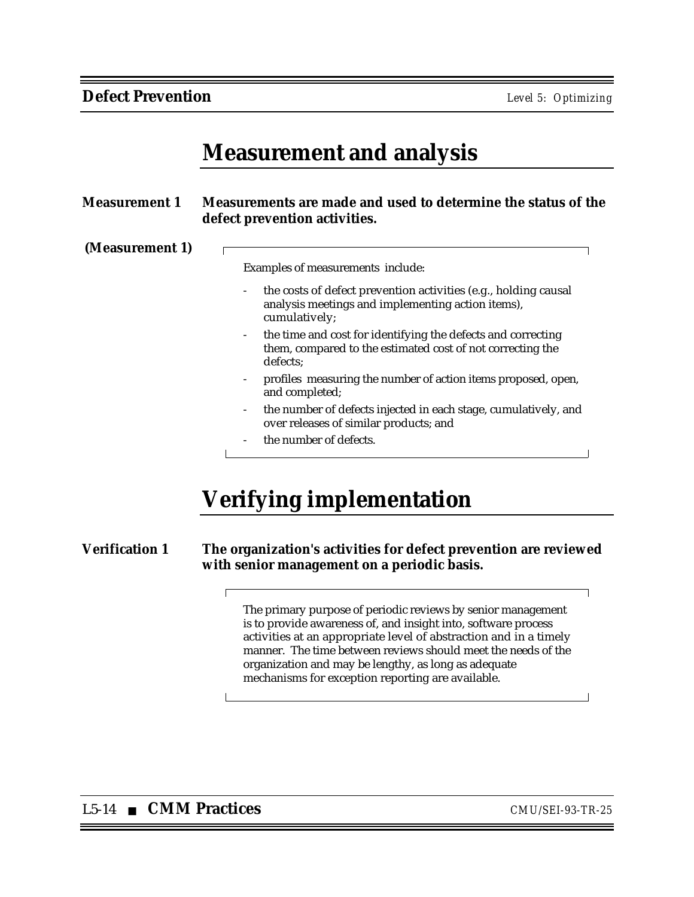# Measurement and analysis

**Measurement 1** **Measurements are made and used to determine the status of the defect prevention activities.**

**(Measurement 1)**

Examples of measurements include:

- the costs of defect prevention activities (e.g., holding causal analysis meetings and implementing action items), cumulatively;
- the time and cost for identifying the defects and correcting them, compared to the estimated cost of not correcting the defects;
- profiles measuring the number of action items proposed, open, and completed;
- the number of defects injected in each stage, cumulatively, and over releases of similar products; and
- the number of defects.

# Verifying implementation

**Verification 1** **The organization's activities for defect prevention are reviewed with senior management on a periodic basis.**

The primary purpose of periodic reviews by senior management is to provide awareness of, and insight into, software process activities at an appropriate level of abstraction and in a timely manner. The time between reviews should meet the needs of the organization and may be lengthy, as long as adequate mechanisms for exception reporting are available.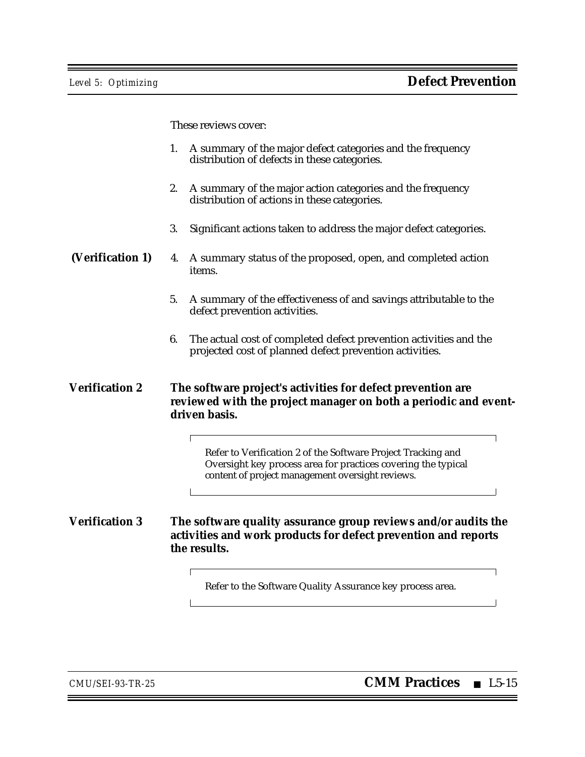These reviews cover:

1. A summary of the major defect categories and the frequency distribution of defects in these categories.

2. A summary of the major action categories and the frequency distribution of actions in these categories.

3. Significant actions taken to address the major defect categories.

**(Verification 1)**

4. A summary status of the proposed, open, and completed action items.

5. A summary of the effectiveness of and savings attributable to the defect prevention activities.

6. The actual cost of completed defect prevention activities and the projected cost of planned defect prevention activities.

**Verification 2** **The software project's activities for defect prevention are reviewed with the project manager on both a periodic and event-driven basis.**

> Refer to Verification 2 of the Software Project Tracking and Oversight key process area for practices covering the typical content of project management oversight reviews.

**Verification 3** **The software quality assurance group reviews and/or audits the activities and work products for defect prevention and reports the results.**

> Refer to the Software Quality Assurance key process area.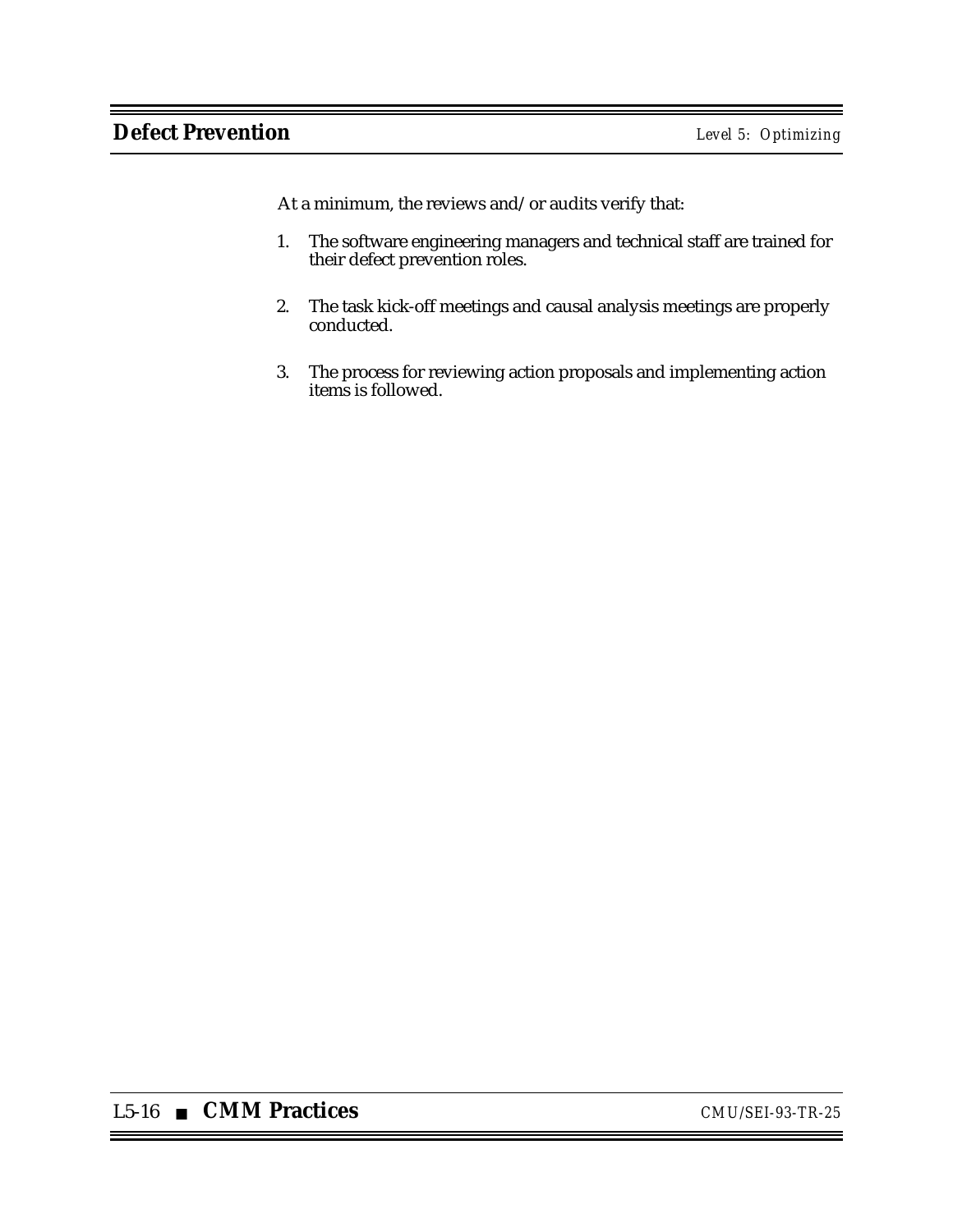At a minimum, the reviews and/or audits verify that:

1. The software engineering managers and technical staff are trained for their defect prevention roles.

2. The task kick-off meetings and causal analysis meetings are properly conducted.

3. The process for reviewing action proposals and implementing action items is followed.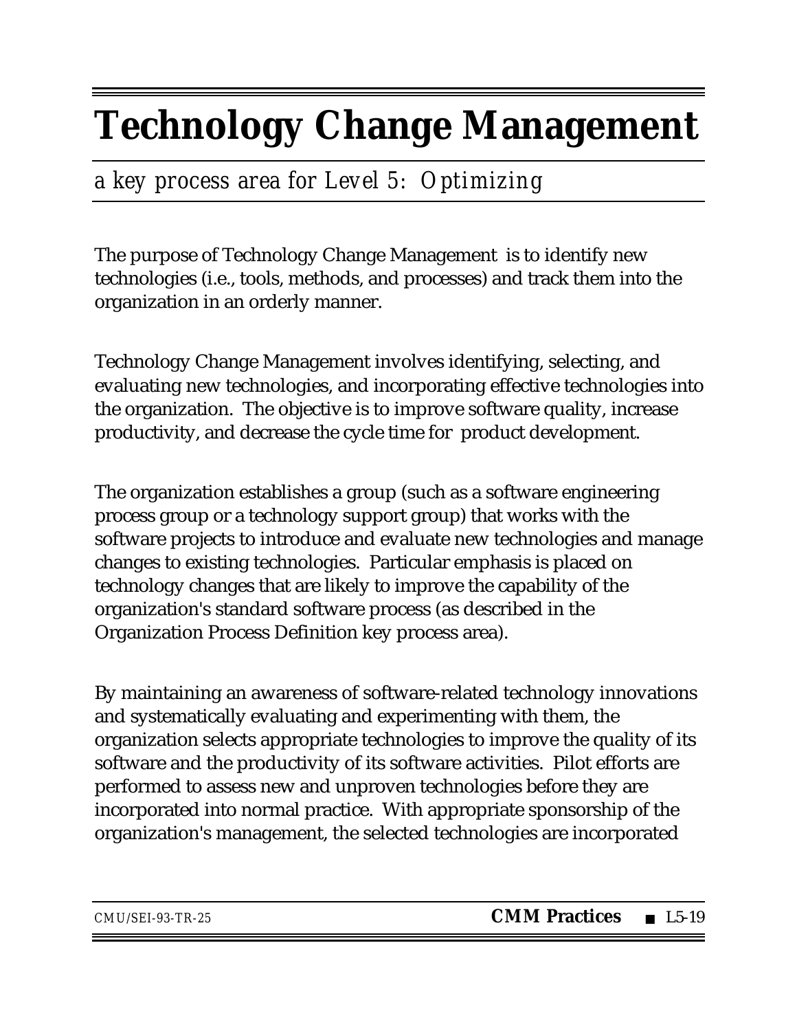# Technology Change Management

*a key process area for Level 5: Optimizing*

The purpose of Technology Change Management is to identify new technologies (i.e., tools, methods, and processes) and track them into the organization in an orderly manner.

Technology Change Management involves identifying, selecting, and evaluating new technologies, and incorporating effective technologies into the organization. The objective is to improve software quality, increase productivity, and decrease the cycle time for product development.

The organization establishes a group (such as a software engineering process group or a technology support group) that works with the software projects to introduce and evaluate new technologies and manage changes to existing technologies. Particular emphasis is placed on technology changes that are likely to improve the capability of the organization's standard software process (as described in the Organization Process Definition key process area).

By maintaining an awareness of software-related technology innovations and systematically evaluating and experimenting with them, the organization selects appropriate technologies to improve the quality of its software and the productivity of its software activities. Pilot efforts are performed to assess new and unproven technologies before they are incorporated into normal practice. With appropriate sponsorship of the organization's management, the selected technologies are incorporated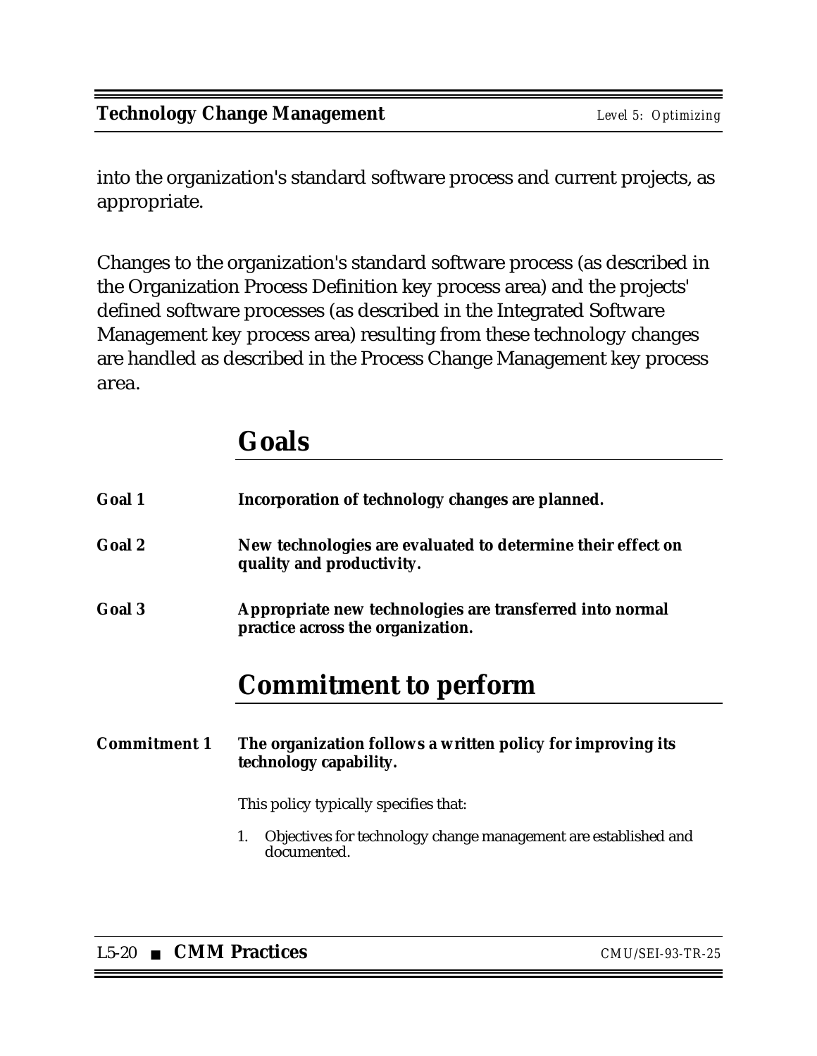into the organization's standard software process and current projects, as appropriate.

Changes to the organization's standard software process (as described in the Organization Process Definition key process area) and the projects' defined software processes (as described in the Integrated Software Management key process area) resulting from these technology changes are handled as described in the Process Change Management key process area.

## Goals

**Goal 1** **Incorporation of technology changes are planned.**

**Goal 2** **New technologies are evaluated to determine their effect on quality and productivity.**

**Goal 3** **Appropriate new technologies are transferred into normal practice across the organization.**

## Commitment to perform

**Commitment 1** **The organization follows a written policy for improving its technology capability.**

This policy typically specifies that:

1. Objectives for technology change management are established and documented.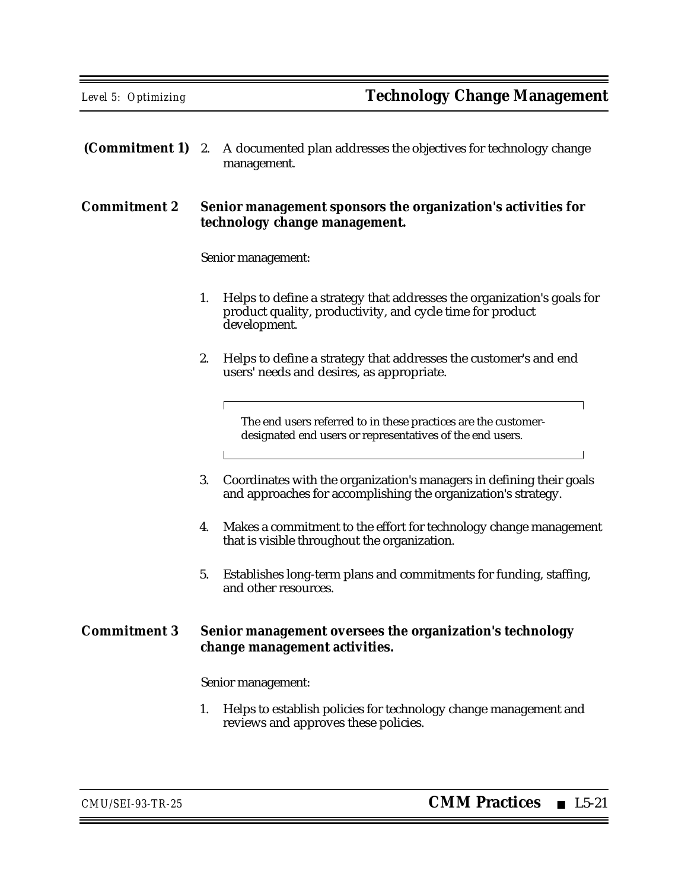**(Commitment 1)** 2. A documented plan addresses the objectives for technology change management.

**Commitment 2** **Senior management sponsors the organization's activities for technology change management.**

Senior management:

1. Helps to define a strategy that addresses the organization's goals for product quality, productivity, and cycle time for product development.

2. Helps to define a strategy that addresses the customer's and end users' needs and desires, as appropriate.

   > The end users referred to in these practices are the customer-designated end users or representatives of the end users.

3. Coordinates with the organization's managers in defining their goals and approaches for accomplishing the organization's strategy.

4. Makes a commitment to the effort for technology change management that is visible throughout the organization.

5. Establishes long-term plans and commitments for funding, staffing, and other resources.

**Commitment 3** **Senior management oversees the organization's technology change management activities.**

Senior management:

1. Helps to establish policies for technology change management and reviews and approves these policies.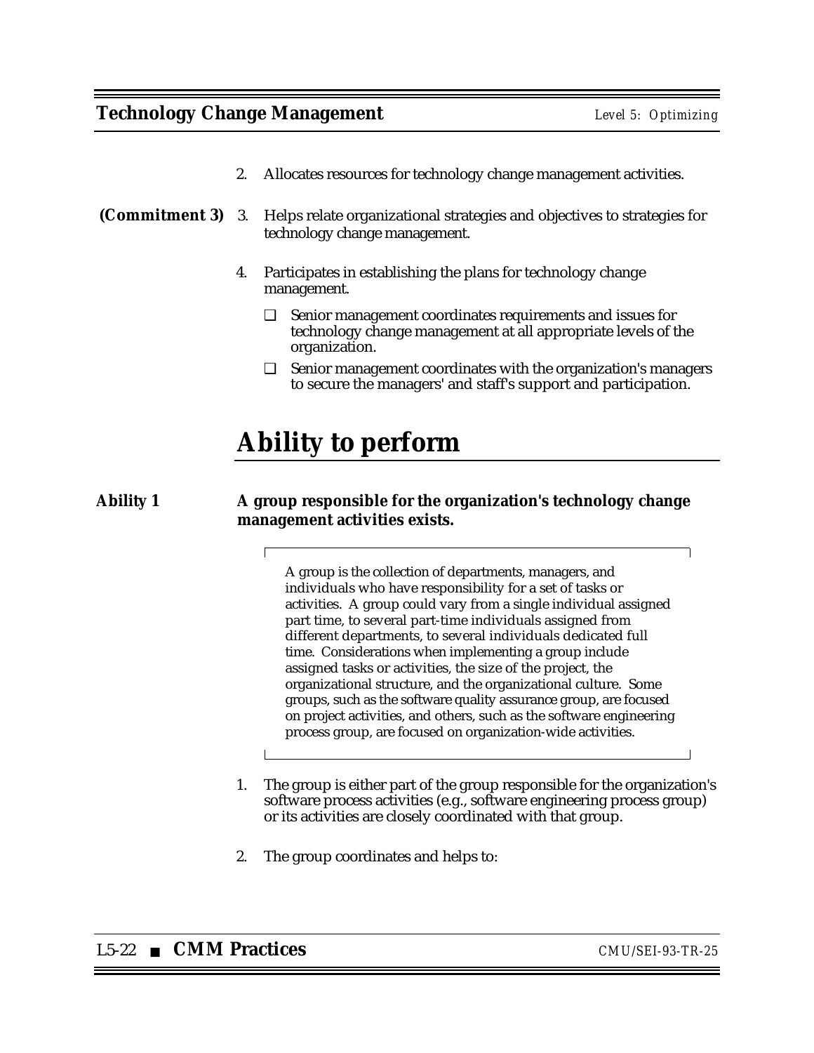2. Allocates resources for technology change management activities.

**(Commitment 3)** 3. Helps relate organizational strategies and objectives to strategies for technology change management.

4. Participates in establishing the plans for technology change management.

   - ❑ Senior management coordinates requirements and issues for technology change management at all appropriate levels of the organization.
   - ❑ Senior management coordinates with the organization's managers to secure the managers' and staff's support and participation.

# Ability to perform

**Ability 1** **A group responsible for the organization's technology change management activities exists.**

> A group is the collection of departments, managers, and individuals who have responsibility for a set of tasks or activities. A group could vary from a single individual assigned part time, to several part-time individuals assigned from different departments, to several individuals dedicated full time. Considerations when implementing a group include assigned tasks or activities, the size of the project, the organizational structure, and the organizational culture. Some groups, such as the software quality assurance group, are focused on project activities, and others, such as the software engineering process group, are focused on organization-wide activities.

1. The group is either part of the group responsible for the organization's software process activities (e.g., software engineering process group) or its activities are closely coordinated with that group.

2. The group coordinates and helps to: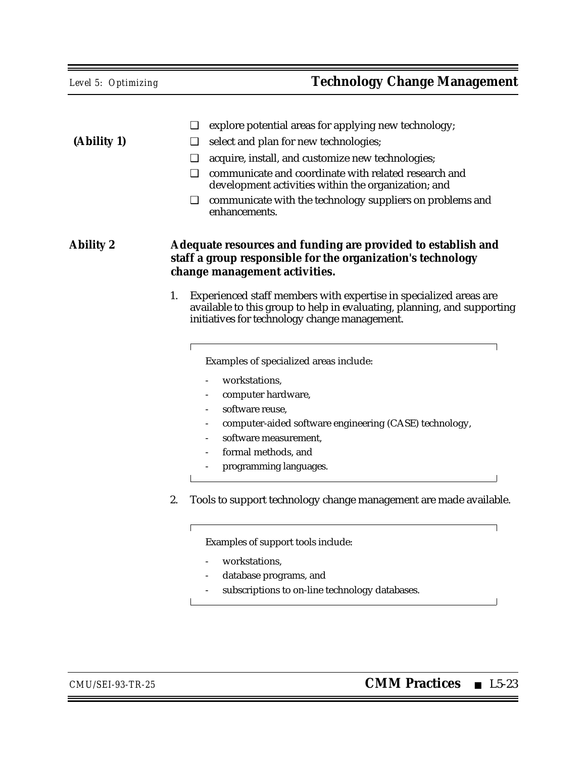(Ability 1)

- ❑ explore potential areas for applying new technology;
- ❑ select and plan for new technologies;
- ❑ acquire, install, and customize new technologies;
- ❑ communicate and coordinate with related research and development activities within the organization; and
- ❑ communicate with the technology suppliers on problems and enhancements.

**Ability 2** **Adequate resources and funding are provided to establish and staff a group responsible for the organization's technology change management activities.**

1. Experienced staff members with expertise in specialized areas are available to this group to help in evaluating, planning, and supporting initiatives for technology change management.

   > Examples of specialized areas include:
   >
   > - workstations,
   > - computer hardware,
   > - software reuse,
   > - computer-aided software engineering (CASE) technology,
   > - software measurement,
   > - formal methods, and
   > - programming languages.

2. Tools to support technology change management are made available.

   > Examples of support tools include:
   >
   > - workstations,
   > - database programs, and
   > - subscriptions to on-line technology databases.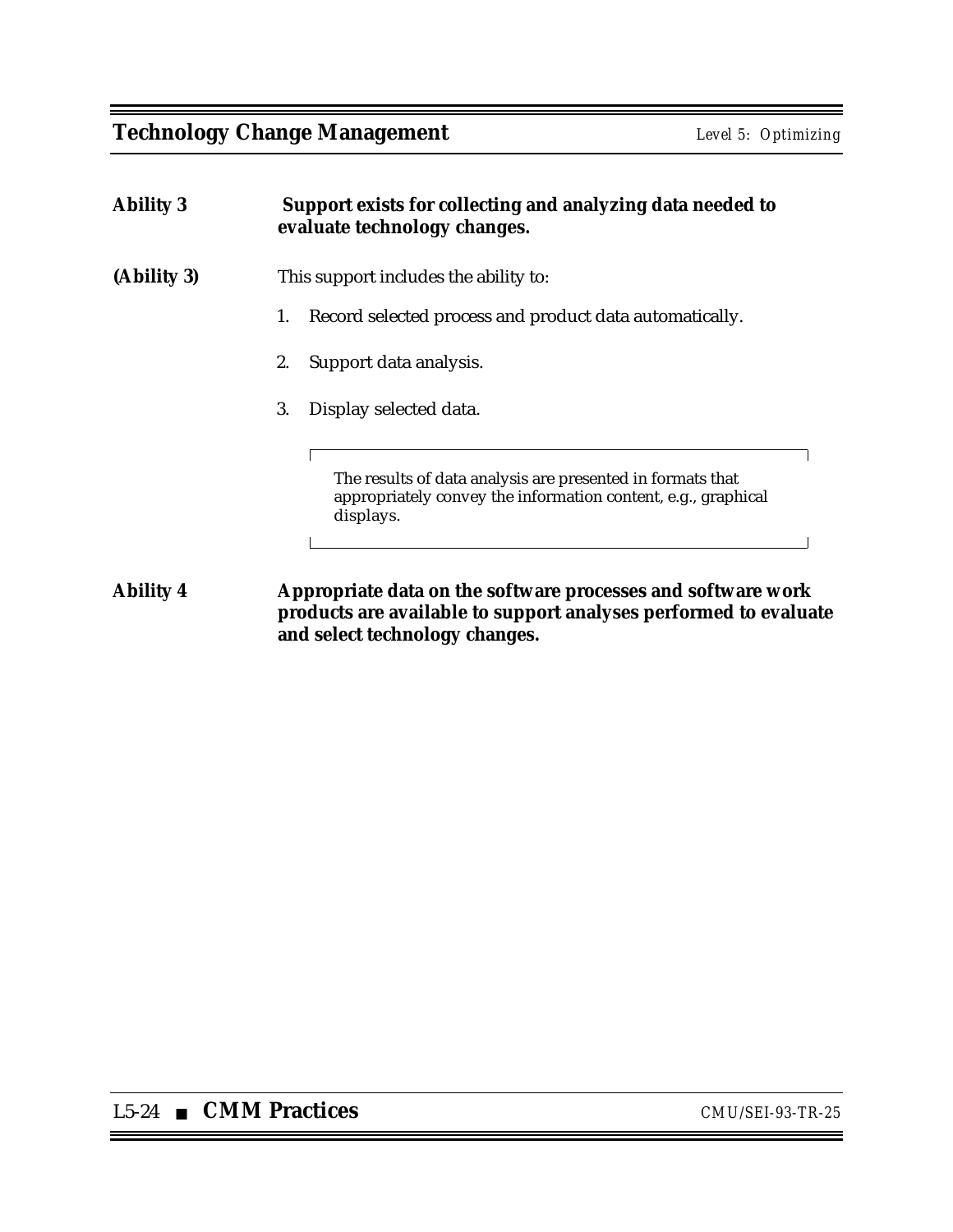**Ability 3** **Support exists for collecting and analyzing data needed to evaluate technology changes.**

**(Ability 3)** This support includes the ability to:

1. Record selected process and product data automatically.

2. Support data analysis.

3. Display selected data.

> The results of data analysis are presented in formats that appropriately convey the information content, e.g., graphical displays.

**Ability 4** **Appropriate data on the software processes and software work products are available to support analyses performed to evaluate and select technology changes.**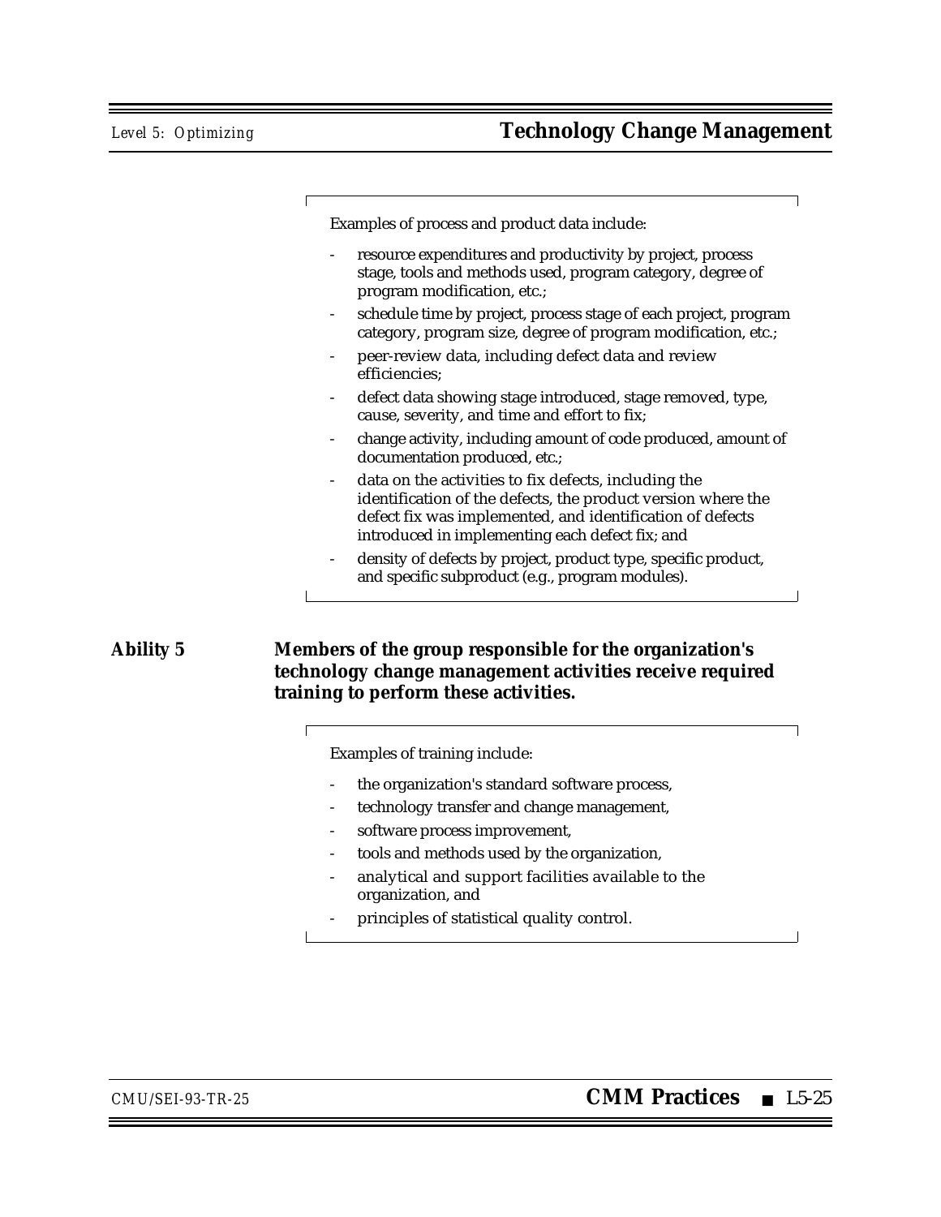Examples of process and product data include:

- resource expenditures and productivity by project, process stage, tools and methods used, program category, degree of program modification, etc.;
- schedule time by project, process stage of each project, program category, program size, degree of program modification, etc.;
- peer-review data, including defect data and review efficiencies;
- defect data showing stage introduced, stage removed, type, cause, severity, and time and effort to fix;
- change activity, including amount of code produced, amount of documentation produced, etc.;
- data on the activities to fix defects, including the identification of the defects, the product version where the defect fix was implemented, and identification of defects introduced in implementing each defect fix; and
- density of defects by project, product type, specific product, and specific subproduct (e.g., program modules).

**Ability 5** **Members of the group responsible for the organization's technology change management activities receive required training to perform these activities.**

Examples of training include:

- the organization's standard software process,
- technology transfer and change management,
- software process improvement,
- tools and methods used by the organization,
- analytical and support facilities available to the organization, and
- principles of statistical quality control.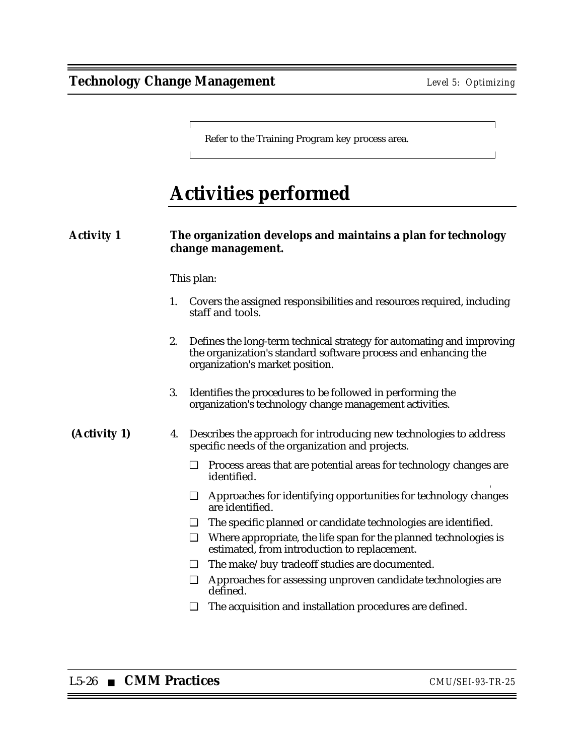Refer to the Training Program key process area.

## Activities performed

**Activity 1** **The organization develops and maintains a plan for technology change management.**

This plan:

1. Covers the assigned responsibilities and resources required, including staff and tools.

2. Defines the long-term technical strategy for automating and improving the organization's standard software process and enhancing the organization's market position.

3. Identifies the procedures to be followed in performing the organization's technology change management activities.

**(Activity 1)**

4. Describes the approach for introducing new technologies to address specific needs of the organization and projects.

   ❑ Process areas that are potential areas for technology changes are identified.

   ❑ Approaches for identifying opportunities for technology changes are identified.

   ❑ The specific planned or candidate technologies are identified.

   ❑ Where appropriate, the life span for the planned technologies is estimated, from introduction to replacement.

   ❑ The make/buy tradeoff studies are documented.

   ❑ Approaches for assessing unproven candidate technologies are defined.

   ❑ The acquisition and installation procedures are defined.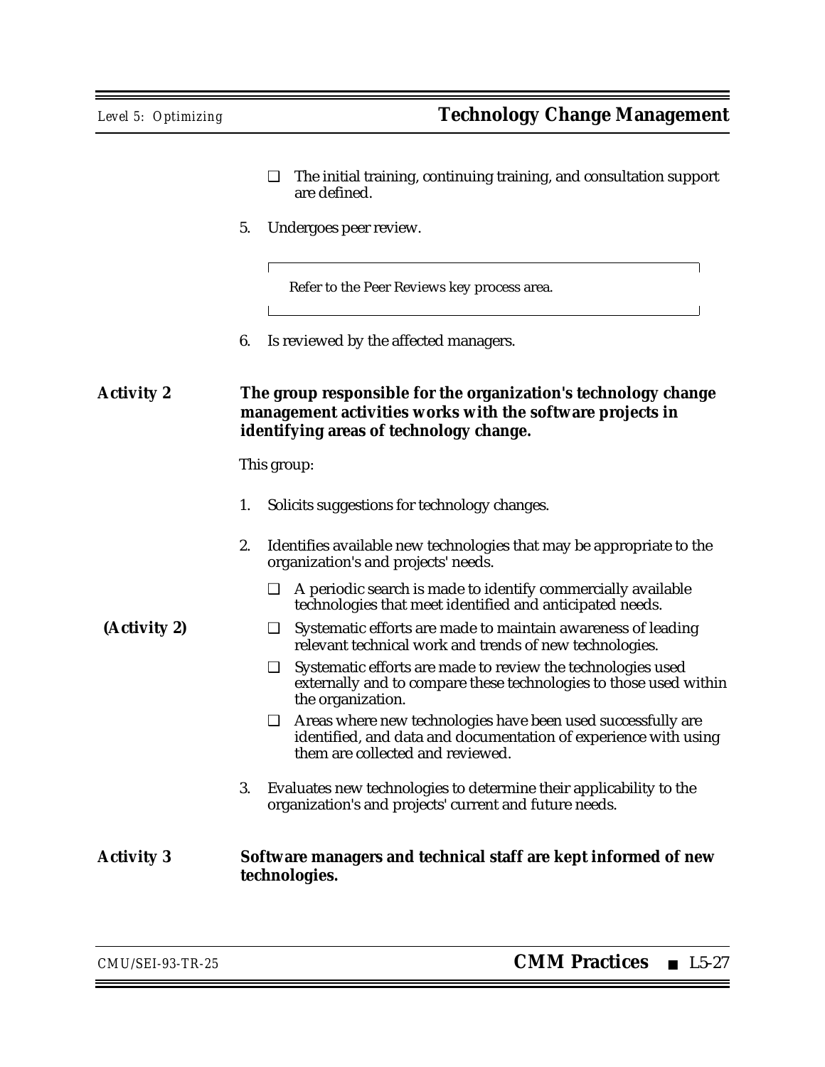- ❑ The initial training, continuing training, and consultation support are defined.

5. Undergoes peer review.

> Refer to the Peer Reviews key process area.

6. Is reviewed by the affected managers.

**Activity 2** **The group responsible for the organization's technology change management activities works with the software projects in identifying areas of technology change.**

This group:

1. Solicits suggestions for technology changes.

2. Identifies available new technologies that may be appropriate to the organization's and projects' needs.

   - ❑ A periodic search is made to identify commercially available technologies that meet identified and anticipated needs.
   - ❑ Systematic efforts are made to maintain awareness of leading relevant technical work and trends of new technologies.
   - ❑ Systematic efforts are made to review the technologies used externally and to compare these technologies to those used within the organization.
   - ❑ Areas where new technologies have been used successfully are identified, and data and documentation of experience with using them are collected and reviewed.

3. Evaluates new technologies to determine their applicability to the organization's and projects' current and future needs.

**Activity 3** **Software managers and technical staff are kept informed of new technologies.**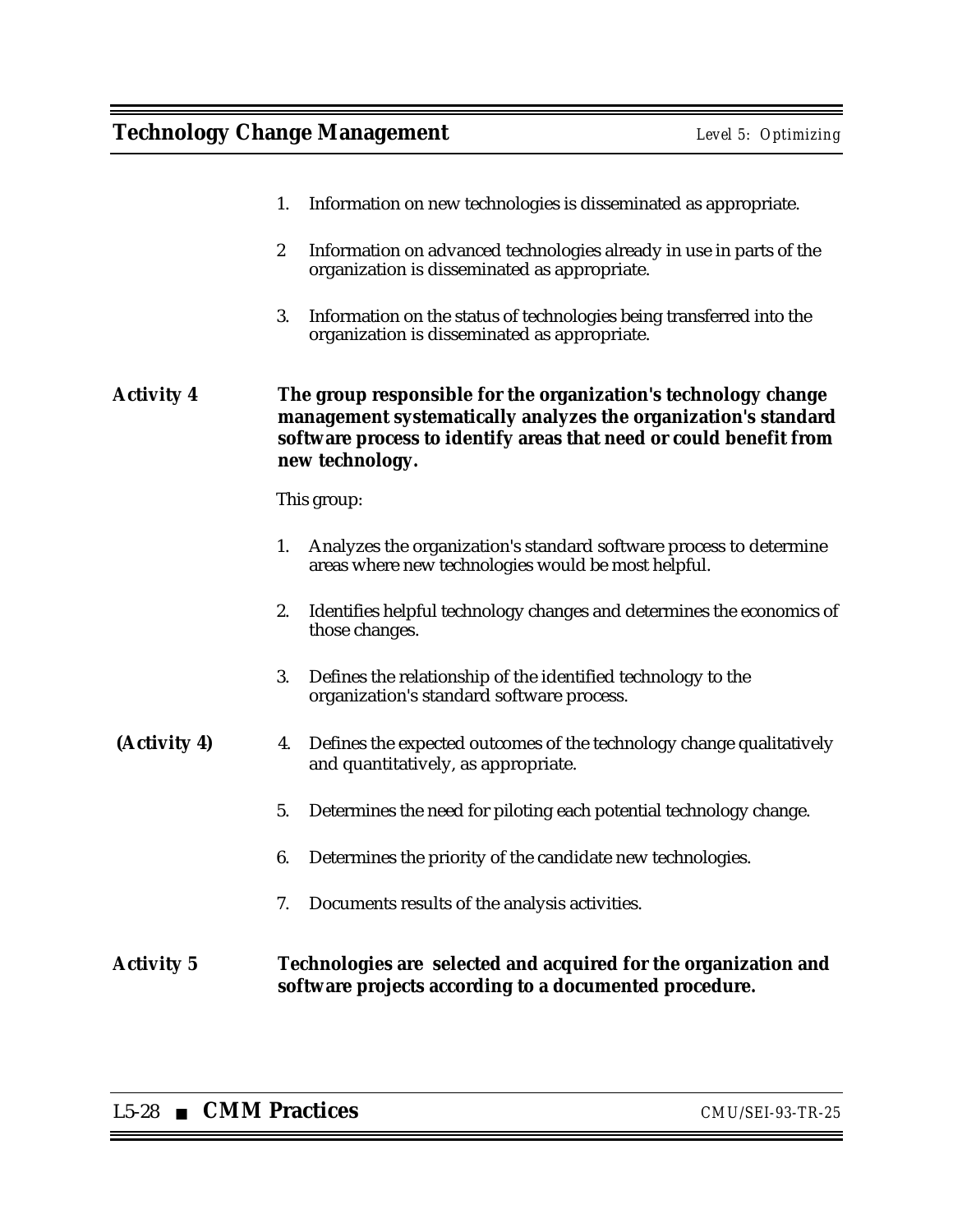1. Information on new technologies is disseminated as appropriate.

2 Information on advanced technologies already in use in parts of the organization is disseminated as appropriate.

3. Information on the status of technologies being transferred into the organization is disseminated as appropriate.

**Activity 4** **The group responsible for the organization's technology change management systematically analyzes the organization's standard software process to identify areas that need or could benefit from new technology.**

This group:

1. Analyzes the organization's standard software process to determine areas where new technologies would be most helpful.

2. Identifies helpful technology changes and determines the economics of those changes.

3. Defines the relationship of the identified technology to the organization's standard software process.

**(Activity 4)**

4. Defines the expected outcomes of the technology change qualitatively and quantitatively, as appropriate.

5. Determines the need for piloting each potential technology change.

6. Determines the priority of the candidate new technologies.

7. Documents results of the analysis activities.

**Activity 5** **Technologies are selected and acquired for the organization and software projects according to a documented procedure.**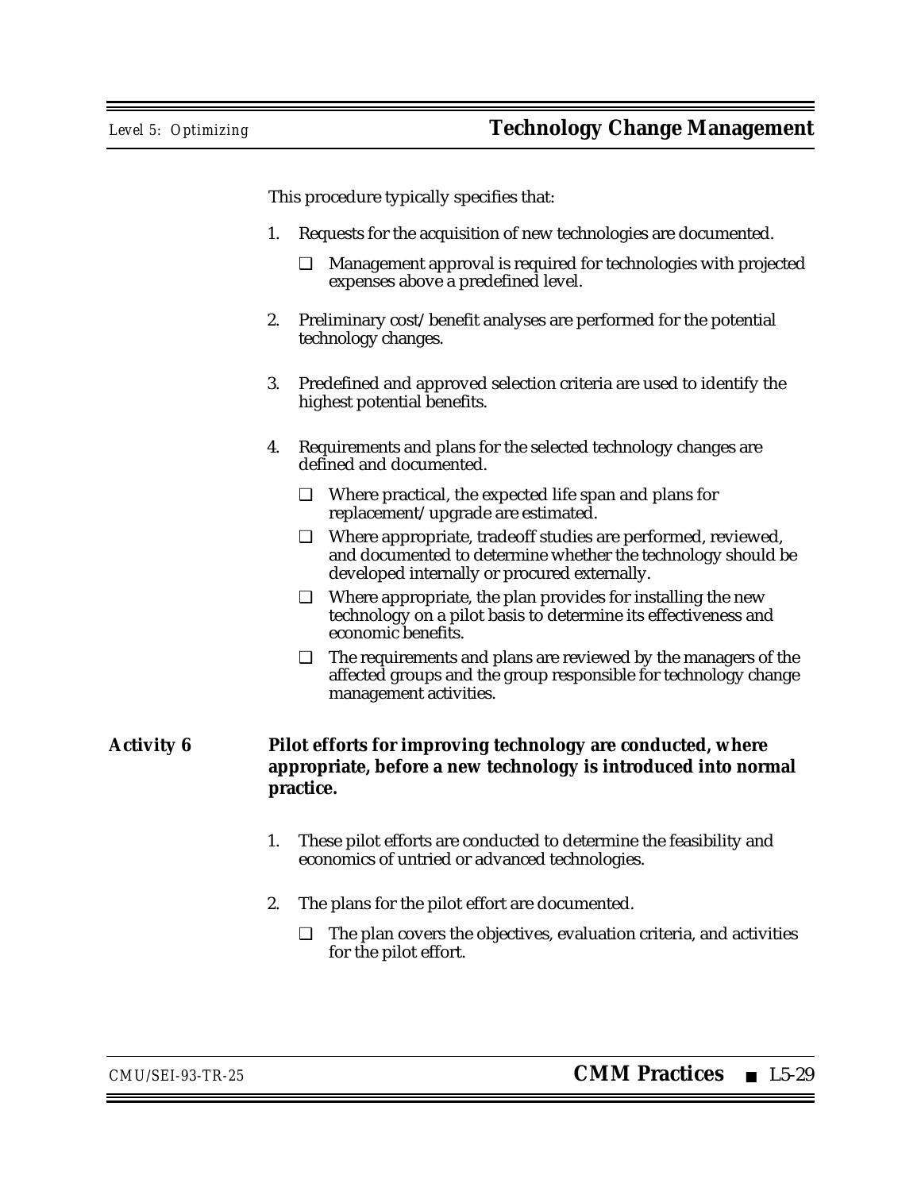This procedure typically specifies that:

1. Requests for the acquisition of new technologies are documented.
   - ❑ Management approval is required for technologies with projected expenses above a predefined level.

2. Preliminary cost/benefit analyses are performed for the potential technology changes.

3. Predefined and approved selection criteria are used to identify the highest potential benefits.

4. Requirements and plans for the selected technology changes are defined and documented.
   - ❑ Where practical, the expected life span and plans for replacement/upgrade are estimated.
   - ❑ Where appropriate, tradeoff studies are performed, reviewed, and documented to determine whether the technology should be developed internally or procured externally.
   - ❑ Where appropriate, the plan provides for installing the new technology on a pilot basis to determine its effectiveness and economic benefits.
   - ❑ The requirements and plans are reviewed by the managers of the affected groups and the group responsible for technology change management activities.

***Activity 6*** **Pilot efforts for improving technology are conducted, where appropriate, before a new technology is introduced into normal practice.**

1. These pilot efforts are conducted to determine the feasibility and economics of untried or advanced technologies.

2. The plans for the pilot effort are documented.
   - ❑ The plan covers the objectives, evaluation criteria, and activities for the pilot effort.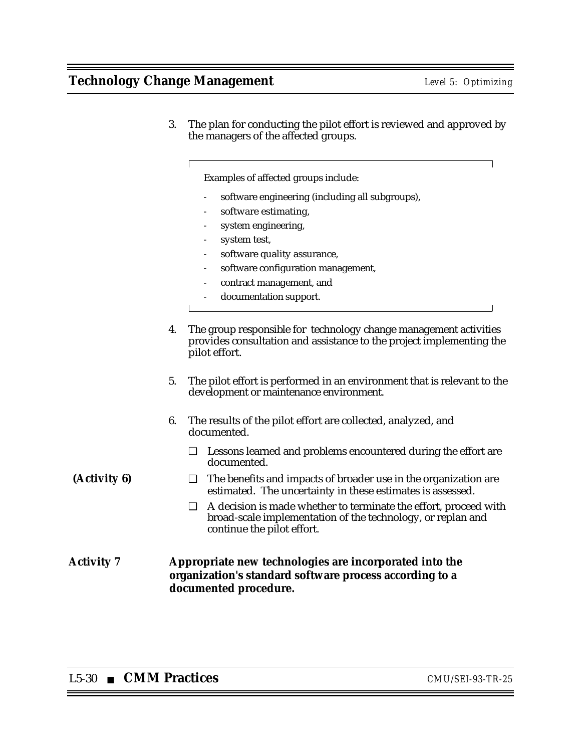3. The plan for conducting the pilot effort is reviewed and approved by the managers of the affected groups.

> Examples of affected groups include:
>
> - software engineering (including all subgroups),
> - software estimating,
> - system engineering,
> - system test,
> - software quality assurance,
> - software configuration management,
> - contract management, and
> - documentation support.

4. The group responsible for technology change management activities provides consultation and assistance to the project implementing the pilot effort.

5. The pilot effort is performed in an environment that is relevant to the development or maintenance environment.

6. The results of the pilot effort are collected, analyzed, and documented.

   ❑ Lessons learned and problems encountered during the effort are documented.

   **(Activity 6)** ❑ The benefits and impacts of broader use in the organization are estimated. The uncertainty in these estimates is assessed.

   ❑ A decision is made whether to terminate the effort, proceed with broad-scale implementation of the technology, or replan and continue the pilot effort.

**Activity 7** **Appropriate new technologies are incorporated into the organization's standard software process according to a documented procedure.**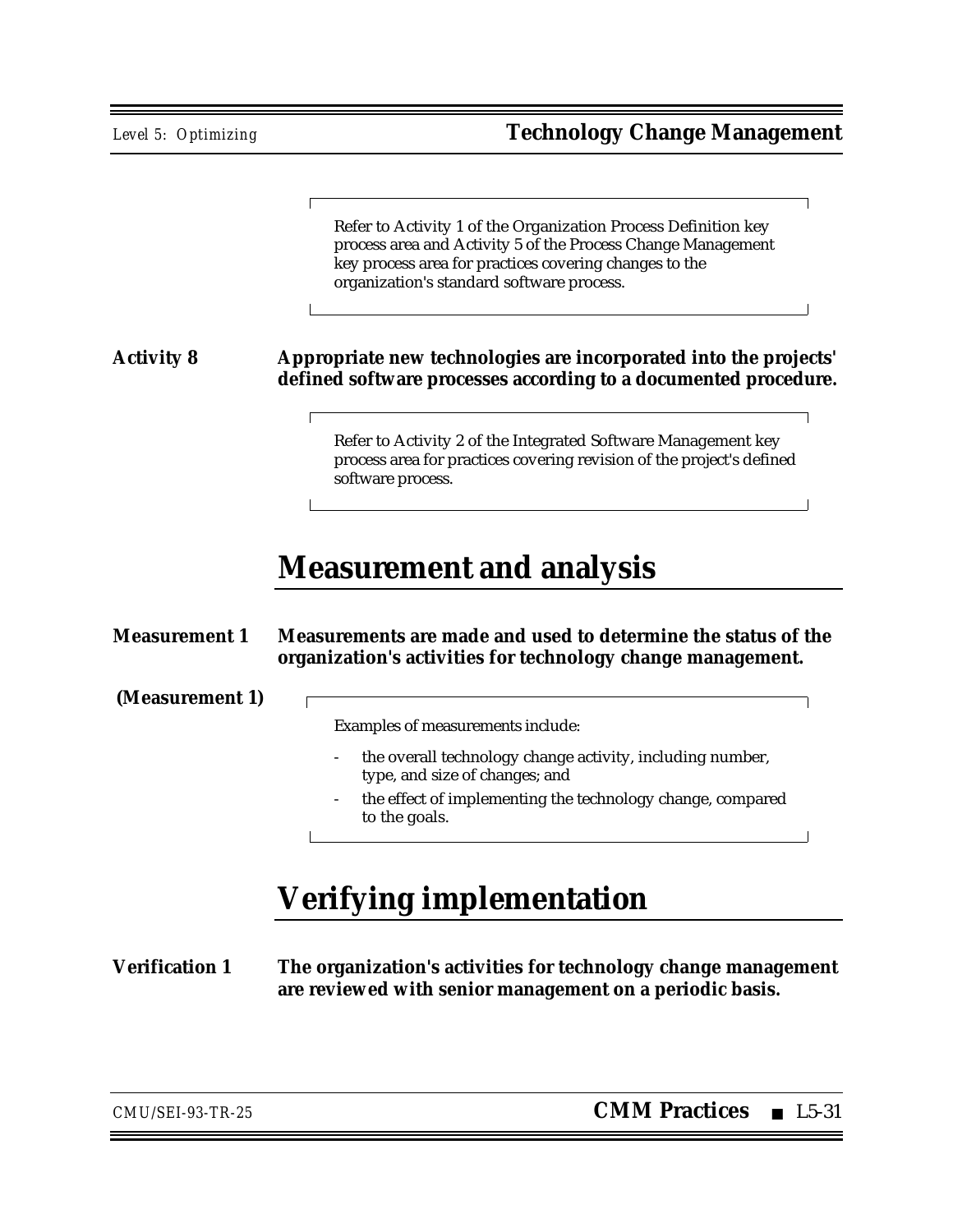> Refer to Activity 1 of the Organization Process Definition key process area and Activity 5 of the Process Change Management key process area for practices covering changes to the organization's standard software process.

**Activity 8** **Appropriate new technologies are incorporated into the projects' defined software processes according to a documented procedure.**

> Refer to Activity 2 of the Integrated Software Management key process area for practices covering revision of the project's defined software process.

# Measurement and analysis

**Measurement 1** **Measurements are made and used to determine the status of the organization's activities for technology change management.**

(Measurement 1)

> Examples of measurements include:
>
> - the overall technology change activity, including number, type, and size of changes; and
> - the effect of implementing the technology change, compared to the goals.

# Verifying implementation

**Verification 1** **The organization's activities for technology change management are reviewed with senior management on a periodic basis.**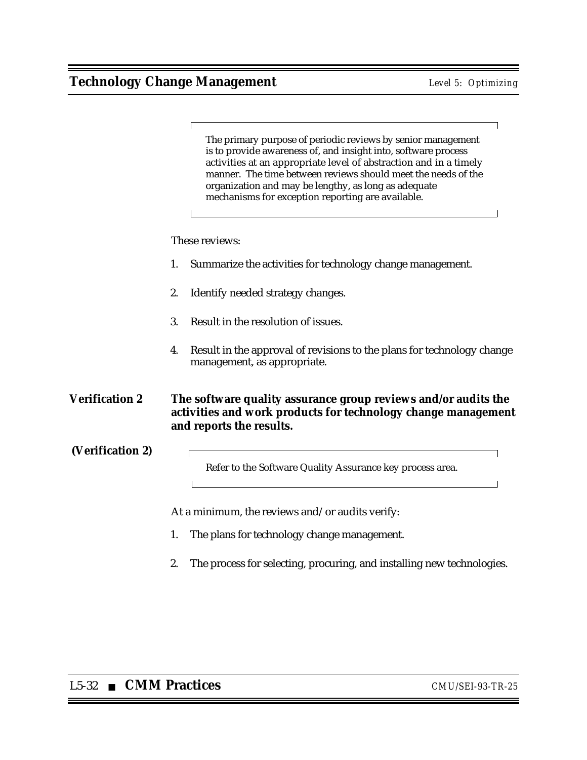> The primary purpose of periodic reviews by senior management is to provide awareness of, and insight into, software process activities at an appropriate level of abstraction and in a timely manner. The time between reviews should meet the needs of the organization and may be lengthy, as long as adequate mechanisms for exception reporting are available.

These reviews:

1. Summarize the activities for technology change management.
2. Identify needed strategy changes.
3. Result in the resolution of issues.
4. Result in the approval of revisions to the plans for technology change management, as appropriate.

**Verification 2** **The software quality assurance group reviews and/or audits the activities and work products for technology change management and reports the results.**

**(Verification 2)**

> Refer to the Software Quality Assurance key process area.

At a minimum, the reviews and/or audits verify:

1. The plans for technology change management.
2. The process for selecting, procuring, and installing new technologies.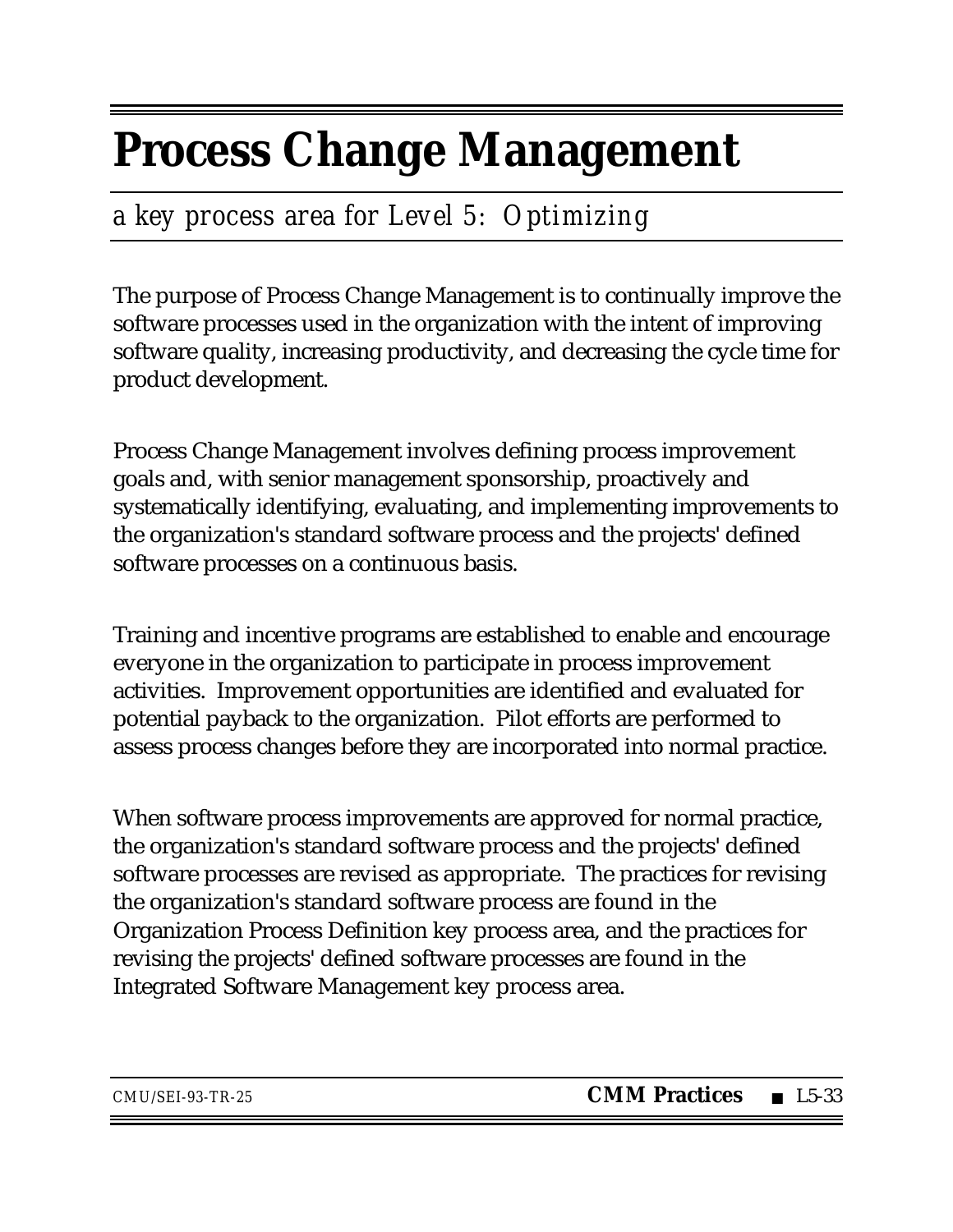# Process Change Management

*a key process area for Level 5: Optimizing*

The purpose of Process Change Management is to continually improve the software processes used in the organization with the intent of improving software quality, increasing productivity, and decreasing the cycle time for product development.

Process Change Management involves defining process improvement goals and, with senior management sponsorship, proactively and systematically identifying, evaluating, and implementing improvements to the organization's standard software process and the projects' defined software processes on a continuous basis.

Training and incentive programs are established to enable and encourage everyone in the organization to participate in process improvement activities. Improvement opportunities are identified and evaluated for potential payback to the organization. Pilot efforts are performed to assess process changes before they are incorporated into normal practice.

When software process improvements are approved for normal practice, the organization's standard software process and the projects' defined software processes are revised as appropriate. The practices for revising the organization's standard software process are found in the Organization Process Definition key process area, and the practices for revising the projects' defined software processes are found in the Integrated Software Management key process area.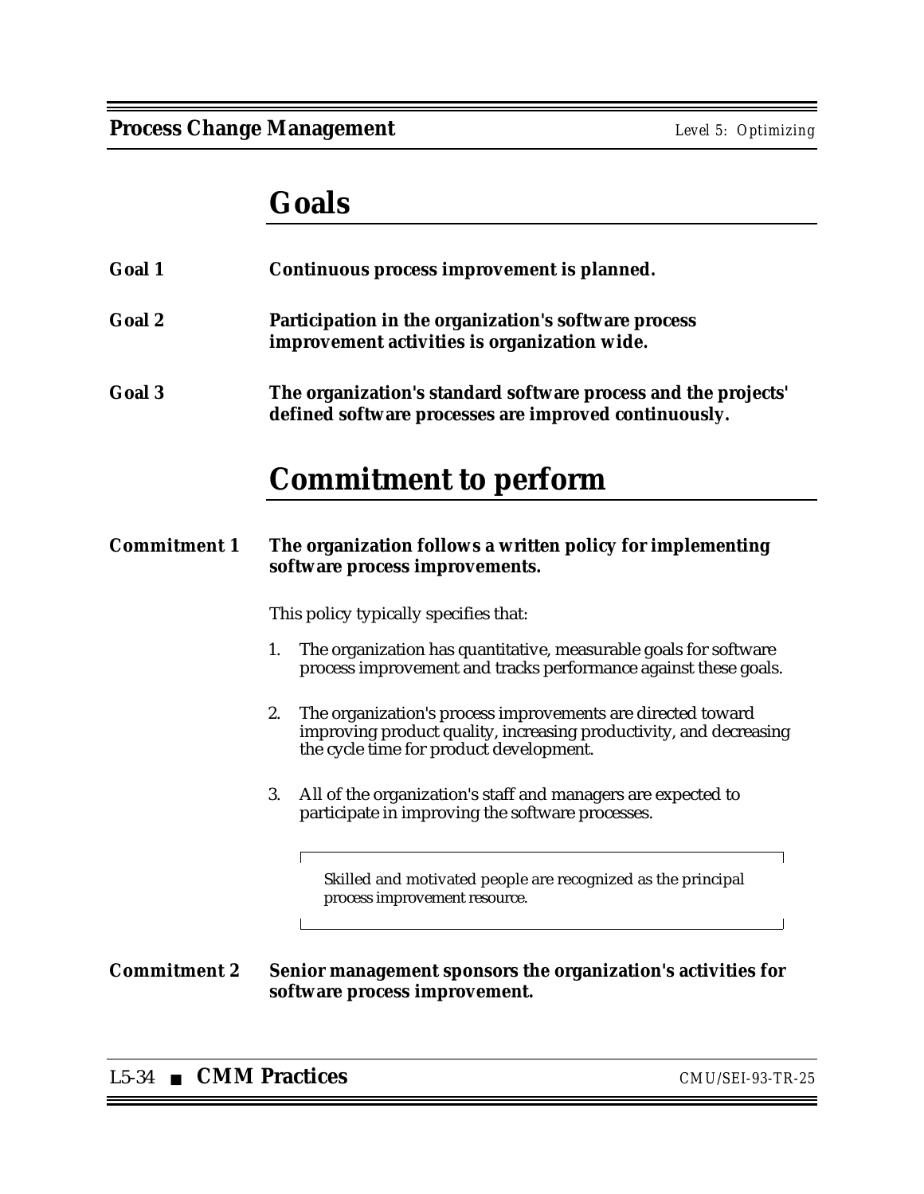## Goals

**Goal 1** **Continuous process improvement is planned.**

**Goal 2** **Participation in the organization's software process improvement activities is organization wide.**

**Goal 3** **The organization's standard software process and the projects' defined software processes are improved continuously.**

## Commitment to perform

**Commitment 1** **The organization follows a written policy for implementing software process improvements.**

This policy typically specifies that:

1. The organization has quantitative, measurable goals for software process improvement and tracks performance against these goals.

2. The organization's process improvements are directed toward improving product quality, increasing productivity, and decreasing the cycle time for product development.

3. All of the organization's staff and managers are expected to participate in improving the software processes.

> Skilled and motivated people are recognized as the principal process improvement resource.

**Commitment 2** **Senior management sponsors the organization's activities for software process improvement.**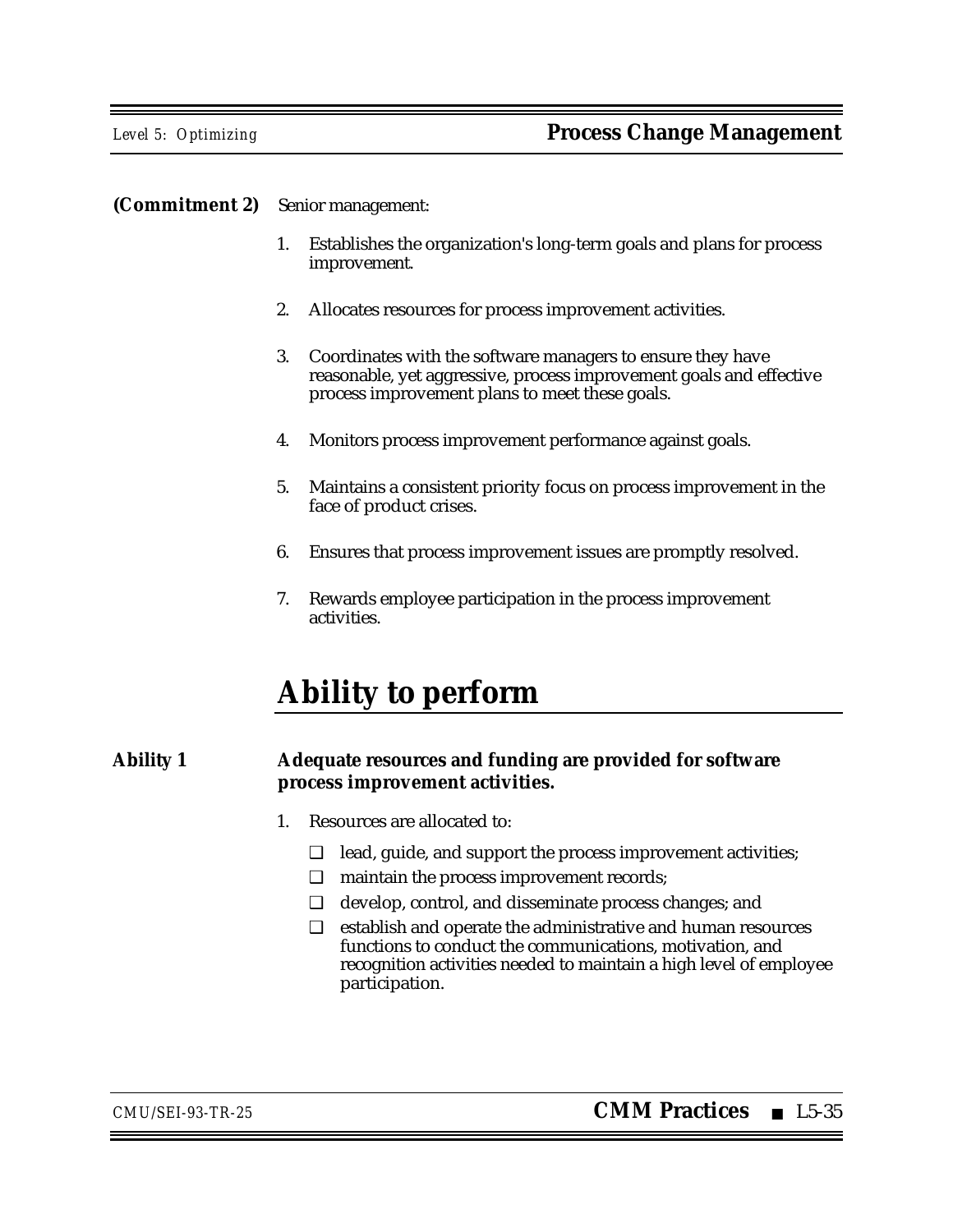**(Commitment 2)** Senior management:

1. Establishes the organization's long-term goals and plans for process improvement.

2. Allocates resources for process improvement activities.

3. Coordinates with the software managers to ensure they have reasonable, yet aggressive, process improvement goals and effective process improvement plans to meet these goals.

4. Monitors process improvement performance against goals.

5. Maintains a consistent priority focus on process improvement in the face of product crises.

6. Ensures that process improvement issues are promptly resolved.

7. Rewards employee participation in the process improvement activities.

# Ability to perform

**Ability 1** **Adequate resources and funding are provided for software process improvement activities.**

1. Resources are allocated to:

   ❑ lead, guide, and support the process improvement activities;

   ❑ maintain the process improvement records;

   ❑ develop, control, and disseminate process changes; and

   ❑ establish and operate the administrative and human resources functions to conduct the communications, motivation, and recognition activities needed to maintain a high level of employee participation.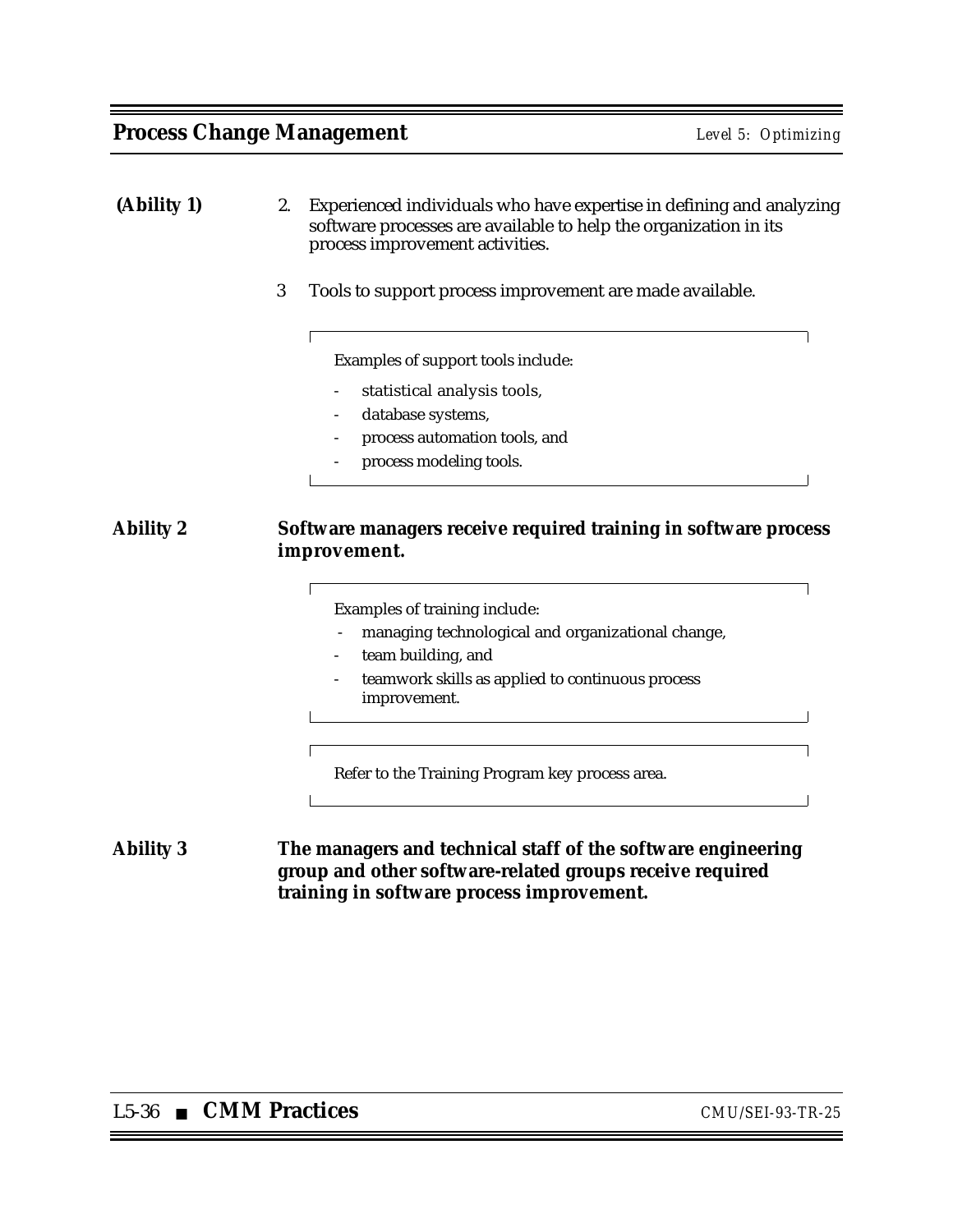**(Ability 1)**

2. Experienced individuals who have expertise in defining and analyzing software processes are available to help the organization in its process improvement activities.

3 Tools to support process improvement are made available.

> Examples of support tools include:
>
> - statistical analysis tools,
> - database systems,
> - process automation tools, and
> - process modeling tools.

**Ability 2** **Software managers receive required training in software process improvement.**

> Examples of training include:
>
> - managing technological and organizational change,
> - team building, and
> - teamwork skills as applied to continuous process improvement.

> Refer to the Training Program key process area.

**Ability 3** **The managers and technical staff of the software engineering group and other software-related groups receive required training in software process improvement.**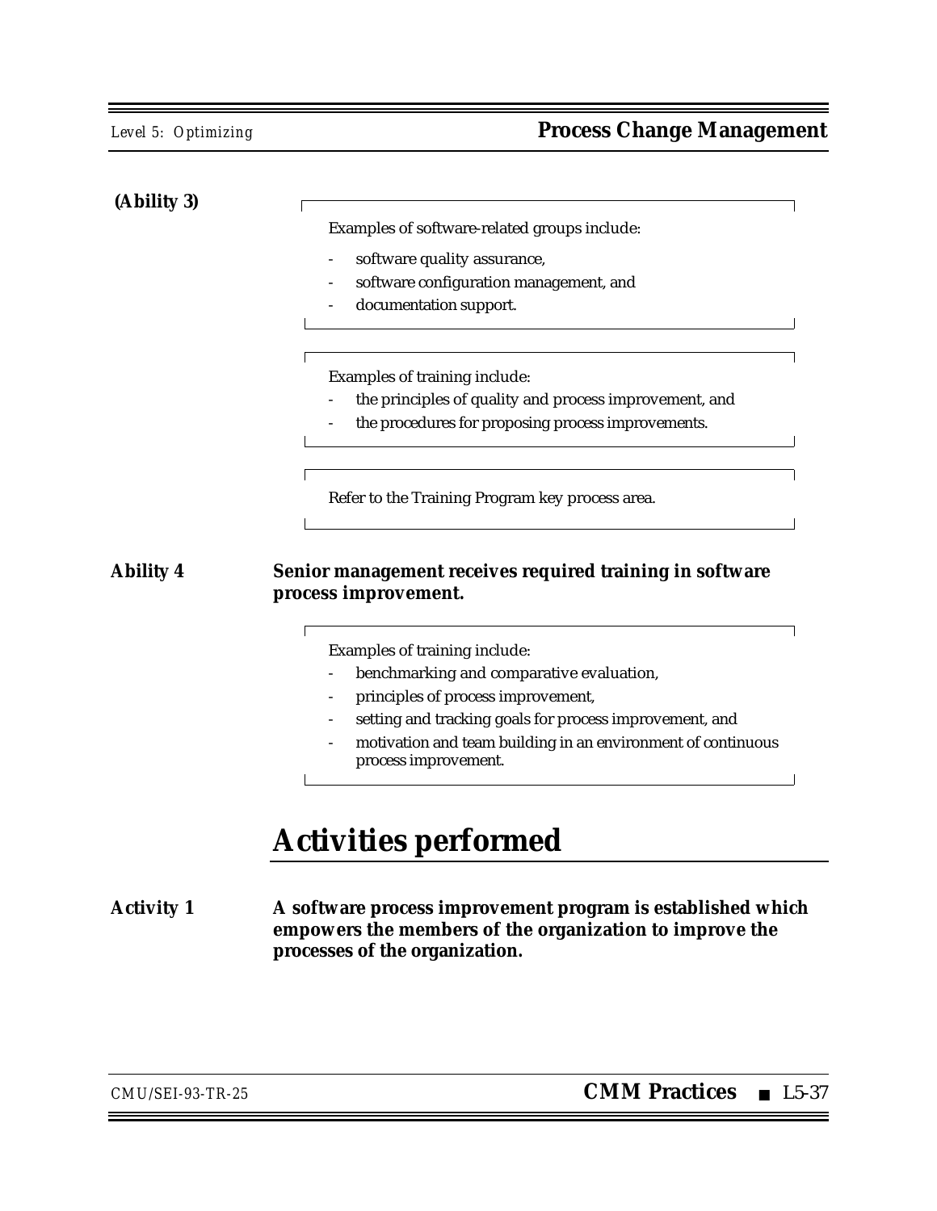**(Ability 3)**

> Examples of software-related groups include:
>
> - software quality assurance,
> - software configuration management, and
> - documentation support.

> Examples of training include:
>
> - the principles of quality and process improvement, and
> - the procedures for proposing process improvements.

> Refer to the Training Program key process area.

**Ability 4** **Senior management receives required training in software process improvement.**

> Examples of training include:
>
> - benchmarking and comparative evaluation,
> - principles of process improvement,
> - setting and tracking goals for process improvement, and
> - motivation and team building in an environment of continuous process improvement.

# Activities performed

**Activity 1** **A software process improvement program is established which empowers the members of the organization to improve the processes of the organization.**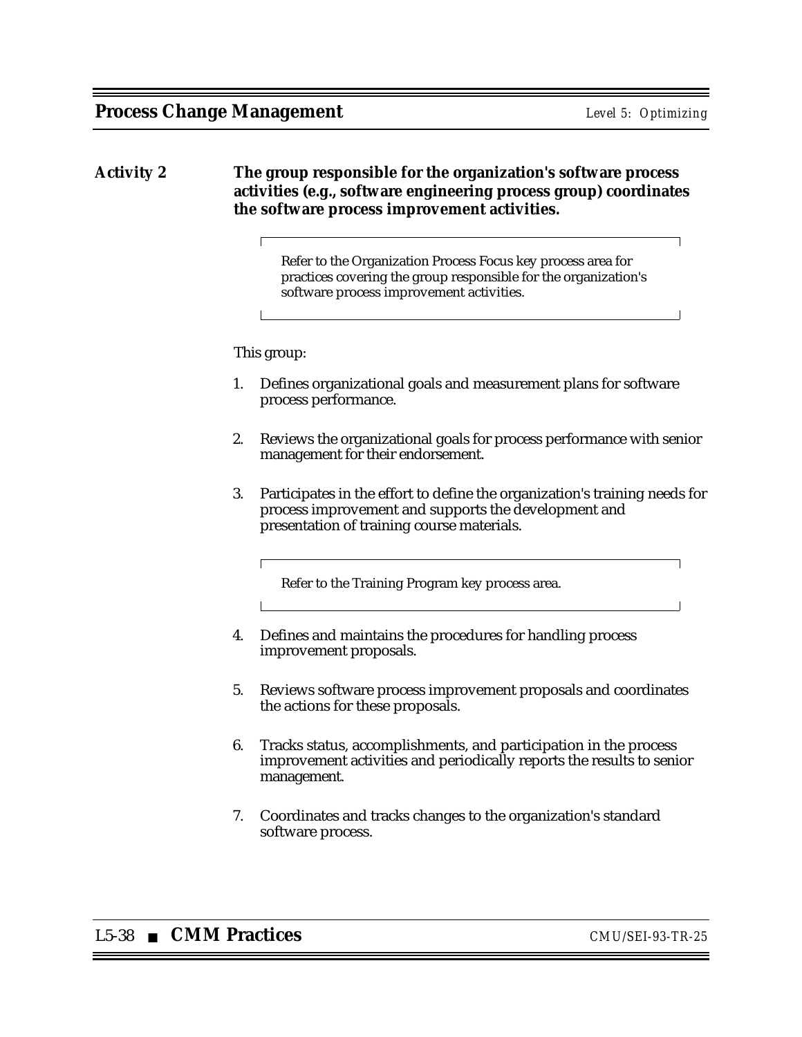**Activity 2** **The group responsible for the organization's software process activities (e.g., software engineering process group) coordinates the software process improvement activities.**

> Refer to the Organization Process Focus key process area for practices covering the group responsible for the organization's software process improvement activities.

This group:

1. Defines organizational goals and measurement plans for software process performance.

2. Reviews the organizational goals for process performance with senior management for their endorsement.

3. Participates in the effort to define the organization's training needs for process improvement and supports the development and presentation of training course materials.

   > Refer to the Training Program key process area.

4. Defines and maintains the procedures for handling process improvement proposals.

5. Reviews software process improvement proposals and coordinates the actions for these proposals.

6. Tracks status, accomplishments, and participation in the process improvement activities and periodically reports the results to senior management.

7. Coordinates and tracks changes to the organization's standard software process.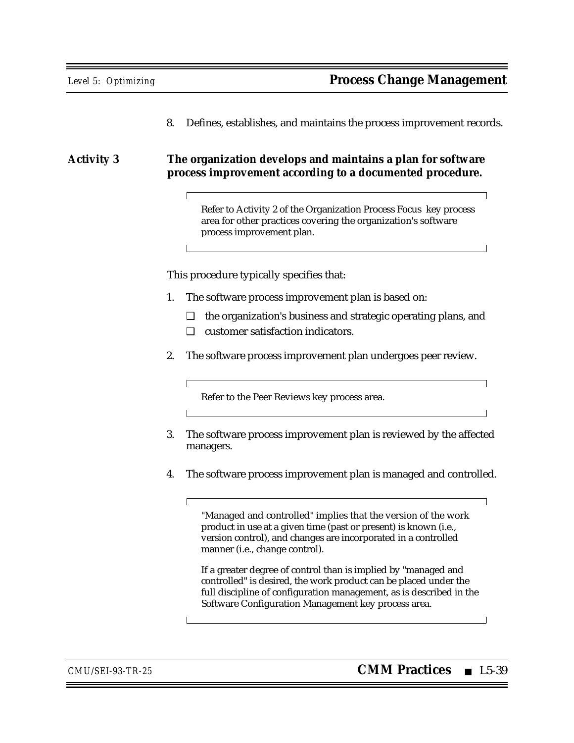8. Defines, establishes, and maintains the process improvement records.

**Activity 3** **The organization develops and maintains a plan for software process improvement according to a documented procedure.**

> Refer to Activity 2 of the Organization Process Focus key process area for other practices covering the organization's software process improvement plan.

This procedure typically specifies that:

1. The software process improvement plan is based on:
   - ❑ the organization's business and strategic operating plans, and
   - ❑ customer satisfaction indicators.

2. The software process improvement plan undergoes peer review.

   > Refer to the Peer Reviews key process area.

3. The software process improvement plan is reviewed by the affected managers.

4. The software process improvement plan is managed and controlled.

   > "Managed and controlled" implies that the version of the work product in use at a given time (past or present) is known (i.e., version control), and changes are incorporated in a controlled manner (i.e., change control).
   >
   > If a greater degree of control than is implied by "managed and controlled" is desired, the work product can be placed under the full discipline of configuration management, as is described in the Software Configuration Management key process area.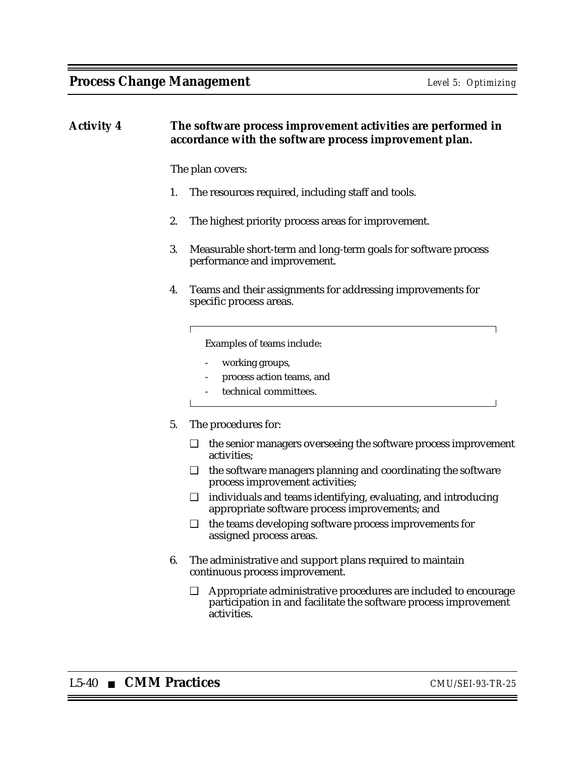**Activity 4** **The software process improvement activities are performed in accordance with the software process improvement plan.**

The plan covers:

1. The resources required, including staff and tools.

2. The highest priority process areas for improvement.

3. Measurable short-term and long-term goals for software process performance and improvement.

4. Teams and their assignments for addressing improvements for specific process areas.

   > Examples of teams include:
   >
   > - working groups,
   > - process action teams, and
   > - technical committees.

5. The procedures for:

   - ❑ the senior managers overseeing the software process improvement activities;
   - ❑ the software managers planning and coordinating the software process improvement activities;
   - ❑ individuals and teams identifying, evaluating, and introducing appropriate software process improvements; and
   - ❑ the teams developing software process improvements for assigned process areas.

6. The administrative and support plans required to maintain continuous process improvement.

   - ❑ Appropriate administrative procedures are included to encourage participation in and facilitate the software process improvement activities.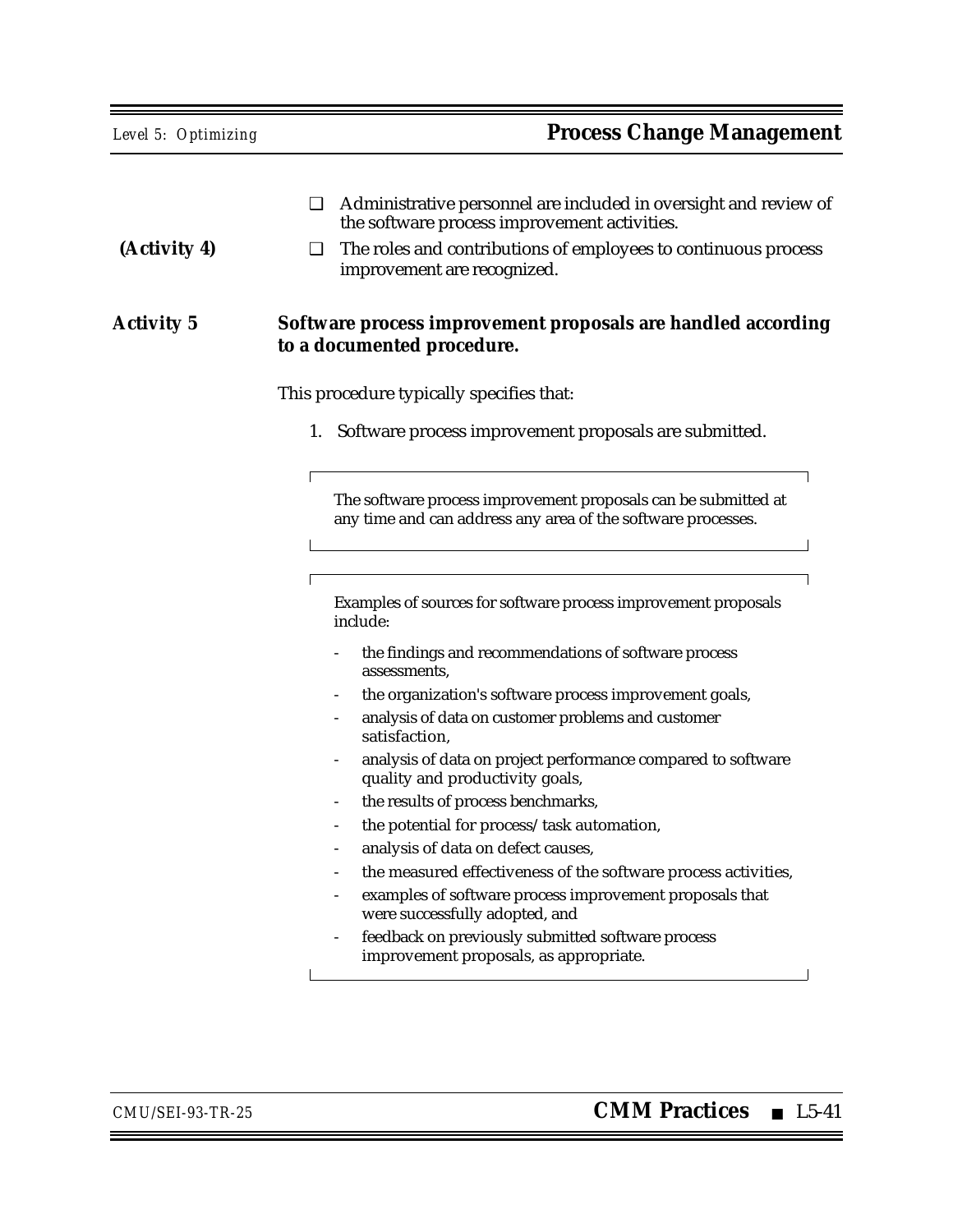❑ Administrative personnel are included in oversight and review of the software process improvement activities.

(Activity 4) ❑ The roles and contributions of employees to continuous process improvement are recognized.

**Activity 5** **Software process improvement proposals are handled according to a documented procedure.**

This procedure typically specifies that:

1. Software process improvement proposals are submitted.

> The software process improvement proposals can be submitted at any time and can address any area of the software processes.

> Examples of sources for software process improvement proposals include:
>
> - the findings and recommendations of software process assessments,
> - the organization's software process improvement goals,
> - analysis of data on customer problems and customer satisfaction,
> - analysis of data on project performance compared to software quality and productivity goals,
> - the results of process benchmarks,
> - the potential for process/task automation,
> - analysis of data on defect causes,
> - the measured effectiveness of the software process activities,
> - examples of software process improvement proposals that were successfully adopted, and
> - feedback on previously submitted software process improvement proposals, as appropriate.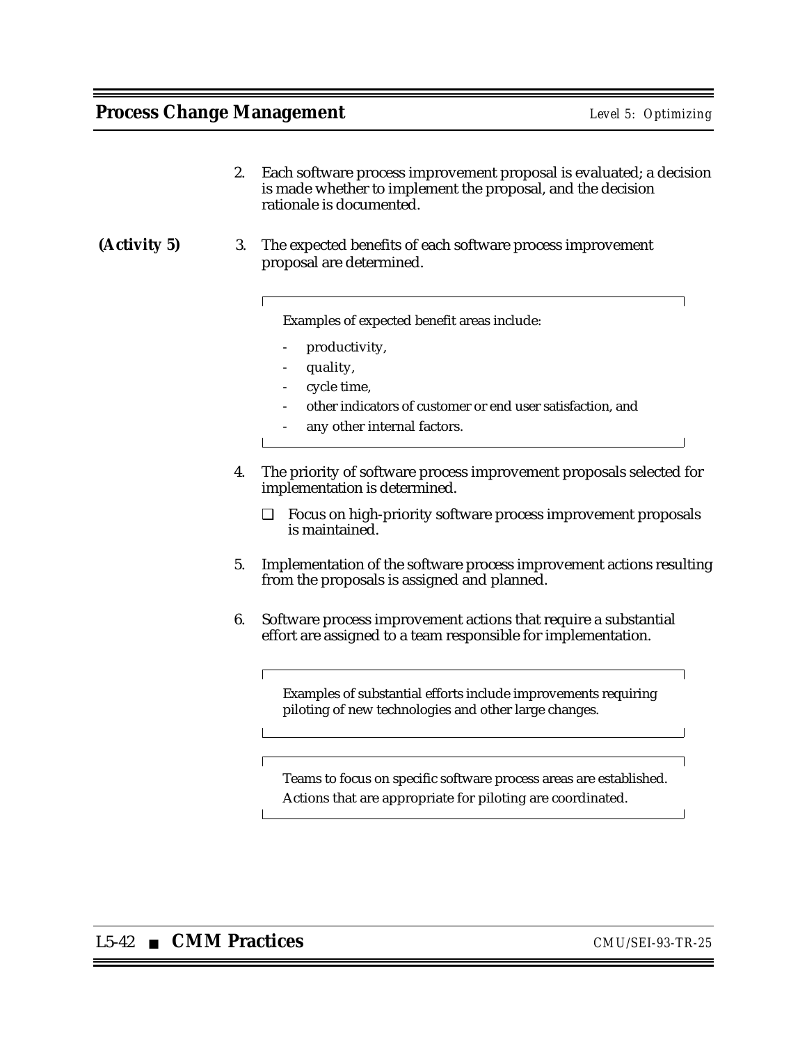2. Each software process improvement proposal is evaluated; a decision is made whether to implement the proposal, and the decision rationale is documented.

**(Activity 5)**

3. The expected benefits of each software process improvement proposal are determined.

> Examples of expected benefit areas include:
>
> - productivity,
> - quality,
> - cycle time,
> - other indicators of customer or end user satisfaction, and
> - any other internal factors.

4. The priority of software process improvement proposals selected for implementation is determined.

   ❑ Focus on high-priority software process improvement proposals is maintained.

5. Implementation of the software process improvement actions resulting from the proposals is assigned and planned.

6. Software process improvement actions that require a substantial effort are assigned to a team responsible for implementation.

> Examples of substantial efforts include improvements requiring piloting of new technologies and other large changes.

> Teams to focus on specific software process areas are established.
>
> Actions that are appropriate for piloting are coordinated.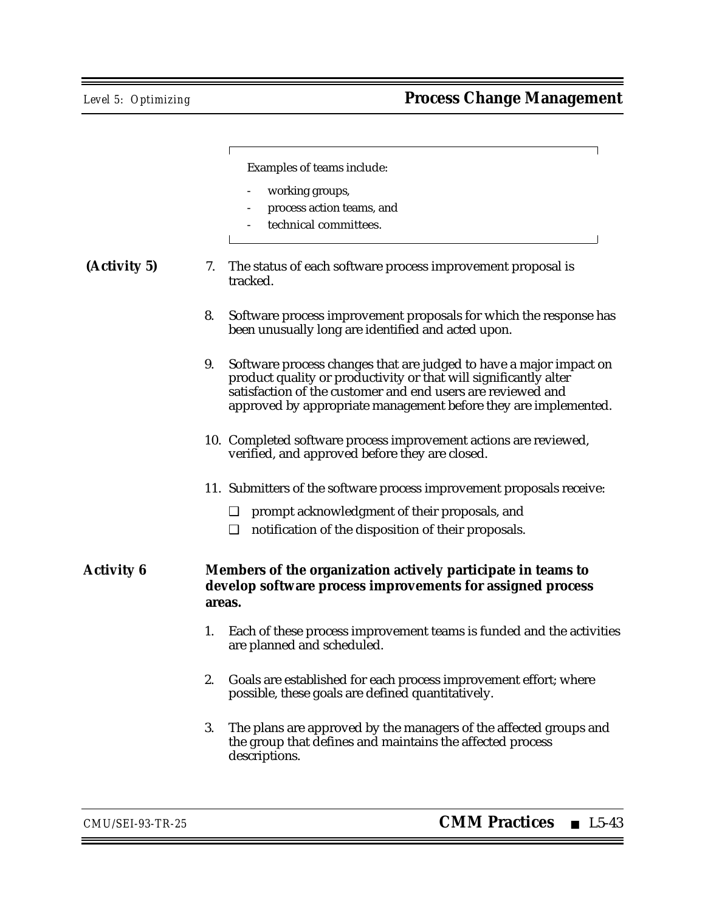Examples of teams include:

- working groups,
- process action teams, and
- technical committees.

**(Activity 5)**

7. The status of each software process improvement proposal is tracked.

8. Software process improvement proposals for which the response has been unusually long are identified and acted upon.

9. Software process changes that are judged to have a major impact on product quality or productivity or that will significantly alter satisfaction of the customer and end users are reviewed and approved by appropriate management before they are implemented.

10. Completed software process improvement actions are reviewed, verified, and approved before they are closed.

11. Submitters of the software process improvement proposals receive:
    - ❑ prompt acknowledgment of their proposals, and
    - ❑ notification of the disposition of their proposals.

**Activity 6** **Members of the organization actively participate in teams to develop software process improvements for assigned process areas.**

1. Each of these process improvement teams is funded and the activities are planned and scheduled.

2. Goals are established for each process improvement effort; where possible, these goals are defined quantitatively.

3. The plans are approved by the managers of the affected groups and the group that defines and maintains the affected process descriptions.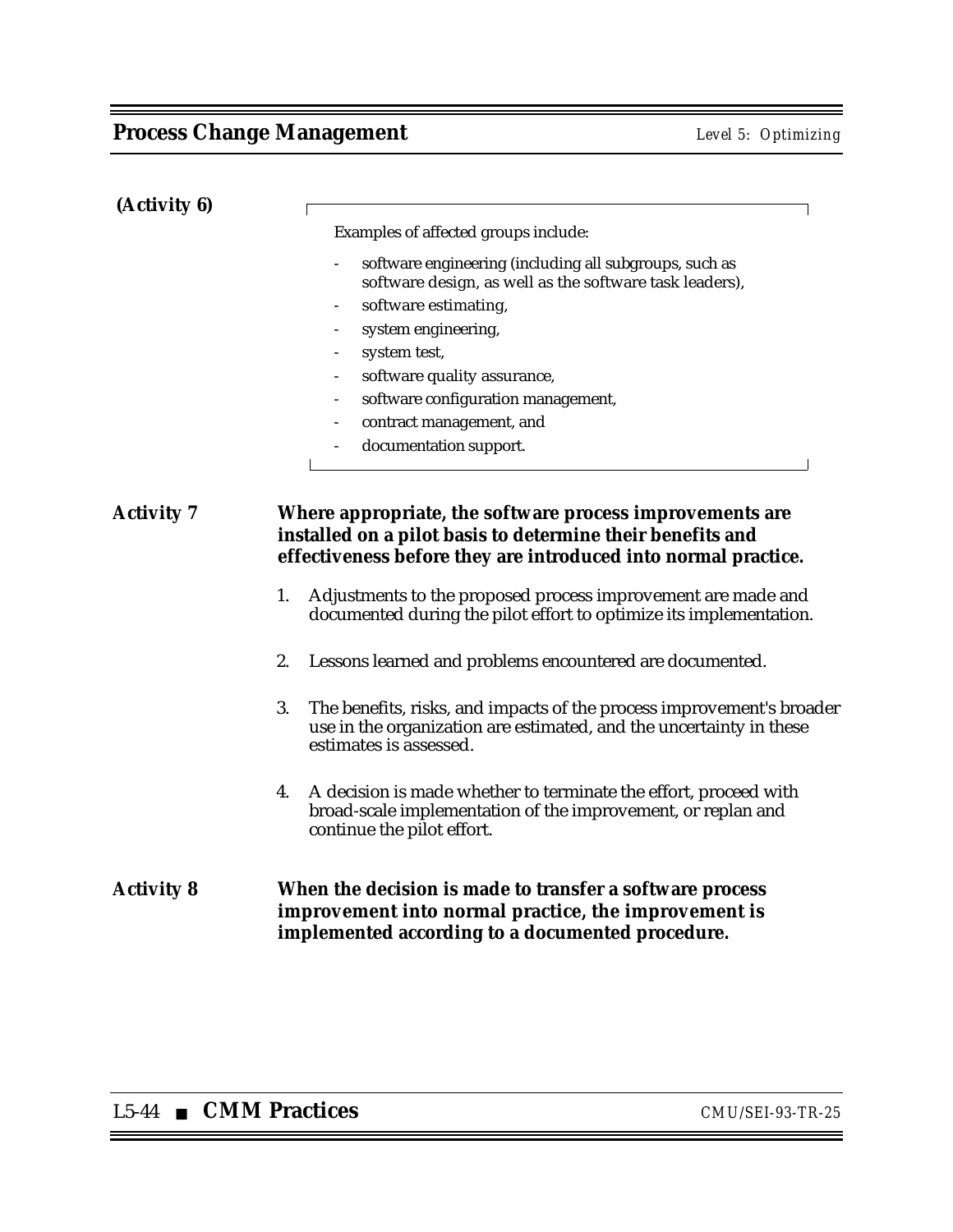**(Activity 6)**

> Examples of affected groups include:
>
> - software engineering (including all subgroups, such as software design, as well as the software task leaders),
> - software estimating,
> - system engineering,
> - system test,
> - software quality assurance,
> - software configuration management,
> - contract management, and
> - documentation support.

**Activity 7** **Where appropriate, the software process improvements are installed on a pilot basis to determine their benefits and effectiveness before they are introduced into normal practice.**

1. Adjustments to the proposed process improvement are made and documented during the pilot effort to optimize its implementation.

2. Lessons learned and problems encountered are documented.

3. The benefits, risks, and impacts of the process improvement's broader use in the organization are estimated, and the uncertainty in these estimates is assessed.

4. A decision is made whether to terminate the effort, proceed with broad-scale implementation of the improvement, or replan and continue the pilot effort.

**Activity 8** **When the decision is made to transfer a software process improvement into normal practice, the improvement is implemented according to a documented procedure.**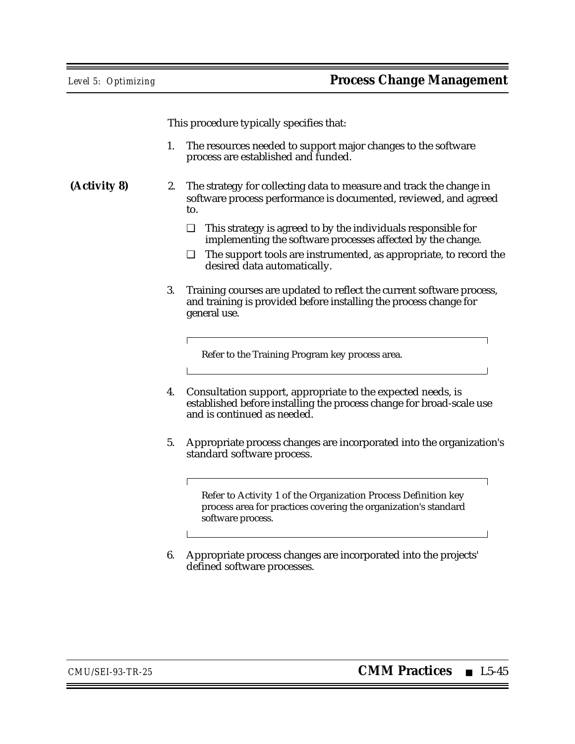This procedure typically specifies that:

1. The resources needed to support major changes to the software process are established and funded.

**(Activity 8)**

2. The strategy for collecting data to measure and track the change in software process performance is documented, reviewed, and agreed to.

   - ❑ This strategy is agreed to by the individuals responsible for implementing the software processes affected by the change.
   - ❑ The support tools are instrumented, as appropriate, to record the desired data automatically.

3. Training courses are updated to reflect the current software process, and training is provided before installing the process change for general use.

   > Refer to the Training Program key process area.

4. Consultation support, appropriate to the expected needs, is established before installing the process change for broad-scale use and is continued as needed.

5. Appropriate process changes are incorporated into the organization's standard software process.

   > Refer to Activity 1 of the Organization Process Definition key process area for practices covering the organization's standard software process.

6. Appropriate process changes are incorporated into the projects' defined software processes.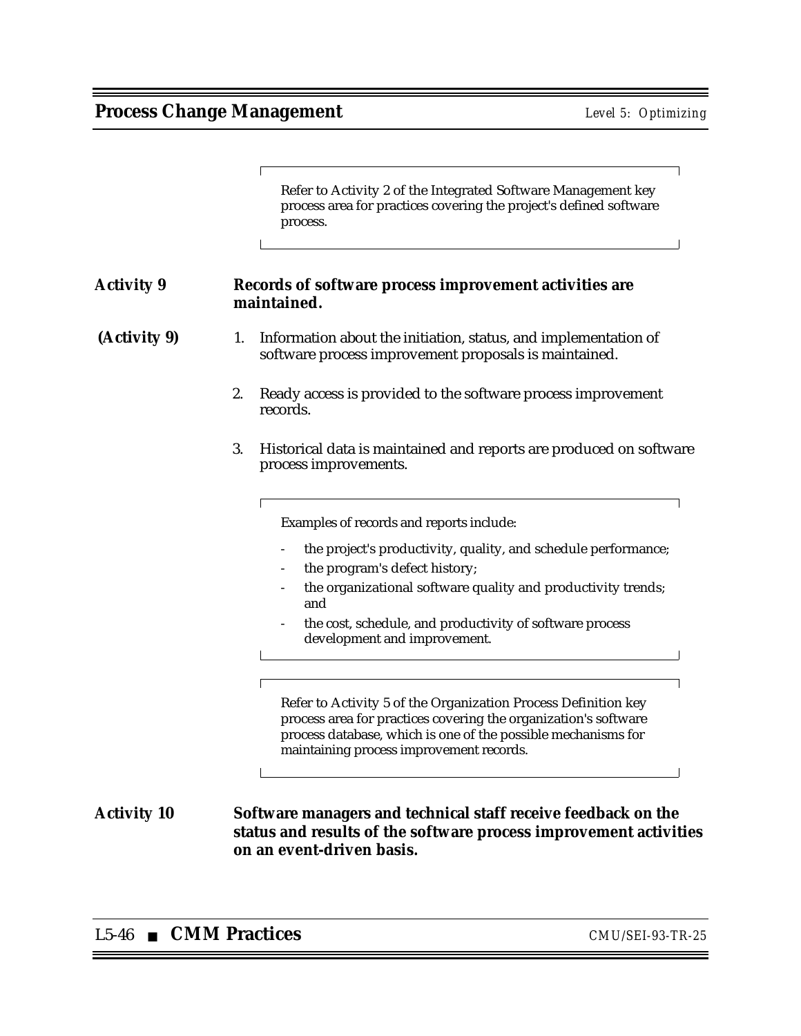> Refer to Activity 2 of the Integrated Software Management key process area for practices covering the project's defined software process.

**Activity 9** **Records of software process improvement activities are maintained.**

(Activity 9)

1. Information about the initiation, status, and implementation of software process improvement proposals is maintained.
2. Ready access is provided to the software process improvement records.
3. Historical data is maintained and reports are produced on software process improvements.

> Examples of records and reports include:
>
> - the project's productivity, quality, and schedule performance;
> - the program's defect history;
> - the organizational software quality and productivity trends; and
> - the cost, schedule, and productivity of software process development and improvement.

> Refer to Activity 5 of the Organization Process Definition key process area for practices covering the organization's software process database, which is one of the possible mechanisms for maintaining process improvement records.

**Activity 10** **Software managers and technical staff receive feedback on the status and results of the software process improvement activities on an event-driven basis.**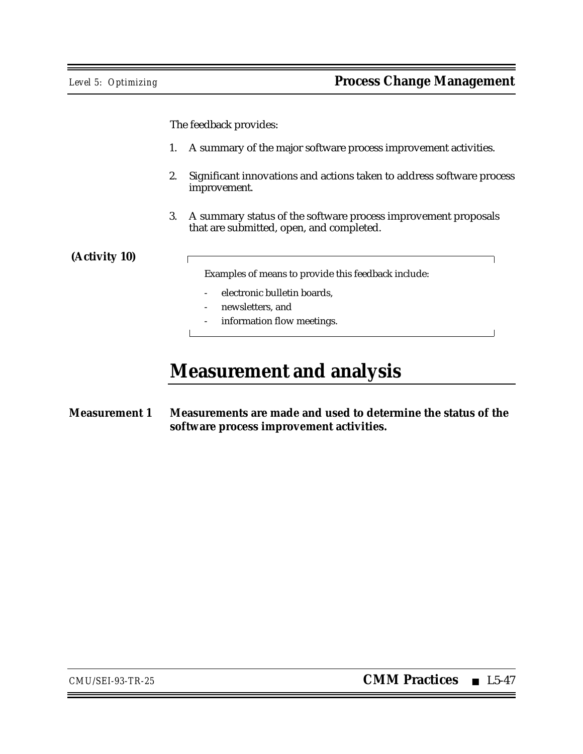The feedback provides:

1. A summary of the major software process improvement activities.

2. Significant innovations and actions taken to address software process improvement.

3. A summary status of the software process improvement proposals that are submitted, open, and completed.

**(Activity 10)**

> Examples of means to provide this feedback include:
>
> - electronic bulletin boards,
> - newsletters, and
> - information flow meetings.

# Measurement and analysis

**Measurement 1** **Measurements are made and used to determine the status of the software process improvement activities.**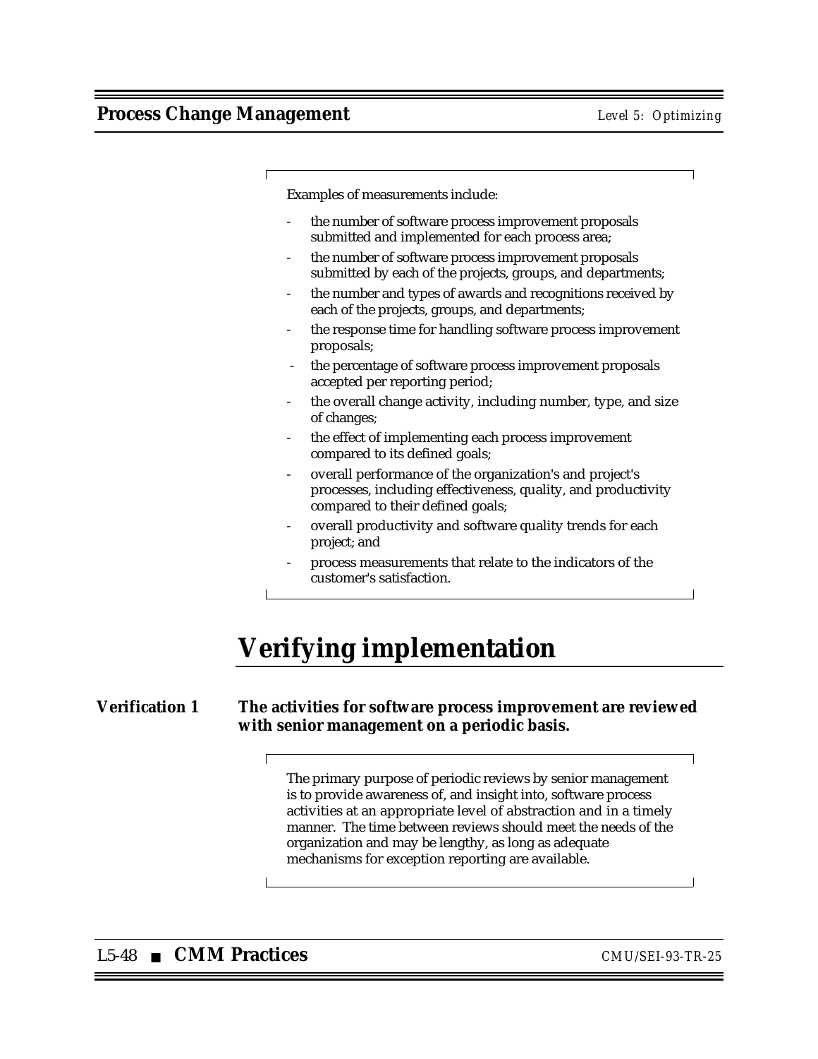Examples of measurements include:

- the number of software process improvement proposals submitted and implemented for each process area;
- the number of software process improvement proposals submitted by each of the projects, groups, and departments;
- the number and types of awards and recognitions received by each of the projects, groups, and departments;
- the response time for handling software process improvement proposals;
- the percentage of software process improvement proposals accepted per reporting period;
- the overall change activity, including number, type, and size of changes;
- the effect of implementing each process improvement compared to its defined goals;
- overall performance of the organization's and project's processes, including effectiveness, quality, and productivity compared to their defined goals;
- overall productivity and software quality trends for each project; and
- process measurements that relate to the indicators of the customer's satisfaction.

# Verifying implementation

**Verification 1** **The activities for software process improvement are reviewed with senior management on a periodic basis.**

The primary purpose of periodic reviews by senior management is to provide awareness of, and insight into, software process activities at an appropriate level of abstraction and in a timely manner. The time between reviews should meet the needs of the organization and may be lengthy, as long as adequate mechanisms for exception reporting are available.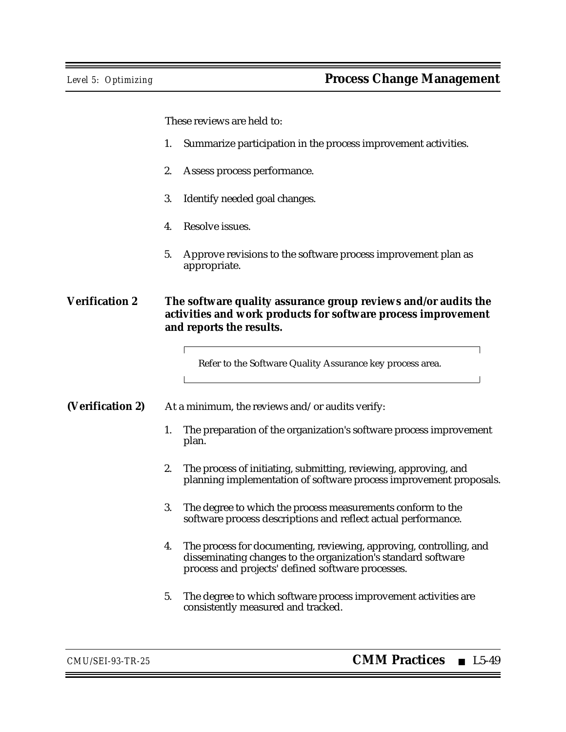These reviews are held to:

1. Summarize participation in the process improvement activities.

2. Assess process performance.

3. Identify needed goal changes.

4. Resolve issues.

5. Approve revisions to the software process improvement plan as appropriate.

**Verification 2** **The software quality assurance group reviews and/or audits the activities and work products for software process improvement and reports the results.**

> Refer to the Software Quality Assurance key process area.

**(Verification 2)** At a minimum, the reviews and/or audits verify:

1. The preparation of the organization's software process improvement plan.

2. The process of initiating, submitting, reviewing, approving, and planning implementation of software process improvement proposals.

3. The degree to which the process measurements conform to the software process descriptions and reflect actual performance.

4. The process for documenting, reviewing, approving, controlling, and disseminating changes to the organization's standard software process and projects' defined software processes.

5. The degree to which software process improvement activities are consistently measured and tracked.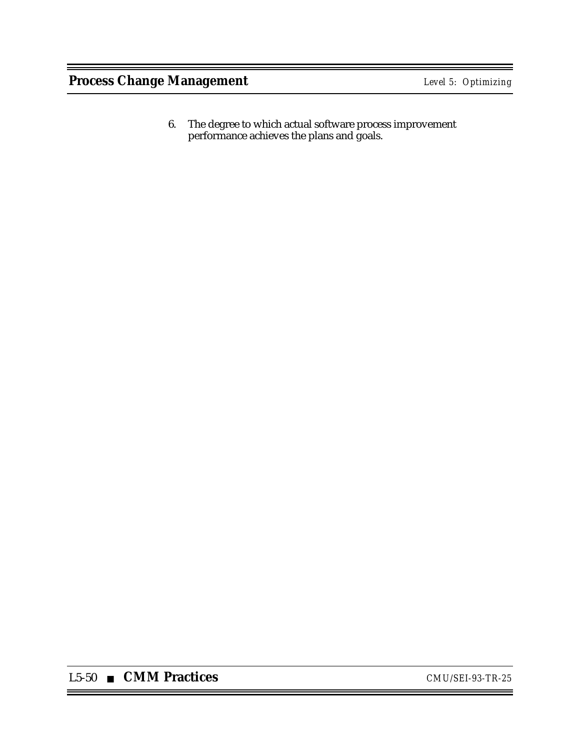6. The degree to which actual software process improvement performance achieves the plans and goals.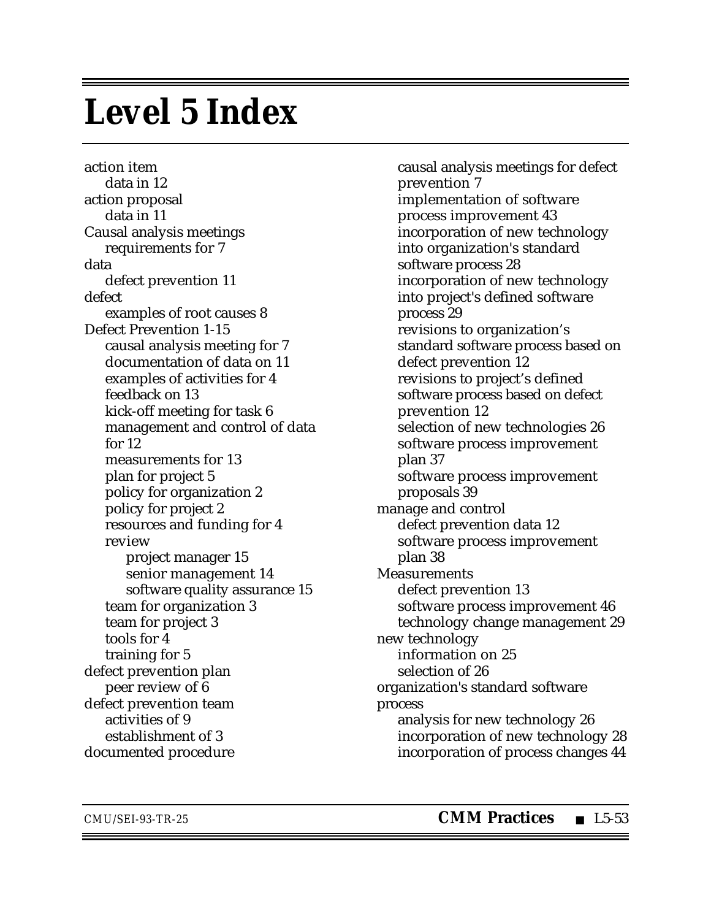# Level 5 Index

action item
  data in 12
action proposal
  data in 11
Causal analysis meetings
  requirements for 7
data
  defect prevention 11
defect
  examples of root causes 8
Defect Prevention 1-15
  causal analysis meeting for 7
  documentation of data on 11
  examples of activities for 4
  feedback on 13
  kick-off meeting for task 6
  management and control of data for 12
  measurements for 13
  plan for project 5
  policy for organization 2
  policy for project 2
  resources and funding for 4
  review
    project manager 15
    senior management 14
    software quality assurance 15
  team for organization 3
  team for project 3
  tools for 4
  training for 5
defect prevention plan
  peer review of 6
defect prevention team
  activities of 9
  establishment of 3
documented procedure
  causal analysis meetings for defect prevention 7
  implementation of software process improvement 43
  incorporation of new technology into organization's standard software process 28
  incorporation of new technology into project's defined software process 29
  revisions to organization's standard software process based on defect prevention 12
  revisions to project's defined software process based on defect prevention 12
  selection of new technologies 26
  software process improvement plan 37
  software process improvement proposals 39
manage and control
  defect prevention data 12
  software process improvement plan 38
Measurements
  defect prevention 13
  software process improvement 46
  technology change management 29
new technology
  information on 25
  selection of 26
organization's standard software process
  analysis for new technology 26
  incorporation of new technology 28
  incorporation of process changes 44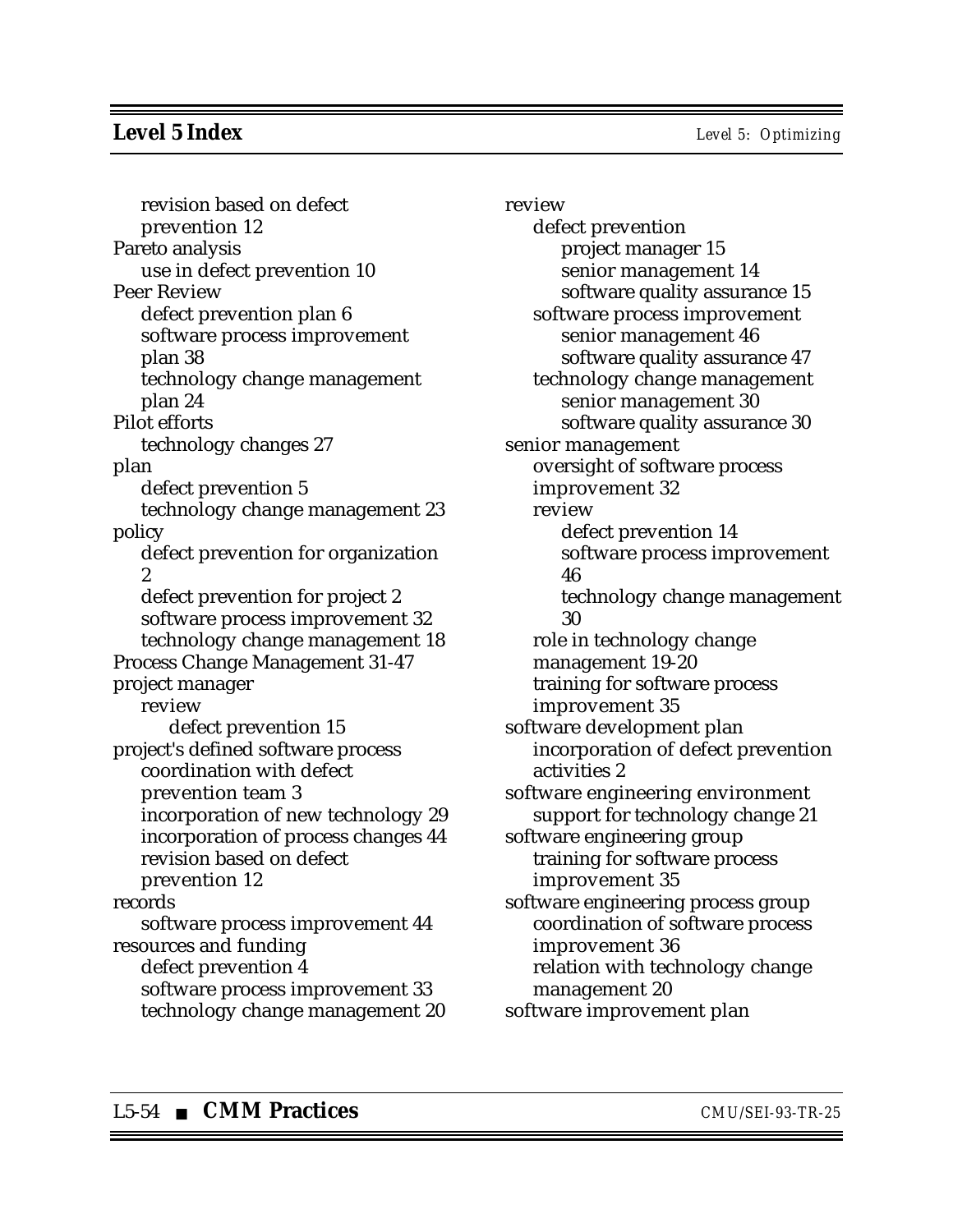revision based on defect prevention 12

Pareto analysis
- use in defect prevention 10

Peer Review
- defect prevention plan 6
- software process improvement plan 38
- technology change management plan 24

Pilot efforts
- technology changes 27

plan
- defect prevention 5
- technology change management 23

policy
- defect prevention for organization 2
- defect prevention for project 2
- software process improvement 32
- technology change management 18

Process Change Management 31-47

project manager
- review
  - defect prevention 15

project's defined software process
- coordination with defect prevention team 3
- incorporation of new technology 29
- incorporation of process changes 44
- revision based on defect prevention 12

records
- software process improvement 44

resources and funding
- defect prevention 4
- software process improvement 33
- technology change management 20

review
- defect prevention
  - project manager 15
  - senior management 14
  - software quality assurance 15
- software process improvement
  - senior management 46
  - software quality assurance 47
- technology change management
  - senior management 30
  - software quality assurance 30

senior management
- oversight of software process improvement 32
- review
  - defect prevention 14
  - software process improvement 46
  - technology change management 30
- role in technology change management 19-20
- training for software process improvement 35

software development plan
- incorporation of defect prevention activities 2

software engineering environment
- support for technology change 21

software engineering group
- training for software process improvement 35

software engineering process group
- coordination of software process improvement 36
- relation with technology change management 20

software improvement plan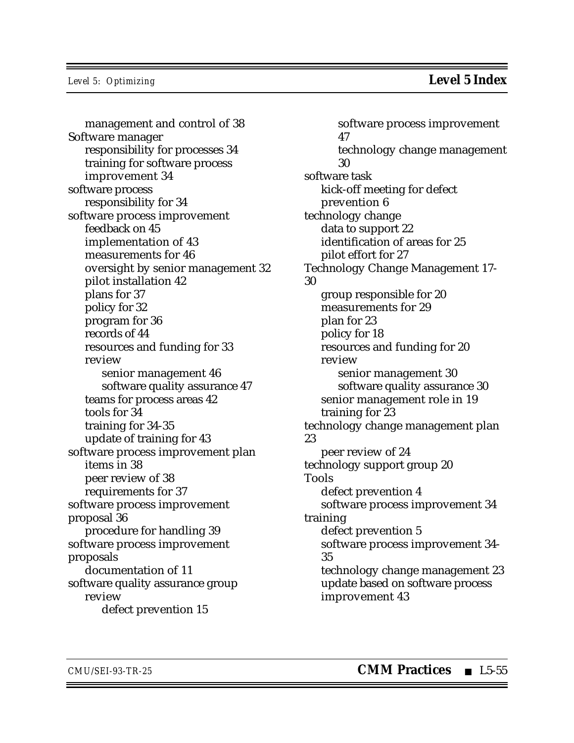management and control of 38

Software manager

responsibility for processes 34

training for software process improvement 34

software process

responsibility for 34

software process improvement

feedback on 45

implementation of 43

measurements for 46

oversight by senior management 32

pilot installation 42

plans for 37

policy for 32

program for 36

records of 44

resources and funding for 33

review

senior management 46

software quality assurance 47

teams for process areas 42

tools for 34

training for 34-35

update of training for 43

software process improvement plan

items in 38

peer review of 38

requirements for 37

software process improvement proposal 36

procedure for handling 39

software process improvement proposals

documentation of 11

software quality assurance group

review

defect prevention 15

software process improvement 47

technology change management 30

software task

kick-off meeting for defect prevention 6

technology change

data to support 22

identification of areas for 25

pilot effort for 27

Technology Change Management 17-30

group responsible for 20

measurements for 29

plan for 23

policy for 18

resources and funding for 20

review

senior management 30

software quality assurance 30

senior management role in 19

training for 23

technology change management plan 23

peer review of 24

technology support group 20

Tools

defect prevention 4

software process improvement 34

training

defect prevention 5

software process improvement 34-35

technology change management 23

update based on software process improvement 43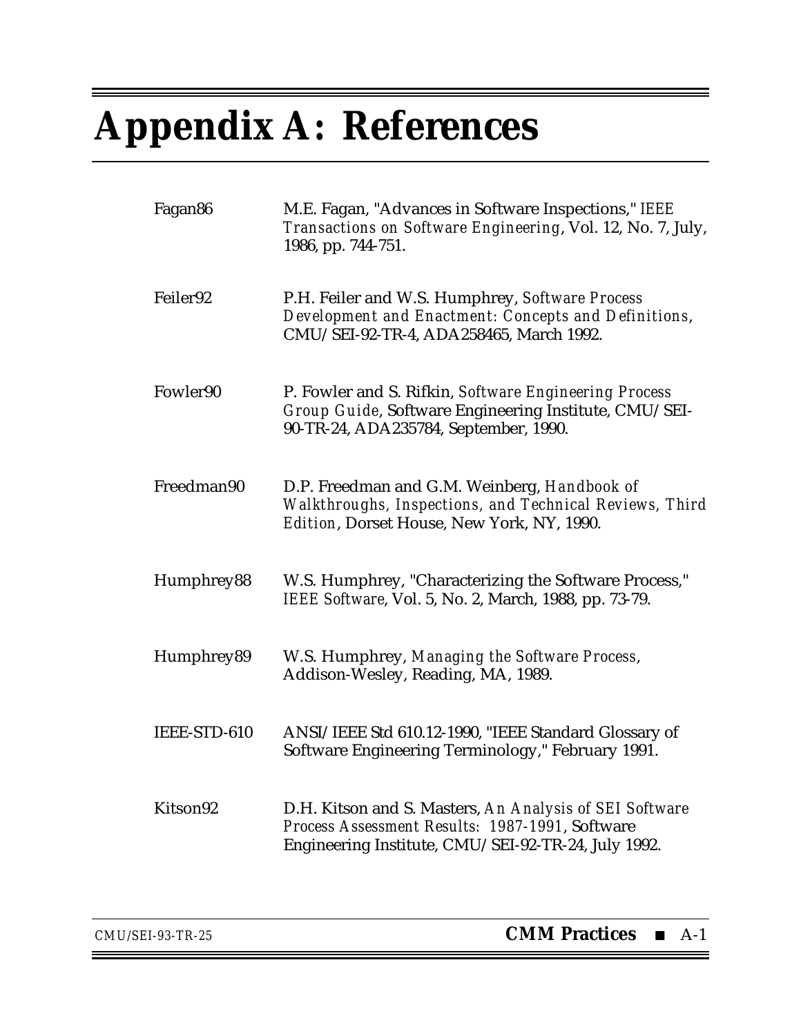# Appendix A: References

| | |
|---|---|
| Fagan86 | M.E. Fagan, "Advances in Software Inspections," *IEEE Transactions on Software Engineering*, Vol. 12, No. 7, July, 1986, pp. 744-751. |
| Feiler92 | P.H. Feiler and W.S. Humphrey, *Software Process Development and Enactment: Concepts and Definitions*, CMU/SEI-92-TR-4, ADA258465, March 1992. |
| Fowler90 | P. Fowler and S. Rifkin, *Software Engineering Process Group Guide*, Software Engineering Institute, CMU/SEI-90-TR-24, ADA235784, September, 1990. |
| Freedman90 | D.P. Freedman and G.M. Weinberg, *Handbook of Walkthroughs, Inspections, and Technical Reviews, Third Edition*, Dorset House, New York, NY, 1990. |
| Humphrey88 | W.S. Humphrey, "Characterizing the Software Process," *IEEE Software*, Vol. 5, No. 2, March, 1988, pp. 73-79. |
| Humphrey89 | W.S. Humphrey, *Managing the Software Process*, Addison-Wesley, Reading, MA, 1989. |
| IEEE-STD-610 | ANSI/IEEE Std 610.12-1990, "IEEE Standard Glossary of Software Engineering Terminology," February 1991. |
| Kitson92 | D.H. Kitson and S. Masters, *An Analysis of SEI Software Process Assessment Results: 1987-1991*, Software Engineering Institute, CMU/SEI-92-TR-24, July 1992. |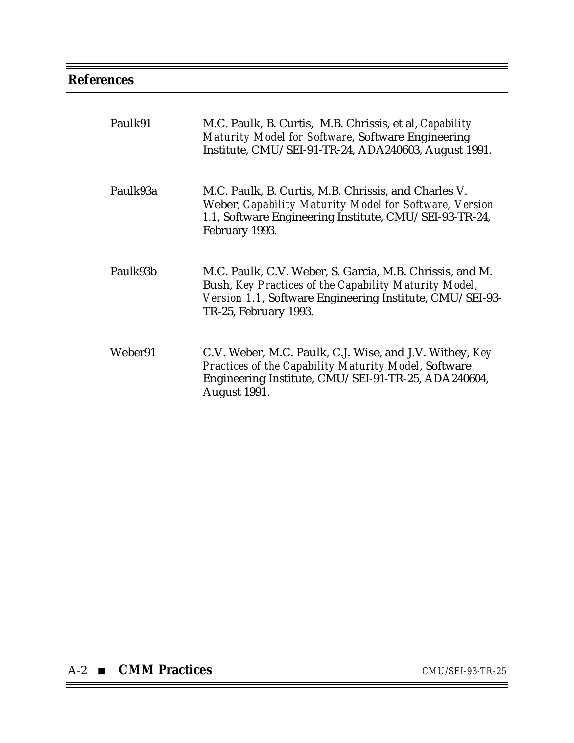## References

| | |
|---|---|
| Paulk91 | M.C. Paulk, B. Curtis, M.B. Chrissis, et al, *Capability Maturity Model for Software*, Software Engineering Institute, CMU/SEI-91-TR-24, ADA240603, August 1991. |
| Paulk93a | M.C. Paulk, B. Curtis, M.B. Chrissis, and Charles V. Weber, *Capability Maturity Model for Software, Version 1.1*, Software Engineering Institute, CMU/SEI-93-TR-24, February 1993. |
| Paulk93b | M.C. Paulk, C.V. Weber, S. Garcia, M.B. Chrissis, and M. Bush, *Key Practices of the Capability Maturity Model, Version 1.1*, Software Engineering Institute, CMU/SEI-93-TR-25, February 1993. |
| Weber91 | C.V. Weber, M.C. Paulk, C.J. Wise, and J.V. Withey, *Key Practices of the Capability Maturity Model*, Software Engineering Institute, CMU/SEI-91-TR-25, ADA240604, August 1991. |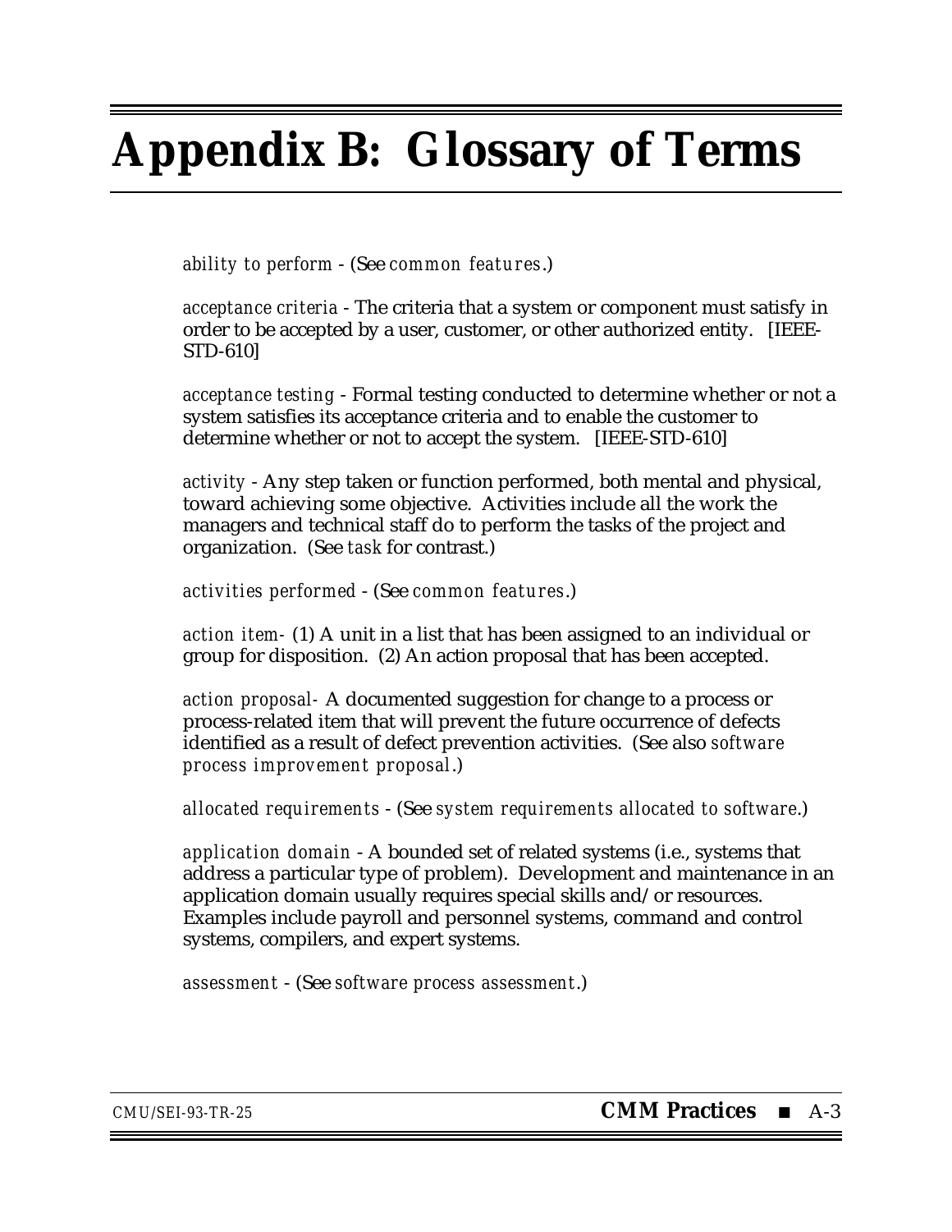# Appendix B: Glossary of Terms

*ability to perform* - (See *common features*.)

*acceptance criteria* - The criteria that a system or component must satisfy in order to be accepted by a user, customer, or other authorized entity. [IEEE-STD-610]

*acceptance testing* - Formal testing conducted to determine whether or not a system satisfies its acceptance criteria and to enable the customer to determine whether or not to accept the system. [IEEE-STD-610]

*activity* - Any step taken or function performed, both mental and physical, toward achieving some objective. Activities include all the work the managers and technical staff do to perform the tasks of the project and organization. (See *task* for contrast.)

*activities performed* - (See *common features*.)

*action item*- (1) A unit in a list that has been assigned to an individual or group for disposition. (2) An action proposal that has been accepted.

*action proposal*- A documented suggestion for change to a process or process-related item that will prevent the future occurrence of defects identified as a result of defect prevention activities. (See also *software process improvement proposal*.)

*allocated requirements* - (See *system requirements allocated to software*.)

*application domain* - A bounded set of related systems (i.e., systems that address a particular type of problem). Development and maintenance in an application domain usually requires special skills and/or resources. Examples include payroll and personnel systems, command and control systems, compilers, and expert systems.

*assessment* - (See *software process assessment*.)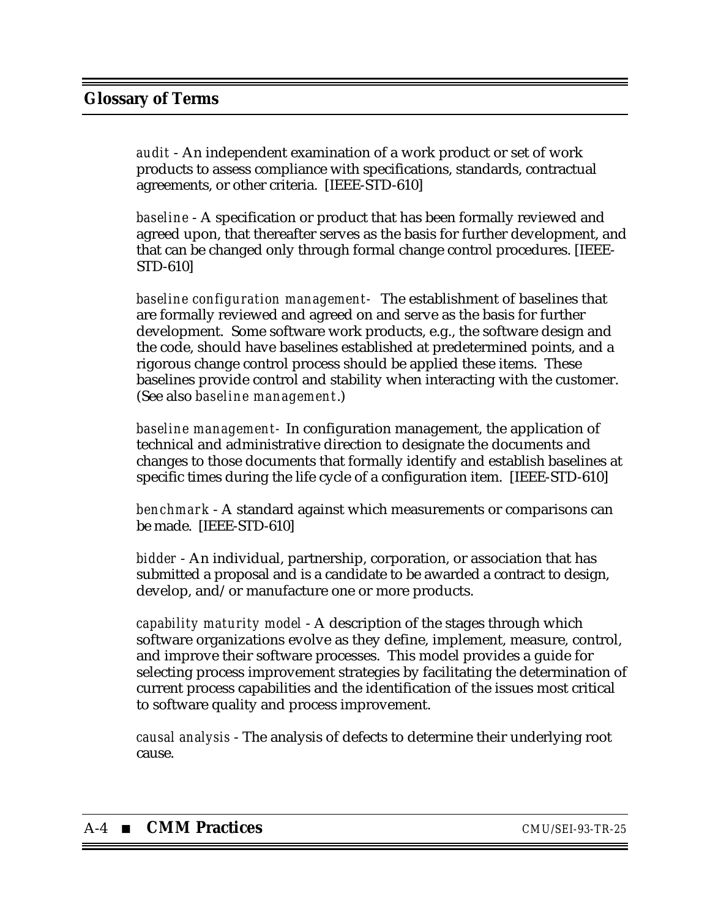## Glossary of Terms

*audit* - An independent examination of a work product or set of work products to assess compliance with specifications, standards, contractual agreements, or other criteria. [IEEE-STD-610]

*baseline* - A specification or product that has been formally reviewed and agreed upon, that thereafter serves as the basis for further development, and that can be changed only through formal change control procedures. [IEEE-STD-610]

*baseline configuration management*- The establishment of baselines that are formally reviewed and agreed on and serve as the basis for further development. Some software work products, e.g., the software design and the code, should have baselines established at predetermined points, and a rigorous change control process should be applied these items. These baselines provide control and stability when interacting with the customer. (See also *baseline management*.)

*baseline management*- In configuration management, the application of technical and administrative direction to designate the documents and changes to those documents that formally identify and establish baselines at specific times during the life cycle of a configuration item. [IEEE-STD-610]

*benchmark* - A standard against which measurements or comparisons can be made. [IEEE-STD-610]

*bidder* - An individual, partnership, corporation, or association that has submitted a proposal and is a candidate to be awarded a contract to design, develop, and/or manufacture one or more products.

*capability maturity model* - A description of the stages through which software organizations evolve as they define, implement, measure, control, and improve their software processes. This model provides a guide for selecting process improvement strategies by facilitating the determination of current process capabilities and the identification of the issues most critical to software quality and process improvement.

*causal analysis* - The analysis of defects to determine their underlying root cause.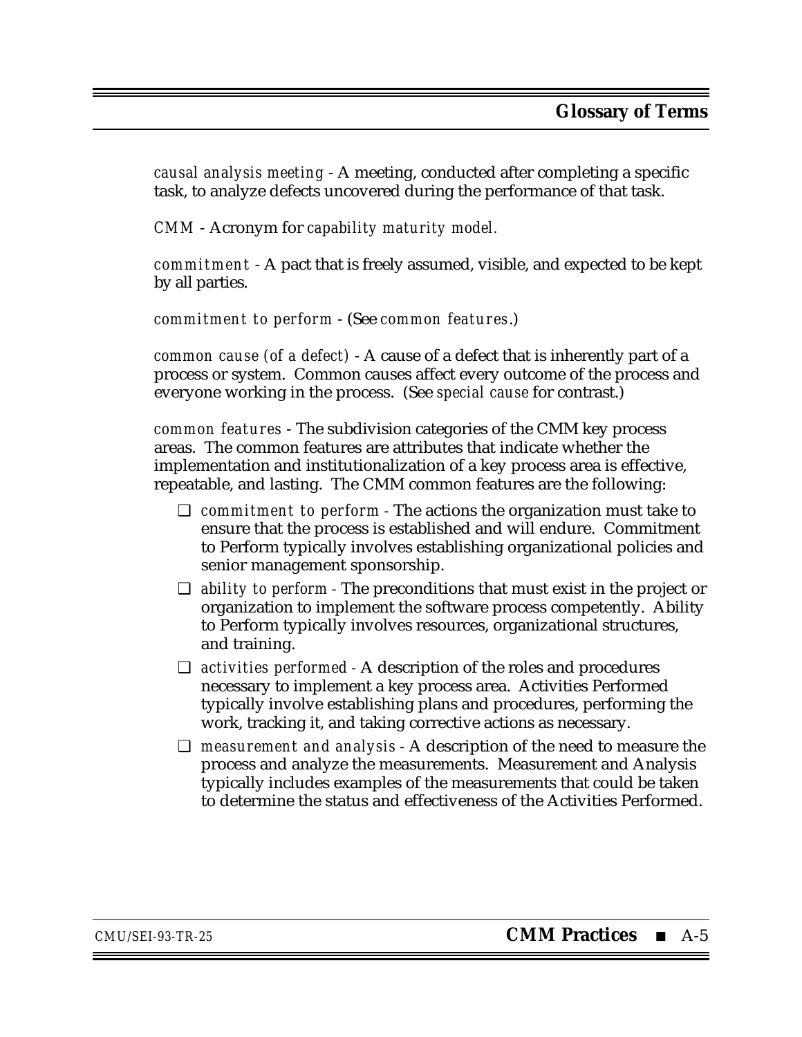*causal analysis meeting* - A meeting, conducted after completing a specific task, to analyze defects uncovered during the performance of that task.

*CMM* - Acronym for *capability maturity model.*

*commitment* - A pact that is freely assumed, visible, and expected to be kept by all parties.

*commitment to perform* - (See *common features*.)

*common cause (of a defect)* - A cause of a defect that is inherently part of a process or system. Common causes affect every outcome of the process and everyone working in the process. (See *special cause* for contrast.)

*common features* - The subdivision categories of the CMM key process areas. The common features are attributes that indicate whether the implementation and institutionalization of a key process area is effective, repeatable, and lasting. The CMM common features are the following:

- *commitment to perform* - The actions the organization must take to ensure that the process is established and will endure. Commitment to Perform typically involves establishing organizational policies and senior management sponsorship.
- *ability to perform* - The preconditions that must exist in the project or organization to implement the software process competently. Ability to Perform typically involves resources, organizational structures, and training.
- *activities performed* - A description of the roles and procedures necessary to implement a key process area. Activities Performed typically involve establishing plans and procedures, performing the work, tracking it, and taking corrective actions as necessary.
- *measurement and analysis* - A description of the need to measure the process and analyze the measurements. Measurement and Analysis typically includes examples of the measurements that could be taken to determine the status and effectiveness of the Activities Performed.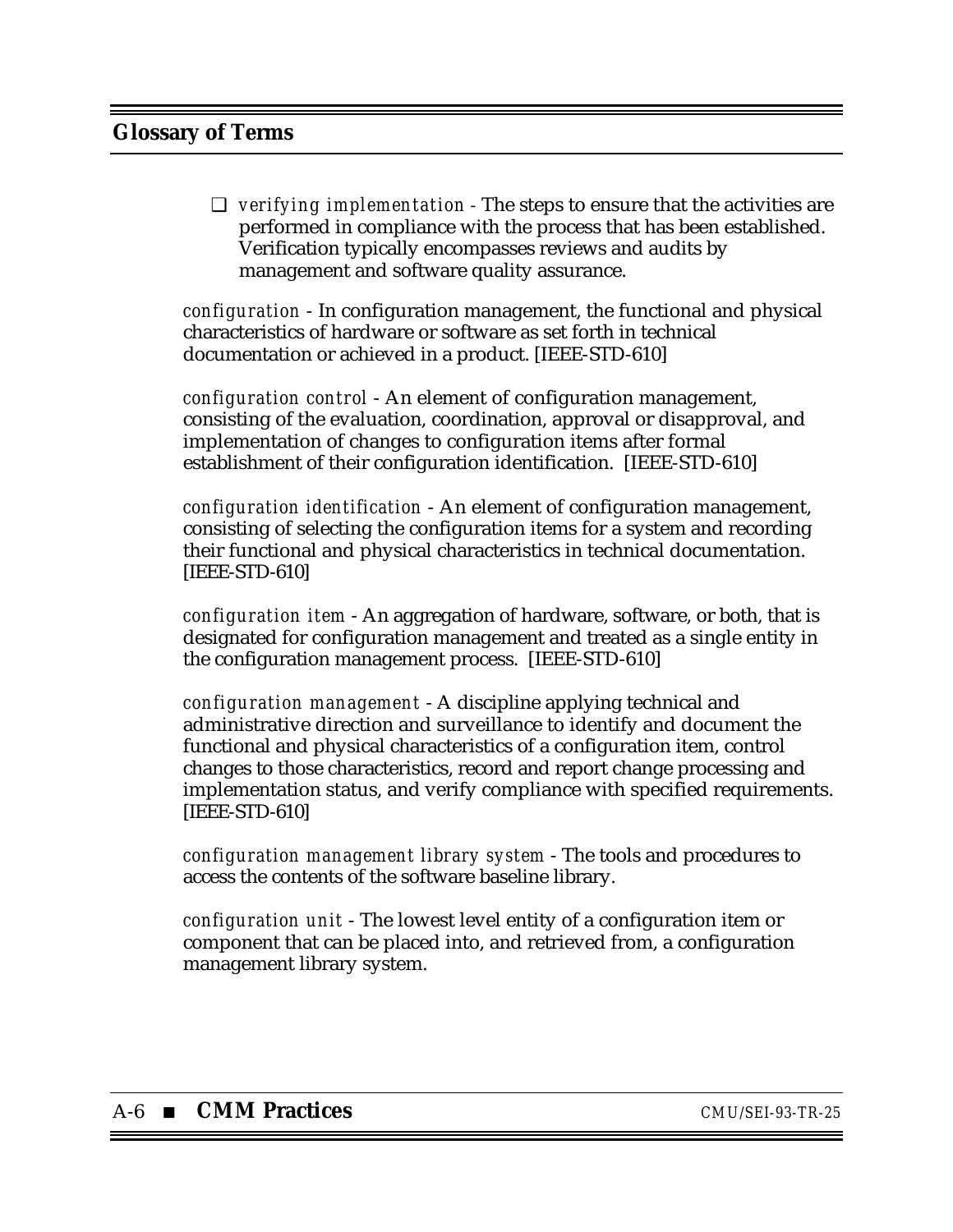- *verifying implementation* - The steps to ensure that the activities are performed in compliance with the process that has been established. Verification typically encompasses reviews and audits by management and software quality assurance.

*configuration* - In configuration management, the functional and physical characteristics of hardware or software as set forth in technical documentation or achieved in a product. [IEEE-STD-610]

*configuration control* - An element of configuration management, consisting of the evaluation, coordination, approval or disapproval, and implementation of changes to configuration items after formal establishment of their configuration identification. [IEEE-STD-610]

*configuration identification* - An element of configuration management, consisting of selecting the configuration items for a system and recording their functional and physical characteristics in technical documentation. [IEEE-STD-610]

*configuration item* - An aggregation of hardware, software, or both, that is designated for configuration management and treated as a single entity in the configuration management process. [IEEE-STD-610]

*configuration management* - A discipline applying technical and administrative direction and surveillance to identify and document the functional and physical characteristics of a configuration item, control changes to those characteristics, record and report change processing and implementation status, and verify compliance with specified requirements. [IEEE-STD-610]

*configuration management library system* - The tools and procedures to access the contents of the software baseline library.

*configuration unit* - The lowest level entity of a configuration item or component that can be placed into, and retrieved from, a configuration management library system.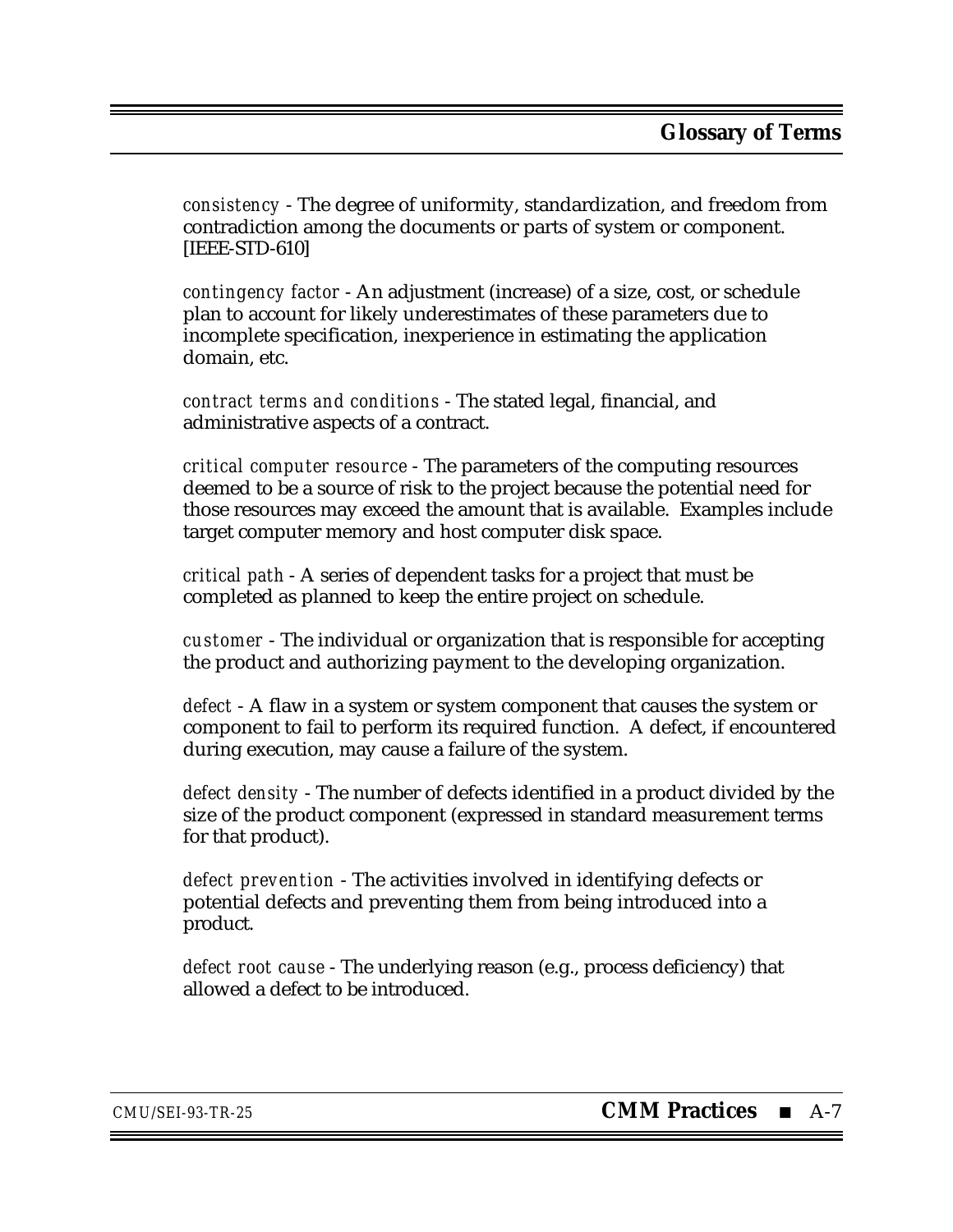*consistency* - The degree of uniformity, standardization, and freedom from contradiction among the documents or parts of system or component. [IEEE-STD-610]

*contingency factor* - An adjustment (increase) of a size, cost, or schedule plan to account for likely underestimates of these parameters due to incomplete specification, inexperience in estimating the application domain, etc.

*contract terms and conditions* - The stated legal, financial, and administrative aspects of a contract.

*critical computer resource* - The parameters of the computing resources deemed to be a source of risk to the project because the potential need for those resources may exceed the amount that is available. Examples include target computer memory and host computer disk space.

*critical path* - A series of dependent tasks for a project that must be completed as planned to keep the entire project on schedule.

*customer* - The individual or organization that is responsible for accepting the product and authorizing payment to the developing organization.

*defect* - A flaw in a system or system component that causes the system or component to fail to perform its required function. A defect, if encountered during execution, may cause a failure of the system.

*defect density* - The number of defects identified in a product divided by the size of the product component (expressed in standard measurement terms for that product).

*defect prevention* - The activities involved in identifying defects or potential defects and preventing them from being introduced into a product.

*defect root cause* - The underlying reason (e.g., process deficiency) that allowed a defect to be introduced.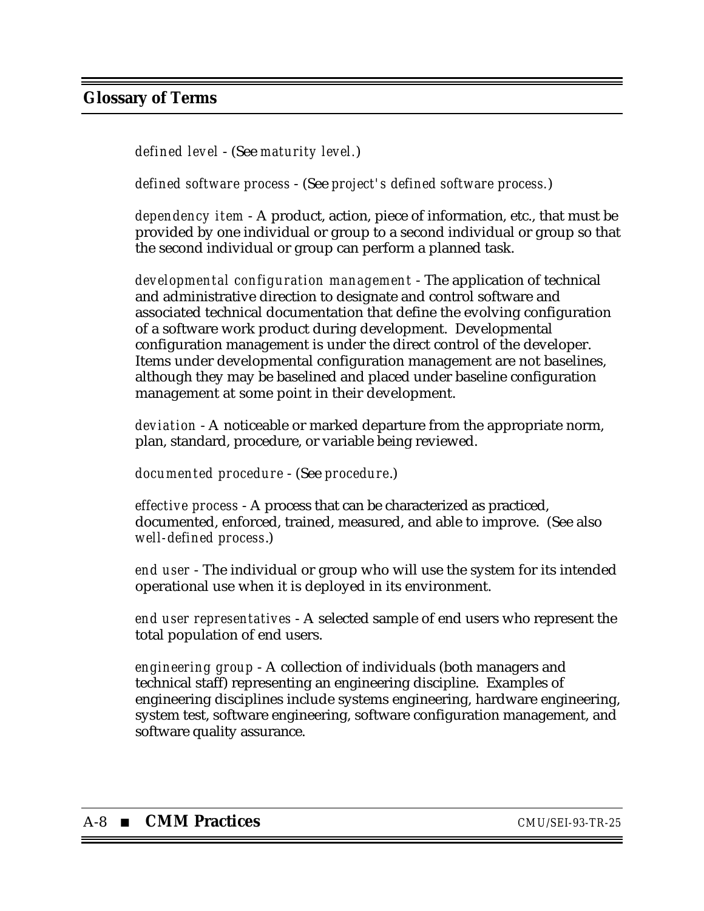## Glossary of Terms

*defined level* - (See *maturity level.*)

*defined software process* - (See *project's defined software process.*)

*dependency item* - A product, action, piece of information, etc., that must be provided by one individual or group to a second individual or group so that the second individual or group can perform a planned task.

*developmental configuration management* - The application of technical and administrative direction to designate and control software and associated technical documentation that define the evolving configuration of a software work product during development. Developmental configuration management is under the direct control of the developer. Items under developmental configuration management are not baselines, although they may be baselined and placed under baseline configuration management at some point in their development.

*deviation* - A noticeable or marked departure from the appropriate norm, plan, standard, procedure, or variable being reviewed.

*documented procedure* - (See *procedure*.)

*effective process* - A process that can be characterized as practiced, documented, enforced, trained, measured, and able to improve. (See also *well-defined process*.)

*end user* - The individual or group who will use the system for its intended operational use when it is deployed in its environment.

*end user representatives* - A selected sample of end users who represent the total population of end users.

*engineering group* - A collection of individuals (both managers and technical staff) representing an engineering discipline. Examples of engineering disciplines include systems engineering, hardware engineering, system test, software engineering, software configuration management, and software quality assurance.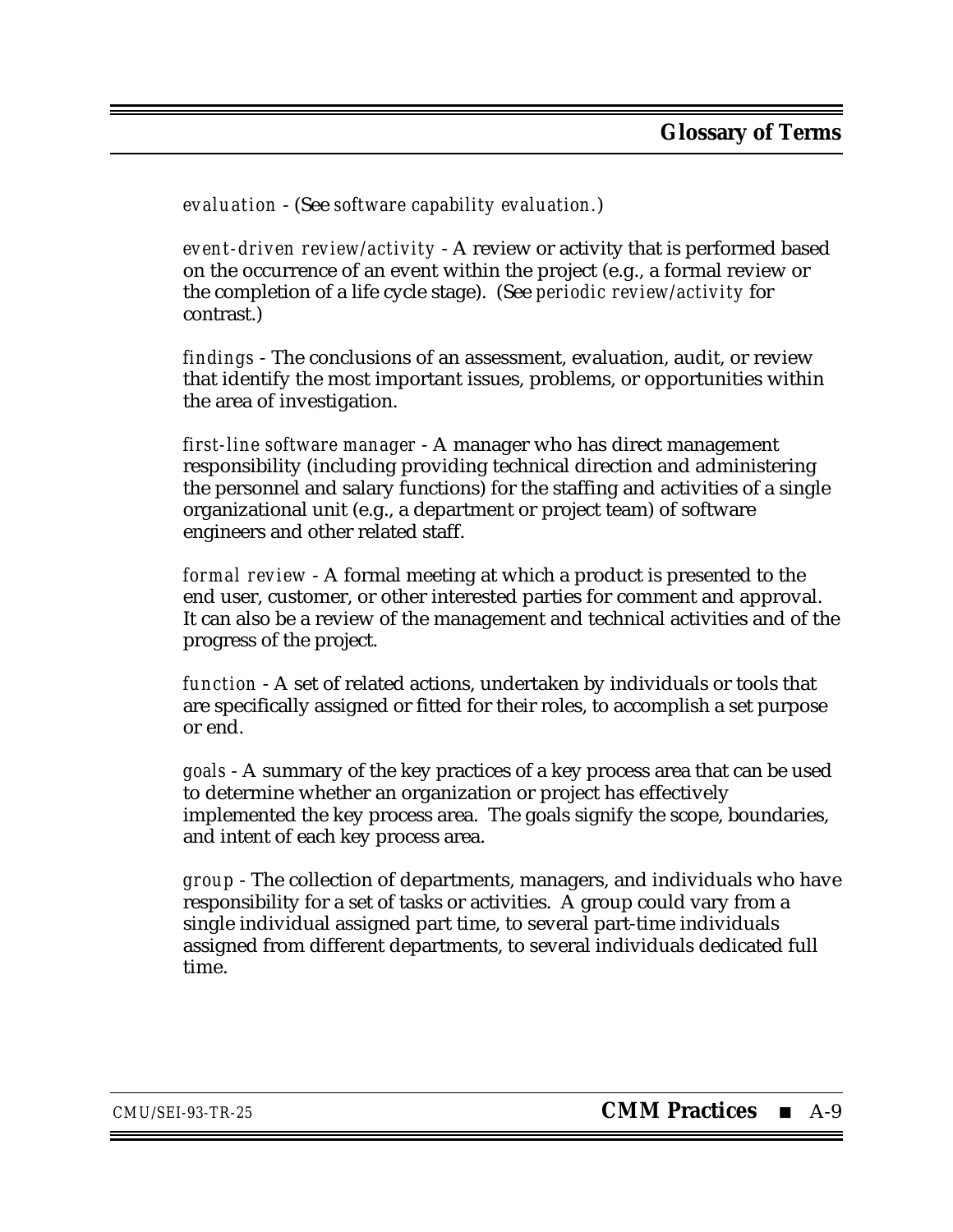*evaluation* - (See *software capability evaluation.*)

*event-driven review/activity* - A review or activity that is performed based on the occurrence of an event within the project (e.g., a formal review or the completion of a life cycle stage). (See *periodic review/activity* for contrast.)

*findings* - The conclusions of an assessment, evaluation, audit, or review that identify the most important issues, problems, or opportunities within the area of investigation.

*first-line software manager* - A manager who has direct management responsibility (including providing technical direction and administering the personnel and salary functions) for the staffing and activities of a single organizational unit (e.g., a department or project team) of software engineers and other related staff.

*formal review* - A formal meeting at which a product is presented to the end user, customer, or other interested parties for comment and approval. It can also be a review of the management and technical activities and of the progress of the project.

*function* - A set of related actions, undertaken by individuals or tools that are specifically assigned or fitted for their roles, to accomplish a set purpose or end.

*goals* - A summary of the key practices of a key process area that can be used to determine whether an organization or project has effectively implemented the key process area. The goals signify the scope, boundaries, and intent of each key process area.

*group* - The collection of departments, managers, and individuals who have responsibility for a set of tasks or activities. A group could vary from a single individual assigned part time, to several part-time individuals assigned from different departments, to several individuals dedicated full time.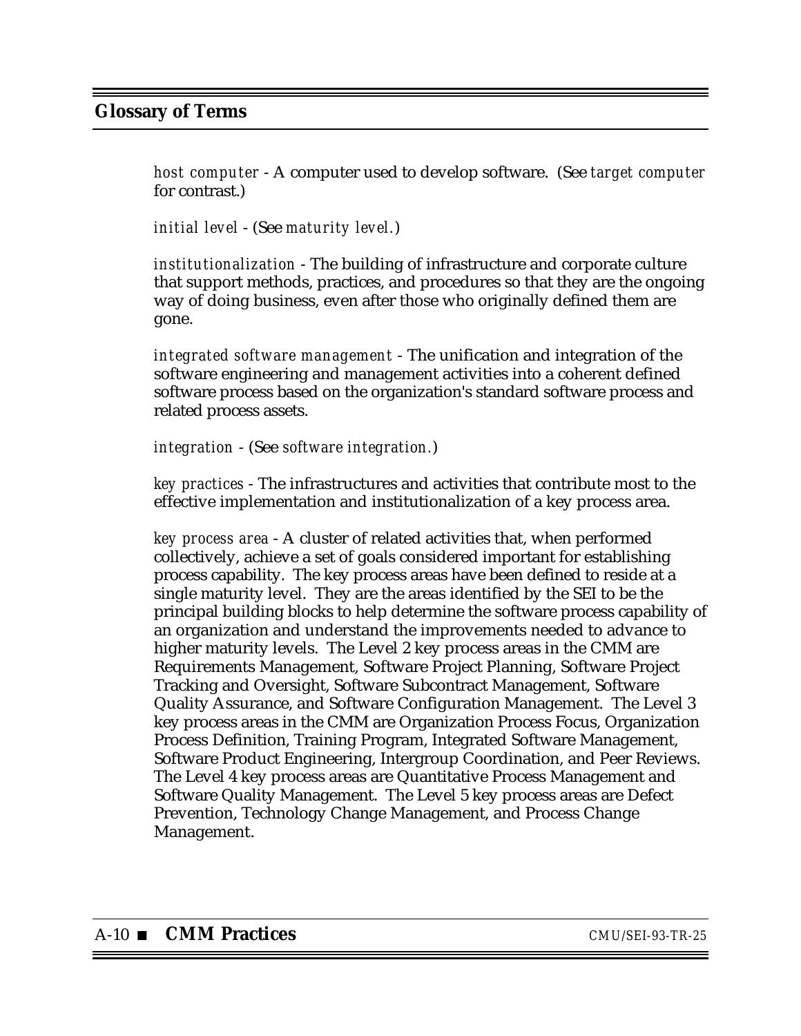## Glossary of Terms

*host computer* - A computer used to develop software. (See *target computer* for contrast.)

*initial level* - (See *maturity level.*)

*institutionalization* - The building of infrastructure and corporate culture that support methods, practices, and procedures so that they are the ongoing way of doing business, even after those who originally defined them are gone.

*integrated software management* - The unification and integration of the software engineering and management activities into a coherent defined software process based on the organization's standard software process and related process assets.

*integration* - (See *software integration.*)

*key practices* - The infrastructures and activities that contribute most to the effective implementation and institutionalization of a key process area.

*key process area* - A cluster of related activities that, when performed collectively, achieve a set of goals considered important for establishing process capability. The key process areas have been defined to reside at a single maturity level. They are the areas identified by the SEI to be the principal building blocks to help determine the software process capability of an organization and understand the improvements needed to advance to higher maturity levels. The Level 2 key process areas in the CMM are Requirements Management, Software Project Planning, Software Project Tracking and Oversight, Software Subcontract Management, Software Quality Assurance, and Software Configuration Management. The Level 3 key process areas in the CMM are Organization Process Focus, Organization Process Definition, Training Program, Integrated Software Management, Software Product Engineering, Intergroup Coordination, and Peer Reviews. The Level 4 key process areas are Quantitative Process Management and Software Quality Management. The Level 5 key process areas are Defect Prevention, Technology Change Management, and Process Change Management.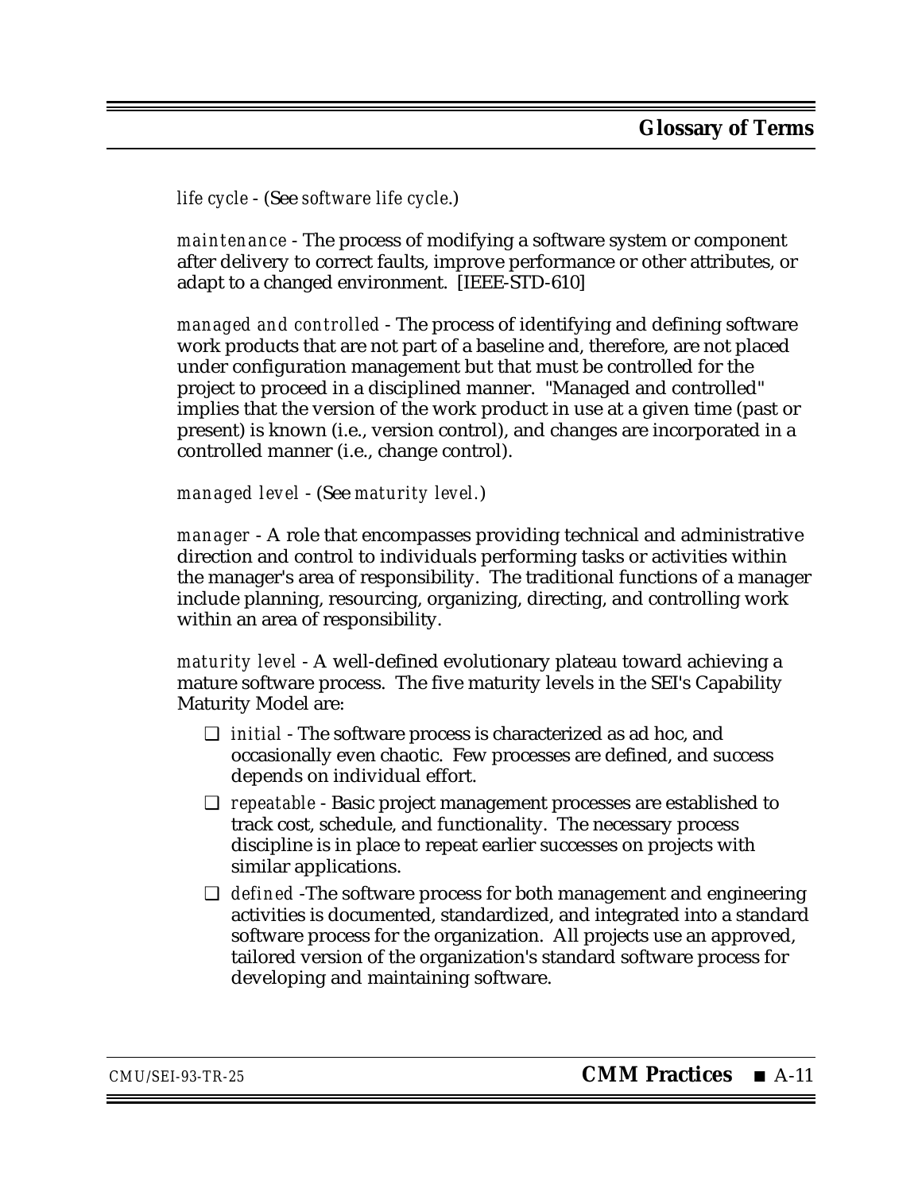*life cycle* - (See *software life cycle*.)

*maintenance* - The process of modifying a software system or component after delivery to correct faults, improve performance or other attributes, or adapt to a changed environment. [IEEE-STD-610]

*managed and controlled* - The process of identifying and defining software work products that are not part of a baseline and, therefore, are not placed under configuration management but that must be controlled for the project to proceed in a disciplined manner. "Managed and controlled" implies that the version of the work product in use at a given time (past or present) is known (i.e., version control), and changes are incorporated in a controlled manner (i.e., change control).

*managed level* - (See *maturity level.*)

*manager* - A role that encompasses providing technical and administrative direction and control to individuals performing tasks or activities within the manager's area of responsibility. The traditional functions of a manager include planning, resourcing, organizing, directing, and controlling work within an area of responsibility.

*maturity level* - A well-defined evolutionary plateau toward achieving a mature software process. The five maturity levels in the SEI's Capability Maturity Model are:

- *initial* - The software process is characterized as ad hoc, and occasionally even chaotic. Few processes are defined, and success depends on individual effort.
- *repeatable* - Basic project management processes are established to track cost, schedule, and functionality. The necessary process discipline is in place to repeat earlier successes on projects with similar applications.
- *defined* -The software process for both management and engineering activities is documented, standardized, and integrated into a standard software process for the organization. All projects use an approved, tailored version of the organization's standard software process for developing and maintaining software.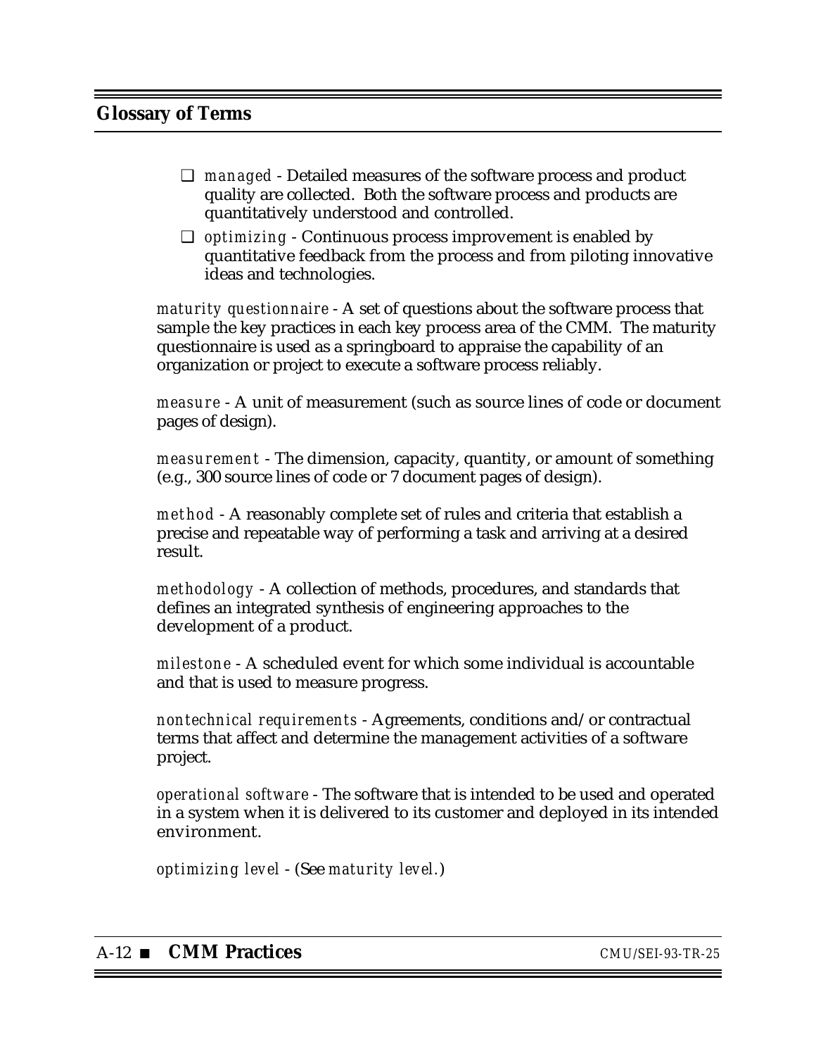## Glossary of Terms

- *managed* - Detailed measures of the software process and product quality are collected. Both the software process and products are quantitatively understood and controlled.
- *optimizing* - Continuous process improvement is enabled by quantitative feedback from the process and from piloting innovative ideas and technologies.

*maturity questionnaire* - A set of questions about the software process that sample the key practices in each key process area of the CMM. The maturity questionnaire is used as a springboard to appraise the capability of an organization or project to execute a software process reliably.

*measure* - A unit of measurement (such as source lines of code or document pages of design).

*measurement* - The dimension, capacity, quantity, or amount of something (e.g., 300 source lines of code or 7 document pages of design).

*method* - A reasonably complete set of rules and criteria that establish a precise and repeatable way of performing a task and arriving at a desired result.

*methodology* - A collection of methods, procedures, and standards that defines an integrated synthesis of engineering approaches to the development of a product.

*milestone* - A scheduled event for which some individual is accountable and that is used to measure progress.

*nontechnical requirements* - Agreements, conditions and/or contractual terms that affect and determine the management activities of a software project.

*operational software* - The software that is intended to be used and operated in a system when it is delivered to its customer and deployed in its intended environment.

*optimizing level* - (See *maturity level*.)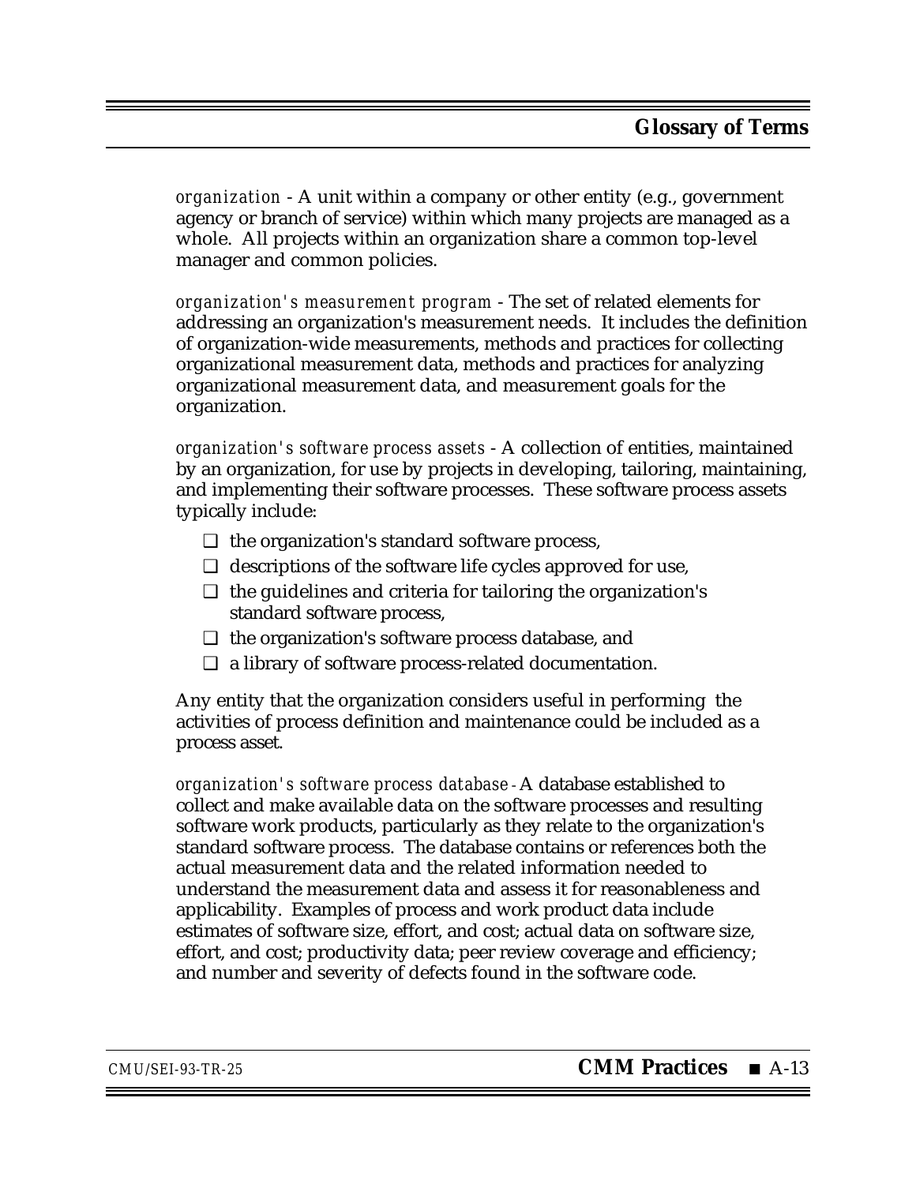*organization* - A unit within a company or other entity (e.g., government agency or branch of service) within which many projects are managed as a whole. All projects within an organization share a common top-level manager and common policies.

*organization's measurement program* - The set of related elements for addressing an organization's measurement needs. It includes the definition of organization-wide measurements, methods and practices for collecting organizational measurement data, methods and practices for analyzing organizational measurement data, and measurement goals for the organization.

*organization's software process assets* - A collection of entities, maintained by an organization, for use by projects in developing, tailoring, maintaining, and implementing their software processes. These software process assets typically include:

- the organization's standard software process,
- descriptions of the software life cycles approved for use,
- the guidelines and criteria for tailoring the organization's standard software process,
- the organization's software process database, and
- a library of software process-related documentation.

Any entity that the organization considers useful in performing the activities of process definition and maintenance could be included as a process asset.

*organization's software process database* - A database established to collect and make available data on the software processes and resulting software work products, particularly as they relate to the organization's standard software process. The database contains or references both the actual measurement data and the related information needed to understand the measurement data and assess it for reasonableness and applicability. Examples of process and work product data include estimates of software size, effort, and cost; actual data on software size, effort, and cost; productivity data; peer review coverage and efficiency; and number and severity of defects found in the software code.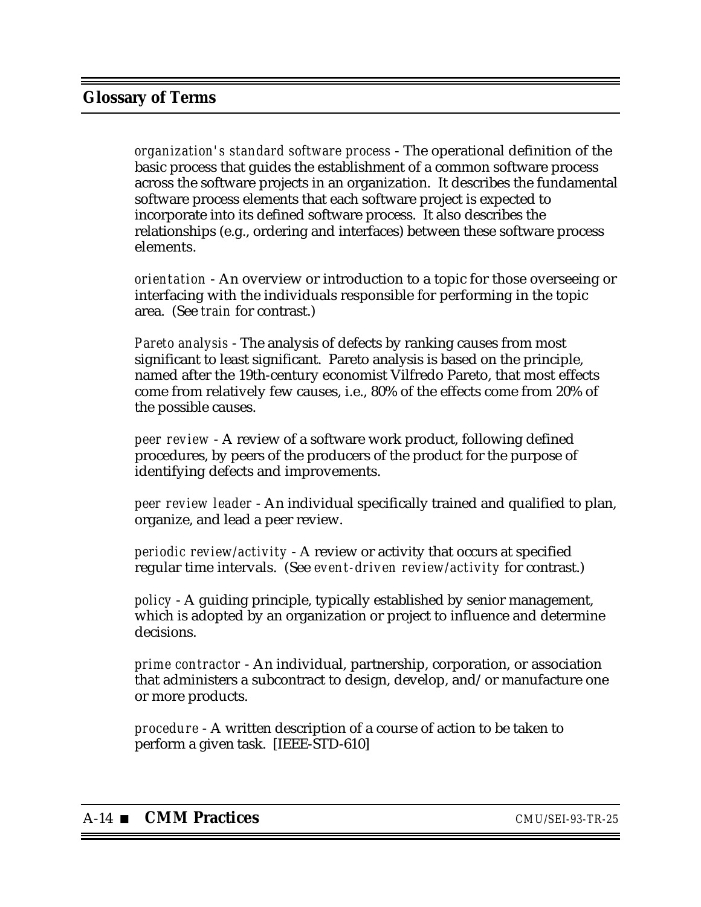## Glossary of Terms

*organization's standard software process* - The operational definition of the basic process that guides the establishment of a common software process across the software projects in an organization. It describes the fundamental software process elements that each software project is expected to incorporate into its defined software process. It also describes the relationships (e.g., ordering and interfaces) between these software process elements.

*orientation* - An overview or introduction to a topic for those overseeing or interfacing with the individuals responsible for performing in the topic area. (See *train* for contrast.)

*Pareto analysis* - The analysis of defects by ranking causes from most significant to least significant. Pareto analysis is based on the principle, named after the 19th-century economist Vilfredo Pareto, that most effects come from relatively few causes, i.e., 80% of the effects come from 20% of the possible causes.

*peer review* - A review of a software work product, following defined procedures, by peers of the producers of the product for the purpose of identifying defects and improvements.

*peer review leader* - An individual specifically trained and qualified to plan, organize, and lead a peer review.

*periodic review/activity* - A review or activity that occurs at specified regular time intervals. (See *event-driven review/activity* for contrast.)

*policy* - A guiding principle, typically established by senior management, which is adopted by an organization or project to influence and determine decisions.

*prime contractor* - An individual, partnership, corporation, or association that administers a subcontract to design, develop, and/or manufacture one or more products.

*procedure* - A written description of a course of action to be taken to perform a given task. [IEEE-STD-610]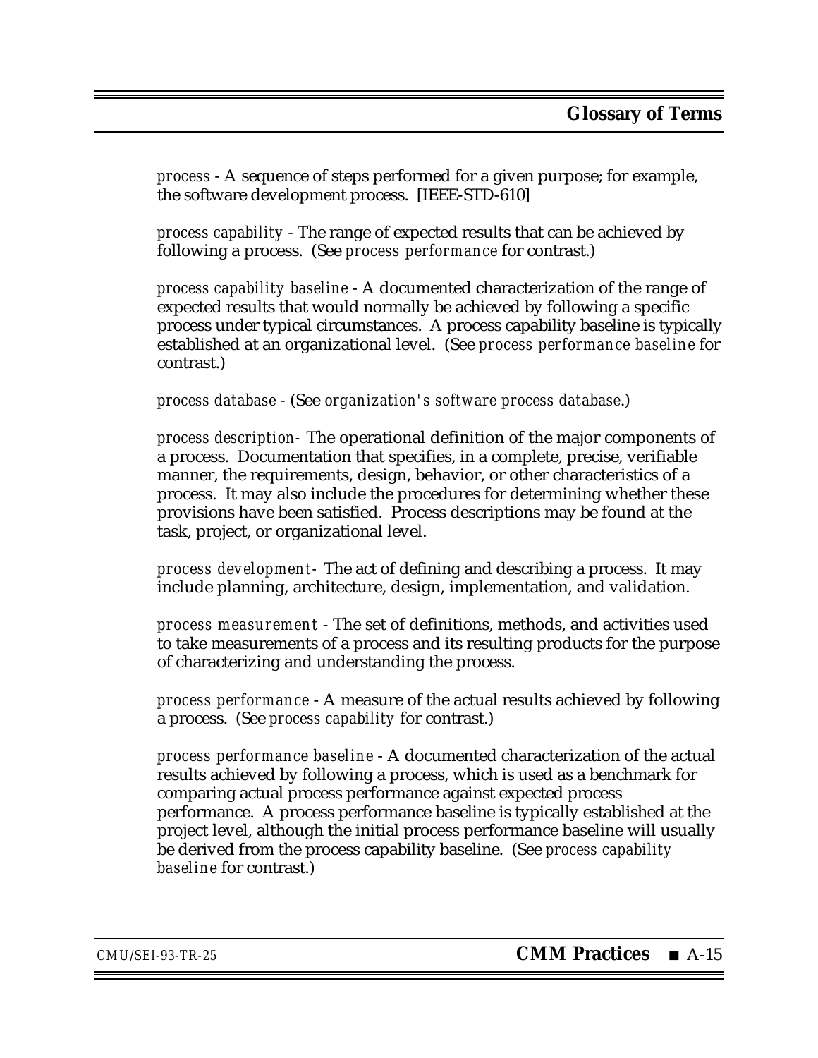*process* - A sequence of steps performed for a given purpose; for example, the software development process. [IEEE-STD-610]

*process capability* - The range of expected results that can be achieved by following a process. (See *process performance* for contrast.)

*process capability baseline* - A documented characterization of the range of expected results that would normally be achieved by following a specific process under typical circumstances. A process capability baseline is typically established at an organizational level. (See *process performance baseline* for contrast.)

*process database* - (See *organization's software process database*.)

*process description*- The operational definition of the major components of a process. Documentation that specifies, in a complete, precise, verifiable manner, the requirements, design, behavior, or other characteristics of a process. It may also include the procedures for determining whether these provisions have been satisfied. Process descriptions may be found at the task, project, or organizational level.

*process development*- The act of defining and describing a process. It may include planning, architecture, design, implementation, and validation.

*process measurement* - The set of definitions, methods, and activities used to take measurements of a process and its resulting products for the purpose of characterizing and understanding the process.

*process performance* - A measure of the actual results achieved by following a process. (See *process capability* for contrast.)

*process performance baseline* - A documented characterization of the actual results achieved by following a process, which is used as a benchmark for comparing actual process performance against expected process performance. A process performance baseline is typically established at the project level, although the initial process performance baseline will usually be derived from the process capability baseline. (See *process capability baseline* for contrast.)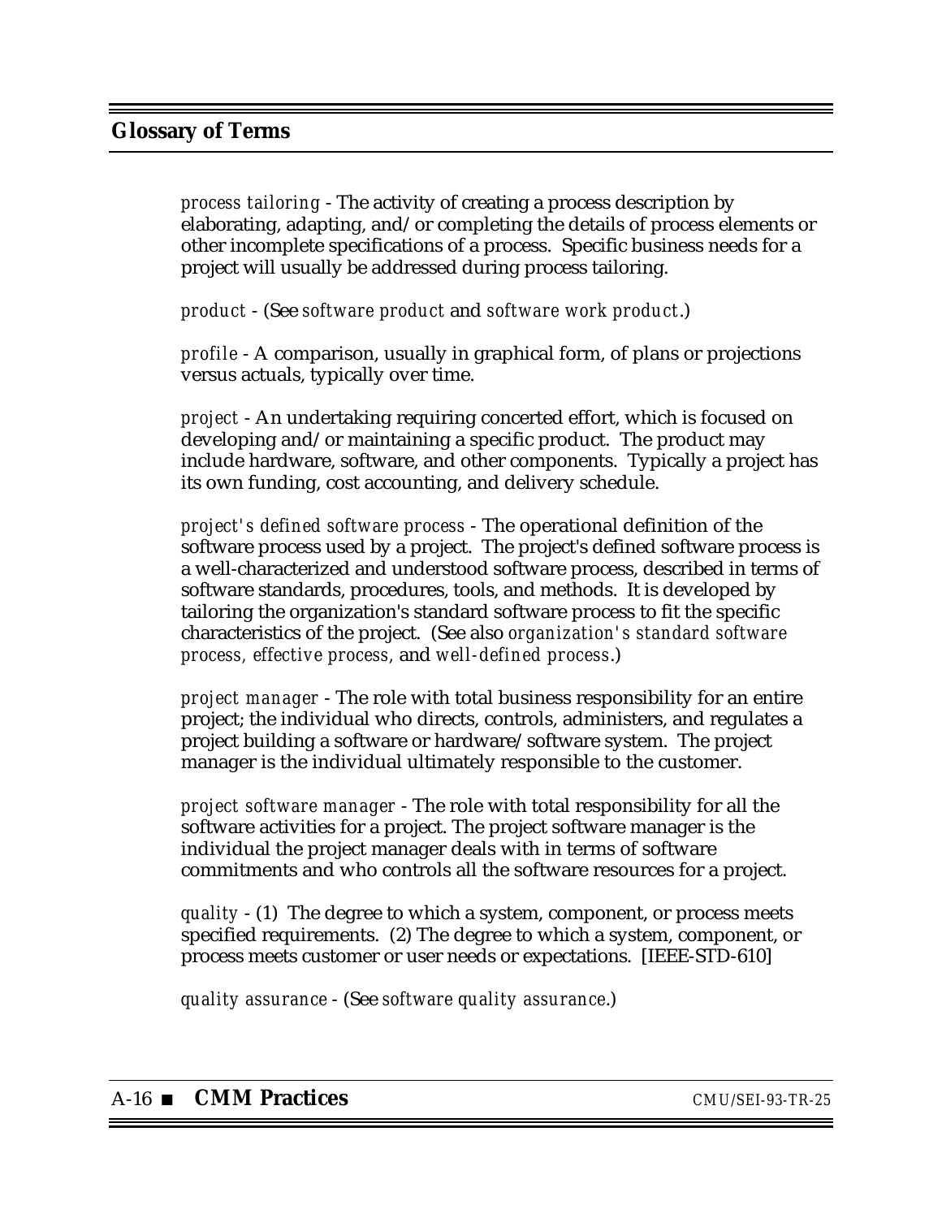## Glossary of Terms

*process tailoring* - The activity of creating a process description by elaborating, adapting, and/or completing the details of process elements or other incomplete specifications of a process. Specific business needs for a project will usually be addressed during process tailoring.

*product* - (See *software product* and *software work product*.)

*profile* - A comparison, usually in graphical form, of plans or projections versus actuals, typically over time.

*project* - An undertaking requiring concerted effort, which is focused on developing and/or maintaining a specific product. The product may include hardware, software, and other components. Typically a project has its own funding, cost accounting, and delivery schedule.

*project's defined software process* - The operational definition of the software process used by a project. The project's defined software process is a well-characterized and understood software process, described in terms of software standards, procedures, tools, and methods. It is developed by tailoring the organization's standard software process to fit the specific characteristics of the project. (See also *organization's standard software process*, *effective process*, and *well-defined process*.)

*project manager* - The role with total business responsibility for an entire project; the individual who directs, controls, administers, and regulates a project building a software or hardware/software system. The project manager is the individual ultimately responsible to the customer.

*project software manager* - The role with total responsibility for all the software activities for a project. The project software manager is the individual the project manager deals with in terms of software commitments and who controls all the software resources for a project.

*quality* - (1) The degree to which a system, component, or process meets specified requirements. (2) The degree to which a system, component, or process meets customer or user needs or expectations. [IEEE-STD-610]

*quality assurance* - (See *software quality assurance*.)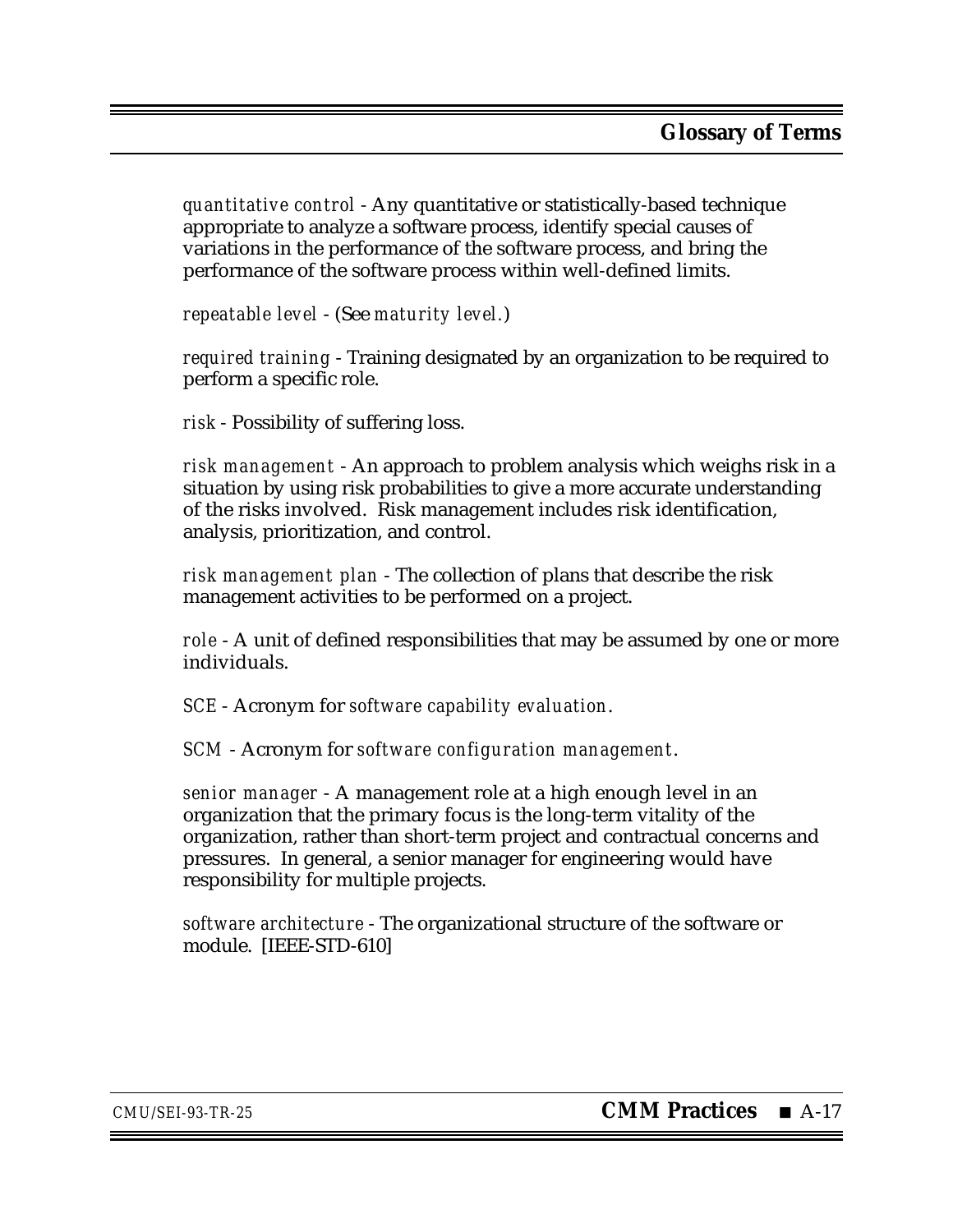*quantitative control* - Any quantitative or statistically-based technique appropriate to analyze a software process, identify special causes of variations in the performance of the software process, and bring the performance of the software process within well-defined limits.

*repeatable level* - (See *maturity level.*)

*required training* - Training designated by an organization to be required to perform a specific role.

*risk* - Possibility of suffering loss.

*risk management* - An approach to problem analysis which weighs risk in a situation by using risk probabilities to give a more accurate understanding of the risks involved. Risk management includes risk identification, analysis, prioritization, and control.

*risk management plan* - The collection of plans that describe the risk management activities to be performed on a project.

*role* - A unit of defined responsibilities that may be assumed by one or more individuals.

*SCE* - Acronym for *software capability evaluation*.

*SCM* - Acronym for *software configuration management*.

*senior manager* - A management role at a high enough level in an organization that the primary focus is the long-term vitality of the organization, rather than short-term project and contractual concerns and pressures. In general, a senior manager for engineering would have responsibility for multiple projects.

*software architecture* - The organizational structure of the software or module. [IEEE-STD-610]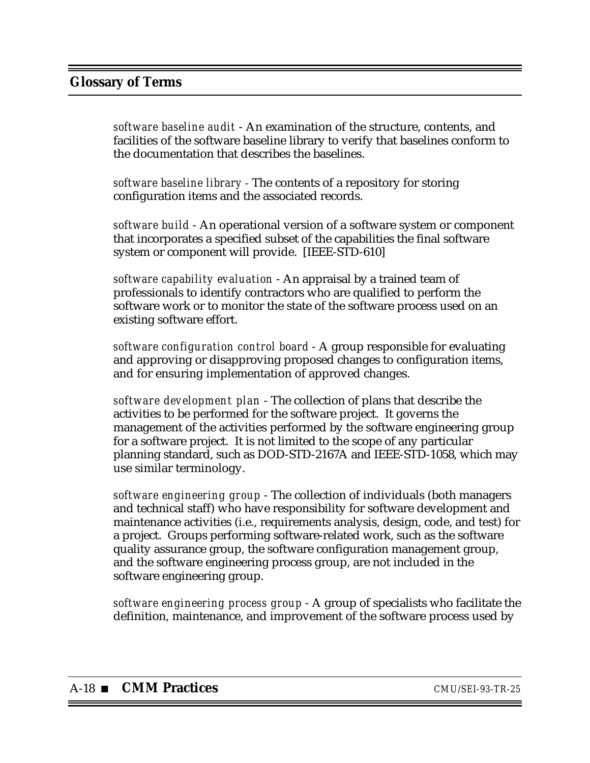## Glossary of Terms

*software baseline audit* - An examination of the structure, contents, and facilities of the software baseline library to verify that baselines conform to the documentation that describes the baselines.

*software baseline library* - The contents of a repository for storing configuration items and the associated records.

*software build* - An operational version of a software system or component that incorporates a specified subset of the capabilities the final software system or component will provide. [IEEE-STD-610]

*software capability evaluation* - An appraisal by a trained team of professionals to identify contractors who are qualified to perform the software work or to monitor the state of the software process used on an existing software effort.

*software configuration control board* - A group responsible for evaluating and approving or disapproving proposed changes to configuration items, and for ensuring implementation of approved changes.

*software development plan* - The collection of plans that describe the activities to be performed for the software project. It governs the management of the activities performed by the software engineering group for a software project. It is not limited to the scope of any particular planning standard, such as DOD-STD-2167A and IEEE-STD-1058, which may use similar terminology.

*software engineering group* - The collection of individuals (both managers and technical staff) who have responsibility for software development and maintenance activities (i.e., requirements analysis, design, code, and test) for a project. Groups performing software-related work, such as the software quality assurance group, the software configuration management group, and the software engineering process group, are not included in the software engineering group.

*software engineering process group* - A group of specialists who facilitate the definition, maintenance, and improvement of the software process used by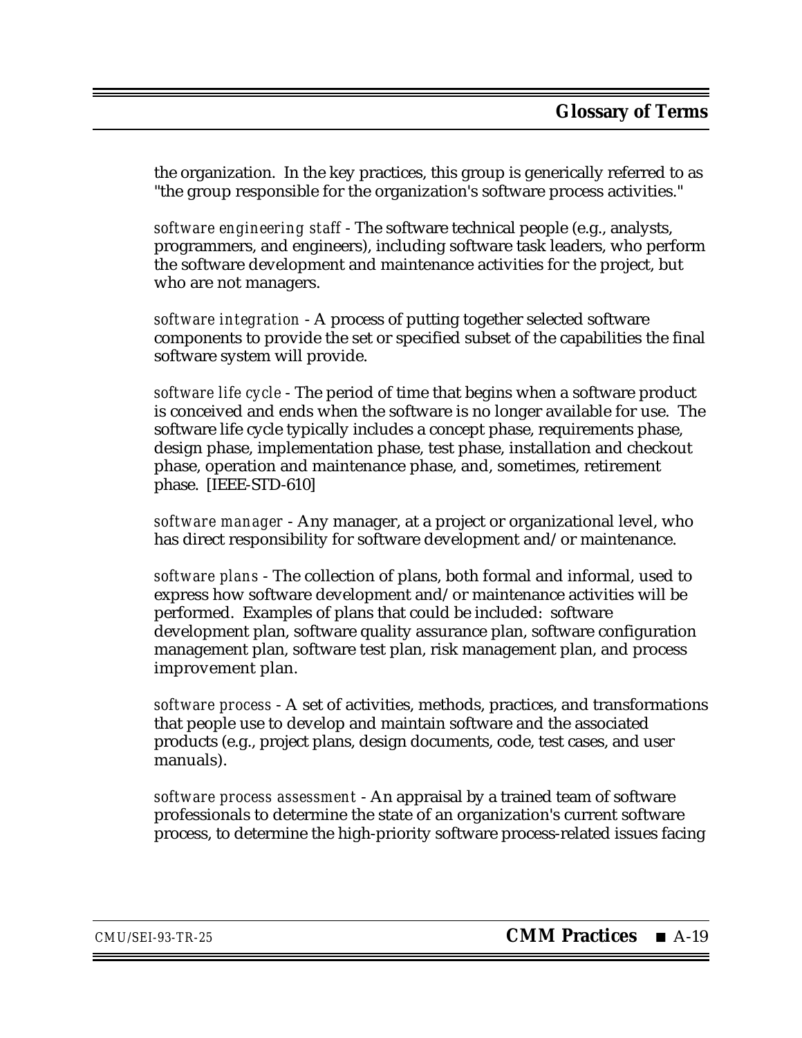the organization. In the key practices, this group is generically referred to as "the group responsible for the organization's software process activities."

*software engineering staff* - The software technical people (e.g., analysts, programmers, and engineers), including software task leaders, who perform the software development and maintenance activities for the project, but who are not managers.

*software integration* - A process of putting together selected software components to provide the set or specified subset of the capabilities the final software system will provide.

*software life cycle* - The period of time that begins when a software product is conceived and ends when the software is no longer available for use. The software life cycle typically includes a concept phase, requirements phase, design phase, implementation phase, test phase, installation and checkout phase, operation and maintenance phase, and, sometimes, retirement phase. [IEEE-STD-610]

*software manager* - Any manager, at a project or organizational level, who has direct responsibility for software development and/or maintenance.

*software plans* - The collection of plans, both formal and informal, used to express how software development and/or maintenance activities will be performed. Examples of plans that could be included: software development plan, software quality assurance plan, software configuration management plan, software test plan, risk management plan, and process improvement plan.

*software process* - A set of activities, methods, practices, and transformations that people use to develop and maintain software and the associated products (e.g., project plans, design documents, code, test cases, and user manuals).

*software process assessment* - An appraisal by a trained team of software professionals to determine the state of an organization's current software process, to determine the high-priority software process-related issues facing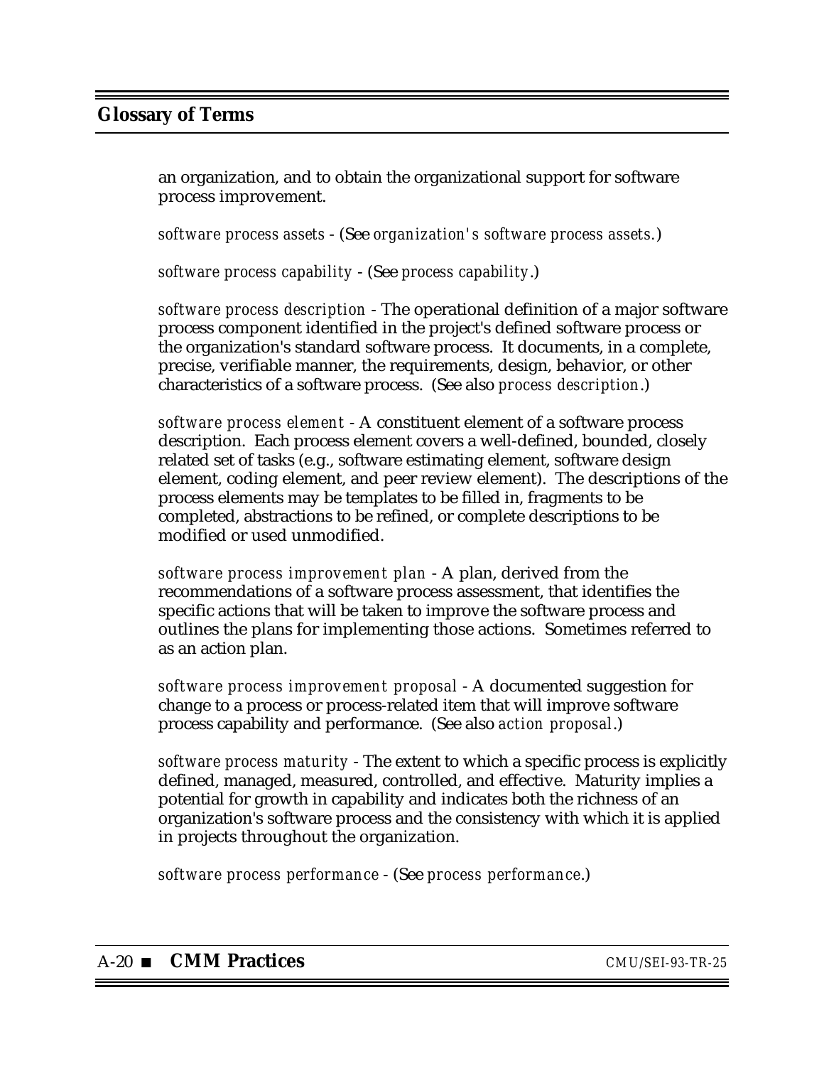an organization, and to obtain the organizational support for software process improvement.

*software process assets* - (See *organization's software process assets.*)

*software process capability* - (See *process capability*.)

*software process description* - The operational definition of a major software process component identified in the project's defined software process or the organization's standard software process. It documents, in a complete, precise, verifiable manner, the requirements, design, behavior, or other characteristics of a software process. (See also *process description*.)

*software process element* - A constituent element of a software process description. Each process element covers a well-defined, bounded, closely related set of tasks (e.g., software estimating element, software design element, coding element, and peer review element). The descriptions of the process elements may be templates to be filled in, fragments to be completed, abstractions to be refined, or complete descriptions to be modified or used unmodified.

*software process improvement plan* - A plan, derived from the recommendations of a software process assessment, that identifies the specific actions that will be taken to improve the software process and outlines the plans for implementing those actions. Sometimes referred to as an action plan.

*software process improvement proposal* - A documented suggestion for change to a process or process-related item that will improve software process capability and performance. (See also *action proposal*.)

*software process maturity* - The extent to which a specific process is explicitly defined, managed, measured, controlled, and effective. Maturity implies a potential for growth in capability and indicates both the richness of an organization's software process and the consistency with which it is applied in projects throughout the organization.

*software process performance* - (See *process performance*.)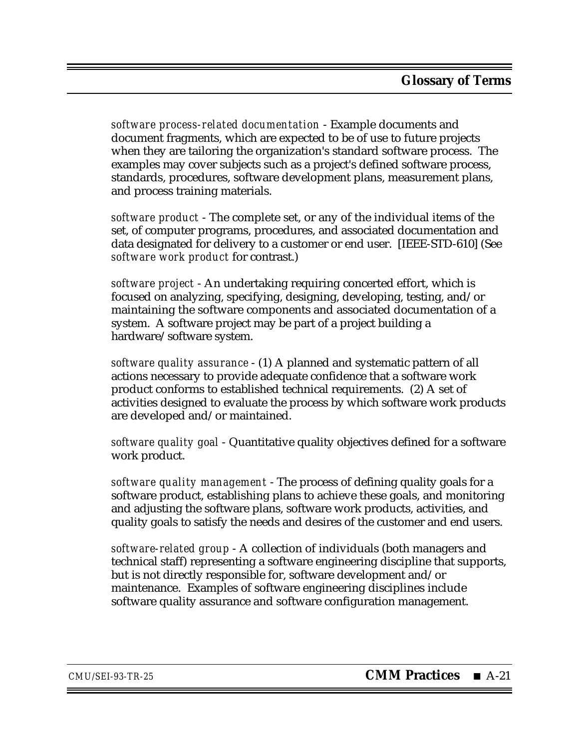*software process-related documentation* - Example documents and document fragments, which are expected to be of use to future projects when they are tailoring the organization's standard software process. The examples may cover subjects such as a project's defined software process, standards, procedures, software development plans, measurement plans, and process training materials.

*software product* - The complete set, or any of the individual items of the set, of computer programs, procedures, and associated documentation and data designated for delivery to a customer or end user. [IEEE-STD-610] (See *software work product* for contrast.)

*software project* - An undertaking requiring concerted effort, which is focused on analyzing, specifying, designing, developing, testing, and/or maintaining the software components and associated documentation of a system. A software project may be part of a project building a hardware/software system.

*software quality assurance* - (1) A planned and systematic pattern of all actions necessary to provide adequate confidence that a software work product conforms to established technical requirements. (2) A set of activities designed to evaluate the process by which software work products are developed and/or maintained.

*software quality goal* - Quantitative quality objectives defined for a software work product.

*software quality management* - The process of defining quality goals for a software product, establishing plans to achieve these goals, and monitoring and adjusting the software plans, software work products, activities, and quality goals to satisfy the needs and desires of the customer and end users.

*software-related group* - A collection of individuals (both managers and technical staff) representing a software engineering discipline that supports, but is not directly responsible for, software development and/or maintenance. Examples of software engineering disciplines include software quality assurance and software configuration management.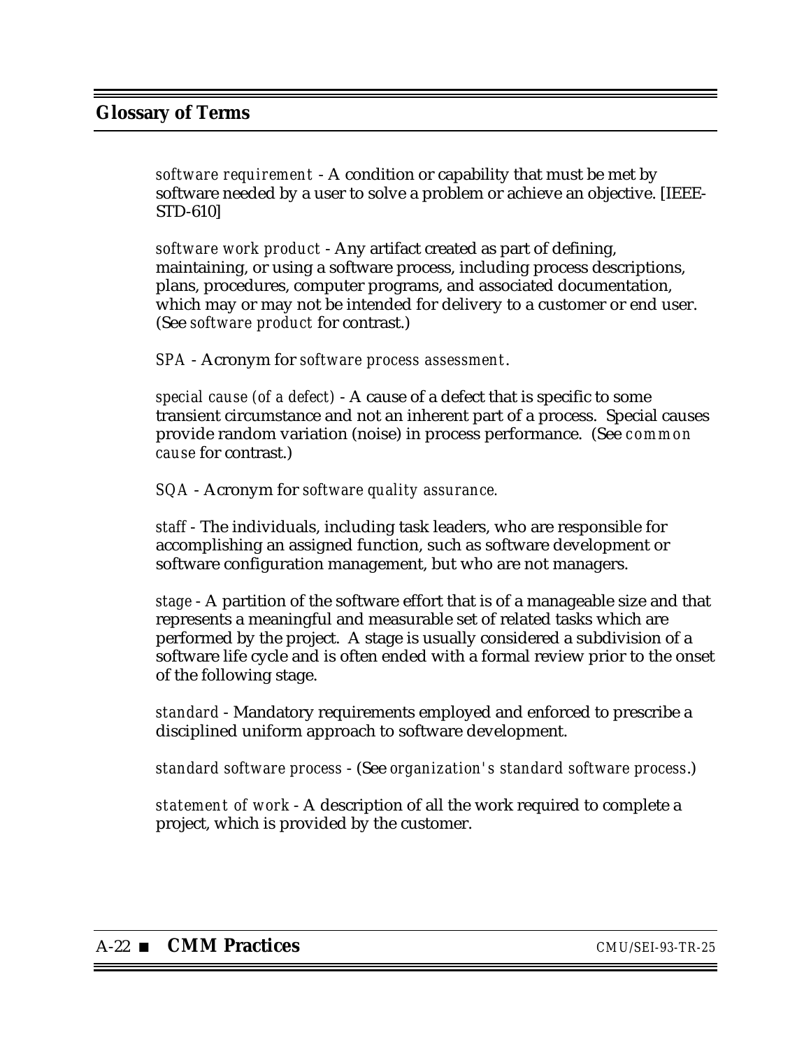*software requirement* - A condition or capability that must be met by software needed by a user to solve a problem or achieve an objective. [IEEE-STD-610]

*software work product* - Any artifact created as part of defining, maintaining, or using a software process, including process descriptions, plans, procedures, computer programs, and associated documentation, which may or may not be intended for delivery to a customer or end user. (See *software product* for contrast.)

*SPA* - Acronym for *software process assessment*.

*special cause (of a defect)* - A cause of a defect that is specific to some transient circumstance and not an inherent part of a process. Special causes provide random variation (noise) in process performance. (See *common cause* for contrast.)

*SQA* - Acronym for *software quality assurance.*

*staff* - The individuals, including task leaders, who are responsible for accomplishing an assigned function, such as software development or software configuration management, but who are not managers.

*stage* - A partition of the software effort that is of a manageable size and that represents a meaningful and measurable set of related tasks which are performed by the project. A stage is usually considered a subdivision of a software life cycle and is often ended with a formal review prior to the onset of the following stage.

*standard* - Mandatory requirements employed and enforced to prescribe a disciplined uniform approach to software development.

*standard software process* - (See *organization's standard software process*.)

*statement of work* - A description of all the work required to complete a project, which is provided by the customer.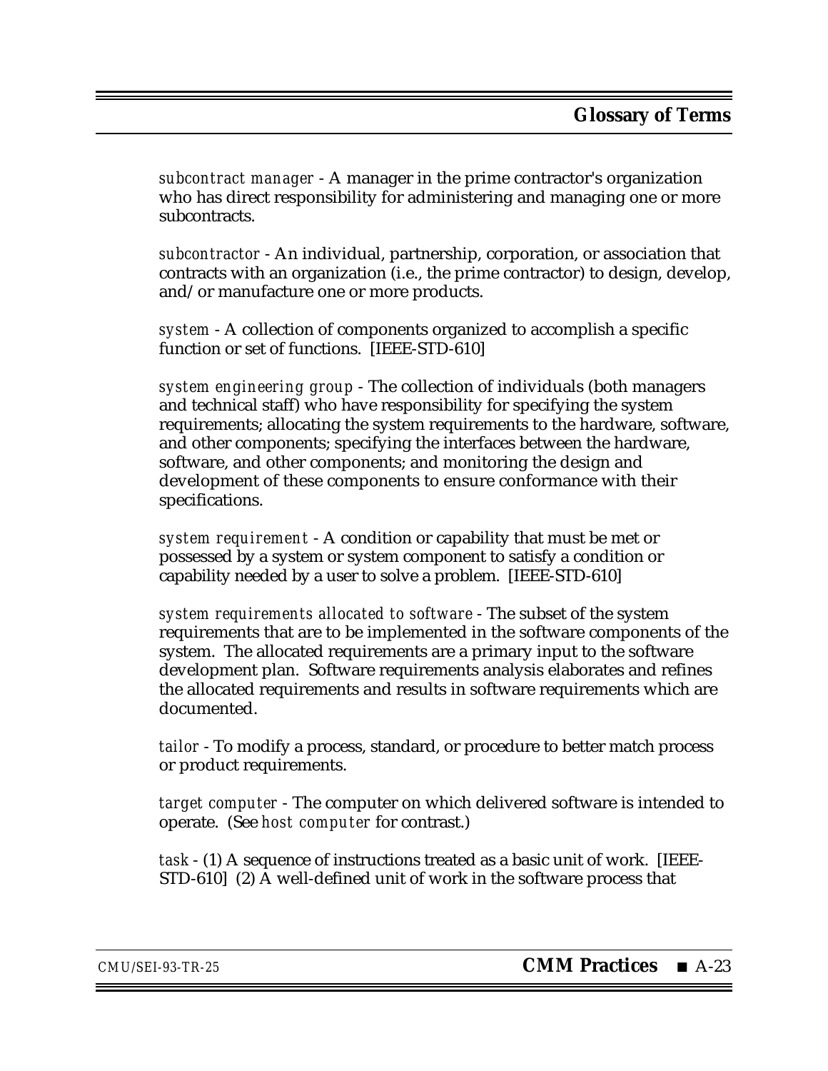*subcontract manager* - A manager in the prime contractor's organization who has direct responsibility for administering and managing one or more subcontracts.

*subcontractor* - An individual, partnership, corporation, or association that contracts with an organization (i.e., the prime contractor) to design, develop, and/or manufacture one or more products.

*system* - A collection of components organized to accomplish a specific function or set of functions. [IEEE-STD-610]

*system engineering group* - The collection of individuals (both managers and technical staff) who have responsibility for specifying the system requirements; allocating the system requirements to the hardware, software, and other components; specifying the interfaces between the hardware, software, and other components; and monitoring the design and development of these components to ensure conformance with their specifications.

*system requirement* - A condition or capability that must be met or possessed by a system or system component to satisfy a condition or capability needed by a user to solve a problem. [IEEE-STD-610]

*system requirements allocated to software* - The subset of the system requirements that are to be implemented in the software components of the system. The allocated requirements are a primary input to the software development plan. Software requirements analysis elaborates and refines the allocated requirements and results in software requirements which are documented.

*tailor* - To modify a process, standard, or procedure to better match process or product requirements.

*target computer* - The computer on which delivered software is intended to operate. (See *host computer* for contrast.)

*task* - (1) A sequence of instructions treated as a basic unit of work. [IEEE-STD-610] (2) A well-defined unit of work in the software process that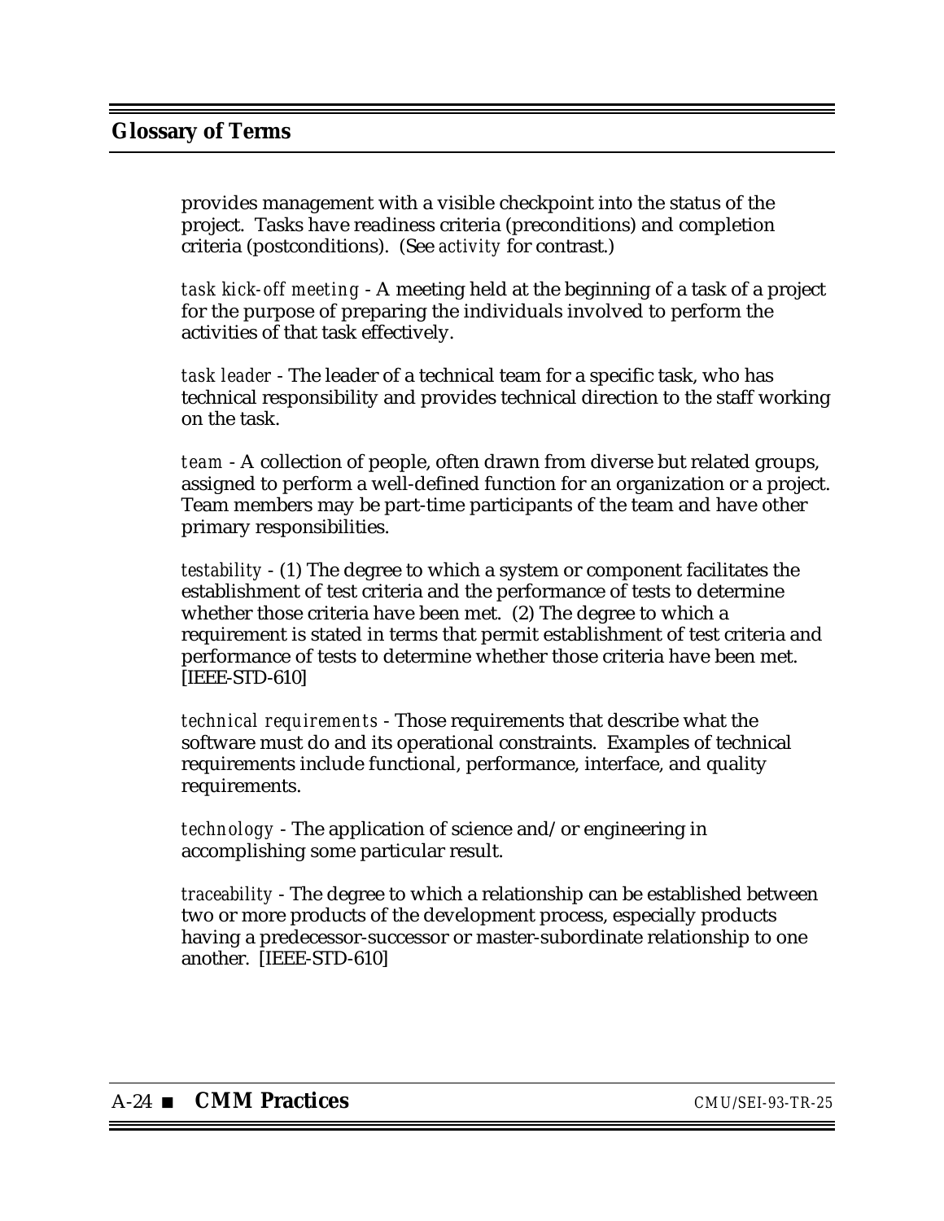provides management with a visible checkpoint into the status of the project. Tasks have readiness criteria (preconditions) and completion criteria (postconditions). (See *activity* for contrast.)

*task kick-off meeting* - A meeting held at the beginning of a task of a project for the purpose of preparing the individuals involved to perform the activities of that task effectively.

*task leader* - The leader of a technical team for a specific task, who has technical responsibility and provides technical direction to the staff working on the task.

*team* - A collection of people, often drawn from diverse but related groups, assigned to perform a well-defined function for an organization or a project. Team members may be part-time participants of the team and have other primary responsibilities.

*testability* - (1) The degree to which a system or component facilitates the establishment of test criteria and the performance of tests to determine whether those criteria have been met. (2) The degree to which a requirement is stated in terms that permit establishment of test criteria and performance of tests to determine whether those criteria have been met. [IEEE-STD-610]

*technical requirements* - Those requirements that describe what the software must do and its operational constraints. Examples of technical requirements include functional, performance, interface, and quality requirements.

*technology* - The application of science and/or engineering in accomplishing some particular result.

*traceability* - The degree to which a relationship can be established between two or more products of the development process, especially products having a predecessor-successor or master-subordinate relationship to one another. [IEEE-STD-610]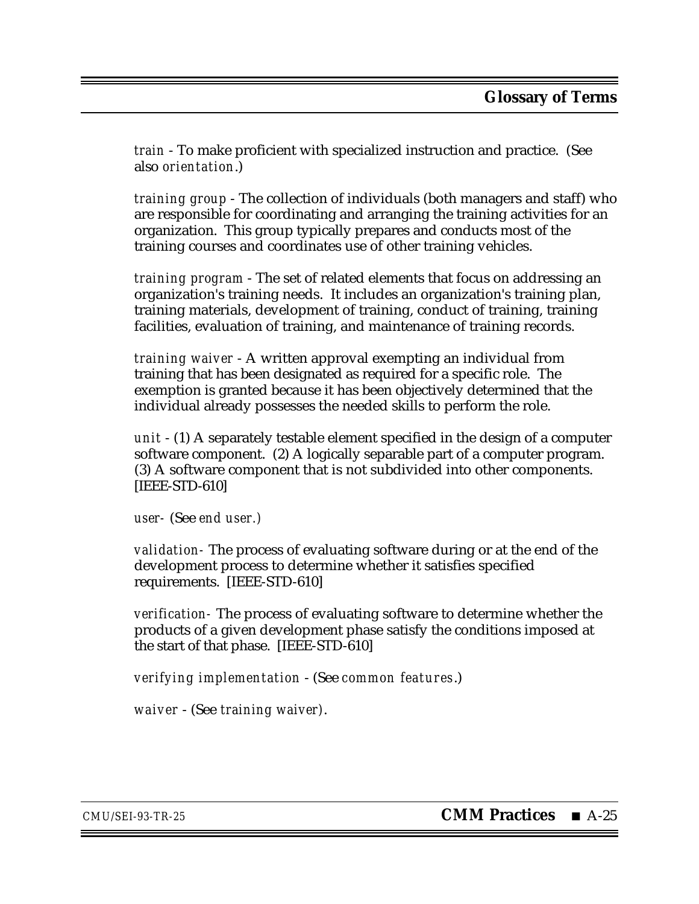*train* - To make proficient with specialized instruction and practice. (See also *orientation*.)

*training group* - The collection of individuals (both managers and staff) who are responsible for coordinating and arranging the training activities for an organization. This group typically prepares and conducts most of the training courses and coordinates use of other training vehicles.

*training program* - The set of related elements that focus on addressing an organization's training needs. It includes an organization's training plan, training materials, development of training, conduct of training, training facilities, evaluation of training, and maintenance of training records.

*training waiver* - A written approval exempting an individual from training that has been designated as required for a specific role. The exemption is granted because it has been objectively determined that the individual already possesses the needed skills to perform the role.

*unit* - (1) A separately testable element specified in the design of a computer software component. (2) A logically separable part of a computer program. (3) A software component that is not subdivided into other components. [IEEE-STD-610]

*user*- (See *end user.)*

*validation*- The process of evaluating software during or at the end of the development process to determine whether it satisfies specified requirements. [IEEE-STD-610]

*verification*- The process of evaluating software to determine whether the products of a given development phase satisfy the conditions imposed at the start of that phase. [IEEE-STD-610]

*verifying implementation* - (See *common features*.)

*waiver* - (See *training waiver*).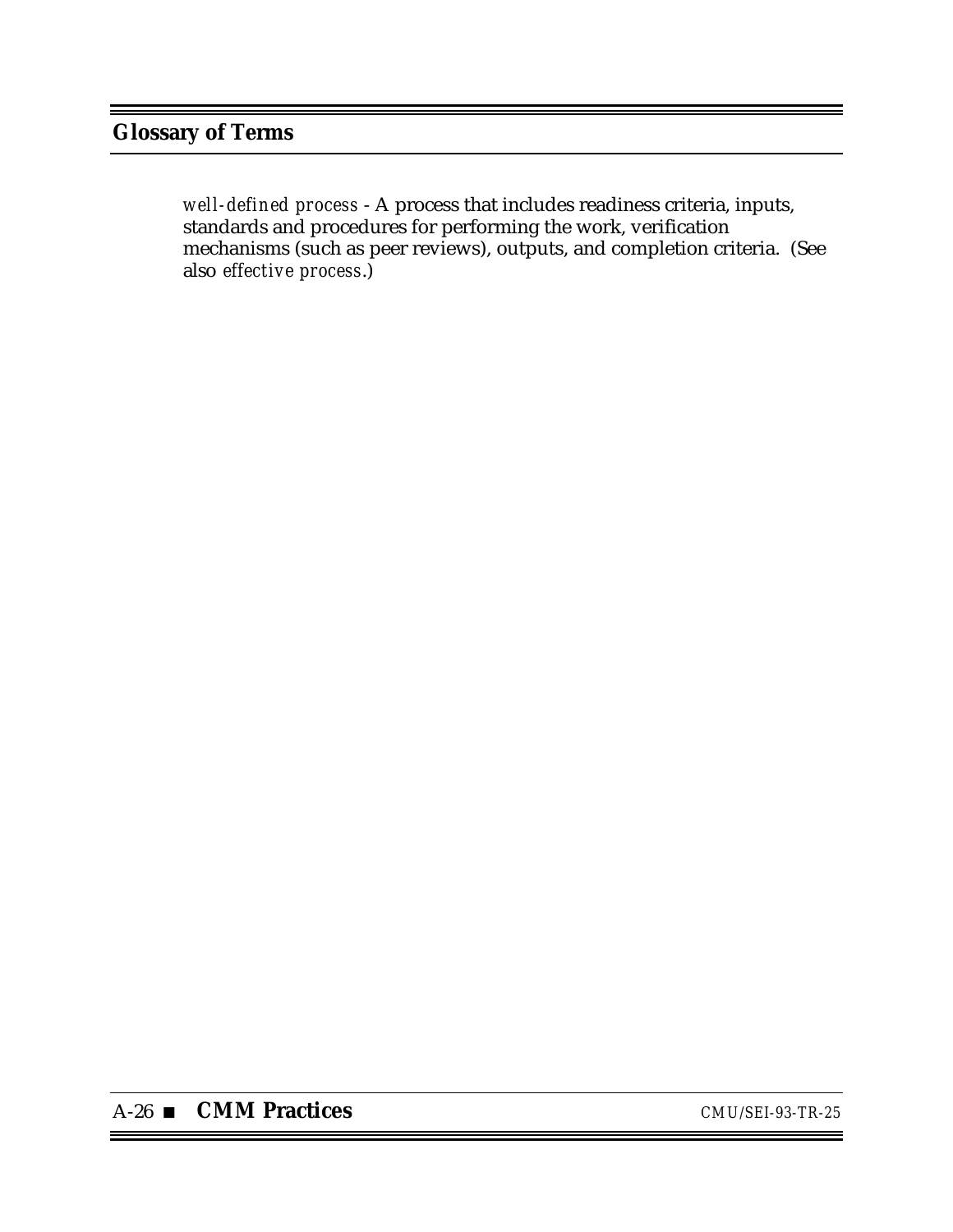*well-defined process* - A process that includes readiness criteria, inputs, standards and procedures for performing the work, verification mechanisms (such as peer reviews), outputs, and completion criteria. (See also *effective process*.)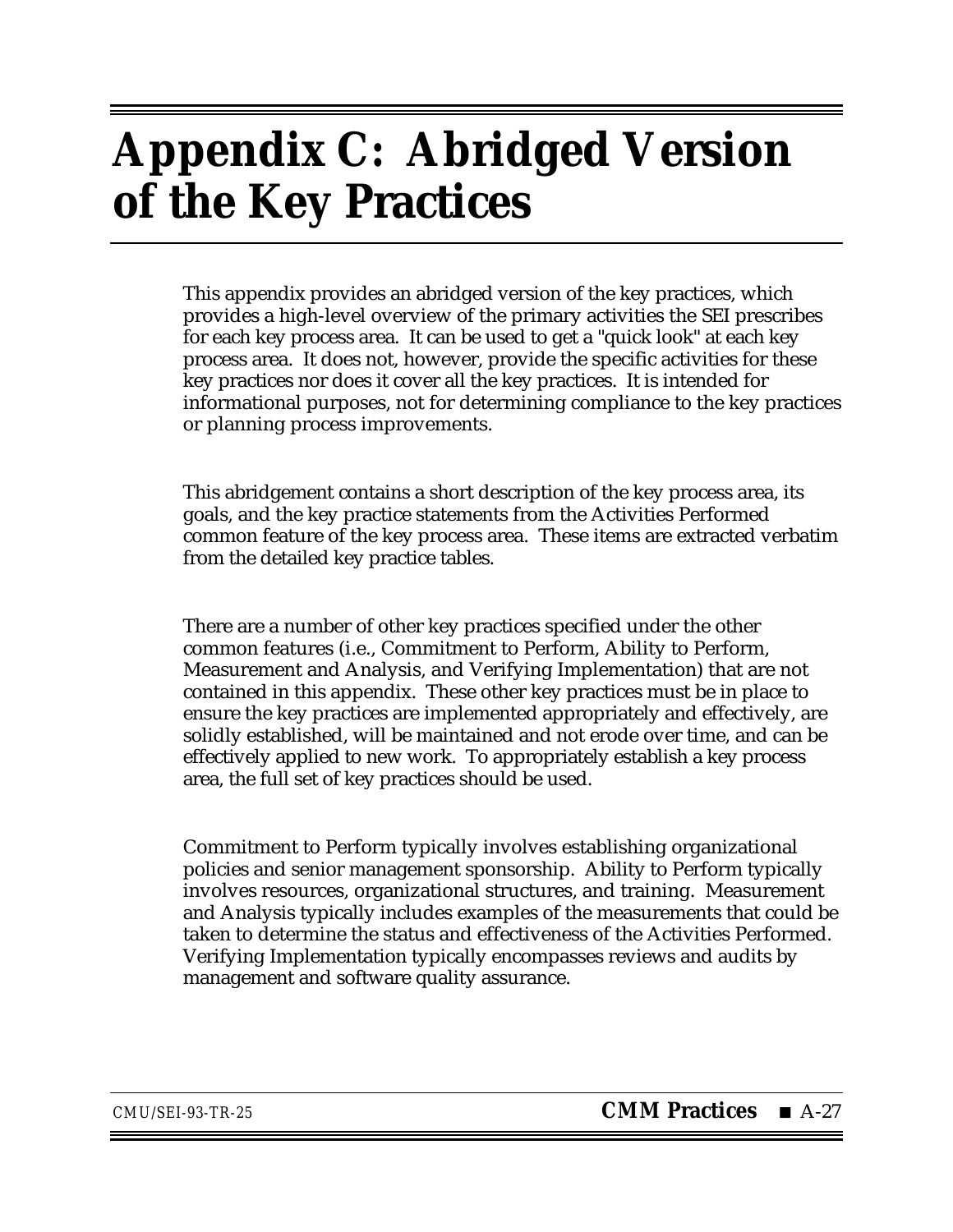# Appendix C: Abridged Version of the Key Practices

This appendix provides an abridged version of the key practices, which provides a high-level overview of the primary activities the SEI prescribes for each key process area. It can be used to get a "quick look" at each key process area. It does not, however, provide the specific activities for these key practices nor does it cover all the key practices. It is intended for informational purposes, not for determining compliance to the key practices or planning process improvements.

This abridgement contains a short description of the key process area, its goals, and the key practice statements from the Activities Performed common feature of the key process area. These items are extracted verbatim from the detailed key practice tables.

There are a number of other key practices specified under the other common features (i.e., Commitment to Perform, Ability to Perform, Measurement and Analysis, and Verifying Implementation) that are not contained in this appendix. These other key practices must be in place to ensure the key practices are implemented appropriately and effectively, are solidly established, will be maintained and not erode over time, and can be effectively applied to new work. To appropriately establish a key process area, the full set of key practices should be used.

Commitment to Perform typically involves establishing organizational policies and senior management sponsorship. Ability to Perform typically involves resources, organizational structures, and training. Measurement and Analysis typically includes examples of the measurements that could be taken to determine the status and effectiveness of the Activities Performed. Verifying Implementation typically encompasses reviews and audits by management and software quality assurance.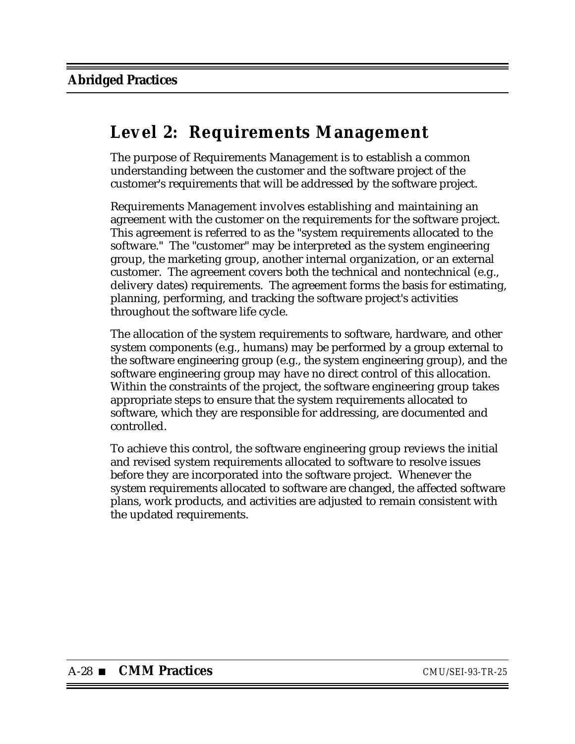# Level 2: Requirements Management

The purpose of Requirements Management is to establish a common understanding between the customer and the software project of the customer's requirements that will be addressed by the software project.

Requirements Management involves establishing and maintaining an agreement with the customer on the requirements for the software project. This agreement is referred to as the "system requirements allocated to the software." The "customer" may be interpreted as the system engineering group, the marketing group, another internal organization, or an external customer. The agreement covers both the technical and nontechnical (e.g., delivery dates) requirements. The agreement forms the basis for estimating, planning, performing, and tracking the software project's activities throughout the software life cycle.

The allocation of the system requirements to software, hardware, and other system components (e.g., humans) may be performed by a group external to the software engineering group (e.g., the system engineering group), and the software engineering group may have no direct control of this allocation. Within the constraints of the project, the software engineering group takes appropriate steps to ensure that the system requirements allocated to software, which they are responsible for addressing, are documented and controlled.

To achieve this control, the software engineering group reviews the initial and revised system requirements allocated to software to resolve issues before they are incorporated into the software project. Whenever the system requirements allocated to software are changed, the affected software plans, work products, and activities are adjusted to remain consistent with the updated requirements.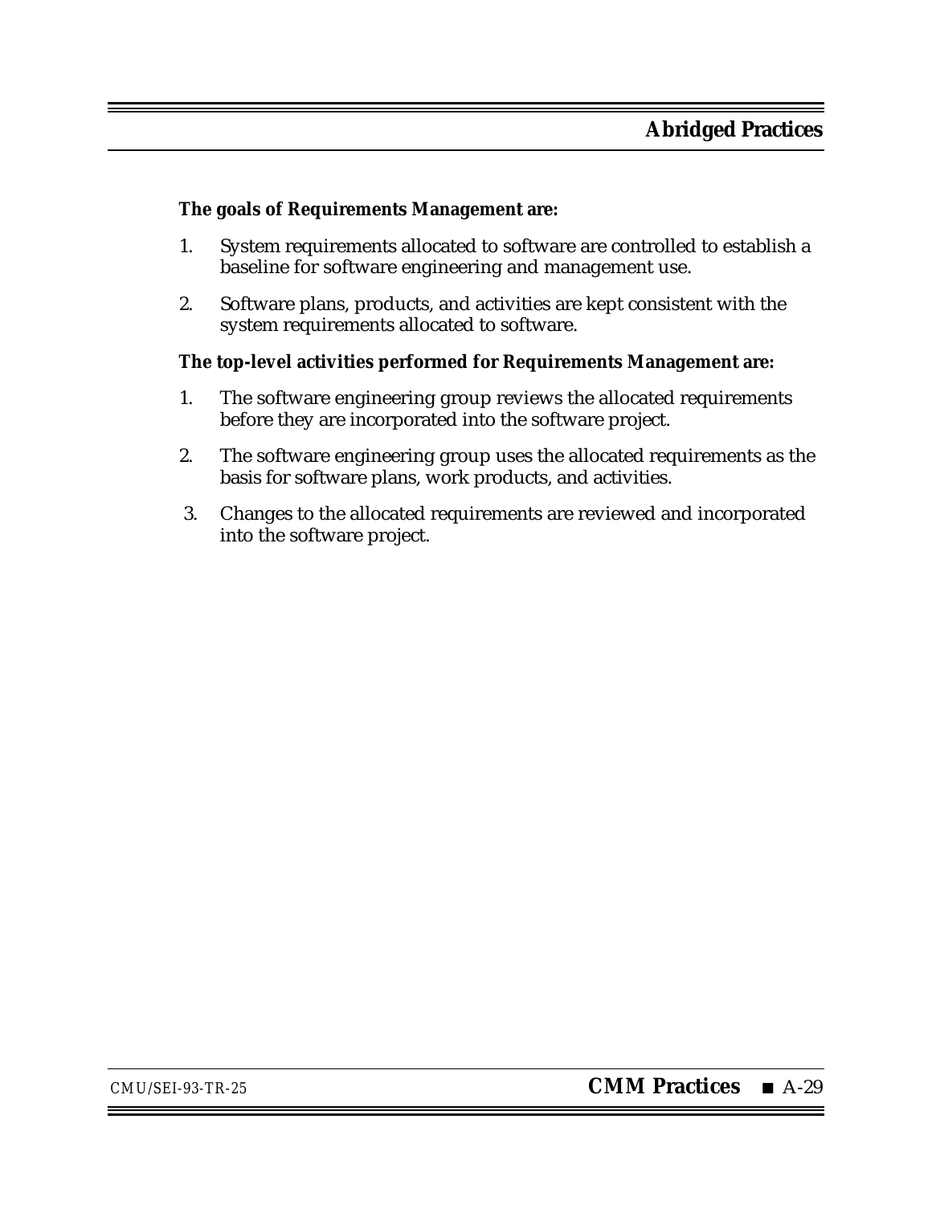**The goals of Requirements Management are:**

1. System requirements allocated to software are controlled to establish a baseline for software engineering and management use.

2. Software plans, products, and activities are kept consistent with the system requirements allocated to software.

**The top-level activities performed for Requirements Management are:**

1. The software engineering group reviews the allocated requirements before they are incorporated into the software project.

2. The software engineering group uses the allocated requirements as the basis for software plans, work products, and activities.

3. Changes to the allocated requirements are reviewed and incorporated into the software project.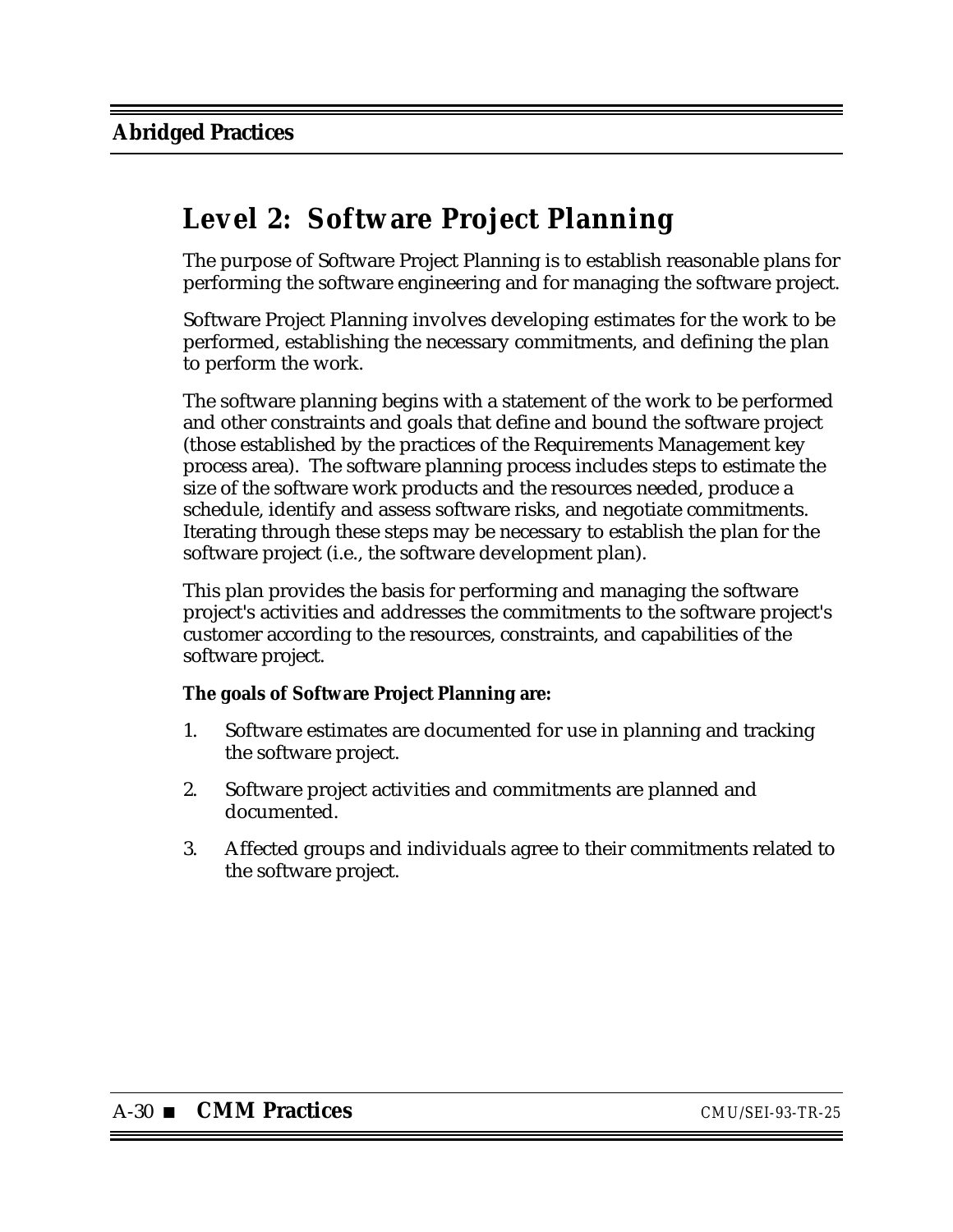## Level 2: Software Project Planning

The purpose of Software Project Planning is to establish reasonable plans for performing the software engineering and for managing the software project.

Software Project Planning involves developing estimates for the work to be performed, establishing the necessary commitments, and defining the plan to perform the work.

The software planning begins with a statement of the work to be performed and other constraints and goals that define and bound the software project (those established by the practices of the Requirements Management key process area). The software planning process includes steps to estimate the size of the software work products and the resources needed, produce a schedule, identify and assess software risks, and negotiate commitments. Iterating through these steps may be necessary to establish the plan for the software project (i.e., the software development plan).

This plan provides the basis for performing and managing the software project's activities and addresses the commitments to the software project's customer according to the resources, constraints, and capabilities of the software project.

**The goals of Software Project Planning are:**

1. Software estimates are documented for use in planning and tracking the software project.
2. Software project activities and commitments are planned and documented.
3. Affected groups and individuals agree to their commitments related to the software project.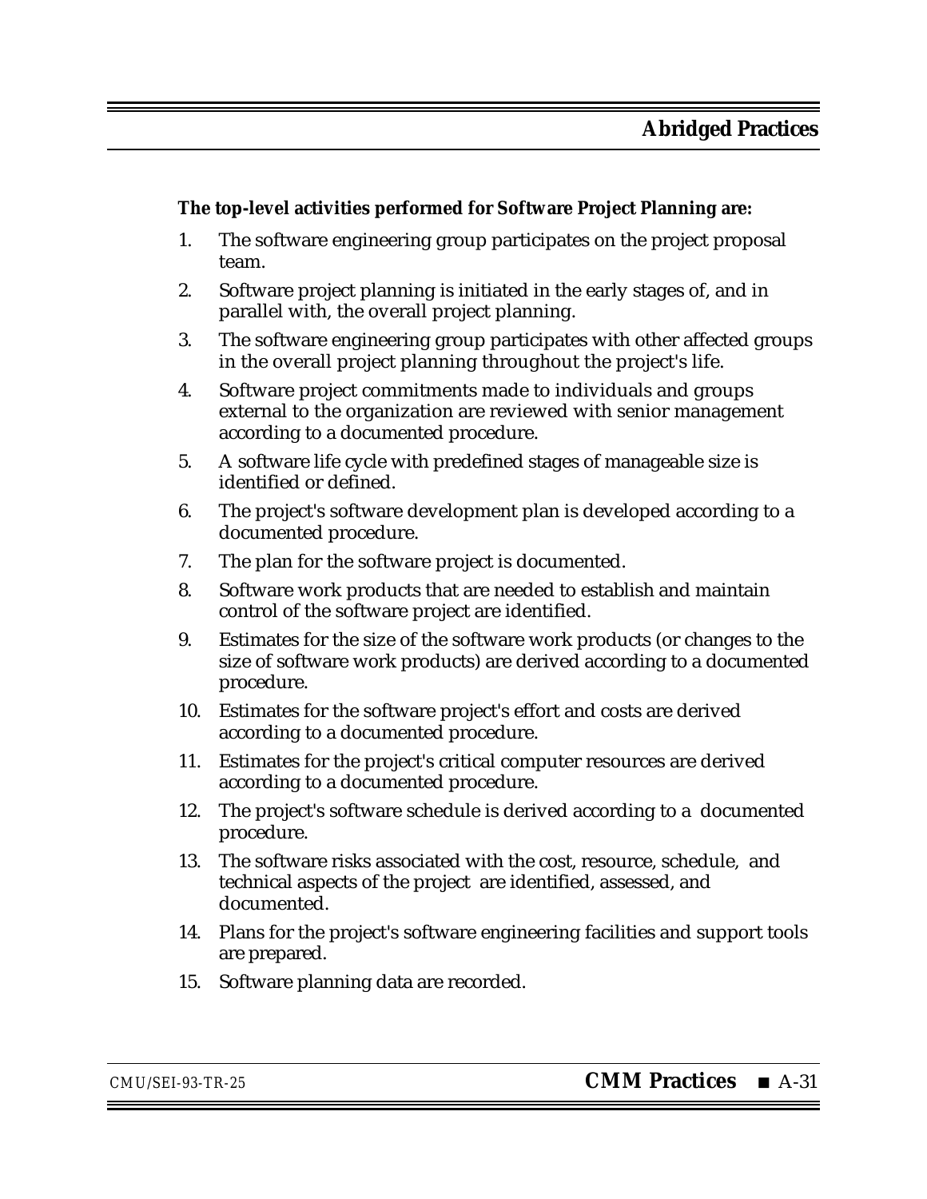**The top-level activities performed for Software Project Planning are:**

1. The software engineering group participates on the project proposal team.
2. Software project planning is initiated in the early stages of, and in parallel with, the overall project planning.
3. The software engineering group participates with other affected groups in the overall project planning throughout the project's life.
4. Software project commitments made to individuals and groups external to the organization are reviewed with senior management according to a documented procedure.
5. A software life cycle with predefined stages of manageable size is identified or defined.
6. The project's software development plan is developed according to a documented procedure.
7. The plan for the software project is documented.
8. Software work products that are needed to establish and maintain control of the software project are identified.
9. Estimates for the size of the software work products (or changes to the size of software work products) are derived according to a documented procedure.
10. Estimates for the software project's effort and costs are derived according to a documented procedure.
11. Estimates for the project's critical computer resources are derived according to a documented procedure.
12. The project's software schedule is derived according to a documented procedure.
13. The software risks associated with the cost, resource, schedule, and technical aspects of the project are identified, assessed, and documented.
14. Plans for the project's software engineering facilities and support tools are prepared.
15. Software planning data are recorded.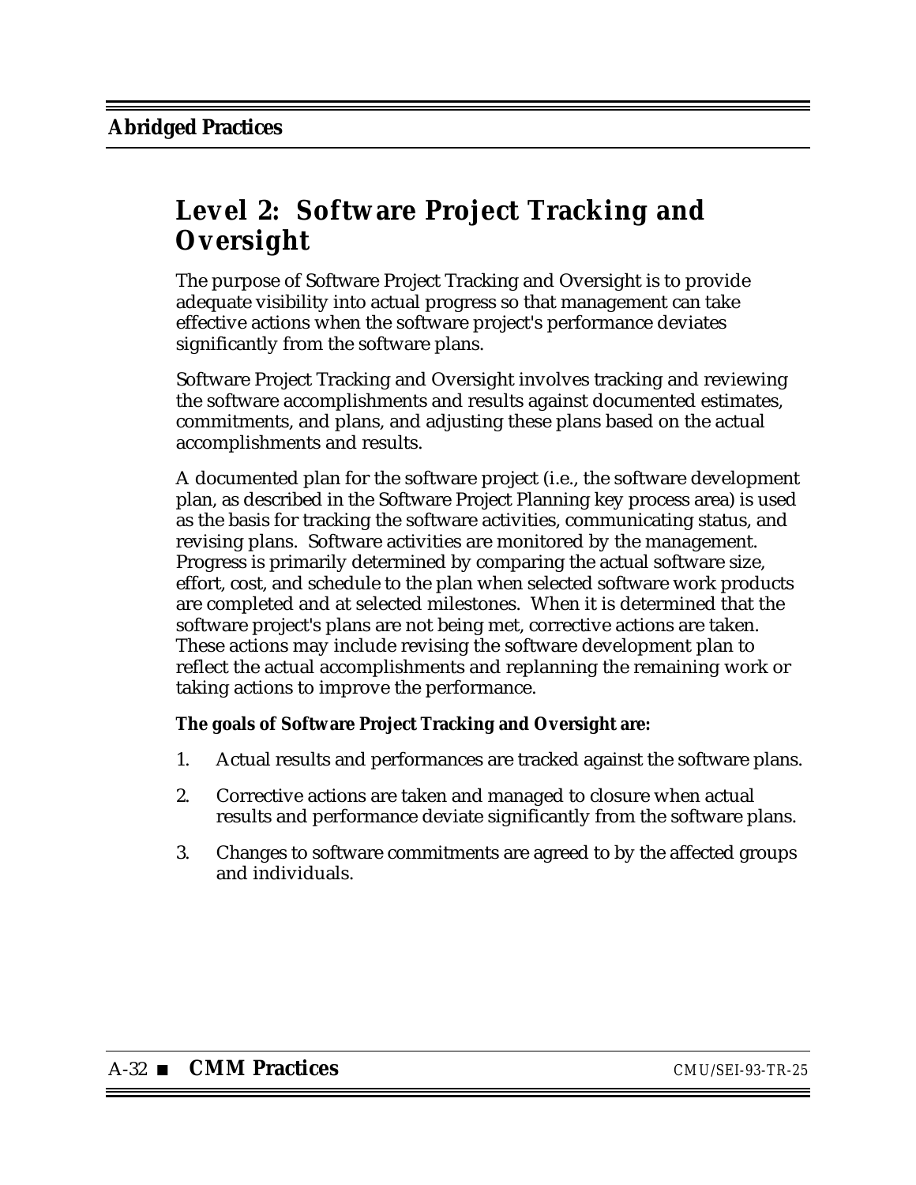## Level 2: Software Project Tracking and Oversight

The purpose of Software Project Tracking and Oversight is to provide adequate visibility into actual progress so that management can take effective actions when the software project's performance deviates significantly from the software plans.

Software Project Tracking and Oversight involves tracking and reviewing the software accomplishments and results against documented estimates, commitments, and plans, and adjusting these plans based on the actual accomplishments and results.

A documented plan for the software project (i.e., the software development plan, as described in the Software Project Planning key process area) is used as the basis for tracking the software activities, communicating status, and revising plans. Software activities are monitored by the management. Progress is primarily determined by comparing the actual software size, effort, cost, and schedule to the plan when selected software work products are completed and at selected milestones. When it is determined that the software project's plans are not being met, corrective actions are taken. These actions may include revising the software development plan to reflect the actual accomplishments and replanning the remaining work or taking actions to improve the performance.

**The goals of Software Project Tracking and Oversight are:**

1. Actual results and performances are tracked against the software plans.
2. Corrective actions are taken and managed to closure when actual results and performance deviate significantly from the software plans.
3. Changes to software commitments are agreed to by the affected groups and individuals.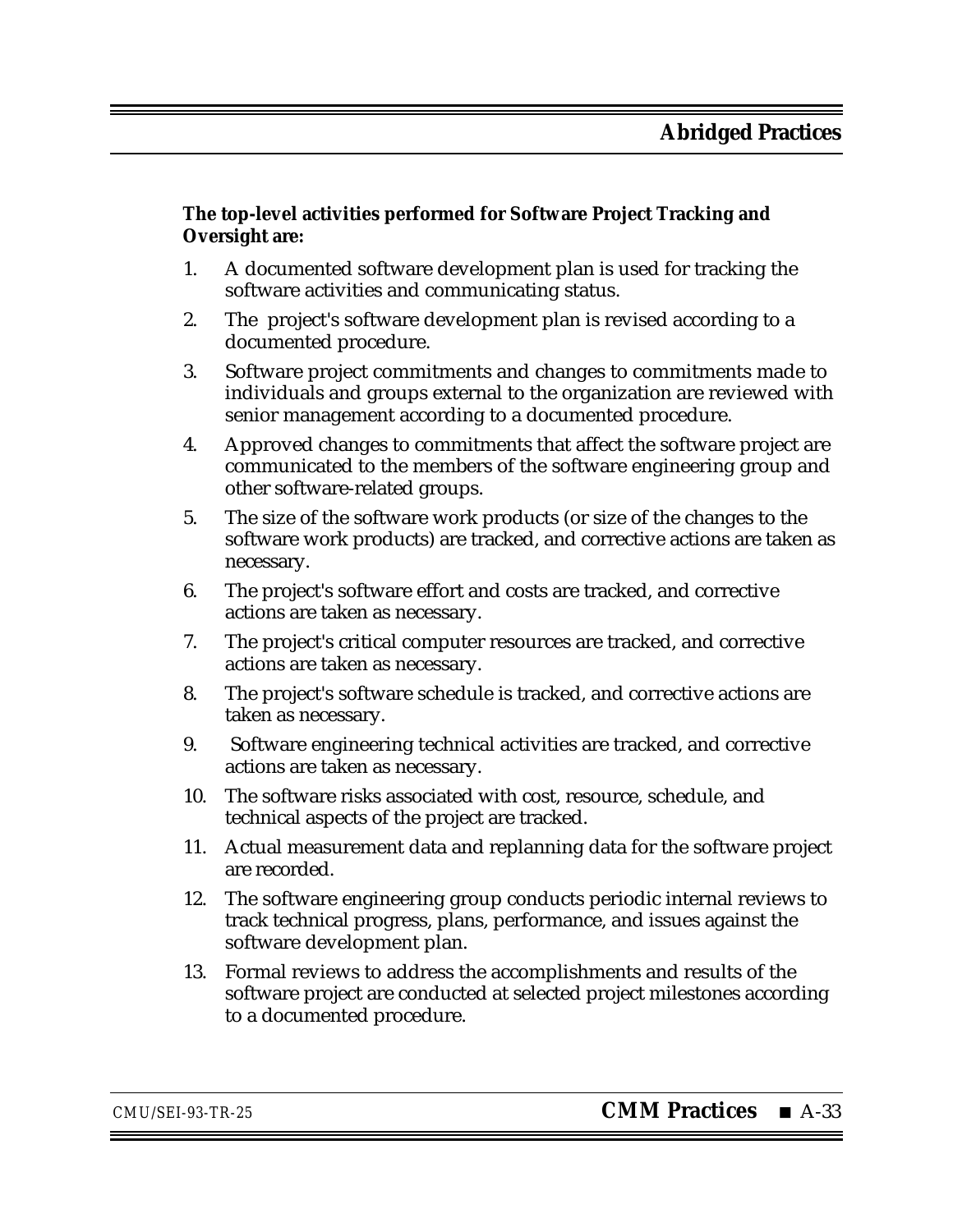**The top-level activities performed for Software Project Tracking and Oversight are:**

1. A documented software development plan is used for tracking the software activities and communicating status.
2. The project's software development plan is revised according to a documented procedure.
3. Software project commitments and changes to commitments made to individuals and groups external to the organization are reviewed with senior management according to a documented procedure.
4. Approved changes to commitments that affect the software project are communicated to the members of the software engineering group and other software-related groups.
5. The size of the software work products (or size of the changes to the software work products) are tracked, and corrective actions are taken as necessary.
6. The project's software effort and costs are tracked, and corrective actions are taken as necessary.
7. The project's critical computer resources are tracked, and corrective actions are taken as necessary.
8. The project's software schedule is tracked, and corrective actions are taken as necessary.
9. Software engineering technical activities are tracked, and corrective actions are taken as necessary.
10. The software risks associated with cost, resource, schedule, and technical aspects of the project are tracked.
11. Actual measurement data and replanning data for the software project are recorded.
12. The software engineering group conducts periodic internal reviews to track technical progress, plans, performance, and issues against the software development plan.
13. Formal reviews to address the accomplishments and results of the software project are conducted at selected project milestones according to a documented procedure.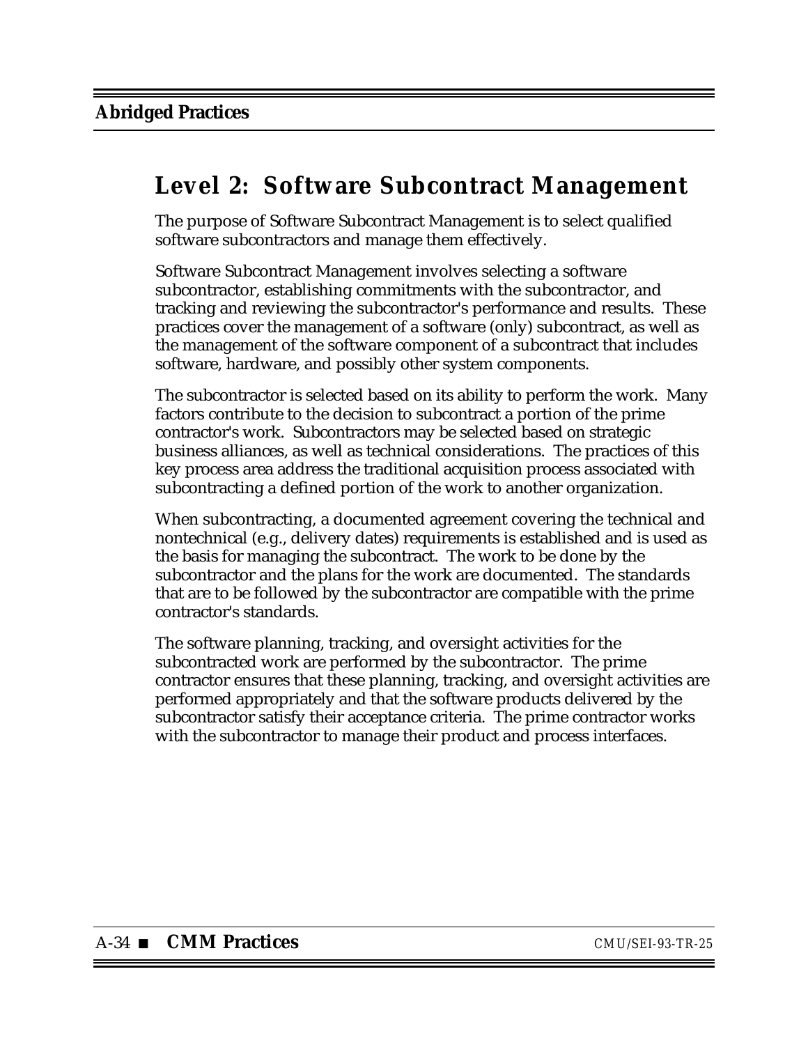# Level 2: Software Subcontract Management

The purpose of Software Subcontract Management is to select qualified software subcontractors and manage them effectively.

Software Subcontract Management involves selecting a software subcontractor, establishing commitments with the subcontractor, and tracking and reviewing the subcontractor's performance and results. These practices cover the management of a software (only) subcontract, as well as the management of the software component of a subcontract that includes software, hardware, and possibly other system components.

The subcontractor is selected based on its ability to perform the work. Many factors contribute to the decision to subcontract a portion of the prime contractor's work. Subcontractors may be selected based on strategic business alliances, as well as technical considerations. The practices of this key process area address the traditional acquisition process associated with subcontracting a defined portion of the work to another organization.

When subcontracting, a documented agreement covering the technical and nontechnical (e.g., delivery dates) requirements is established and is used as the basis for managing the subcontract. The work to be done by the subcontractor and the plans for the work are documented. The standards that are to be followed by the subcontractor are compatible with the prime contractor's standards.

The software planning, tracking, and oversight activities for the subcontracted work are performed by the subcontractor. The prime contractor ensures that these planning, tracking, and oversight activities are performed appropriately and that the software products delivered by the subcontractor satisfy their acceptance criteria. The prime contractor works with the subcontractor to manage their product and process interfaces.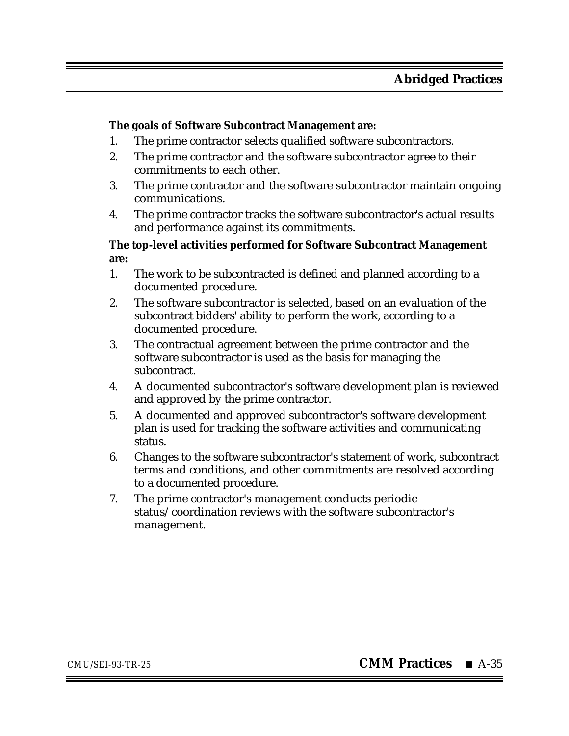**The goals of Software Subcontract Management are:**

1. The prime contractor selects qualified software subcontractors.
2. The prime contractor and the software subcontractor agree to their commitments to each other.
3. The prime contractor and the software subcontractor maintain ongoing communications.
4. The prime contractor tracks the software subcontractor's actual results and performance against its commitments.

**The top-level activities performed for Software Subcontract Management are:**

1. The work to be subcontracted is defined and planned according to a documented procedure.
2. The software subcontractor is selected, based on an evaluation of the subcontract bidders' ability to perform the work, according to a documented procedure.
3. The contractual agreement between the prime contractor and the software subcontractor is used as the basis for managing the subcontract.
4. A documented subcontractor's software development plan is reviewed and approved by the prime contractor.
5. A documented and approved subcontractor's software development plan is used for tracking the software activities and communicating status.
6. Changes to the software subcontractor's statement of work, subcontract terms and conditions, and other commitments are resolved according to a documented procedure.
7. The prime contractor's management conducts periodic status/coordination reviews with the software subcontractor's management.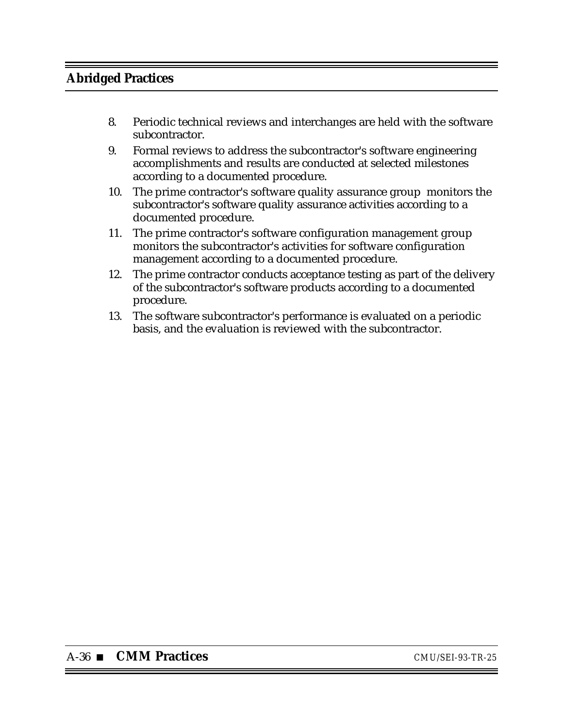8. Periodic technical reviews and interchanges are held with the software subcontractor.
9. Formal reviews to address the subcontractor's software engineering accomplishments and results are conducted at selected milestones according to a documented procedure.
10. The prime contractor's software quality assurance group monitors the subcontractor's software quality assurance activities according to a documented procedure.
11. The prime contractor's software configuration management group monitors the subcontractor's activities for software configuration management according to a documented procedure.
12. The prime contractor conducts acceptance testing as part of the delivery of the subcontractor's software products according to a documented procedure.
13. The software subcontractor's performance is evaluated on a periodic basis, and the evaluation is reviewed with the subcontractor.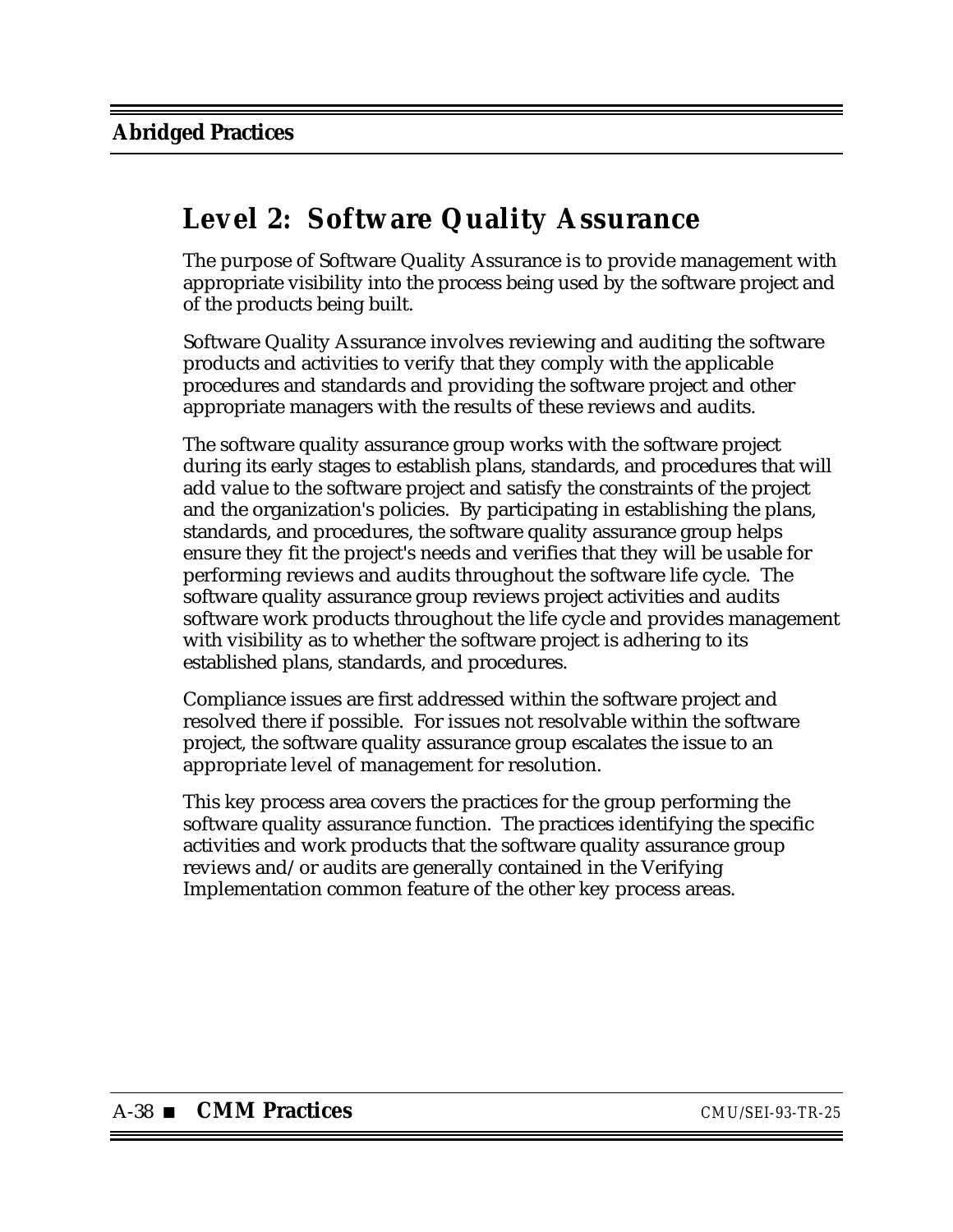# Level 2: Software Quality Assurance

The purpose of Software Quality Assurance is to provide management with appropriate visibility into the process being used by the software project and of the products being built.

Software Quality Assurance involves reviewing and auditing the software products and activities to verify that they comply with the applicable procedures and standards and providing the software project and other appropriate managers with the results of these reviews and audits.

The software quality assurance group works with the software project during its early stages to establish plans, standards, and procedures that will add value to the software project and satisfy the constraints of the project and the organization's policies. By participating in establishing the plans, standards, and procedures, the software quality assurance group helps ensure they fit the project's needs and verifies that they will be usable for performing reviews and audits throughout the software life cycle. The software quality assurance group reviews project activities and audits software work products throughout the life cycle and provides management with visibility as to whether the software project is adhering to its established plans, standards, and procedures.

Compliance issues are first addressed within the software project and resolved there if possible. For issues not resolvable within the software project, the software quality assurance group escalates the issue to an appropriate level of management for resolution.

This key process area covers the practices for the group performing the software quality assurance function. The practices identifying the specific activities and work products that the software quality assurance group reviews and/or audits are generally contained in the Verifying Implementation common feature of the other key process areas.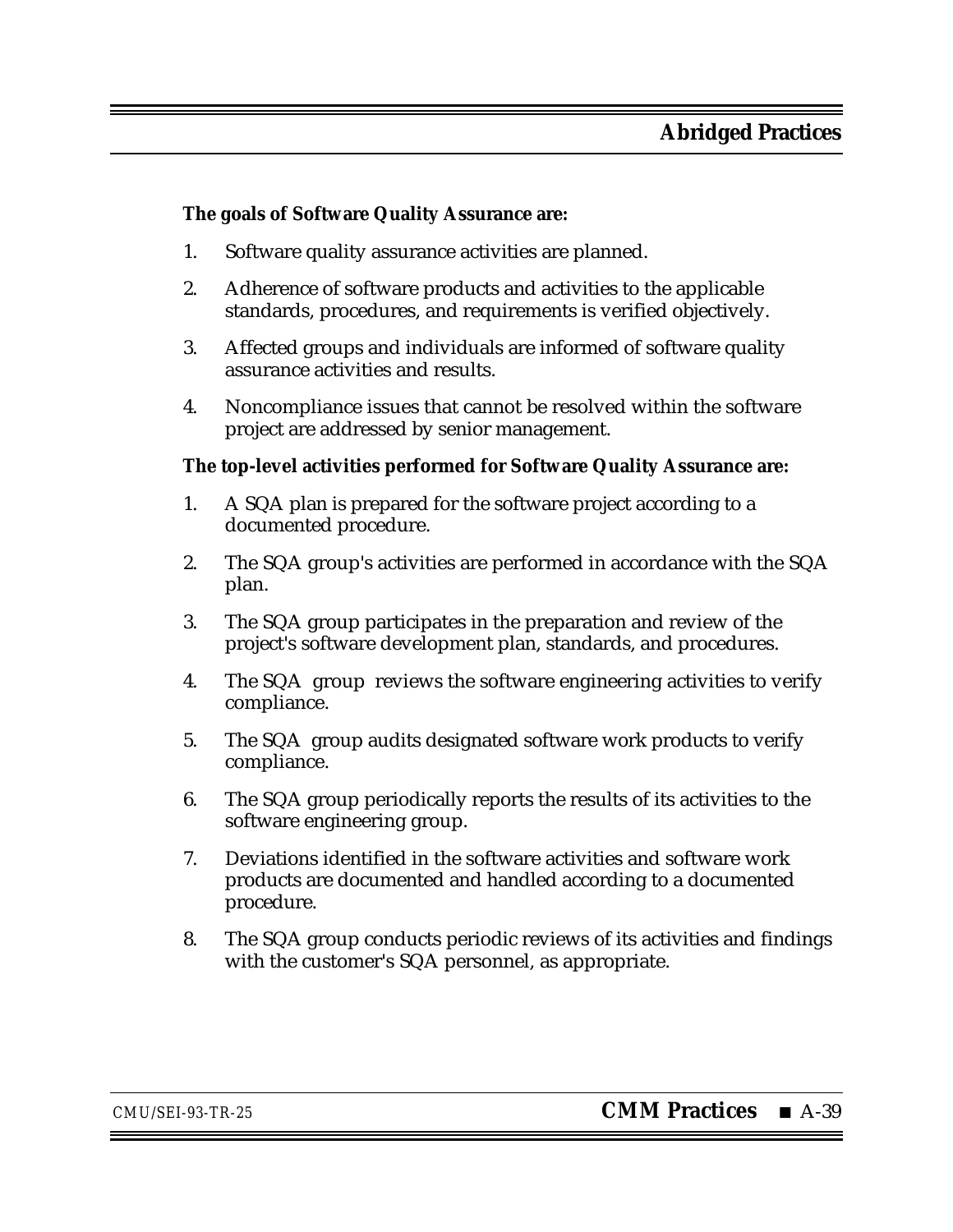**The goals of Software Quality Assurance are:**

1. Software quality assurance activities are planned.
2. Adherence of software products and activities to the applicable standards, procedures, and requirements is verified objectively.
3. Affected groups and individuals are informed of software quality assurance activities and results.
4. Noncompliance issues that cannot be resolved within the software project are addressed by senior management.

**The top-level activities performed for Software Quality Assurance are:**

1. A SQA plan is prepared for the software project according to a documented procedure.
2. The SQA group's activities are performed in accordance with the SQA plan.
3. The SQA group participates in the preparation and review of the project's software development plan, standards, and procedures.
4. The SQA group reviews the software engineering activities to verify compliance.
5. The SQA group audits designated software work products to verify compliance.
6. The SQA group periodically reports the results of its activities to the software engineering group.
7. Deviations identified in the software activities and software work products are documented and handled according to a documented procedure.
8. The SQA group conducts periodic reviews of its activities and findings with the customer's SQA personnel, as appropriate.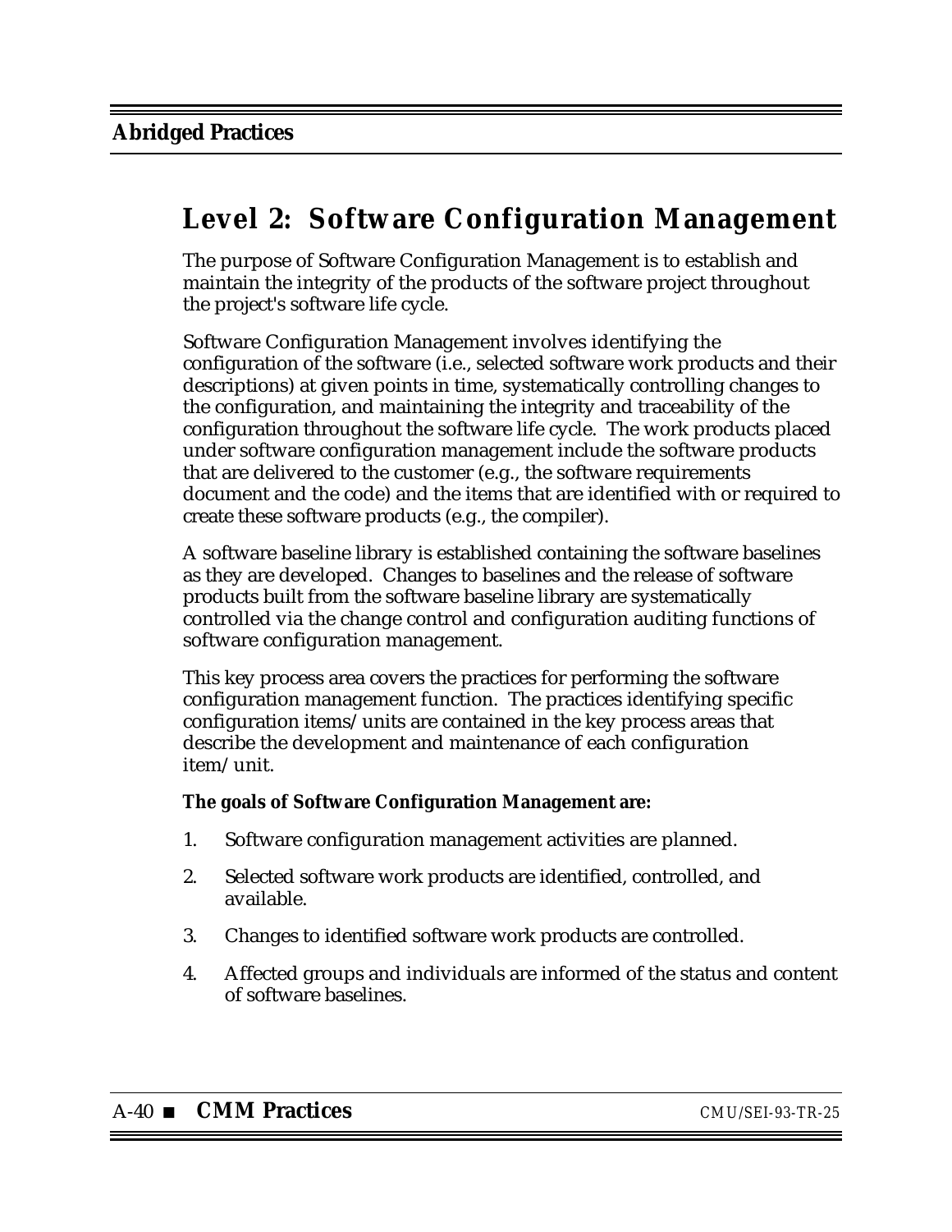## Level 2: Software Configuration Management

The purpose of Software Configuration Management is to establish and maintain the integrity of the products of the software project throughout the project's software life cycle.

Software Configuration Management involves identifying the configuration of the software (i.e., selected software work products and their descriptions) at given points in time, systematically controlling changes to the configuration, and maintaining the integrity and traceability of the configuration throughout the software life cycle. The work products placed under software configuration management include the software products that are delivered to the customer (e.g., the software requirements document and the code) and the items that are identified with or required to create these software products (e.g., the compiler).

A software baseline library is established containing the software baselines as they are developed. Changes to baselines and the release of software products built from the software baseline library are systematically controlled via the change control and configuration auditing functions of software configuration management.

This key process area covers the practices for performing the software configuration management function. The practices identifying specific configuration items/units are contained in the key process areas that describe the development and maintenance of each configuration item/unit.

**The goals of Software Configuration Management are:**

1. Software configuration management activities are planned.
2. Selected software work products are identified, controlled, and available.
3. Changes to identified software work products are controlled.
4. Affected groups and individuals are informed of the status and content of software baselines.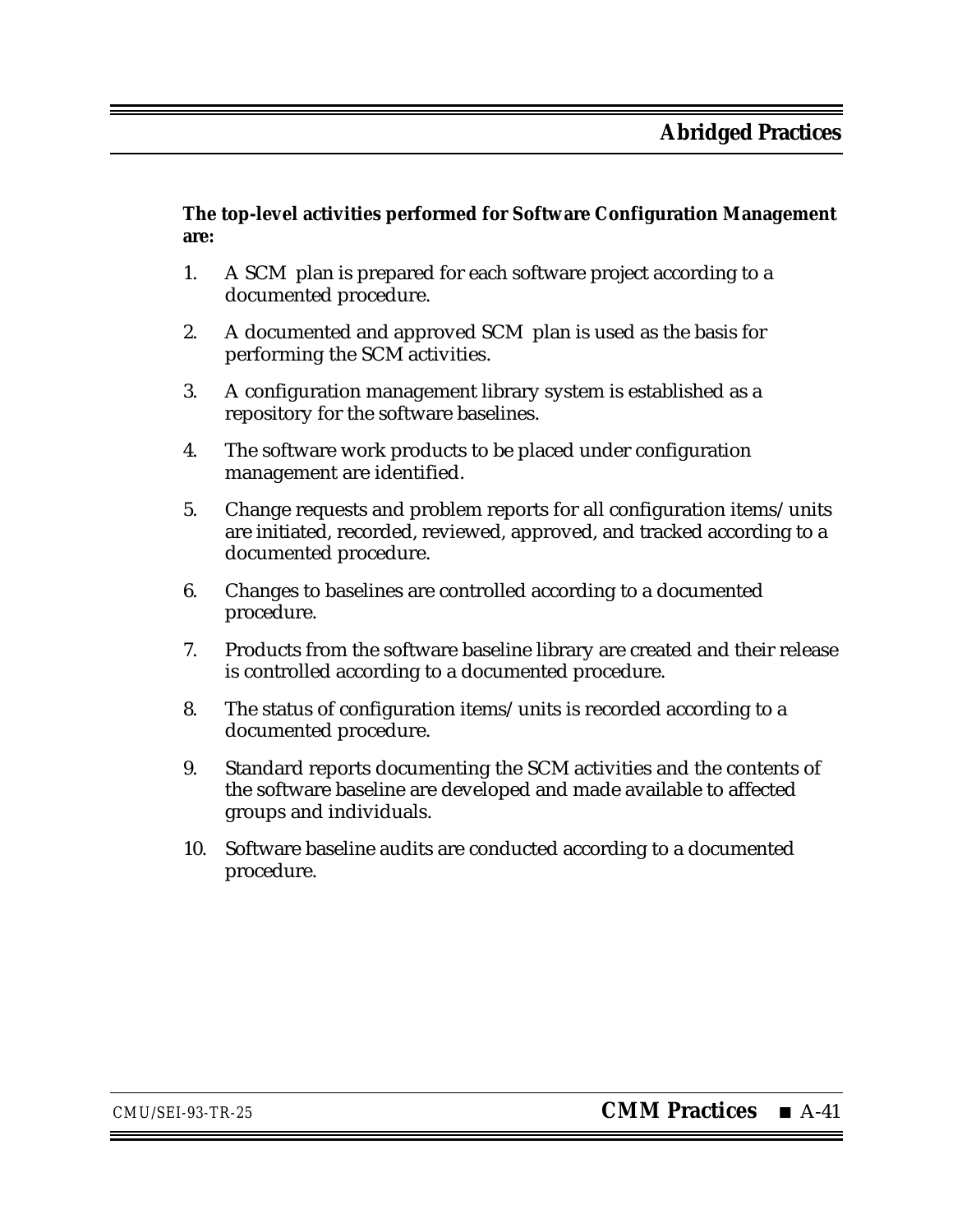**The top-level activities performed for Software Configuration Management are:**

1. A SCM plan is prepared for each software project according to a documented procedure.
2. A documented and approved SCM plan is used as the basis for performing the SCM activities.
3. A configuration management library system is established as a repository for the software baselines.
4. The software work products to be placed under configuration management are identified.
5. Change requests and problem reports for all configuration items/units are initiated, recorded, reviewed, approved, and tracked according to a documented procedure.
6. Changes to baselines are controlled according to a documented procedure.
7. Products from the software baseline library are created and their release is controlled according to a documented procedure.
8. The status of configuration items/units is recorded according to a documented procedure.
9. Standard reports documenting the SCM activities and the contents of the software baseline are developed and made available to affected groups and individuals.
10. Software baseline audits are conducted according to a documented procedure.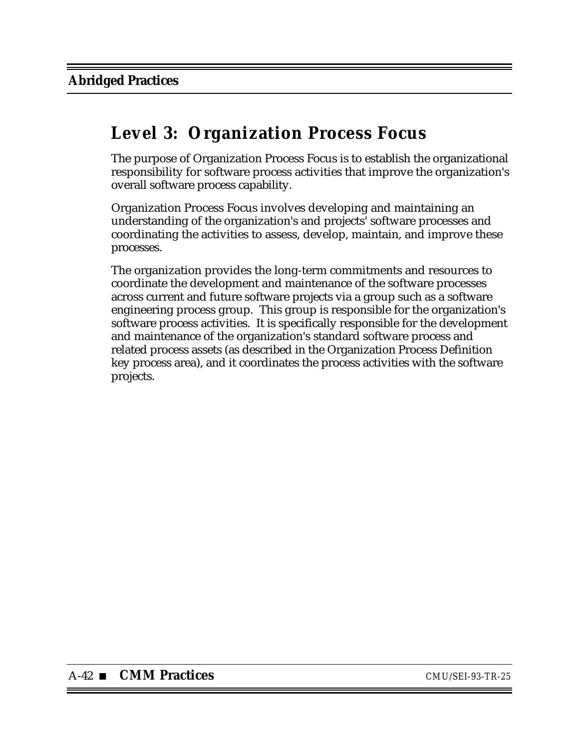# Level 3: Organization Process Focus

The purpose of Organization Process Focus is to establish the organizational responsibility for software process activities that improve the organization's overall software process capability.

Organization Process Focus involves developing and maintaining an understanding of the organization's and projects' software processes and coordinating the activities to assess, develop, maintain, and improve these processes.

The organization provides the long-term commitments and resources to coordinate the development and maintenance of the software processes across current and future software projects via a group such as a software engineering process group. This group is responsible for the organization's software process activities. It is specifically responsible for the development and maintenance of the organization's standard software process and related process assets (as described in the Organization Process Definition key process area), and it coordinates the process activities with the software projects.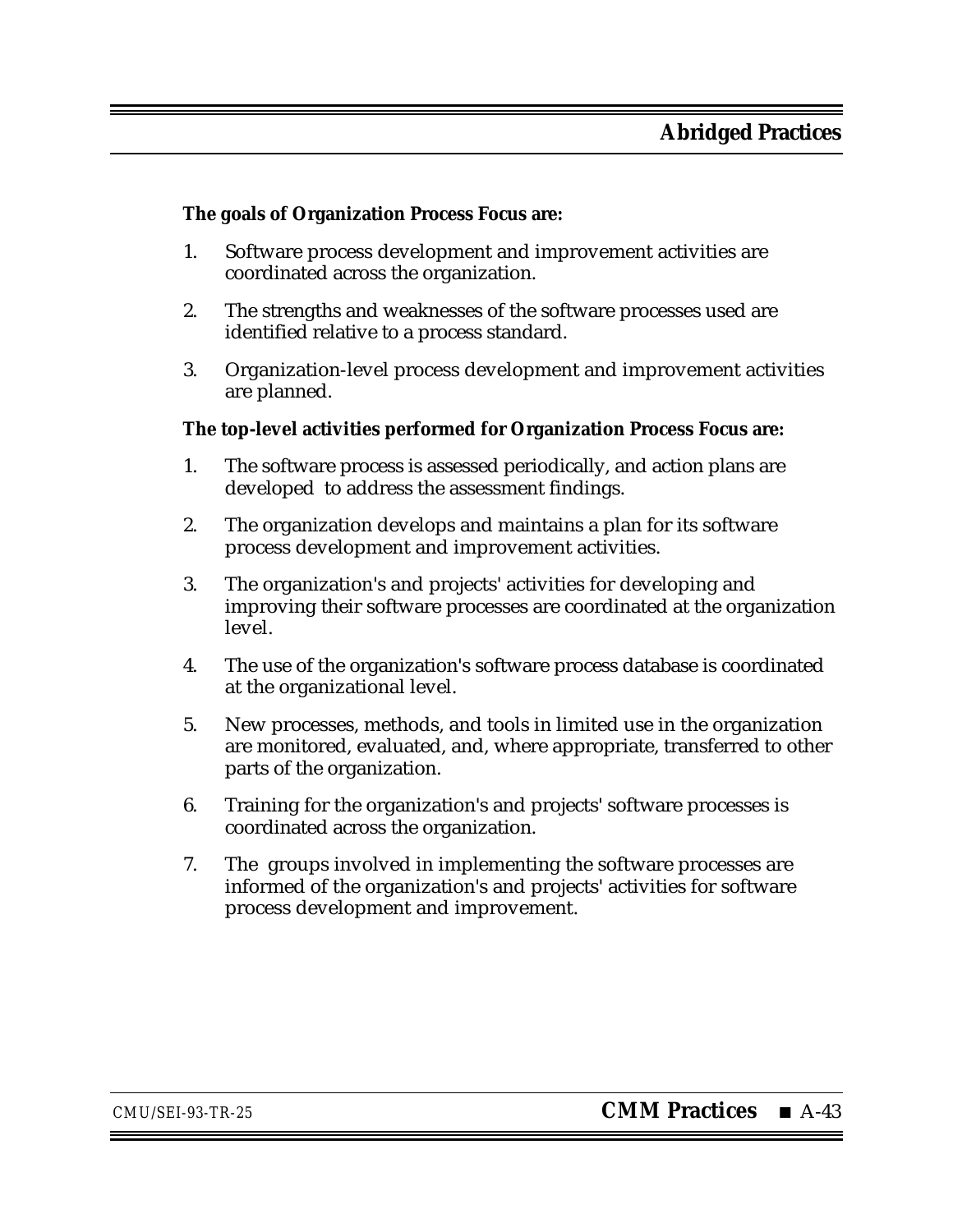**The goals of Organization Process Focus are:**

1. Software process development and improvement activities are coordinated across the organization.

2. The strengths and weaknesses of the software processes used are identified relative to a process standard.

3. Organization-level process development and improvement activities are planned.

**The top-level activities performed for Organization Process Focus are:**

1. The software process is assessed periodically, and action plans are developed to address the assessment findings.

2. The organization develops and maintains a plan for its software process development and improvement activities.

3. The organization's and projects' activities for developing and improving their software processes are coordinated at the organization level.

4. The use of the organization's software process database is coordinated at the organizational level.

5. New processes, methods, and tools in limited use in the organization are monitored, evaluated, and, where appropriate, transferred to other parts of the organization.

6. Training for the organization's and projects' software processes is coordinated across the organization.

7. The groups involved in implementing the software processes are informed of the organization's and projects' activities for software process development and improvement.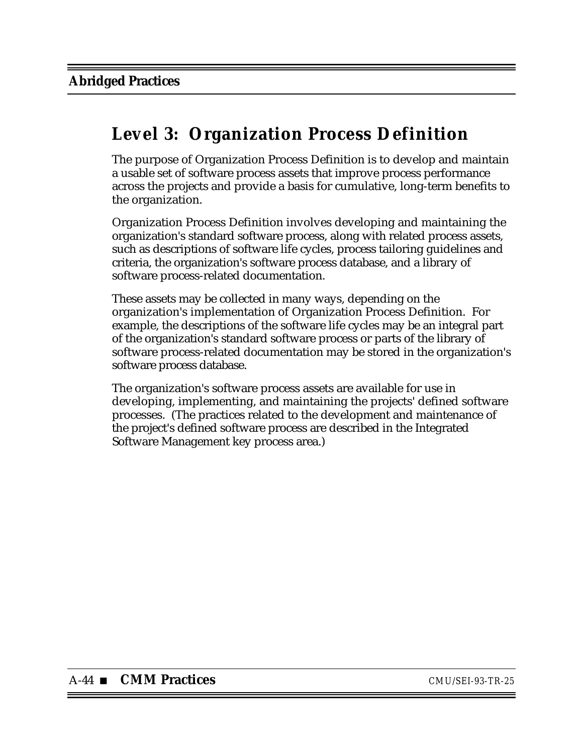# Level 3: Organization Process Definition

The purpose of Organization Process Definition is to develop and maintain a usable set of software process assets that improve process performance across the projects and provide a basis for cumulative, long-term benefits to the organization.

Organization Process Definition involves developing and maintaining the organization's standard software process, along with related process assets, such as descriptions of software life cycles, process tailoring guidelines and criteria, the organization's software process database, and a library of software process-related documentation.

These assets may be collected in many ways, depending on the organization's implementation of Organization Process Definition. For example, the descriptions of the software life cycles may be an integral part of the organization's standard software process or parts of the library of software process-related documentation may be stored in the organization's software process database.

The organization's software process assets are available for use in developing, implementing, and maintaining the projects' defined software processes. (The practices related to the development and maintenance of the project's defined software process are described in the Integrated Software Management key process area.)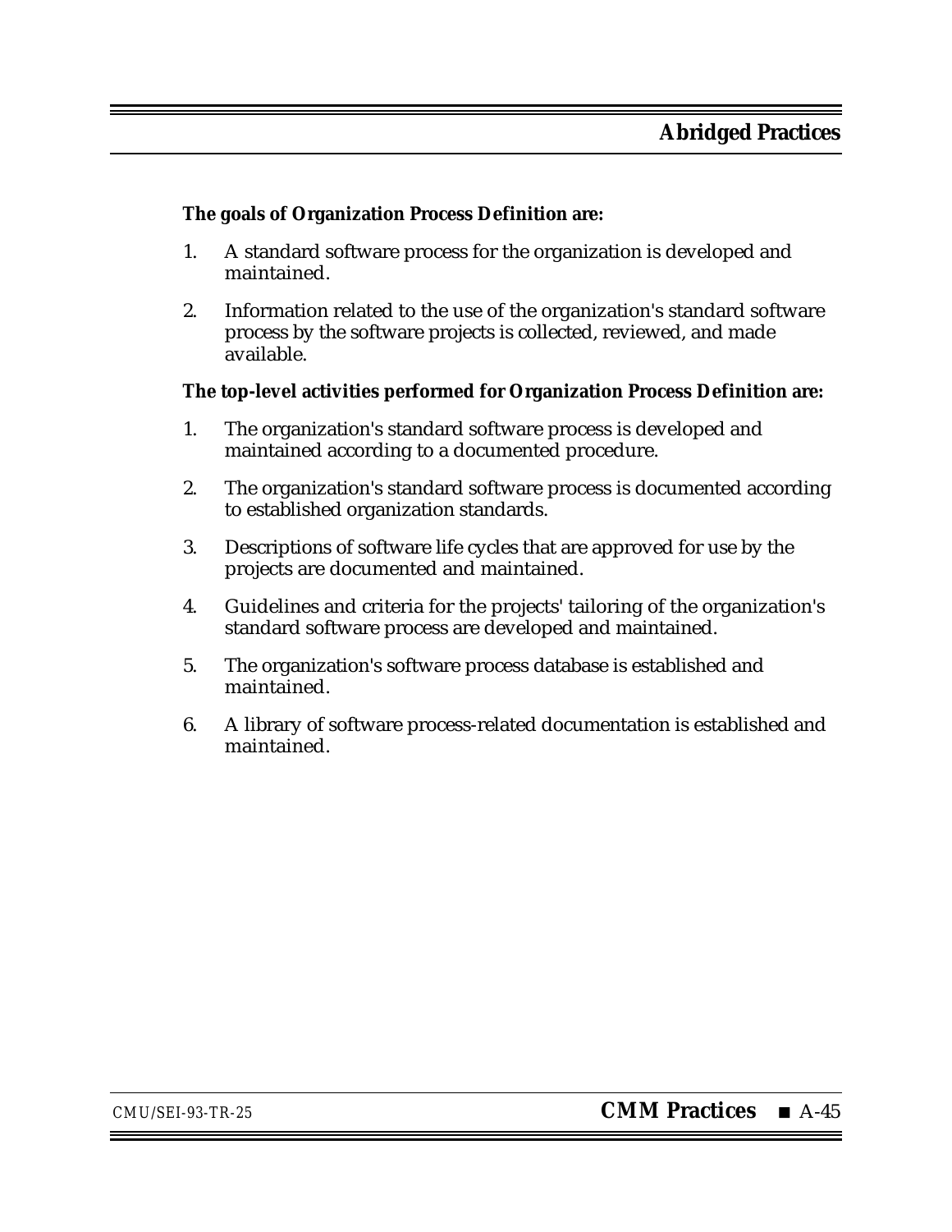**The goals of Organization Process Definition are:**

1. A standard software process for the organization is developed and maintained.

2. Information related to the use of the organization's standard software process by the software projects is collected, reviewed, and made available.

**The top-level activities performed for Organization Process Definition are:**

1. The organization's standard software process is developed and maintained according to a documented procedure.

2. The organization's standard software process is documented according to established organization standards.

3. Descriptions of software life cycles that are approved for use by the projects are documented and maintained.

4. Guidelines and criteria for the projects' tailoring of the organization's standard software process are developed and maintained.

5. The organization's software process database is established and maintained.

6. A library of software process-related documentation is established and maintained.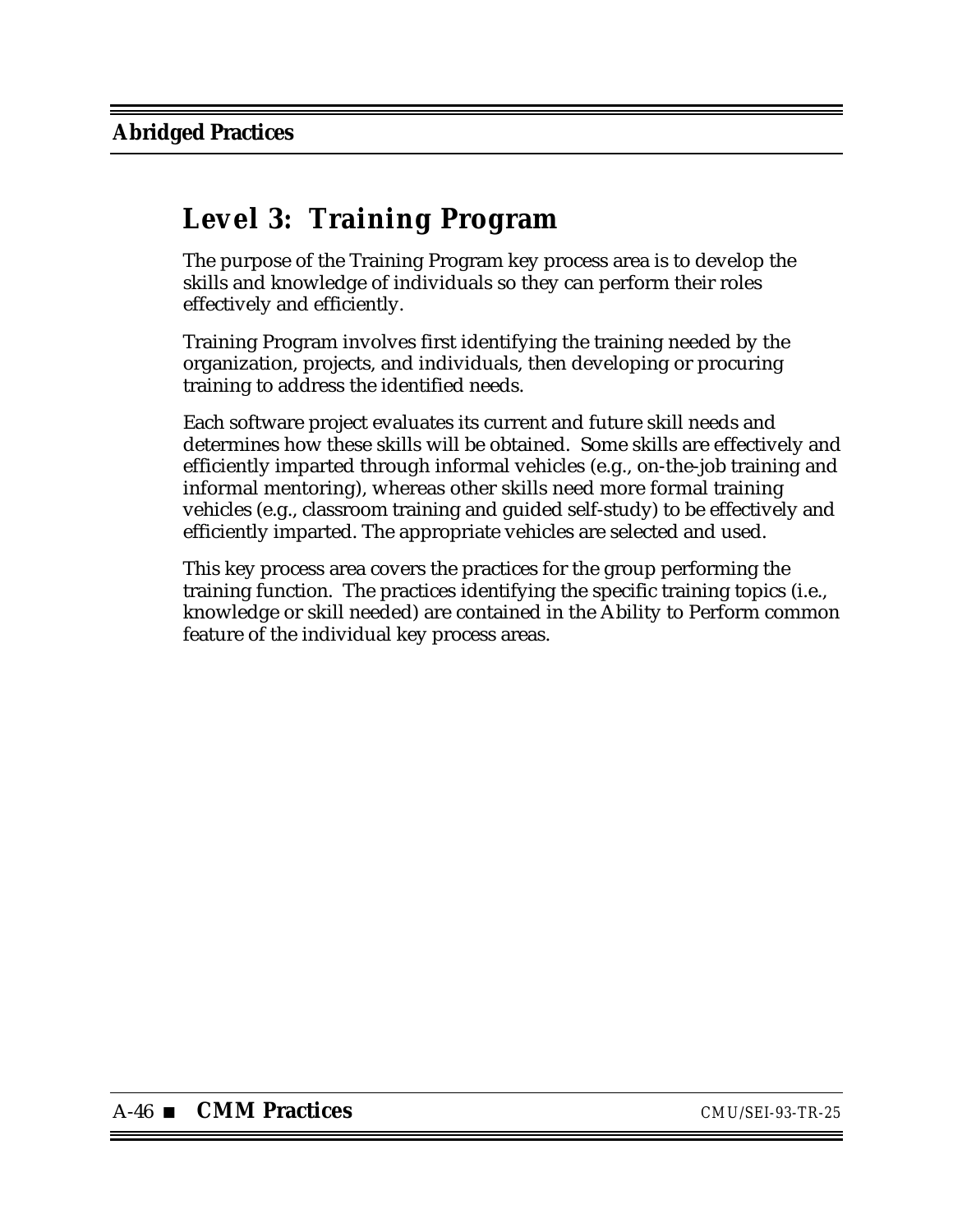# Level 3: Training Program

The purpose of the Training Program key process area is to develop the skills and knowledge of individuals so they can perform their roles effectively and efficiently.

Training Program involves first identifying the training needed by the organization, projects, and individuals, then developing or procuring training to address the identified needs.

Each software project evaluates its current and future skill needs and determines how these skills will be obtained. Some skills are effectively and efficiently imparted through informal vehicles (e.g., on-the-job training and informal mentoring), whereas other skills need more formal training vehicles (e.g., classroom training and guided self-study) to be effectively and efficiently imparted. The appropriate vehicles are selected and used.

This key process area covers the practices for the group performing the training function. The practices identifying the specific training topics (i.e., knowledge or skill needed) are contained in the Ability to Perform common feature of the individual key process areas.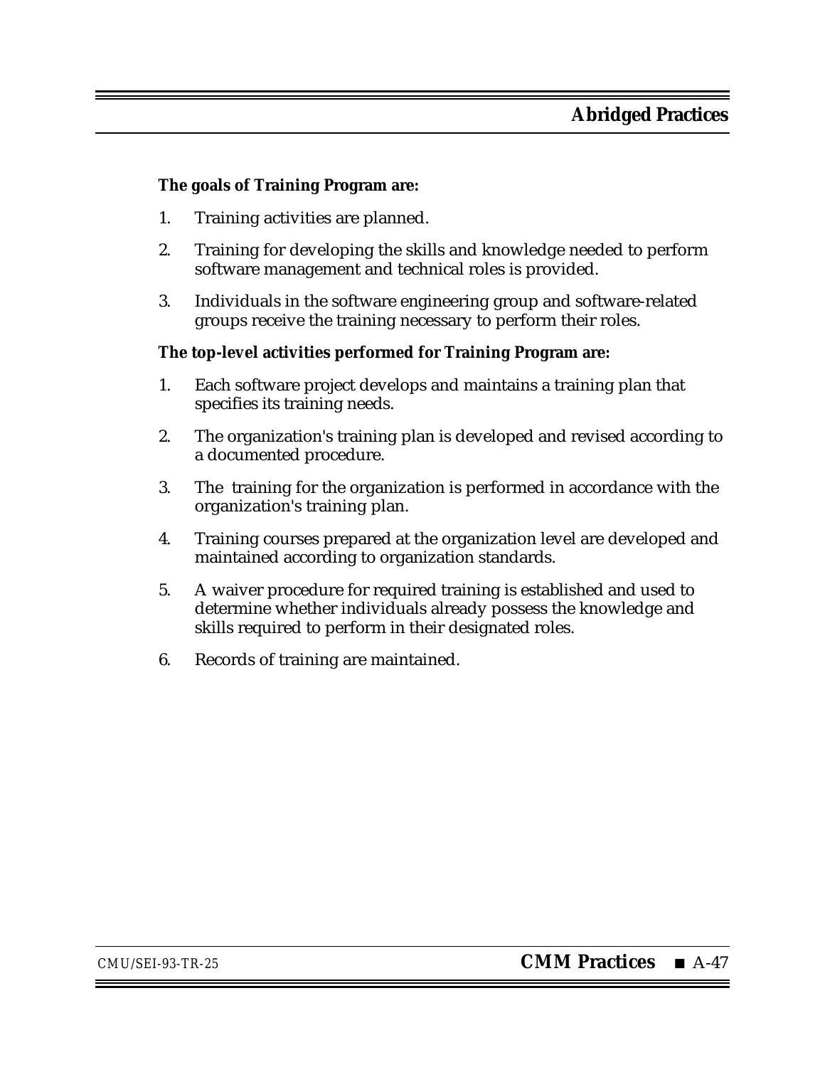**The goals of Training Program are:**

1. Training activities are planned.
2. Training for developing the skills and knowledge needed to perform software management and technical roles is provided.
3. Individuals in the software engineering group and software-related groups receive the training necessary to perform their roles.

**The top-level activities performed for Training Program are:**

1. Each software project develops and maintains a training plan that specifies its training needs.
2. The organization's training plan is developed and revised according to a documented procedure.
3. The training for the organization is performed in accordance with the organization's training plan.
4. Training courses prepared at the organization level are developed and maintained according to organization standards.
5. A waiver procedure for required training is established and used to determine whether individuals already possess the knowledge and skills required to perform in their designated roles.
6. Records of training are maintained.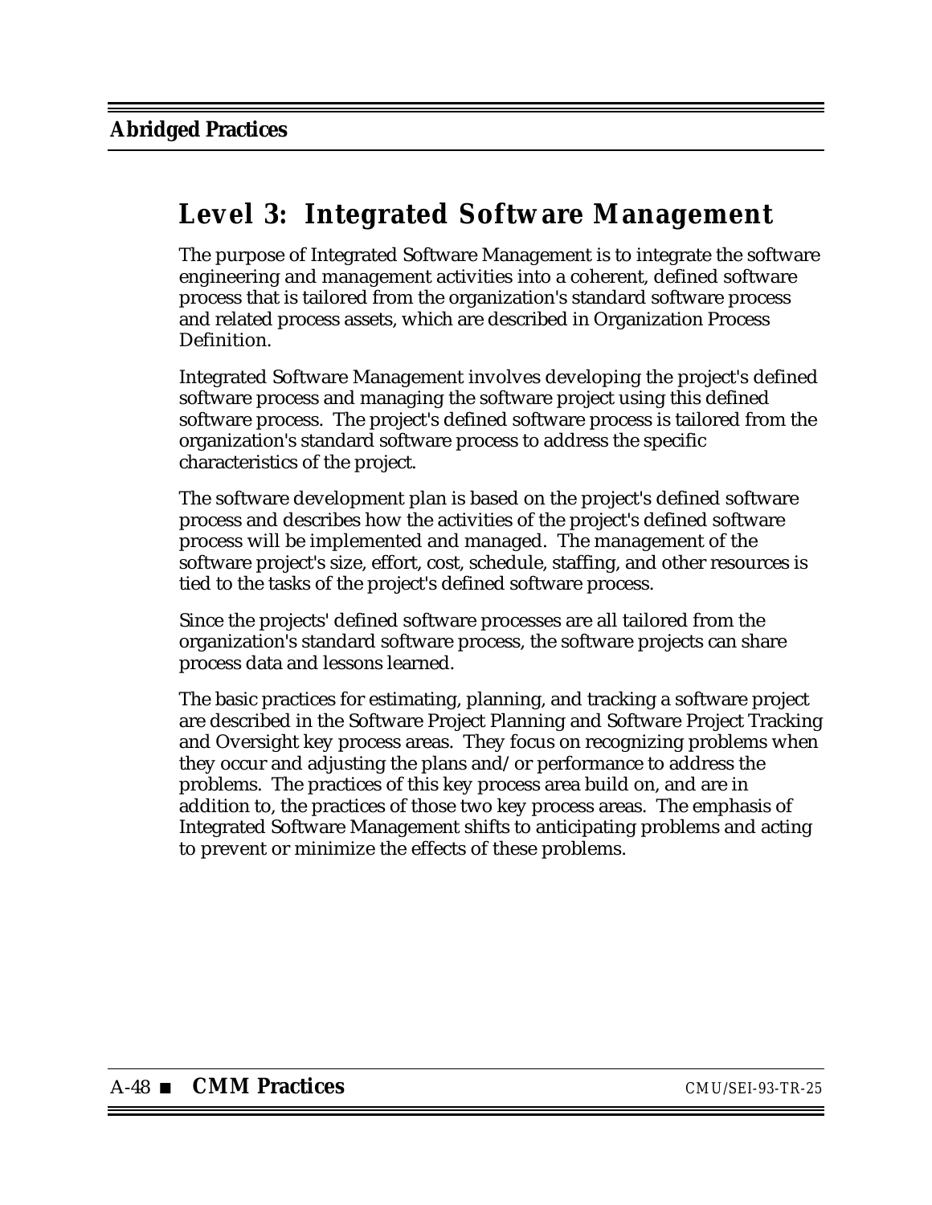# Level 3: Integrated Software Management

The purpose of Integrated Software Management is to integrate the software engineering and management activities into a coherent, defined software process that is tailored from the organization's standard software process and related process assets, which are described in Organization Process Definition.

Integrated Software Management involves developing the project's defined software process and managing the software project using this defined software process. The project's defined software process is tailored from the organization's standard software process to address the specific characteristics of the project.

The software development plan is based on the project's defined software process and describes how the activities of the project's defined software process will be implemented and managed. The management of the software project's size, effort, cost, schedule, staffing, and other resources is tied to the tasks of the project's defined software process.

Since the projects' defined software processes are all tailored from the organization's standard software process, the software projects can share process data and lessons learned.

The basic practices for estimating, planning, and tracking a software project are described in the Software Project Planning and Software Project Tracking and Oversight key process areas. They focus on recognizing problems when they occur and adjusting the plans and/or performance to address the problems. The practices of this key process area build on, and are in addition to, the practices of those two key process areas. The emphasis of Integrated Software Management shifts to anticipating problems and acting to prevent or minimize the effects of these problems.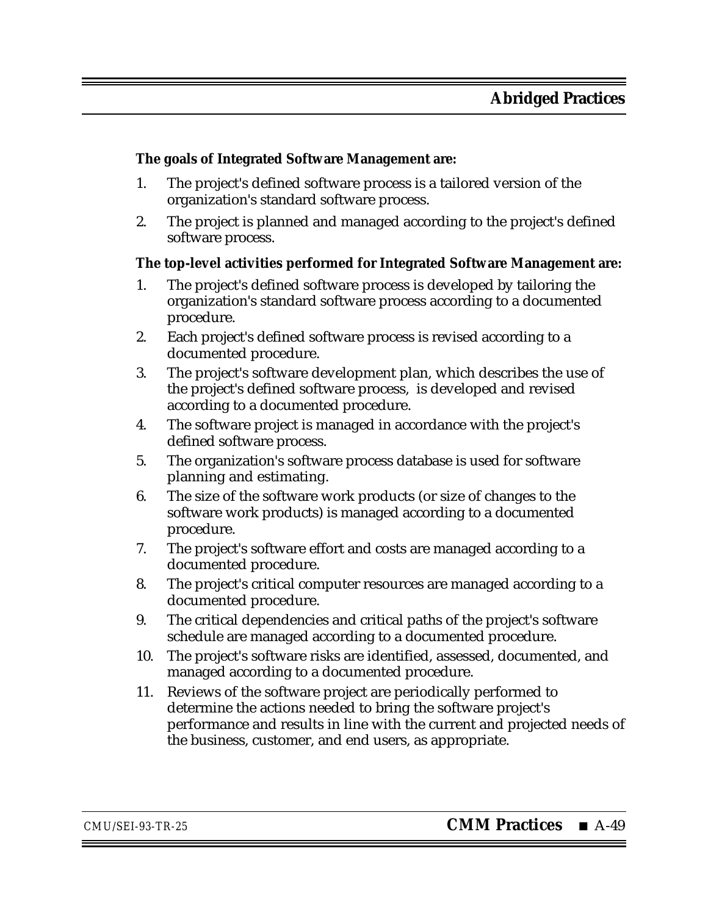**The goals of Integrated Software Management are:**

1. The project's defined software process is a tailored version of the organization's standard software process.
2. The project is planned and managed according to the project's defined software process.

**The top-level activities performed for Integrated Software Management are:**

1. The project's defined software process is developed by tailoring the organization's standard software process according to a documented procedure.
2. Each project's defined software process is revised according to a documented procedure.
3. The project's software development plan, which describes the use of the project's defined software process, is developed and revised according to a documented procedure.
4. The software project is managed in accordance with the project's defined software process.
5. The organization's software process database is used for software planning and estimating.
6. The size of the software work products (or size of changes to the software work products) is managed according to a documented procedure.
7. The project's software effort and costs are managed according to a documented procedure.
8. The project's critical computer resources are managed according to a documented procedure.
9. The critical dependencies and critical paths of the project's software schedule are managed according to a documented procedure.
10. The project's software risks are identified, assessed, documented, and managed according to a documented procedure.
11. Reviews of the software project are periodically performed to determine the actions needed to bring the software project's performance and results in line with the current and projected needs of the business, customer, and end users, as appropriate.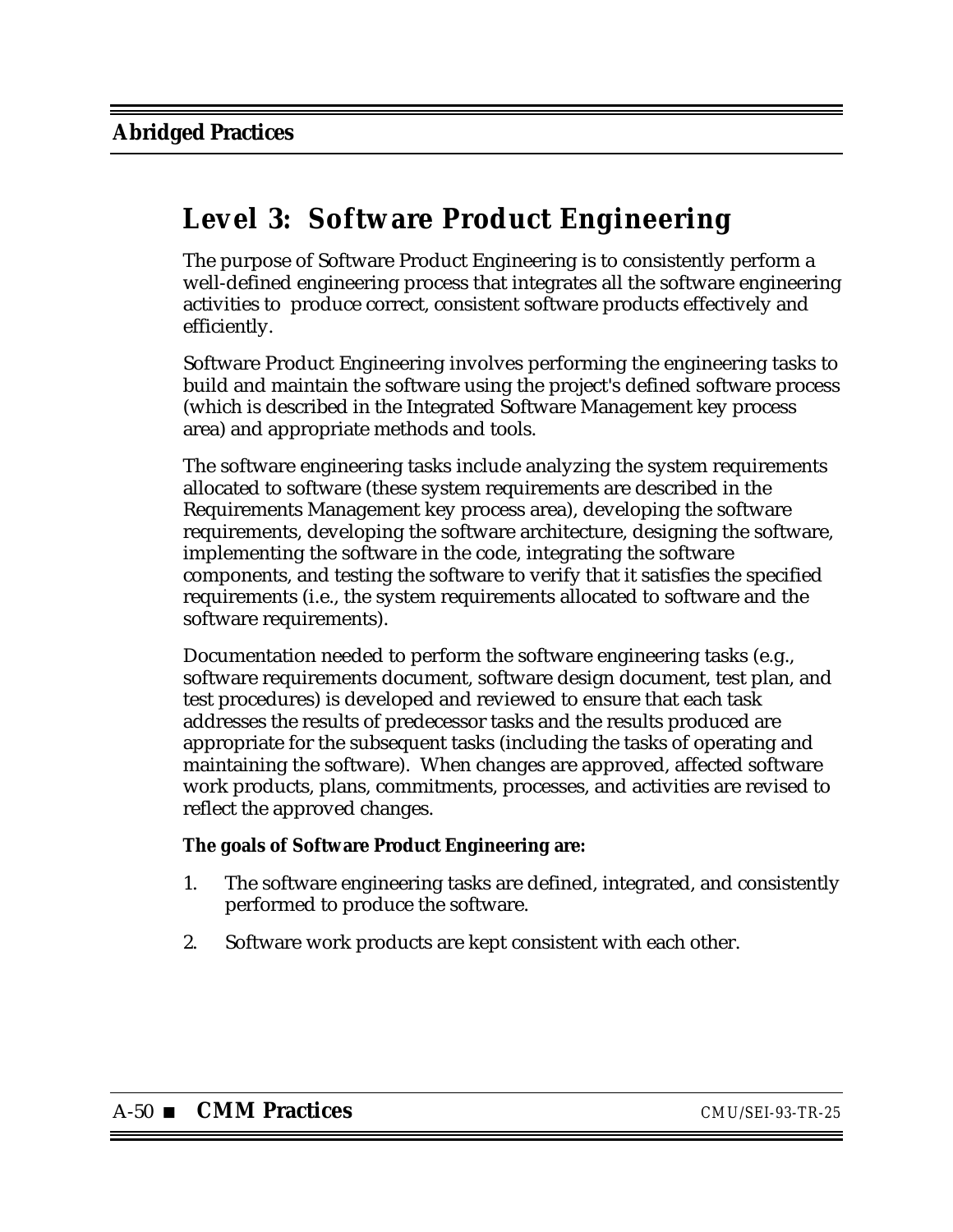# Level 3: Software Product Engineering

The purpose of Software Product Engineering is to consistently perform a well-defined engineering process that integrates all the software engineering activities to produce correct, consistent software products effectively and efficiently.

Software Product Engineering involves performing the engineering tasks to build and maintain the software using the project's defined software process (which is described in the Integrated Software Management key process area) and appropriate methods and tools.

The software engineering tasks include analyzing the system requirements allocated to software (these system requirements are described in the Requirements Management key process area), developing the software requirements, developing the software architecture, designing the software, implementing the software in the code, integrating the software components, and testing the software to verify that it satisfies the specified requirements (i.e., the system requirements allocated to software and the software requirements).

Documentation needed to perform the software engineering tasks (e.g., software requirements document, software design document, test plan, and test procedures) is developed and reviewed to ensure that each task addresses the results of predecessor tasks and the results produced are appropriate for the subsequent tasks (including the tasks of operating and maintaining the software). When changes are approved, affected software work products, plans, commitments, processes, and activities are revised to reflect the approved changes.

**The goals of Software Product Engineering are:**

1. The software engineering tasks are defined, integrated, and consistently performed to produce the software.
2. Software work products are kept consistent with each other.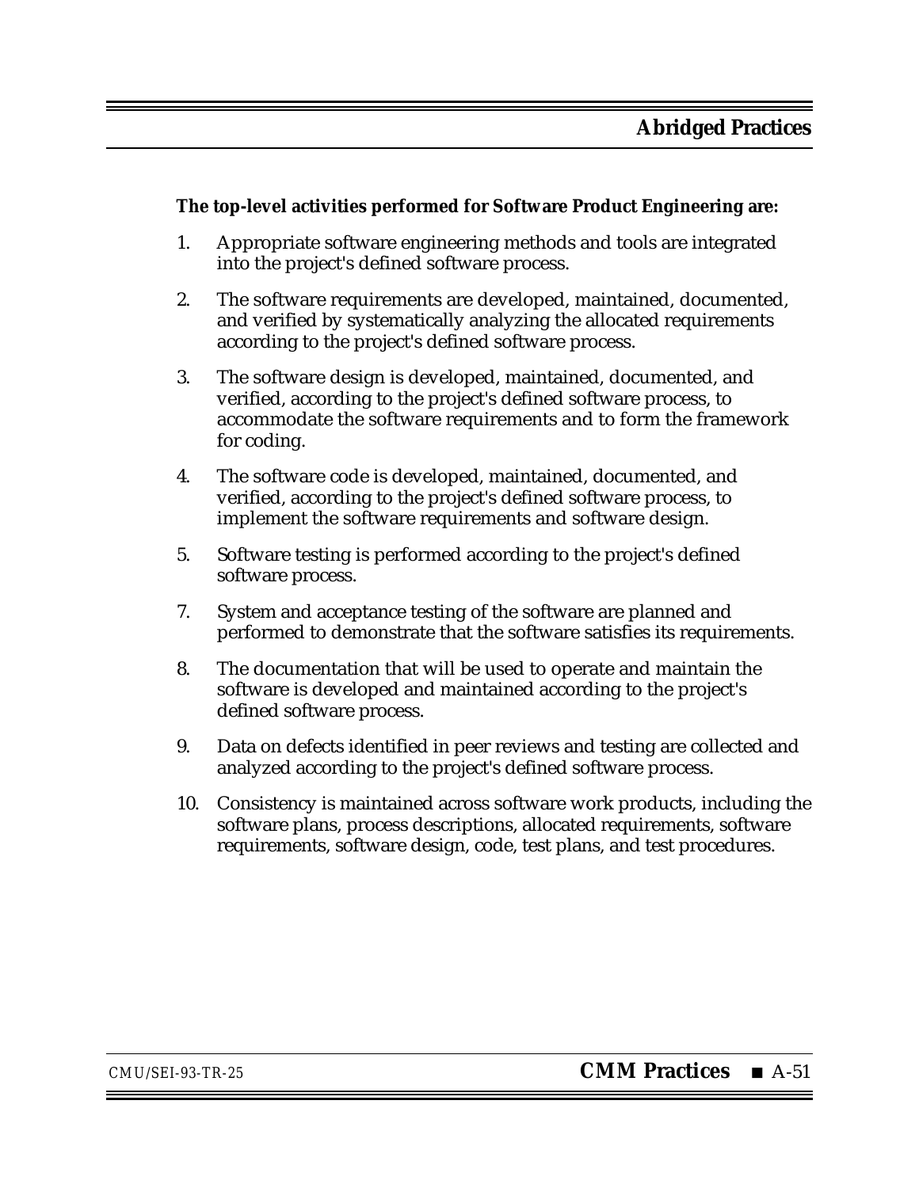**The top-level activities performed for Software Product Engineering are:**

1. Appropriate software engineering methods and tools are integrated into the project's defined software process.

2. The software requirements are developed, maintained, documented, and verified by systematically analyzing the allocated requirements according to the project's defined software process.

3. The software design is developed, maintained, documented, and verified, according to the project's defined software process, to accommodate the software requirements and to form the framework for coding.

4. The software code is developed, maintained, documented, and verified, according to the project's defined software process, to implement the software requirements and software design.

5. Software testing is performed according to the project's defined software process.

7. System and acceptance testing of the software are planned and performed to demonstrate that the software satisfies its requirements.

8. The documentation that will be used to operate and maintain the software is developed and maintained according to the project's defined software process.

9. Data on defects identified in peer reviews and testing are collected and analyzed according to the project's defined software process.

10. Consistency is maintained across software work products, including the software plans, process descriptions, allocated requirements, software requirements, software design, code, test plans, and test procedures.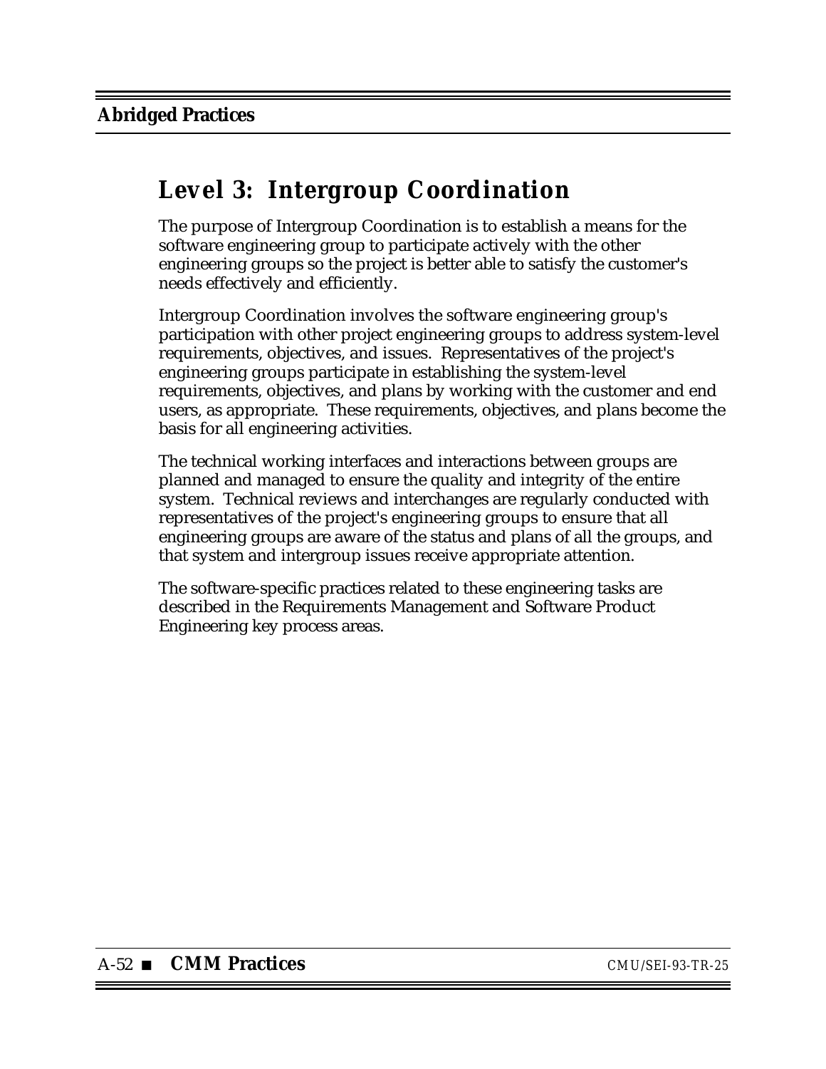# Level 3: Intergroup Coordination

The purpose of Intergroup Coordination is to establish a means for the software engineering group to participate actively with the other engineering groups so the project is better able to satisfy the customer's needs effectively and efficiently.

Intergroup Coordination involves the software engineering group's participation with other project engineering groups to address system-level requirements, objectives, and issues. Representatives of the project's engineering groups participate in establishing the system-level requirements, objectives, and plans by working with the customer and end users, as appropriate. These requirements, objectives, and plans become the basis for all engineering activities.

The technical working interfaces and interactions between groups are planned and managed to ensure the quality and integrity of the entire system. Technical reviews and interchanges are regularly conducted with representatives of the project's engineering groups to ensure that all engineering groups are aware of the status and plans of all the groups, and that system and intergroup issues receive appropriate attention.

The software-specific practices related to these engineering tasks are described in the Requirements Management and Software Product Engineering key process areas.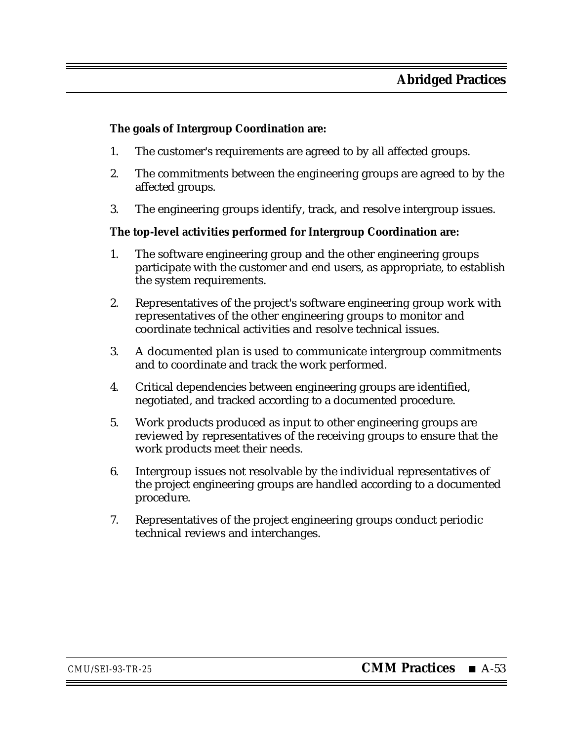**The goals of Intergroup Coordination are:**

1. The customer's requirements are agreed to by all affected groups.

2. The commitments between the engineering groups are agreed to by the affected groups.

3. The engineering groups identify, track, and resolve intergroup issues.

**The top-level activities performed for Intergroup Coordination are:**

1. The software engineering group and the other engineering groups participate with the customer and end users, as appropriate, to establish the system requirements.

2. Representatives of the project's software engineering group work with representatives of the other engineering groups to monitor and coordinate technical activities and resolve technical issues.

3. A documented plan is used to communicate intergroup commitments and to coordinate and track the work performed.

4. Critical dependencies between engineering groups are identified, negotiated, and tracked according to a documented procedure.

5. Work products produced as input to other engineering groups are reviewed by representatives of the receiving groups to ensure that the work products meet their needs.

6. Intergroup issues not resolvable by the individual representatives of the project engineering groups are handled according to a documented procedure.

7. Representatives of the project engineering groups conduct periodic technical reviews and interchanges.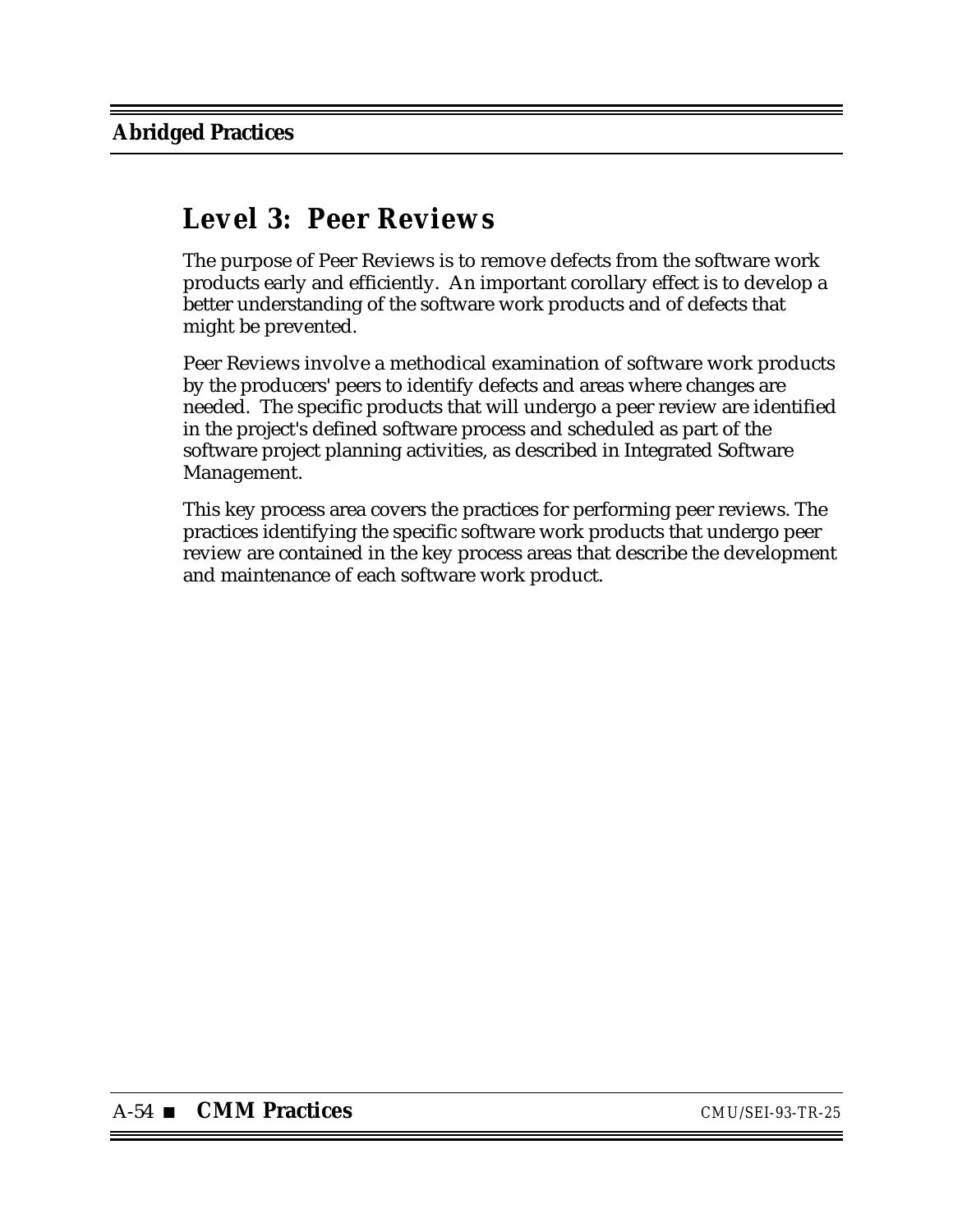# Level 3: Peer Reviews

The purpose of Peer Reviews is to remove defects from the software work products early and efficiently. An important corollary effect is to develop a better understanding of the software work products and of defects that might be prevented.

Peer Reviews involve a methodical examination of software work products by the producers' peers to identify defects and areas where changes are needed. The specific products that will undergo a peer review are identified in the project's defined software process and scheduled as part of the software project planning activities, as described in Integrated Software Management.

This key process area covers the practices for performing peer reviews. The practices identifying the specific software work products that undergo peer review are contained in the key process areas that describe the development and maintenance of each software work product.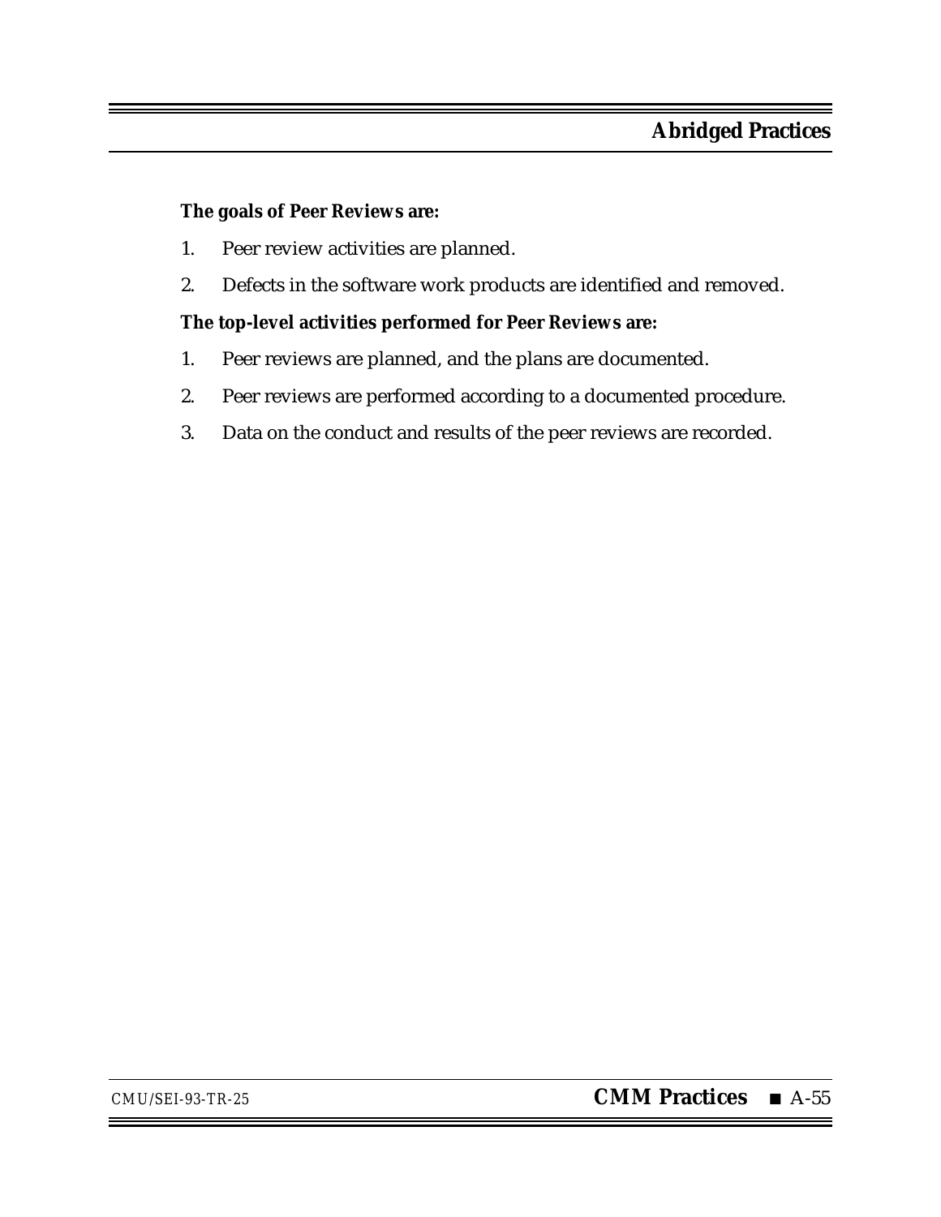**The goals of Peer Reviews are:**

1. Peer review activities are planned.
2. Defects in the software work products are identified and removed.

**The top-level activities performed for Peer Reviews are:**

1. Peer reviews are planned, and the plans are documented.
2. Peer reviews are performed according to a documented procedure.
3. Data on the conduct and results of the peer reviews are recorded.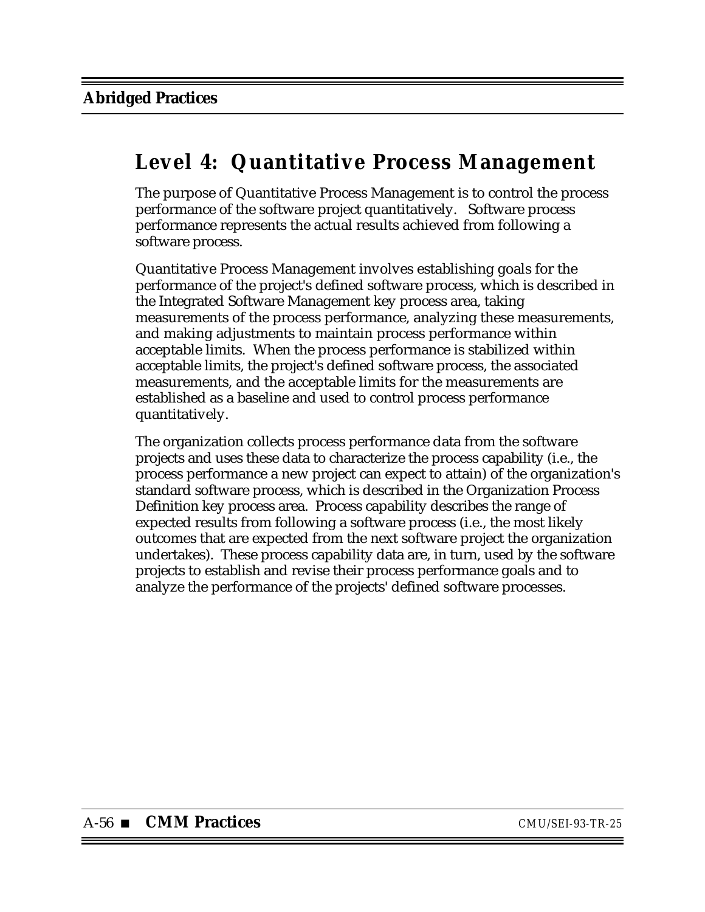# Level 4: Quantitative Process Management

The purpose of Quantitative Process Management is to control the process performance of the software project quantitatively. Software process performance represents the actual results achieved from following a software process.

Quantitative Process Management involves establishing goals for the performance of the project's defined software process, which is described in the Integrated Software Management key process area, taking measurements of the process performance, analyzing these measurements, and making adjustments to maintain process performance within acceptable limits. When the process performance is stabilized within acceptable limits, the project's defined software process, the associated measurements, and the acceptable limits for the measurements are established as a baseline and used to control process performance quantitatively.

The organization collects process performance data from the software projects and uses these data to characterize the process capability (i.e., the process performance a new project can expect to attain) of the organization's standard software process, which is described in the Organization Process Definition key process area. Process capability describes the range of expected results from following a software process (i.e., the most likely outcomes that are expected from the next software project the organization undertakes). These process capability data are, in turn, used by the software projects to establish and revise their process performance goals and to analyze the performance of the projects' defined software processes.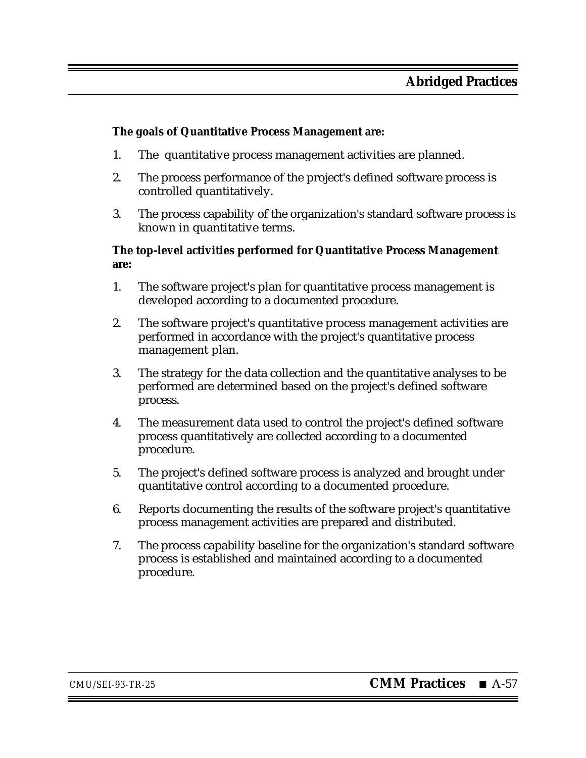**The goals of Quantitative Process Management are:**

1. The quantitative process management activities are planned.
2. The process performance of the project's defined software process is controlled quantitatively.
3. The process capability of the organization's standard software process is known in quantitative terms.

**The top-level activities performed for Quantitative Process Management are:**

1. The software project's plan for quantitative process management is developed according to a documented procedure.
2. The software project's quantitative process management activities are performed in accordance with the project's quantitative process management plan.
3. The strategy for the data collection and the quantitative analyses to be performed are determined based on the project's defined software process.
4. The measurement data used to control the project's defined software process quantitatively are collected according to a documented procedure.
5. The project's defined software process is analyzed and brought under quantitative control according to a documented procedure.
6. Reports documenting the results of the software project's quantitative process management activities are prepared and distributed.
7. The process capability baseline for the organization's standard software process is established and maintained according to a documented procedure.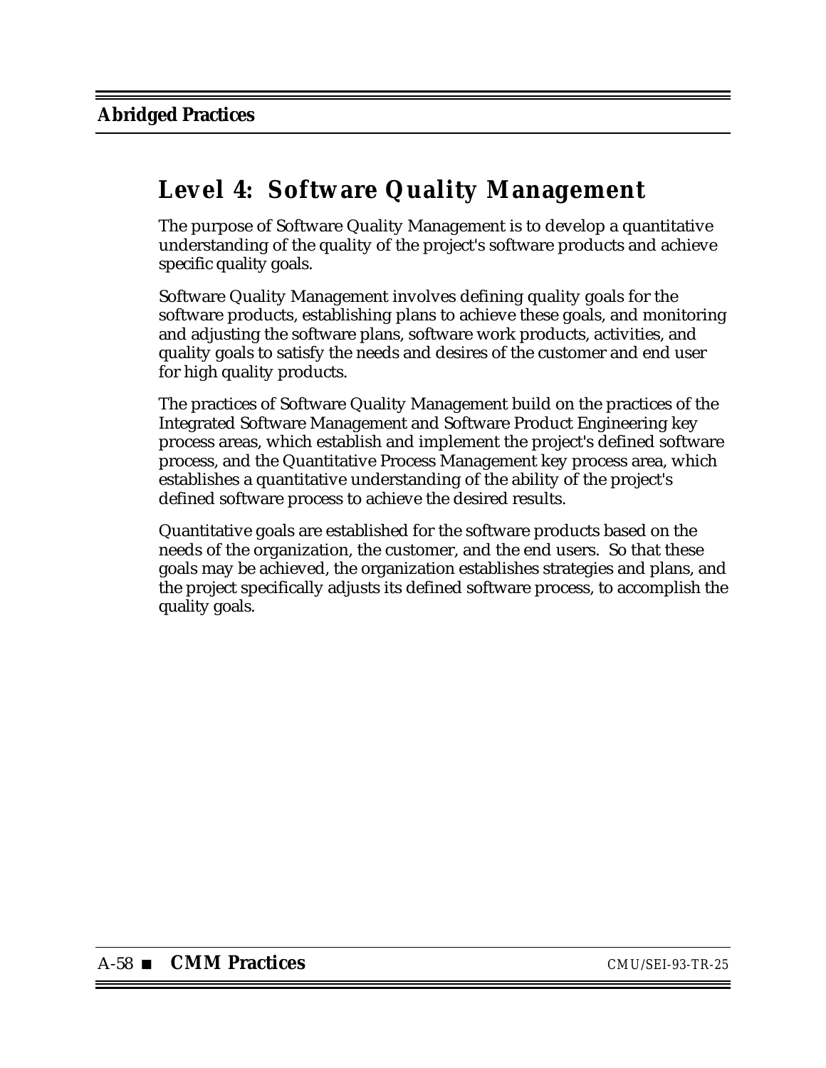# Level 4: Software Quality Management

The purpose of Software Quality Management is to develop a quantitative understanding of the quality of the project's software products and achieve specific quality goals.

Software Quality Management involves defining quality goals for the software products, establishing plans to achieve these goals, and monitoring and adjusting the software plans, software work products, activities, and quality goals to satisfy the needs and desires of the customer and end user for high quality products.

The practices of Software Quality Management build on the practices of the Integrated Software Management and Software Product Engineering key process areas, which establish and implement the project's defined software process, and the Quantitative Process Management key process area, which establishes a quantitative understanding of the ability of the project's defined software process to achieve the desired results.

Quantitative goals are established for the software products based on the needs of the organization, the customer, and the end users. So that these goals may be achieved, the organization establishes strategies and plans, and the project specifically adjusts its defined software process, to accomplish the quality goals.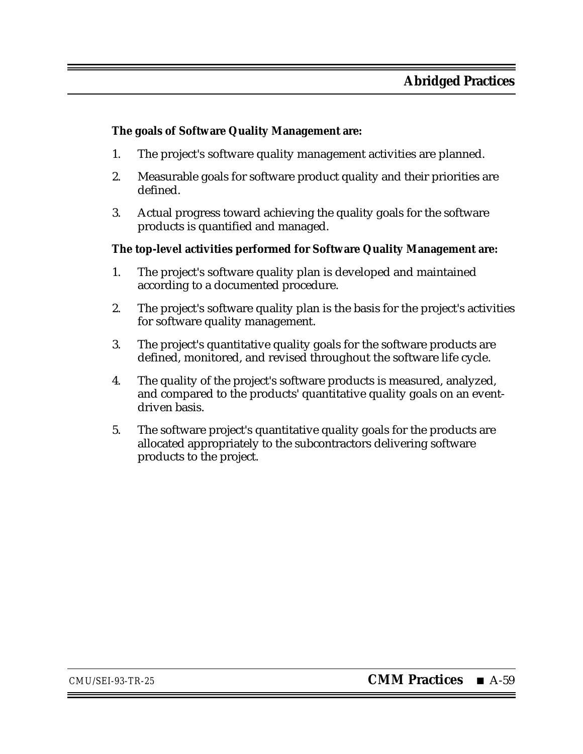**The goals of Software Quality Management are:**

1. The project's software quality management activities are planned.
2. Measurable goals for software product quality and their priorities are defined.
3. Actual progress toward achieving the quality goals for the software products is quantified and managed.

**The top-level activities performed for Software Quality Management are:**

1. The project's software quality plan is developed and maintained according to a documented procedure.
2. The project's software quality plan is the basis for the project's activities for software quality management.
3. The project's quantitative quality goals for the software products are defined, monitored, and revised throughout the software life cycle.
4. The quality of the project's software products is measured, analyzed, and compared to the products' quantitative quality goals on an event-driven basis.
5. The software project's quantitative quality goals for the products are allocated appropriately to the subcontractors delivering software products to the project.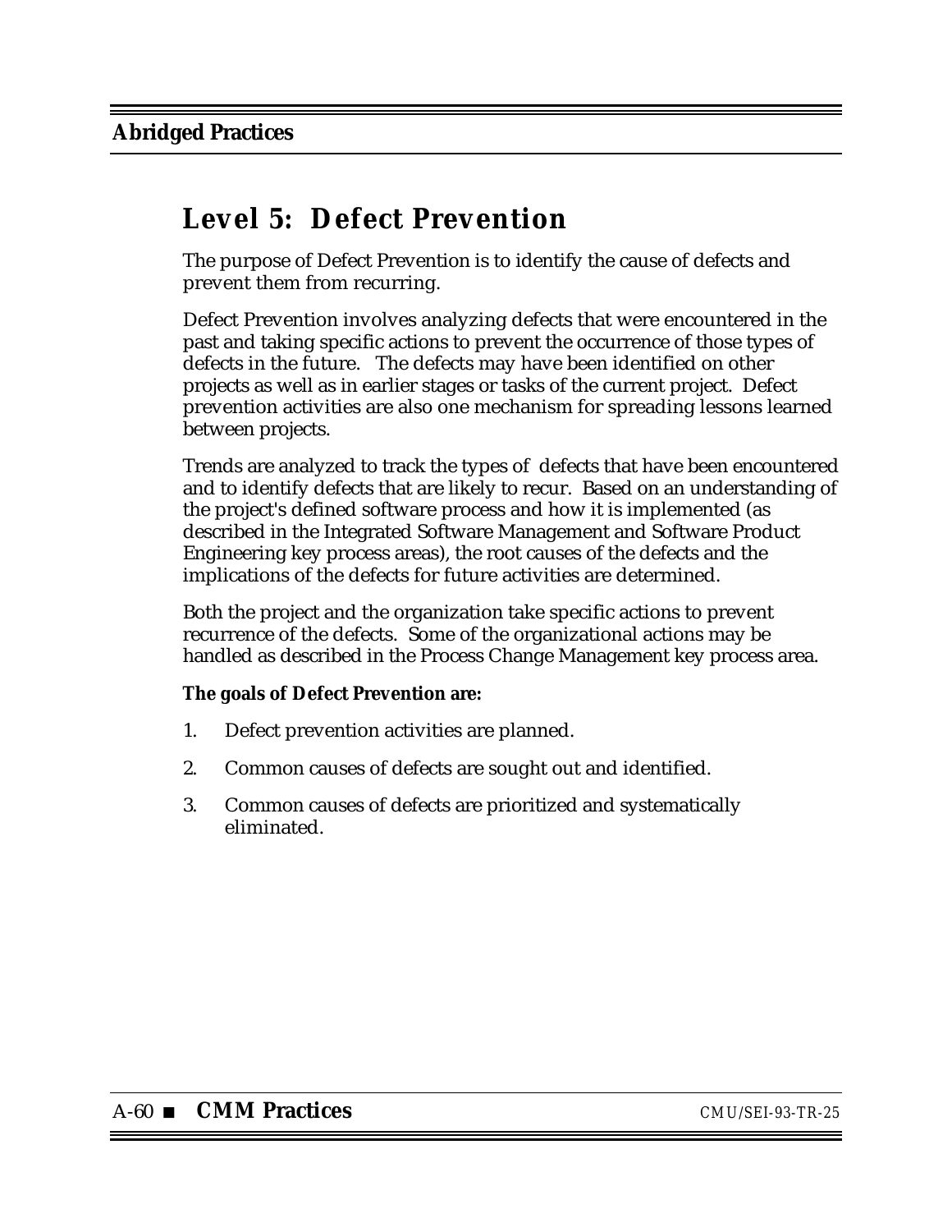# Level 5: Defect Prevention

The purpose of Defect Prevention is to identify the cause of defects and prevent them from recurring.

Defect Prevention involves analyzing defects that were encountered in the past and taking specific actions to prevent the occurrence of those types of defects in the future. The defects may have been identified on other projects as well as in earlier stages or tasks of the current project. Defect prevention activities are also one mechanism for spreading lessons learned between projects.

Trends are analyzed to track the types of defects that have been encountered and to identify defects that are likely to recur. Based on an understanding of the project's defined software process and how it is implemented (as described in the Integrated Software Management and Software Product Engineering key process areas), the root causes of the defects and the implications of the defects for future activities are determined.

Both the project and the organization take specific actions to prevent recurrence of the defects. Some of the organizational actions may be handled as described in the Process Change Management key process area.

**The goals of Defect Prevention are:**

1. Defect prevention activities are planned.
2. Common causes of defects are sought out and identified.
3. Common causes of defects are prioritized and systematically eliminated.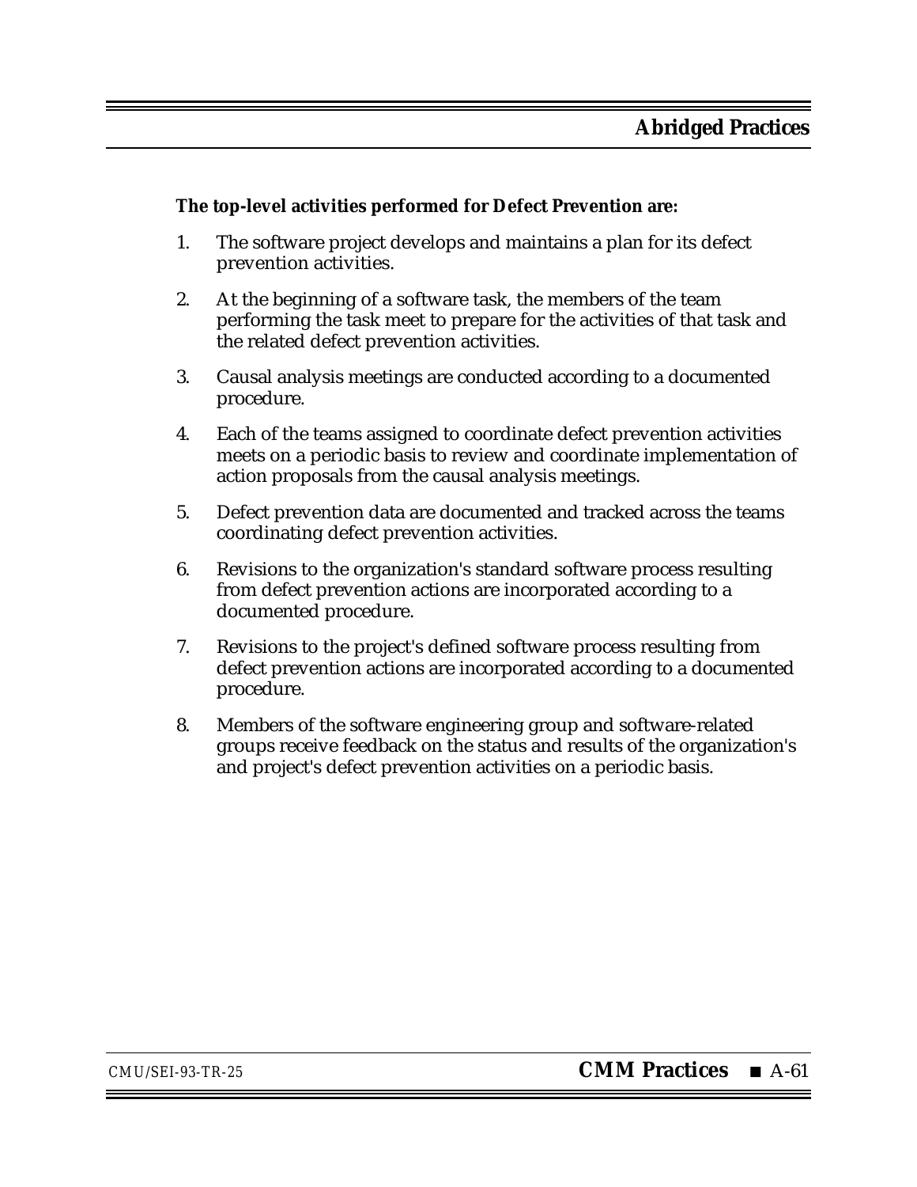**The top-level activities performed for Defect Prevention are:**

1. The software project develops and maintains a plan for its defect prevention activities.

2. At the beginning of a software task, the members of the team performing the task meet to prepare for the activities of that task and the related defect prevention activities.

3. Causal analysis meetings are conducted according to a documented procedure.

4. Each of the teams assigned to coordinate defect prevention activities meets on a periodic basis to review and coordinate implementation of action proposals from the causal analysis meetings.

5. Defect prevention data are documented and tracked across the teams coordinating defect prevention activities.

6. Revisions to the organization's standard software process resulting from defect prevention actions are incorporated according to a documented procedure.

7. Revisions to the project's defined software process resulting from defect prevention actions are incorporated according to a documented procedure.

8. Members of the software engineering group and software-related groups receive feedback on the status and results of the organization's and project's defect prevention activities on a periodic basis.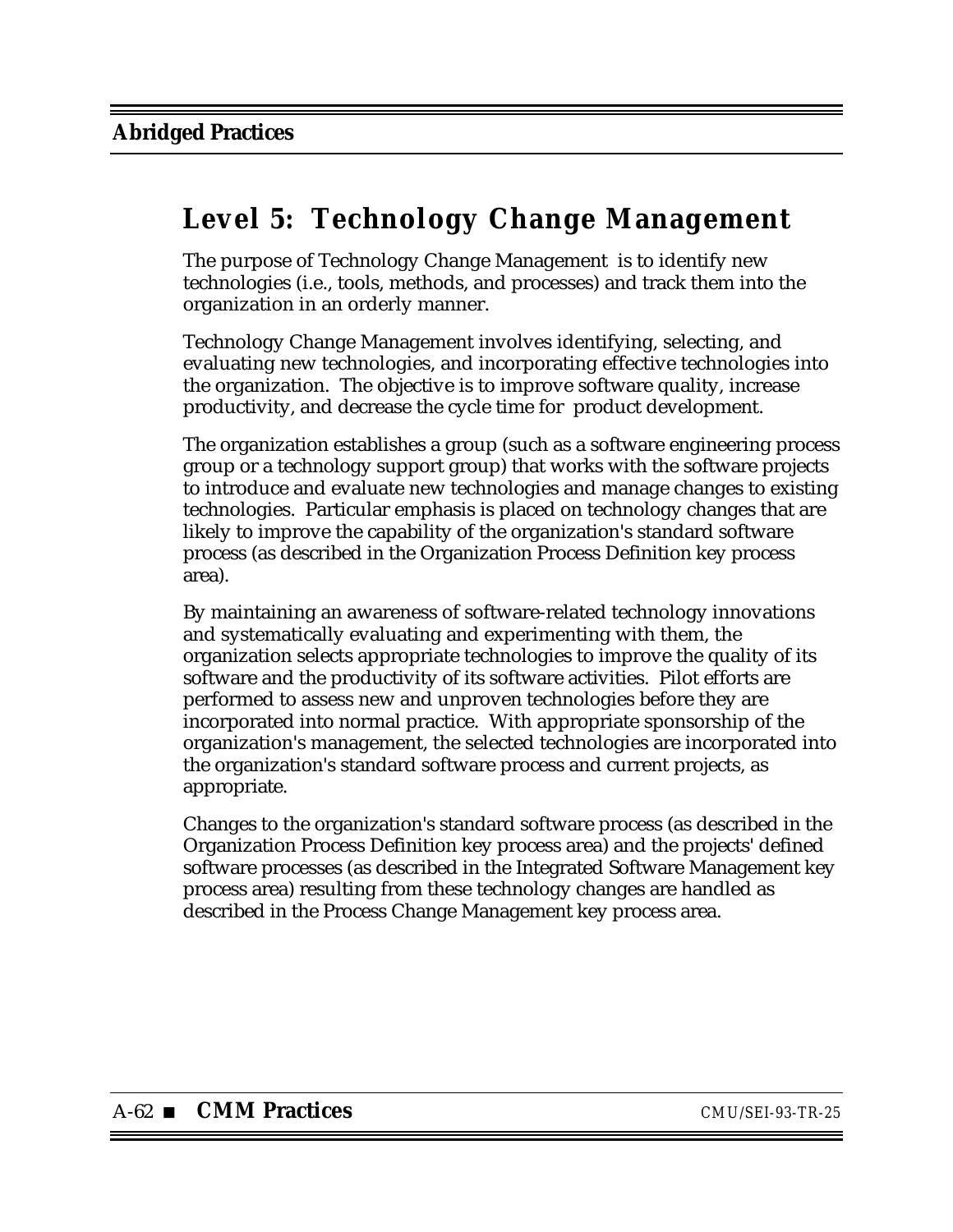# Level 5: Technology Change Management

The purpose of Technology Change Management is to identify new technologies (i.e., tools, methods, and processes) and track them into the organization in an orderly manner.

Technology Change Management involves identifying, selecting, and evaluating new technologies, and incorporating effective technologies into the organization. The objective is to improve software quality, increase productivity, and decrease the cycle time for product development.

The organization establishes a group (such as a software engineering process group or a technology support group) that works with the software projects to introduce and evaluate new technologies and manage changes to existing technologies. Particular emphasis is placed on technology changes that are likely to improve the capability of the organization's standard software process (as described in the Organization Process Definition key process area).

By maintaining an awareness of software-related technology innovations and systematically evaluating and experimenting with them, the organization selects appropriate technologies to improve the quality of its software and the productivity of its software activities. Pilot efforts are performed to assess new and unproven technologies before they are incorporated into normal practice. With appropriate sponsorship of the organization's management, the selected technologies are incorporated into the organization's standard software process and current projects, as appropriate.

Changes to the organization's standard software process (as described in the Organization Process Definition key process area) and the projects' defined software processes (as described in the Integrated Software Management key process area) resulting from these technology changes are handled as described in the Process Change Management key process area.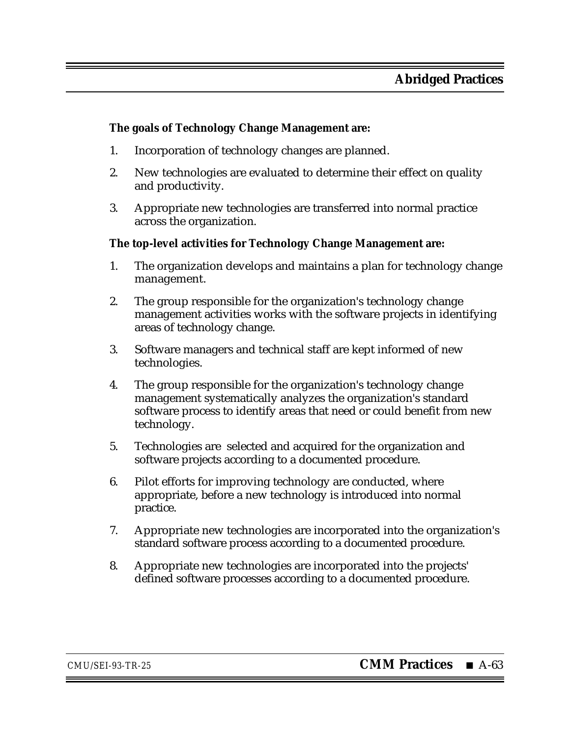**The goals of Technology Change Management are:**

1. Incorporation of technology changes are planned.

2. New technologies are evaluated to determine their effect on quality and productivity.

3. Appropriate new technologies are transferred into normal practice across the organization.

**The top-level activities for Technology Change Management are:**

1. The organization develops and maintains a plan for technology change management.

2. The group responsible for the organization's technology change management activities works with the software projects in identifying areas of technology change.

3. Software managers and technical staff are kept informed of new technologies.

4. The group responsible for the organization's technology change management systematically analyzes the organization's standard software process to identify areas that need or could benefit from new technology.

5. Technologies are selected and acquired for the organization and software projects according to a documented procedure.

6. Pilot efforts for improving technology are conducted, where appropriate, before a new technology is introduced into normal practice.

7. Appropriate new technologies are incorporated into the organization's standard software process according to a documented procedure.

8. Appropriate new technologies are incorporated into the projects' defined software processes according to a documented procedure.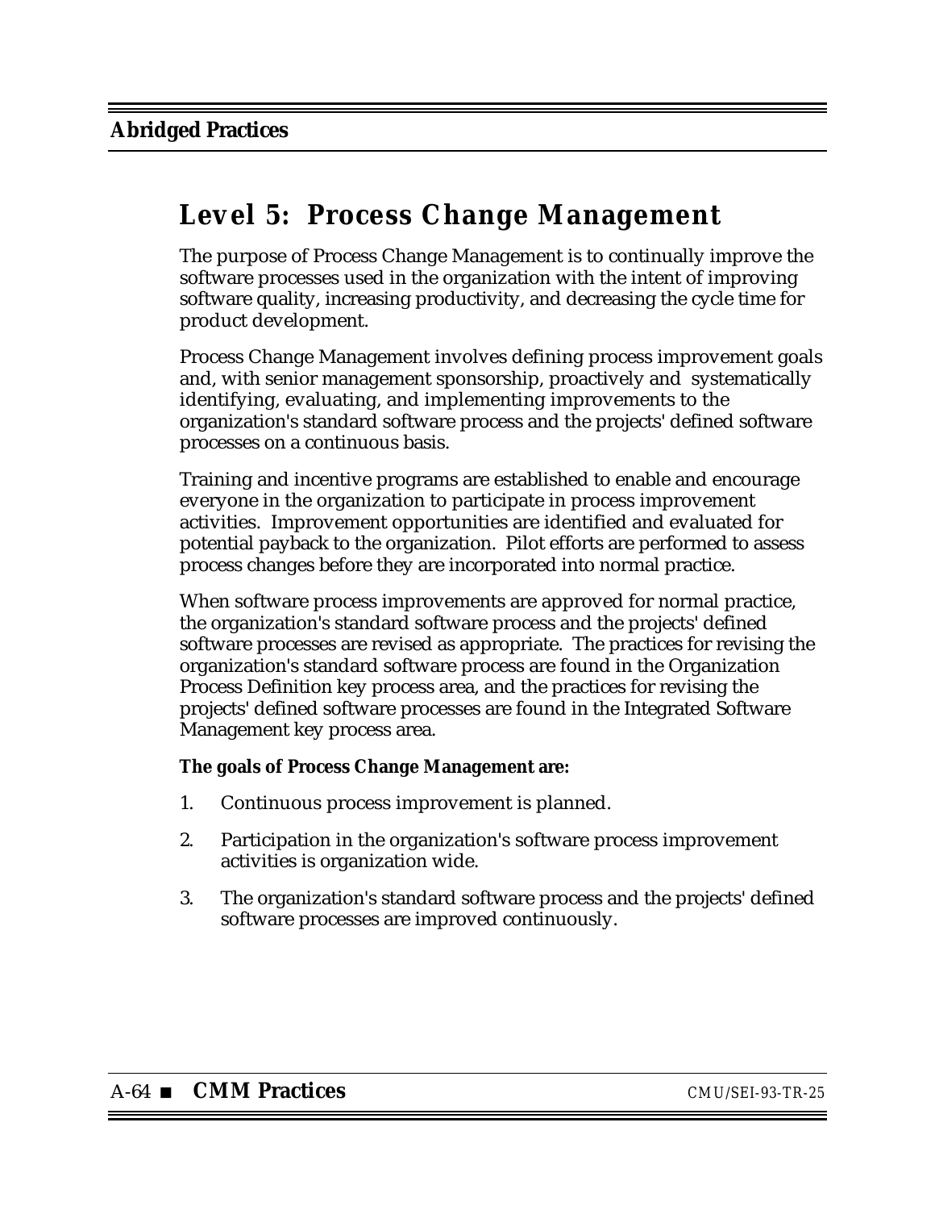# Level 5: Process Change Management

The purpose of Process Change Management is to continually improve the software processes used in the organization with the intent of improving software quality, increasing productivity, and decreasing the cycle time for product development.

Process Change Management involves defining process improvement goals and, with senior management sponsorship, proactively and systematically identifying, evaluating, and implementing improvements to the organization's standard software process and the projects' defined software processes on a continuous basis.

Training and incentive programs are established to enable and encourage everyone in the organization to participate in process improvement activities. Improvement opportunities are identified and evaluated for potential payback to the organization. Pilot efforts are performed to assess process changes before they are incorporated into normal practice.

When software process improvements are approved for normal practice, the organization's standard software process and the projects' defined software processes are revised as appropriate. The practices for revising the organization's standard software process are found in the Organization Process Definition key process area, and the practices for revising the projects' defined software processes are found in the Integrated Software Management key process area.

**The goals of Process Change Management are:**

1. Continuous process improvement is planned.
2. Participation in the organization's software process improvement activities is organization wide.
3. The organization's standard software process and the projects' defined software processes are improved continuously.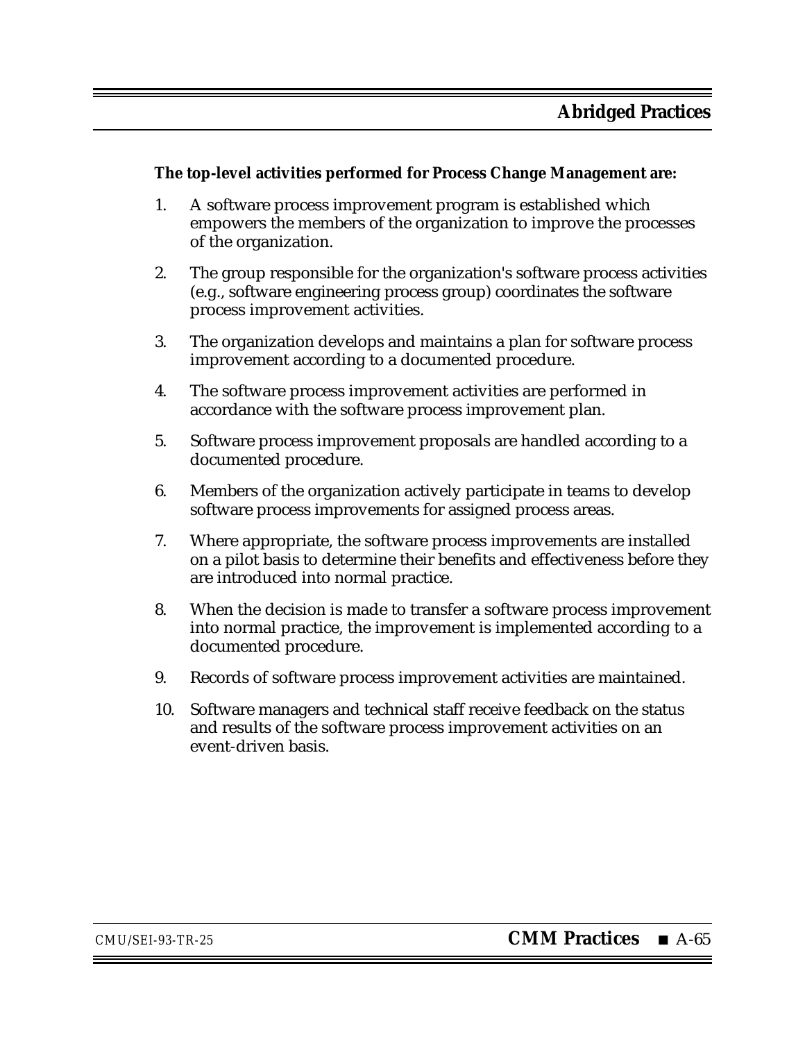**The top-level activities performed for Process Change Management are:**

1. A software process improvement program is established which empowers the members of the organization to improve the processes of the organization.
2. The group responsible for the organization's software process activities (e.g., software engineering process group) coordinates the software process improvement activities.
3. The organization develops and maintains a plan for software process improvement according to a documented procedure.
4. The software process improvement activities are performed in accordance with the software process improvement plan.
5. Software process improvement proposals are handled according to a documented procedure.
6. Members of the organization actively participate in teams to develop software process improvements for assigned process areas.
7. Where appropriate, the software process improvements are installed on a pilot basis to determine their benefits and effectiveness before they are introduced into normal practice.
8. When the decision is made to transfer a software process improvement into normal practice, the improvement is implemented according to a documented procedure.
9. Records of software process improvement activities are maintained.
10. Software managers and technical staff receive feedback on the status and results of the software process improvement activities on an event-driven basis.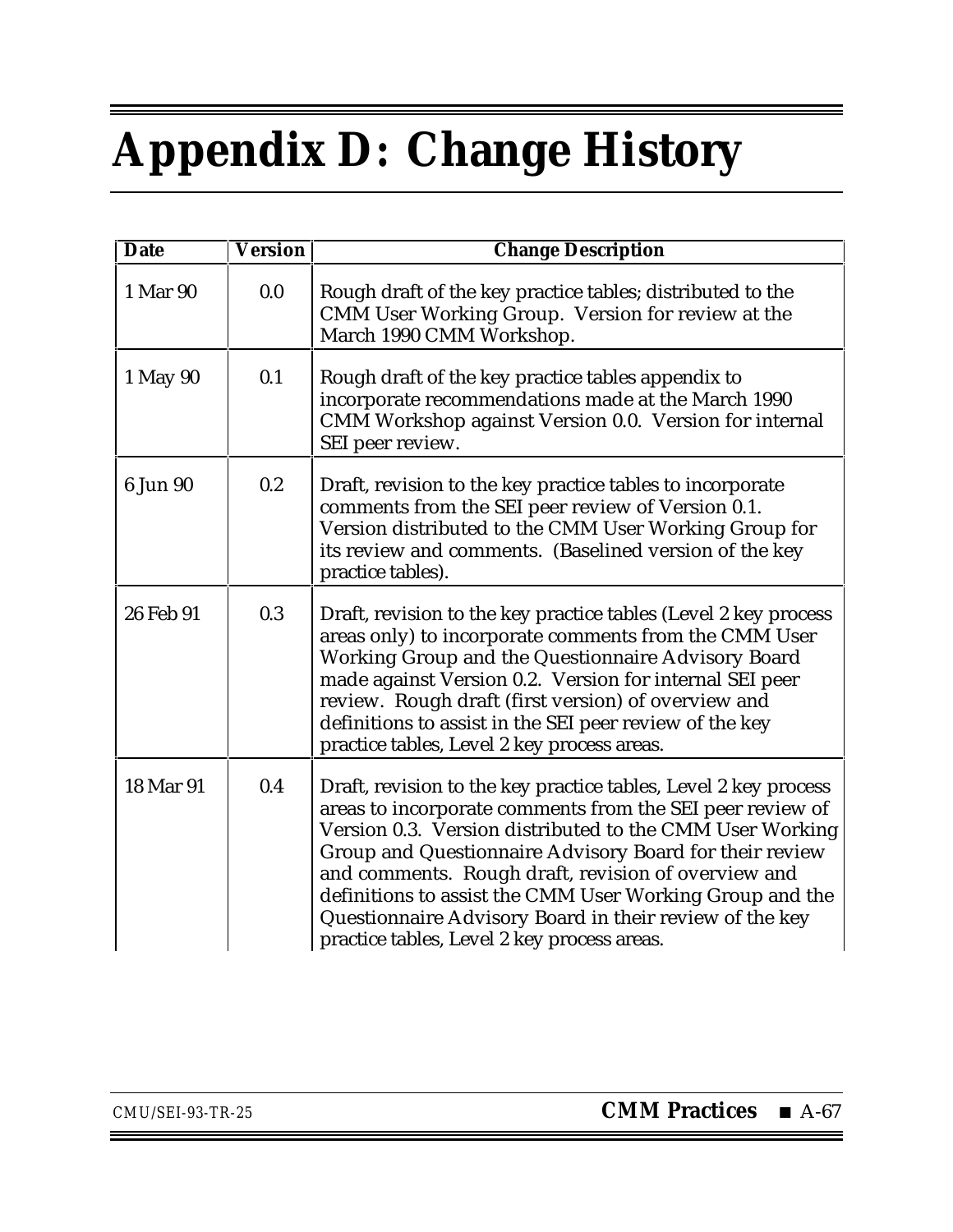# Appendix D: Change History

| Date | Version | Change Description |
|---|---|---|
| 1 Mar 90 | 0.0 | Rough draft of the key practice tables; distributed to the CMM User Working Group. Version for review at the March 1990 CMM Workshop. |
| 1 May 90 | 0.1 | Rough draft of the key practice tables appendix to incorporate recommendations made at the March 1990 CMM Workshop against Version 0.0. Version for internal SEI peer review. |
| 6 Jun 90 | 0.2 | Draft, revision to the key practice tables to incorporate comments from the SEI peer review of Version 0.1. Version distributed to the CMM User Working Group for its review and comments. (Baselined version of the key practice tables). |
| 26 Feb 91 | 0.3 | Draft, revision to the key practice tables (Level 2 key process areas only) to incorporate comments from the CMM User Working Group and the Questionnaire Advisory Board made against Version 0.2. Version for internal SEI peer review. Rough draft (first version) of overview and definitions to assist in the SEI peer review of the key practice tables, Level 2 key process areas. |
| 18 Mar 91 | 0.4 | Draft, revision to the key practice tables, Level 2 key process areas to incorporate comments from the SEI peer review of Version 0.3. Version distributed to the CMM User Working Group and Questionnaire Advisory Board for their review and comments. Rough draft, revision of overview and definitions to assist the CMM User Working Group and the Questionnaire Advisory Board in their review of the key practice tables, Level 2 key process areas. |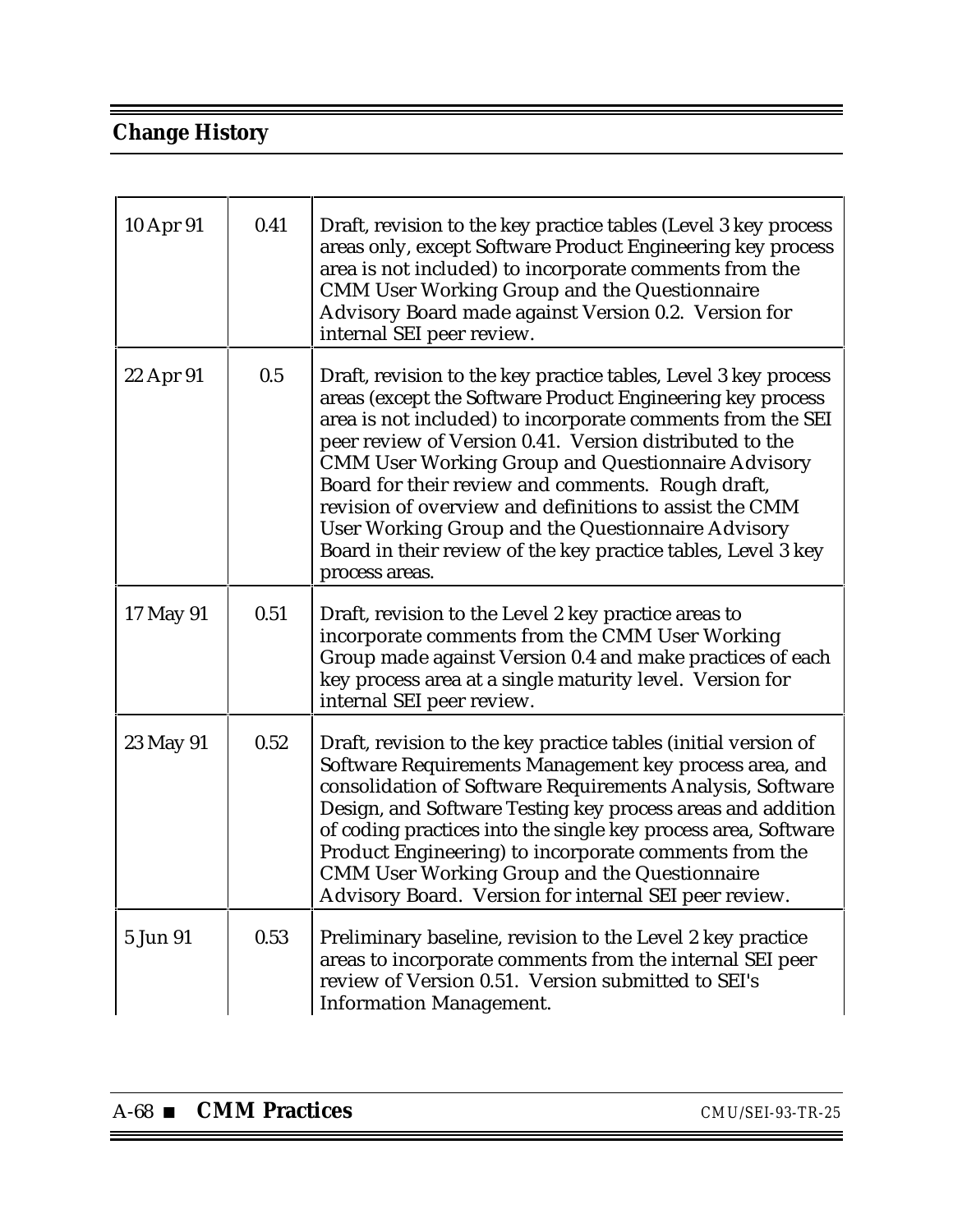## Change History

| | | |
|---|---|---|
| 10 Apr 91 | 0.41 | Draft, revision to the key practice tables (Level 3 key process areas only, except Software Product Engineering key process area is not included) to incorporate comments from the CMM User Working Group and the Questionnaire Advisory Board made against Version 0.2. Version for internal SEI peer review. |
| 22 Apr 91 | 0.5 | Draft, revision to the key practice tables, Level 3 key process areas (except the Software Product Engineering key process area is not included) to incorporate comments from the SEI peer review of Version 0.41. Version distributed to the CMM User Working Group and Questionnaire Advisory Board for their review and comments. Rough draft, revision of overview and definitions to assist the CMM User Working Group and the Questionnaire Advisory Board in their review of the key practice tables, Level 3 key process areas. |
| 17 May 91 | 0.51 | Draft, revision to the Level 2 key practice areas to incorporate comments from the CMM User Working Group made against Version 0.4 and make practices of each key process area at a single maturity level. Version for internal SEI peer review. |
| 23 May 91 | 0.52 | Draft, revision to the key practice tables (initial version of Software Requirements Management key process area, and consolidation of Software Requirements Analysis, Software Design, and Software Testing key process areas and addition of coding practices into the single key process area, Software Product Engineering) to incorporate comments from the CMM User Working Group and the Questionnaire Advisory Board. Version for internal SEI peer review. |
| 5 Jun 91 | 0.53 | Preliminary baseline, revision to the Level 2 key practice areas to incorporate comments from the internal SEI peer review of Version 0.51. Version submitted to SEI's Information Management. |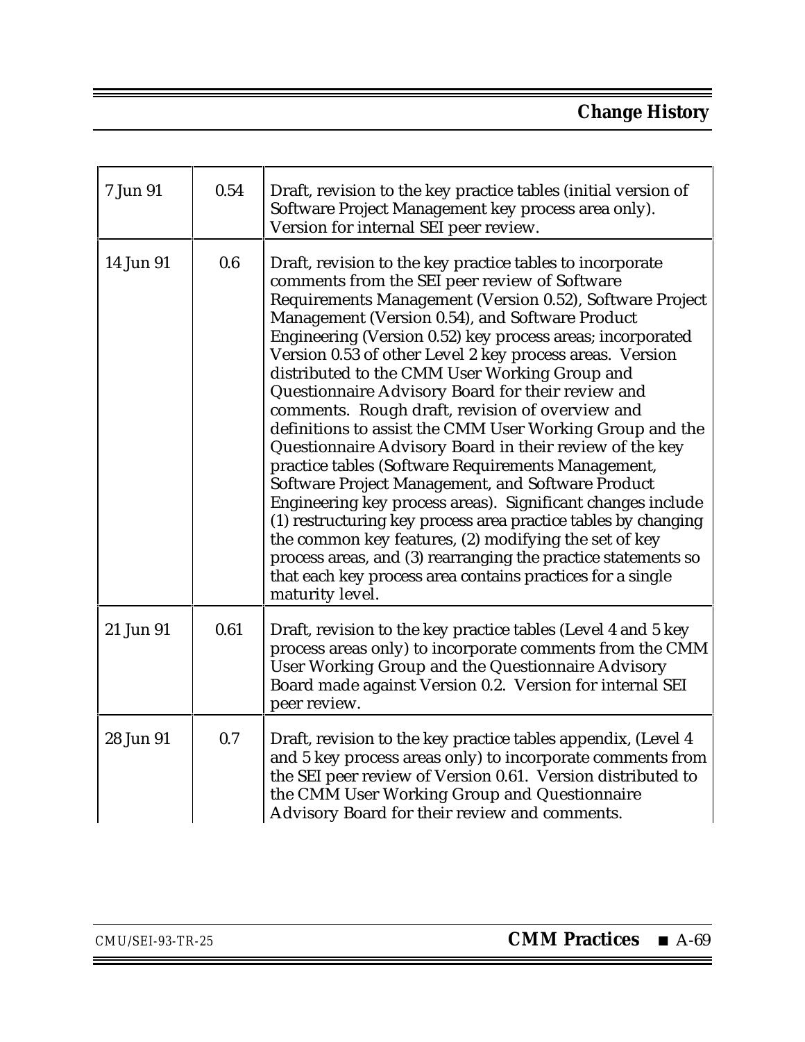## Change History

| | | |
|---|---|---|
| 7 Jun 91 | 0.54 | Draft, revision to the key practice tables (initial version of Software Project Management key process area only). Version for internal SEI peer review. |
| 14 Jun 91 | 0.6 | Draft, revision to the key practice tables to incorporate comments from the SEI peer review of Software Requirements Management (Version 0.52), Software Project Management (Version 0.54), and Software Product Engineering (Version 0.52) key process areas; incorporated Version 0.53 of other Level 2 key process areas. Version distributed to the CMM User Working Group and Questionnaire Advisory Board for their review and comments. Rough draft, revision of overview and definitions to assist the CMM User Working Group and the Questionnaire Advisory Board in their review of the key practice tables (Software Requirements Management, Software Project Management, and Software Product Engineering key process areas). Significant changes include (1) restructuring key process area practice tables by changing the common key features, (2) modifying the set of key process areas, and (3) rearranging the practice statements so that each key process area contains practices for a single maturity level. |
| 21 Jun 91 | 0.61 | Draft, revision to the key practice tables (Level 4 and 5 key process areas only) to incorporate comments from the CMM User Working Group and the Questionnaire Advisory Board made against Version 0.2. Version for internal SEI peer review. |
| 28 Jun 91 | 0.7 | Draft, revision to the key practice tables appendix, (Level 4 and 5 key process areas only) to incorporate comments from the SEI peer review of Version 0.61. Version distributed to the CMM User Working Group and Questionnaire Advisory Board for their review and comments. |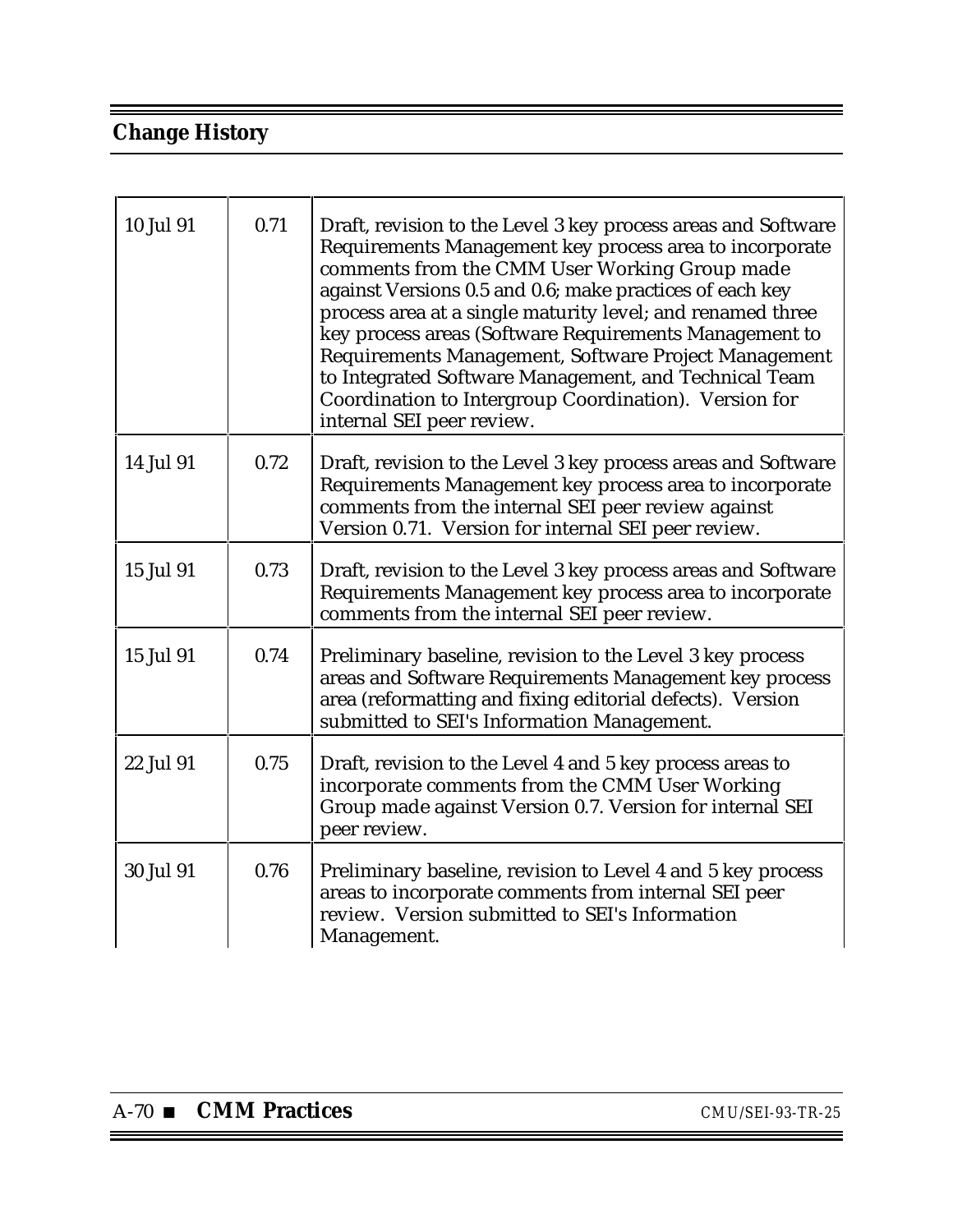## Change History

| | | |
|---|---|---|
| 10 Jul 91 | 0.71 | Draft, revision to the Level 3 key process areas and Software Requirements Management key process area to incorporate comments from the CMM User Working Group made against Versions 0.5 and 0.6; make practices of each key process area at a single maturity level; and renamed three key process areas (Software Requirements Management to Requirements Management, Software Project Management to Integrated Software Management, and Technical Team Coordination to Intergroup Coordination). Version for internal SEI peer review. |
| 14 Jul 91 | 0.72 | Draft, revision to the Level 3 key process areas and Software Requirements Management key process area to incorporate comments from the internal SEI peer review against Version 0.71. Version for internal SEI peer review. |
| 15 Jul 91 | 0.73 | Draft, revision to the Level 3 key process areas and Software Requirements Management key process area to incorporate comments from the internal SEI peer review. |
| 15 Jul 91 | 0.74 | Preliminary baseline, revision to the Level 3 key process areas and Software Requirements Management key process area (reformatting and fixing editorial defects). Version submitted to SEI's Information Management. |
| 22 Jul 91 | 0.75 | Draft, revision to the Level 4 and 5 key process areas to incorporate comments from the CMM User Working Group made against Version 0.7. Version for internal SEI peer review. |
| 30 Jul 91 | 0.76 | Preliminary baseline, revision to Level 4 and 5 key process areas to incorporate comments from internal SEI peer review. Version submitted to SEI's Information Management. |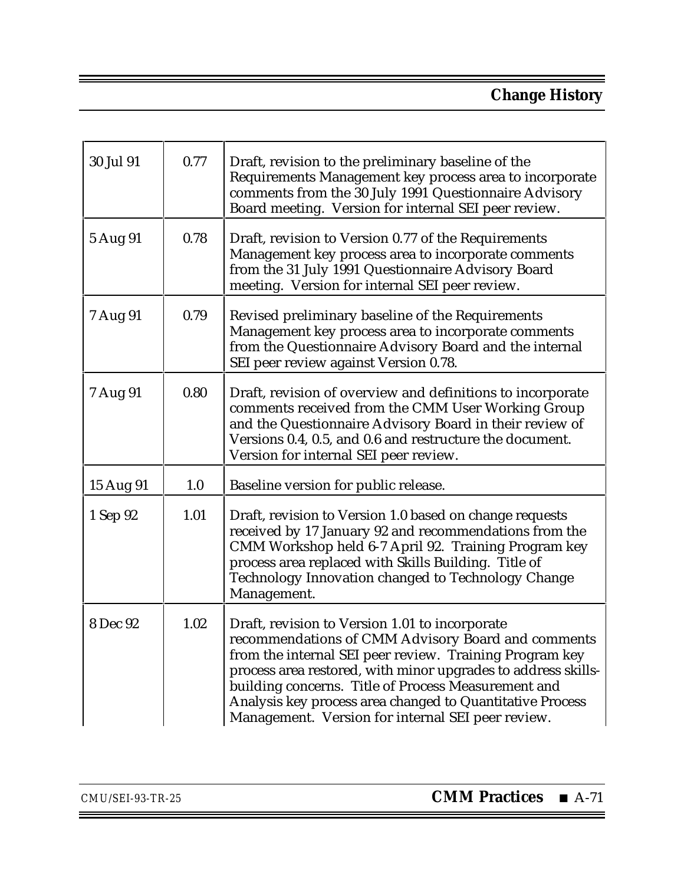## Change History

| | | |
|---|---|---|
| 30 Jul 91 | 0.77 | Draft, revision to the preliminary baseline of the Requirements Management key process area to incorporate comments from the 30 July 1991 Questionnaire Advisory Board meeting. Version for internal SEI peer review. |
| 5 Aug 91 | 0.78 | Draft, revision to Version 0.77 of the Requirements Management key process area to incorporate comments from the 31 July 1991 Questionnaire Advisory Board meeting. Version for internal SEI peer review. |
| 7 Aug 91 | 0.79 | Revised preliminary baseline of the Requirements Management key process area to incorporate comments from the Questionnaire Advisory Board and the internal SEI peer review against Version 0.78. |
| 7 Aug 91 | 0.80 | Draft, revision of overview and definitions to incorporate comments received from the CMM User Working Group and the Questionnaire Advisory Board in their review of Versions 0.4, 0.5, and 0.6 and restructure the document. Version for internal SEI peer review. |
| 15 Aug 91 | 1.0 | Baseline version for public release. |
| 1 Sep 92 | 1.01 | Draft, revision to Version 1.0 based on change requests received by 17 January 92 and recommendations from the CMM Workshop held 6-7 April 92. Training Program key process area replaced with Skills Building. Title of Technology Innovation changed to Technology Change Management. |
| 8 Dec 92 | 1.02 | Draft, revision to Version 1.01 to incorporate recommendations of CMM Advisory Board and comments from the internal SEI peer review. Training Program key process area restored, with minor upgrades to address skills-building concerns. Title of Process Measurement and Analysis key process area changed to Quantitative Process Management. Version for internal SEI peer review. |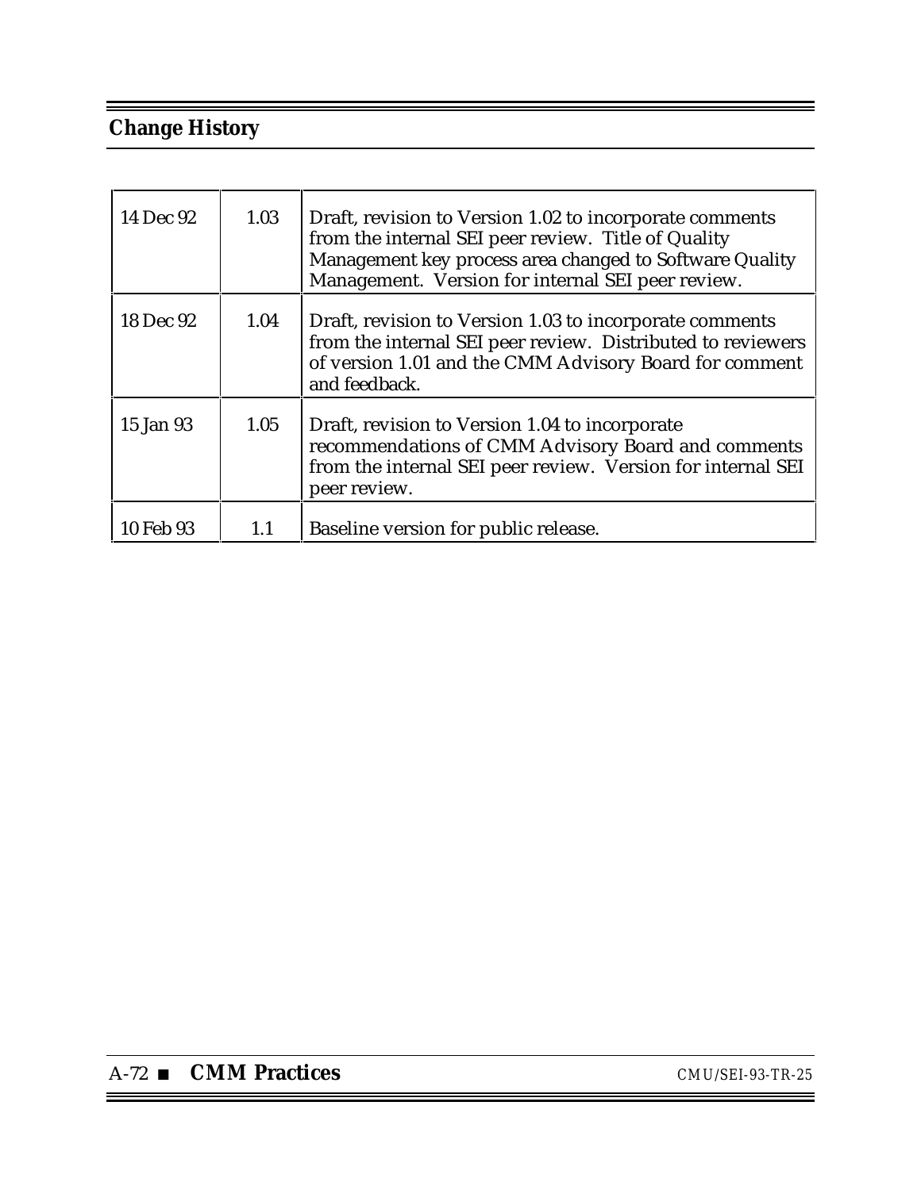## Change History

| | | |
|---|---|---|
| 14 Dec 92 | 1.03 | Draft, revision to Version 1.02 to incorporate comments from the internal SEI peer review. Title of Quality Management key process area changed to Software Quality Management. Version for internal SEI peer review. |
| 18 Dec 92 | 1.04 | Draft, revision to Version 1.03 to incorporate comments from the internal SEI peer review. Distributed to reviewers of version 1.01 and the CMM Advisory Board for comment and feedback. |
| 15 Jan 93 | 1.05 | Draft, revision to Version 1.04 to incorporate recommendations of CMM Advisory Board and comments from the internal SEI peer review. Version for internal SEI peer review. |
| 10 Feb 93 | 1.1 | Baseline version for public release. |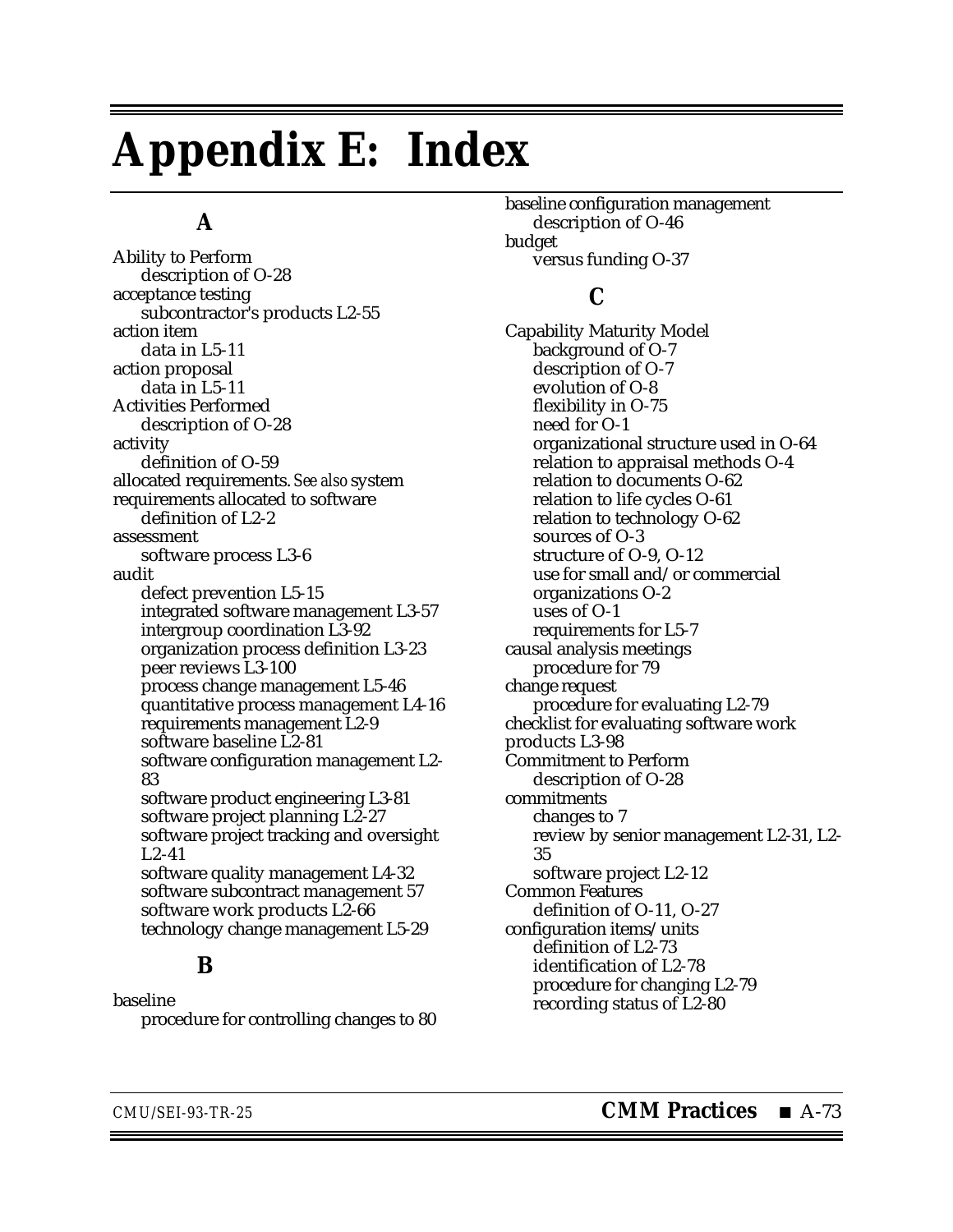# Appendix E: Index

### A

Ability to Perform
  description of O-28
acceptance testing
  subcontractor's products L2-55
action item
  data in L5-11
action proposal
  data in L5-11
Activities Performed
  description of O-28
activity
  definition of O-59
allocated requirements. *See also* system requirements allocated to software
  definition of L2-2
assessment
  software process L3-6
audit
  defect prevention L5-15
  integrated software management L3-57
  intergroup coordination L3-92
  organization process definition L3-23
  peer reviews L3-100
  process change management L5-46
  quantitative process management L4-16
  requirements management L2-9
  software baseline L2-81
  software configuration management L2-83
  software product engineering L3-81
  software project planning L2-27
  software project tracking and oversight L2-41
  software quality management L4-32
  software subcontract management 57
  software work products L2-66
  technology change management L5-29

### B

baseline
  procedure for controlling changes to 80
baseline configuration management
  description of O-46
budget
  versus funding O-37

### C

Capability Maturity Model
  background of O-7
  description of O-7
  evolution of O-8
  flexibility in O-75
  need for O-1
  organizational structure used in O-64
  relation to appraisal methods O-4
  relation to documents O-62
  relation to life cycles O-61
  relation to technology O-62
  sources of O-3
  structure of O-9, O-12
  use for small and/or commercial organizations O-2
  uses of O-1
  requirements for L5-7
causal analysis meetings
  procedure for 79
change request
  procedure for evaluating L2-79
checklist for evaluating software work products L3-98
Commitment to Perform
  description of O-28
commitments
  changes to 7
  review by senior management L2-31, L2-35
  software project L2-12
Common Features
  definition of O-11, O-27
configuration items/units
  definition of L2-73
  identification of L2-78
  procedure for changing L2-79
  recording status of L2-80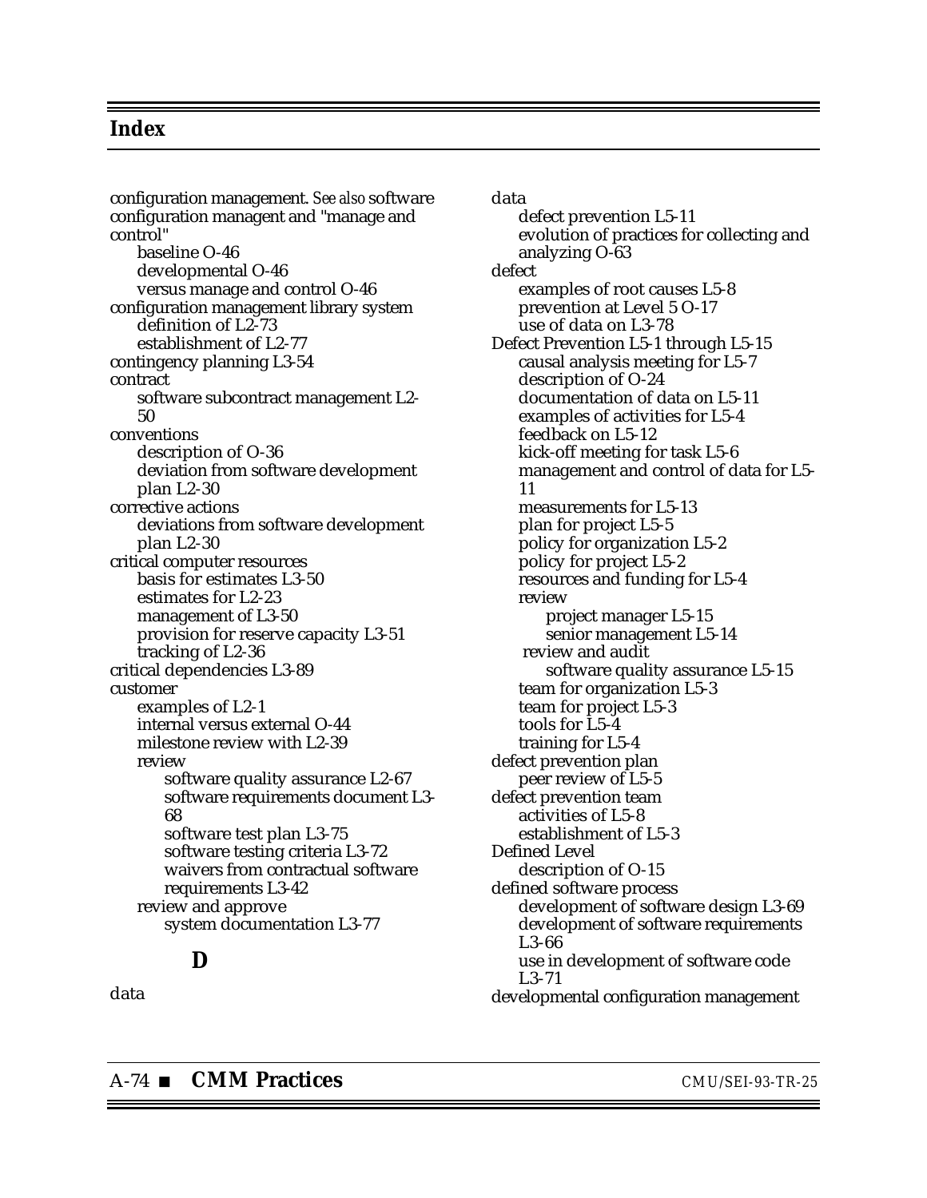## Index

configuration management. *See also* software configuration managent and "manage and control"
- baseline O-46
- developmental O-46
- versus manage and control O-46

configuration management library system
- definition of L2-73
- establishment of L2-77

contingency planning L3-54

contract
- software subcontract management L2-50

conventions
- description of O-36
- deviation from software development plan L2-30

corrective actions
- deviations from software development plan L2-30

critical computer resources
- basis for estimates L3-50
- estimates for L2-23
- management of L3-50
- provision for reserve capacity L3-51
- tracking of L2-36

critical dependencies L3-89

customer
- examples of L2-1
- internal versus external O-44
- milestone review with L2-39
- review
  - software quality assurance L2-67
  - software requirements document L3-68
  - software test plan L3-75
  - software testing criteria L3-72
  - waivers from contractual software requirements L3-42
- review and approve
  - system documentation L3-77

### D

data

data
- defect prevention L5-11
- evolution of practices for collecting and analyzing O-63

defect
- examples of root causes L5-8
- prevention at Level 5 O-17
- use of data on L3-78

Defect Prevention L5-1 through L5-15
- causal analysis meeting for L5-7
- description of O-24
- documentation of data on L5-11
- examples of activities for L5-4
- feedback on L5-12
- kick-off meeting for task L5-6
- management and control of data for L5-11
- measurements for L5-13
- plan for project L5-5
- policy for organization L5-2
- policy for project L5-2
- resources and funding for L5-4
- review
  - project manager L5-15
  - senior management L5-14
- review and audit
  - software quality assurance L5-15
- team for organization L5-3
- team for project L5-3
- tools for L5-4
- training for L5-4

defect prevention plan
- peer review of L5-5

defect prevention team
- activities of L5-8
- establishment of L5-3

Defined Level
- description of O-15

defined software process
- development of software design L3-69
- development of software requirements L3-66
- use in development of software code L3-71

developmental configuration management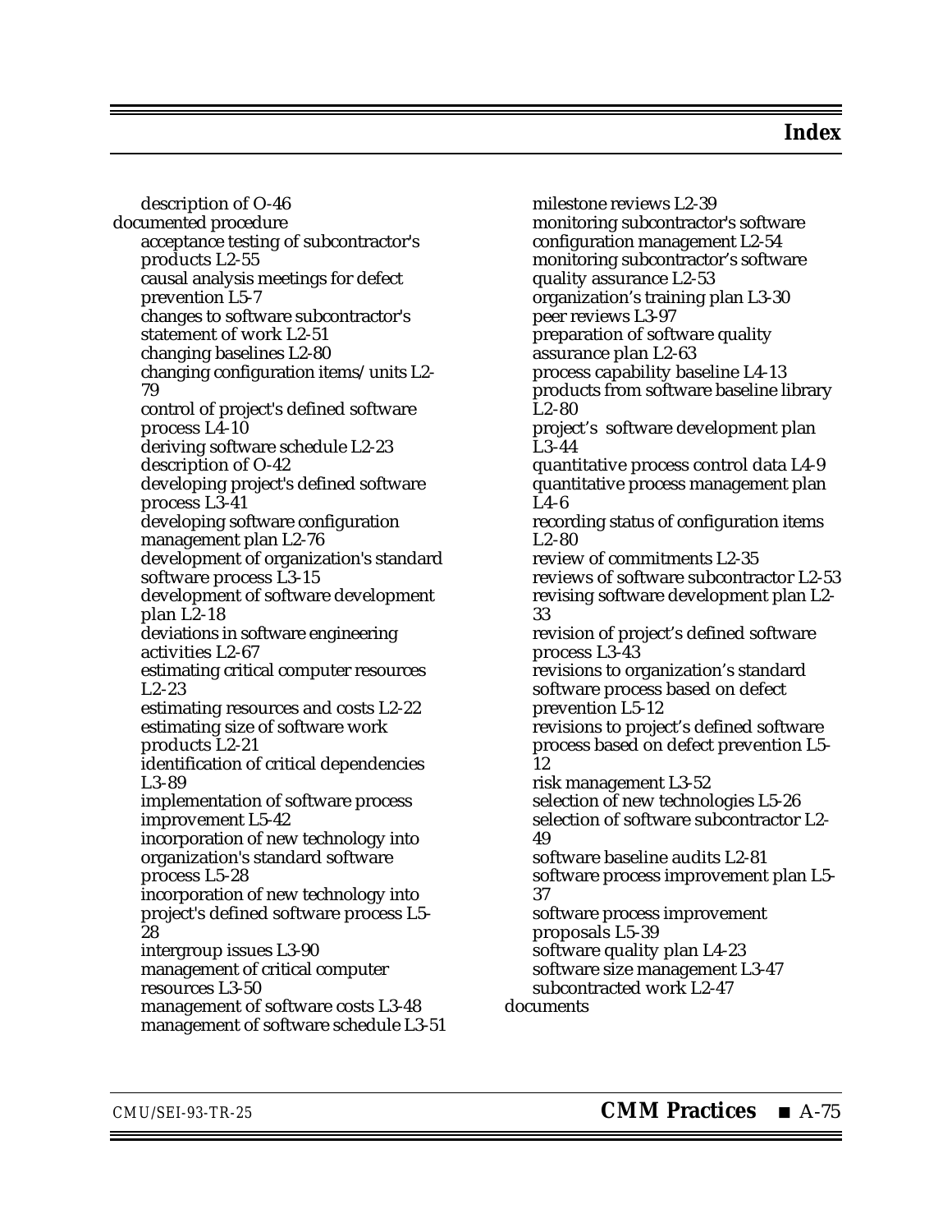description of O-46

documented procedure

- acceptance testing of subcontractor's products L2-55
- causal analysis meetings for defect prevention L5-7
- changes to software subcontractor's statement of work L2-51
- changing baselines L2-80
- changing configuration items/units L2-79
- control of project's defined software process L4-10
- deriving software schedule L2-23
- description of O-42
- developing project's defined software process L3-41
- developing software configuration management plan L2-76
- development of organization's standard software process L3-15
- development of software development plan L2-18
- deviations in software engineering activities L2-67
- estimating critical computer resources L2-23
- estimating resources and costs L2-22
- estimating size of software work products L2-21
- identification of critical dependencies L3-89
- implementation of software process improvement L5-42
- incorporation of new technology into organization's standard software process L5-28
- incorporation of new technology into project's defined software process L5-28
- intergroup issues L3-90
- management of critical computer resources L3-50
- management of software costs L3-48
- management of software schedule L3-51
- milestone reviews L2-39
- monitoring subcontractor's software configuration management L2-54
- monitoring subcontractor's software quality assurance L2-53
- organization's training plan L3-30
- peer reviews L3-97
- preparation of software quality assurance plan L2-63
- process capability baseline L4-13
- products from software baseline library L2-80
- project's software development plan L3-44
- quantitative process control data L4-9
- quantitative process management plan L4-6
- recording status of configuration items L2-80
- review of commitments L2-35
- reviews of software subcontractor L2-53
- revising software development plan L2-33
- revision of project's defined software process L3-43
- revisions to organization's standard software process based on defect prevention L5-12
- revisions to project's defined software process based on defect prevention L5-12
- risk management L3-52
- selection of new technologies L5-26
- selection of software subcontractor L2-49
- software baseline audits L2-81
- software process improvement plan L5-37
- software process improvement proposals L5-39
- software quality plan L4-23
- software size management L3-47
- subcontracted work L2-47

documents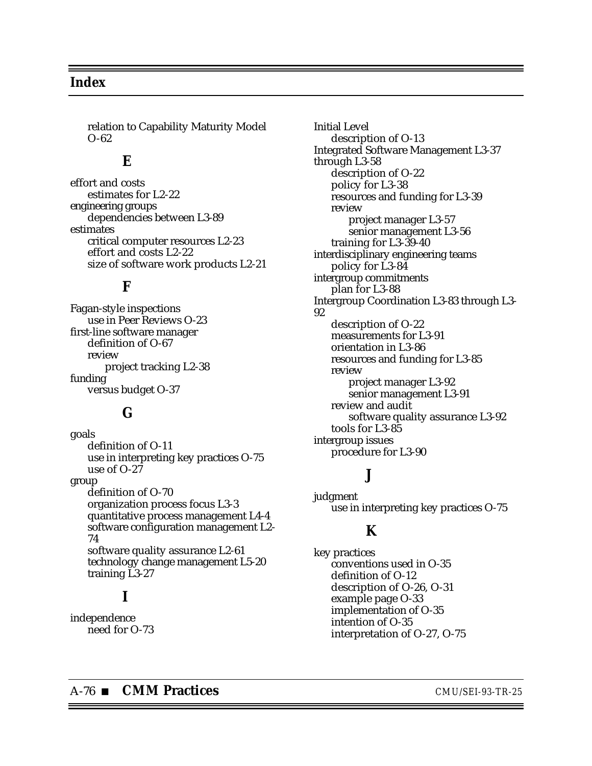## Index

relation to Capability Maturity Model O-62

### E

effort and costs
- estimates for L2-22

engineering groups
- dependencies between L3-89

estimates
- critical computer resources L2-23
- effort and costs L2-22
- size of software work products L2-21

### F

Fagan-style inspections
- use in Peer Reviews O-23

first-line software manager
- definition of O-67
- review
  - project tracking L2-38

funding
- versus budget O-37

### G

goals
- definition of O-11
- use in interpreting key practices O-75
- use of O-27

group
- definition of O-70
- organization process focus L3-3
- quantitative process management L4-4
- software configuration management L2-74
- software quality assurance L2-61
- technology change management L5-20
- training L3-27

### I

independence
- need for O-73

Initial Level
- description of O-13

Integrated Software Management L3-37 through L3-58
- description of O-22
- policy for L3-38
- resources and funding for L3-39
- review
  - project manager L3-57
  - senior management L3-56
- training for L3-39-40

interdisciplinary engineering teams
- policy for L3-84

intergroup commitments
- plan for L3-88

Intergroup Coordination L3-83 through L3-92
- description of O-22
- measurements for L3-91
- orientation in L3-86
- resources and funding for L3-85
- review
  - project manager L3-92
  - senior management L3-91
- review and audit
  - software quality assurance L3-92
- tools for L3-85

intergroup issues
- procedure for L3-90

### J

judgment
- use in interpreting key practices O-75

### K

key practices
- conventions used in O-35
- definition of O-12
- description of O-26, O-31
- example page O-33
- implementation of O-35
- intention of O-35
- interpretation of O-27, O-75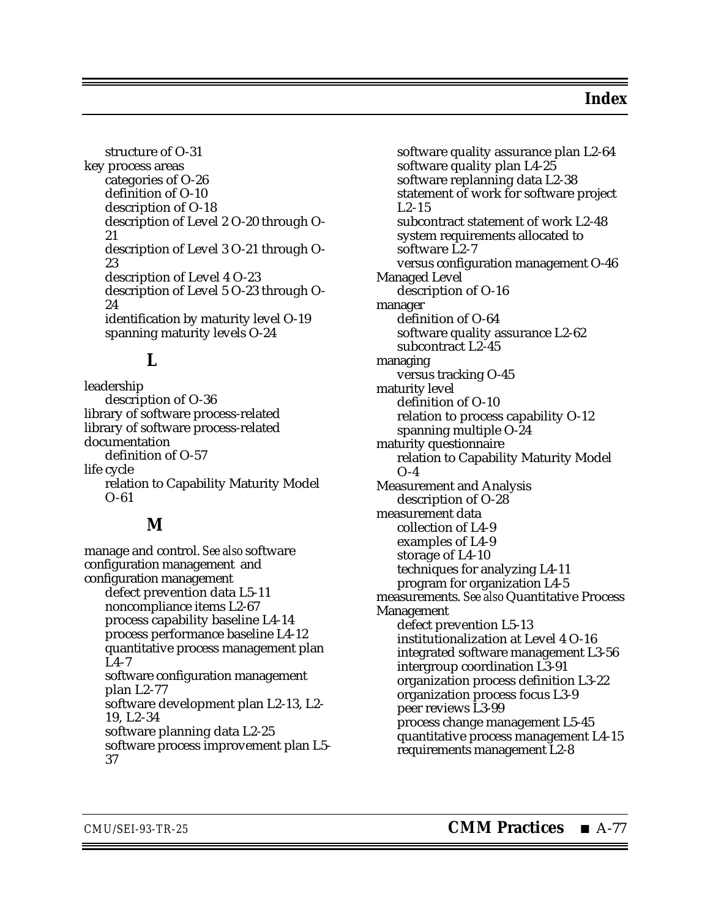structure of O-31

key process areas
- categories of O-26
- definition of O-10
- description of O-18
- description of Level 2 O-20 through O-21
- description of Level 3 O-21 through O-23
- description of Level 4 O-23
- description of Level 5 O-23 through O-24
- identification by maturity level O-19
- spanning maturity levels O-24

## L

leadership
- description of O-36

library of software process-related

library of software process-related documentation
- definition of O-57

life cycle
- relation to Capability Maturity Model O-61

## M

manage and control. *See also* software configuration management and configuration management
- defect prevention data L5-11
- noncompliance items L2-67
- process capability baseline L4-14
- process performance baseline L4-12
- quantitative process management plan L4-7
- software configuration management plan L2-77
- software development plan L2-13, L2-19, L2-34
- software planning data L2-25
- software process improvement plan L5-37
- software quality assurance plan L2-64
- software quality plan L4-25
- software replanning data L2-38
- statement of work for software project L2-15
- subcontract statement of work L2-48
- system requirements allocated to software L2-7
- versus configuration management O-46

Managed Level
- description of O-16

manager
- definition of O-64
- software quality assurance L2-62
- subcontract L2-45

managing
- versus tracking O-45

maturity level
- definition of O-10
- relation to process capability O-12
- spanning multiple O-24

maturity questionnaire
- relation to Capability Maturity Model O-4

Measurement and Analysis
- description of O-28

measurement data
- collection of L4-9
- examples of L4-9
- storage of L4-10
- techniques for analyzing L4-11
- program for organization L4-5

measurements. *See also* Quantitative Process Management
- defect prevention L5-13
- institutionalization at Level 4 O-16
- integrated software management L3-56
- intergroup coordination L3-91
- organization process definition L3-22
- organization process focus L3-9
- peer reviews L3-99
- process change management L5-45
- quantitative process management L4-15
- requirements management L2-8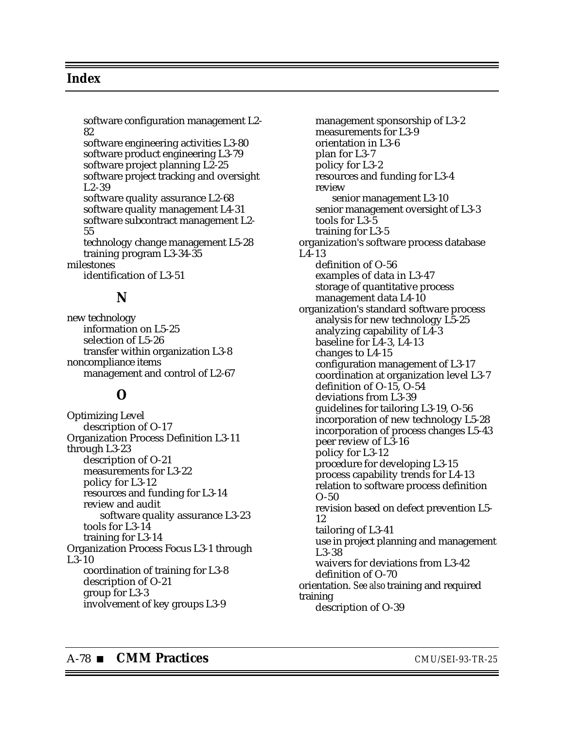# Index

software configuration management L2-82
software engineering activities L3-80
software product engineering L3-79
software project planning L2-25
software project tracking and oversight L2-39
software quality assurance L2-68
software quality management L4-31
software subcontract management L2-55
technology change management L5-28
training program L3-34-35

milestones
identification of L3-51

## N

new technology
information on L5-25
selection of L5-26
transfer within organization L3-8

noncompliance items
management and control of L2-67

## O

Optimizing Level
description of O-17

Organization Process Definition L3-11 through L3-23
description of O-21
measurements for L3-22
policy for L3-12
resources and funding for L3-14
review and audit
software quality assurance L3-23
tools for L3-14
training for L3-14

Organization Process Focus L3-1 through L3-10
coordination of training for L3-8
description of O-21
group for L3-3
involvement of key groups L3-9
management sponsorship of L3-2
measurements for L3-9
orientation in L3-6
plan for L3-7
policy for L3-2
resources and funding for L3-4
review
senior management L3-10
senior management oversight of L3-3
tools for L3-5
training for L3-5

organization's software process database L4-13
definition of O-56
examples of data in L3-47
storage of quantitative process management data L4-10

organization's standard software process
analysis for new technology L5-25
analyzing capability of L4-3
baseline for L4-3, L4-13
changes to L4-15
configuration management of L3-17
coordination at organization level L3-7
definition of O-15, O-54
deviations from L3-39
guidelines for tailoring L3-19, O-56
incorporation of new technology L5-28
incorporation of process changes L5-43
peer review of L3-16
policy for L3-12
procedure for developing L3-15
process capability trends for L4-13
relation to software process definition O-50
revision based on defect prevention L5-12
tailoring of L3-41
use in project planning and management L3-38
waivers for deviations from L3-42
definition of O-70

orientation. *See also* training and required training
description of O-39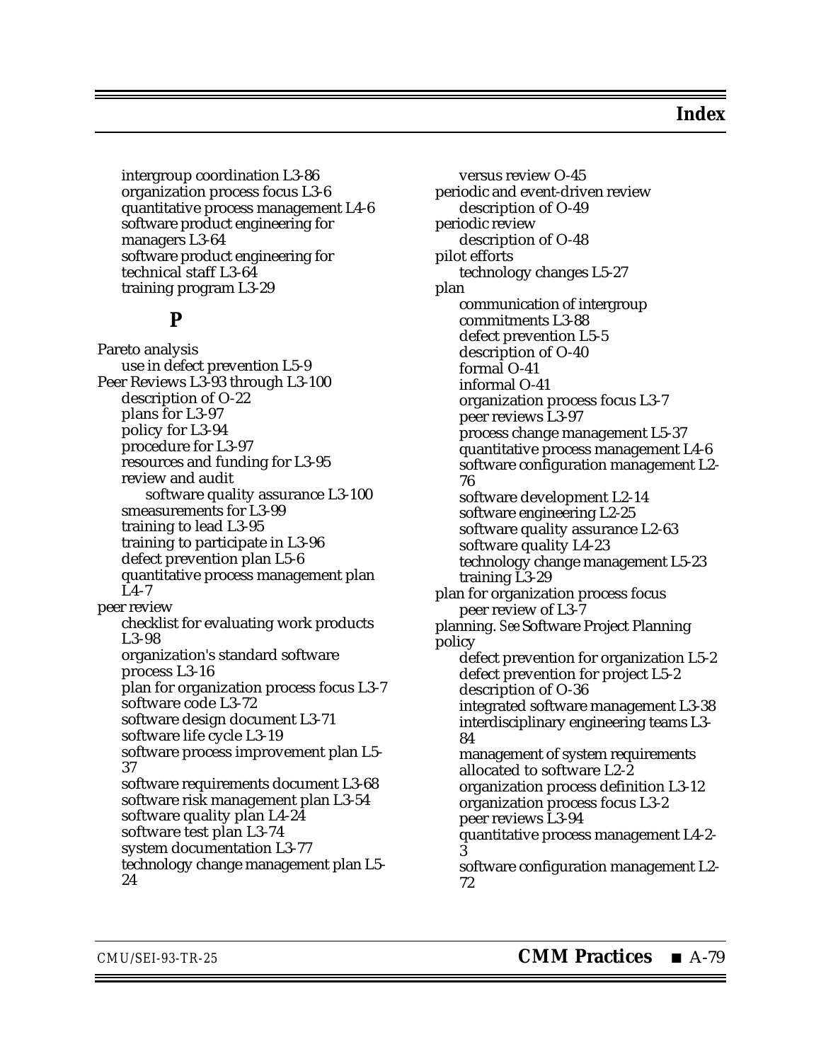intergroup coordination L3-86
organization process focus L3-6
quantitative process management L4-6
software product engineering for managers L3-64
software product engineering for technical staff L3-64
training program L3-29

## P

Pareto analysis
    use in defect prevention L5-9
Peer Reviews L3-93 through L3-100
    description of O-22
    plans for L3-97
    policy for L3-94
    procedure for L3-97
    resources and funding for L3-95
    review and audit
        software quality assurance L3-100
    smeasurements for L3-99
    training to lead L3-95
    training to participate in L3-96
    defect prevention plan L5-6
    quantitative process management plan L4-7
peer review
    checklist for evaluating work products L3-98
    organization's standard software process L3-16
    plan for organization process focus L3-7
    software code L3-72
    software design document L3-71
    software life cycle L3-19
    software process improvement plan L5-37
    software requirements document L3-68
    software risk management plan L3-54
    software quality plan L4-24
    software test plan L3-74
    system documentation L3-77
    technology change management plan L5-24
    versus review O-45
periodic and event-driven review
    description of O-49
periodic review
    description of O-48
pilot efforts
    technology changes L5-27
plan
    communication of intergroup commitments L3-88
    defect prevention L5-5
    description of O-40
    formal O-41
    informal O-41
    organization process focus L3-7
    peer reviews L3-97
    process change management L5-37
    quantitative process management L4-6
    software configuration management L2-76
    software development L2-14
    software engineering L2-25
    software quality assurance L2-63
    software quality L4-23
    technology change management L5-23
    training L3-29
plan for organization process focus
    peer review of L3-7
planning. *See* Software Project Planning
policy
    defect prevention for organization L5-2
    defect prevention for project L5-2
    description of O-36
    integrated software management L3-38
    interdisciplinary engineering teams L3-84
    management of system requirements allocated to software L2-2
    organization process definition L3-12
    organization process focus L3-2
    peer reviews L3-94
    quantitative process management L4-2-3
    software configuration management L2-72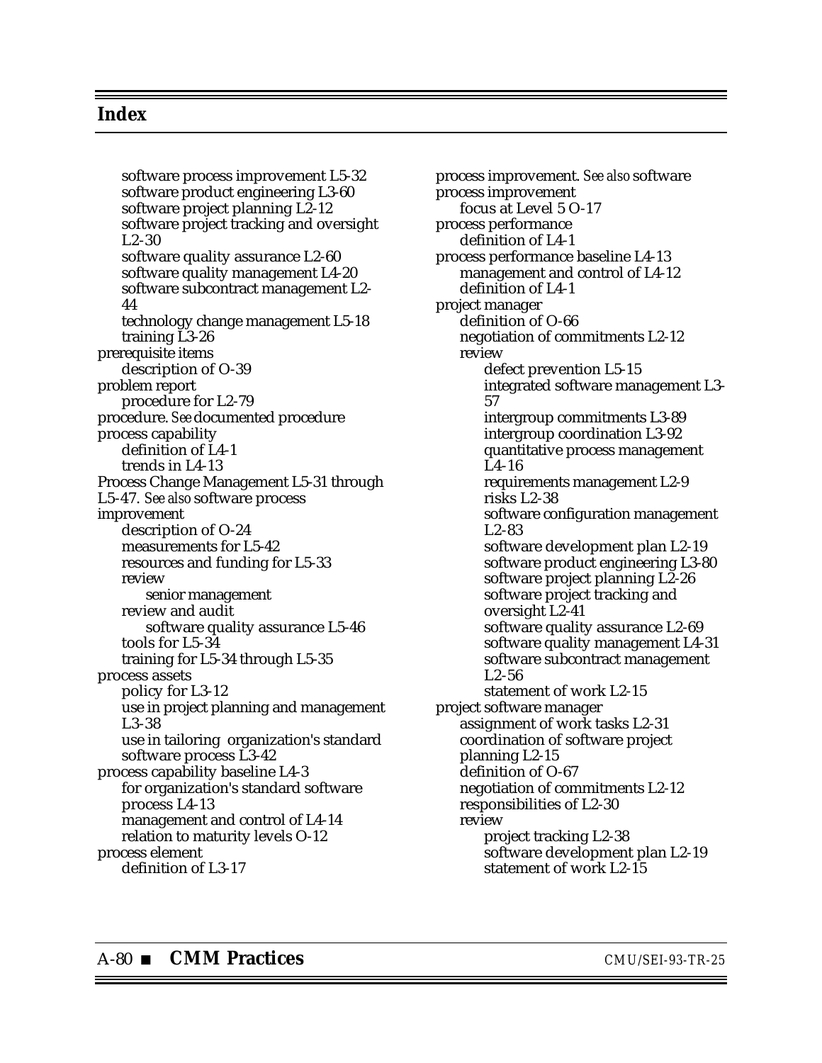## Index

software process improvement L5-32
software product engineering L3-60
software project planning L2-12
software project tracking and oversight L2-30
software quality assurance L2-60
software quality management L4-20
software subcontract management L2-44
technology change management L5-18
training L3-26

prerequisite items
description of O-39

problem report
procedure for L2-79

procedure. *See* documented procedure

process capability
definition of L4-1
trends in L4-13

Process Change Management L5-31 through L5-47. *See also* software process improvement
description of O-24
measurements for L5-42
resources and funding for L5-33
review
senior management
review and audit
software quality assurance L5-46
tools for L5-34
training for L5-34 through L5-35

process assets
policy for L3-12
use in project planning and management L3-38
use in tailoring organization's standard software process L3-42

process capability baseline L4-3
for organization's standard software process L4-13
management and control of L4-14
relation to maturity levels O-12

process element
definition of L3-17

process improvement. *See also* software process improvement
focus at Level 5 O-17

process performance
definition of L4-1

process performance baseline L4-13
management and control of L4-12
definition of L4-1

project manager
definition of O-66
negotiation of commitments L2-12
review
defect prevention L5-15
integrated software management L3-57
intergroup commitments L3-89
intergroup coordination L3-92
quantitative process management L4-16
requirements management L2-9
risks L2-38
software configuration management L2-83
software development plan L2-19
software product engineering L3-80
software project planning L2-26
software project tracking and oversight L2-41
software quality assurance L2-69
software quality management L4-31
software subcontract management L2-56
statement of work L2-15

project software manager
assignment of work tasks L2-31
coordination of software project planning L2-15
definition of O-67
negotiation of commitments L2-12
responsibilities of L2-30
review
project tracking L2-38
software development plan L2-19
statement of work L2-15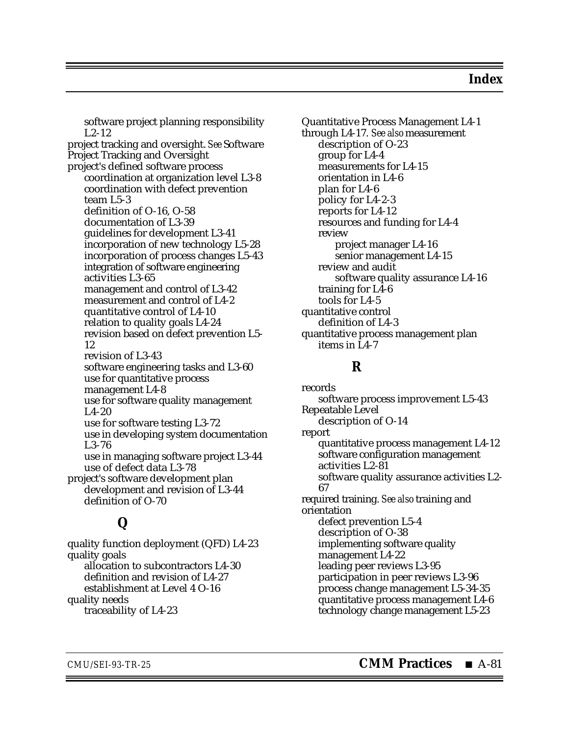software project planning responsibility L2-12

project tracking and oversight. *See* Software Project Tracking and Oversight

project's defined software process

- coordination at organization level L3-8
- coordination with defect prevention team L5-3
- definition of O-16, O-58
- documentation of L3-39
- guidelines for development L3-41
- incorporation of new technology L5-28
- incorporation of process changes L5-43
- integration of software engineering activities L3-65
- management and control of L3-42
- measurement and control of L4-2
- quantitative control of L4-10
- relation to quality goals L4-24
- revision based on defect prevention L5-12
- revision of L3-43
- software engineering tasks and L3-60
- use for quantitative process management L4-8
- use for software quality management L4-20
- use for software testing L3-72
- use in developing system documentation L3-76
- use in managing software project L3-44
- use of defect data L3-78

project's software development plan

- development and revision of L3-44
- definition of O-70

## Q

quality function deployment (QFD) L4-23

quality goals

- allocation to subcontractors L4-30
- definition and revision of L4-27
- establishment at Level 4 O-16

quality needs

- traceability of L4-23

Quantitative Process Management L4-1 through L4-17. *See also* measurement

- description of O-23
- group for L4-4
- measurements for L4-15
- orientation in L4-6
- plan for L4-6
- policy for L4-2-3
- reports for L4-12
- resources and funding for L4-4
- review
  - project manager L4-16
  - senior management L4-15
- review and audit
  - software quality assurance L4-16
- training for L4-6
- tools for L4-5

quantitative control

- definition of L4-3

quantitative process management plan

- items in L4-7

## R

records

- software process improvement L5-43

Repeatable Level

- description of O-14

report

- quantitative process management L4-12
- software configuration management activities L2-81
- software quality assurance activities L2-67

required training. *See also* training and orientation

- defect prevention L5-4
- description of O-38
- implementing software quality management L4-22
- leading peer reviews L3-95
- participation in peer reviews L3-96
- process change management L5-34-35
- quantitative process management L4-6
- technology change management L5-23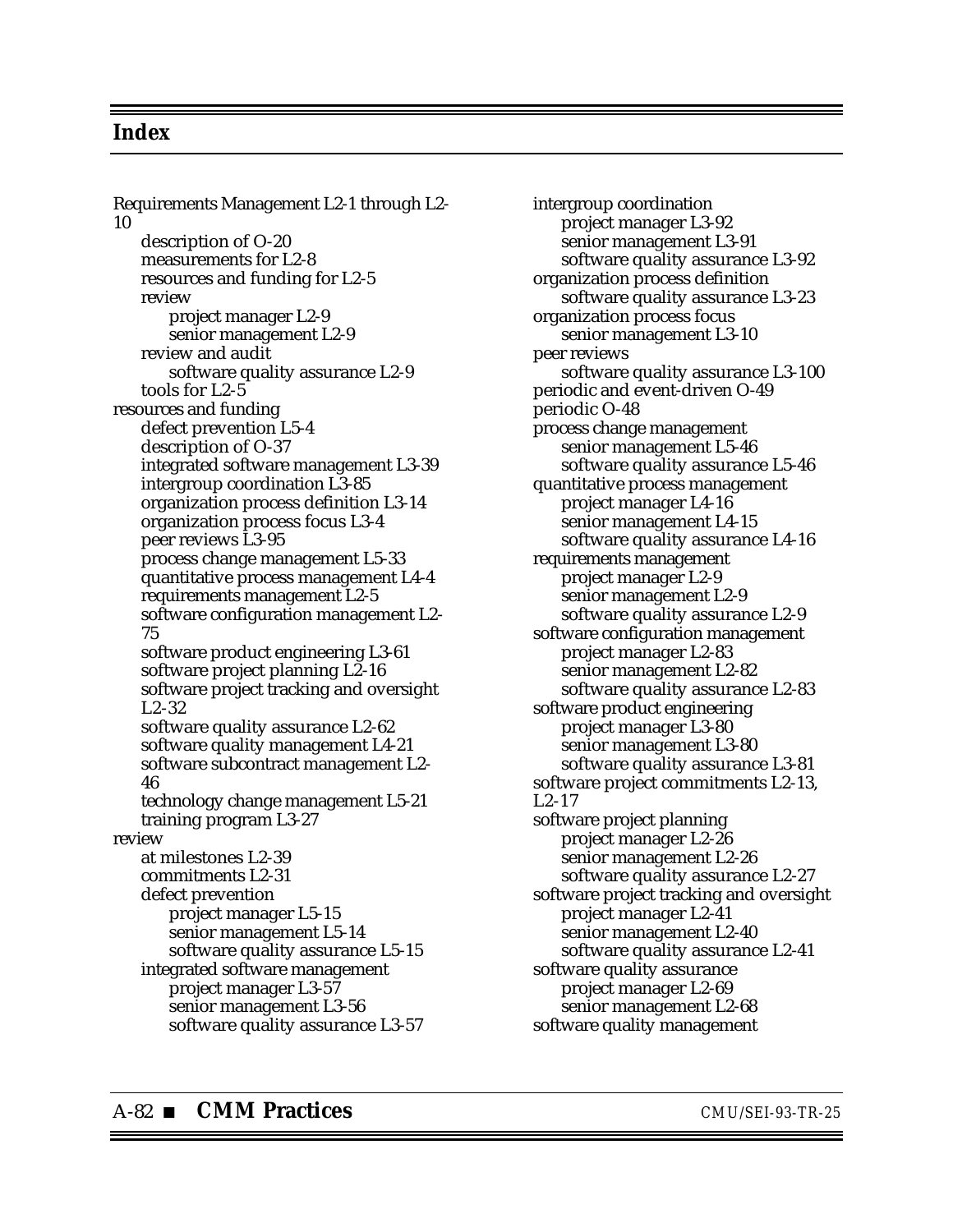## Index

Requirements Management L2-1 through L2-10
- description of O-20
- measurements for L2-8
- resources and funding for L2-5
- review
  - project manager L2-9
  - senior management L2-9
- review and audit
  - software quality assurance L2-9
- tools for L2-5

resources and funding
- defect prevention L5-4
- description of O-37
- integrated software management L3-39
- intergroup coordination L3-85
- organization process definition L3-14
- organization process focus L3-4
- peer reviews L3-95
- process change management L5-33
- quantitative process management L4-4
- requirements management L2-5
- software configuration management L2-75
- software product engineering L3-61
- software project planning L2-16
- software project tracking and oversight L2-32
- software quality assurance L2-62
- software quality management L4-21
- software subcontract management L2-46
- technology change management L5-21
- training program L3-27

review
- at milestones L2-39
- commitments L2-31
- defect prevention
  - project manager L5-15
  - senior management L5-14
  - software quality assurance L5-15
- integrated software management
  - project manager L3-57
  - senior management L3-56
  - software quality assurance L3-57
- intergroup coordination
  - project manager L3-92
  - senior management L3-91
  - software quality assurance L3-92
- organization process definition
  - software quality assurance L3-23
- organization process focus
  - senior management L3-10
- peer reviews
  - software quality assurance L3-100
- periodic and event-driven O-49
- periodic O-48
- process change management
  - senior management L5-46
  - software quality assurance L5-46
- quantitative process management
  - project manager L4-16
  - senior management L4-15
  - software quality assurance L4-16
- requirements management
  - project manager L2-9
  - senior management L2-9
  - software quality assurance L2-9
- software configuration management
  - project manager L2-83
  - senior management L2-82
  - software quality assurance L2-83
- software product engineering
  - project manager L3-80
  - senior management L3-80
  - software quality assurance L3-81
- software project commitments L2-13, L2-17
- software project planning
  - project manager L2-26
  - senior management L2-26
  - software quality assurance L2-27
- software project tracking and oversight
  - project manager L2-41
  - senior management L2-40
  - software quality assurance L2-41
- software quality assurance
  - project manager L2-69
  - senior management L2-68
- software quality management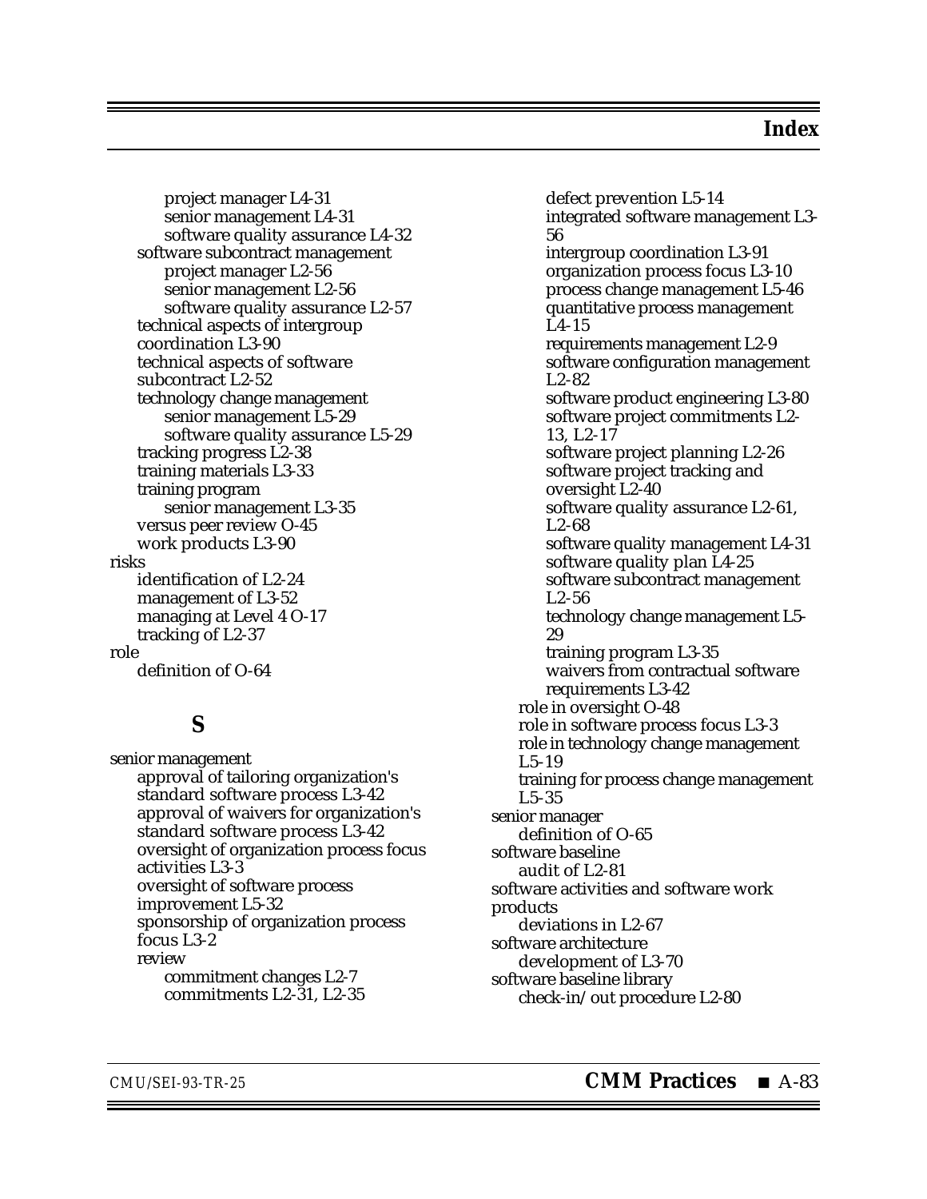project manager L4-31
senior management L4-31
software quality assurance L4-32
software subcontract management
project manager L2-56
senior management L2-56
software quality assurance L2-57
technical aspects of intergroup coordination L3-90
technical aspects of software subcontract L2-52
technology change management
senior management L5-29
software quality assurance L5-29
tracking progress L2-38
training materials L3-33
training program
senior management L3-35
versus peer review O-45
work products L3-90

risks
identification of L2-24
management of L3-52
managing at Level 4 O-17
tracking of L2-37

role
definition of O-64

## S

senior management
approval of tailoring organization's standard software process L3-42
approval of waivers for organization's standard software process L3-42
oversight of organization process focus activities L3-3
oversight of software process improvement L5-32
sponsorship of organization process focus L3-2
review
commitment changes L2-7
commitments L2-31, L2-35
defect prevention L5-14
integrated software management L3-56
intergroup coordination L3-91
organization process focus L3-10
process change management L5-46
quantitative process management L4-15
requirements management L2-9
software configuration management L2-82
software product engineering L3-80
software project commitments L2-13, L2-17
software project planning L2-26
software project tracking and oversight L2-40
software quality assurance L2-61, L2-68
software quality management L4-31
software quality plan L4-25
software subcontract management L2-56
technology change management L5-29
training program L3-35
waivers from contractual software requirements L3-42
role in oversight O-48
role in software process focus L3-3
role in technology change management L5-19
training for process change management L5-35

senior manager
definition of O-65

software baseline
audit of L2-81

software activities and software work products
deviations in L2-67

software architecture
development of L3-70

software baseline library
check-in/out procedure L2-80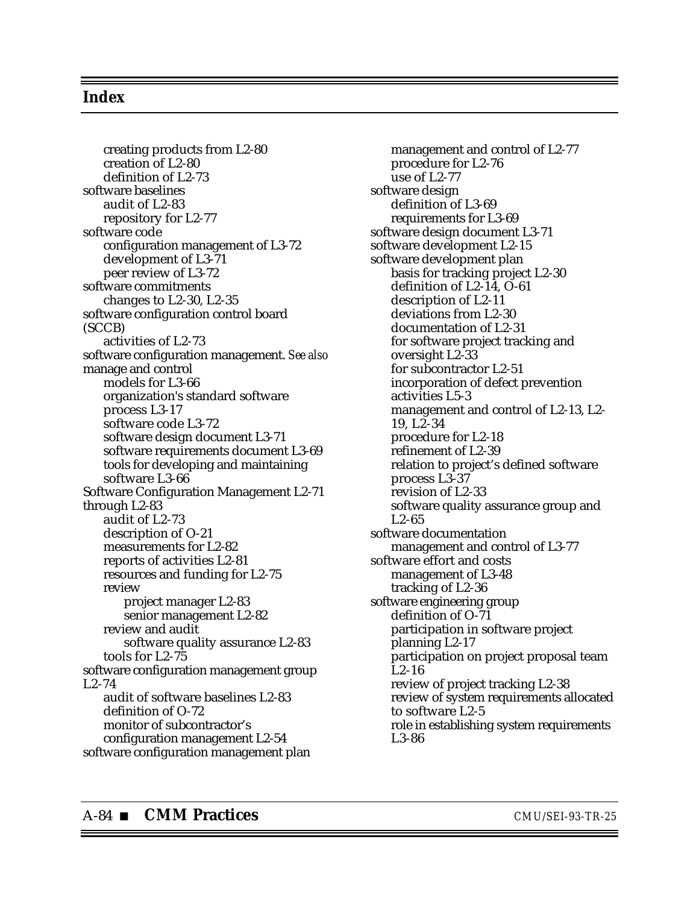## Index

creating products from L2-80
creation of L2-80
definition of L2-73

software baselines
audit of L2-83
repository for L2-77

software code
configuration management of L3-72
development of L3-71
peer review of L3-72

software commitments
changes to L2-30, L2-35

software configuration control board (SCCB)
activities of L2-73

software configuration management. *See also* manage and control
models for L3-66
organization's standard software process L3-17
software code L3-72
software design document L3-71
software requirements document L3-69
tools for developing and maintaining software L3-66

Software Configuration Management L2-71 through L2-83
audit of L2-73
description of O-21
measurements for L2-82
reports of activities L2-81
resources and funding for L2-75
review
project manager L2-83
senior management L2-82
review and audit
software quality assurance L2-83
tools for L2-75

software configuration management group L2-74
audit of software baselines L2-83
definition of O-72
monitor of subcontractor's configuration management L2-54

software configuration management plan
management and control of L2-77
procedure for L2-76
use of L2-77

software design
definition of L3-69
requirements for L3-69

software design document L3-71

software development L2-15

software development plan
basis for tracking project L2-30
definition of L2-14, O-61
description of L2-11
deviations from L2-30
documentation of L2-31
for software project tracking and oversight L2-33
for subcontractor L2-51
incorporation of defect prevention activities L5-3
management and control of L2-13, L2-19, L2-34
procedure for L2-18
refinement of L2-39
relation to project's defined software process L3-37
revision of L2-33
software quality assurance group and L2-65

software documentation
management and control of L3-77

software effort and costs
management of L3-48
tracking of L2-36

software engineering group
definition of O-71
participation in software project planning L2-17
participation on project proposal team L2-16
review of project tracking L2-38
review of system requirements allocated to software L2-5
role in establishing system requirements L3-86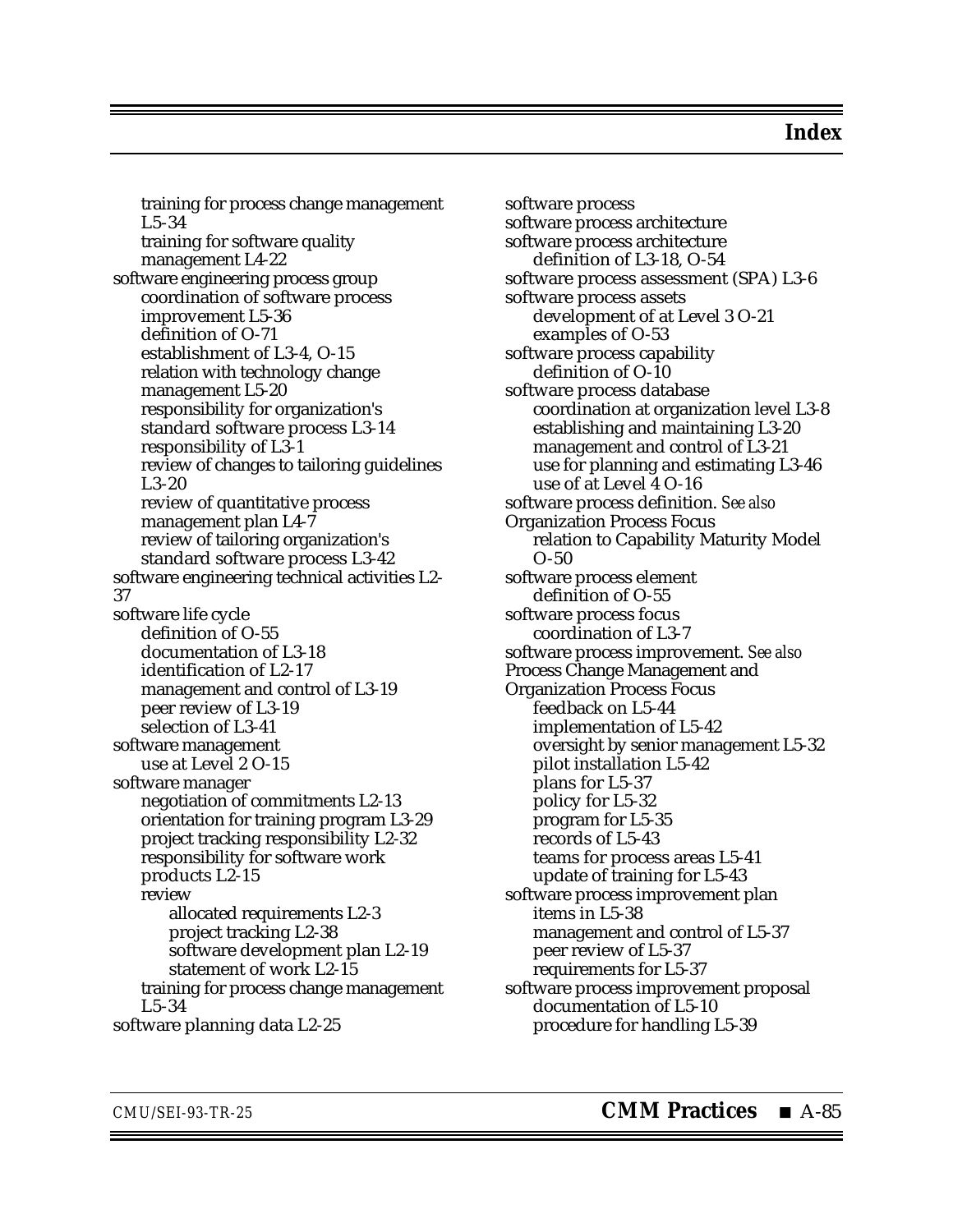training for process change management L5-34
training for software quality management L4-22

software engineering process group
- coordination of software process improvement L5-36
- definition of O-71
- establishment of L3-4, O-15
- relation with technology change management L5-20
- responsibility for organization's standard software process L3-14
- responsibility of L3-1
- review of changes to tailoring guidelines L3-20
- review of quantitative process management plan L4-7
- review of tailoring organization's standard software process L3-42

software engineering technical activities L2-37

software life cycle
- definition of O-55
- documentation of L3-18
- identification of L2-17
- management and control of L3-19
- peer review of L3-19
- selection of L3-41

software management
- use at Level 2 O-15

software manager
- negotiation of commitments L2-13
- orientation for training program L3-29
- project tracking responsibility L2-32
- responsibility for software work products L2-15
- review
  - allocated requirements L2-3
  - project tracking L2-38
  - software development plan L2-19
  - statement of work L2-15
- training for process change management L5-34

software planning data L2-25

software process

software process architecture

software process architecture
- definition of L3-18, O-54

software process assessment (SPA) L3-6

software process assets
- development of at Level 3 O-21
- examples of O-53

software process capability
- definition of O-10

software process database
- coordination at organization level L3-8
- establishing and maintaining L3-20
- management and control of L3-21
- use for planning and estimating L3-46
- use of at Level 4 O-16

software process definition. *See also* Organization Process Focus
- relation to Capability Maturity Model O-50

software process element
- definition of O-55

software process focus
- coordination of L3-7

software process improvement. *See also* Process Change Management and Organization Process Focus
- feedback on L5-44
- implementation of L5-42
- oversight by senior management L5-32
- pilot installation L5-42
- plans for L5-37
- policy for L5-32
- program for L5-35
- records of L5-43
- teams for process areas L5-41
- update of training for L5-43

software process improvement plan
- items in L5-38
- management and control of L5-37
- peer review of L5-37
- requirements for L5-37

software process improvement proposal
- documentation of L5-10
- procedure for handling L5-39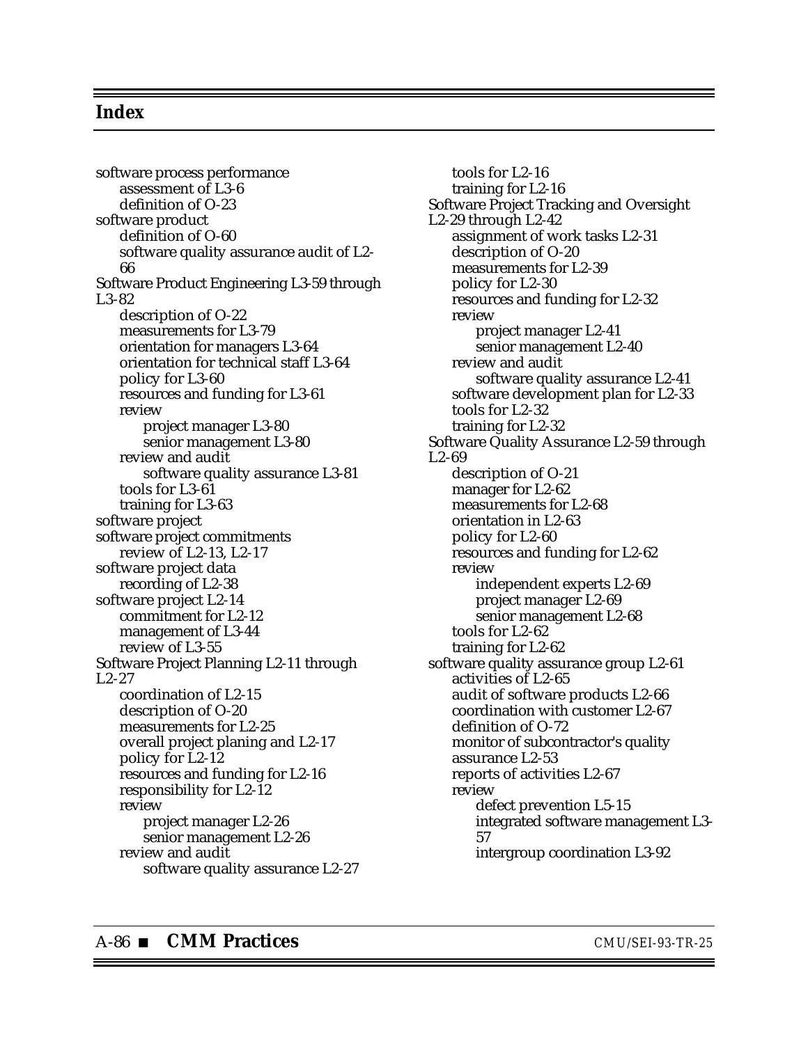## Index

software process performance
    assessment of L3-6
    definition of O-23
software product
    definition of O-60
    software quality assurance audit of L2-66
Software Product Engineering L3-59 through L3-82
    description of O-22
    measurements for L3-79
    orientation for managers L3-64
    orientation for technical staff L3-64
    policy for L3-60
    resources and funding for L3-61
    review
        project manager L3-80
        senior management L3-80
    review and audit
        software quality assurance L3-81
    tools for L3-61
    training for L3-63
software project
software project commitments
    review of L2-13, L2-17
software project data
    recording of L2-38
software project L2-14
    commitment for L2-12
    management of L3-44
    review of L3-55
Software Project Planning L2-11 through L2-27
    coordination of L2-15
    description of O-20
    measurements for L2-25
    overall project planing and L2-17
    policy for L2-12
    resources and funding for L2-16
    responsibility for L2-12
    review
        project manager L2-26
        senior management L2-26
    review and audit
        software quality assurance L2-27
    tools for L2-16
    training for L2-16
Software Project Tracking and Oversight L2-29 through L2-42
    assignment of work tasks L2-31
    description of O-20
    measurements for L2-39
    policy for L2-30
    resources and funding for L2-32
    review
        project manager L2-41
        senior management L2-40
    review and audit
        software quality assurance L2-41
    software development plan for L2-33
    tools for L2-32
    training for L2-32
Software Quality Assurance L2-59 through L2-69
    description of O-21
    manager for L2-62
    measurements for L2-68
    orientation in L2-63
    policy for L2-60
    resources and funding for L2-62
    review
        independent experts L2-69
        project manager L2-69
        senior management L2-68
    tools for L2-62
    training for L2-62
software quality assurance group L2-61
    activities of L2-65
    audit of software products L2-66
    coordination with customer L2-67
    definition of O-72
    monitor of subcontractor's quality assurance L2-53
    reports of activities L2-67
    review
        defect prevention L5-15
        integrated software management L3-57
        intergroup coordination L3-92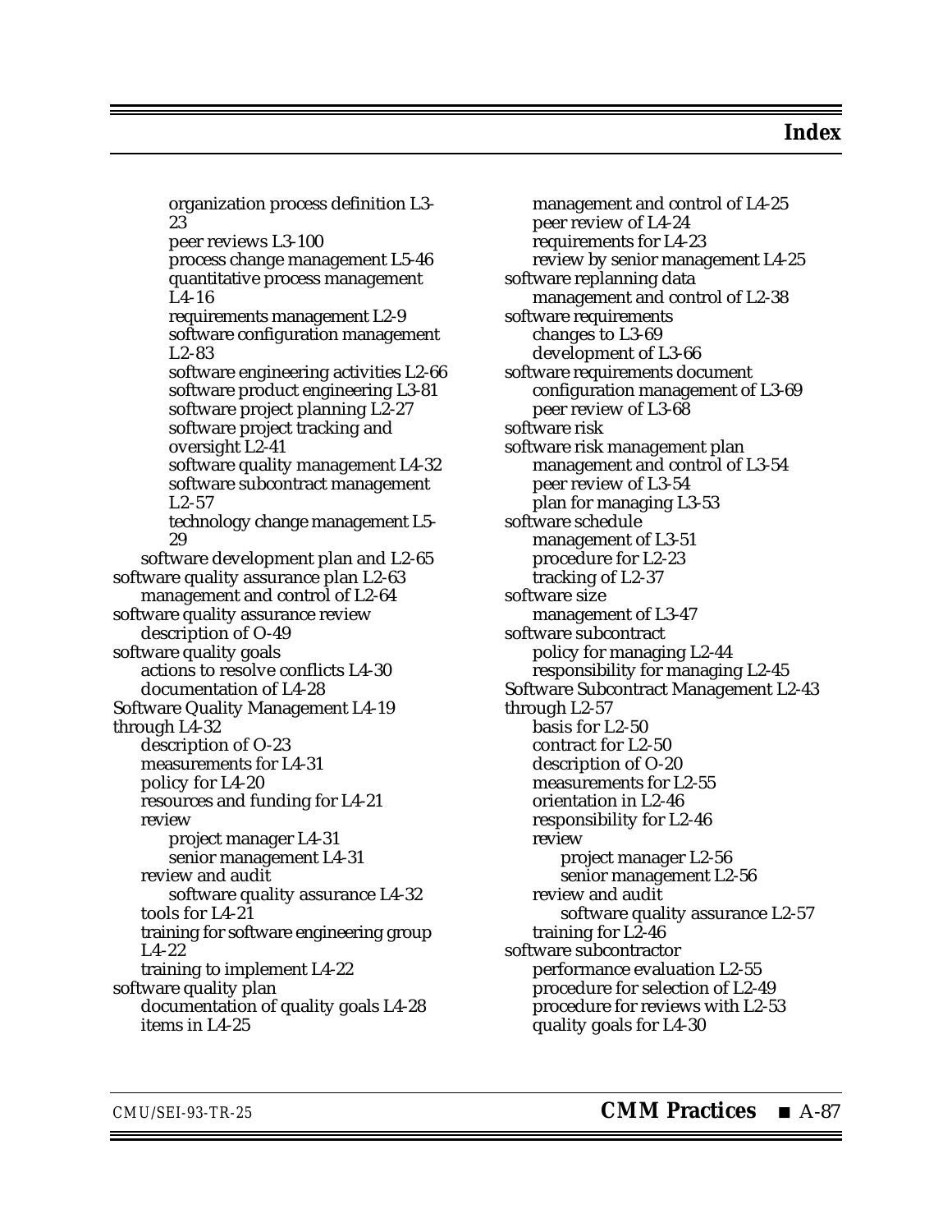# Index

organization process definition L3-23
peer reviews L3-100
process change management L5-46
quantitative process management L4-16
requirements management L2-9
software configuration management L2-83
software engineering activities L2-66
software product engineering L3-81
software project planning L2-27
software project tracking and oversight L2-41
software quality management L4-32
software subcontract management L2-57
technology change management L5-29

software development plan and L2-65

software quality assurance plan L2-63
- management and control of L2-64

software quality assurance review
- description of O-49

software quality goals
- actions to resolve conflicts L4-30
- documentation of L4-28

Software Quality Management L4-19 through L4-32
- description of O-23
- measurements for L4-31
- policy for L4-20
- resources and funding for L4-21
- review
  - project manager L4-31
  - senior management L4-31
- review and audit
  - software quality assurance L4-32
- tools for L4-21
- training for software engineering group L4-22
- training to implement L4-22

software quality plan
- documentation of quality goals L4-28
- items in L4-25
- management and control of L4-25
- peer review of L4-24
- requirements for L4-23
- review by senior management L4-25

software replanning data
- management and control of L2-38

software requirements
- changes to L3-69
- development of L3-66

software requirements document
- configuration management of L3-69
- peer review of L3-68

software risk

software risk management plan
- management and control of L3-54
- peer review of L3-54
- plan for managing L3-53

software schedule
- management of L3-51
- procedure for L2-23
- tracking of L2-37

software size
- management of L3-47

software subcontract
- policy for managing L2-44
- responsibility for managing L2-45

Software Subcontract Management L2-43 through L2-57
- basis for L2-50
- contract for L2-50
- description of O-20
- measurements for L2-55
- orientation in L2-46
- responsibility for L2-46
- review
  - project manager L2-56
  - senior management L2-56
- review and audit
  - software quality assurance L2-57
- training for L2-46

software subcontractor
- performance evaluation L2-55
- procedure for selection of L2-49
- procedure for reviews with L2-53
- quality goals for L4-30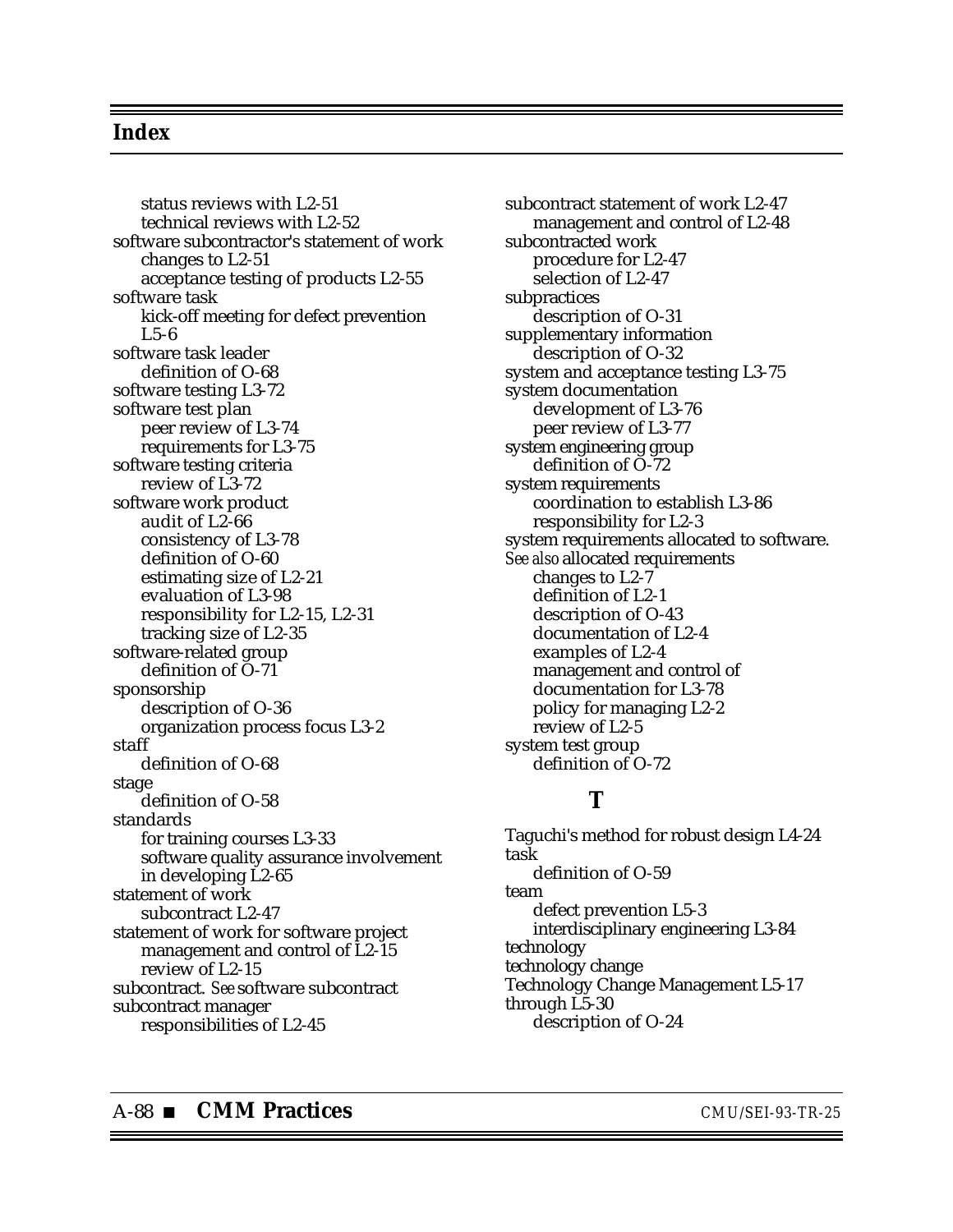## Index

software subcontractor (continued)
- status reviews with L2-51
- technical reviews with L2-52

software subcontractor's statement of work
- changes to L2-51
- acceptance testing of products L2-55

software task
- kick-off meeting for defect prevention L5-6

software task leader
- definition of O-68

software testing L3-72

software test plan
- peer review of L3-74
- requirements for L3-75

software testing criteria
- review of L3-72

software work product
- audit of L2-66
- consistency of L3-78
- definition of O-60
- estimating size of L2-21
- evaluation of L3-98
- responsibility for L2-15, L2-31
- tracking size of L2-35

software-related group
- definition of O-71

sponsorship
- description of O-36
- organization process focus L3-2

staff
- definition of O-68

stage
- definition of O-58

standards
- for training courses L3-33
- software quality assurance involvement in developing L2-65

statement of work
- subcontract L2-47

statement of work for software project
- management and control of L2-15
- review of L2-15

subcontract. *See* software subcontract

subcontract manager
- responsibilities of L2-45

subcontract statement of work L2-47
- management and control of L2-48

subcontracted work
- procedure for L2-47
- selection of L2-47

subpractices
- description of O-31

supplementary information
- description of O-32

system and acceptance testing L3-75

system documentation
- development of L3-76
- peer review of L3-77

system engineering group
- definition of O-72

system requirements
- coordination to establish L3-86
- responsibility for L2-3

system requirements allocated to software. *See also* allocated requirements
- changes to L2-7
- definition of L2-1
- description of O-43
- documentation of L2-4
- examples of L2-4
- management and control of documentation for L3-78
- policy for managing L2-2
- review of L2-5

system test group
- definition of O-72

### T

Taguchi's method for robust design L4-24

task
- definition of O-59

team
- defect prevention L5-3
- interdisciplinary engineering L3-84

technology

technology change

Technology Change Management L5-17 through L5-30
- description of O-24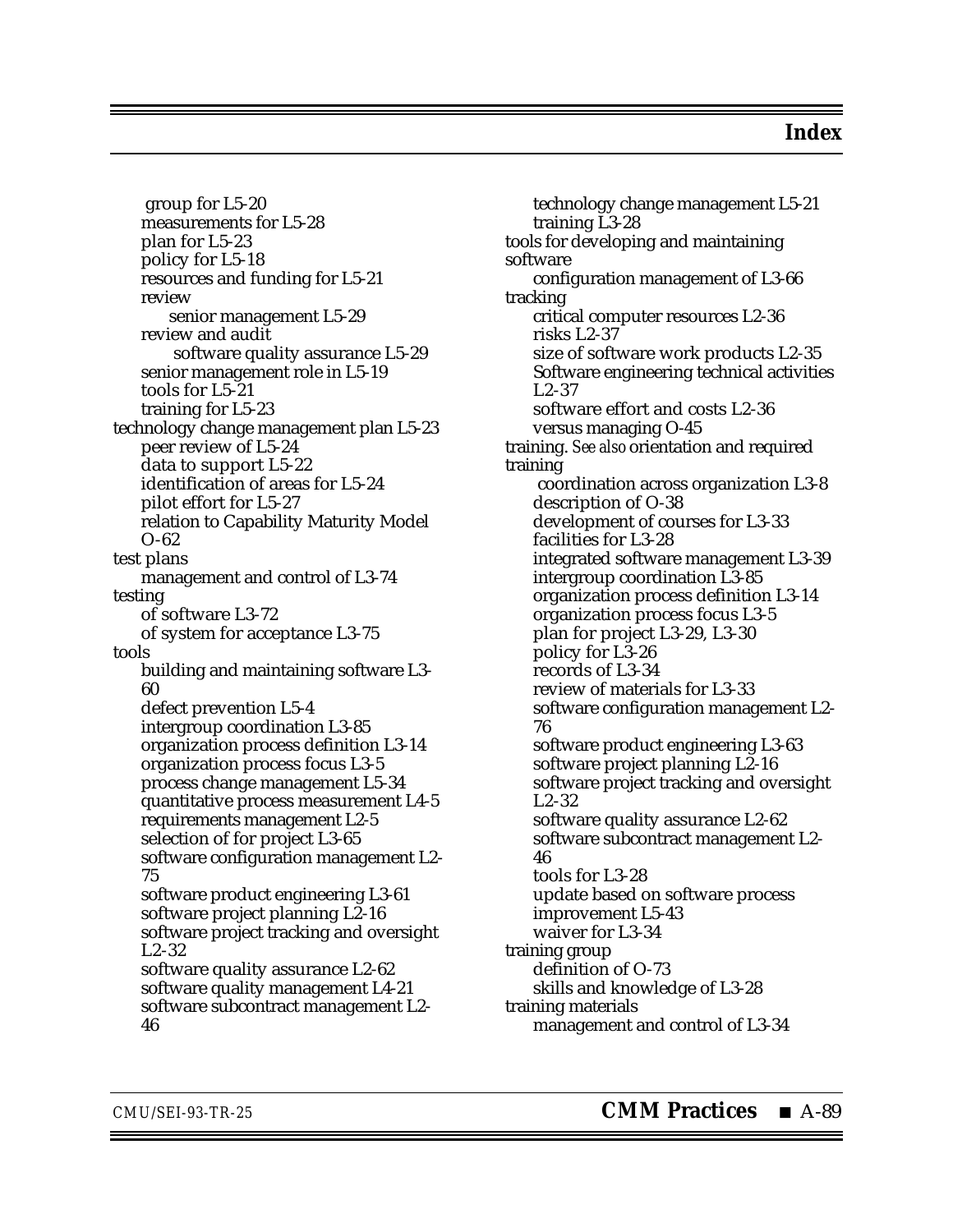# Index

group for L5-20
measurements for L5-28
plan for L5-23
policy for L5-18
resources and funding for L5-21
review
senior management L5-29
review and audit
software quality assurance L5-29
senior management role in L5-19
tools for L5-21
training for L5-23
technology change management plan L5-23
peer review of L5-24
data to support L5-22
identification of areas for L5-24
pilot effort for L5-27
relation to Capability Maturity Model O-62
test plans
management and control of L3-74
testing
of software L3-72
of system for acceptance L3-75
tools
building and maintaining software L3-60
defect prevention L5-4
intergroup coordination L3-85
organization process definition L3-14
organization process focus L3-5
process change management L5-34
quantitative process measurement L4-5
requirements management L2-5
selection of for project L3-65
software configuration management L2-75
software product engineering L3-61
software project planning L2-16
software project tracking and oversight L2-32
software quality assurance L2-62
software quality management L4-21
software subcontract management L2-46
technology change management L5-21
training L3-28
tools for developing and maintaining software
configuration management of L3-66
tracking
critical computer resources L2-36
risks L2-37
size of software work products L2-35
Software engineering technical activities L2-37
software effort and costs L2-36
versus managing O-45
training. *See also* orientation and required training
coordination across organization L3-8
description of O-38
development of courses for L3-33
facilities for L3-28
integrated software management L3-39
intergroup coordination L3-85
organization process definition L3-14
organization process focus L3-5
plan for project L3-29, L3-30
policy for L3-26
records of L3-34
review of materials for L3-33
software configuration management L2-76
software product engineering L3-63
software project planning L2-16
software project tracking and oversight L2-32
software quality assurance L2-62
software subcontract management L2-46
tools for L3-28
update based on software process improvement L5-43
waiver for L3-34
training group
definition of O-73
skills and knowledge of L3-28
training materials
management and control of L3-34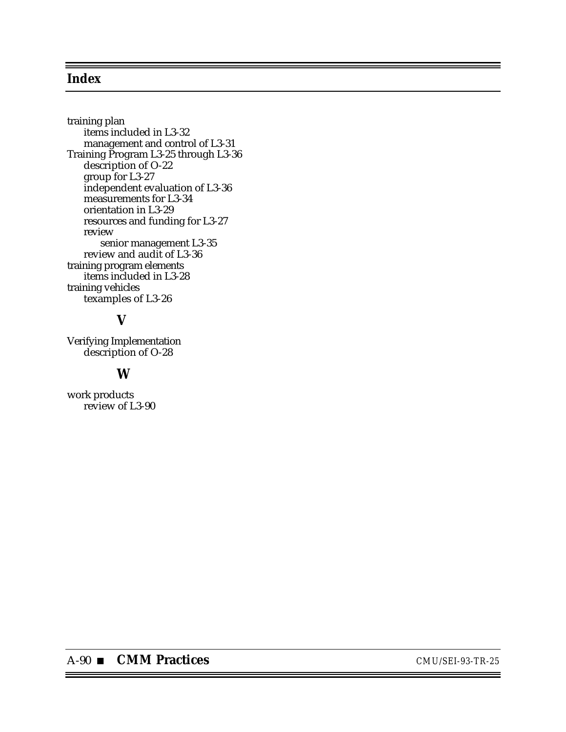## Index

training plan
    items included in L3-32
    management and control of L3-31
Training Program L3-25 through L3-36
    description of O-22
    group for L3-27
    independent evaluation of L3-36
    measurements for L3-34
    orientation in L3-29
    resources and funding for L3-27
    review
        senior management L3-35
    review and audit of L3-36
training program elements
    items included in L3-28
training vehicles
    texamples of L3-26

### V

Verifying Implementation
    description of O-28

### W

work products
    review of L3-90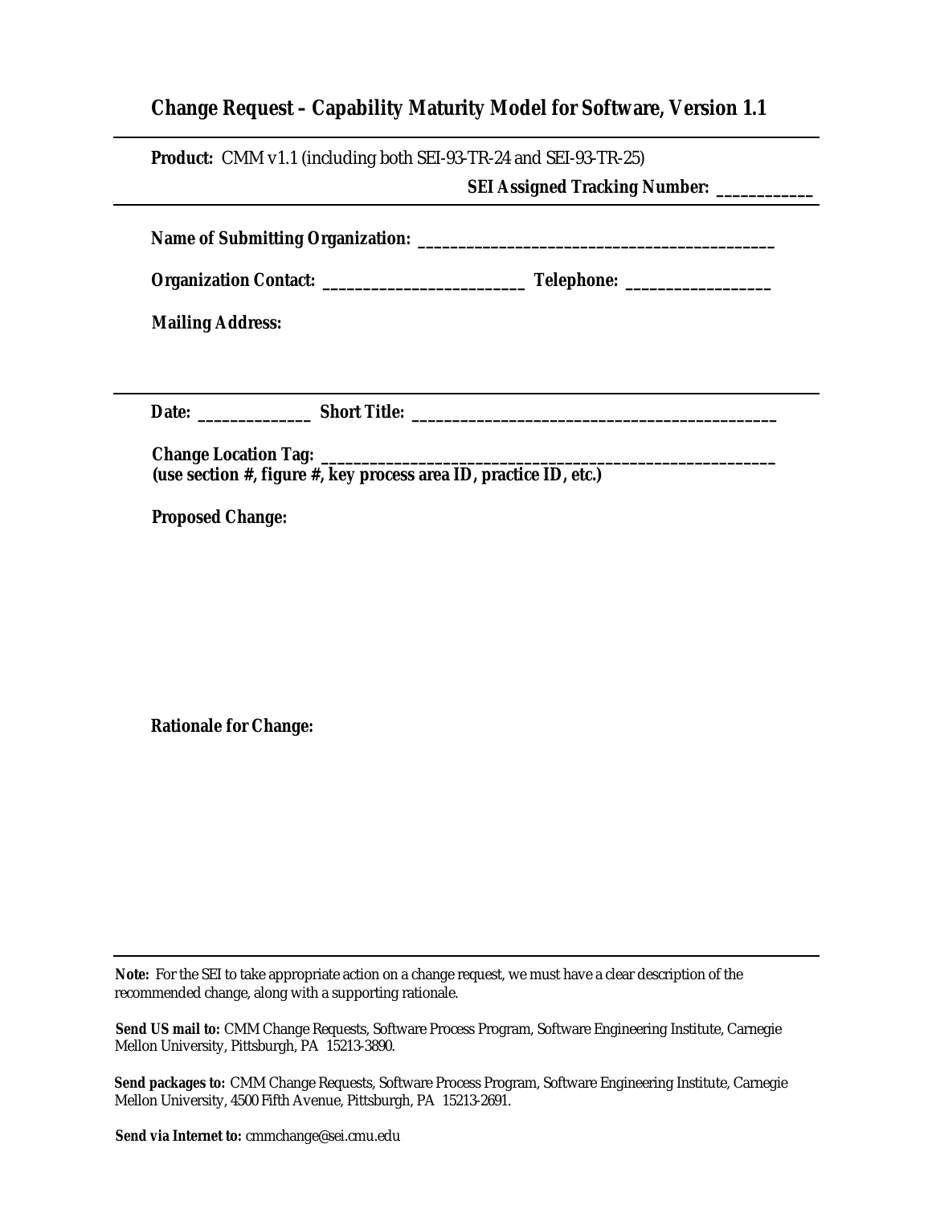# Change Request – Capability Maturity Model for Software, Version 1.1

---

**Product:** CMM v1.1 (including both SEI-93-TR-24 and SEI-93-TR-25)

**SEI Assigned Tracking Number:** ____________

---

**Name of Submitting Organization:** ____________________________________________

**Organization Contact:** _________________________ **Telephone:** _________________

**Mailing Address:**

---

**Date:** ______________ **Short Title:** _____________________________________________

**Change Location Tag:** ________________________________________________________
**(use section #, figure #, key process area ID, practice ID, etc.)**

**Proposed Change:**

**Rationale for Change:**

---

**Note:** For the SEI to take appropriate action on a change request, we must have a clear description of the recommended change, along with a supporting rationale.

**Send US mail to:** CMM Change Requests, Software Process Program, Software Engineering Institute, Carnegie Mellon University, Pittsburgh, PA 15213-3890.

**Send packages to:** CMM Change Requests, Software Process Program, Software Engineering Institute, Carnegie Mellon University, 4500 Fifth Avenue, Pittsburgh, PA 15213-2691.

**Send via Internet to:** cmmchange@sei.cmu.edu